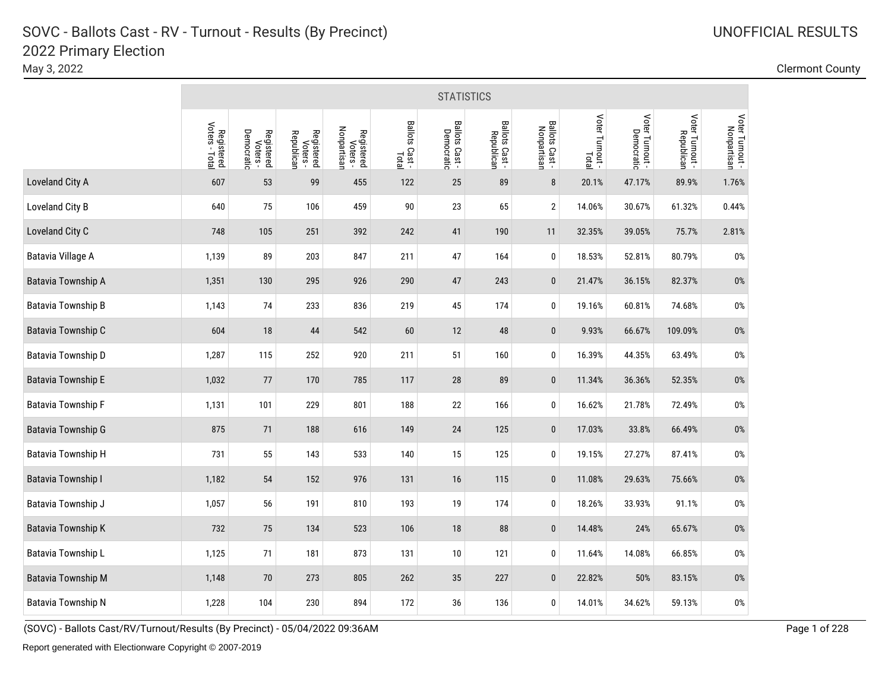# SOVC - Ballots Cast - RV - Turnout - Results (By Precinct)

## 2022 Primary Election

May 3, 2022

UNOFFICIAL RESULTS

Clermont County

| | STATISTICS | | | | | | | | | | | |
|---|---|---|---|---|---|---|---|---|---|---|---|---|
| | Registered Voters - Total | Registered Voters - Democratic | Registered Voters - Republican | Registered Voters - Nonpartisan | Ballots Cast - Total | Ballots Cast - Democratic | Ballots Cast - Republican | Ballots Cast - Nonpartisan | Voter Turnout - Total | Voter Turnout - Democratic | Voter Turnout - Republican | Voter Turnout - Nonpartisan |
| Loveland City A | 607 | 53 | 99 | 455 | 122 | 25 | 89 | 8 | 20.1% | 47.17% | 89.9% | 1.76% |
| Loveland City B | 640 | 75 | 106 | 459 | 90 | 23 | 65 | 2 | 14.06% | 30.67% | 61.32% | 0.44% |
| Loveland City C | 748 | 105 | 251 | 392 | 242 | 41 | 190 | 11 | 32.35% | 39.05% | 75.7% | 2.81% |
| Batavia Village A | 1,139 | 89 | 203 | 847 | 211 | 47 | 164 | 0 | 18.53% | 52.81% | 80.79% | 0% |
| Batavia Township A | 1,351 | 130 | 295 | 926 | 290 | 47 | 243 | 0 | 21.47% | 36.15% | 82.37% | 0% |
| Batavia Township B | 1,143 | 74 | 233 | 836 | 219 | 45 | 174 | 0 | 19.16% | 60.81% | 74.68% | 0% |
| Batavia Township C | 604 | 18 | 44 | 542 | 60 | 12 | 48 | 0 | 9.93% | 66.67% | 109.09% | 0% |
| Batavia Township D | 1,287 | 115 | 252 | 920 | 211 | 51 | 160 | 0 | 16.39% | 44.35% | 63.49% | 0% |
| Batavia Township E | 1,032 | 77 | 170 | 785 | 117 | 28 | 89 | 0 | 11.34% | 36.36% | 52.35% | 0% |
| Batavia Township F | 1,131 | 101 | 229 | 801 | 188 | 22 | 166 | 0 | 16.62% | 21.78% | 72.49% | 0% |
| Batavia Township G | 875 | 71 | 188 | 616 | 149 | 24 | 125 | 0 | 17.03% | 33.8% | 66.49% | 0% |
| Batavia Township H | 731 | 55 | 143 | 533 | 140 | 15 | 125 | 0 | 19.15% | 27.27% | 87.41% | 0% |
| Batavia Township I | 1,182 | 54 | 152 | 976 | 131 | 16 | 115 | 0 | 11.08% | 29.63% | 75.66% | 0% |
| Batavia Township J | 1,057 | 56 | 191 | 810 | 193 | 19 | 174 | 0 | 18.26% | 33.93% | 91.1% | 0% |
| Batavia Township K | 732 | 75 | 134 | 523 | 106 | 18 | 88 | 0 | 14.48% | 24% | 65.67% | 0% |
| Batavia Township L | 1,125 | 71 | 181 | 873 | 131 | 10 | 121 | 0 | 11.64% | 14.08% | 66.85% | 0% |
| Batavia Township M | 1,148 | 70 | 273 | 805 | 262 | 35 | 227 | 0 | 22.82% | 50% | 83.15% | 0% |
| Batavia Township N | 1,228 | 104 | 230 | 894 | 172 | 36 | 136 | 0 | 14.01% | 34.62% | 59.13% | 0% |

(SOVC) - Ballots Cast/RV/Turnout/Results (By Precinct) - 05/04/2022 09:36AM

Report generated with Electionware Copyright © 2007-2019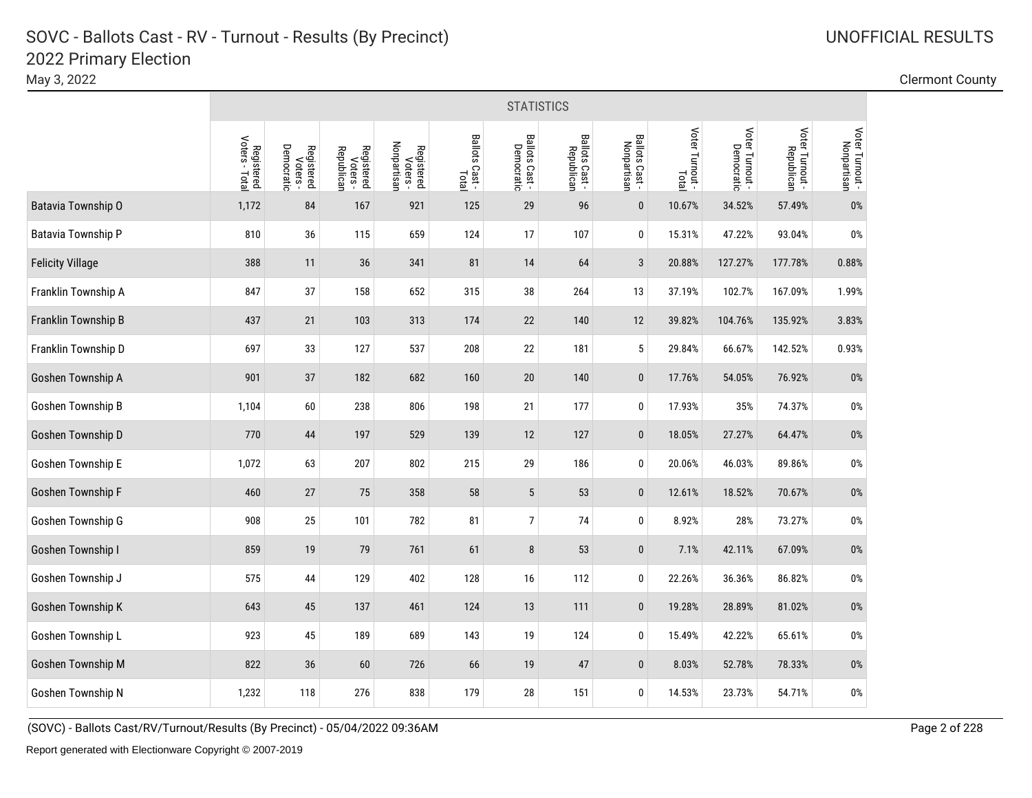# SOVC - Ballots Cast - RV - Turnout - Results (By Precinct)

## 2022 Primary Election

May 3, 2022

UNOFFICIAL RESULTS

Clermont County

| | STATISTICS | | | | | | | | | | | |
|---|---|---|---|---|---|---|---|---|---|---|---|---|
| | Registered Voters - Total | Registered Voters - Democratic | Registered Voters - Republican | Registered Voters - Nonpartisan | Ballots Cast - Total | Ballots Cast - Democratic | Ballots Cast - Republican | Ballots Cast - Nonpartisan | Voter Turnout - Total | Voter Turnout - Democratic | Voter Turnout - Republican | Voter Turnout - Nonpartisan |
| Batavia Township O | 1,172 | 84 | 167 | 921 | 125 | 29 | 96 | 0 | 10.67% | 34.52% | 57.49% | 0% |
| Batavia Township P | 810 | 36 | 115 | 659 | 124 | 17 | 107 | 0 | 15.31% | 47.22% | 93.04% | 0% |
| Felicity Village | 388 | 11 | 36 | 341 | 81 | 14 | 64 | 3 | 20.88% | 127.27% | 177.78% | 0.88% |
| Franklin Township A | 847 | 37 | 158 | 652 | 315 | 38 | 264 | 13 | 37.19% | 102.7% | 167.09% | 1.99% |
| Franklin Township B | 437 | 21 | 103 | 313 | 174 | 22 | 140 | 12 | 39.82% | 104.76% | 135.92% | 3.83% |
| Franklin Township D | 697 | 33 | 127 | 537 | 208 | 22 | 181 | 5 | 29.84% | 66.67% | 142.52% | 0.93% |
| Goshen Township A | 901 | 37 | 182 | 682 | 160 | 20 | 140 | 0 | 17.76% | 54.05% | 76.92% | 0% |
| Goshen Township B | 1,104 | 60 | 238 | 806 | 198 | 21 | 177 | 0 | 17.93% | 35% | 74.37% | 0% |
| Goshen Township D | 770 | 44 | 197 | 529 | 139 | 12 | 127 | 0 | 18.05% | 27.27% | 64.47% | 0% |
| Goshen Township E | 1,072 | 63 | 207 | 802 | 215 | 29 | 186 | 0 | 20.06% | 46.03% | 89.86% | 0% |
| Goshen Township F | 460 | 27 | 75 | 358 | 58 | 5 | 53 | 0 | 12.61% | 18.52% | 70.67% | 0% |
| Goshen Township G | 908 | 25 | 101 | 782 | 81 | 7 | 74 | 0 | 8.92% | 28% | 73.27% | 0% |
| Goshen Township I | 859 | 19 | 79 | 761 | 61 | 8 | 53 | 0 | 7.1% | 42.11% | 67.09% | 0% |
| Goshen Township J | 575 | 44 | 129 | 402 | 128 | 16 | 112 | 0 | 22.26% | 36.36% | 86.82% | 0% |
| Goshen Township K | 643 | 45 | 137 | 461 | 124 | 13 | 111 | 0 | 19.28% | 28.89% | 81.02% | 0% |
| Goshen Township L | 923 | 45 | 189 | 689 | 143 | 19 | 124 | 0 | 15.49% | 42.22% | 65.61% | 0% |
| Goshen Township M | 822 | 36 | 60 | 726 | 66 | 19 | 47 | 0 | 8.03% | 52.78% | 78.33% | 0% |
| Goshen Township N | 1,232 | 118 | 276 | 838 | 179 | 28 | 151 | 0 | 14.53% | 23.73% | 54.71% | 0% |

(SOVC) - Ballots Cast/RV/Turnout/Results (By Precinct) - 05/04/2022 09:36AM

Report generated with Electionware Copyright © 2007-2019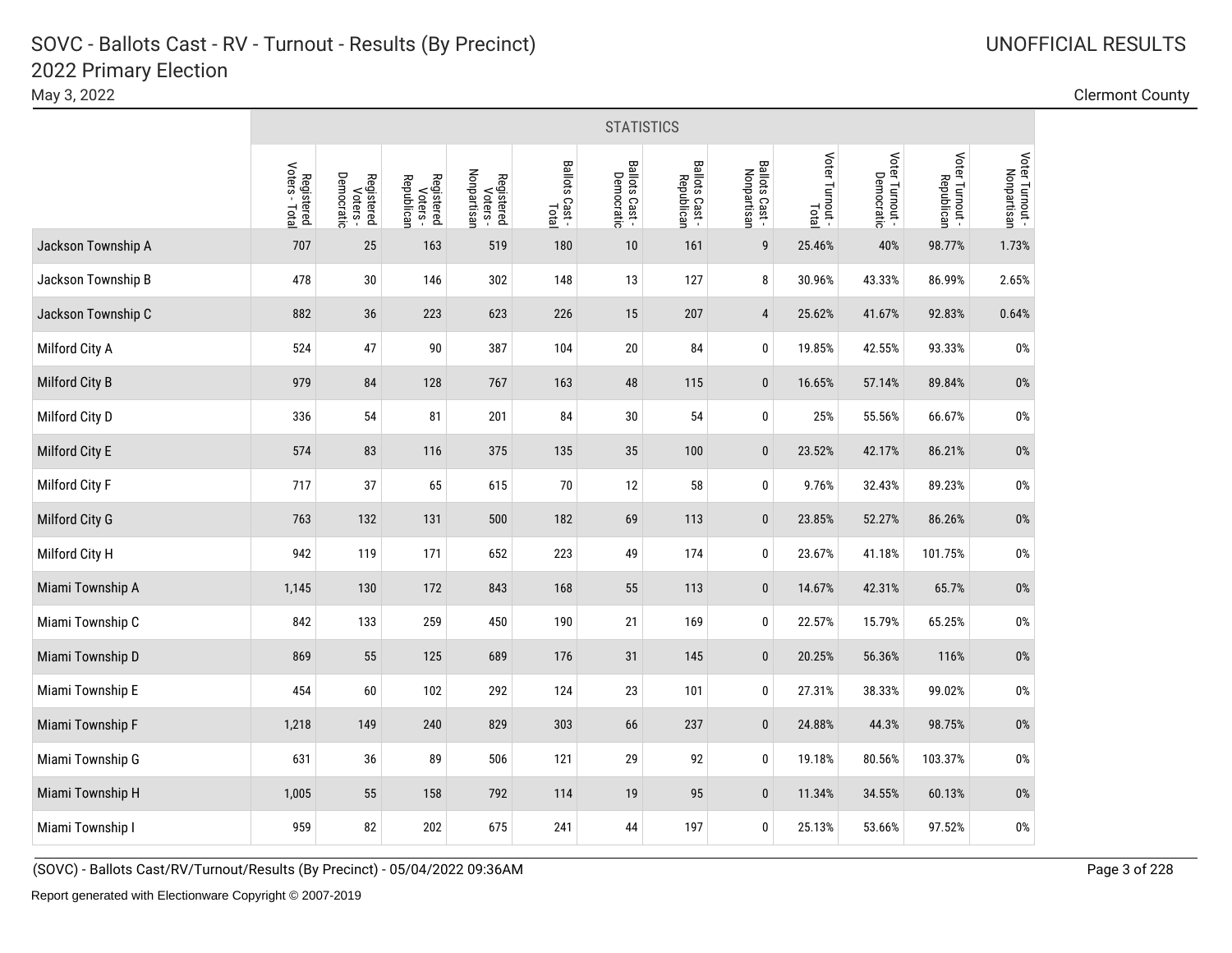# SOVC - Ballots Cast - RV - Turnout - Results (By Precinct)

## 2022 Primary Election

May 3, 2022

UNOFFICIAL RESULTS

Clermont County

| | STATISTICS | | | | | | | | | | | |
|---|---|---|---|---|---|---|---|---|---|---|---|---|
| | Registered Voters - Total | Registered Voters - Democratic | Registered Voters - Republican | Registered Voters - Nonpartisan | Ballots Cast - Total | Ballots Cast - Democratic | Ballots Cast - Republican | Ballots Cast - Nonpartisan | Voter Turnout - Total | Voter Turnout - Democratic | Voter Turnout - Republican | Voter Turnout - Nonpartisan |
| Jackson Township A | 707 | 25 | 163 | 519 | 180 | 10 | 161 | 9 | 25.46% | 40% | 98.77% | 1.73% |
| Jackson Township B | 478 | 30 | 146 | 302 | 148 | 13 | 127 | 8 | 30.96% | 43.33% | 86.99% | 2.65% |
| Jackson Township C | 882 | 36 | 223 | 623 | 226 | 15 | 207 | 4 | 25.62% | 41.67% | 92.83% | 0.64% |
| Milford City A | 524 | 47 | 90 | 387 | 104 | 20 | 84 | 0 | 19.85% | 42.55% | 93.33% | 0% |
| Milford City B | 979 | 84 | 128 | 767 | 163 | 48 | 115 | 0 | 16.65% | 57.14% | 89.84% | 0% |
| Milford City D | 336 | 54 | 81 | 201 | 84 | 30 | 54 | 0 | 25% | 55.56% | 66.67% | 0% |
| Milford City E | 574 | 83 | 116 | 375 | 135 | 35 | 100 | 0 | 23.52% | 42.17% | 86.21% | 0% |
| Milford City F | 717 | 37 | 65 | 615 | 70 | 12 | 58 | 0 | 9.76% | 32.43% | 89.23% | 0% |
| Milford City G | 763 | 132 | 131 | 500 | 182 | 69 | 113 | 0 | 23.85% | 52.27% | 86.26% | 0% |
| Milford City H | 942 | 119 | 171 | 652 | 223 | 49 | 174 | 0 | 23.67% | 41.18% | 101.75% | 0% |
| Miami Township A | 1,145 | 130 | 172 | 843 | 168 | 55 | 113 | 0 | 14.67% | 42.31% | 65.7% | 0% |
| Miami Township C | 842 | 133 | 259 | 450 | 190 | 21 | 169 | 0 | 22.57% | 15.79% | 65.25% | 0% |
| Miami Township D | 869 | 55 | 125 | 689 | 176 | 31 | 145 | 0 | 20.25% | 56.36% | 116% | 0% |
| Miami Township E | 454 | 60 | 102 | 292 | 124 | 23 | 101 | 0 | 27.31% | 38.33% | 99.02% | 0% |
| Miami Township F | 1,218 | 149 | 240 | 829 | 303 | 66 | 237 | 0 | 24.88% | 44.3% | 98.75% | 0% |
| Miami Township G | 631 | 36 | 89 | 506 | 121 | 29 | 92 | 0 | 19.18% | 80.56% | 103.37% | 0% |
| Miami Township H | 1,005 | 55 | 158 | 792 | 114 | 19 | 95 | 0 | 11.34% | 34.55% | 60.13% | 0% |
| Miami Township I | 959 | 82 | 202 | 675 | 241 | 44 | 197 | 0 | 25.13% | 53.66% | 97.52% | 0% |

(SOVC) - Ballots Cast/RV/Turnout/Results (By Precinct) - 05/04/2022 09:36AM

Report generated with Electionware Copyright © 2007-2019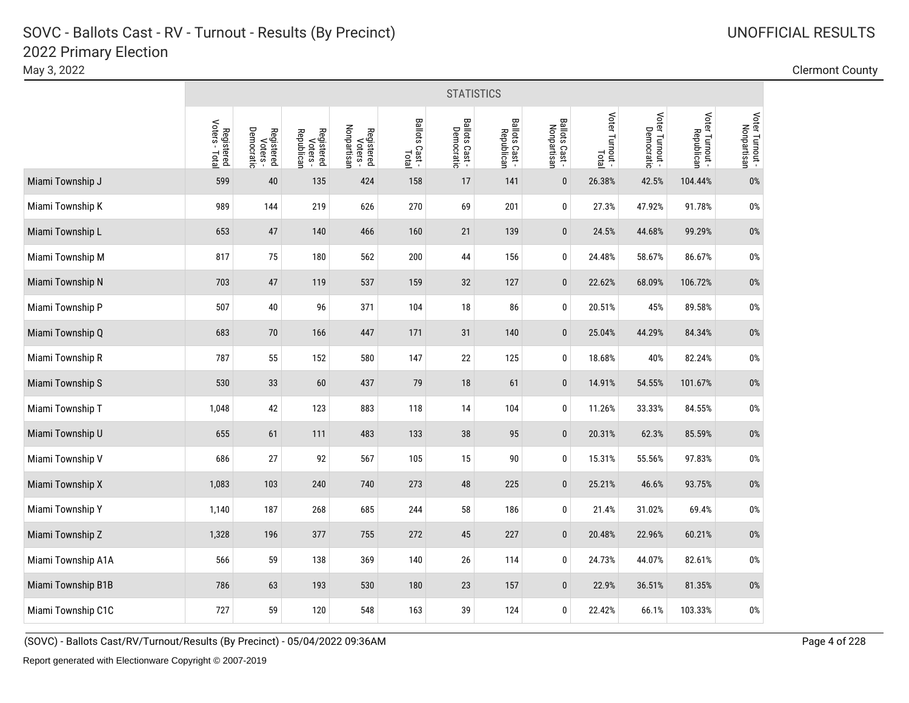# SOVC - Ballots Cast - RV - Turnout - Results (By Precinct)

## 2022 Primary Election

May 3, 2022

UNOFFICIAL RESULTS

Clermont County

| | STATISTICS | | | | | | | | | | | |
|---|---|---|---|---|---|---|---|---|---|---|---|---|
| | Registered Voters - Total | Registered Voters - Democratic | Registered Voters - Republican | Registered Voters - Nonpartisan | Ballots Cast - Total | Ballots Cast - Democratic | Ballots Cast - Republican | Ballots Cast - Nonpartisan | Voter Turnout - Total | Voter Turnout - Democratic | Voter Turnout - Republican | Voter Turnout - Nonpartisan |
| Miami Township J | 599 | 40 | 135 | 424 | 158 | 17 | 141 | 0 | 26.38% | 42.5% | 104.44% | 0% |
| Miami Township K | 989 | 144 | 219 | 626 | 270 | 69 | 201 | 0 | 27.3% | 47.92% | 91.78% | 0% |
| Miami Township L | 653 | 47 | 140 | 466 | 160 | 21 | 139 | 0 | 24.5% | 44.68% | 99.29% | 0% |
| Miami Township M | 817 | 75 | 180 | 562 | 200 | 44 | 156 | 0 | 24.48% | 58.67% | 86.67% | 0% |
| Miami Township N | 703 | 47 | 119 | 537 | 159 | 32 | 127 | 0 | 22.62% | 68.09% | 106.72% | 0% |
| Miami Township P | 507 | 40 | 96 | 371 | 104 | 18 | 86 | 0 | 20.51% | 45% | 89.58% | 0% |
| Miami Township Q | 683 | 70 | 166 | 447 | 171 | 31 | 140 | 0 | 25.04% | 44.29% | 84.34% | 0% |
| Miami Township R | 787 | 55 | 152 | 580 | 147 | 22 | 125 | 0 | 18.68% | 40% | 82.24% | 0% |
| Miami Township S | 530 | 33 | 60 | 437 | 79 | 18 | 61 | 0 | 14.91% | 54.55% | 101.67% | 0% |
| Miami Township T | 1,048 | 42 | 123 | 883 | 118 | 14 | 104 | 0 | 11.26% | 33.33% | 84.55% | 0% |
| Miami Township U | 655 | 61 | 111 | 483 | 133 | 38 | 95 | 0 | 20.31% | 62.3% | 85.59% | 0% |
| Miami Township V | 686 | 27 | 92 | 567 | 105 | 15 | 90 | 0 | 15.31% | 55.56% | 97.83% | 0% |
| Miami Township X | 1,083 | 103 | 240 | 740 | 273 | 48 | 225 | 0 | 25.21% | 46.6% | 93.75% | 0% |
| Miami Township Y | 1,140 | 187 | 268 | 685 | 244 | 58 | 186 | 0 | 21.4% | 31.02% | 69.4% | 0% |
| Miami Township Z | 1,328 | 196 | 377 | 755 | 272 | 45 | 227 | 0 | 20.48% | 22.96% | 60.21% | 0% |
| Miami Township A1A | 566 | 59 | 138 | 369 | 140 | 26 | 114 | 0 | 24.73% | 44.07% | 82.61% | 0% |
| Miami Township B1B | 786 | 63 | 193 | 530 | 180 | 23 | 157 | 0 | 22.9% | 36.51% | 81.35% | 0% |
| Miami Township C1C | 727 | 59 | 120 | 548 | 163 | 39 | 124 | 0 | 22.42% | 66.1% | 103.33% | 0% |

(SOVC) - Ballots Cast/RV/Turnout/Results (By Precinct) - 05/04/2022 09:36AM

Report generated with Electionware Copyright © 2007-2019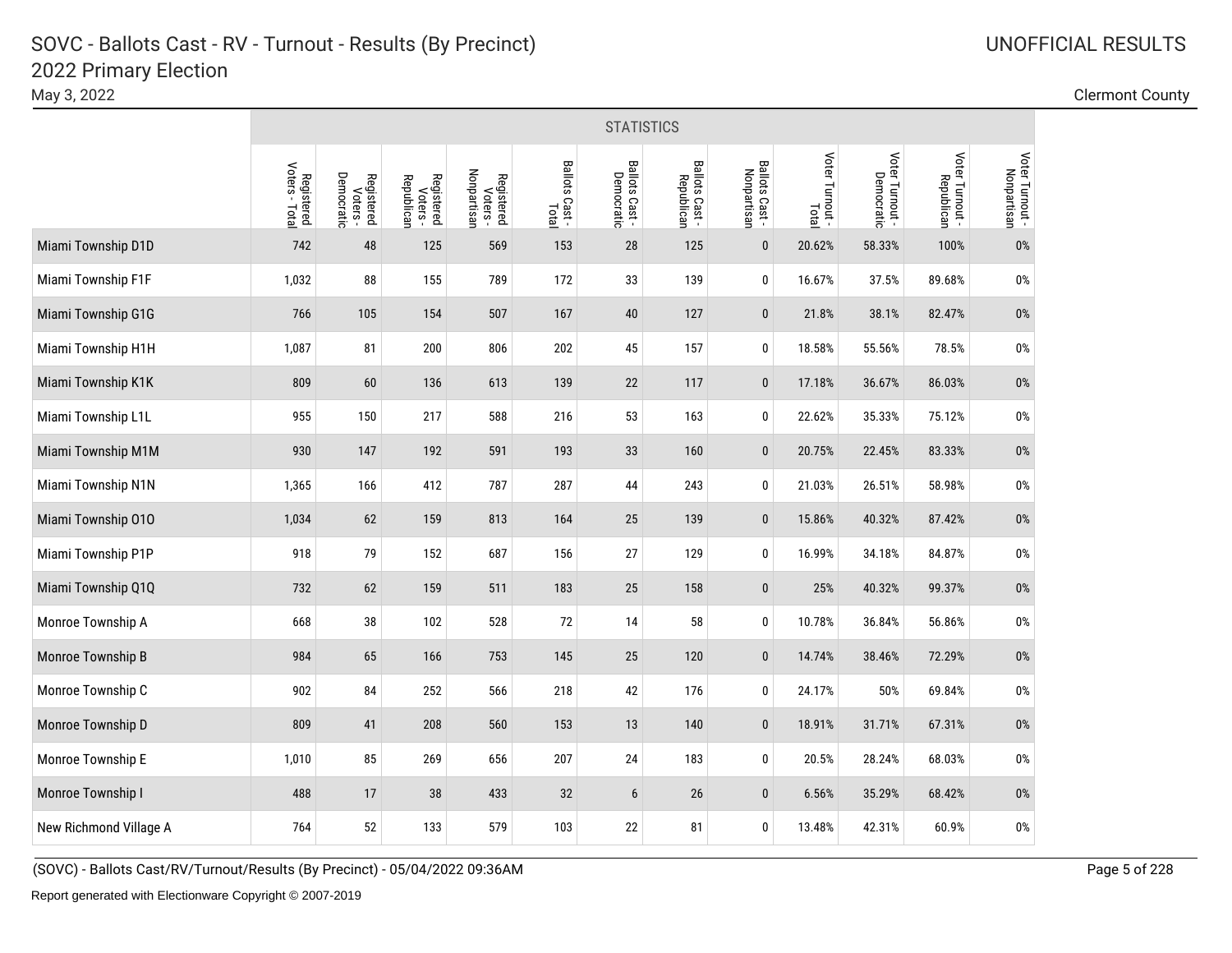# SOVC - Ballots Cast - RV - Turnout - Results (By Precinct)

## 2022 Primary Election

May 3, 2022

UNOFFICIAL RESULTS

Clermont County

| | STATISTICS | | | | | | | | | | | |
|---|---|---|---|---|---|---|---|---|---|---|---|---|
| | Registered Voters - Total | Registered Voters - Democratic | Registered Voters - Republican | Registered Voters - Nonpartisan | Ballots Cast - Total | Ballots Cast - Democratic | Ballots Cast - Republican | Ballots Cast - Nonpartisan | Voter Turnout - Total | Voter Turnout - Democratic | Voter Turnout - Republican | Voter Turnout - Nonpartisan |
| Miami Township D1D | 742 | 48 | 125 | 569 | 153 | 28 | 125 | 0 | 20.62% | 58.33% | 100% | 0% |
| Miami Township F1F | 1,032 | 88 | 155 | 789 | 172 | 33 | 139 | 0 | 16.67% | 37.5% | 89.68% | 0% |
| Miami Township G1G | 766 | 105 | 154 | 507 | 167 | 40 | 127 | 0 | 21.8% | 38.1% | 82.47% | 0% |
| Miami Township H1H | 1,087 | 81 | 200 | 806 | 202 | 45 | 157 | 0 | 18.58% | 55.56% | 78.5% | 0% |
| Miami Township K1K | 809 | 60 | 136 | 613 | 139 | 22 | 117 | 0 | 17.18% | 36.67% | 86.03% | 0% |
| Miami Township L1L | 955 | 150 | 217 | 588 | 216 | 53 | 163 | 0 | 22.62% | 35.33% | 75.12% | 0% |
| Miami Township M1M | 930 | 147 | 192 | 591 | 193 | 33 | 160 | 0 | 20.75% | 22.45% | 83.33% | 0% |
| Miami Township N1N | 1,365 | 166 | 412 | 787 | 287 | 44 | 243 | 0 | 21.03% | 26.51% | 58.98% | 0% |
| Miami Township O1O | 1,034 | 62 | 159 | 813 | 164 | 25 | 139 | 0 | 15.86% | 40.32% | 87.42% | 0% |
| Miami Township P1P | 918 | 79 | 152 | 687 | 156 | 27 | 129 | 0 | 16.99% | 34.18% | 84.87% | 0% |
| Miami Township Q1Q | 732 | 62 | 159 | 511 | 183 | 25 | 158 | 0 | 25% | 40.32% | 99.37% | 0% |
| Monroe Township A | 668 | 38 | 102 | 528 | 72 | 14 | 58 | 0 | 10.78% | 36.84% | 56.86% | 0% |
| Monroe Township B | 984 | 65 | 166 | 753 | 145 | 25 | 120 | 0 | 14.74% | 38.46% | 72.29% | 0% |
| Monroe Township C | 902 | 84 | 252 | 566 | 218 | 42 | 176 | 0 | 24.17% | 50% | 69.84% | 0% |
| Monroe Township D | 809 | 41 | 208 | 560 | 153 | 13 | 140 | 0 | 18.91% | 31.71% | 67.31% | 0% |
| Monroe Township E | 1,010 | 85 | 269 | 656 | 207 | 24 | 183 | 0 | 20.5% | 28.24% | 68.03% | 0% |
| Monroe Township I | 488 | 17 | 38 | 433 | 32 | 6 | 26 | 0 | 6.56% | 35.29% | 68.42% | 0% |
| New Richmond Village A | 764 | 52 | 133 | 579 | 103 | 22 | 81 | 0 | 13.48% | 42.31% | 60.9% | 0% |

(SOVC) - Ballots Cast/RV/Turnout/Results (By Precinct) - 05/04/2022 09:36AM

Report generated with Electionware Copyright © 2007-2019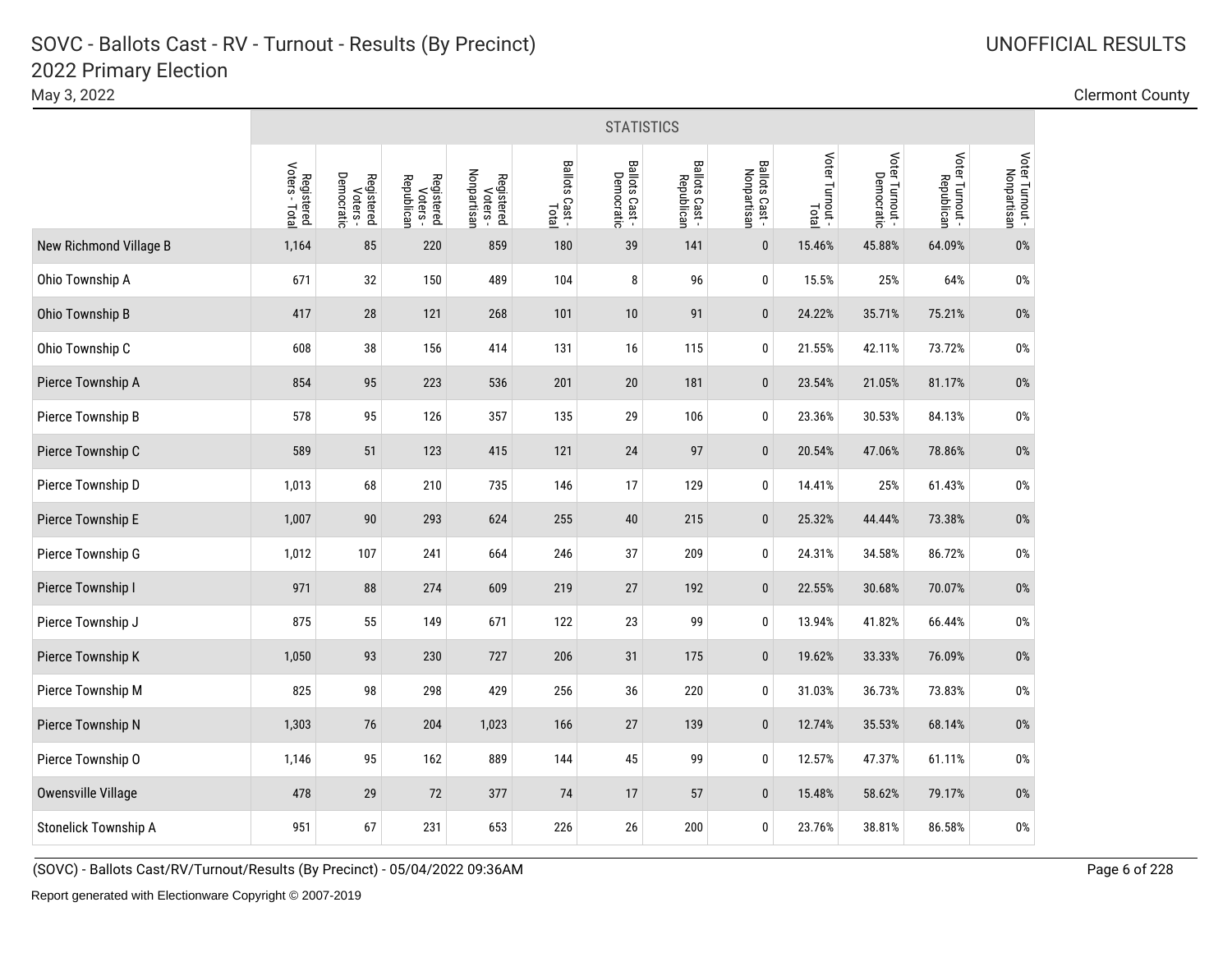# SOVC - Ballots Cast - RV - Turnout - Results (By Precinct)

## 2022 Primary Election

May 3, 2022

UNOFFICIAL RESULTS

Clermont County

| | STATISTICS | | | | | | | | | | | |
|---|---|---|---|---|---|---|---|---|---|---|---|---|
| | Registered Voters - Total | Registered Voters - Democratic | Registered Voters - Republican | Registered Voters - Nonpartisan | Ballots Cast - Total | Ballots Cast - Democratic | Ballots Cast - Republican | Ballots Cast - Nonpartisan | Voter Turnout - Total | Voter Turnout - Democratic | Voter Turnout - Republican | Voter Turnout - Nonpartisan |
| New Richmond Village B | 1,164 | 85 | 220 | 859 | 180 | 39 | 141 | 0 | 15.46% | 45.88% | 64.09% | 0% |
| Ohio Township A | 671 | 32 | 150 | 489 | 104 | 8 | 96 | 0 | 15.5% | 25% | 64% | 0% |
| Ohio Township B | 417 | 28 | 121 | 268 | 101 | 10 | 91 | 0 | 24.22% | 35.71% | 75.21% | 0% |
| Ohio Township C | 608 | 38 | 156 | 414 | 131 | 16 | 115 | 0 | 21.55% | 42.11% | 73.72% | 0% |
| Pierce Township A | 854 | 95 | 223 | 536 | 201 | 20 | 181 | 0 | 23.54% | 21.05% | 81.17% | 0% |
| Pierce Township B | 578 | 95 | 126 | 357 | 135 | 29 | 106 | 0 | 23.36% | 30.53% | 84.13% | 0% |
| Pierce Township C | 589 | 51 | 123 | 415 | 121 | 24 | 97 | 0 | 20.54% | 47.06% | 78.86% | 0% |
| Pierce Township D | 1,013 | 68 | 210 | 735 | 146 | 17 | 129 | 0 | 14.41% | 25% | 61.43% | 0% |
| Pierce Township E | 1,007 | 90 | 293 | 624 | 255 | 40 | 215 | 0 | 25.32% | 44.44% | 73.38% | 0% |
| Pierce Township G | 1,012 | 107 | 241 | 664 | 246 | 37 | 209 | 0 | 24.31% | 34.58% | 86.72% | 0% |
| Pierce Township I | 971 | 88 | 274 | 609 | 219 | 27 | 192 | 0 | 22.55% | 30.68% | 70.07% | 0% |
| Pierce Township J | 875 | 55 | 149 | 671 | 122 | 23 | 99 | 0 | 13.94% | 41.82% | 66.44% | 0% |
| Pierce Township K | 1,050 | 93 | 230 | 727 | 206 | 31 | 175 | 0 | 19.62% | 33.33% | 76.09% | 0% |
| Pierce Township M | 825 | 98 | 298 | 429 | 256 | 36 | 220 | 0 | 31.03% | 36.73% | 73.83% | 0% |
| Pierce Township N | 1,303 | 76 | 204 | 1,023 | 166 | 27 | 139 | 0 | 12.74% | 35.53% | 68.14% | 0% |
| Pierce Township O | 1,146 | 95 | 162 | 889 | 144 | 45 | 99 | 0 | 12.57% | 47.37% | 61.11% | 0% |
| Owensville Village | 478 | 29 | 72 | 377 | 74 | 17 | 57 | 0 | 15.48% | 58.62% | 79.17% | 0% |
| Stonelick Township A | 951 | 67 | 231 | 653 | 226 | 26 | 200 | 0 | 23.76% | 38.81% | 86.58% | 0% |

(SOVC) - Ballots Cast/RV/Turnout/Results (By Precinct) - 05/04/2022 09:36AM

Report generated with Electionware Copyright © 2007-2019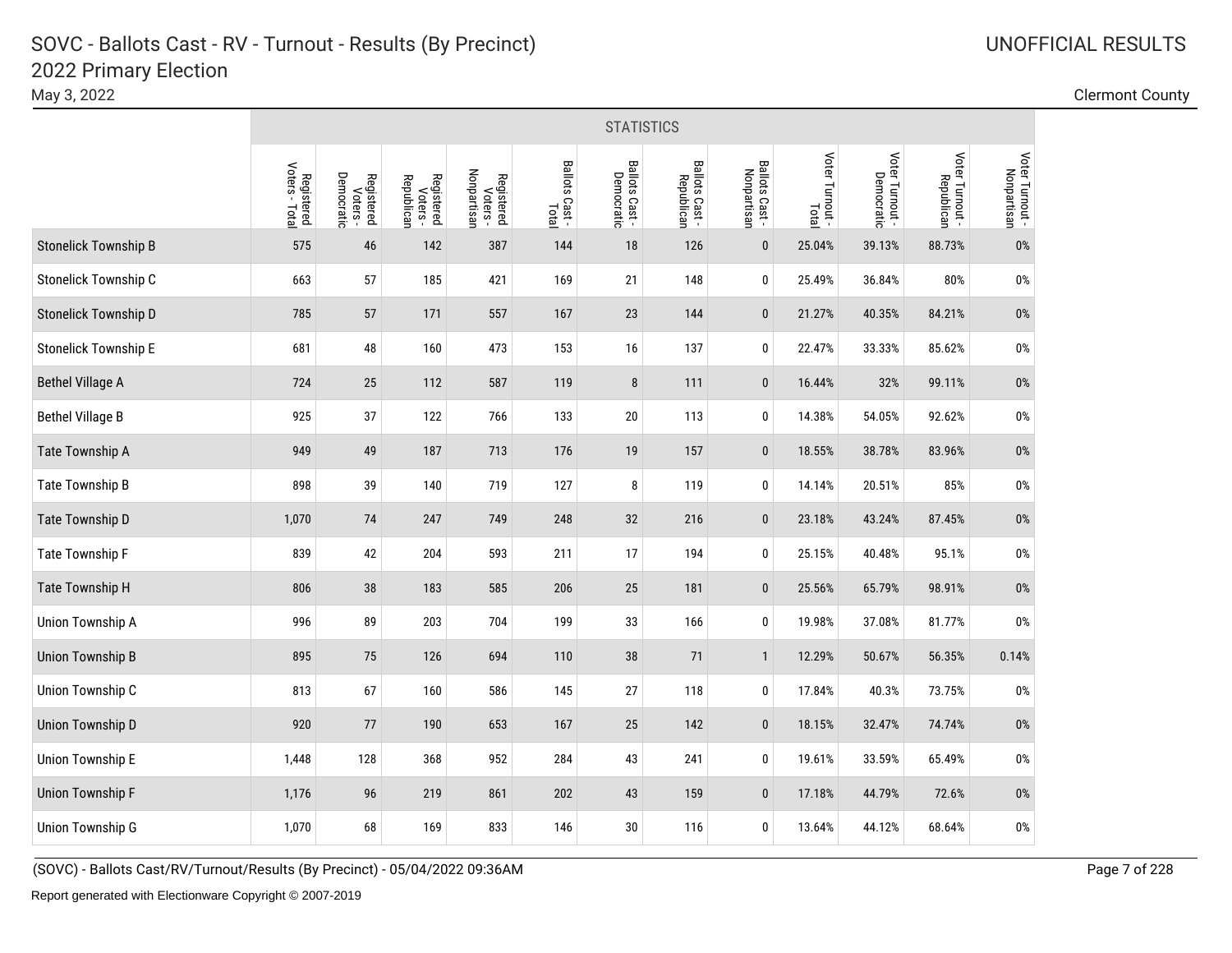# SOVC - Ballots Cast - RV - Turnout - Results (By Precinct)

## 2022 Primary Election

May 3, 2022

UNOFFICIAL RESULTS

Clermont County

| | STATISTICS | | | | | | | | | | | |
|---|---|---|---|---|---|---|---|---|---|---|---|---|
| | Registered Voters - Total | Registered Voters - Democratic | Registered Voters - Republican | Registered Voters - Nonpartisan | Ballots Cast - Total | Ballots Cast - Democratic | Ballots Cast - Republican | Ballots Cast - Nonpartisan | Voter Turnout - Total | Voter Turnout - Democratic | Voter Turnout - Republican | Voter Turnout - Nonpartisan |
| Stonelick Township B | 575 | 46 | 142 | 387 | 144 | 18 | 126 | 0 | 25.04% | 39.13% | 88.73% | 0% |
| Stonelick Township C | 663 | 57 | 185 | 421 | 169 | 21 | 148 | 0 | 25.49% | 36.84% | 80% | 0% |
| Stonelick Township D | 785 | 57 | 171 | 557 | 167 | 23 | 144 | 0 | 21.27% | 40.35% | 84.21% | 0% |
| Stonelick Township E | 681 | 48 | 160 | 473 | 153 | 16 | 137 | 0 | 22.47% | 33.33% | 85.62% | 0% |
| Bethel Village A | 724 | 25 | 112 | 587 | 119 | 8 | 111 | 0 | 16.44% | 32% | 99.11% | 0% |
| Bethel Village B | 925 | 37 | 122 | 766 | 133 | 20 | 113 | 0 | 14.38% | 54.05% | 92.62% | 0% |
| Tate Township A | 949 | 49 | 187 | 713 | 176 | 19 | 157 | 0 | 18.55% | 38.78% | 83.96% | 0% |
| Tate Township B | 898 | 39 | 140 | 719 | 127 | 8 | 119 | 0 | 14.14% | 20.51% | 85% | 0% |
| Tate Township D | 1,070 | 74 | 247 | 749 | 248 | 32 | 216 | 0 | 23.18% | 43.24% | 87.45% | 0% |
| Tate Township F | 839 | 42 | 204 | 593 | 211 | 17 | 194 | 0 | 25.15% | 40.48% | 95.1% | 0% |
| Tate Township H | 806 | 38 | 183 | 585 | 206 | 25 | 181 | 0 | 25.56% | 65.79% | 98.91% | 0% |
| Union Township A | 996 | 89 | 203 | 704 | 199 | 33 | 166 | 0 | 19.98% | 37.08% | 81.77% | 0% |
| Union Township B | 895 | 75 | 126 | 694 | 110 | 38 | 71 | 1 | 12.29% | 50.67% | 56.35% | 0.14% |
| Union Township C | 813 | 67 | 160 | 586 | 145 | 27 | 118 | 0 | 17.84% | 40.3% | 73.75% | 0% |
| Union Township D | 920 | 77 | 190 | 653 | 167 | 25 | 142 | 0 | 18.15% | 32.47% | 74.74% | 0% |
| Union Township E | 1,448 | 128 | 368 | 952 | 284 | 43 | 241 | 0 | 19.61% | 33.59% | 65.49% | 0% |
| Union Township F | 1,176 | 96 | 219 | 861 | 202 | 43 | 159 | 0 | 17.18% | 44.79% | 72.6% | 0% |
| Union Township G | 1,070 | 68 | 169 | 833 | 146 | 30 | 116 | 0 | 13.64% | 44.12% | 68.64% | 0% |

(SOVC) - Ballots Cast/RV/Turnout/Results (By Precinct) - 05/04/2022 09:36AM

Report generated with Electionware Copyright © 2007-2019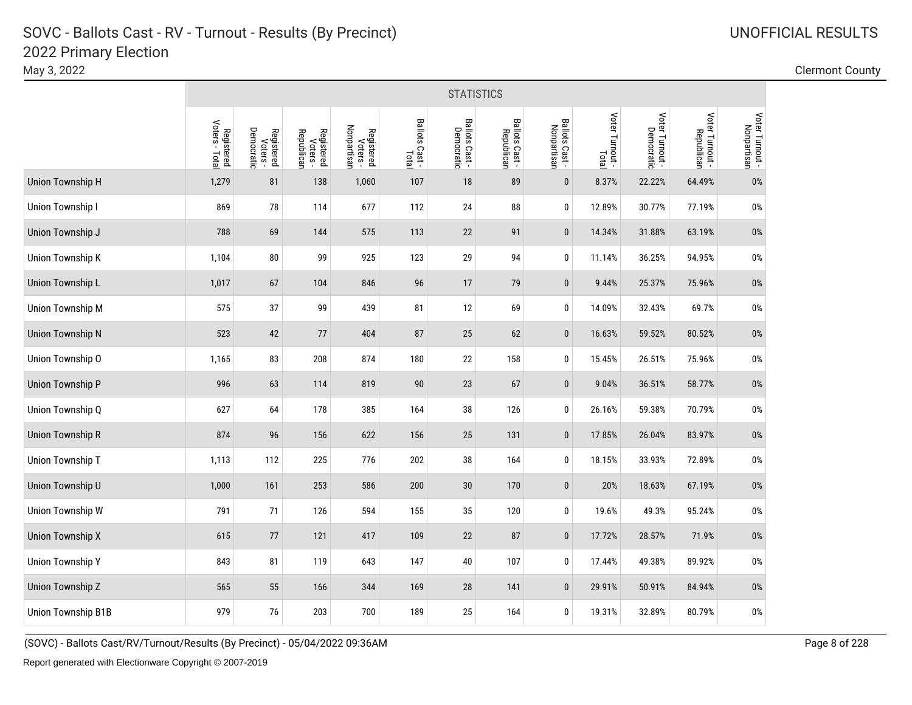# SOVC - Ballots Cast - RV - Turnout - Results (By Precinct)

## 2022 Primary Election

May 3, 2022

UNOFFICIAL RESULTS

Clermont County

| | STATISTICS | | | | | | | | | | | |
|---|---|---|---|---|---|---|---|---|---|---|---|---|
| | Registered Voters - Total | Registered Voters - Democratic | Registered Voters - Republican | Registered Voters - Nonpartisan | Ballots Cast - Total | Ballots Cast - Democratic | Ballots Cast - Republican | Ballots Cast - Nonpartisan | Voter Turnout - Total | Voter Turnout - Democratic | Voter Turnout - Republican | Voter Turnout - Nonpartisan |
| Union Township H | 1,279 | 81 | 138 | 1,060 | 107 | 18 | 89 | 0 | 8.37% | 22.22% | 64.49% | 0% |
| Union Township I | 869 | 78 | 114 | 677 | 112 | 24 | 88 | 0 | 12.89% | 30.77% | 77.19% | 0% |
| Union Township J | 788 | 69 | 144 | 575 | 113 | 22 | 91 | 0 | 14.34% | 31.88% | 63.19% | 0% |
| Union Township K | 1,104 | 80 | 99 | 925 | 123 | 29 | 94 | 0 | 11.14% | 36.25% | 94.95% | 0% |
| Union Township L | 1,017 | 67 | 104 | 846 | 96 | 17 | 79 | 0 | 9.44% | 25.37% | 75.96% | 0% |
| Union Township M | 575 | 37 | 99 | 439 | 81 | 12 | 69 | 0 | 14.09% | 32.43% | 69.7% | 0% |
| Union Township N | 523 | 42 | 77 | 404 | 87 | 25 | 62 | 0 | 16.63% | 59.52% | 80.52% | 0% |
| Union Township O | 1,165 | 83 | 208 | 874 | 180 | 22 | 158 | 0 | 15.45% | 26.51% | 75.96% | 0% |
| Union Township P | 996 | 63 | 114 | 819 | 90 | 23 | 67 | 0 | 9.04% | 36.51% | 58.77% | 0% |
| Union Township Q | 627 | 64 | 178 | 385 | 164 | 38 | 126 | 0 | 26.16% | 59.38% | 70.79% | 0% |
| Union Township R | 874 | 96 | 156 | 622 | 156 | 25 | 131 | 0 | 17.85% | 26.04% | 83.97% | 0% |
| Union Township T | 1,113 | 112 | 225 | 776 | 202 | 38 | 164 | 0 | 18.15% | 33.93% | 72.89% | 0% |
| Union Township U | 1,000 | 161 | 253 | 586 | 200 | 30 | 170 | 0 | 20% | 18.63% | 67.19% | 0% |
| Union Township W | 791 | 71 | 126 | 594 | 155 | 35 | 120 | 0 | 19.6% | 49.3% | 95.24% | 0% |
| Union Township X | 615 | 77 | 121 | 417 | 109 | 22 | 87 | 0 | 17.72% | 28.57% | 71.9% | 0% |
| Union Township Y | 843 | 81 | 119 | 643 | 147 | 40 | 107 | 0 | 17.44% | 49.38% | 89.92% | 0% |
| Union Township Z | 565 | 55 | 166 | 344 | 169 | 28 | 141 | 0 | 29.91% | 50.91% | 84.94% | 0% |
| Union Township B1B | 979 | 76 | 203 | 700 | 189 | 25 | 164 | 0 | 19.31% | 32.89% | 80.79% | 0% |

(SOVC) - Ballots Cast/RV/Turnout/Results (By Precinct) - 05/04/2022 09:36AM

Report generated with Electionware Copyright © 2007-2019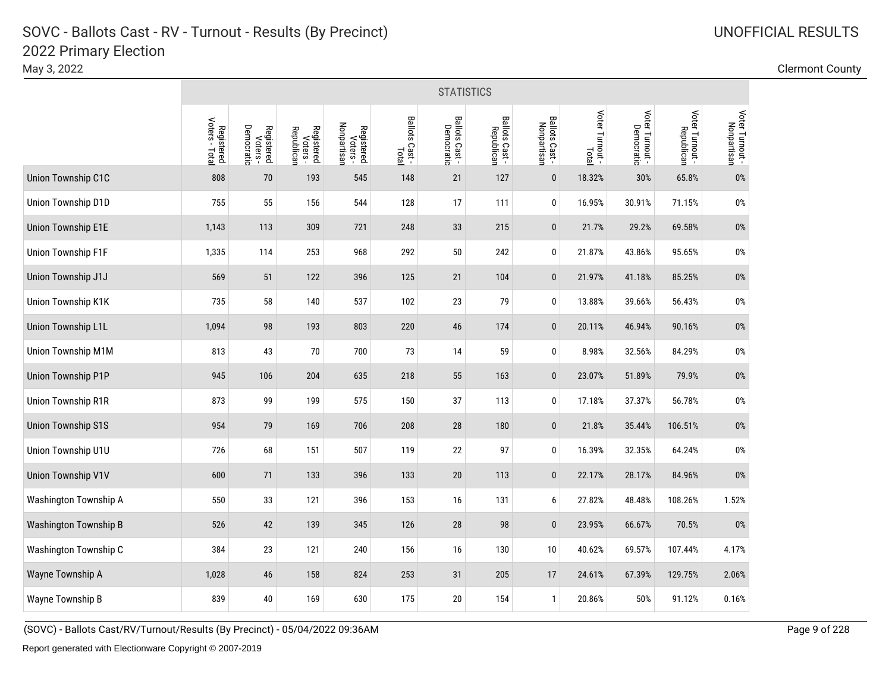# SOVC - Ballots Cast - RV - Turnout - Results (By Precinct)

## 2022 Primary Election

May 3, 2022

UNOFFICIAL RESULTS

Clermont County

| | STATISTICS | | | | | | | | | | | |
|---|---|---|---|---|---|---|---|---|---|---|---|---|
| | Registered Voters - Total | Registered Voters - Democratic | Registered Voters - Republican | Registered Voters - Nonpartisan | Ballots Cast - Total | Ballots Cast - Democratic | Ballots Cast - Republican | Ballots Cast - Nonpartisan | Voter Turnout - Total | Voter Turnout - Democratic | Voter Turnout - Republican | Voter Turnout - Nonpartisan |
| Union Township C1C | 808 | 70 | 193 | 545 | 148 | 21 | 127 | 0 | 18.32% | 30% | 65.8% | 0% |
| Union Township D1D | 755 | 55 | 156 | 544 | 128 | 17 | 111 | 0 | 16.95% | 30.91% | 71.15% | 0% |
| Union Township E1E | 1,143 | 113 | 309 | 721 | 248 | 33 | 215 | 0 | 21.7% | 29.2% | 69.58% | 0% |
| Union Township F1F | 1,335 | 114 | 253 | 968 | 292 | 50 | 242 | 0 | 21.87% | 43.86% | 95.65% | 0% |
| Union Township J1J | 569 | 51 | 122 | 396 | 125 | 21 | 104 | 0 | 21.97% | 41.18% | 85.25% | 0% |
| Union Township K1K | 735 | 58 | 140 | 537 | 102 | 23 | 79 | 0 | 13.88% | 39.66% | 56.43% | 0% |
| Union Township L1L | 1,094 | 98 | 193 | 803 | 220 | 46 | 174 | 0 | 20.11% | 46.94% | 90.16% | 0% |
| Union Township M1M | 813 | 43 | 70 | 700 | 73 | 14 | 59 | 0 | 8.98% | 32.56% | 84.29% | 0% |
| Union Township P1P | 945 | 106 | 204 | 635 | 218 | 55 | 163 | 0 | 23.07% | 51.89% | 79.9% | 0% |
| Union Township R1R | 873 | 99 | 199 | 575 | 150 | 37 | 113 | 0 | 17.18% | 37.37% | 56.78% | 0% |
| Union Township S1S | 954 | 79 | 169 | 706 | 208 | 28 | 180 | 0 | 21.8% | 35.44% | 106.51% | 0% |
| Union Township U1U | 726 | 68 | 151 | 507 | 119 | 22 | 97 | 0 | 16.39% | 32.35% | 64.24% | 0% |
| Union Township V1V | 600 | 71 | 133 | 396 | 133 | 20 | 113 | 0 | 22.17% | 28.17% | 84.96% | 0% |
| Washington Township A | 550 | 33 | 121 | 396 | 153 | 16 | 131 | 6 | 27.82% | 48.48% | 108.26% | 1.52% |
| Washington Township B | 526 | 42 | 139 | 345 | 126 | 28 | 98 | 0 | 23.95% | 66.67% | 70.5% | 0% |
| Washington Township C | 384 | 23 | 121 | 240 | 156 | 16 | 130 | 10 | 40.62% | 69.57% | 107.44% | 4.17% |
| Wayne Township A | 1,028 | 46 | 158 | 824 | 253 | 31 | 205 | 17 | 24.61% | 67.39% | 129.75% | 2.06% |
| Wayne Township B | 839 | 40 | 169 | 630 | 175 | 20 | 154 | 1 | 20.86% | 50% | 91.12% | 0.16% |

(SOVC) - Ballots Cast/RV/Turnout/Results (By Precinct) - 05/04/2022 09:36AM

Report generated with Electionware Copyright © 2007-2019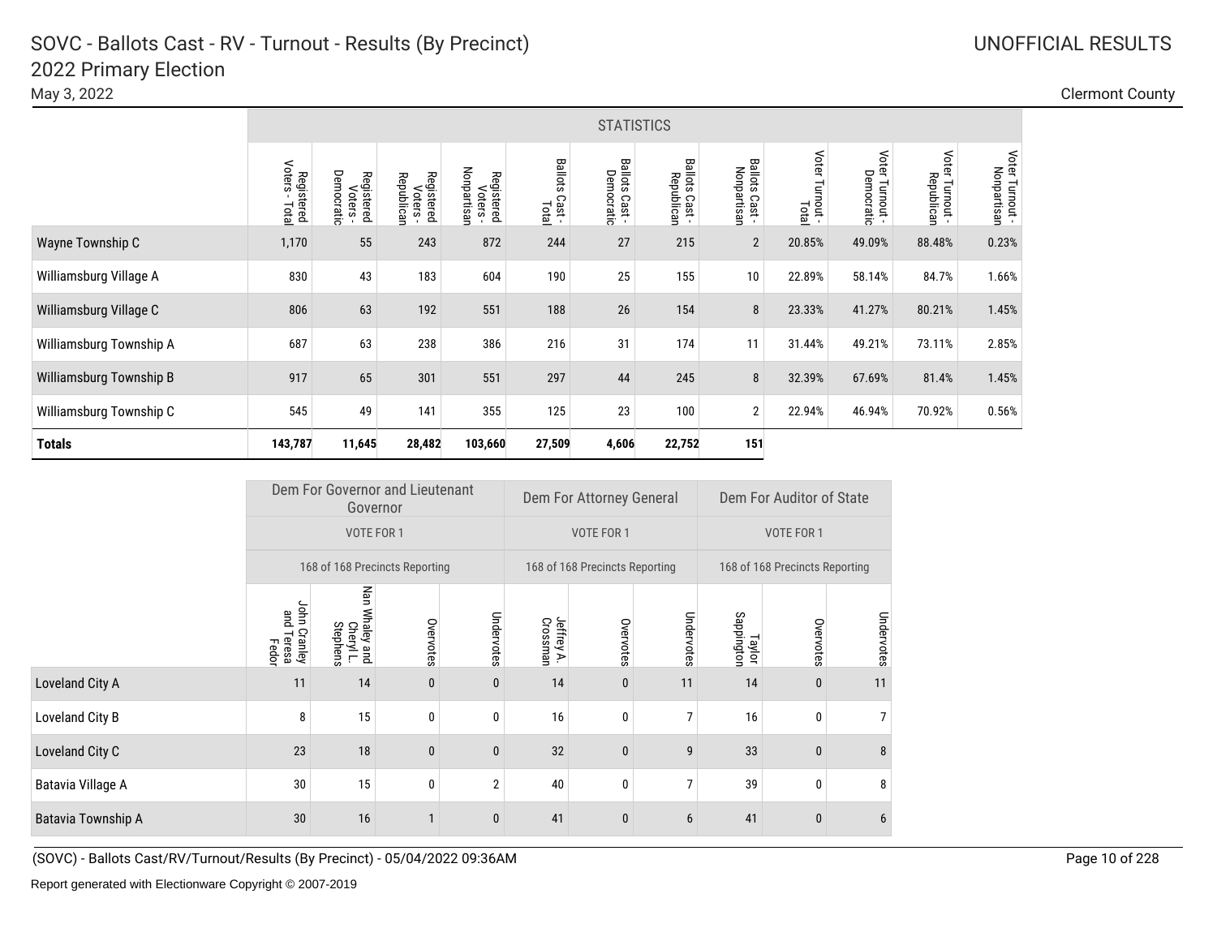# SOVC - Ballots Cast - RV - Turnout - Results (By Precinct)

## 2022 Primary Election

May 3, 2022

UNOFFICIAL RESULTS

Clermont County

| | STATISTICS | | | | | | | | | | | |
|---|---|---|---|---|---|---|---|---|---|---|---|---|
| | Registered Voters - Total | Registered Voters - Democratic | Registered Voters - Republican | Registered Voters - Nonpartisan | Ballots Cast - Total | Ballots Cast - Democratic | Ballots Cast - Republican | Ballots Cast - Nonpartisan | Voter Turnout - Total | Voter Turnout - Democratic | Voter Turnout - Republican | Voter Turnout - Nonpartisan |
| Wayne Township C | 1,170 | 55 | 243 | 872 | 244 | 27 | 215 | 2 | 20.85% | 49.09% | 88.48% | 0.23% |
| Williamsburg Village A | 830 | 43 | 183 | 604 | 190 | 25 | 155 | 10 | 22.89% | 58.14% | 84.7% | 1.66% |
| Williamsburg Village C | 806 | 63 | 192 | 551 | 188 | 26 | 154 | 8 | 23.33% | 41.27% | 80.21% | 1.45% |
| Williamsburg Township A | 687 | 63 | 238 | 386 | 216 | 31 | 174 | 11 | 31.44% | 49.21% | 73.11% | 2.85% |
| Williamsburg Township B | 917 | 65 | 301 | 551 | 297 | 44 | 245 | 8 | 32.39% | 67.69% | 81.4% | 1.45% |
| Williamsburg Township C | 545 | 49 | 141 | 355 | 125 | 23 | 100 | 2 | 22.94% | 46.94% | 70.92% | 0.56% |
| **Totals** | **143,787** | **11,645** | **28,482** | **103,660** | **27,509** | **4,606** | **22,752** | **151** | | | | |

| | Dem For Governor and Lieutenant Governor | | | | Dem For Attorney General | | | Dem For Auditor of State | | |
|---|---|---|---|---|---|---|---|---|---|---|
| | VOTE FOR 1 | | | | VOTE FOR 1 | | | VOTE FOR 1 | | |
| | 168 of 168 Precincts Reporting | | | | 168 of 168 Precincts Reporting | | | 168 of 168 Precincts Reporting | | |
| | John Cranley and Teresa Fedor | Nan Whaley and Cheryl L. Stephens | Overvotes | Undervotes | Jeffrey A. Crossman | Overvotes | Undervotes | Taylor Sappington | Overvotes | Undervotes |
| Loveland City A | 11 | 14 | 0 | 0 | 14 | 0 | 11 | 14 | 0 | 11 |
| Loveland City B | 8 | 15 | 0 | 0 | 16 | 0 | 7 | 16 | 0 | 7 |
| Loveland City C | 23 | 18 | 0 | 0 | 32 | 0 | 9 | 33 | 0 | 8 |
| Batavia Village A | 30 | 15 | 0 | 2 | 40 | 0 | 7 | 39 | 0 | 8 |
| Batavia Township A | 30 | 16 | 1 | 0 | 41 | 0 | 6 | 41 | 0 | 6 |

(SOVC) - Ballots Cast/RV/Turnout/Results (By Precinct) - 05/04/2022 09:36AM

Report generated with Electionware Copyright © 2007-2019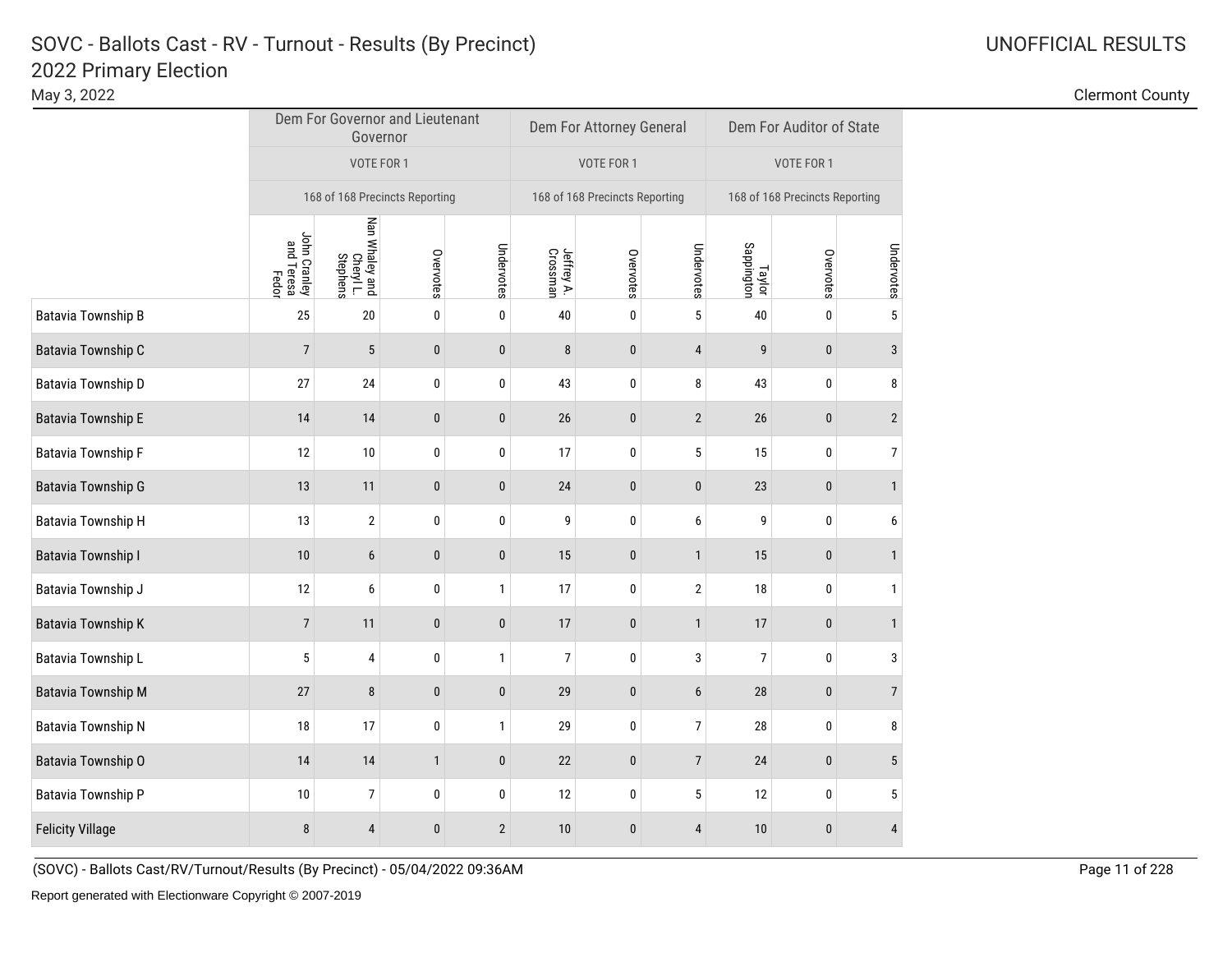# SOVC - Ballots Cast - RV - Turnout - Results (By Precinct)
## 2022 Primary Election

May 3, 2022

UNOFFICIAL RESULTS

Clermont County

| | Dem For Governor and Lieutenant Governor | | | | Dem For Attorney General | | | Dem For Auditor of State | | |
|---|---|---|---|---|---|---|---|---|---|---|
| | VOTE FOR 1 | | | | VOTE FOR 1 | | | VOTE FOR 1 | | |
| | 168 of 168 Precincts Reporting | | | | 168 of 168 Precincts Reporting | | | 168 of 168 Precincts Reporting | | |
| | John Cranley and Teresa Fedor | Nan Whaley and Cheryl L. Stephens | Overvotes | Undervotes | Jeffrey A. Crossman | Overvotes | Undervotes | Taylor Sappington | Overvotes | Undervotes |
| Batavia Township B | 25 | 20 | 0 | 0 | 40 | 0 | 5 | 40 | 0 | 5 |
| Batavia Township C | 7 | 5 | 0 | 0 | 8 | 0 | 4 | 9 | 0 | 3 |
| Batavia Township D | 27 | 24 | 0 | 0 | 43 | 0 | 8 | 43 | 0 | 8 |
| Batavia Township E | 14 | 14 | 0 | 0 | 26 | 0 | 2 | 26 | 0 | 2 |
| Batavia Township F | 12 | 10 | 0 | 0 | 17 | 0 | 5 | 15 | 0 | 7 |
| Batavia Township G | 13 | 11 | 0 | 0 | 24 | 0 | 0 | 23 | 0 | 1 |
| Batavia Township H | 13 | 2 | 0 | 0 | 9 | 0 | 6 | 9 | 0 | 6 |
| Batavia Township I | 10 | 6 | 0 | 0 | 15 | 0 | 1 | 15 | 0 | 1 |
| Batavia Township J | 12 | 6 | 0 | 1 | 17 | 0 | 2 | 18 | 0 | 1 |
| Batavia Township K | 7 | 11 | 0 | 0 | 17 | 0 | 1 | 17 | 0 | 1 |
| Batavia Township L | 5 | 4 | 0 | 1 | 7 | 0 | 3 | 7 | 0 | 3 |
| Batavia Township M | 27 | 8 | 0 | 0 | 29 | 0 | 6 | 28 | 0 | 7 |
| Batavia Township N | 18 | 17 | 0 | 1 | 29 | 0 | 7 | 28 | 0 | 8 |
| Batavia Township O | 14 | 14 | 1 | 0 | 22 | 0 | 7 | 24 | 0 | 5 |
| Batavia Township P | 10 | 7 | 0 | 0 | 12 | 0 | 5 | 12 | 0 | 5 |
| Felicity Village | 8 | 4 | 0 | 2 | 10 | 0 | 4 | 10 | 0 | 4 |

(SOVC) - Ballots Cast/RV/Turnout/Results (By Precinct) - 05/04/2022 09:36AM

Report generated with Electionware Copyright © 2007-2019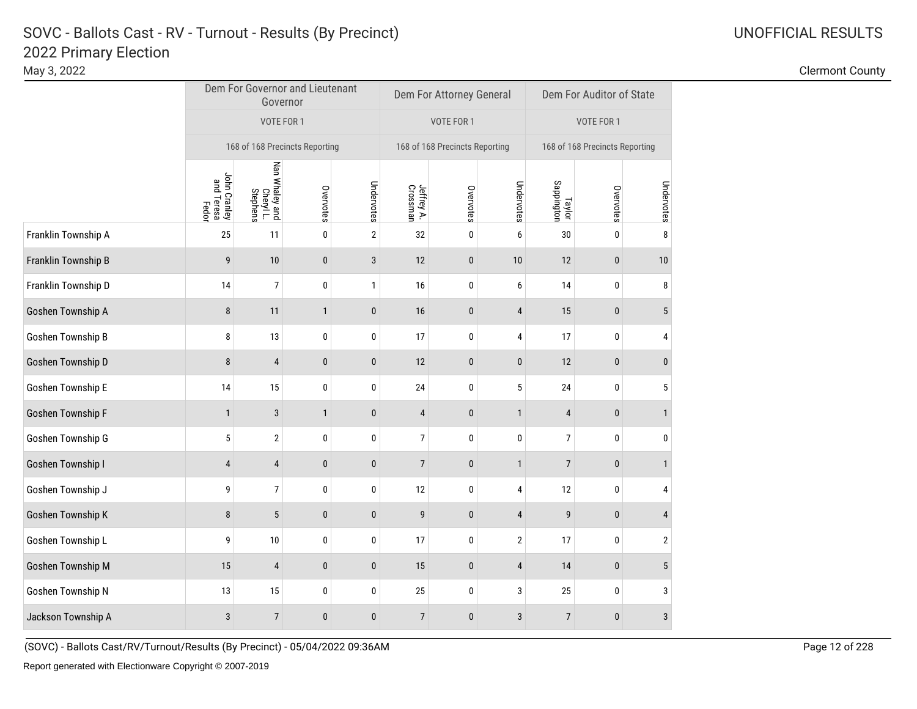# SOVC - Ballots Cast - RV - Turnout - Results (By Precinct)

## 2022 Primary Election

May 3, 2022

UNOFFICIAL RESULTS

Clermont County

| | Dem For Governor and Lieutenant Governor | | | | Dem For Attorney General | | | Dem For Auditor of State | | |
|---|---|---|---|---|---|---|---|---|---|---|
| | VOTE FOR 1 | | | | VOTE FOR 1 | | | VOTE FOR 1 | | |
| | 168 of 168 Precincts Reporting | | | | 168 of 168 Precincts Reporting | | | 168 of 168 Precincts Reporting | | |
| | John Cranley and Teresa Fedor | Nan Whaley and Cheryl L. Stephens | Overvotes | Undervotes | Jeffrey A. Crossman | Overvotes | Undervotes | Taylor Sappington | Overvotes | Undervotes |
| Franklin Township A | 25 | 11 | 0 | 2 | 32 | 0 | 6 | 30 | 0 | 8 |
| Franklin Township B | 9 | 10 | 0 | 3 | 12 | 0 | 10 | 12 | 0 | 10 |
| Franklin Township D | 14 | 7 | 0 | 1 | 16 | 0 | 6 | 14 | 0 | 8 |
| Goshen Township A | 8 | 11 | 1 | 0 | 16 | 0 | 4 | 15 | 0 | 5 |
| Goshen Township B | 8 | 13 | 0 | 0 | 17 | 0 | 4 | 17 | 0 | 4 |
| Goshen Township D | 8 | 4 | 0 | 0 | 12 | 0 | 0 | 12 | 0 | 0 |
| Goshen Township E | 14 | 15 | 0 | 0 | 24 | 0 | 5 | 24 | 0 | 5 |
| Goshen Township F | 1 | 3 | 1 | 0 | 4 | 0 | 1 | 4 | 0 | 1 |
| Goshen Township G | 5 | 2 | 0 | 0 | 7 | 0 | 0 | 7 | 0 | 0 |
| Goshen Township I | 4 | 4 | 0 | 0 | 7 | 0 | 1 | 7 | 0 | 1 |
| Goshen Township J | 9 | 7 | 0 | 0 | 12 | 0 | 4 | 12 | 0 | 4 |
| Goshen Township K | 8 | 5 | 0 | 0 | 9 | 0 | 4 | 9 | 0 | 4 |
| Goshen Township L | 9 | 10 | 0 | 0 | 17 | 0 | 2 | 17 | 0 | 2 |
| Goshen Township M | 15 | 4 | 0 | 0 | 15 | 0 | 4 | 14 | 0 | 5 |
| Goshen Township N | 13 | 15 | 0 | 0 | 25 | 0 | 3 | 25 | 0 | 3 |
| Jackson Township A | 3 | 7 | 0 | 0 | 7 | 0 | 3 | 7 | 0 | 3 |

(SOVC) - Ballots Cast/RV/Turnout/Results (By Precinct) - 05/04/2022 09:36AM

Report generated with Electionware Copyright © 2007-2019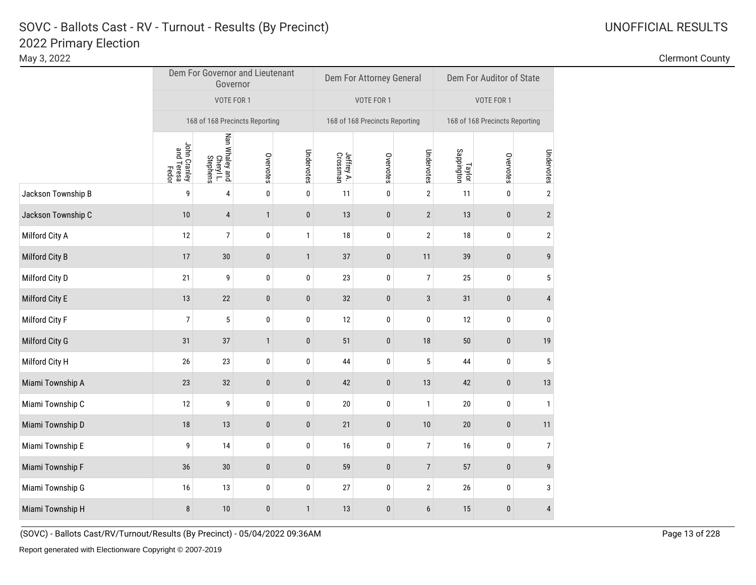# SOVC - Ballots Cast - RV - Turnout - Results (By Precinct)

## 2022 Primary Election

May 3, 2022

UNOFFICIAL RESULTS

Clermont County

| | Dem For Governor and Lieutenant Governor | | | | Dem For Attorney General | | | Dem For Auditor of State | | |
|---|---|---|---|---|---|---|---|---|---|---|
| | VOTE FOR 1 | | | | VOTE FOR 1 | | | VOTE FOR 1 | | |
| | 168 of 168 Precincts Reporting | | | | 168 of 168 Precincts Reporting | | | 168 of 168 Precincts Reporting | | |
| | John Cranley and Teresa Fedor | Nan Whaley and Cheryl L. Stephens | Overvotes | Undervotes | Jeffrey A. Crossman | Overvotes | Undervotes | Taylor Sappington | Overvotes | Undervotes |
| Jackson Township B | 9 | 4 | 0 | 0 | 11 | 0 | 2 | 11 | 0 | 2 |
| Jackson Township C | 10 | 4 | 1 | 0 | 13 | 0 | 2 | 13 | 0 | 2 |
| Milford City A | 12 | 7 | 0 | 1 | 18 | 0 | 2 | 18 | 0 | 2 |
| Milford City B | 17 | 30 | 0 | 1 | 37 | 0 | 11 | 39 | 0 | 9 |
| Milford City D | 21 | 9 | 0 | 0 | 23 | 0 | 7 | 25 | 0 | 5 |
| Milford City E | 13 | 22 | 0 | 0 | 32 | 0 | 3 | 31 | 0 | 4 |
| Milford City F | 7 | 5 | 0 | 0 | 12 | 0 | 0 | 12 | 0 | 0 |
| Milford City G | 31 | 37 | 1 | 0 | 51 | 0 | 18 | 50 | 0 | 19 |
| Milford City H | 26 | 23 | 0 | 0 | 44 | 0 | 5 | 44 | 0 | 5 |
| Miami Township A | 23 | 32 | 0 | 0 | 42 | 0 | 13 | 42 | 0 | 13 |
| Miami Township C | 12 | 9 | 0 | 0 | 20 | 0 | 1 | 20 | 0 | 1 |
| Miami Township D | 18 | 13 | 0 | 0 | 21 | 0 | 10 | 20 | 0 | 11 |
| Miami Township E | 9 | 14 | 0 | 0 | 16 | 0 | 7 | 16 | 0 | 7 |
| Miami Township F | 36 | 30 | 0 | 0 | 59 | 0 | 7 | 57 | 0 | 9 |
| Miami Township G | 16 | 13 | 0 | 0 | 27 | 0 | 2 | 26 | 0 | 3 |
| Miami Township H | 8 | 10 | 0 | 1 | 13 | 0 | 6 | 15 | 0 | 4 |

(SOVC) - Ballots Cast/RV/Turnout/Results (By Precinct) - 05/04/2022 09:36AM

Report generated with Electionware Copyright © 2007-2019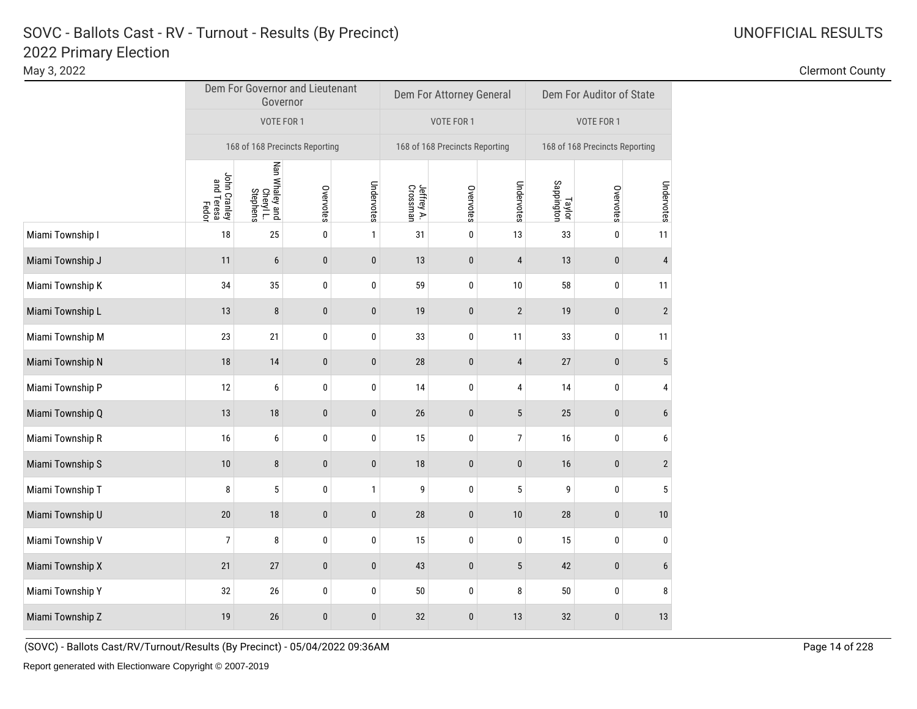# SOVC - Ballots Cast - RV - Turnout - Results (By Precinct)

## 2022 Primary Election

May 3, 2022

UNOFFICIAL RESULTS

Clermont County

| | Dem For Governor and Lieutenant Governor | | | | Dem For Attorney General | | | Dem For Auditor of State | | |
|---|---|---|---|---|---|---|---|---|---|---|
| | VOTE FOR 1 | | | | VOTE FOR 1 | | | VOTE FOR 1 | | |
| | 168 of 168 Precincts Reporting | | | | 168 of 168 Precincts Reporting | | | 168 of 168 Precincts Reporting | | |
| | John Cranley and Teresa Fedor | Nan Whaley and Cheryl L. Stephens | Overvotes | Undervotes | Jeffrey A. Crossman | Overvotes | Undervotes | Taylor Sappington | Overvotes | Undervotes |
| Miami Township I | 18 | 25 | 0 | 1 | 31 | 0 | 13 | 33 | 0 | 11 |
| Miami Township J | 11 | 6 | 0 | 0 | 13 | 0 | 4 | 13 | 0 | 4 |
| Miami Township K | 34 | 35 | 0 | 0 | 59 | 0 | 10 | 58 | 0 | 11 |
| Miami Township L | 13 | 8 | 0 | 0 | 19 | 0 | 2 | 19 | 0 | 2 |
| Miami Township M | 23 | 21 | 0 | 0 | 33 | 0 | 11 | 33 | 0 | 11 |
| Miami Township N | 18 | 14 | 0 | 0 | 28 | 0 | 4 | 27 | 0 | 5 |
| Miami Township P | 12 | 6 | 0 | 0 | 14 | 0 | 4 | 14 | 0 | 4 |
| Miami Township Q | 13 | 18 | 0 | 0 | 26 | 0 | 5 | 25 | 0 | 6 |
| Miami Township R | 16 | 6 | 0 | 0 | 15 | 0 | 7 | 16 | 0 | 6 |
| Miami Township S | 10 | 8 | 0 | 0 | 18 | 0 | 0 | 16 | 0 | 2 |
| Miami Township T | 8 | 5 | 0 | 1 | 9 | 0 | 5 | 9 | 0 | 5 |
| Miami Township U | 20 | 18 | 0 | 0 | 28 | 0 | 10 | 28 | 0 | 10 |
| Miami Township V | 7 | 8 | 0 | 0 | 15 | 0 | 0 | 15 | 0 | 0 |
| Miami Township X | 21 | 27 | 0 | 0 | 43 | 0 | 5 | 42 | 0 | 6 |
| Miami Township Y | 32 | 26 | 0 | 0 | 50 | 0 | 8 | 50 | 0 | 8 |
| Miami Township Z | 19 | 26 | 0 | 0 | 32 | 0 | 13 | 32 | 0 | 13 |

(SOVC) - Ballots Cast/RV/Turnout/Results (By Precinct) - 05/04/2022 09:36AM

Report generated with Electionware Copyright © 2007-2019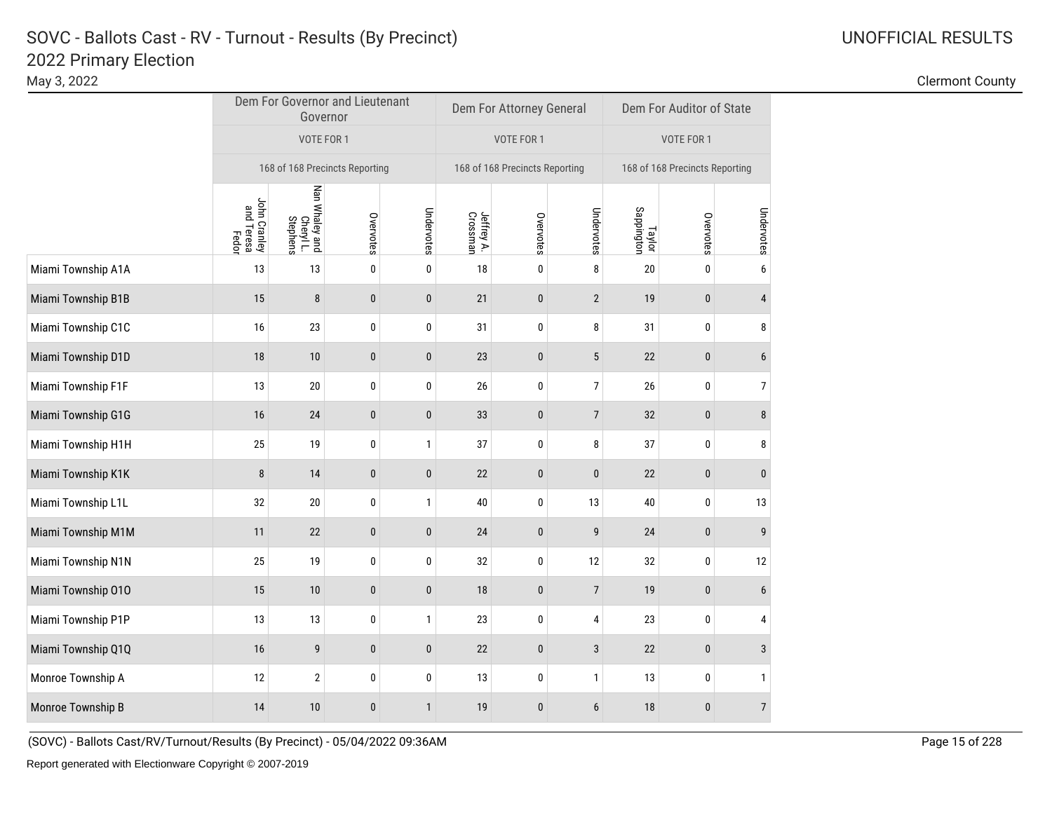# SOVC - Ballots Cast - RV - Turnout - Results (By Precinct)

## 2022 Primary Election

May 3, 2022

UNOFFICIAL RESULTS

Clermont County

| | Dem For Governor and Lieutenant Governor | | | | Dem For Attorney General | | | Dem For Auditor of State | | |
|---|---|---|---|---|---|---|---|---|---|---|
| | VOTE FOR 1 | | | | VOTE FOR 1 | | | VOTE FOR 1 | | |
| | 168 of 168 Precincts Reporting | | | | 168 of 168 Precincts Reporting | | | 168 of 168 Precincts Reporting | | |
| | John Cranley and Teresa Fedor | Nan Whaley and Cheryl L. Stephens | Overvotes | Undervotes | Jeffrey A. Crossman | Overvotes | Undervotes | Taylor Sappington | Overvotes | Undervotes |
| Miami Township A1A | 13 | 13 | 0 | 0 | 18 | 0 | 8 | 20 | 0 | 6 |
| Miami Township B1B | 15 | 8 | 0 | 0 | 21 | 0 | 2 | 19 | 0 | 4 |
| Miami Township C1C | 16 | 23 | 0 | 0 | 31 | 0 | 8 | 31 | 0 | 8 |
| Miami Township D1D | 18 | 10 | 0 | 0 | 23 | 0 | 5 | 22 | 0 | 6 |
| Miami Township F1F | 13 | 20 | 0 | 0 | 26 | 0 | 7 | 26 | 0 | 7 |
| Miami Township G1G | 16 | 24 | 0 | 0 | 33 | 0 | 7 | 32 | 0 | 8 |
| Miami Township H1H | 25 | 19 | 0 | 1 | 37 | 0 | 8 | 37 | 0 | 8 |
| Miami Township K1K | 8 | 14 | 0 | 0 | 22 | 0 | 0 | 22 | 0 | 0 |
| Miami Township L1L | 32 | 20 | 0 | 1 | 40 | 0 | 13 | 40 | 0 | 13 |
| Miami Township M1M | 11 | 22 | 0 | 0 | 24 | 0 | 9 | 24 | 0 | 9 |
| Miami Township N1N | 25 | 19 | 0 | 0 | 32 | 0 | 12 | 32 | 0 | 12 |
| Miami Township O1O | 15 | 10 | 0 | 0 | 18 | 0 | 7 | 19 | 0 | 6 |
| Miami Township P1P | 13 | 13 | 0 | 1 | 23 | 0 | 4 | 23 | 0 | 4 |
| Miami Township Q1Q | 16 | 9 | 0 | 0 | 22 | 0 | 3 | 22 | 0 | 3 |
| Monroe Township A | 12 | 2 | 0 | 0 | 13 | 0 | 1 | 13 | 0 | 1 |
| Monroe Township B | 14 | 10 | 0 | 1 | 19 | 0 | 6 | 18 | 0 | 7 |

(SOVC) - Ballots Cast/RV/Turnout/Results (By Precinct) - 05/04/2022 09:36AM

Report generated with Electionware Copyright © 2007-2019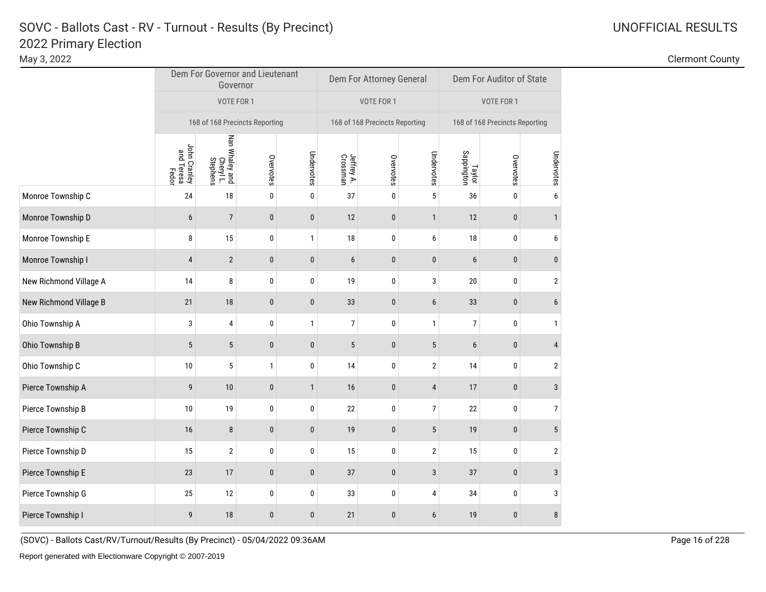# SOVC - Ballots Cast - RV - Turnout - Results (By Precinct)

## 2022 Primary Election

May 3, 2022

UNOFFICIAL RESULTS

Clermont County

| | Dem For Governor and Lieutenant Governor | | | | Dem For Attorney General | | | Dem For Auditor of State | | |
|---|---|---|---|---|---|---|---|---|---|---|
| | VOTE FOR 1 | | | | VOTE FOR 1 | | | VOTE FOR 1 | | |
| | 168 of 168 Precincts Reporting | | | | 168 of 168 Precincts Reporting | | | 168 of 168 Precincts Reporting | | |
| | John Cranley and Teresa Fedor | Nan Whaley and Cheryl L. Stephens | Overvotes | Undervotes | Jeffrey A. Crossman | Overvotes | Undervotes | Taylor Sappington | Overvotes | Undervotes |
| Monroe Township C | 24 | 18 | 0 | 0 | 37 | 0 | 5 | 36 | 0 | 6 |
| Monroe Township D | 6 | 7 | 0 | 0 | 12 | 0 | 1 | 12 | 0 | 1 |
| Monroe Township E | 8 | 15 | 0 | 1 | 18 | 0 | 6 | 18 | 0 | 6 |
| Monroe Township I | 4 | 2 | 0 | 0 | 6 | 0 | 0 | 6 | 0 | 0 |
| New Richmond Village A | 14 | 8 | 0 | 0 | 19 | 0 | 3 | 20 | 0 | 2 |
| New Richmond Village B | 21 | 18 | 0 | 0 | 33 | 0 | 6 | 33 | 0 | 6 |
| Ohio Township A | 3 | 4 | 0 | 1 | 7 | 0 | 1 | 7 | 0 | 1 |
| Ohio Township B | 5 | 5 | 0 | 0 | 5 | 0 | 5 | 6 | 0 | 4 |
| Ohio Township C | 10 | 5 | 1 | 0 | 14 | 0 | 2 | 14 | 0 | 2 |
| Pierce Township A | 9 | 10 | 0 | 1 | 16 | 0 | 4 | 17 | 0 | 3 |
| Pierce Township B | 10 | 19 | 0 | 0 | 22 | 0 | 7 | 22 | 0 | 7 |
| Pierce Township C | 16 | 8 | 0 | 0 | 19 | 0 | 5 | 19 | 0 | 5 |
| Pierce Township D | 15 | 2 | 0 | 0 | 15 | 0 | 2 | 15 | 0 | 2 |
| Pierce Township E | 23 | 17 | 0 | 0 | 37 | 0 | 3 | 37 | 0 | 3 |
| Pierce Township G | 25 | 12 | 0 | 0 | 33 | 0 | 4 | 34 | 0 | 3 |
| Pierce Township I | 9 | 18 | 0 | 0 | 21 | 0 | 6 | 19 | 0 | 8 |

(SOVC) - Ballots Cast/RV/Turnout/Results (By Precinct) - 05/04/2022 09:36AM

Report generated with Electionware Copyright © 2007-2019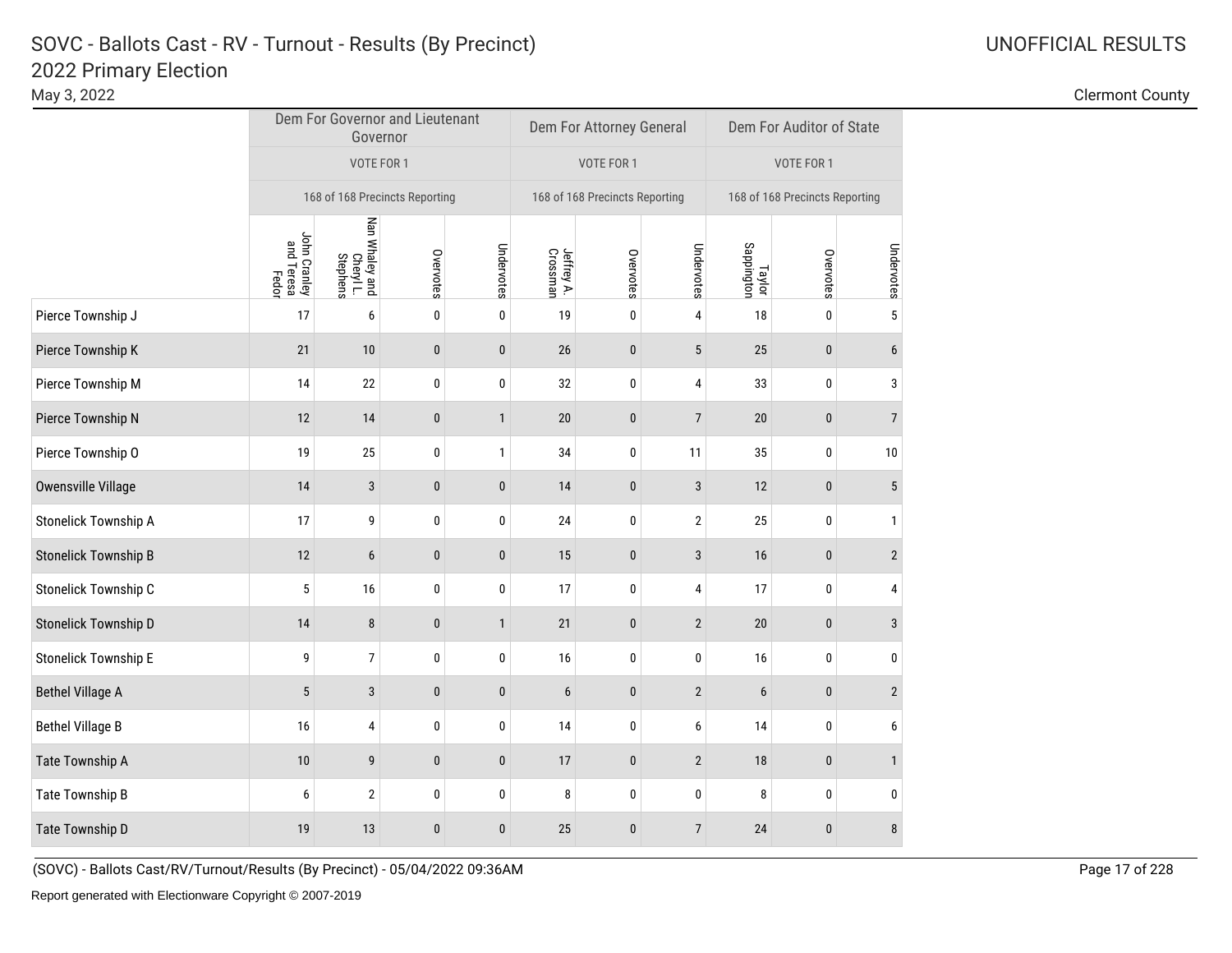# SOVC - Ballots Cast - RV - Turnout - Results (By Precinct)
## 2022 Primary Election

May 3, 2022

UNOFFICIAL RESULTS

Clermont County

| | Dem For Governor and Lieutenant Governor | | | | Dem For Attorney General | | | Dem For Auditor of State | | |
|---|---|---|---|---|---|---|---|---|---|---|
| | VOTE FOR 1 | | | | VOTE FOR 1 | | | VOTE FOR 1 | | |
| | 168 of 168 Precincts Reporting | | | | 168 of 168 Precincts Reporting | | | 168 of 168 Precincts Reporting | | |
| | John Cranley and Teresa Fedor | Nan Whaley and Cheryl L. Stephens | Overvotes | Undervotes | Jeffrey A. Crossman | Overvotes | Undervotes | Taylor Sappington | Overvotes | Undervotes |
| Pierce Township J | 17 | 6 | 0 | 0 | 19 | 0 | 4 | 18 | 0 | 5 |
| Pierce Township K | 21 | 10 | 0 | 0 | 26 | 0 | 5 | 25 | 0 | 6 |
| Pierce Township M | 14 | 22 | 0 | 0 | 32 | 0 | 4 | 33 | 0 | 3 |
| Pierce Township N | 12 | 14 | 0 | 1 | 20 | 0 | 7 | 20 | 0 | 7 |
| Pierce Township O | 19 | 25 | 0 | 1 | 34 | 0 | 11 | 35 | 0 | 10 |
| Owensville Village | 14 | 3 | 0 | 0 | 14 | 0 | 3 | 12 | 0 | 5 |
| Stonelick Township A | 17 | 9 | 0 | 0 | 24 | 0 | 2 | 25 | 0 | 1 |
| Stonelick Township B | 12 | 6 | 0 | 0 | 15 | 0 | 3 | 16 | 0 | 2 |
| Stonelick Township C | 5 | 16 | 0 | 0 | 17 | 0 | 4 | 17 | 0 | 4 |
| Stonelick Township D | 14 | 8 | 0 | 1 | 21 | 0 | 2 | 20 | 0 | 3 |
| Stonelick Township E | 9 | 7 | 0 | 0 | 16 | 0 | 0 | 16 | 0 | 0 |
| Bethel Village A | 5 | 3 | 0 | 0 | 6 | 0 | 2 | 6 | 0 | 2 |
| Bethel Village B | 16 | 4 | 0 | 0 | 14 | 0 | 6 | 14 | 0 | 6 |
| Tate Township A | 10 | 9 | 0 | 0 | 17 | 0 | 2 | 18 | 0 | 1 |
| Tate Township B | 6 | 2 | 0 | 0 | 8 | 0 | 0 | 8 | 0 | 0 |
| Tate Township D | 19 | 13 | 0 | 0 | 25 | 0 | 7 | 24 | 0 | 8 |

(SOVC) - Ballots Cast/RV/Turnout/Results (By Precinct) - 05/04/2022 09:36AM

Report generated with Electionware Copyright © 2007-2019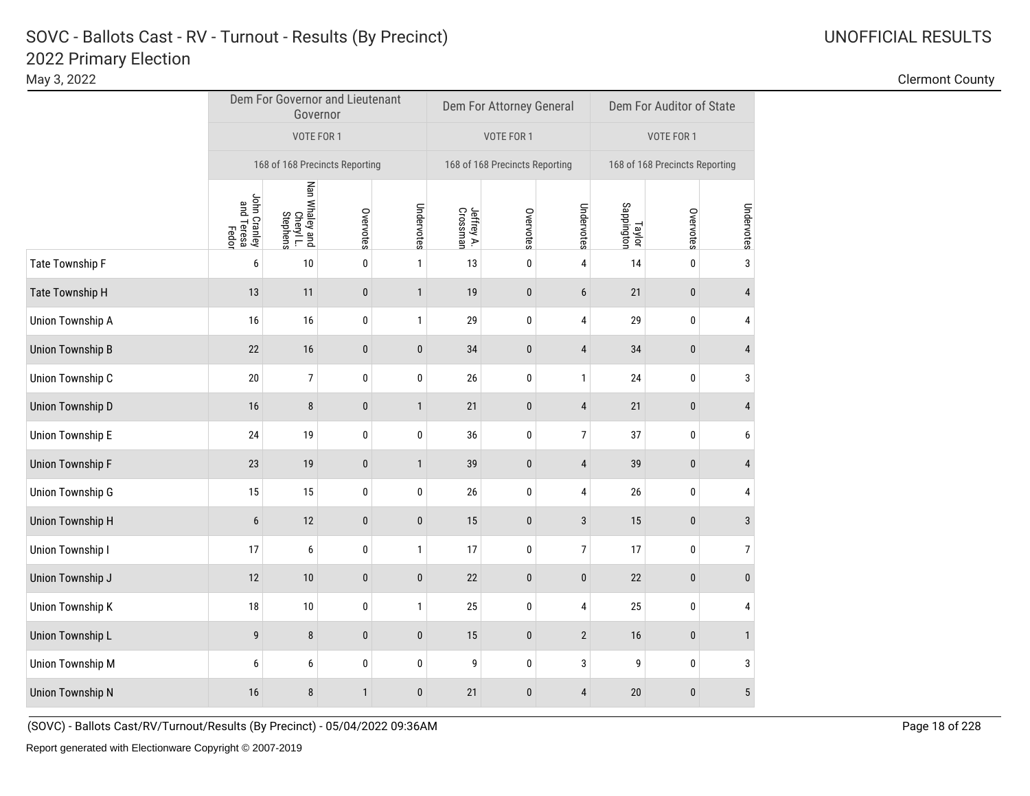# SOVC - Ballots Cast - RV - Turnout - Results (By Precinct)

## 2022 Primary Election

May 3, 2022

UNOFFICIAL RESULTS

Clermont County

| | Dem For Governor and Lieutenant Governor | | | | Dem For Attorney General | | | Dem For Auditor of State | | |
|---|---|---|---|---|---|---|---|---|---|---|
| | VOTE FOR 1 | | | | VOTE FOR 1 | | | VOTE FOR 1 | | |
| | 168 of 168 Precincts Reporting | | | | 168 of 168 Precincts Reporting | | | 168 of 168 Precincts Reporting | | |
| | John Cranley and Teresa Fedor | Nan Whaley and Cheryl L. Stephens | Overvotes | Undervotes | Jeffrey A. Crossman | Overvotes | Undervotes | Taylor Sappington | Overvotes | Undervotes |
| Tate Township F | 6 | 10 | 0 | 1 | 13 | 0 | 4 | 14 | 0 | 3 |
| Tate Township H | 13 | 11 | 0 | 1 | 19 | 0 | 6 | 21 | 0 | 4 |
| Union Township A | 16 | 16 | 0 | 1 | 29 | 0 | 4 | 29 | 0 | 4 |
| Union Township B | 22 | 16 | 0 | 0 | 34 | 0 | 4 | 34 | 0 | 4 |
| Union Township C | 20 | 7 | 0 | 0 | 26 | 0 | 1 | 24 | 0 | 3 |
| Union Township D | 16 | 8 | 0 | 1 | 21 | 0 | 4 | 21 | 0 | 4 |
| Union Township E | 24 | 19 | 0 | 0 | 36 | 0 | 7 | 37 | 0 | 6 |
| Union Township F | 23 | 19 | 0 | 1 | 39 | 0 | 4 | 39 | 0 | 4 |
| Union Township G | 15 | 15 | 0 | 0 | 26 | 0 | 4 | 26 | 0 | 4 |
| Union Township H | 6 | 12 | 0 | 0 | 15 | 0 | 3 | 15 | 0 | 3 |
| Union Township I | 17 | 6 | 0 | 1 | 17 | 0 | 7 | 17 | 0 | 7 |
| Union Township J | 12 | 10 | 0 | 0 | 22 | 0 | 0 | 22 | 0 | 0 |
| Union Township K | 18 | 10 | 0 | 1 | 25 | 0 | 4 | 25 | 0 | 4 |
| Union Township L | 9 | 8 | 0 | 0 | 15 | 0 | 2 | 16 | 0 | 1 |
| Union Township M | 6 | 6 | 0 | 0 | 9 | 0 | 3 | 9 | 0 | 3 |
| Union Township N | 16 | 8 | 1 | 0 | 21 | 0 | 4 | 20 | 0 | 5 |

(SOVC) - Ballots Cast/RV/Turnout/Results (By Precinct) - 05/04/2022 09:36AM

Report generated with Electionware Copyright © 2007-2019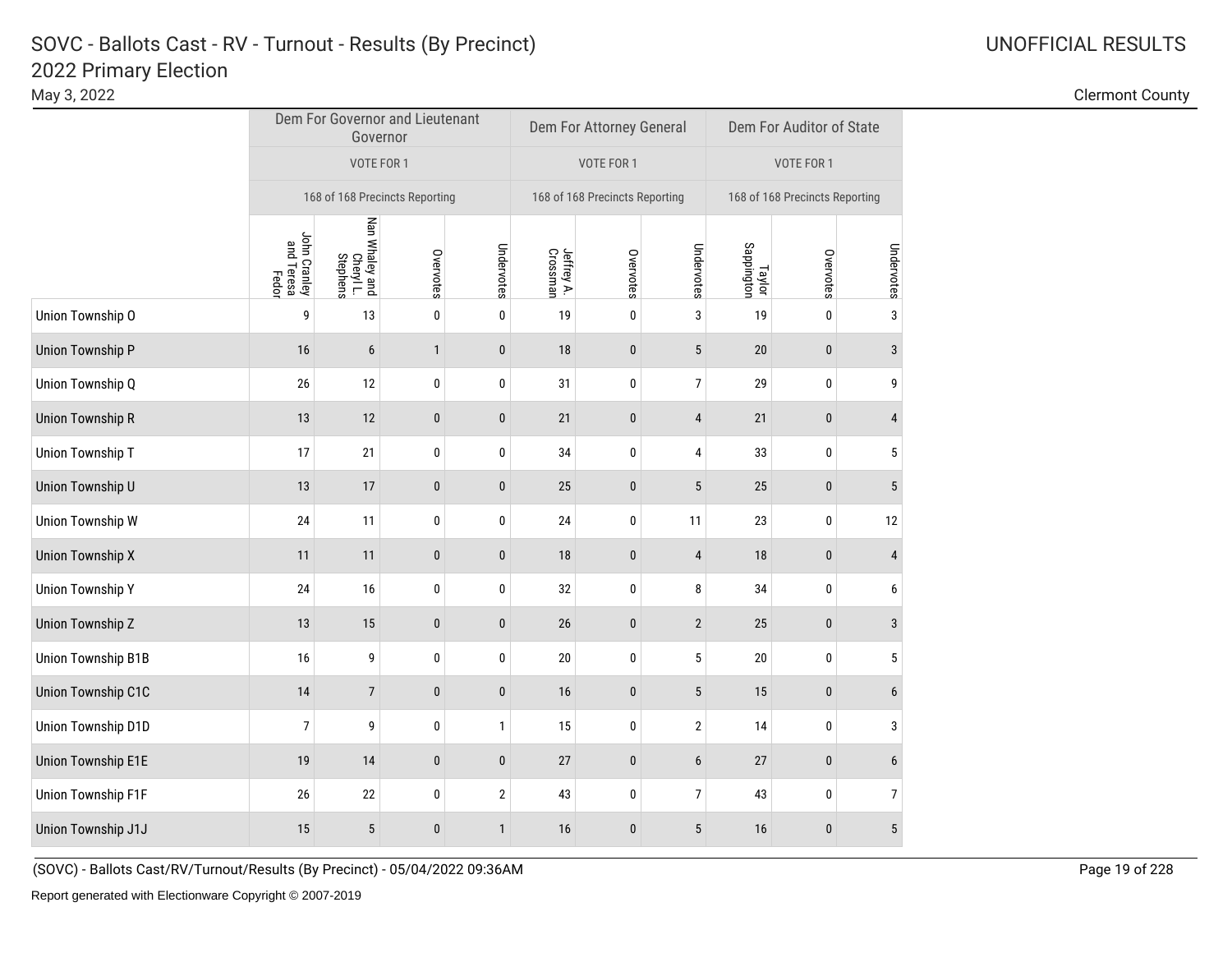# SOVC - Ballots Cast - RV - Turnout - Results (By Precinct)
## 2022 Primary Election

May 3, 2022

UNOFFICIAL RESULTS

Clermont County

| | Dem For Governor and Lieutenant Governor | | | | Dem For Attorney General | | | Dem For Auditor of State | | |
|---|---|---|---|---|---|---|---|---|---|---|
| | VOTE FOR 1 | | | | VOTE FOR 1 | | | VOTE FOR 1 | | |
| | 168 of 168 Precincts Reporting | | | | 168 of 168 Precincts Reporting | | | 168 of 168 Precincts Reporting | | |
| | John Cranley and Teresa Fedor | Nan Whaley and Cheryl L. Stephens | Overvotes | Undervotes | Jeffrey A. Crossman | Overvotes | Undervotes | Taylor Sappington | Overvotes | Undervotes |
| Union Township O | 9 | 13 | 0 | 0 | 19 | 0 | 3 | 19 | 0 | 3 |
| Union Township P | 16 | 6 | 1 | 0 | 18 | 0 | 5 | 20 | 0 | 3 |
| Union Township Q | 26 | 12 | 0 | 0 | 31 | 0 | 7 | 29 | 0 | 9 |
| Union Township R | 13 | 12 | 0 | 0 | 21 | 0 | 4 | 21 | 0 | 4 |
| Union Township T | 17 | 21 | 0 | 0 | 34 | 0 | 4 | 33 | 0 | 5 |
| Union Township U | 13 | 17 | 0 | 0 | 25 | 0 | 5 | 25 | 0 | 5 |
| Union Township W | 24 | 11 | 0 | 0 | 24 | 0 | 11 | 23 | 0 | 12 |
| Union Township X | 11 | 11 | 0 | 0 | 18 | 0 | 4 | 18 | 0 | 4 |
| Union Township Y | 24 | 16 | 0 | 0 | 32 | 0 | 8 | 34 | 0 | 6 |
| Union Township Z | 13 | 15 | 0 | 0 | 26 | 0 | 2 | 25 | 0 | 3 |
| Union Township B1B | 16 | 9 | 0 | 0 | 20 | 0 | 5 | 20 | 0 | 5 |
| Union Township C1C | 14 | 7 | 0 | 0 | 16 | 0 | 5 | 15 | 0 | 6 |
| Union Township D1D | 7 | 9 | 0 | 1 | 15 | 0 | 2 | 14 | 0 | 3 |
| Union Township E1E | 19 | 14 | 0 | 0 | 27 | 0 | 6 | 27 | 0 | 6 |
| Union Township F1F | 26 | 22 | 0 | 2 | 43 | 0 | 7 | 43 | 0 | 7 |
| Union Township J1J | 15 | 5 | 0 | 1 | 16 | 0 | 5 | 16 | 0 | 5 |

(SOVC) - Ballots Cast/RV/Turnout/Results (By Precinct) - 05/04/2022 09:36AM

Report generated with Electionware Copyright © 2007-2019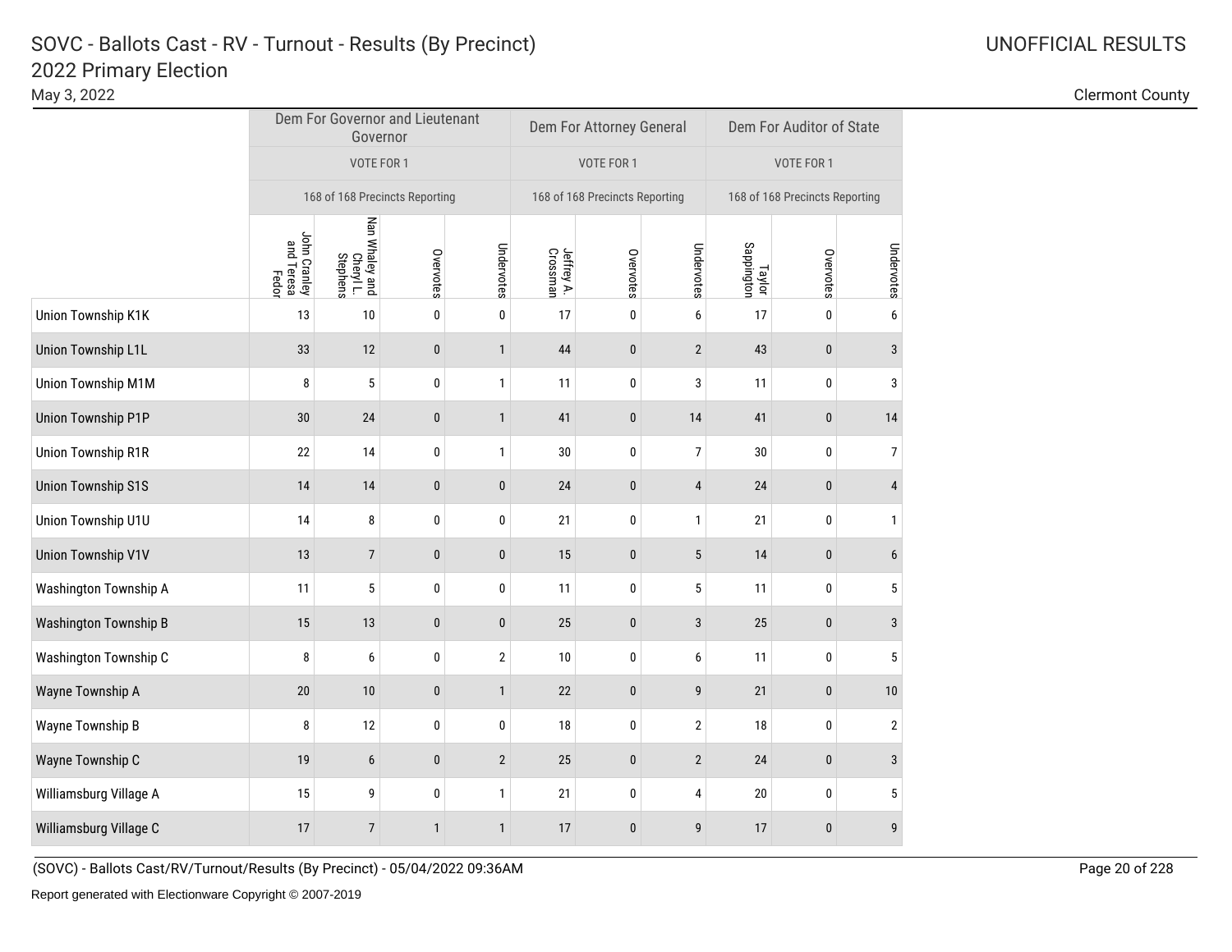# SOVC - Ballots Cast - RV - Turnout - Results (By Precinct)
## 2022 Primary Election

May 3, 2022

UNOFFICIAL RESULTS

Clermont County

| | Dem For Governor and Lieutenant Governor | | | | Dem For Attorney General | | | Dem For Auditor of State | | |
|---|---|---|---|---|---|---|---|---|---|---|
| | VOTE FOR 1 | | | | VOTE FOR 1 | | | VOTE FOR 1 | | |
| | 168 of 168 Precincts Reporting | | | | 168 of 168 Precincts Reporting | | | 168 of 168 Precincts Reporting | | |
| | John Cranley and Teresa Fedor | Nan Whaley and Cheryl L. Stephens | Overvotes | Undervotes | Jeffrey A. Crossman | Overvotes | Undervotes | Taylor Sappington | Overvotes | Undervotes |
| Union Township K1K | 13 | 10 | 0 | 0 | 17 | 0 | 6 | 17 | 0 | 6 |
| Union Township L1L | 33 | 12 | 0 | 1 | 44 | 0 | 2 | 43 | 0 | 3 |
| Union Township M1M | 8 | 5 | 0 | 1 | 11 | 0 | 3 | 11 | 0 | 3 |
| Union Township P1P | 30 | 24 | 0 | 1 | 41 | 0 | 14 | 41 | 0 | 14 |
| Union Township R1R | 22 | 14 | 0 | 1 | 30 | 0 | 7 | 30 | 0 | 7 |
| Union Township S1S | 14 | 14 | 0 | 0 | 24 | 0 | 4 | 24 | 0 | 4 |
| Union Township U1U | 14 | 8 | 0 | 0 | 21 | 0 | 1 | 21 | 0 | 1 |
| Union Township V1V | 13 | 7 | 0 | 0 | 15 | 0 | 5 | 14 | 0 | 6 |
| Washington Township A | 11 | 5 | 0 | 0 | 11 | 0 | 5 | 11 | 0 | 5 |
| Washington Township B | 15 | 13 | 0 | 0 | 25 | 0 | 3 | 25 | 0 | 3 |
| Washington Township C | 8 | 6 | 0 | 2 | 10 | 0 | 6 | 11 | 0 | 5 |
| Wayne Township A | 20 | 10 | 0 | 1 | 22 | 0 | 9 | 21 | 0 | 10 |
| Wayne Township B | 8 | 12 | 0 | 0 | 18 | 0 | 2 | 18 | 0 | 2 |
| Wayne Township C | 19 | 6 | 0 | 2 | 25 | 0 | 2 | 24 | 0 | 3 |
| Williamsburg Village A | 15 | 9 | 0 | 1 | 21 | 0 | 4 | 20 | 0 | 5 |
| Williamsburg Village C | 17 | 7 | 1 | 1 | 17 | 0 | 9 | 17 | 0 | 9 |

(SOVC) - Ballots Cast/RV/Turnout/Results (By Precinct) - 05/04/2022 09:36AM

Report generated with Electionware Copyright © 2007-2019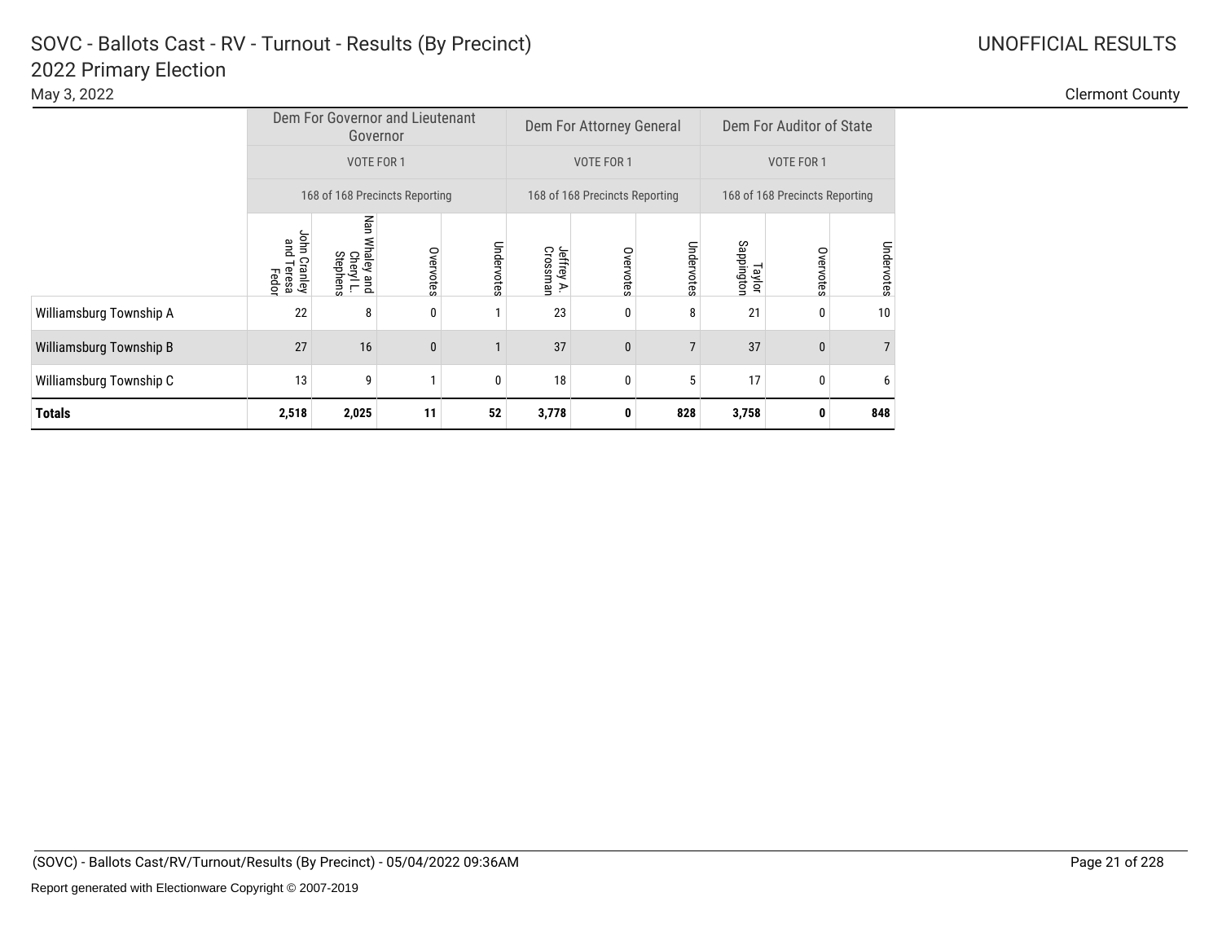# SOVC - Ballots Cast - RV - Turnout - Results (By Precinct)
## 2022 Primary Election

May 3, 2022

UNOFFICIAL RESULTS

Clermont County

| | Dem For Governor and Lieutenant Governor | | | | Dem For Attorney General | | | Dem For Auditor of State | | |
|---|---|---|---|---|---|---|---|---|---|---|
| | VOTE FOR 1 | | | | VOTE FOR 1 | | | VOTE FOR 1 | | |
| | 168 of 168 Precincts Reporting | | | | 168 of 168 Precincts Reporting | | | 168 of 168 Precincts Reporting | | |
| | John Cranley and Teresa Fedor | Nan Whaley and Cheryl L. Stephens | Overvotes | Undervotes | Jeffrey A. Crossman | Overvotes | Undervotes | Taylor Sappington | Overvotes | Undervotes |
| Williamsburg Township A | 22 | 8 | 0 | 1 | 23 | 0 | 8 | 21 | 0 | 10 |
| Williamsburg Township B | 27 | 16 | 0 | 1 | 37 | 0 | 7 | 37 | 0 | 7 |
| Williamsburg Township C | 13 | 9 | 1 | 0 | 18 | 0 | 5 | 17 | 0 | 6 |
| **Totals** | **2,518** | **2,025** | **11** | **52** | **3,778** | **0** | **828** | **3,758** | **0** | **848** |

(SOVC) - Ballots Cast/RV/Turnout/Results (By Precinct) - 05/04/2022 09:36AM

Report generated with Electionware Copyright © 2007-2019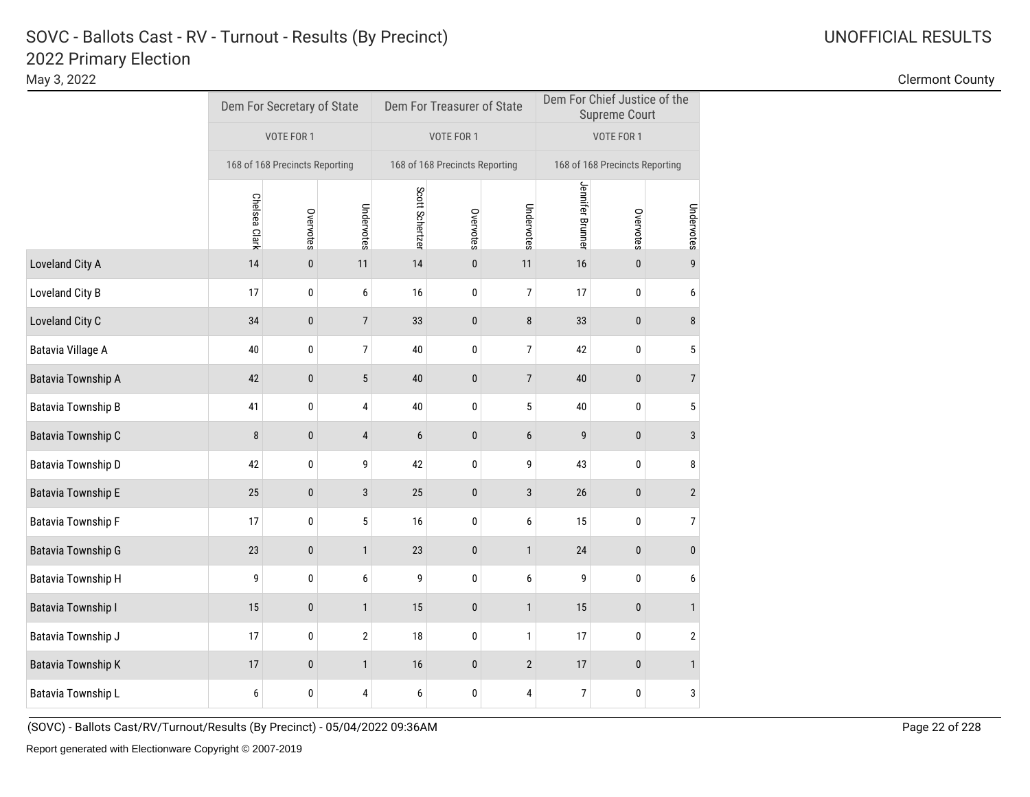# SOVC - Ballots Cast - RV - Turnout - Results (By Precinct)

## 2022 Primary Election

May 3, 2022

UNOFFICIAL RESULTS

Clermont County

| | Dem For Secretary of State | | | Dem For Treasurer of State | | | Dem For Chief Justice of the Supreme Court | | |
|---|---|---|---|---|---|---|---|---|---|
| | VOTE FOR 1 | | | VOTE FOR 1 | | | VOTE FOR 1 | | |
| | 168 of 168 Precincts Reporting | | | 168 of 168 Precincts Reporting | | | 168 of 168 Precincts Reporting | | |
| | Chelsea Clark | Overvotes | Undervotes | Scott Schertzer | Overvotes | Undervotes | Jennifer Brunner | Overvotes | Undervotes |
| Loveland City A | 14 | 0 | 11 | 14 | 0 | 11 | 16 | 0 | 9 |
| Loveland City B | 17 | 0 | 6 | 16 | 0 | 7 | 17 | 0 | 6 |
| Loveland City C | 34 | 0 | 7 | 33 | 0 | 8 | 33 | 0 | 8 |
| Batavia Village A | 40 | 0 | 7 | 40 | 0 | 7 | 42 | 0 | 5 |
| Batavia Township A | 42 | 0 | 5 | 40 | 0 | 7 | 40 | 0 | 7 |
| Batavia Township B | 41 | 0 | 4 | 40 | 0 | 5 | 40 | 0 | 5 |
| Batavia Township C | 8 | 0 | 4 | 6 | 0 | 6 | 9 | 0 | 3 |
| Batavia Township D | 42 | 0 | 9 | 42 | 0 | 9 | 43 | 0 | 8 |
| Batavia Township E | 25 | 0 | 3 | 25 | 0 | 3 | 26 | 0 | 2 |
| Batavia Township F | 17 | 0 | 5 | 16 | 0 | 6 | 15 | 0 | 7 |
| Batavia Township G | 23 | 0 | 1 | 23 | 0 | 1 | 24 | 0 | 0 |
| Batavia Township H | 9 | 0 | 6 | 9 | 0 | 6 | 9 | 0 | 6 |
| Batavia Township I | 15 | 0 | 1 | 15 | 0 | 1 | 15 | 0 | 1 |
| Batavia Township J | 17 | 0 | 2 | 18 | 0 | 1 | 17 | 0 | 2 |
| Batavia Township K | 17 | 0 | 1 | 16 | 0 | 2 | 17 | 0 | 1 |
| Batavia Township L | 6 | 0 | 4 | 6 | 0 | 4 | 7 | 0 | 3 |

(SOVC) - Ballots Cast/RV/Turnout/Results (By Precinct) - 05/04/2022 09:36AM

Report generated with Electionware Copyright © 2007-2019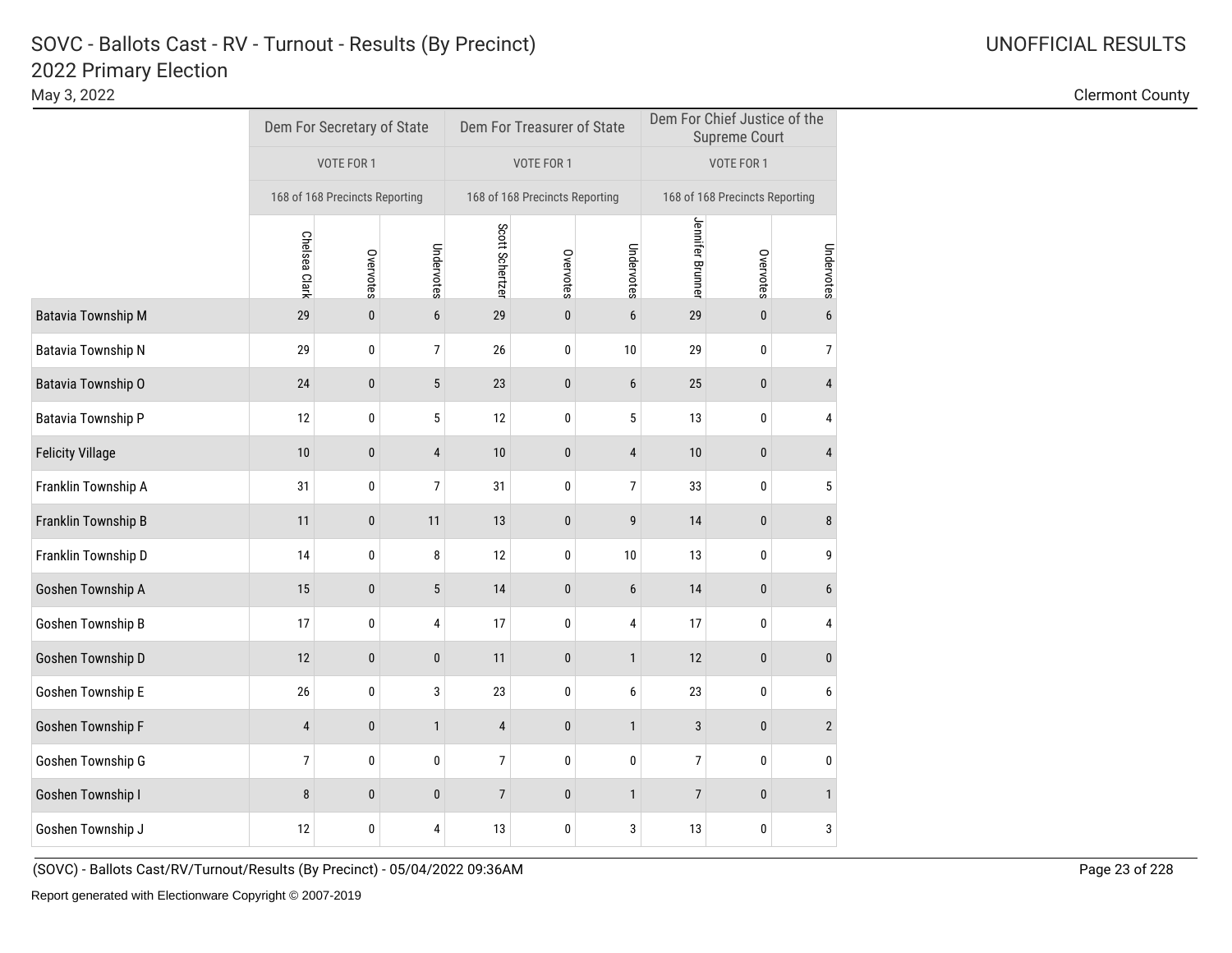# SOVC - Ballots Cast - RV - Turnout - Results (By Precinct)

## 2022 Primary Election

May 3, 2022

UNOFFICIAL RESULTS

Clermont County

| | Dem For Secretary of State | | | Dem For Treasurer of State | | | Dem For Chief Justice of the Supreme Court | | |
|---|---|---|---|---|---|---|---|---|---|
| | VOTE FOR 1 | | | VOTE FOR 1 | | | VOTE FOR 1 | | |
| | 168 of 168 Precincts Reporting | | | 168 of 168 Precincts Reporting | | | 168 of 168 Precincts Reporting | | |
| | Chelsea Clark | Overvotes | Undervotes | Scott Schertzer | Overvotes | Undervotes | Jennifer Brunner | Overvotes | Undervotes |
| Batavia Township M | 29 | 0 | 6 | 29 | 0 | 6 | 29 | 0 | 6 |
| Batavia Township N | 29 | 0 | 7 | 26 | 0 | 10 | 29 | 0 | 7 |
| Batavia Township O | 24 | 0 | 5 | 23 | 0 | 6 | 25 | 0 | 4 |
| Batavia Township P | 12 | 0 | 5 | 12 | 0 | 5 | 13 | 0 | 4 |
| Felicity Village | 10 | 0 | 4 | 10 | 0 | 4 | 10 | 0 | 4 |
| Franklin Township A | 31 | 0 | 7 | 31 | 0 | 7 | 33 | 0 | 5 |
| Franklin Township B | 11 | 0 | 11 | 13 | 0 | 9 | 14 | 0 | 8 |
| Franklin Township D | 14 | 0 | 8 | 12 | 0 | 10 | 13 | 0 | 9 |
| Goshen Township A | 15 | 0 | 5 | 14 | 0 | 6 | 14 | 0 | 6 |
| Goshen Township B | 17 | 0 | 4 | 17 | 0 | 4 | 17 | 0 | 4 |
| Goshen Township D | 12 | 0 | 0 | 11 | 0 | 1 | 12 | 0 | 0 |
| Goshen Township E | 26 | 0 | 3 | 23 | 0 | 6 | 23 | 0 | 6 |
| Goshen Township F | 4 | 0 | 1 | 4 | 0 | 1 | 3 | 0 | 2 |
| Goshen Township G | 7 | 0 | 0 | 7 | 0 | 0 | 7 | 0 | 0 |
| Goshen Township I | 8 | 0 | 0 | 7 | 0 | 1 | 7 | 0 | 1 |
| Goshen Township J | 12 | 0 | 4 | 13 | 0 | 3 | 13 | 0 | 3 |

(SOVC) - Ballots Cast/RV/Turnout/Results (By Precinct) - 05/04/2022 09:36AM

Report generated with Electionware Copyright © 2007-2019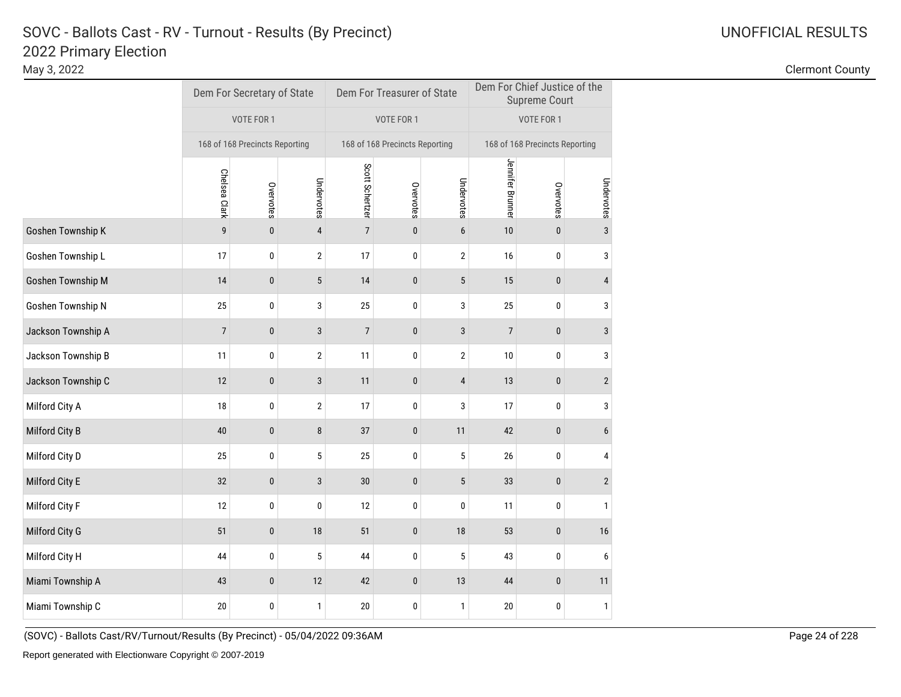# SOVC - Ballots Cast - RV - Turnout - Results (By Precinct)

## 2022 Primary Election

May 3, 2022

UNOFFICIAL RESULTS

Clermont County

| | Dem For Secretary of State | | | Dem For Treasurer of State | | | Dem For Chief Justice of the Supreme Court | | |
|---|---|---|---|---|---|---|---|---|---|
| | VOTE FOR 1 | | | VOTE FOR 1 | | | VOTE FOR 1 | | |
| | 168 of 168 Precincts Reporting | | | 168 of 168 Precincts Reporting | | | 168 of 168 Precincts Reporting | | |
| | Chelsea Clark | Overvotes | Undervotes | Scott Schertzer | Overvotes | Undervotes | Jennifer Brunner | Overvotes | Undervotes |
| Goshen Township K | 9 | 0 | 4 | 7 | 0 | 6 | 10 | 0 | 3 |
| Goshen Township L | 17 | 0 | 2 | 17 | 0 | 2 | 16 | 0 | 3 |
| Goshen Township M | 14 | 0 | 5 | 14 | 0 | 5 | 15 | 0 | 4 |
| Goshen Township N | 25 | 0 | 3 | 25 | 0 | 3 | 25 | 0 | 3 |
| Jackson Township A | 7 | 0 | 3 | 7 | 0 | 3 | 7 | 0 | 3 |
| Jackson Township B | 11 | 0 | 2 | 11 | 0 | 2 | 10 | 0 | 3 |
| Jackson Township C | 12 | 0 | 3 | 11 | 0 | 4 | 13 | 0 | 2 |
| Milford City A | 18 | 0 | 2 | 17 | 0 | 3 | 17 | 0 | 3 |
| Milford City B | 40 | 0 | 8 | 37 | 0 | 11 | 42 | 0 | 6 |
| Milford City D | 25 | 0 | 5 | 25 | 0 | 5 | 26 | 0 | 4 |
| Milford City E | 32 | 0 | 3 | 30 | 0 | 5 | 33 | 0 | 2 |
| Milford City F | 12 | 0 | 0 | 12 | 0 | 0 | 11 | 0 | 1 |
| Milford City G | 51 | 0 | 18 | 51 | 0 | 18 | 53 | 0 | 16 |
| Milford City H | 44 | 0 | 5 | 44 | 0 | 5 | 43 | 0 | 6 |
| Miami Township A | 43 | 0 | 12 | 42 | 0 | 13 | 44 | 0 | 11 |
| Miami Township C | 20 | 0 | 1 | 20 | 0 | 1 | 20 | 0 | 1 |

(SOVC) - Ballots Cast/RV/Turnout/Results (By Precinct) - 05/04/2022 09:36AM

Report generated with Electionware Copyright © 2007-2019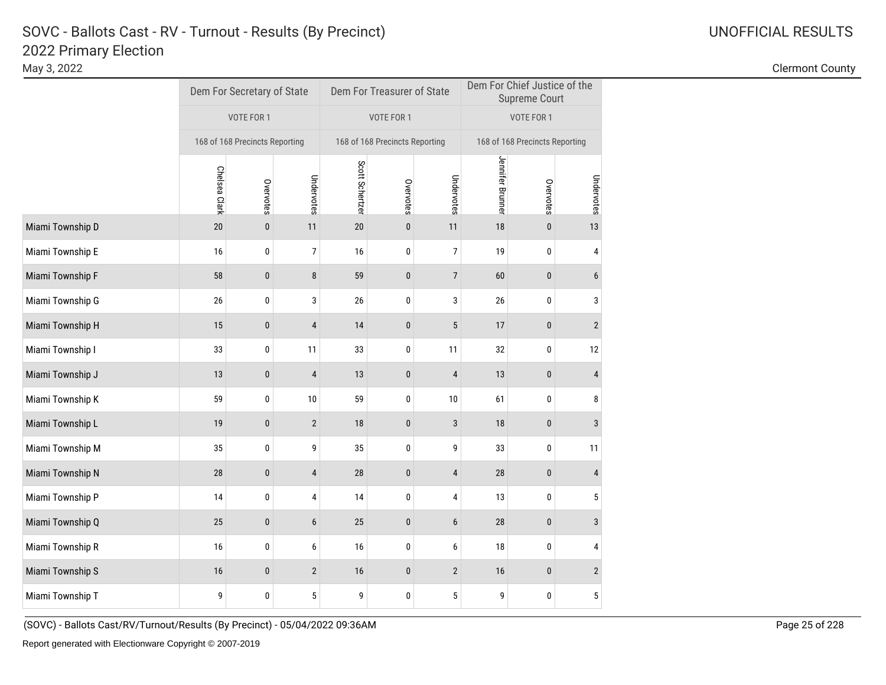# SOVC - Ballots Cast - RV - Turnout - Results (By Precinct)
## 2022 Primary Election

May 3, 2022

UNOFFICIAL RESULTS

Clermont County

| | Dem For Secretary of State | | | Dem For Treasurer of State | | | Dem For Chief Justice of the Supreme Court | | |
|---|---|---|---|---|---|---|---|---|---|
| | VOTE FOR 1 | | | VOTE FOR 1 | | | VOTE FOR 1 | | |
| | 168 of 168 Precincts Reporting | | | 168 of 168 Precincts Reporting | | | 168 of 168 Precincts Reporting | | |
| | Chelsea Clark | Overvotes | Undervotes | Scott Schertzer | Overvotes | Undervotes | Jennifer Brunner | Overvotes | Undervotes |
| Miami Township D | 20 | 0 | 11 | 20 | 0 | 11 | 18 | 0 | 13 |
| Miami Township E | 16 | 0 | 7 | 16 | 0 | 7 | 19 | 0 | 4 |
| Miami Township F | 58 | 0 | 8 | 59 | 0 | 7 | 60 | 0 | 6 |
| Miami Township G | 26 | 0 | 3 | 26 | 0 | 3 | 26 | 0 | 3 |
| Miami Township H | 15 | 0 | 4 | 14 | 0 | 5 | 17 | 0 | 2 |
| Miami Township I | 33 | 0 | 11 | 33 | 0 | 11 | 32 | 0 | 12 |
| Miami Township J | 13 | 0 | 4 | 13 | 0 | 4 | 13 | 0 | 4 |
| Miami Township K | 59 | 0 | 10 | 59 | 0 | 10 | 61 | 0 | 8 |
| Miami Township L | 19 | 0 | 2 | 18 | 0 | 3 | 18 | 0 | 3 |
| Miami Township M | 35 | 0 | 9 | 35 | 0 | 9 | 33 | 0 | 11 |
| Miami Township N | 28 | 0 | 4 | 28 | 0 | 4 | 28 | 0 | 4 |
| Miami Township P | 14 | 0 | 4 | 14 | 0 | 4 | 13 | 0 | 5 |
| Miami Township Q | 25 | 0 | 6 | 25 | 0 | 6 | 28 | 0 | 3 |
| Miami Township R | 16 | 0 | 6 | 16 | 0 | 6 | 18 | 0 | 4 |
| Miami Township S | 16 | 0 | 2 | 16 | 0 | 2 | 16 | 0 | 2 |
| Miami Township T | 9 | 0 | 5 | 9 | 0 | 5 | 9 | 0 | 5 |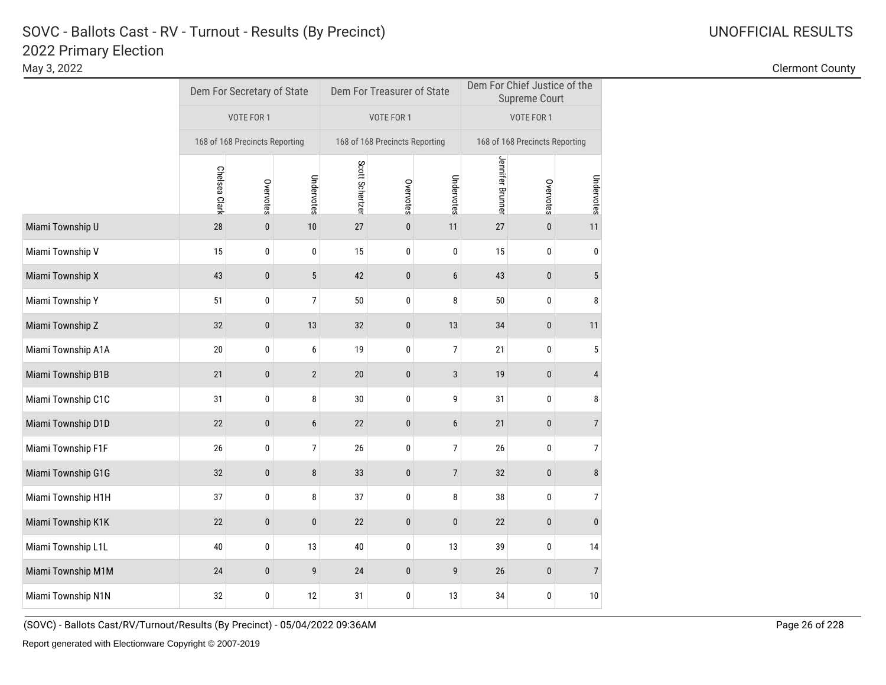# SOVC - Ballots Cast - RV - Turnout - Results (By Precinct)

## 2022 Primary Election

May 3, 2022

UNOFFICIAL RESULTS

Clermont County

| | Dem For Secretary of State | | | Dem For Treasurer of State | | | Dem For Chief Justice of the Supreme Court | | |
|---|---|---|---|---|---|---|---|---|---|
| | VOTE FOR 1 | | | VOTE FOR 1 | | | VOTE FOR 1 | | |
| | 168 of 168 Precincts Reporting | | | 168 of 168 Precincts Reporting | | | 168 of 168 Precincts Reporting | | |
| | Chelsea Clark | Overvotes | Undervotes | Scott Schertzer | Overvotes | Undervotes | Jennifer Brunner | Overvotes | Undervotes |
| Miami Township U | 28 | 0 | 10 | 27 | 0 | 11 | 27 | 0 | 11 |
| Miami Township V | 15 | 0 | 0 | 15 | 0 | 0 | 15 | 0 | 0 |
| Miami Township X | 43 | 0 | 5 | 42 | 0 | 6 | 43 | 0 | 5 |
| Miami Township Y | 51 | 0 | 7 | 50 | 0 | 8 | 50 | 0 | 8 |
| Miami Township Z | 32 | 0 | 13 | 32 | 0 | 13 | 34 | 0 | 11 |
| Miami Township A1A | 20 | 0 | 6 | 19 | 0 | 7 | 21 | 0 | 5 |
| Miami Township B1B | 21 | 0 | 2 | 20 | 0 | 3 | 19 | 0 | 4 |
| Miami Township C1C | 31 | 0 | 8 | 30 | 0 | 9 | 31 | 0 | 8 |
| Miami Township D1D | 22 | 0 | 6 | 22 | 0 | 6 | 21 | 0 | 7 |
| Miami Township F1F | 26 | 0 | 7 | 26 | 0 | 7 | 26 | 0 | 7 |
| Miami Township G1G | 32 | 0 | 8 | 33 | 0 | 7 | 32 | 0 | 8 |
| Miami Township H1H | 37 | 0 | 8 | 37 | 0 | 8 | 38 | 0 | 7 |
| Miami Township K1K | 22 | 0 | 0 | 22 | 0 | 0 | 22 | 0 | 0 |
| Miami Township L1L | 40 | 0 | 13 | 40 | 0 | 13 | 39 | 0 | 14 |
| Miami Township M1M | 24 | 0 | 9 | 24 | 0 | 9 | 26 | 0 | 7 |
| Miami Township N1N | 32 | 0 | 12 | 31 | 0 | 13 | 34 | 0 | 10 |

(SOVC) - Ballots Cast/RV/Turnout/Results (By Precinct) - 05/04/2022 09:36AM

Report generated with Electionware Copyright © 2007-2019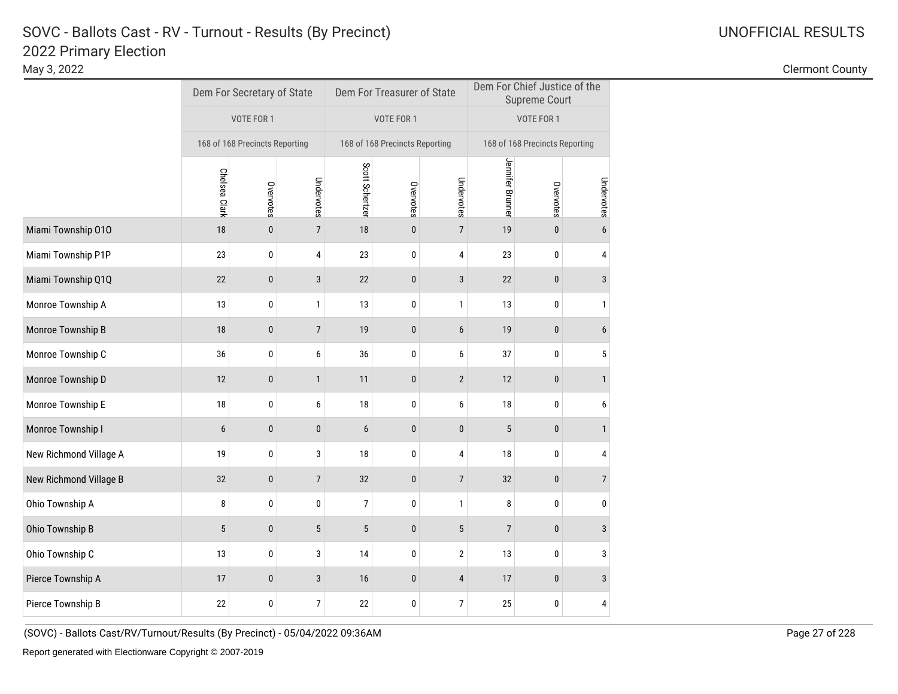# SOVC - Ballots Cast - RV - Turnout - Results (By Precinct)

## 2022 Primary Election

May 3, 2022

UNOFFICIAL RESULTS

Clermont County

| | Dem For Secretary of State | | | Dem For Treasurer of State | | | Dem For Chief Justice of the Supreme Court | | |
|---|---|---|---|---|---|---|---|---|---|
| | VOTE FOR 1 | | | VOTE FOR 1 | | | VOTE FOR 1 | | |
| | 168 of 168 Precincts Reporting | | | 168 of 168 Precincts Reporting | | | 168 of 168 Precincts Reporting | | |
| | Chelsea Clark | Overvotes | Undervotes | Scott Schertzer | Overvotes | Undervotes | Jennifer Brunner | Overvotes | Undervotes |
| Miami Township O1O | 18 | 0 | 7 | 18 | 0 | 7 | 19 | 0 | 6 |
| Miami Township P1P | 23 | 0 | 4 | 23 | 0 | 4 | 23 | 0 | 4 |
| Miami Township Q1Q | 22 | 0 | 3 | 22 | 0 | 3 | 22 | 0 | 3 |
| Monroe Township A | 13 | 0 | 1 | 13 | 0 | 1 | 13 | 0 | 1 |
| Monroe Township B | 18 | 0 | 7 | 19 | 0 | 6 | 19 | 0 | 6 |
| Monroe Township C | 36 | 0 | 6 | 36 | 0 | 6 | 37 | 0 | 5 |
| Monroe Township D | 12 | 0 | 1 | 11 | 0 | 2 | 12 | 0 | 1 |
| Monroe Township E | 18 | 0 | 6 | 18 | 0 | 6 | 18 | 0 | 6 |
| Monroe Township I | 6 | 0 | 0 | 6 | 0 | 0 | 5 | 0 | 1 |
| New Richmond Village A | 19 | 0 | 3 | 18 | 0 | 4 | 18 | 0 | 4 |
| New Richmond Village B | 32 | 0 | 7 | 32 | 0 | 7 | 32 | 0 | 7 |
| Ohio Township A | 8 | 0 | 0 | 7 | 0 | 1 | 8 | 0 | 0 |
| Ohio Township B | 5 | 0 | 5 | 5 | 0 | 5 | 7 | 0 | 3 |
| Ohio Township C | 13 | 0 | 3 | 14 | 0 | 2 | 13 | 0 | 3 |
| Pierce Township A | 17 | 0 | 3 | 16 | 0 | 4 | 17 | 0 | 3 |
| Pierce Township B | 22 | 0 | 7 | 22 | 0 | 7 | 25 | 0 | 4 |

(SOVC) - Ballots Cast/RV/Turnout/Results (By Precinct) - 05/04/2022 09:36AM

Report generated with Electionware Copyright © 2007-2019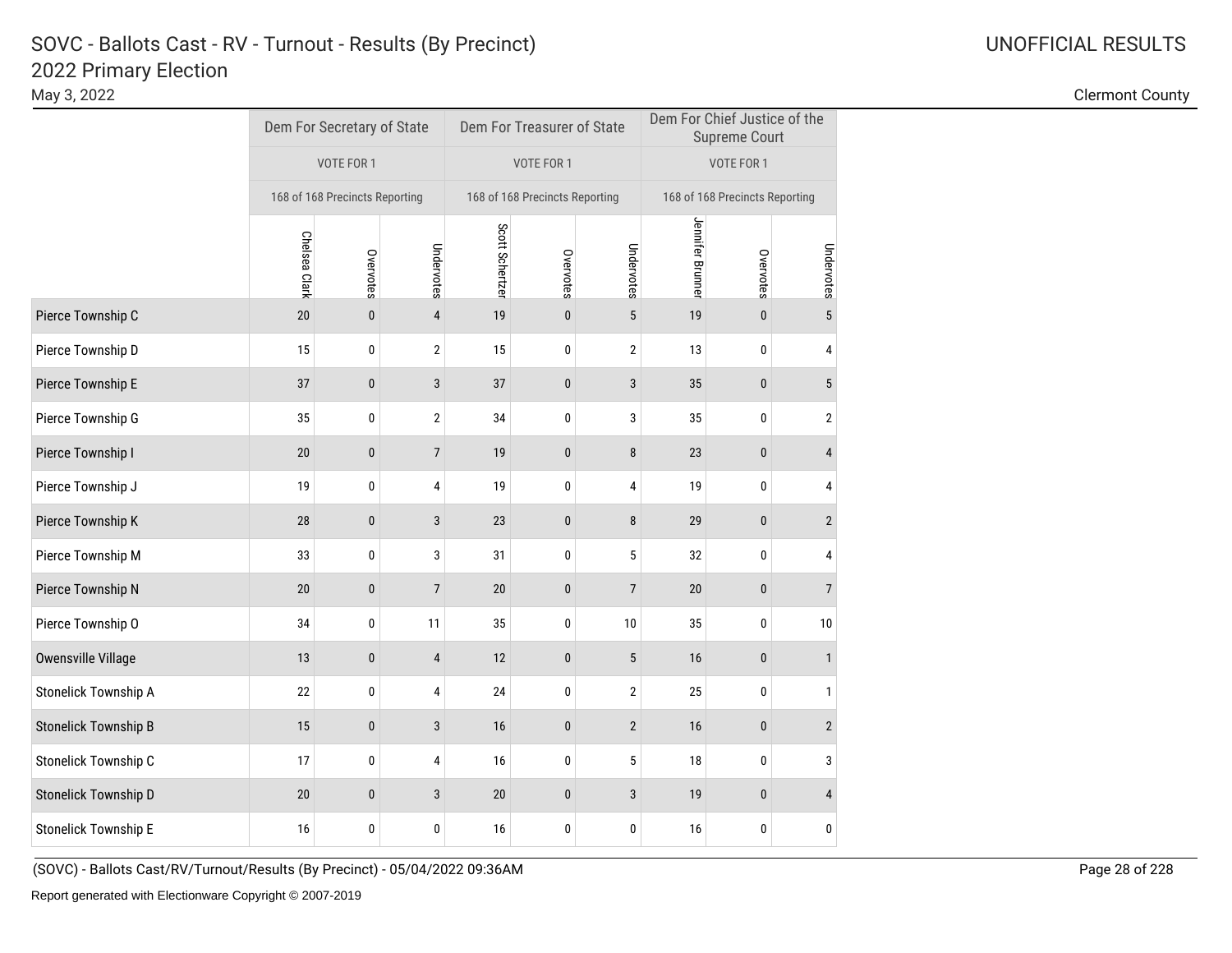# SOVC - Ballots Cast - RV - Turnout - Results (By Precinct)

## 2022 Primary Election

May 3, 2022

UNOFFICIAL RESULTS

Clermont County

| | Dem For Secretary of State | | | Dem For Treasurer of State | | | Dem For Chief Justice of the Supreme Court | | |
|---|---|---|---|---|---|---|---|---|---|
| | VOTE FOR 1 | | | VOTE FOR 1 | | | VOTE FOR 1 | | |
| | 168 of 168 Precincts Reporting | | | 168 of 168 Precincts Reporting | | | 168 of 168 Precincts Reporting | | |
| | Chelsea Clark | Overvotes | Undervotes | Scott Schertzer | Overvotes | Undervotes | Jennifer Brunner | Overvotes | Undervotes |
| Pierce Township C | 20 | 0 | 4 | 19 | 0 | 5 | 19 | 0 | 5 |
| Pierce Township D | 15 | 0 | 2 | 15 | 0 | 2 | 13 | 0 | 4 |
| Pierce Township E | 37 | 0 | 3 | 37 | 0 | 3 | 35 | 0 | 5 |
| Pierce Township G | 35 | 0 | 2 | 34 | 0 | 3 | 35 | 0 | 2 |
| Pierce Township I | 20 | 0 | 7 | 19 | 0 | 8 | 23 | 0 | 4 |
| Pierce Township J | 19 | 0 | 4 | 19 | 0 | 4 | 19 | 0 | 4 |
| Pierce Township K | 28 | 0 | 3 | 23 | 0 | 8 | 29 | 0 | 2 |
| Pierce Township M | 33 | 0 | 3 | 31 | 0 | 5 | 32 | 0 | 4 |
| Pierce Township N | 20 | 0 | 7 | 20 | 0 | 7 | 20 | 0 | 7 |
| Pierce Township O | 34 | 0 | 11 | 35 | 0 | 10 | 35 | 0 | 10 |
| Owensville Village | 13 | 0 | 4 | 12 | 0 | 5 | 16 | 0 | 1 |
| Stonelick Township A | 22 | 0 | 4 | 24 | 0 | 2 | 25 | 0 | 1 |
| Stonelick Township B | 15 | 0 | 3 | 16 | 0 | 2 | 16 | 0 | 2 |
| Stonelick Township C | 17 | 0 | 4 | 16 | 0 | 5 | 18 | 0 | 3 |
| Stonelick Township D | 20 | 0 | 3 | 20 | 0 | 3 | 19 | 0 | 4 |
| Stonelick Township E | 16 | 0 | 0 | 16 | 0 | 0 | 16 | 0 | 0 |

(SOVC) - Ballots Cast/RV/Turnout/Results (By Precinct) - 05/04/2022 09:36AM

Report generated with Electionware Copyright © 2007-2019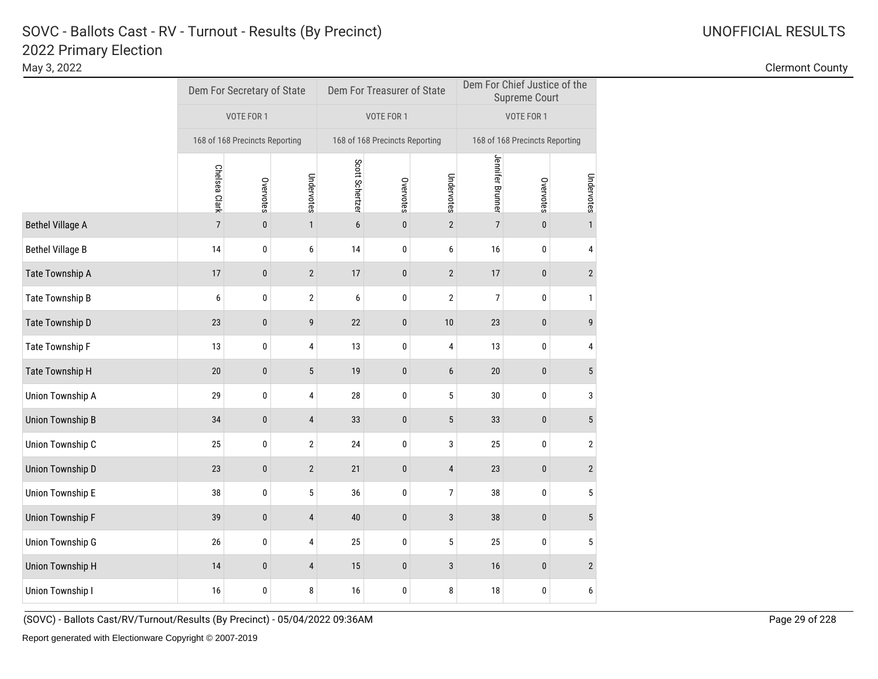# SOVC - Ballots Cast - RV - Turnout - Results (By Precinct)

## 2022 Primary Election

May 3, 2022

UNOFFICIAL RESULTS

Clermont County

| | Dem For Secretary of State | | | Dem For Treasurer of State | | | Dem For Chief Justice of the Supreme Court | | |
|---|---|---|---|---|---|---|---|---|---|
| | VOTE FOR 1 | | | VOTE FOR 1 | | | VOTE FOR 1 | | |
| | 168 of 168 Precincts Reporting | | | 168 of 168 Precincts Reporting | | | 168 of 168 Precincts Reporting | | |
| | Chelsea Clark | Overvotes | Undervotes | Scott Schertzer | Overvotes | Undervotes | Jennifer Brunner | Overvotes | Undervotes |
| Bethel Village A | 7 | 0 | 1 | 6 | 0 | 2 | 7 | 0 | 1 |
| Bethel Village B | 14 | 0 | 6 | 14 | 0 | 6 | 16 | 0 | 4 |
| Tate Township A | 17 | 0 | 2 | 17 | 0 | 2 | 17 | 0 | 2 |
| Tate Township B | 6 | 0 | 2 | 6 | 0 | 2 | 7 | 0 | 1 |
| Tate Township D | 23 | 0 | 9 | 22 | 0 | 10 | 23 | 0 | 9 |
| Tate Township F | 13 | 0 | 4 | 13 | 0 | 4 | 13 | 0 | 4 |
| Tate Township H | 20 | 0 | 5 | 19 | 0 | 6 | 20 | 0 | 5 |
| Union Township A | 29 | 0 | 4 | 28 | 0 | 5 | 30 | 0 | 3 |
| Union Township B | 34 | 0 | 4 | 33 | 0 | 5 | 33 | 0 | 5 |
| Union Township C | 25 | 0 | 2 | 24 | 0 | 3 | 25 | 0 | 2 |
| Union Township D | 23 | 0 | 2 | 21 | 0 | 4 | 23 | 0 | 2 |
| Union Township E | 38 | 0 | 5 | 36 | 0 | 7 | 38 | 0 | 5 |
| Union Township F | 39 | 0 | 4 | 40 | 0 | 3 | 38 | 0 | 5 |
| Union Township G | 26 | 0 | 4 | 25 | 0 | 5 | 25 | 0 | 5 |
| Union Township H | 14 | 0 | 4 | 15 | 0 | 3 | 16 | 0 | 2 |
| Union Township I | 16 | 0 | 8 | 16 | 0 | 8 | 18 | 0 | 6 |

(SOVC) - Ballots Cast/RV/Turnout/Results (By Precinct) - 05/04/2022 09:36AM

Report generated with Electionware Copyright © 2007-2019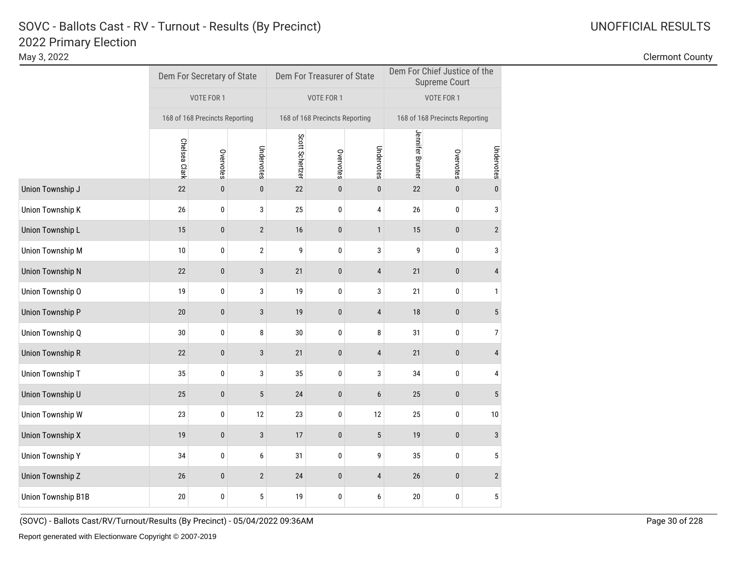# SOVC - Ballots Cast - RV - Turnout - Results (By Precinct)
## 2022 Primary Election

May 3, 2022

UNOFFICIAL RESULTS

Clermont County

| | Dem For Secretary of State | | | Dem For Treasurer of State | | | Dem For Chief Justice of the Supreme Court | | |
|---|---|---|---|---|---|---|---|---|---|
| | VOTE FOR 1 | | | VOTE FOR 1 | | | VOTE FOR 1 | | |
| | 168 of 168 Precincts Reporting | | | 168 of 168 Precincts Reporting | | | 168 of 168 Precincts Reporting | | |
| | Chelsea Clark | Overvotes | Undervotes | Scott Schertzer | Overvotes | Undervotes | Jennifer Brunner | Overvotes | Undervotes |
| Union Township J | 22 | 0 | 0 | 22 | 0 | 0 | 22 | 0 | 0 |
| Union Township K | 26 | 0 | 3 | 25 | 0 | 4 | 26 | 0 | 3 |
| Union Township L | 15 | 0 | 2 | 16 | 0 | 1 | 15 | 0 | 2 |
| Union Township M | 10 | 0 | 2 | 9 | 0 | 3 | 9 | 0 | 3 |
| Union Township N | 22 | 0 | 3 | 21 | 0 | 4 | 21 | 0 | 4 |
| Union Township O | 19 | 0 | 3 | 19 | 0 | 3 | 21 | 0 | 1 |
| Union Township P | 20 | 0 | 3 | 19 | 0 | 4 | 18 | 0 | 5 |
| Union Township Q | 30 | 0 | 8 | 30 | 0 | 8 | 31 | 0 | 7 |
| Union Township R | 22 | 0 | 3 | 21 | 0 | 4 | 21 | 0 | 4 |
| Union Township T | 35 | 0 | 3 | 35 | 0 | 3 | 34 | 0 | 4 |
| Union Township U | 25 | 0 | 5 | 24 | 0 | 6 | 25 | 0 | 5 |
| Union Township W | 23 | 0 | 12 | 23 | 0 | 12 | 25 | 0 | 10 |
| Union Township X | 19 | 0 | 3 | 17 | 0 | 5 | 19 | 0 | 3 |
| Union Township Y | 34 | 0 | 6 | 31 | 0 | 9 | 35 | 0 | 5 |
| Union Township Z | 26 | 0 | 2 | 24 | 0 | 4 | 26 | 0 | 2 |
| Union Township B1B | 20 | 0 | 5 | 19 | 0 | 6 | 20 | 0 | 5 |

(SOVC) - Ballots Cast/RV/Turnout/Results (By Precinct) - 05/04/2022 09:36AM

Report generated with Electionware Copyright © 2007-2019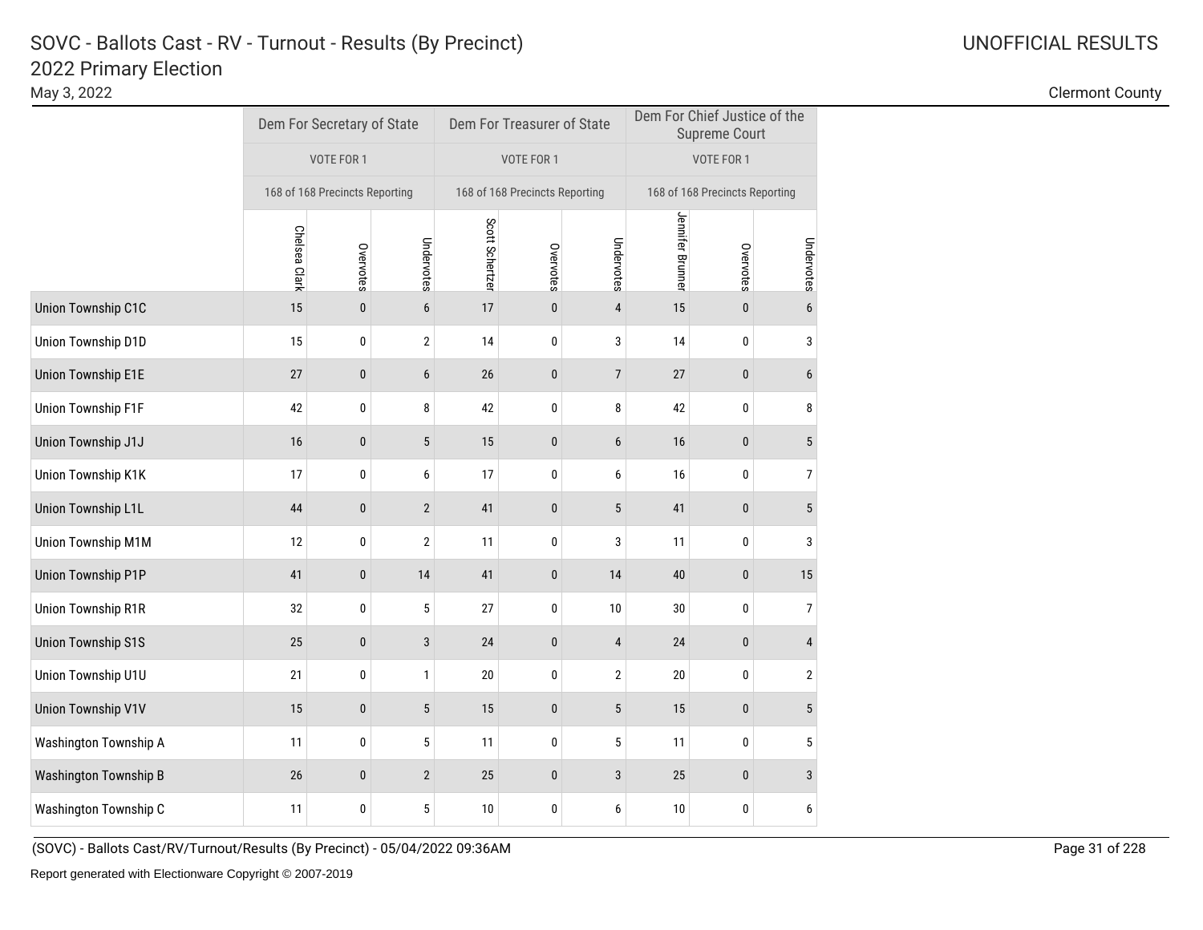# SOVC - Ballots Cast - RV - Turnout - Results (By Precinct)

## 2022 Primary Election

May 3, 2022

UNOFFICIAL RESULTS

Clermont County

| | Dem For Secretary of State | | | Dem For Treasurer of State | | | Dem For Chief Justice of the Supreme Court | | |
|---|---|---|---|---|---|---|---|---|---|
| | VOTE FOR 1 | | | VOTE FOR 1 | | | VOTE FOR 1 | | |
| | 168 of 168 Precincts Reporting | | | 168 of 168 Precincts Reporting | | | 168 of 168 Precincts Reporting | | |
| | Chelsea Clark | Overvotes | Undervotes | Scott Schertzer | Overvotes | Undervotes | Jennifer Brunner | Overvotes | Undervotes |
| Union Township C1C | 15 | 0 | 6 | 17 | 0 | 4 | 15 | 0 | 6 |
| Union Township D1D | 15 | 0 | 2 | 14 | 0 | 3 | 14 | 0 | 3 |
| Union Township E1E | 27 | 0 | 6 | 26 | 0 | 7 | 27 | 0 | 6 |
| Union Township F1F | 42 | 0 | 8 | 42 | 0 | 8 | 42 | 0 | 8 |
| Union Township J1J | 16 | 0 | 5 | 15 | 0 | 6 | 16 | 0 | 5 |
| Union Township K1K | 17 | 0 | 6 | 17 | 0 | 6 | 16 | 0 | 7 |
| Union Township L1L | 44 | 0 | 2 | 41 | 0 | 5 | 41 | 0 | 5 |
| Union Township M1M | 12 | 0 | 2 | 11 | 0 | 3 | 11 | 0 | 3 |
| Union Township P1P | 41 | 0 | 14 | 41 | 0 | 14 | 40 | 0 | 15 |
| Union Township R1R | 32 | 0 | 5 | 27 | 0 | 10 | 30 | 0 | 7 |
| Union Township S1S | 25 | 0 | 3 | 24 | 0 | 4 | 24 | 0 | 4 |
| Union Township U1U | 21 | 0 | 1 | 20 | 0 | 2 | 20 | 0 | 2 |
| Union Township V1V | 15 | 0 | 5 | 15 | 0 | 5 | 15 | 0 | 5 |
| Washington Township A | 11 | 0 | 5 | 11 | 0 | 5 | 11 | 0 | 5 |
| Washington Township B | 26 | 0 | 2 | 25 | 0 | 3 | 25 | 0 | 3 |
| Washington Township C | 11 | 0 | 5 | 10 | 0 | 6 | 10 | 0 | 6 |

(SOVC) - Ballots Cast/RV/Turnout/Results (By Precinct) - 05/04/2022 09:36AM

Report generated with Electionware Copyright © 2007-2019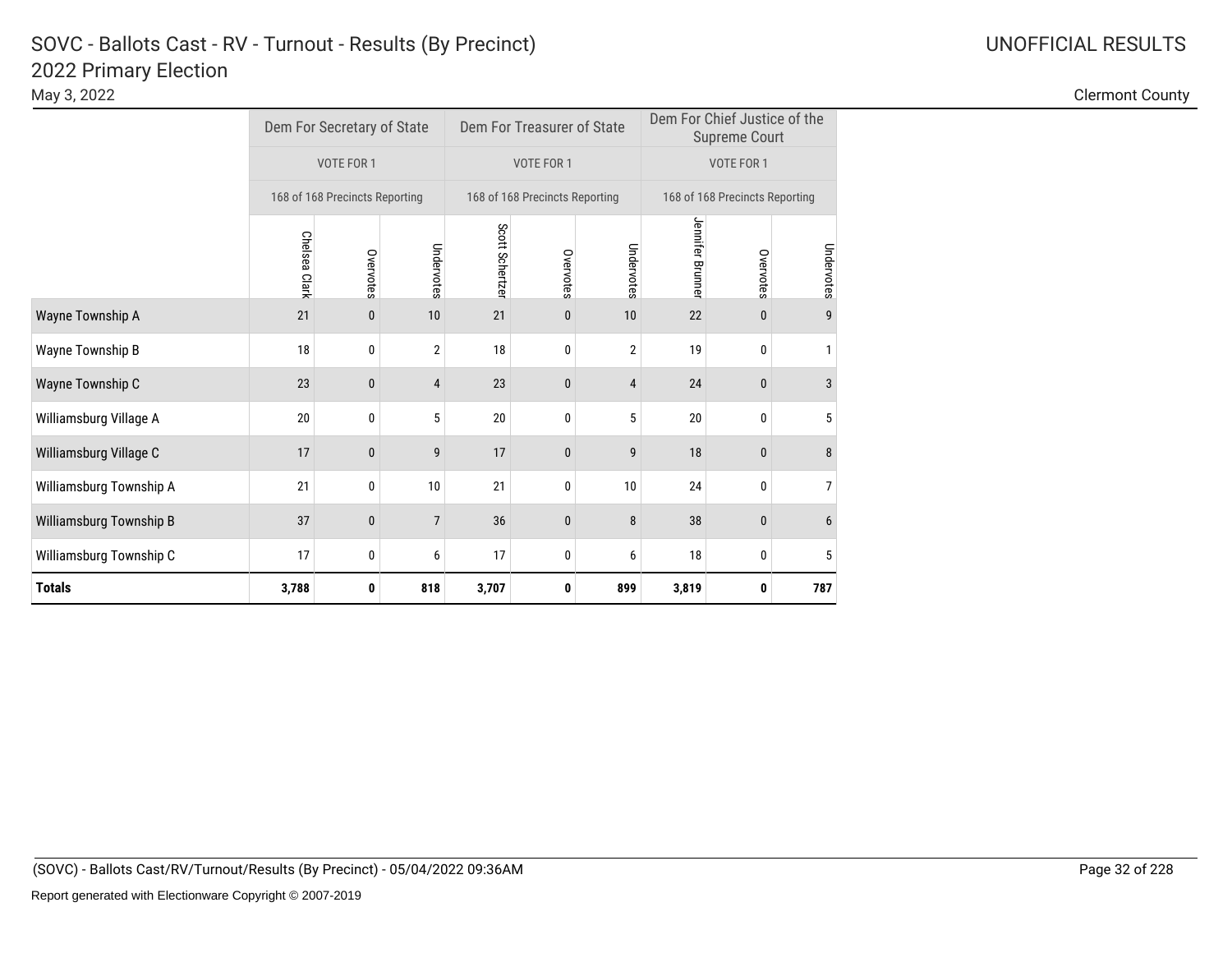# SOVC - Ballots Cast - RV - Turnout - Results (By Precinct)

## 2022 Primary Election

May 3, 2022

UNOFFICIAL RESULTS

Clermont County

| | Dem For Secretary of State | | | Dem For Treasurer of State | | | Dem For Chief Justice of the Supreme Court | | |
|---|---|---|---|---|---|---|---|---|---|
| | VOTE FOR 1 | | | VOTE FOR 1 | | | VOTE FOR 1 | | |
| | 168 of 168 Precincts Reporting | | | 168 of 168 Precincts Reporting | | | 168 of 168 Precincts Reporting | | |
| | Chelsea Clark | Overvotes | Undervotes | Scott Schertzer | Overvotes | Undervotes | Jennifer Brunner | Overvotes | Undervotes |
| Wayne Township A | 21 | 0 | 10 | 21 | 0 | 10 | 22 | 0 | 9 |
| Wayne Township B | 18 | 0 | 2 | 18 | 0 | 2 | 19 | 0 | 1 |
| Wayne Township C | 23 | 0 | 4 | 23 | 0 | 4 | 24 | 0 | 3 |
| Williamsburg Village A | 20 | 0 | 5 | 20 | 0 | 5 | 20 | 0 | 5 |
| Williamsburg Village C | 17 | 0 | 9 | 17 | 0 | 9 | 18 | 0 | 8 |
| Williamsburg Township A | 21 | 0 | 10 | 21 | 0 | 10 | 24 | 0 | 7 |
| Williamsburg Township B | 37 | 0 | 7 | 36 | 0 | 8 | 38 | 0 | 6 |
| Williamsburg Township C | 17 | 0 | 6 | 17 | 0 | 6 | 18 | 0 | 5 |
| **Totals** | **3,788** | **0** | **818** | **3,707** | **0** | **899** | **3,819** | **0** | **787** |

(SOVC) - Ballots Cast/RV/Turnout/Results (By Precinct) - 05/04/2022 09:36AM

Report generated with Electionware Copyright © 2007-2019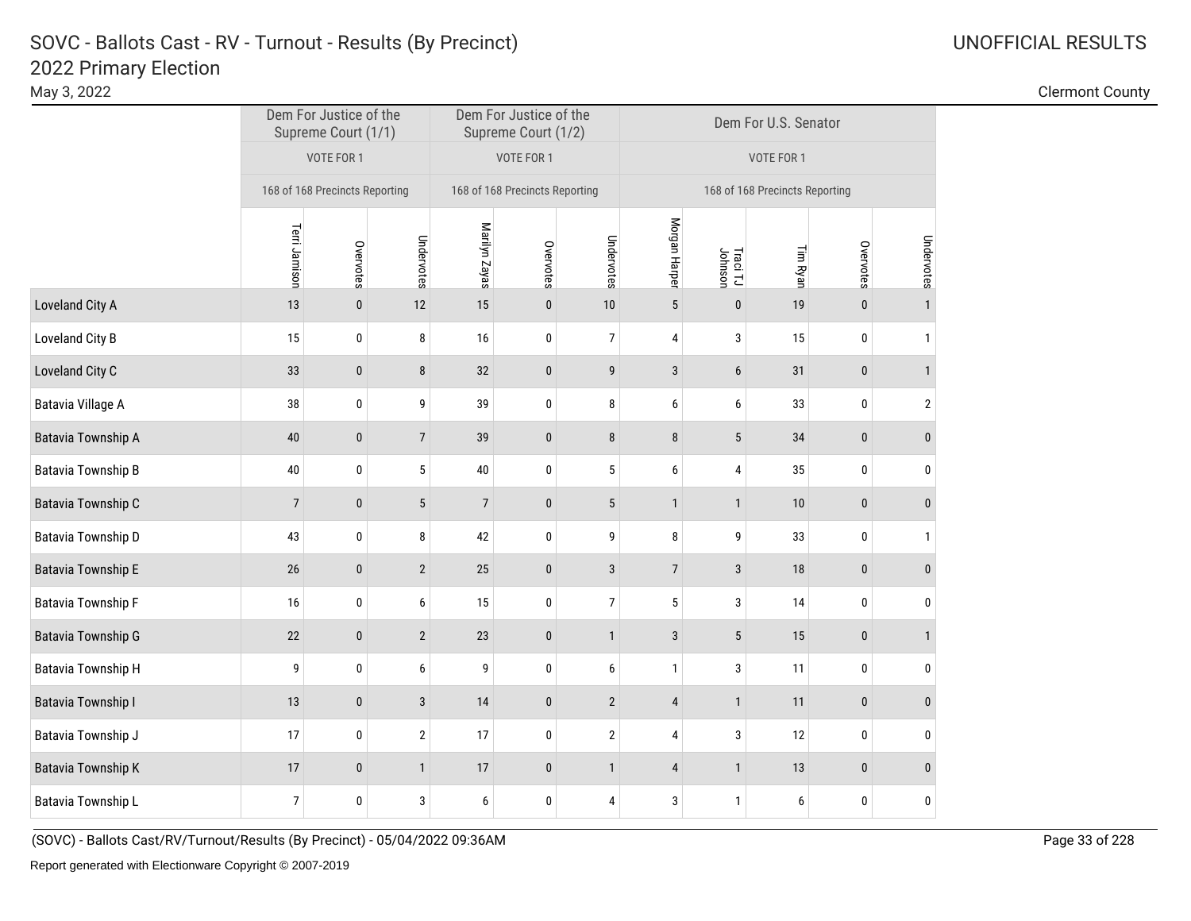# SOVC - Ballots Cast - RV - Turnout - Results (By Precinct)

## 2022 Primary Election

May 3, 2022

UNOFFICIAL RESULTS

Clermont County

| | Dem For Justice of the Supreme Court (1/1) | | | Dem For Justice of the Supreme Court (1/2) | | | Dem For U.S. Senator | | | | |
|---|---|---|---|---|---|---|---|---|---|---|---|
| | VOTE FOR 1 | | | VOTE FOR 1 | | | VOTE FOR 1 | | | | |
| | 168 of 168 Precincts Reporting | | | 168 of 168 Precincts Reporting | | | 168 of 168 Precincts Reporting | | | | |
| | Terri Jamison | Overvotes | Undervotes | Marilyn Zayas | Overvotes | Undervotes | Morgan Harper | Traci TJ Johnson | Tim Ryan | Overvotes | Undervotes |
| Loveland City A | 13 | 0 | 12 | 15 | 0 | 10 | 5 | 0 | 19 | 0 | 1 |
| Loveland City B | 15 | 0 | 8 | 16 | 0 | 7 | 4 | 3 | 15 | 0 | 1 |
| Loveland City C | 33 | 0 | 8 | 32 | 0 | 9 | 3 | 6 | 31 | 0 | 1 |
| Batavia Village A | 38 | 0 | 9 | 39 | 0 | 8 | 6 | 6 | 33 | 0 | 2 |
| Batavia Township A | 40 | 0 | 7 | 39 | 0 | 8 | 8 | 5 | 34 | 0 | 0 |
| Batavia Township B | 40 | 0 | 5 | 40 | 0 | 5 | 6 | 4 | 35 | 0 | 0 |
| Batavia Township C | 7 | 0 | 5 | 7 | 0 | 5 | 1 | 1 | 10 | 0 | 0 |
| Batavia Township D | 43 | 0 | 8 | 42 | 0 | 9 | 8 | 9 | 33 | 0 | 1 |
| Batavia Township E | 26 | 0 | 2 | 25 | 0 | 3 | 7 | 3 | 18 | 0 | 0 |
| Batavia Township F | 16 | 0 | 6 | 15 | 0 | 7 | 5 | 3 | 14 | 0 | 0 |
| Batavia Township G | 22 | 0 | 2 | 23 | 0 | 1 | 3 | 5 | 15 | 0 | 1 |
| Batavia Township H | 9 | 0 | 6 | 9 | 0 | 6 | 1 | 3 | 11 | 0 | 0 |
| Batavia Township I | 13 | 0 | 3 | 14 | 0 | 2 | 4 | 1 | 11 | 0 | 0 |
| Batavia Township J | 17 | 0 | 2 | 17 | 0 | 2 | 4 | 3 | 12 | 0 | 0 |
| Batavia Township K | 17 | 0 | 1 | 17 | 0 | 1 | 4 | 1 | 13 | 0 | 0 |
| Batavia Township L | 7 | 0 | 3 | 6 | 0 | 4 | 3 | 1 | 6 | 0 | 0 |

(SOVC) - Ballots Cast/RV/Turnout/Results (By Precinct) - 05/04/2022 09:36AM

Report generated with Electionware Copyright © 2007-2019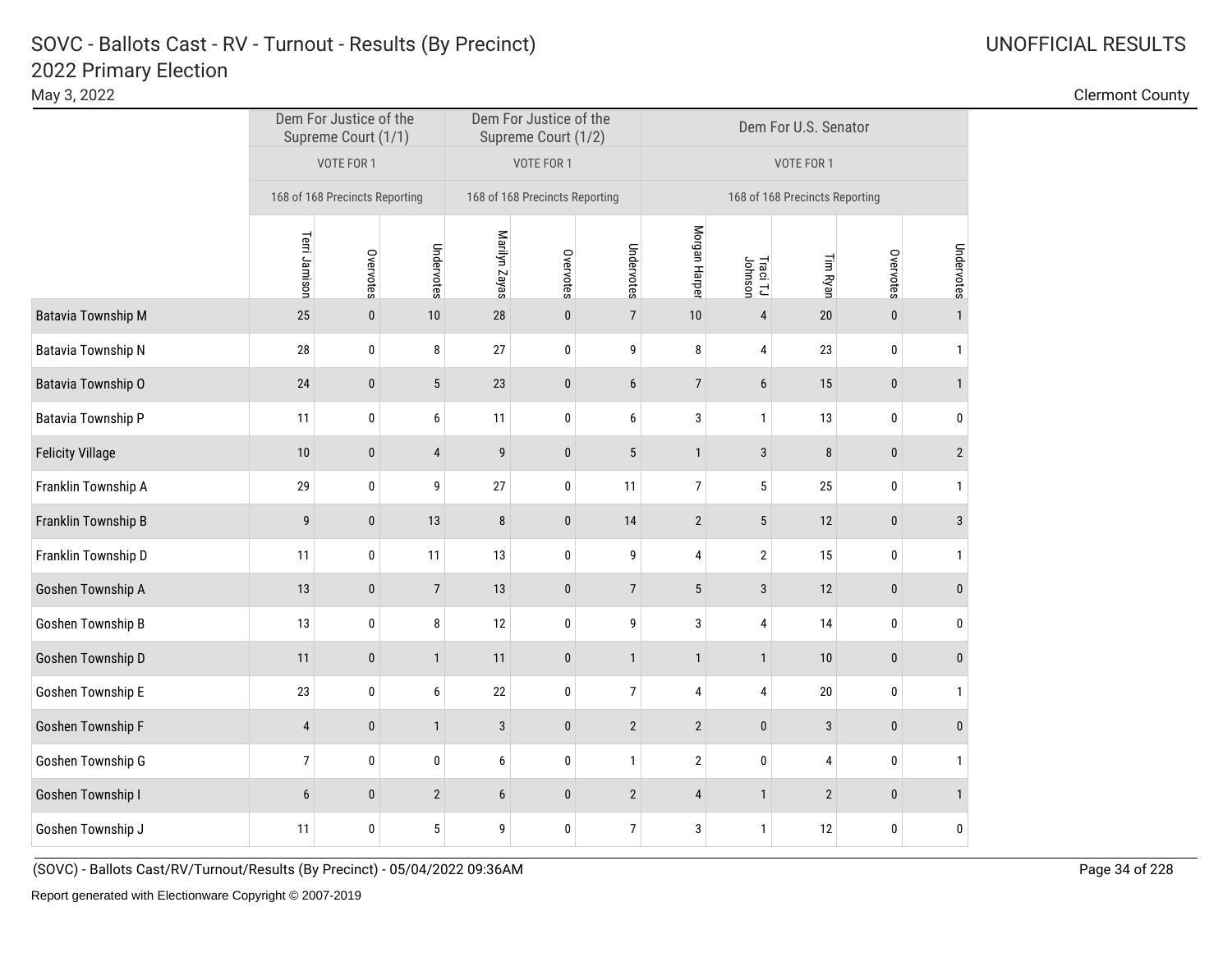# SOVC - Ballots Cast - RV - Turnout - Results (By Precinct)

## 2022 Primary Election

May 3, 2022

UNOFFICIAL RESULTS

Clermont County

| | Dem For Justice of the Supreme Court (1/1) | | | Dem For Justice of the Supreme Court (1/2) | | | Dem For U.S. Senator | | | | |
|---|---|---|---|---|---|---|---|---|---|---|---|
| | VOTE FOR 1 | | | VOTE FOR 1 | | | VOTE FOR 1 | | | | |
| | 168 of 168 Precincts Reporting | | | 168 of 168 Precincts Reporting | | | 168 of 168 Precincts Reporting | | | | |
| | Terri Jamison | Overvotes | Undervotes | Marilyn Zayas | Overvotes | Undervotes | Morgan Harper | Traci TJ Johnson | Tim Ryan | Overvotes | Undervotes |
| Batavia Township M | 25 | 0 | 10 | 28 | 0 | 7 | 10 | 4 | 20 | 0 | 1 |
| Batavia Township N | 28 | 0 | 8 | 27 | 0 | 9 | 8 | 4 | 23 | 0 | 1 |
| Batavia Township O | 24 | 0 | 5 | 23 | 0 | 6 | 7 | 6 | 15 | 0 | 1 |
| Batavia Township P | 11 | 0 | 6 | 11 | 0 | 6 | 3 | 1 | 13 | 0 | 0 |
| Felicity Village | 10 | 0 | 4 | 9 | 0 | 5 | 1 | 3 | 8 | 0 | 2 |
| Franklin Township A | 29 | 0 | 9 | 27 | 0 | 11 | 7 | 5 | 25 | 0 | 1 |
| Franklin Township B | 9 | 0 | 13 | 8 | 0 | 14 | 2 | 5 | 12 | 0 | 3 |
| Franklin Township D | 11 | 0 | 11 | 13 | 0 | 9 | 4 | 2 | 15 | 0 | 1 |
| Goshen Township A | 13 | 0 | 7 | 13 | 0 | 7 | 5 | 3 | 12 | 0 | 0 |
| Goshen Township B | 13 | 0 | 8 | 12 | 0 | 9 | 3 | 4 | 14 | 0 | 0 |
| Goshen Township D | 11 | 0 | 1 | 11 | 0 | 1 | 1 | 1 | 10 | 0 | 0 |
| Goshen Township E | 23 | 0 | 6 | 22 | 0 | 7 | 4 | 4 | 20 | 0 | 1 |
| Goshen Township F | 4 | 0 | 1 | 3 | 0 | 2 | 2 | 0 | 3 | 0 | 0 |
| Goshen Township G | 7 | 0 | 0 | 6 | 0 | 1 | 2 | 0 | 4 | 0 | 1 |
| Goshen Township I | 6 | 0 | 2 | 6 | 0 | 2 | 4 | 1 | 2 | 0 | 1 |
| Goshen Township J | 11 | 0 | 5 | 9 | 0 | 7 | 3 | 1 | 12 | 0 | 0 |

(SOVC) - Ballots Cast/RV/Turnout/Results (By Precinct) - 05/04/2022 09:36AM

Report generated with Electionware Copyright © 2007-2019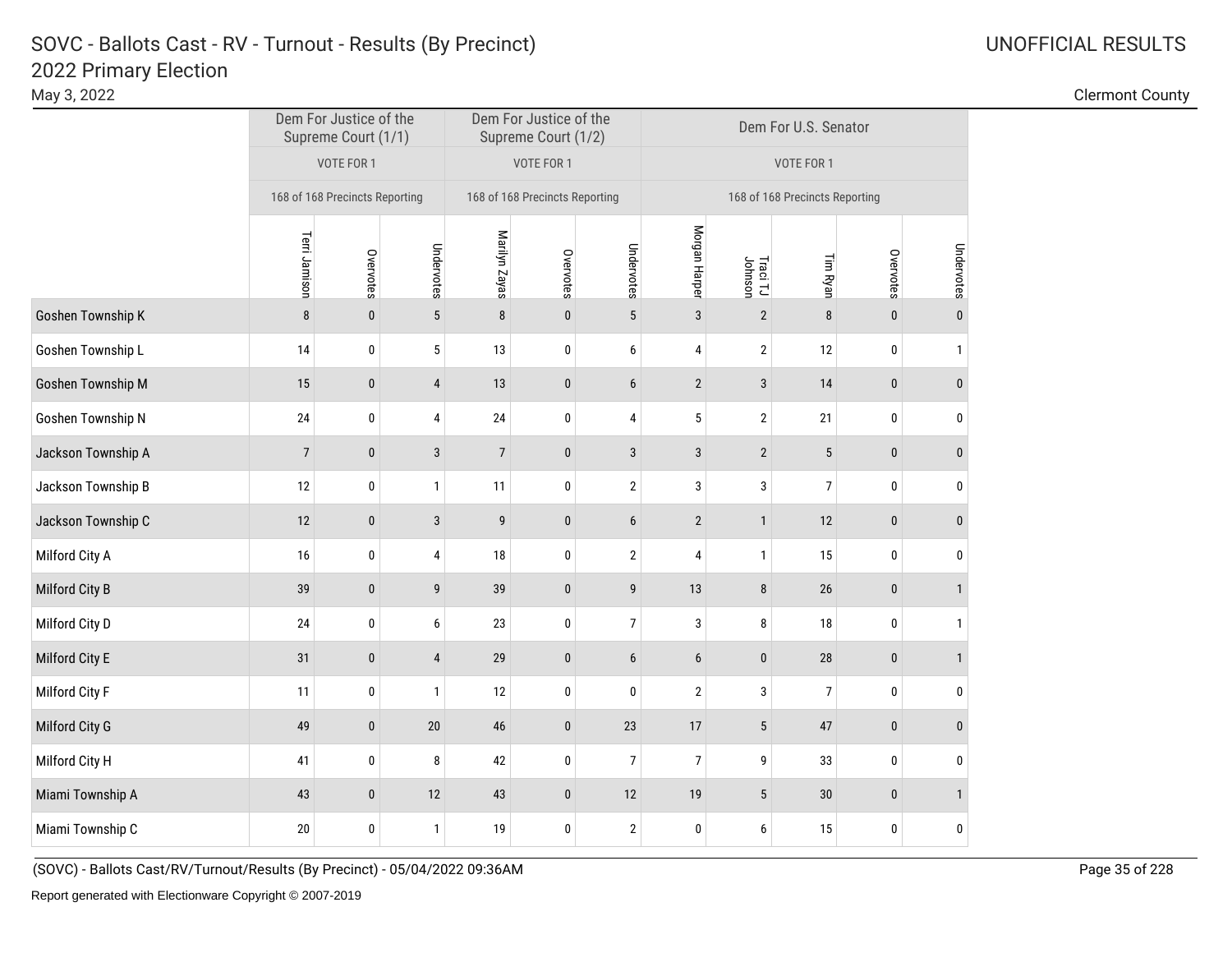# SOVC - Ballots Cast - RV - Turnout - Results (By Precinct)

## 2022 Primary Election

May 3, 2022

UNOFFICIAL RESULTS

Clermont County

| | Dem For Justice of the Supreme Court (1/1) | | | Dem For Justice of the Supreme Court (1/2) | | | Dem For U.S. Senator | | | | |
|---|---|---|---|---|---|---|---|---|---|---|---|
| | VOTE FOR 1 | | | VOTE FOR 1 | | | VOTE FOR 1 | | | | |
| | 168 of 168 Precincts Reporting | | | 168 of 168 Precincts Reporting | | | 168 of 168 Precincts Reporting | | | | |
| | Terri Jamison | Overvotes | Undervotes | Marilyn Zayas | Overvotes | Undervotes | Morgan Harper | Traci TJ Johnson | Tim Ryan | Overvotes | Undervotes |
| Goshen Township K | 8 | 0 | 5 | 8 | 0 | 5 | 3 | 2 | 8 | 0 | 0 |
| Goshen Township L | 14 | 0 | 5 | 13 | 0 | 6 | 4 | 2 | 12 | 0 | 1 |
| Goshen Township M | 15 | 0 | 4 | 13 | 0 | 6 | 2 | 3 | 14 | 0 | 0 |
| Goshen Township N | 24 | 0 | 4 | 24 | 0 | 4 | 5 | 2 | 21 | 0 | 0 |
| Jackson Township A | 7 | 0 | 3 | 7 | 0 | 3 | 3 | 2 | 5 | 0 | 0 |
| Jackson Township B | 12 | 0 | 1 | 11 | 0 | 2 | 3 | 3 | 7 | 0 | 0 |
| Jackson Township C | 12 | 0 | 3 | 9 | 0 | 6 | 2 | 1 | 12 | 0 | 0 |
| Milford City A | 16 | 0 | 4 | 18 | 0 | 2 | 4 | 1 | 15 | 0 | 0 |
| Milford City B | 39 | 0 | 9 | 39 | 0 | 9 | 13 | 8 | 26 | 0 | 1 |
| Milford City D | 24 | 0 | 6 | 23 | 0 | 7 | 3 | 8 | 18 | 0 | 1 |
| Milford City E | 31 | 0 | 4 | 29 | 0 | 6 | 6 | 0 | 28 | 0 | 1 |
| Milford City F | 11 | 0 | 1 | 12 | 0 | 0 | 2 | 3 | 7 | 0 | 0 |
| Milford City G | 49 | 0 | 20 | 46 | 0 | 23 | 17 | 5 | 47 | 0 | 0 |
| Milford City H | 41 | 0 | 8 | 42 | 0 | 7 | 7 | 9 | 33 | 0 | 0 |
| Miami Township A | 43 | 0 | 12 | 43 | 0 | 12 | 19 | 5 | 30 | 0 | 1 |
| Miami Township C | 20 | 0 | 1 | 19 | 0 | 2 | 0 | 6 | 15 | 0 | 0 |

(SOVC) - Ballots Cast/RV/Turnout/Results (By Precinct) - 05/04/2022 09:36AM

Report generated with Electionware Copyright © 2007-2019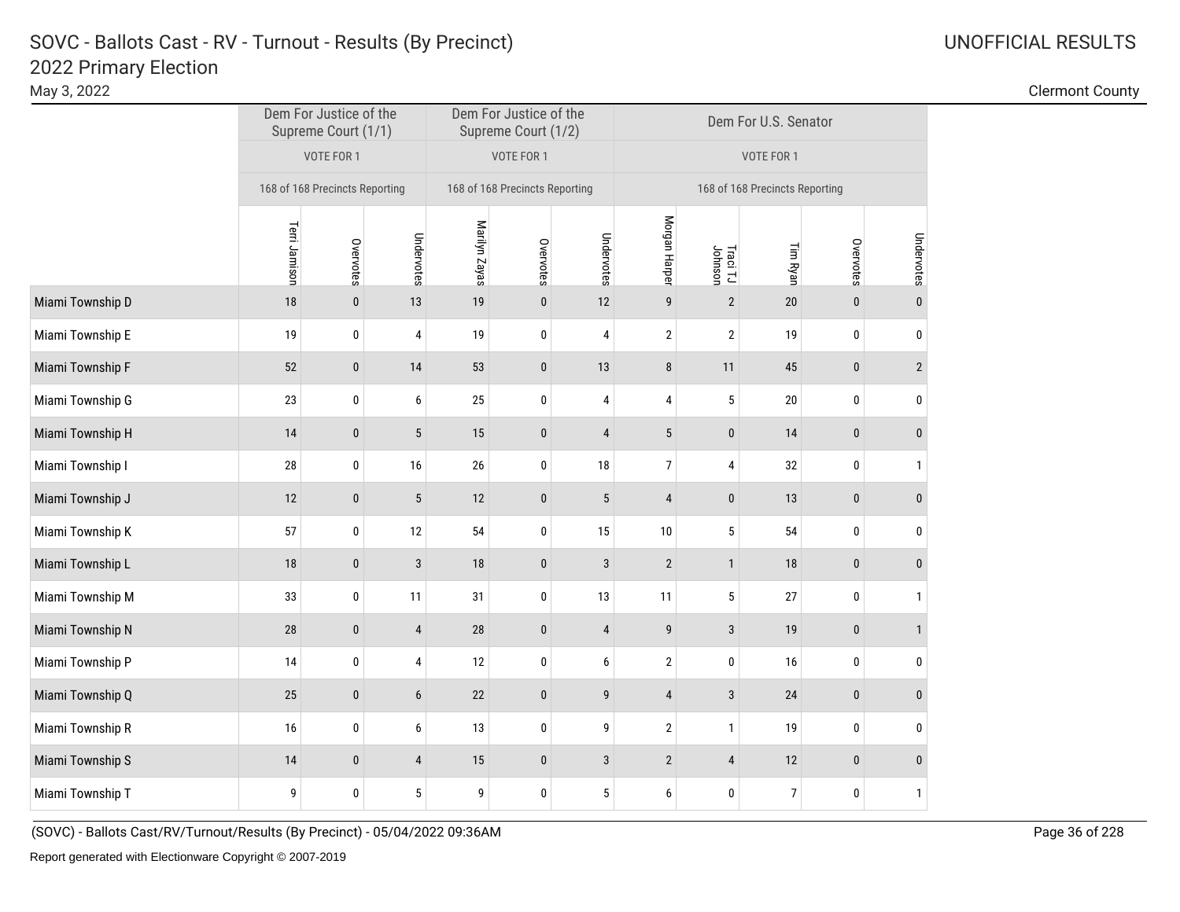# SOVC - Ballots Cast - RV - Turnout - Results (By Precinct)

## 2022 Primary Election

May 3, 2022

UNOFFICIAL RESULTS

Clermont County

| | Dem For Justice of the Supreme Court (1/1) | | | Dem For Justice of the Supreme Court (1/2) | | | Dem For U.S. Senator | | | | |
|---|---|---|---|---|---|---|---|---|---|---|---|
| | VOTE FOR 1 | | | VOTE FOR 1 | | | VOTE FOR 1 | | | | |
| | 168 of 168 Precincts Reporting | | | 168 of 168 Precincts Reporting | | | 168 of 168 Precincts Reporting | | | | |
| | Terri Jamison | Overvotes | Undervotes | Marilyn Zayas | Overvotes | Undervotes | Morgan Harper | Traci TJ Johnson | Tim Ryan | Overvotes | Undervotes |
| Miami Township D | 18 | 0 | 13 | 19 | 0 | 12 | 9 | 2 | 20 | 0 | 0 |
| Miami Township E | 19 | 0 | 4 | 19 | 0 | 4 | 2 | 2 | 19 | 0 | 0 |
| Miami Township F | 52 | 0 | 14 | 53 | 0 | 13 | 8 | 11 | 45 | 0 | 2 |
| Miami Township G | 23 | 0 | 6 | 25 | 0 | 4 | 4 | 5 | 20 | 0 | 0 |
| Miami Township H | 14 | 0 | 5 | 15 | 0 | 4 | 5 | 0 | 14 | 0 | 0 |
| Miami Township I | 28 | 0 | 16 | 26 | 0 | 18 | 7 | 4 | 32 | 0 | 1 |
| Miami Township J | 12 | 0 | 5 | 12 | 0 | 5 | 4 | 0 | 13 | 0 | 0 |
| Miami Township K | 57 | 0 | 12 | 54 | 0 | 15 | 10 | 5 | 54 | 0 | 0 |
| Miami Township L | 18 | 0 | 3 | 18 | 0 | 3 | 2 | 1 | 18 | 0 | 0 |
| Miami Township M | 33 | 0 | 11 | 31 | 0 | 13 | 11 | 5 | 27 | 0 | 1 |
| Miami Township N | 28 | 0 | 4 | 28 | 0 | 4 | 9 | 3 | 19 | 0 | 1 |
| Miami Township P | 14 | 0 | 4 | 12 | 0 | 6 | 2 | 0 | 16 | 0 | 0 |
| Miami Township Q | 25 | 0 | 6 | 22 | 0 | 9 | 4 | 3 | 24 | 0 | 0 |
| Miami Township R | 16 | 0 | 6 | 13 | 0 | 9 | 2 | 1 | 19 | 0 | 0 |
| Miami Township S | 14 | 0 | 4 | 15 | 0 | 3 | 2 | 4 | 12 | 0 | 0 |
| Miami Township T | 9 | 0 | 5 | 9 | 0 | 5 | 6 | 0 | 7 | 0 | 1 |

(SOVC) - Ballots Cast/RV/Turnout/Results (By Precinct) - 05/04/2022 09:36AM

Report generated with Electionware Copyright © 2007-2019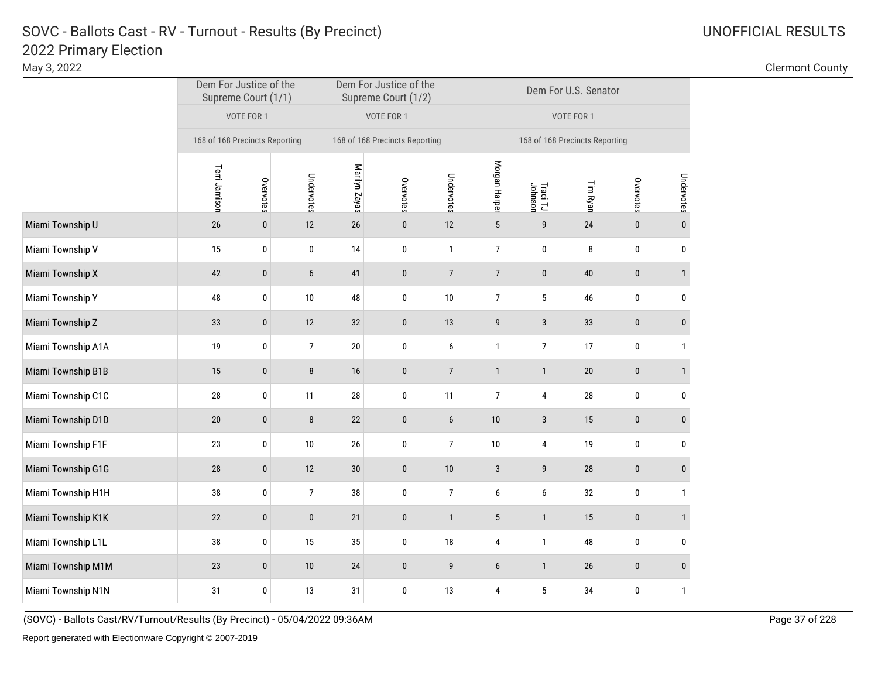# SOVC - Ballots Cast - RV - Turnout - Results (By Precinct)
## 2022 Primary Election

May 3, 2022

UNOFFICIAL RESULTS

Clermont County

| | Dem For Justice of the Supreme Court (1/1) | | | Dem For Justice of the Supreme Court (1/2) | | | Dem For U.S. Senator | | | | |
|---|---|---|---|---|---|---|---|---|---|---|---|
| | VOTE FOR 1 | | | VOTE FOR 1 | | | VOTE FOR 1 | | | | |
| | 168 of 168 Precincts Reporting | | | 168 of 168 Precincts Reporting | | | 168 of 168 Precincts Reporting | | | | |
| | Terri Jamison | Overvotes | Undervotes | Marilyn Zayas | Overvotes | Undervotes | Morgan Harper | Traci TJ Johnson | Tim Ryan | Overvotes | Undervotes |
| Miami Township U | 26 | 0 | 12 | 26 | 0 | 12 | 5 | 9 | 24 | 0 | 0 |
| Miami Township V | 15 | 0 | 0 | 14 | 0 | 1 | 7 | 0 | 8 | 0 | 0 |
| Miami Township X | 42 | 0 | 6 | 41 | 0 | 7 | 7 | 0 | 40 | 0 | 1 |
| Miami Township Y | 48 | 0 | 10 | 48 | 0 | 10 | 7 | 5 | 46 | 0 | 0 |
| Miami Township Z | 33 | 0 | 12 | 32 | 0 | 13 | 9 | 3 | 33 | 0 | 0 |
| Miami Township A1A | 19 | 0 | 7 | 20 | 0 | 6 | 1 | 7 | 17 | 0 | 1 |
| Miami Township B1B | 15 | 0 | 8 | 16 | 0 | 7 | 1 | 1 | 20 | 0 | 1 |
| Miami Township C1C | 28 | 0 | 11 | 28 | 0 | 11 | 7 | 4 | 28 | 0 | 0 |
| Miami Township D1D | 20 | 0 | 8 | 22 | 0 | 6 | 10 | 3 | 15 | 0 | 0 |
| Miami Township F1F | 23 | 0 | 10 | 26 | 0 | 7 | 10 | 4 | 19 | 0 | 0 |
| Miami Township G1G | 28 | 0 | 12 | 30 | 0 | 10 | 3 | 9 | 28 | 0 | 0 |
| Miami Township H1H | 38 | 0 | 7 | 38 | 0 | 7 | 6 | 6 | 32 | 0 | 1 |
| Miami Township K1K | 22 | 0 | 0 | 21 | 0 | 1 | 5 | 1 | 15 | 0 | 1 |
| Miami Township L1L | 38 | 0 | 15 | 35 | 0 | 18 | 4 | 1 | 48 | 0 | 0 |
| Miami Township M1M | 23 | 0 | 10 | 24 | 0 | 9 | 6 | 1 | 26 | 0 | 0 |
| Miami Township N1N | 31 | 0 | 13 | 31 | 0 | 13 | 4 | 5 | 34 | 0 | 1 |

(SOVC) - Ballots Cast/RV/Turnout/Results (By Precinct) - 05/04/2022 09:36AM

Report generated with Electionware Copyright © 2007-2019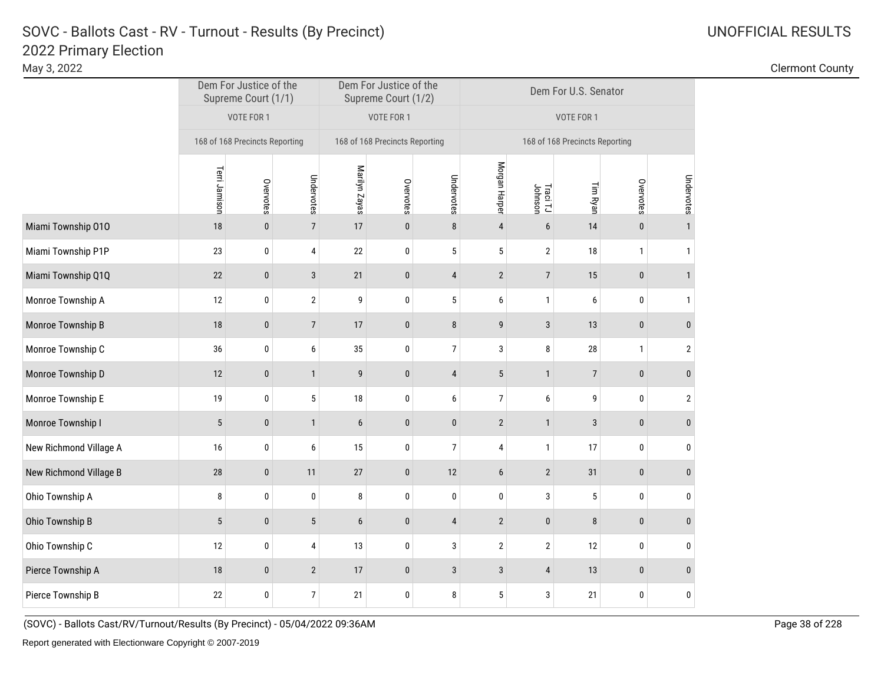# SOVC - Ballots Cast - RV - Turnout - Results (By Precinct)

## 2022 Primary Election

May 3, 2022

UNOFFICIAL RESULTS

Clermont County

| | Dem For Justice of the Supreme Court (1/1) | | | Dem For Justice of the Supreme Court (1/2) | | | Dem For U.S. Senator | | | | |
|---|---|---|---|---|---|---|---|---|---|---|---|
| | VOTE FOR 1 | | | VOTE FOR 1 | | | VOTE FOR 1 | | | | |
| | 168 of 168 Precincts Reporting | | | 168 of 168 Precincts Reporting | | | 168 of 168 Precincts Reporting | | | | |
| | Terri Jamison | Overvotes | Undervotes | Marilyn Zayas | Overvotes | Undervotes | Morgan Harper | Traci TJ Johnson | Tim Ryan | Overvotes | Undervotes |
| Miami Township O1O | 18 | 0 | 7 | 17 | 0 | 8 | 4 | 6 | 14 | 0 | 1 |
| Miami Township P1P | 23 | 0 | 4 | 22 | 0 | 5 | 5 | 2 | 18 | 1 | 1 |
| Miami Township Q1Q | 22 | 0 | 3 | 21 | 0 | 4 | 2 | 7 | 15 | 0 | 1 |
| Monroe Township A | 12 | 0 | 2 | 9 | 0 | 5 | 6 | 1 | 6 | 0 | 1 |
| Monroe Township B | 18 | 0 | 7 | 17 | 0 | 8 | 9 | 3 | 13 | 0 | 0 |
| Monroe Township C | 36 | 0 | 6 | 35 | 0 | 7 | 3 | 8 | 28 | 1 | 2 |
| Monroe Township D | 12 | 0 | 1 | 9 | 0 | 4 | 5 | 1 | 7 | 0 | 0 |
| Monroe Township E | 19 | 0 | 5 | 18 | 0 | 6 | 7 | 6 | 9 | 0 | 2 |
| Monroe Township I | 5 | 0 | 1 | 6 | 0 | 0 | 2 | 1 | 3 | 0 | 0 |
| New Richmond Village A | 16 | 0 | 6 | 15 | 0 | 7 | 4 | 1 | 17 | 0 | 0 |
| New Richmond Village B | 28 | 0 | 11 | 27 | 0 | 12 | 6 | 2 | 31 | 0 | 0 |
| Ohio Township A | 8 | 0 | 0 | 8 | 0 | 0 | 0 | 3 | 5 | 0 | 0 |
| Ohio Township B | 5 | 0 | 5 | 6 | 0 | 4 | 2 | 0 | 8 | 0 | 0 |
| Ohio Township C | 12 | 0 | 4 | 13 | 0 | 3 | 2 | 2 | 12 | 0 | 0 |
| Pierce Township A | 18 | 0 | 2 | 17 | 0 | 3 | 3 | 4 | 13 | 0 | 0 |
| Pierce Township B | 22 | 0 | 7 | 21 | 0 | 8 | 5 | 3 | 21 | 0 | 0 |

(SOVC) - Ballots Cast/RV/Turnout/Results (By Precinct) - 05/04/2022 09:36AM

Report generated with Electionware Copyright © 2007-2019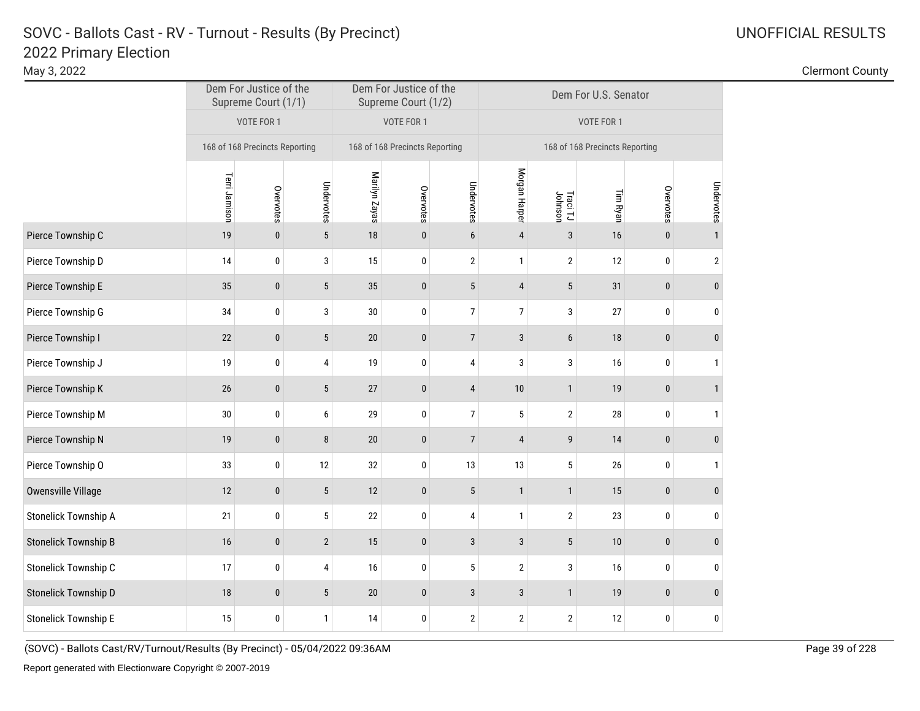# SOVC - Ballots Cast - RV - Turnout - Results (By Precinct)
## 2022 Primary Election

May 3, 2022

UNOFFICIAL RESULTS

Clermont County

| | Dem For Justice of the Supreme Court (1/1) | | | Dem For Justice of the Supreme Court (1/2) | | | Dem For U.S. Senator | | | | |
|---|---|---|---|---|---|---|---|---|---|---|---|
| | VOTE FOR 1 | | | VOTE FOR 1 | | | VOTE FOR 1 | | | | |
| | 168 of 168 Precincts Reporting | | | 168 of 168 Precincts Reporting | | | 168 of 168 Precincts Reporting | | | | |
| | Terri Jamison | Overvotes | Undervotes | Marilyn Zayas | Overvotes | Undervotes | Morgan Harper | Traci TJ Johnson | Tim Ryan | Overvotes | Undervotes |
| Pierce Township C | 19 | 0 | 5 | 18 | 0 | 6 | 4 | 3 | 16 | 0 | 1 |
| Pierce Township D | 14 | 0 | 3 | 15 | 0 | 2 | 1 | 2 | 12 | 0 | 2 |
| Pierce Township E | 35 | 0 | 5 | 35 | 0 | 5 | 4 | 5 | 31 | 0 | 0 |
| Pierce Township G | 34 | 0 | 3 | 30 | 0 | 7 | 7 | 3 | 27 | 0 | 0 |
| Pierce Township I | 22 | 0 | 5 | 20 | 0 | 7 | 3 | 6 | 18 | 0 | 0 |
| Pierce Township J | 19 | 0 | 4 | 19 | 0 | 4 | 3 | 3 | 16 | 0 | 1 |
| Pierce Township K | 26 | 0 | 5 | 27 | 0 | 4 | 10 | 1 | 19 | 0 | 1 |
| Pierce Township M | 30 | 0 | 6 | 29 | 0 | 7 | 5 | 2 | 28 | 0 | 1 |
| Pierce Township N | 19 | 0 | 8 | 20 | 0 | 7 | 4 | 9 | 14 | 0 | 0 |
| Pierce Township O | 33 | 0 | 12 | 32 | 0 | 13 | 13 | 5 | 26 | 0 | 1 |
| Owensville Village | 12 | 0 | 5 | 12 | 0 | 5 | 1 | 1 | 15 | 0 | 0 |
| Stonelick Township A | 21 | 0 | 5 | 22 | 0 | 4 | 1 | 2 | 23 | 0 | 0 |
| Stonelick Township B | 16 | 0 | 2 | 15 | 0 | 3 | 3 | 5 | 10 | 0 | 0 |
| Stonelick Township C | 17 | 0 | 4 | 16 | 0 | 5 | 2 | 3 | 16 | 0 | 0 |
| Stonelick Township D | 18 | 0 | 5 | 20 | 0 | 3 | 3 | 1 | 19 | 0 | 0 |
| Stonelick Township E | 15 | 0 | 1 | 14 | 0 | 2 | 2 | 2 | 12 | 0 | 0 |

(SOVC) - Ballots Cast/RV/Turnout/Results (By Precinct) - 05/04/2022 09:36AM

Report generated with Electionware Copyright © 2007-2019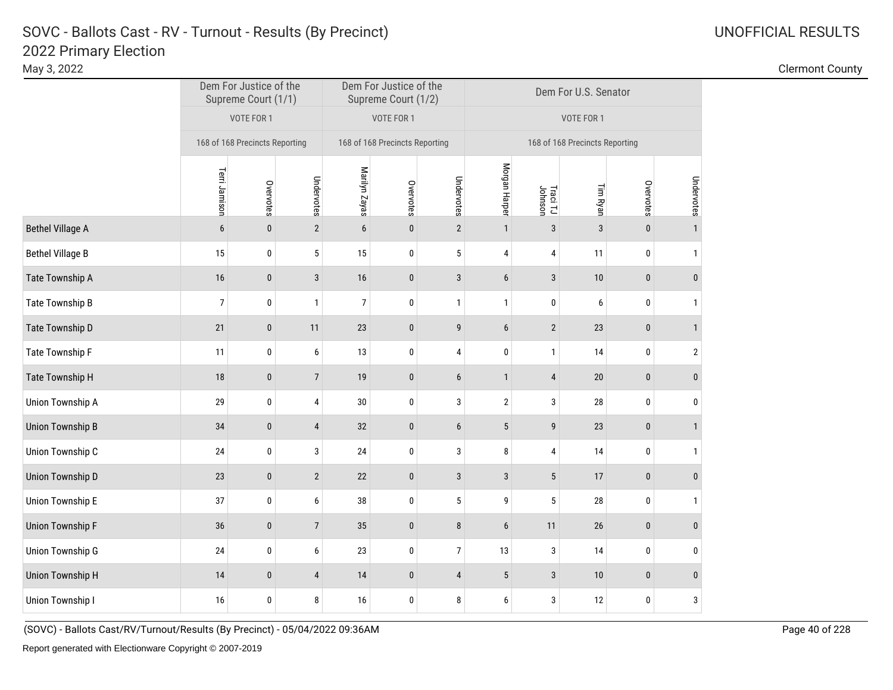# SOVC - Ballots Cast - RV - Turnout - Results (By Precinct)

## 2022 Primary Election

May 3, 2022

UNOFFICIAL RESULTS

Clermont County

| | Dem For Justice of the Supreme Court (1/1) | | | Dem For Justice of the Supreme Court (1/2) | | | Dem For U.S. Senator | | | | |
|---|---|---|---|---|---|---|---|---|---|---|---|
| | VOTE FOR 1 | | | VOTE FOR 1 | | | VOTE FOR 1 | | | | |
| | 168 of 168 Precincts Reporting | | | 168 of 168 Precincts Reporting | | | 168 of 168 Precincts Reporting | | | | |
| | Terri Jamison | Overvotes | Undervotes | Marilyn Zayas | Overvotes | Undervotes | Morgan Harper | Traci TJ Johnson | Tim Ryan | Overvotes | Undervotes |
| Bethel Village A | 6 | 0 | 2 | 6 | 0 | 2 | 1 | 3 | 3 | 0 | 1 |
| Bethel Village B | 15 | 0 | 5 | 15 | 0 | 5 | 4 | 4 | 11 | 0 | 1 |
| Tate Township A | 16 | 0 | 3 | 16 | 0 | 3 | 6 | 3 | 10 | 0 | 0 |
| Tate Township B | 7 | 0 | 1 | 7 | 0 | 1 | 1 | 0 | 6 | 0 | 1 |
| Tate Township D | 21 | 0 | 11 | 23 | 0 | 9 | 6 | 2 | 23 | 0 | 1 |
| Tate Township F | 11 | 0 | 6 | 13 | 0 | 4 | 0 | 1 | 14 | 0 | 2 |
| Tate Township H | 18 | 0 | 7 | 19 | 0 | 6 | 1 | 4 | 20 | 0 | 0 |
| Union Township A | 29 | 0 | 4 | 30 | 0 | 3 | 2 | 3 | 28 | 0 | 0 |
| Union Township B | 34 | 0 | 4 | 32 | 0 | 6 | 5 | 9 | 23 | 0 | 1 |
| Union Township C | 24 | 0 | 3 | 24 | 0 | 3 | 8 | 4 | 14 | 0 | 1 |
| Union Township D | 23 | 0 | 2 | 22 | 0 | 3 | 3 | 5 | 17 | 0 | 0 |
| Union Township E | 37 | 0 | 6 | 38 | 0 | 5 | 9 | 5 | 28 | 0 | 1 |
| Union Township F | 36 | 0 | 7 | 35 | 0 | 8 | 6 | 11 | 26 | 0 | 0 |
| Union Township G | 24 | 0 | 6 | 23 | 0 | 7 | 13 | 3 | 14 | 0 | 0 |
| Union Township H | 14 | 0 | 4 | 14 | 0 | 4 | 5 | 3 | 10 | 0 | 0 |
| Union Township I | 16 | 0 | 8 | 16 | 0 | 8 | 6 | 3 | 12 | 0 | 3 |

(SOVC) - Ballots Cast/RV/Turnout/Results (By Precinct) - 05/04/2022 09:36AM

Report generated with Electionware Copyright © 2007-2019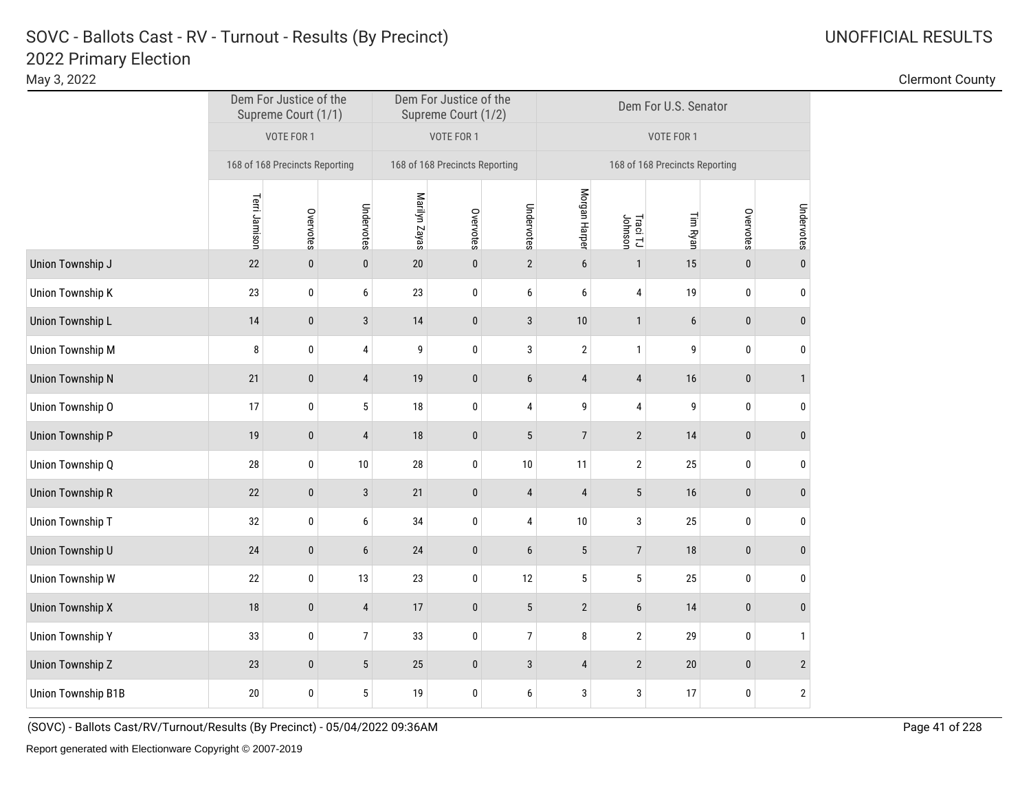# SOVC - Ballots Cast - RV - Turnout - Results (By Precinct)

## 2022 Primary Election

May 3, 2022

UNOFFICIAL RESULTS

Clermont County

| | Dem For Justice of the Supreme Court (1/1) | | | Dem For Justice of the Supreme Court (1/2) | | | Dem For U.S. Senator | | | | |
|---|---|---|---|---|---|---|---|---|---|---|---|
| | VOTE FOR 1 | | | VOTE FOR 1 | | | VOTE FOR 1 | | | | |
| | 168 of 168 Precincts Reporting | | | 168 of 168 Precincts Reporting | | | 168 of 168 Precincts Reporting | | | | |
| | Terri Jamison | Overvotes | Undervotes | Marilyn Zayas | Overvotes | Undervotes | Morgan Harper | Traci TJ Johnson | Tim Ryan | Overvotes | Undervotes |
| Union Township J | 22 | 0 | 0 | 20 | 0 | 2 | 6 | 1 | 15 | 0 | 0 |
| Union Township K | 23 | 0 | 6 | 23 | 0 | 6 | 6 | 4 | 19 | 0 | 0 |
| Union Township L | 14 | 0 | 3 | 14 | 0 | 3 | 10 | 1 | 6 | 0 | 0 |
| Union Township M | 8 | 0 | 4 | 9 | 0 | 3 | 2 | 1 | 9 | 0 | 0 |
| Union Township N | 21 | 0 | 4 | 19 | 0 | 6 | 4 | 4 | 16 | 0 | 1 |
| Union Township O | 17 | 0 | 5 | 18 | 0 | 4 | 9 | 4 | 9 | 0 | 0 |
| Union Township P | 19 | 0 | 4 | 18 | 0 | 5 | 7 | 2 | 14 | 0 | 0 |
| Union Township Q | 28 | 0 | 10 | 28 | 0 | 10 | 11 | 2 | 25 | 0 | 0 |
| Union Township R | 22 | 0 | 3 | 21 | 0 | 4 | 4 | 5 | 16 | 0 | 0 |
| Union Township T | 32 | 0 | 6 | 34 | 0 | 4 | 10 | 3 | 25 | 0 | 0 |
| Union Township U | 24 | 0 | 6 | 24 | 0 | 6 | 5 | 7 | 18 | 0 | 0 |
| Union Township W | 22 | 0 | 13 | 23 | 0 | 12 | 5 | 5 | 25 | 0 | 0 |
| Union Township X | 18 | 0 | 4 | 17 | 0 | 5 | 2 | 6 | 14 | 0 | 0 |
| Union Township Y | 33 | 0 | 7 | 33 | 0 | 7 | 8 | 2 | 29 | 0 | 1 |
| Union Township Z | 23 | 0 | 5 | 25 | 0 | 3 | 4 | 2 | 20 | 0 | 2 |
| Union Township B1B | 20 | 0 | 5 | 19 | 0 | 6 | 3 | 3 | 17 | 0 | 2 |

(SOVC) - Ballots Cast/RV/Turnout/Results (By Precinct) - 05/04/2022 09:36AM

Report generated with Electionware Copyright © 2007-2019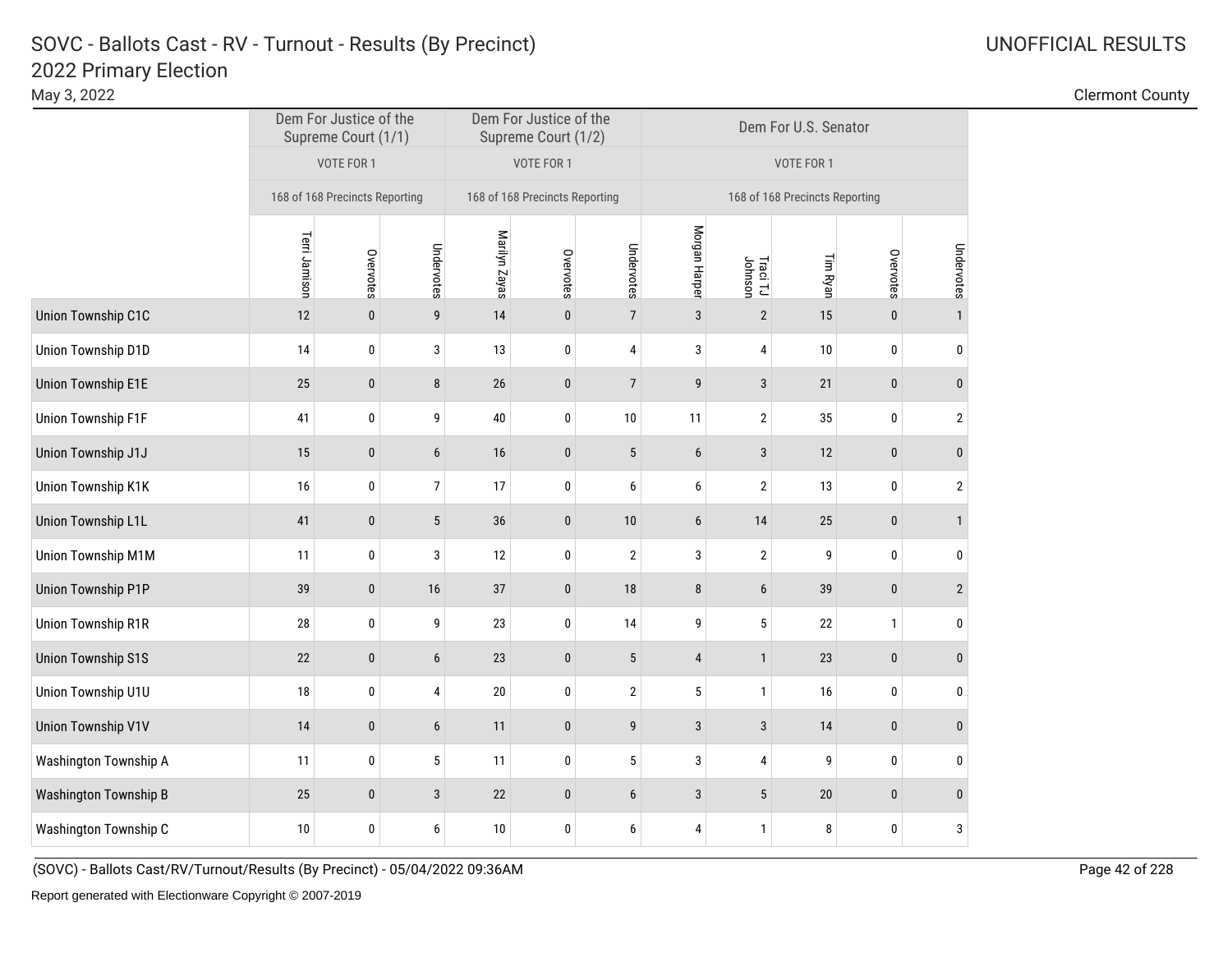# SOVC - Ballots Cast - RV - Turnout - Results (By Precinct)

## 2022 Primary Election

May 3, 2022

UNOFFICIAL RESULTS

Clermont County

| | Dem For Justice of the Supreme Court (1/1) | | | Dem For Justice of the Supreme Court (1/2) | | | Dem For U.S. Senator | | | | |
|---|---|---|---|---|---|---|---|---|---|---|---|
| | VOTE FOR 1 | | | VOTE FOR 1 | | | VOTE FOR 1 | | | | |
| | 168 of 168 Precincts Reporting | | | 168 of 168 Precincts Reporting | | | 168 of 168 Precincts Reporting | | | | |
| | Terri Jamison | Overvotes | Undervotes | Marilyn Zayas | Overvotes | Undervotes | Morgan Harper | Traci TJ Johnson | Tim Ryan | Overvotes | Undervotes |
| Union Township C1C | 12 | 0 | 9 | 14 | 0 | 7 | 3 | 2 | 15 | 0 | 1 |
| Union Township D1D | 14 | 0 | 3 | 13 | 0 | 4 | 3 | 4 | 10 | 0 | 0 |
| Union Township E1E | 25 | 0 | 8 | 26 | 0 | 7 | 9 | 3 | 21 | 0 | 0 |
| Union Township F1F | 41 | 0 | 9 | 40 | 0 | 10 | 11 | 2 | 35 | 0 | 2 |
| Union Township J1J | 15 | 0 | 6 | 16 | 0 | 5 | 6 | 3 | 12 | 0 | 0 |
| Union Township K1K | 16 | 0 | 7 | 17 | 0 | 6 | 6 | 2 | 13 | 0 | 2 |
| Union Township L1L | 41 | 0 | 5 | 36 | 0 | 10 | 6 | 14 | 25 | 0 | 1 |
| Union Township M1M | 11 | 0 | 3 | 12 | 0 | 2 | 3 | 2 | 9 | 0 | 0 |
| Union Township P1P | 39 | 0 | 16 | 37 | 0 | 18 | 8 | 6 | 39 | 0 | 2 |
| Union Township R1R | 28 | 0 | 9 | 23 | 0 | 14 | 9 | 5 | 22 | 1 | 0 |
| Union Township S1S | 22 | 0 | 6 | 23 | 0 | 5 | 4 | 1 | 23 | 0 | 0 |
| Union Township U1U | 18 | 0 | 4 | 20 | 0 | 2 | 5 | 1 | 16 | 0 | 0 |
| Union Township V1V | 14 | 0 | 6 | 11 | 0 | 9 | 3 | 3 | 14 | 0 | 0 |
| Washington Township A | 11 | 0 | 5 | 11 | 0 | 5 | 3 | 4 | 9 | 0 | 0 |
| Washington Township B | 25 | 0 | 3 | 22 | 0 | 6 | 3 | 5 | 20 | 0 | 0 |
| Washington Township C | 10 | 0 | 6 | 10 | 0 | 6 | 4 | 1 | 8 | 0 | 3 |

(SOVC) - Ballots Cast/RV/Turnout/Results (By Precinct) - 05/04/2022 09:36AM

Report generated with Electionware Copyright © 2007-2019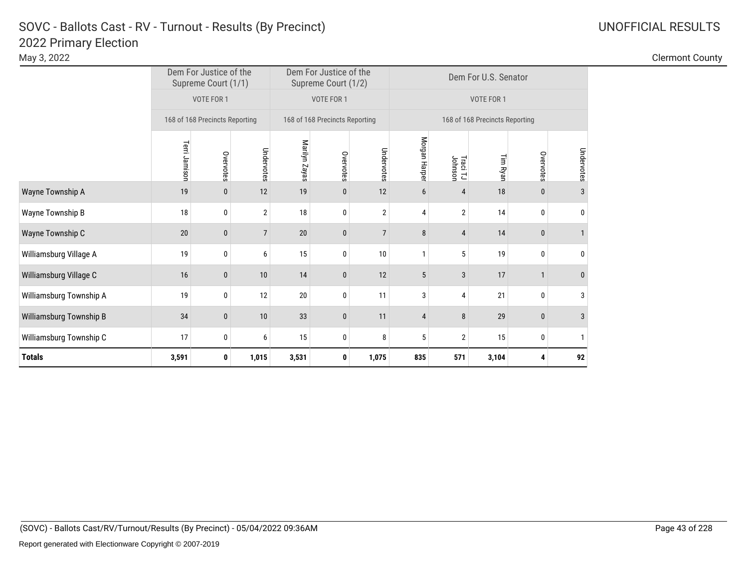# SOVC - Ballots Cast - RV - Turnout - Results (By Precinct)
## 2022 Primary Election

May 3, 2022

UNOFFICIAL RESULTS

Clermont County

| | Dem For Justice of the Supreme Court (1/1) | | | Dem For Justice of the Supreme Court (1/2) | | | Dem For U.S. Senator | | | | |
|---|---|---|---|---|---|---|---|---|---|---|---|
| | VOTE FOR 1 | | | VOTE FOR 1 | | | VOTE FOR 1 | | | | |
| | 168 of 168 Precincts Reporting | | | 168 of 168 Precincts Reporting | | | 168 of 168 Precincts Reporting | | | | |
| | Terri Jamison | Overvotes | Undervotes | Marilyn Zayas | Overvotes | Undervotes | Morgan Harper | Traci TJ Johnson | Tim Ryan | Overvotes | Undervotes |
| Wayne Township A | 19 | 0 | 12 | 19 | 0 | 12 | 6 | 4 | 18 | 0 | 3 |
| Wayne Township B | 18 | 0 | 2 | 18 | 0 | 2 | 4 | 2 | 14 | 0 | 0 |
| Wayne Township C | 20 | 0 | 7 | 20 | 0 | 7 | 8 | 4 | 14 | 0 | 1 |
| Williamsburg Village A | 19 | 0 | 6 | 15 | 0 | 10 | 1 | 5 | 19 | 0 | 0 |
| Williamsburg Village C | 16 | 0 | 10 | 14 | 0 | 12 | 5 | 3 | 17 | 1 | 0 |
| Williamsburg Township A | 19 | 0 | 12 | 20 | 0 | 11 | 3 | 4 | 21 | 0 | 3 |
| Williamsburg Township B | 34 | 0 | 10 | 33 | 0 | 11 | 4 | 8 | 29 | 0 | 3 |
| Williamsburg Township C | 17 | 0 | 6 | 15 | 0 | 8 | 5 | 2 | 15 | 0 | 1 |
| **Totals** | **3,591** | **0** | **1,015** | **3,531** | **0** | **1,075** | **835** | **571** | **3,104** | **4** | **92** |

(SOVC) - Ballots Cast/RV/Turnout/Results (By Precinct) - 05/04/2022 09:36AM

Report generated with Electionware Copyright © 2007-2019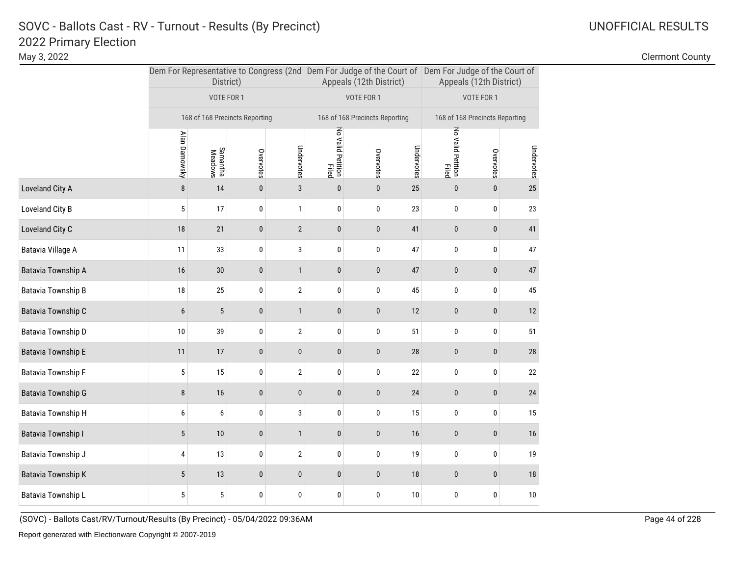# SOVC - Ballots Cast - RV - Turnout - Results (By Precinct)

## 2022 Primary Election

May 3, 2022

UNOFFICIAL RESULTS

Clermont County

| | Dem For Representative to Congress (2nd District) | | | | Dem For Judge of the Court of Appeals (12th District) | | | Dem For Judge of the Court of Appeals (12th District) | | |
|---|---|---|---|---|---|---|---|---|---|---|
| | VOTE FOR 1 | | | | VOTE FOR 1 | | | VOTE FOR 1 | | |
| | 168 of 168 Precincts Reporting | | | | 168 of 168 Precincts Reporting | | | 168 of 168 Precincts Reporting | | |
| | Alan Darnowsky | Samantha Meadows | Overvotes | Undervotes | No Valid Petition Filed | Overvotes | Undervotes | No Valid Petition Filed | Overvotes | Undervotes |
| Loveland City A | 8 | 14 | 0 | 3 | 0 | 0 | 25 | 0 | 0 | 25 |
| Loveland City B | 5 | 17 | 0 | 1 | 0 | 0 | 23 | 0 | 0 | 23 |
| Loveland City C | 18 | 21 | 0 | 2 | 0 | 0 | 41 | 0 | 0 | 41 |
| Batavia Village A | 11 | 33 | 0 | 3 | 0 | 0 | 47 | 0 | 0 | 47 |
| Batavia Township A | 16 | 30 | 0 | 1 | 0 | 0 | 47 | 0 | 0 | 47 |
| Batavia Township B | 18 | 25 | 0 | 2 | 0 | 0 | 45 | 0 | 0 | 45 |
| Batavia Township C | 6 | 5 | 0 | 1 | 0 | 0 | 12 | 0 | 0 | 12 |
| Batavia Township D | 10 | 39 | 0 | 2 | 0 | 0 | 51 | 0 | 0 | 51 |
| Batavia Township E | 11 | 17 | 0 | 0 | 0 | 0 | 28 | 0 | 0 | 28 |
| Batavia Township F | 5 | 15 | 0 | 2 | 0 | 0 | 22 | 0 | 0 | 22 |
| Batavia Township G | 8 | 16 | 0 | 0 | 0 | 0 | 24 | 0 | 0 | 24 |
| Batavia Township H | 6 | 6 | 0 | 3 | 0 | 0 | 15 | 0 | 0 | 15 |
| Batavia Township I | 5 | 10 | 0 | 1 | 0 | 0 | 16 | 0 | 0 | 16 |
| Batavia Township J | 4 | 13 | 0 | 2 | 0 | 0 | 19 | 0 | 0 | 19 |
| Batavia Township K | 5 | 13 | 0 | 0 | 0 | 0 | 18 | 0 | 0 | 18 |
| Batavia Township L | 5 | 5 | 0 | 0 | 0 | 0 | 10 | 0 | 0 | 10 |

(SOVC) - Ballots Cast/RV/Turnout/Results (By Precinct) - 05/04/2022 09:36AM

Report generated with Electionware Copyright © 2007-2019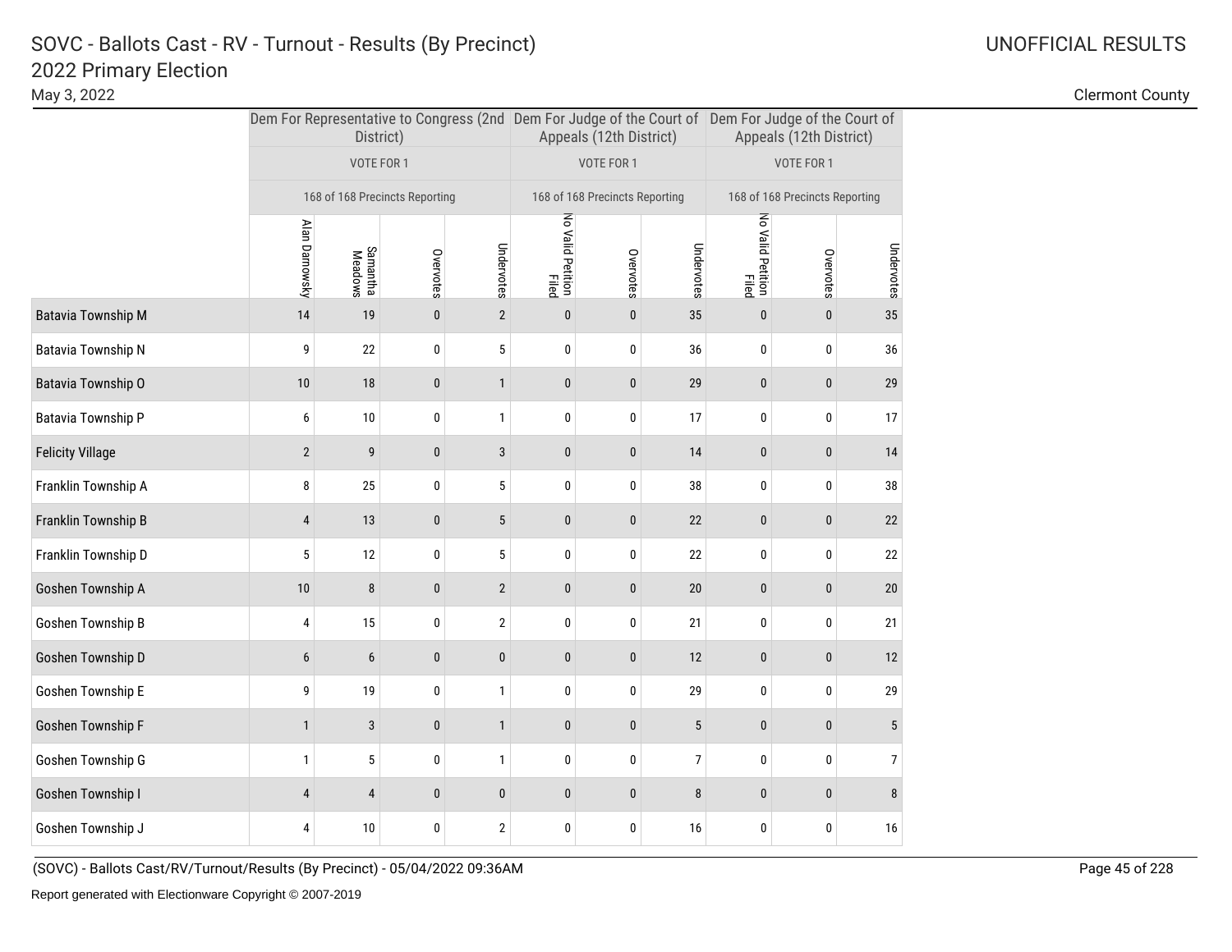# SOVC - Ballots Cast - RV - Turnout - Results (By Precinct)

## 2022 Primary Election

May 3, 2022

UNOFFICIAL RESULTS

Clermont County

| | Dem For Representative to Congress (2nd District) | | | | Dem For Judge of the Court of Appeals (12th District) | | | Dem For Judge of the Court of Appeals (12th District) | | |
|---|---|---|---|---|---|---|---|---|---|---|
| | VOTE FOR 1 | | | | VOTE FOR 1 | | | VOTE FOR 1 | | |
| | 168 of 168 Precincts Reporting | | | | 168 of 168 Precincts Reporting | | | 168 of 168 Precincts Reporting | | |
| | Alan Darnowsky | Samantha Meadows | Overvotes | Undervotes | No Valid Petition Filed | Overvotes | Undervotes | No Valid Petition Filed | Overvotes | Undervotes |
| Batavia Township M | 14 | 19 | 0 | 2 | 0 | 0 | 35 | 0 | 0 | 35 |
| Batavia Township N | 9 | 22 | 0 | 5 | 0 | 0 | 36 | 0 | 0 | 36 |
| Batavia Township O | 10 | 18 | 0 | 1 | 0 | 0 | 29 | 0 | 0 | 29 |
| Batavia Township P | 6 | 10 | 0 | 1 | 0 | 0 | 17 | 0 | 0 | 17 |
| Felicity Village | 2 | 9 | 0 | 3 | 0 | 0 | 14 | 0 | 0 | 14 |
| Franklin Township A | 8 | 25 | 0 | 5 | 0 | 0 | 38 | 0 | 0 | 38 |
| Franklin Township B | 4 | 13 | 0 | 5 | 0 | 0 | 22 | 0 | 0 | 22 |
| Franklin Township D | 5 | 12 | 0 | 5 | 0 | 0 | 22 | 0 | 0 | 22 |
| Goshen Township A | 10 | 8 | 0 | 2 | 0 | 0 | 20 | 0 | 0 | 20 |
| Goshen Township B | 4 | 15 | 0 | 2 | 0 | 0 | 21 | 0 | 0 | 21 |
| Goshen Township D | 6 | 6 | 0 | 0 | 0 | 0 | 12 | 0 | 0 | 12 |
| Goshen Township E | 9 | 19 | 0 | 1 | 0 | 0 | 29 | 0 | 0 | 29 |
| Goshen Township F | 1 | 3 | 0 | 1 | 0 | 0 | 5 | 0 | 0 | 5 |
| Goshen Township G | 1 | 5 | 0 | 1 | 0 | 0 | 7 | 0 | 0 | 7 |
| Goshen Township I | 4 | 4 | 0 | 0 | 0 | 0 | 8 | 0 | 0 | 8 |
| Goshen Township J | 4 | 10 | 0 | 2 | 0 | 0 | 16 | 0 | 0 | 16 |

(SOVC) - Ballots Cast/RV/Turnout/Results (By Precinct) - 05/04/2022 09:36AM

Report generated with Electionware Copyright © 2007-2019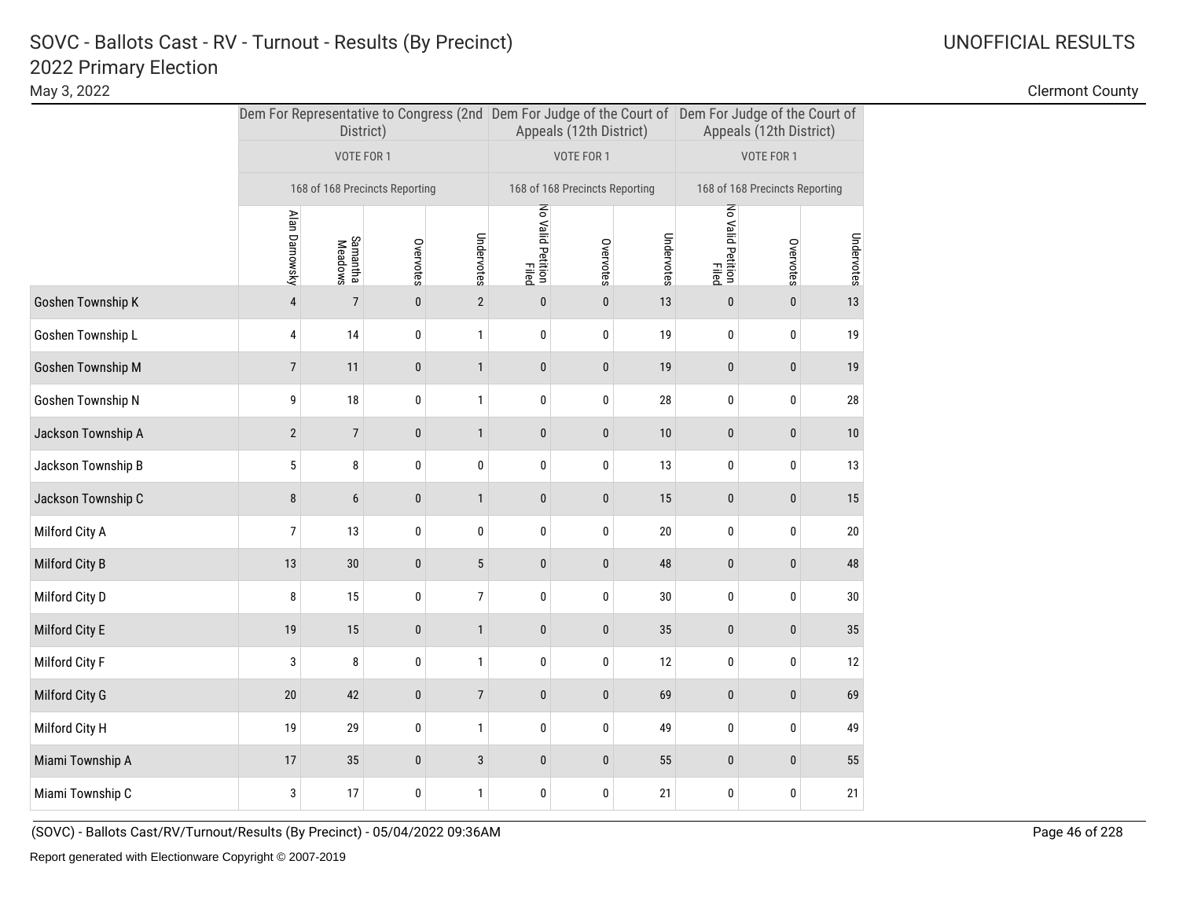# SOVC - Ballots Cast - RV - Turnout - Results (By Precinct)
## 2022 Primary Election

May 3, 2022

UNOFFICIAL RESULTS

Clermont County

| | Dem For Representative to Congress (2nd District) | | | | Dem For Judge of the Court of Appeals (12th District) | | | Dem For Judge of the Court of Appeals (12th District) | | |
|---|---|---|---|---|---|---|---|---|---|---|
| | VOTE FOR 1 | | | | VOTE FOR 1 | | | VOTE FOR 1 | | |
| | 168 of 168 Precincts Reporting | | | | 168 of 168 Precincts Reporting | | | 168 of 168 Precincts Reporting | | |
| | Alan Darnowsky | Samantha Meadows | Overvotes | Undervotes | No Valid Petition Filed | Overvotes | Undervotes | No Valid Petition Filed | Overvotes | Undervotes |
| Goshen Township K | 4 | 7 | 0 | 2 | 0 | 0 | 13 | 0 | 0 | 13 |
| Goshen Township L | 4 | 14 | 0 | 1 | 0 | 0 | 19 | 0 | 0 | 19 |
| Goshen Township M | 7 | 11 | 0 | 1 | 0 | 0 | 19 | 0 | 0 | 19 |
| Goshen Township N | 9 | 18 | 0 | 1 | 0 | 0 | 28 | 0 | 0 | 28 |
| Jackson Township A | 2 | 7 | 0 | 1 | 0 | 0 | 10 | 0 | 0 | 10 |
| Jackson Township B | 5 | 8 | 0 | 0 | 0 | 0 | 13 | 0 | 0 | 13 |
| Jackson Township C | 8 | 6 | 0 | 1 | 0 | 0 | 15 | 0 | 0 | 15 |
| Milford City A | 7 | 13 | 0 | 0 | 0 | 0 | 20 | 0 | 0 | 20 |
| Milford City B | 13 | 30 | 0 | 5 | 0 | 0 | 48 | 0 | 0 | 48 |
| Milford City D | 8 | 15 | 0 | 7 | 0 | 0 | 30 | 0 | 0 | 30 |
| Milford City E | 19 | 15 | 0 | 1 | 0 | 0 | 35 | 0 | 0 | 35 |
| Milford City F | 3 | 8 | 0 | 1 | 0 | 0 | 12 | 0 | 0 | 12 |
| Milford City G | 20 | 42 | 0 | 7 | 0 | 0 | 69 | 0 | 0 | 69 |
| Milford City H | 19 | 29 | 0 | 1 | 0 | 0 | 49 | 0 | 0 | 49 |
| Miami Township A | 17 | 35 | 0 | 3 | 0 | 0 | 55 | 0 | 0 | 55 |
| Miami Township C | 3 | 17 | 0 | 1 | 0 | 0 | 21 | 0 | 0 | 21 |

(SOVC) - Ballots Cast/RV/Turnout/Results (By Precinct) - 05/04/2022 09:36AM

Report generated with Electionware Copyright © 2007-2019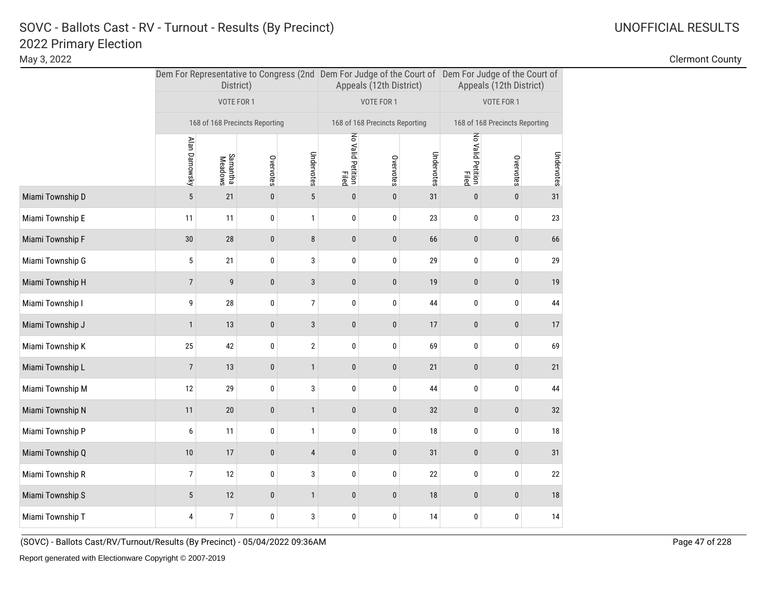# SOVC - Ballots Cast - RV - Turnout - Results (By Precinct)
## 2022 Primary Election

May 3, 2022

UNOFFICIAL RESULTS

Clermont County

| | Dem For Representative to Congress (2nd District) | | | | Dem For Judge of the Court of Appeals (12th District) | | | Dem For Judge of the Court of Appeals (12th District) | | |
|---|---|---|---|---|---|---|---|---|---|---|
| | VOTE FOR 1 | | | | VOTE FOR 1 | | | VOTE FOR 1 | | |
| | 168 of 168 Precincts Reporting | | | | 168 of 168 Precincts Reporting | | | 168 of 168 Precincts Reporting | | |
| | Alan Darnowsky | Samantha Meadows | Overvotes | Undervotes | No Valid Petition Filed | Overvotes | Undervotes | No Valid Petition Filed | Overvotes | Undervotes |
| Miami Township D | 5 | 21 | 0 | 5 | 0 | 0 | 31 | 0 | 0 | 31 |
| Miami Township E | 11 | 11 | 0 | 1 | 0 | 0 | 23 | 0 | 0 | 23 |
| Miami Township F | 30 | 28 | 0 | 8 | 0 | 0 | 66 | 0 | 0 | 66 |
| Miami Township G | 5 | 21 | 0 | 3 | 0 | 0 | 29 | 0 | 0 | 29 |
| Miami Township H | 7 | 9 | 0 | 3 | 0 | 0 | 19 | 0 | 0 | 19 |
| Miami Township I | 9 | 28 | 0 | 7 | 0 | 0 | 44 | 0 | 0 | 44 |
| Miami Township J | 1 | 13 | 0 | 3 | 0 | 0 | 17 | 0 | 0 | 17 |
| Miami Township K | 25 | 42 | 0 | 2 | 0 | 0 | 69 | 0 | 0 | 69 |
| Miami Township L | 7 | 13 | 0 | 1 | 0 | 0 | 21 | 0 | 0 | 21 |
| Miami Township M | 12 | 29 | 0 | 3 | 0 | 0 | 44 | 0 | 0 | 44 |
| Miami Township N | 11 | 20 | 0 | 1 | 0 | 0 | 32 | 0 | 0 | 32 |
| Miami Township P | 6 | 11 | 0 | 1 | 0 | 0 | 18 | 0 | 0 | 18 |
| Miami Township Q | 10 | 17 | 0 | 4 | 0 | 0 | 31 | 0 | 0 | 31 |
| Miami Township R | 7 | 12 | 0 | 3 | 0 | 0 | 22 | 0 | 0 | 22 |
| Miami Township S | 5 | 12 | 0 | 1 | 0 | 0 | 18 | 0 | 0 | 18 |
| Miami Township T | 4 | 7 | 0 | 3 | 0 | 0 | 14 | 0 | 0 | 14 |

(SOVC) - Ballots Cast/RV/Turnout/Results (By Precinct) - 05/04/2022 09:36AM

Report generated with Electionware Copyright © 2007-2019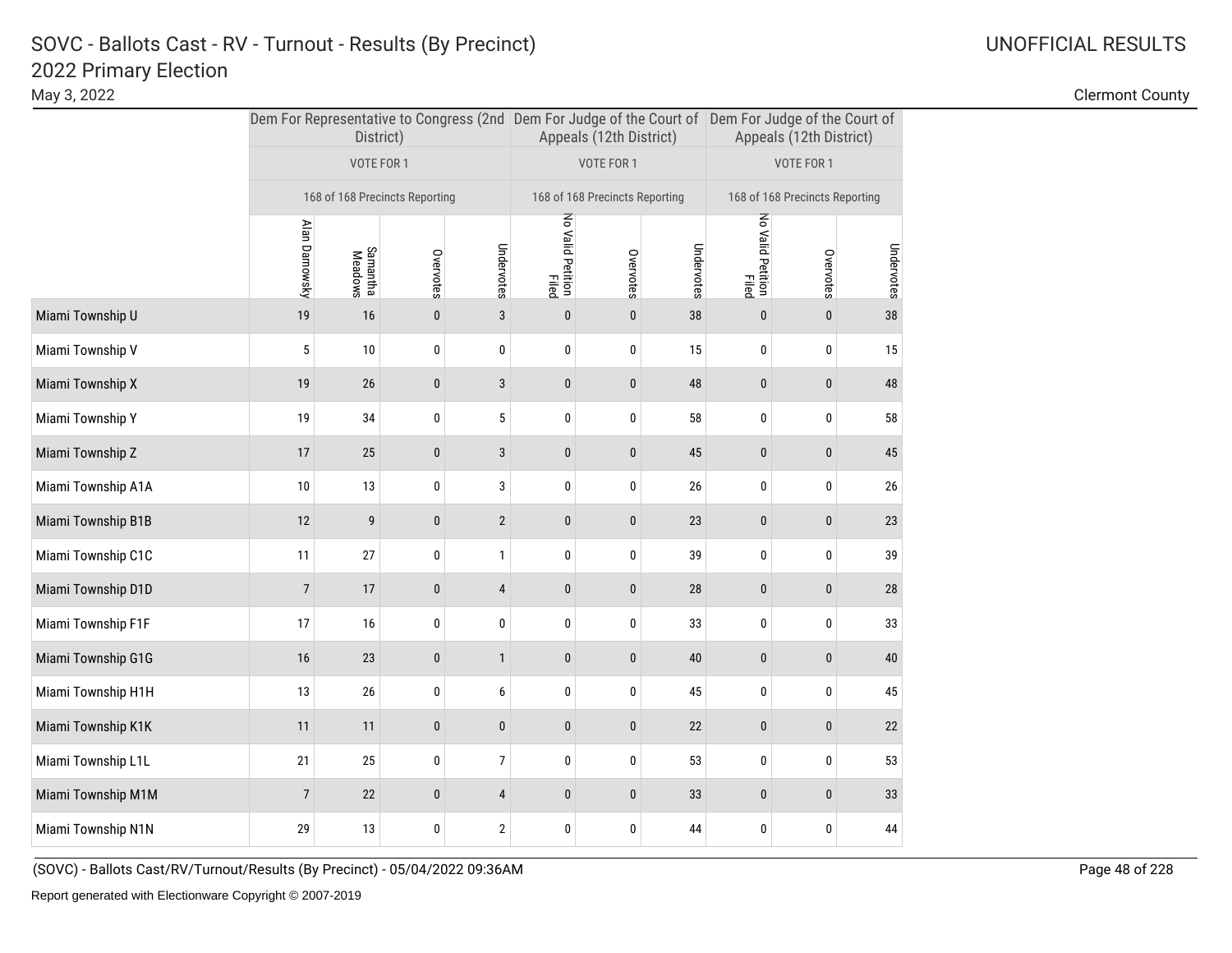# SOVC - Ballots Cast - RV - Turnout - Results (By Precinct)

## 2022 Primary Election

May 3, 2022

UNOFFICIAL RESULTS

Clermont County

| | Dem For Representative to Congress (2nd District) | | | | Dem For Judge of the Court of Appeals (12th District) | | | Dem For Judge of the Court of Appeals (12th District) | | |
|---|---|---|---|---|---|---|---|---|---|---|
| | VOTE FOR 1 | | | | VOTE FOR 1 | | | VOTE FOR 1 | | |
| | 168 of 168 Precincts Reporting | | | | 168 of 168 Precincts Reporting | | | 168 of 168 Precincts Reporting | | |
| | Alan Darnowsky | Samantha Meadows | Overvotes | Undervotes | No Valid Petition Filed | Overvotes | Undervotes | No Valid Petition Filed | Overvotes | Undervotes |
| Miami Township U | 19 | 16 | 0 | 3 | 0 | 0 | 38 | 0 | 0 | 38 |
| Miami Township V | 5 | 10 | 0 | 0 | 0 | 0 | 15 | 0 | 0 | 15 |
| Miami Township X | 19 | 26 | 0 | 3 | 0 | 0 | 48 | 0 | 0 | 48 |
| Miami Township Y | 19 | 34 | 0 | 5 | 0 | 0 | 58 | 0 | 0 | 58 |
| Miami Township Z | 17 | 25 | 0 | 3 | 0 | 0 | 45 | 0 | 0 | 45 |
| Miami Township A1A | 10 | 13 | 0 | 3 | 0 | 0 | 26 | 0 | 0 | 26 |
| Miami Township B1B | 12 | 9 | 0 | 2 | 0 | 0 | 23 | 0 | 0 | 23 |
| Miami Township C1C | 11 | 27 | 0 | 1 | 0 | 0 | 39 | 0 | 0 | 39 |
| Miami Township D1D | 7 | 17 | 0 | 4 | 0 | 0 | 28 | 0 | 0 | 28 |
| Miami Township F1F | 17 | 16 | 0 | 0 | 0 | 0 | 33 | 0 | 0 | 33 |
| Miami Township G1G | 16 | 23 | 0 | 1 | 0 | 0 | 40 | 0 | 0 | 40 |
| Miami Township H1H | 13 | 26 | 0 | 6 | 0 | 0 | 45 | 0 | 0 | 45 |
| Miami Township K1K | 11 | 11 | 0 | 0 | 0 | 0 | 22 | 0 | 0 | 22 |
| Miami Township L1L | 21 | 25 | 0 | 7 | 0 | 0 | 53 | 0 | 0 | 53 |
| Miami Township M1M | 7 | 22 | 0 | 4 | 0 | 0 | 33 | 0 | 0 | 33 |
| Miami Township N1N | 29 | 13 | 0 | 2 | 0 | 0 | 44 | 0 | 0 | 44 |

(SOVC) - Ballots Cast/RV/Turnout/Results (By Precinct) - 05/04/2022 09:36AM

Report generated with Electionware Copyright © 2007-2019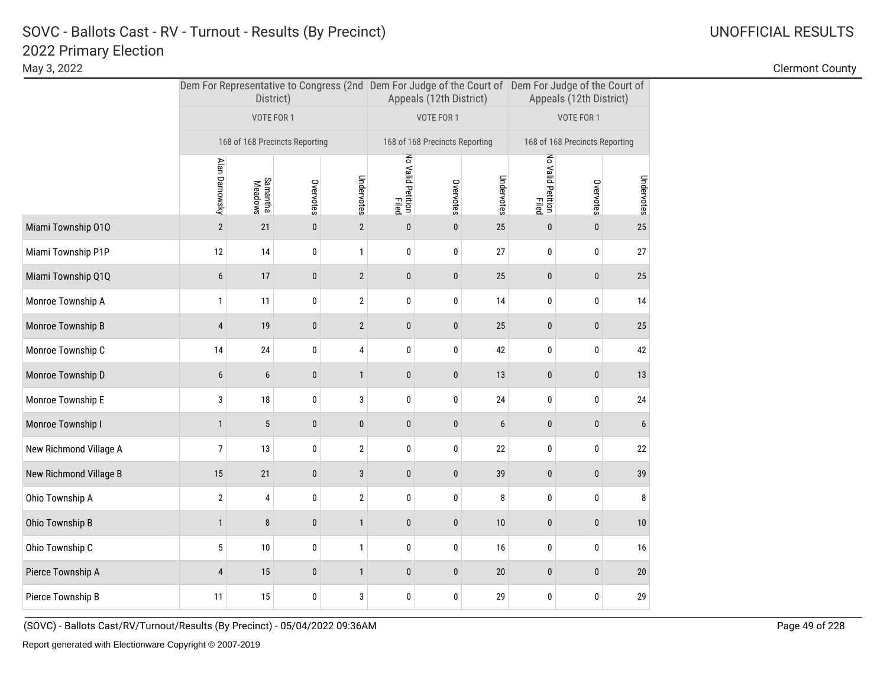# SOVC - Ballots Cast - RV - Turnout - Results (By Precinct)

## 2022 Primary Election

May 3, 2022

UNOFFICIAL RESULTS

Clermont County

| | Dem For Representative to Congress (2nd District) | | | | Dem For Judge of the Court of Appeals (12th District) | | | Dem For Judge of the Court of Appeals (12th District) | | |
|---|---|---|---|---|---|---|---|---|---|---|
| | VOTE FOR 1 | | | | VOTE FOR 1 | | | VOTE FOR 1 | | |
| | 168 of 168 Precincts Reporting | | | | 168 of 168 Precincts Reporting | | | 168 of 168 Precincts Reporting | | |
| | Alan Darnowsky | Samantha Meadows | Overvotes | Undervotes | No Valid Petition Filed | Overvotes | Undervotes | No Valid Petition Filed | Overvotes | Undervotes |
| Miami Township O1O | 2 | 21 | 0 | 2 | 0 | 0 | 25 | 0 | 0 | 25 |
| Miami Township P1P | 12 | 14 | 0 | 1 | 0 | 0 | 27 | 0 | 0 | 27 |
| Miami Township Q1Q | 6 | 17 | 0 | 2 | 0 | 0 | 25 | 0 | 0 | 25 |
| Monroe Township A | 1 | 11 | 0 | 2 | 0 | 0 | 14 | 0 | 0 | 14 |
| Monroe Township B | 4 | 19 | 0 | 2 | 0 | 0 | 25 | 0 | 0 | 25 |
| Monroe Township C | 14 | 24 | 0 | 4 | 0 | 0 | 42 | 0 | 0 | 42 |
| Monroe Township D | 6 | 6 | 0 | 1 | 0 | 0 | 13 | 0 | 0 | 13 |
| Monroe Township E | 3 | 18 | 0 | 3 | 0 | 0 | 24 | 0 | 0 | 24 |
| Monroe Township I | 1 | 5 | 0 | 0 | 0 | 0 | 6 | 0 | 0 | 6 |
| New Richmond Village A | 7 | 13 | 0 | 2 | 0 | 0 | 22 | 0 | 0 | 22 |
| New Richmond Village B | 15 | 21 | 0 | 3 | 0 | 0 | 39 | 0 | 0 | 39 |
| Ohio Township A | 2 | 4 | 0 | 2 | 0 | 0 | 8 | 0 | 0 | 8 |
| Ohio Township B | 1 | 8 | 0 | 1 | 0 | 0 | 10 | 0 | 0 | 10 |
| Ohio Township C | 5 | 10 | 0 | 1 | 0 | 0 | 16 | 0 | 0 | 16 |
| Pierce Township A | 4 | 15 | 0 | 1 | 0 | 0 | 20 | 0 | 0 | 20 |
| Pierce Township B | 11 | 15 | 0 | 3 | 0 | 0 | 29 | 0 | 0 | 29 |

(SOVC) - Ballots Cast/RV/Turnout/Results (By Precinct) - 05/04/2022 09:36AM

Report generated with Electionware Copyright © 2007-2019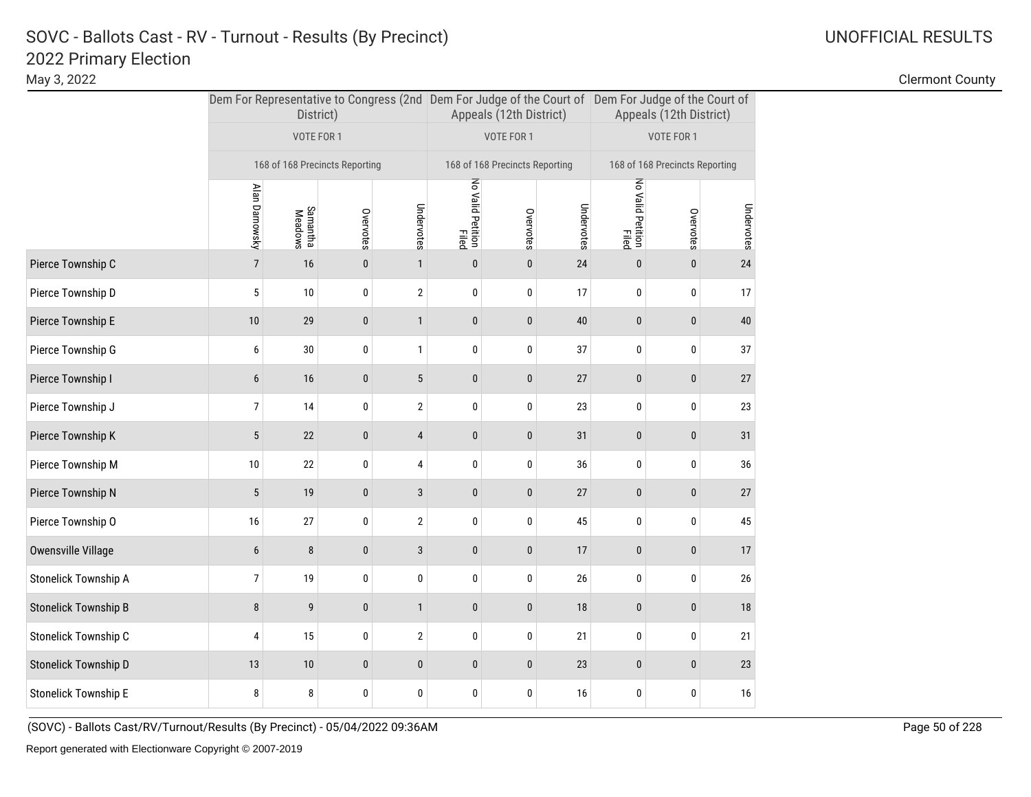# SOVC - Ballots Cast - RV - Turnout - Results (By Precinct)

## 2022 Primary Election

May 3, 2022

UNOFFICIAL RESULTS

Clermont County

| | Dem For Representative to Congress (2nd District) | | | | Dem For Judge of the Court of Appeals (12th District) | | | Dem For Judge of the Court of Appeals (12th District) | | |
|---|---|---|---|---|---|---|---|---|---|---|
| | VOTE FOR 1 | | | | VOTE FOR 1 | | | VOTE FOR 1 | | |
| | 168 of 168 Precincts Reporting | | | | 168 of 168 Precincts Reporting | | | 168 of 168 Precincts Reporting | | |
| | Alan Darnowsky | Samantha Meadows | Overvotes | Undervotes | No Valid Petition Filed | Overvotes | Undervotes | No Valid Petition Filed | Overvotes | Undervotes |
| Pierce Township C | 7 | 16 | 0 | 1 | 0 | 0 | 24 | 0 | 0 | 24 |
| Pierce Township D | 5 | 10 | 0 | 2 | 0 | 0 | 17 | 0 | 0 | 17 |
| Pierce Township E | 10 | 29 | 0 | 1 | 0 | 0 | 40 | 0 | 0 | 40 |
| Pierce Township G | 6 | 30 | 0 | 1 | 0 | 0 | 37 | 0 | 0 | 37 |
| Pierce Township I | 6 | 16 | 0 | 5 | 0 | 0 | 27 | 0 | 0 | 27 |
| Pierce Township J | 7 | 14 | 0 | 2 | 0 | 0 | 23 | 0 | 0 | 23 |
| Pierce Township K | 5 | 22 | 0 | 4 | 0 | 0 | 31 | 0 | 0 | 31 |
| Pierce Township M | 10 | 22 | 0 | 4 | 0 | 0 | 36 | 0 | 0 | 36 |
| Pierce Township N | 5 | 19 | 0 | 3 | 0 | 0 | 27 | 0 | 0 | 27 |
| Pierce Township O | 16 | 27 | 0 | 2 | 0 | 0 | 45 | 0 | 0 | 45 |
| Owensville Village | 6 | 8 | 0 | 3 | 0 | 0 | 17 | 0 | 0 | 17 |
| Stonelick Township A | 7 | 19 | 0 | 0 | 0 | 0 | 26 | 0 | 0 | 26 |
| Stonelick Township B | 8 | 9 | 0 | 1 | 0 | 0 | 18 | 0 | 0 | 18 |
| Stonelick Township C | 4 | 15 | 0 | 2 | 0 | 0 | 21 | 0 | 0 | 21 |
| Stonelick Township D | 13 | 10 | 0 | 0 | 0 | 0 | 23 | 0 | 0 | 23 |
| Stonelick Township E | 8 | 8 | 0 | 0 | 0 | 0 | 16 | 0 | 0 | 16 |

(SOVC) - Ballots Cast/RV/Turnout/Results (By Precinct) - 05/04/2022 09:36AM

Report generated with Electionware Copyright © 2007-2019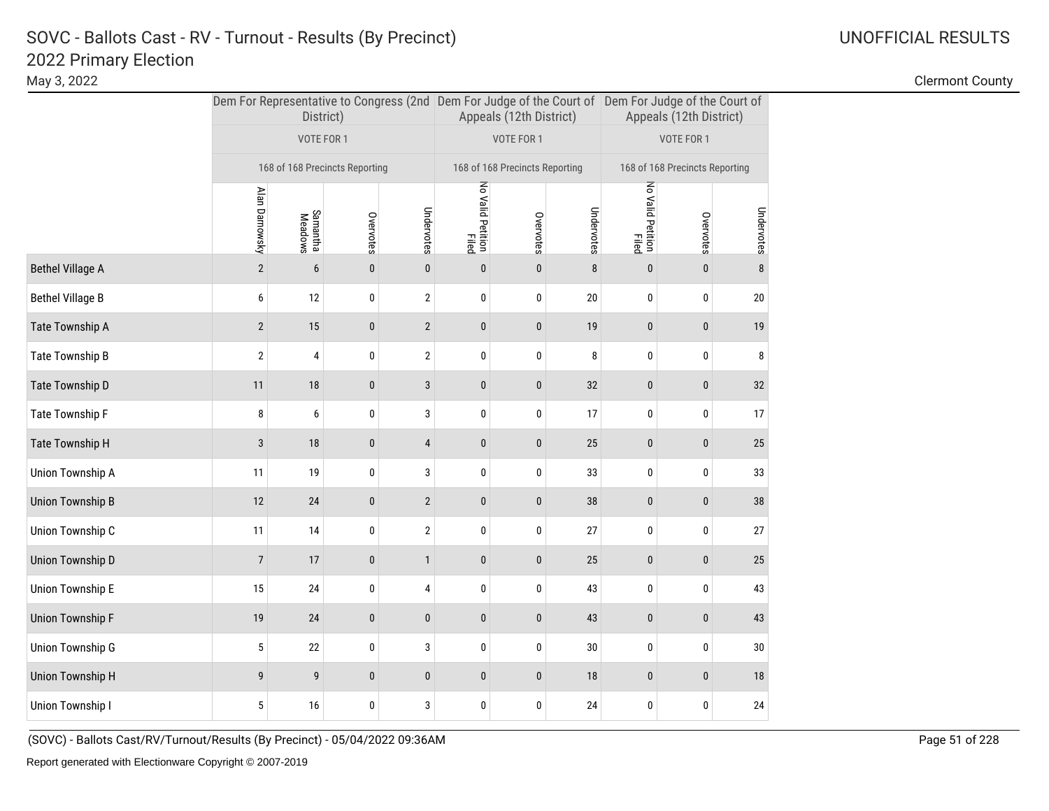# SOVC - Ballots Cast - RV - Turnout - Results (By Precinct)

## 2022 Primary Election

May 3, 2022

UNOFFICIAL RESULTS

Clermont County

| | Dem For Representative to Congress (2nd District) | | | | Dem For Judge of the Court of Appeals (12th District) | | | Dem For Judge of the Court of Appeals (12th District) | | |
|---|---|---|---|---|---|---|---|---|---|---|
| | VOTE FOR 1 | | | | VOTE FOR 1 | | | VOTE FOR 1 | | |
| | 168 of 168 Precincts Reporting | | | | 168 of 168 Precincts Reporting | | | 168 of 168 Precincts Reporting | | |
| | Alan Darnowsky | Samantha Meadows | Overvotes | Undervotes | No Valid Petition Filed | Overvotes | Undervotes | No Valid Petition Filed | Overvotes | Undervotes |
| Bethel Village A | 2 | 6 | 0 | 0 | 0 | 0 | 8 | 0 | 0 | 8 |
| Bethel Village B | 6 | 12 | 0 | 2 | 0 | 0 | 20 | 0 | 0 | 20 |
| Tate Township A | 2 | 15 | 0 | 2 | 0 | 0 | 19 | 0 | 0 | 19 |
| Tate Township B | 2 | 4 | 0 | 2 | 0 | 0 | 8 | 0 | 0 | 8 |
| Tate Township D | 11 | 18 | 0 | 3 | 0 | 0 | 32 | 0 | 0 | 32 |
| Tate Township F | 8 | 6 | 0 | 3 | 0 | 0 | 17 | 0 | 0 | 17 |
| Tate Township H | 3 | 18 | 0 | 4 | 0 | 0 | 25 | 0 | 0 | 25 |
| Union Township A | 11 | 19 | 0 | 3 | 0 | 0 | 33 | 0 | 0 | 33 |
| Union Township B | 12 | 24 | 0 | 2 | 0 | 0 | 38 | 0 | 0 | 38 |
| Union Township C | 11 | 14 | 0 | 2 | 0 | 0 | 27 | 0 | 0 | 27 |
| Union Township D | 7 | 17 | 0 | 1 | 0 | 0 | 25 | 0 | 0 | 25 |
| Union Township E | 15 | 24 | 0 | 4 | 0 | 0 | 43 | 0 | 0 | 43 |
| Union Township F | 19 | 24 | 0 | 0 | 0 | 0 | 43 | 0 | 0 | 43 |
| Union Township G | 5 | 22 | 0 | 3 | 0 | 0 | 30 | 0 | 0 | 30 |
| Union Township H | 9 | 9 | 0 | 0 | 0 | 0 | 18 | 0 | 0 | 18 |
| Union Township I | 5 | 16 | 0 | 3 | 0 | 0 | 24 | 0 | 0 | 24 |

(SOVC) - Ballots Cast/RV/Turnout/Results (By Precinct) - 05/04/2022 09:36AM

Report generated with Electionware Copyright © 2007-2019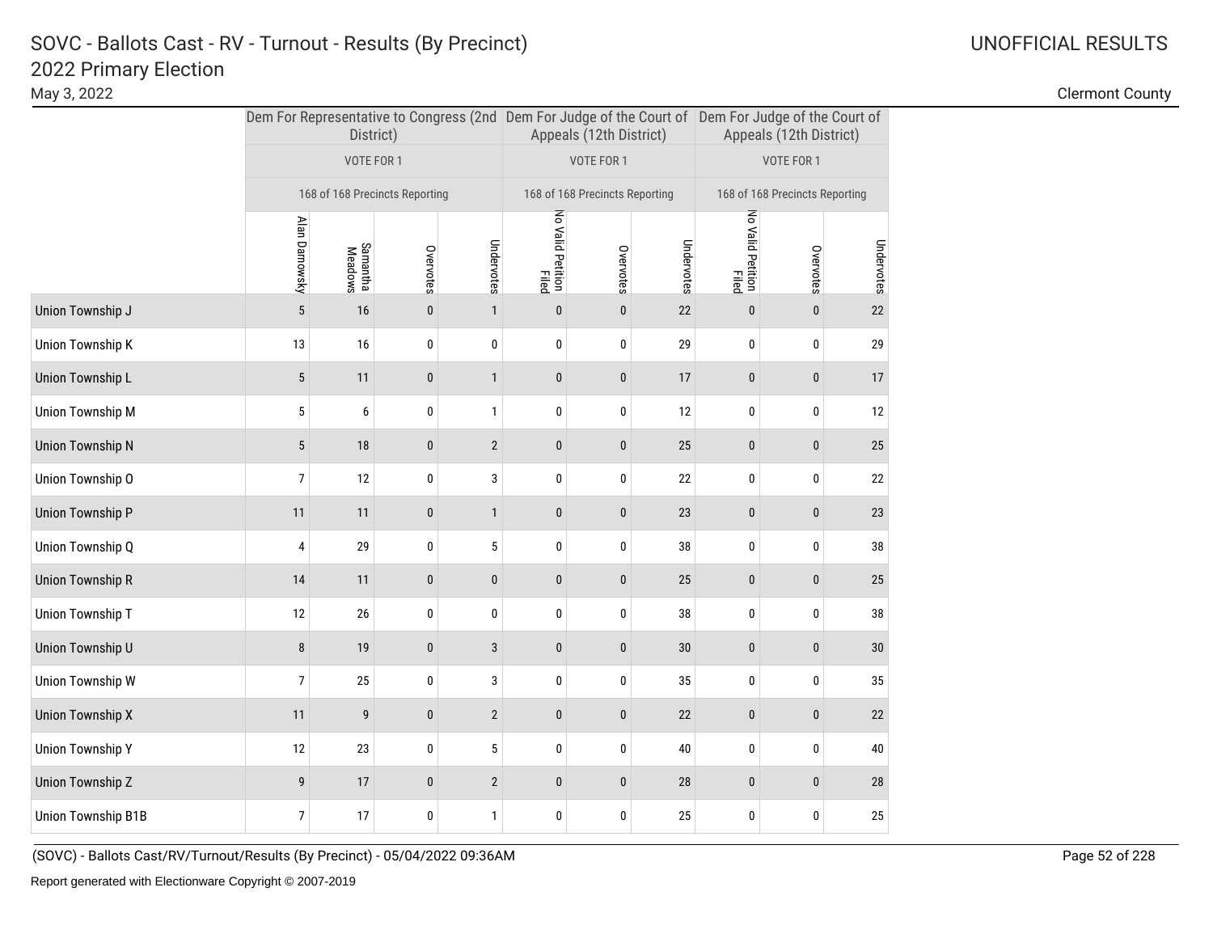# SOVC - Ballots Cast - RV - Turnout - Results (By Precinct)

## 2022 Primary Election

May 3, 2022

UNOFFICIAL RESULTS

Clermont County

| | Dem For Representative to Congress (2nd District) | | | | Dem For Judge of the Court of Appeals (12th District) | | | Dem For Judge of the Court of Appeals (12th District) | | |
|---|---|---|---|---|---|---|---|---|---|---|
| | VOTE FOR 1 | | | | VOTE FOR 1 | | | VOTE FOR 1 | | |
| | 168 of 168 Precincts Reporting | | | | 168 of 168 Precincts Reporting | | | 168 of 168 Precincts Reporting | | |
| | Alan Darnowsky | Samantha Meadows | Overvotes | Undervotes | No Valid Petition Filed | Overvotes | Undervotes | No Valid Petition Filed | Overvotes | Undervotes |
| Union Township J | 5 | 16 | 0 | 1 | 0 | 0 | 22 | 0 | 0 | 22 |
| Union Township K | 13 | 16 | 0 | 0 | 0 | 0 | 29 | 0 | 0 | 29 |
| Union Township L | 5 | 11 | 0 | 1 | 0 | 0 | 17 | 0 | 0 | 17 |
| Union Township M | 5 | 6 | 0 | 1 | 0 | 0 | 12 | 0 | 0 | 12 |
| Union Township N | 5 | 18 | 0 | 2 | 0 | 0 | 25 | 0 | 0 | 25 |
| Union Township O | 7 | 12 | 0 | 3 | 0 | 0 | 22 | 0 | 0 | 22 |
| Union Township P | 11 | 11 | 0 | 1 | 0 | 0 | 23 | 0 | 0 | 23 |
| Union Township Q | 4 | 29 | 0 | 5 | 0 | 0 | 38 | 0 | 0 | 38 |
| Union Township R | 14 | 11 | 0 | 0 | 0 | 0 | 25 | 0 | 0 | 25 |
| Union Township T | 12 | 26 | 0 | 0 | 0 | 0 | 38 | 0 | 0 | 38 |
| Union Township U | 8 | 19 | 0 | 3 | 0 | 0 | 30 | 0 | 0 | 30 |
| Union Township W | 7 | 25 | 0 | 3 | 0 | 0 | 35 | 0 | 0 | 35 |
| Union Township X | 11 | 9 | 0 | 2 | 0 | 0 | 22 | 0 | 0 | 22 |
| Union Township Y | 12 | 23 | 0 | 5 | 0 | 0 | 40 | 0 | 0 | 40 |
| Union Township Z | 9 | 17 | 0 | 2 | 0 | 0 | 28 | 0 | 0 | 28 |
| Union Township B1B | 7 | 17 | 0 | 1 | 0 | 0 | 25 | 0 | 0 | 25 |

(SOVC) - Ballots Cast/RV/Turnout/Results (By Precinct) - 05/04/2022 09:36AM

Report generated with Electionware Copyright © 2007-2019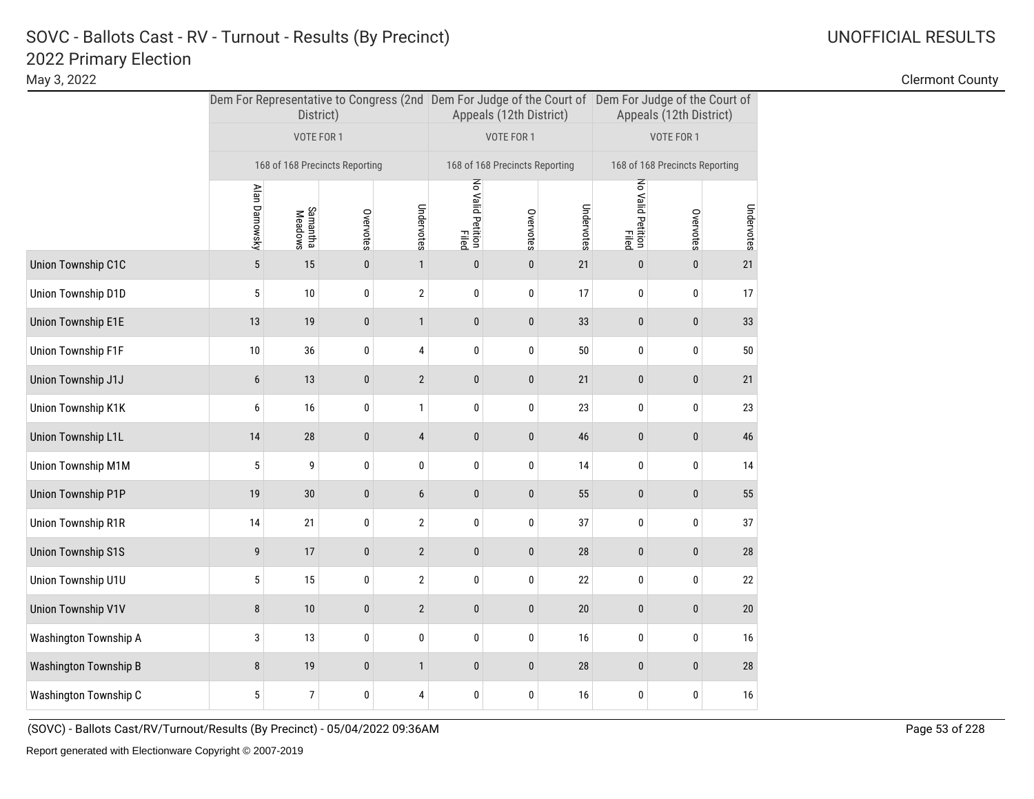# SOVC - Ballots Cast - RV - Turnout - Results (By Precinct)

## 2022 Primary Election

May 3, 2022

UNOFFICIAL RESULTS

Clermont County

| | Dem For Representative to Congress (2nd District) | | | | Dem For Judge of the Court of Appeals (12th District) | | | Dem For Judge of the Court of Appeals (12th District) | | |
|---|---|---|---|---|---|---|---|---|---|---|
| | VOTE FOR 1 | | | | VOTE FOR 1 | | | VOTE FOR 1 | | |
| | 168 of 168 Precincts Reporting | | | | 168 of 168 Precincts Reporting | | | 168 of 168 Precincts Reporting | | |
| | Alan Darnowsky | Samantha Meadows | Overvotes | Undervotes | No Valid Petition Filed | Overvotes | Undervotes | No Valid Petition Filed | Overvotes | Undervotes |
| Union Township C1C | 5 | 15 | 0 | 1 | 0 | 0 | 21 | 0 | 0 | 21 |
| Union Township D1D | 5 | 10 | 0 | 2 | 0 | 0 | 17 | 0 | 0 | 17 |
| Union Township E1E | 13 | 19 | 0 | 1 | 0 | 0 | 33 | 0 | 0 | 33 |
| Union Township F1F | 10 | 36 | 0 | 4 | 0 | 0 | 50 | 0 | 0 | 50 |
| Union Township J1J | 6 | 13 | 0 | 2 | 0 | 0 | 21 | 0 | 0 | 21 |
| Union Township K1K | 6 | 16 | 0 | 1 | 0 | 0 | 23 | 0 | 0 | 23 |
| Union Township L1L | 14 | 28 | 0 | 4 | 0 | 0 | 46 | 0 | 0 | 46 |
| Union Township M1M | 5 | 9 | 0 | 0 | 0 | 0 | 14 | 0 | 0 | 14 |
| Union Township P1P | 19 | 30 | 0 | 6 | 0 | 0 | 55 | 0 | 0 | 55 |
| Union Township R1R | 14 | 21 | 0 | 2 | 0 | 0 | 37 | 0 | 0 | 37 |
| Union Township S1S | 9 | 17 | 0 | 2 | 0 | 0 | 28 | 0 | 0 | 28 |
| Union Township U1U | 5 | 15 | 0 | 2 | 0 | 0 | 22 | 0 | 0 | 22 |
| Union Township V1V | 8 | 10 | 0 | 2 | 0 | 0 | 20 | 0 | 0 | 20 |
| Washington Township A | 3 | 13 | 0 | 0 | 0 | 0 | 16 | 0 | 0 | 16 |
| Washington Township B | 8 | 19 | 0 | 1 | 0 | 0 | 28 | 0 | 0 | 28 |
| Washington Township C | 5 | 7 | 0 | 4 | 0 | 0 | 16 | 0 | 0 | 16 |

(SOVC) - Ballots Cast/RV/Turnout/Results (By Precinct) - 05/04/2022 09:36AM

Report generated with Electionware Copyright © 2007-2019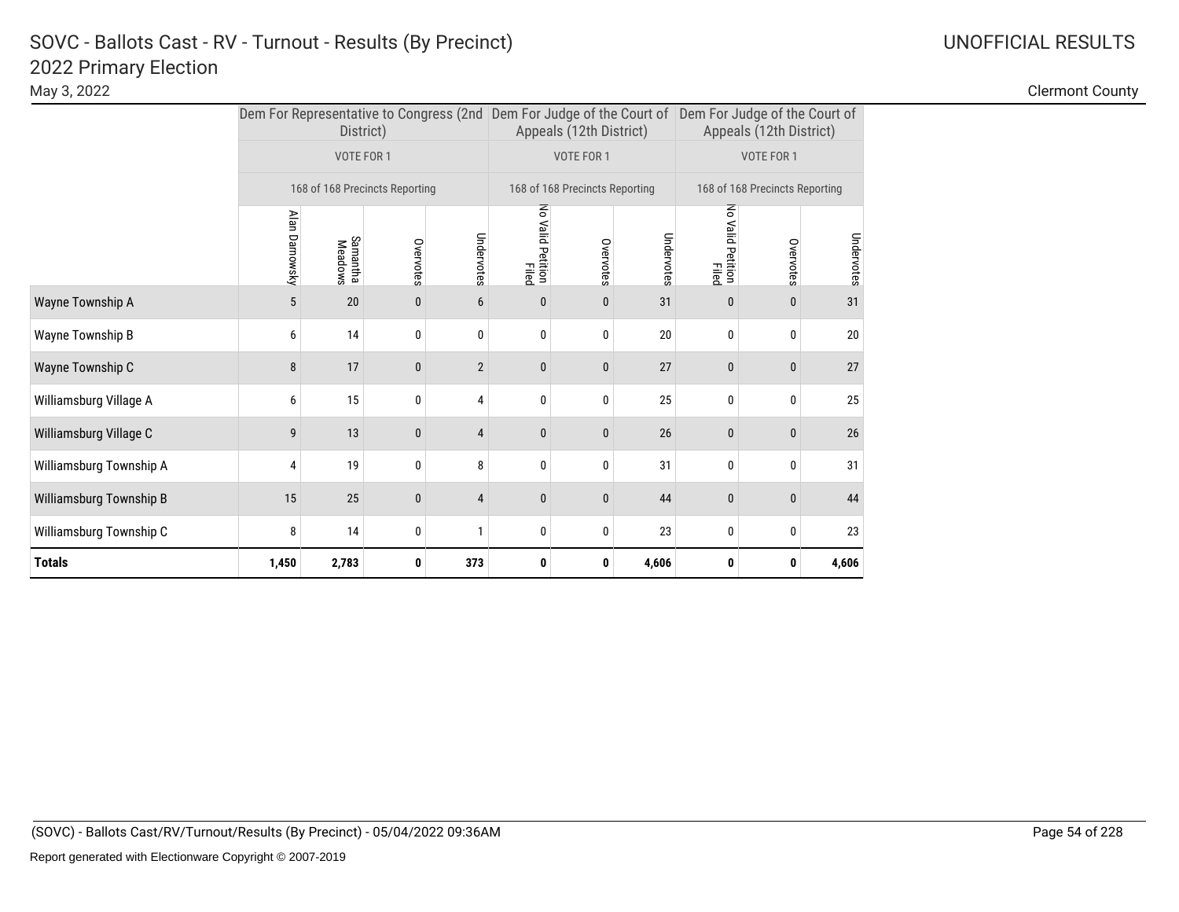# SOVC - Ballots Cast - RV - Turnout - Results (By Precinct)

## 2022 Primary Election

May 3, 2022

UNOFFICIAL RESULTS

Clermont County

| | Dem For Representative to Congress (2nd District) | | | | Dem For Judge of the Court of Appeals (12th District) | | | Dem For Judge of the Court of Appeals (12th District) | | |
|---|---|---|---|---|---|---|---|---|---|---|
| | VOTE FOR 1 | | | | VOTE FOR 1 | | | VOTE FOR 1 | | |
| | 168 of 168 Precincts Reporting | | | | 168 of 168 Precincts Reporting | | | 168 of 168 Precincts Reporting | | |
| | Alan Darnowsky | Samantha Meadows | Overvotes | Undervotes | No Valid Petition Filed | Overvotes | Undervotes | No Valid Petition Filed | Overvotes | Undervotes |
| Wayne Township A | 5 | 20 | 0 | 6 | 0 | 0 | 31 | 0 | 0 | 31 |
| Wayne Township B | 6 | 14 | 0 | 0 | 0 | 0 | 20 | 0 | 0 | 20 |
| Wayne Township C | 8 | 17 | 0 | 2 | 0 | 0 | 27 | 0 | 0 | 27 |
| Williamsburg Village A | 6 | 15 | 0 | 4 | 0 | 0 | 25 | 0 | 0 | 25 |
| Williamsburg Village C | 9 | 13 | 0 | 4 | 0 | 0 | 26 | 0 | 0 | 26 |
| Williamsburg Township A | 4 | 19 | 0 | 8 | 0 | 0 | 31 | 0 | 0 | 31 |
| Williamsburg Township B | 15 | 25 | 0 | 4 | 0 | 0 | 44 | 0 | 0 | 44 |
| Williamsburg Township C | 8 | 14 | 0 | 1 | 0 | 0 | 23 | 0 | 0 | 23 |
| **Totals** | **1,450** | **2,783** | **0** | **373** | **0** | **0** | **4,606** | **0** | **0** | **4,606** |

(SOVC) - Ballots Cast/RV/Turnout/Results (By Precinct) - 05/04/2022 09:36AM

Report generated with Electionware Copyright © 2007-2019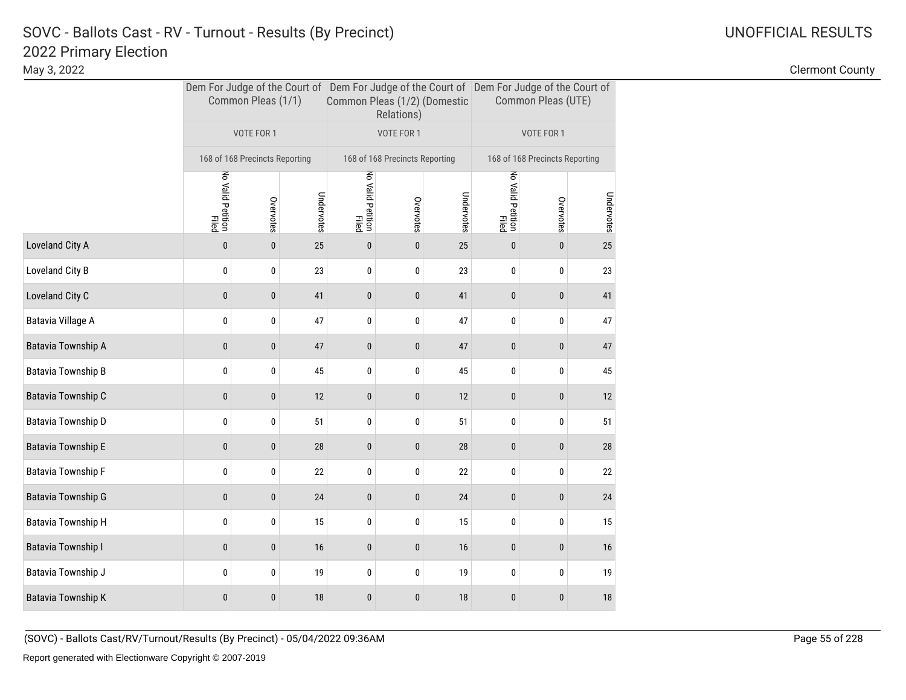# SOVC - Ballots Cast - RV - Turnout - Results (By Precinct)

## 2022 Primary Election

May 3, 2022

UNOFFICIAL RESULTS

Clermont County

| | Dem For Judge of the Court of Common Pleas (1/1) | | | Dem For Judge of the Court of Common Pleas (1/2) (Domestic Relations) | | | Dem For Judge of the Court of Common Pleas (UTE) | | |
|---|---|---|---|---|---|---|---|---|---|
| | VOTE FOR 1 | | | VOTE FOR 1 | | | VOTE FOR 1 | | |
| | 168 of 168 Precincts Reporting | | | 168 of 168 Precincts Reporting | | | 168 of 168 Precincts Reporting | | |
| | No Valid Petition Filed | Overvotes | Undervotes | No Valid Petition Filed | Overvotes | Undervotes | No Valid Petition Filed | Overvotes | Undervotes |
| Loveland City A | 0 | 0 | 25 | 0 | 0 | 25 | 0 | 0 | 25 |
| Loveland City B | 0 | 0 | 23 | 0 | 0 | 23 | 0 | 0 | 23 |
| Loveland City C | 0 | 0 | 41 | 0 | 0 | 41 | 0 | 0 | 41 |
| Batavia Village A | 0 | 0 | 47 | 0 | 0 | 47 | 0 | 0 | 47 |
| Batavia Township A | 0 | 0 | 47 | 0 | 0 | 47 | 0 | 0 | 47 |
| Batavia Township B | 0 | 0 | 45 | 0 | 0 | 45 | 0 | 0 | 45 |
| Batavia Township C | 0 | 0 | 12 | 0 | 0 | 12 | 0 | 0 | 12 |
| Batavia Township D | 0 | 0 | 51 | 0 | 0 | 51 | 0 | 0 | 51 |
| Batavia Township E | 0 | 0 | 28 | 0 | 0 | 28 | 0 | 0 | 28 |
| Batavia Township F | 0 | 0 | 22 | 0 | 0 | 22 | 0 | 0 | 22 |
| Batavia Township G | 0 | 0 | 24 | 0 | 0 | 24 | 0 | 0 | 24 |
| Batavia Township H | 0 | 0 | 15 | 0 | 0 | 15 | 0 | 0 | 15 |
| Batavia Township I | 0 | 0 | 16 | 0 | 0 | 16 | 0 | 0 | 16 |
| Batavia Township J | 0 | 0 | 19 | 0 | 0 | 19 | 0 | 0 | 19 |
| Batavia Township K | 0 | 0 | 18 | 0 | 0 | 18 | 0 | 0 | 18 |

(SOVC) - Ballots Cast/RV/Turnout/Results (By Precinct) - 05/04/2022 09:36AM

Report generated with Electionware Copyright © 2007-2019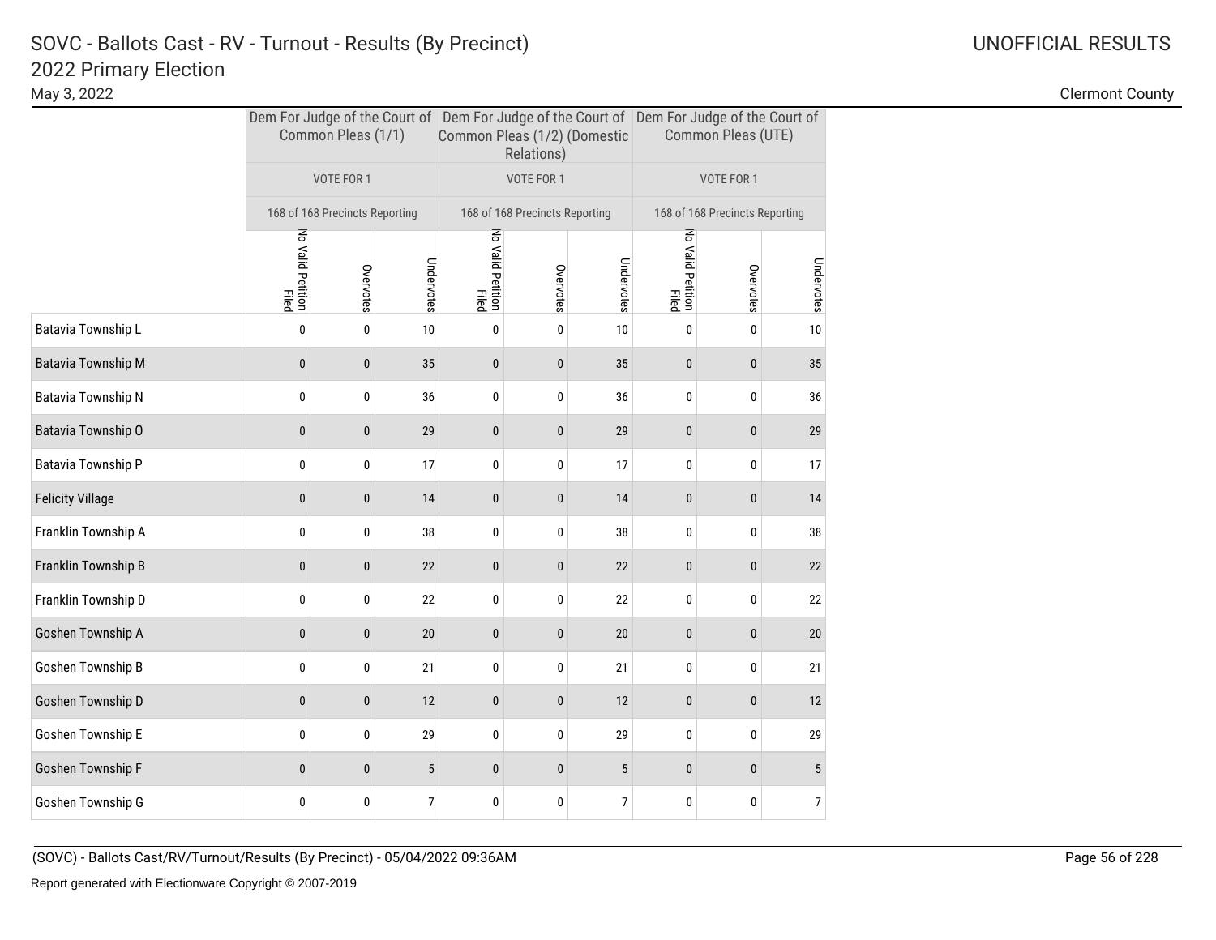# SOVC - Ballots Cast - RV - Turnout - Results (By Precinct)

## 2022 Primary Election

May 3, 2022

UNOFFICIAL RESULTS

Clermont County

| | Dem For Judge of the Court of Common Pleas (1/1) | | | Dem For Judge of the Court of Common Pleas (1/2) (Domestic Relations) | | | Dem For Judge of the Court of Common Pleas (UTE) | | |
|---|---|---|---|---|---|---|---|---|---|
| | VOTE FOR 1 | | | VOTE FOR 1 | | | VOTE FOR 1 | | |
| | 168 of 168 Precincts Reporting | | | 168 of 168 Precincts Reporting | | | 168 of 168 Precincts Reporting | | |
| | No Valid Petition Filed | Overvotes | Undervotes | No Valid Petition Filed | Overvotes | Undervotes | No Valid Petition Filed | Overvotes | Undervotes |
| Batavia Township L | 0 | 0 | 10 | 0 | 0 | 10 | 0 | 0 | 10 |
| Batavia Township M | 0 | 0 | 35 | 0 | 0 | 35 | 0 | 0 | 35 |
| Batavia Township N | 0 | 0 | 36 | 0 | 0 | 36 | 0 | 0 | 36 |
| Batavia Township O | 0 | 0 | 29 | 0 | 0 | 29 | 0 | 0 | 29 |
| Batavia Township P | 0 | 0 | 17 | 0 | 0 | 17 | 0 | 0 | 17 |
| Felicity Village | 0 | 0 | 14 | 0 | 0 | 14 | 0 | 0 | 14 |
| Franklin Township A | 0 | 0 | 38 | 0 | 0 | 38 | 0 | 0 | 38 |
| Franklin Township B | 0 | 0 | 22 | 0 | 0 | 22 | 0 | 0 | 22 |
| Franklin Township D | 0 | 0 | 22 | 0 | 0 | 22 | 0 | 0 | 22 |
| Goshen Township A | 0 | 0 | 20 | 0 | 0 | 20 | 0 | 0 | 20 |
| Goshen Township B | 0 | 0 | 21 | 0 | 0 | 21 | 0 | 0 | 21 |
| Goshen Township D | 0 | 0 | 12 | 0 | 0 | 12 | 0 | 0 | 12 |
| Goshen Township E | 0 | 0 | 29 | 0 | 0 | 29 | 0 | 0 | 29 |
| Goshen Township F | 0 | 0 | 5 | 0 | 0 | 5 | 0 | 0 | 5 |
| Goshen Township G | 0 | 0 | 7 | 0 | 0 | 7 | 0 | 0 | 7 |

(SOVC) - Ballots Cast/RV/Turnout/Results (By Precinct) - 05/04/2022 09:36AM

Report generated with Electionware Copyright © 2007-2019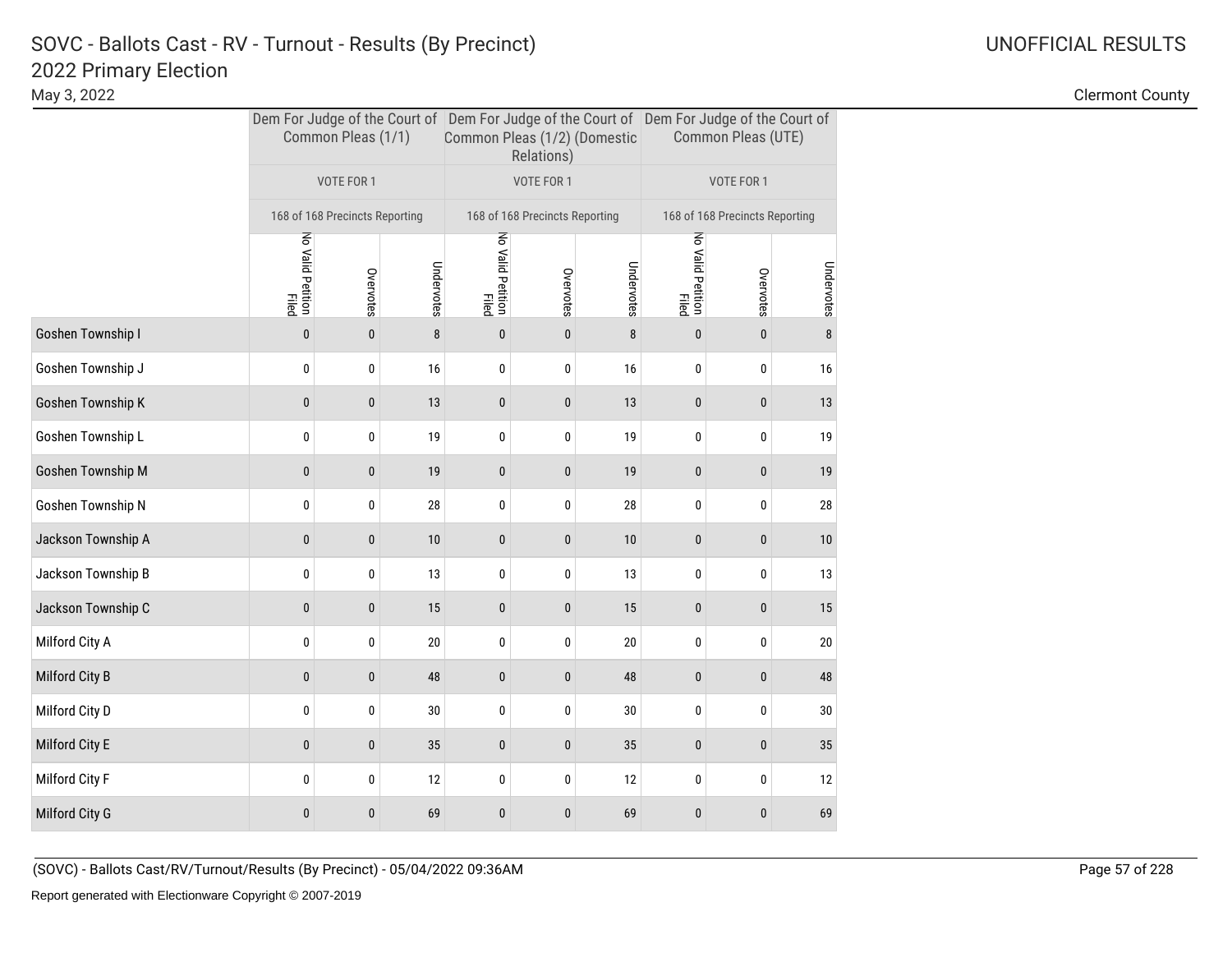# SOVC - Ballots Cast - RV - Turnout - Results (By Precinct)

## 2022 Primary Election

May 3, 2022

UNOFFICIAL RESULTS

Clermont County

| | Dem For Judge of the Court of Common Pleas (1/1) | | | Dem For Judge of the Court of Common Pleas (1/2) (Domestic Relations) | | | Dem For Judge of the Court of Common Pleas (UTE) | | |
|---|---|---|---|---|---|---|---|---|---|
| | VOTE FOR 1 | | | VOTE FOR 1 | | | VOTE FOR 1 | | |
| | 168 of 168 Precincts Reporting | | | 168 of 168 Precincts Reporting | | | 168 of 168 Precincts Reporting | | |
| | No Valid Petition Filed | Overvotes | Undervotes | No Valid Petition Filed | Overvotes | Undervotes | No Valid Petition Filed | Overvotes | Undervotes |
| Goshen Township I | 0 | 0 | 8 | 0 | 0 | 8 | 0 | 0 | 8 |
| Goshen Township J | 0 | 0 | 16 | 0 | 0 | 16 | 0 | 0 | 16 |
| Goshen Township K | 0 | 0 | 13 | 0 | 0 | 13 | 0 | 0 | 13 |
| Goshen Township L | 0 | 0 | 19 | 0 | 0 | 19 | 0 | 0 | 19 |
| Goshen Township M | 0 | 0 | 19 | 0 | 0 | 19 | 0 | 0 | 19 |
| Goshen Township N | 0 | 0 | 28 | 0 | 0 | 28 | 0 | 0 | 28 |
| Jackson Township A | 0 | 0 | 10 | 0 | 0 | 10 | 0 | 0 | 10 |
| Jackson Township B | 0 | 0 | 13 | 0 | 0 | 13 | 0 | 0 | 13 |
| Jackson Township C | 0 | 0 | 15 | 0 | 0 | 15 | 0 | 0 | 15 |
| Milford City A | 0 | 0 | 20 | 0 | 0 | 20 | 0 | 0 | 20 |
| Milford City B | 0 | 0 | 48 | 0 | 0 | 48 | 0 | 0 | 48 |
| Milford City D | 0 | 0 | 30 | 0 | 0 | 30 | 0 | 0 | 30 |
| Milford City E | 0 | 0 | 35 | 0 | 0 | 35 | 0 | 0 | 35 |
| Milford City F | 0 | 0 | 12 | 0 | 0 | 12 | 0 | 0 | 12 |
| Milford City G | 0 | 0 | 69 | 0 | 0 | 69 | 0 | 0 | 69 |

(SOVC) - Ballots Cast/RV/Turnout/Results (By Precinct) - 05/04/2022 09:36AM

Report generated with Electionware Copyright © 2007-2019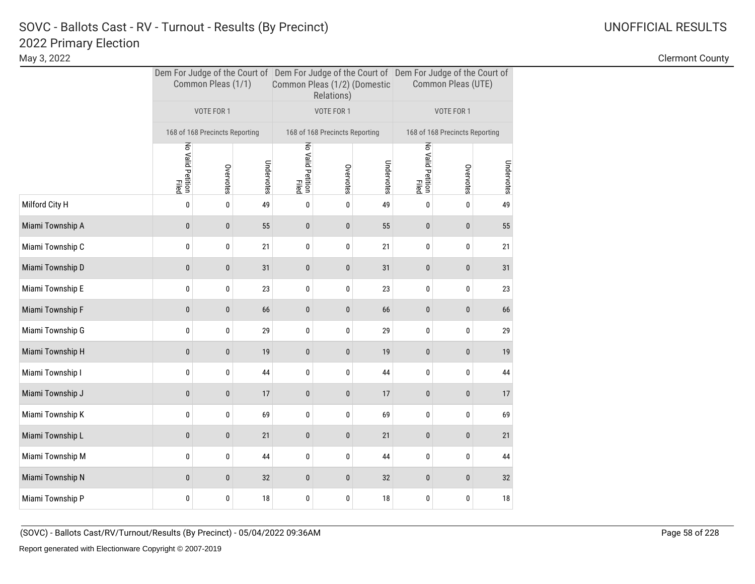# SOVC - Ballots Cast - RV - Turnout - Results (By Precinct)

## 2022 Primary Election

May 3, 2022

UNOFFICIAL RESULTS

Clermont County

| | Dem For Judge of the Court of Common Pleas (1/1) | | | Dem For Judge of the Court of Common Pleas (1/2) (Domestic Relations) | | | Dem For Judge of the Court of Common Pleas (UTE) | | |
|---|---|---|---|---|---|---|---|---|---|
| | VOTE FOR 1 | | | VOTE FOR 1 | | | VOTE FOR 1 | | |
| | 168 of 168 Precincts Reporting | | | 168 of 168 Precincts Reporting | | | 168 of 168 Precincts Reporting | | |
| | No Valid Petition Filed | Overvotes | Undervotes | No Valid Petition Filed | Overvotes | Undervotes | No Valid Petition Filed | Overvotes | Undervotes |
| Milford City H | 0 | 0 | 49 | 0 | 0 | 49 | 0 | 0 | 49 |
| Miami Township A | 0 | 0 | 55 | 0 | 0 | 55 | 0 | 0 | 55 |
| Miami Township C | 0 | 0 | 21 | 0 | 0 | 21 | 0 | 0 | 21 |
| Miami Township D | 0 | 0 | 31 | 0 | 0 | 31 | 0 | 0 | 31 |
| Miami Township E | 0 | 0 | 23 | 0 | 0 | 23 | 0 | 0 | 23 |
| Miami Township F | 0 | 0 | 66 | 0 | 0 | 66 | 0 | 0 | 66 |
| Miami Township G | 0 | 0 | 29 | 0 | 0 | 29 | 0 | 0 | 29 |
| Miami Township H | 0 | 0 | 19 | 0 | 0 | 19 | 0 | 0 | 19 |
| Miami Township I | 0 | 0 | 44 | 0 | 0 | 44 | 0 | 0 | 44 |
| Miami Township J | 0 | 0 | 17 | 0 | 0 | 17 | 0 | 0 | 17 |
| Miami Township K | 0 | 0 | 69 | 0 | 0 | 69 | 0 | 0 | 69 |
| Miami Township L | 0 | 0 | 21 | 0 | 0 | 21 | 0 | 0 | 21 |
| Miami Township M | 0 | 0 | 44 | 0 | 0 | 44 | 0 | 0 | 44 |
| Miami Township N | 0 | 0 | 32 | 0 | 0 | 32 | 0 | 0 | 32 |
| Miami Township P | 0 | 0 | 18 | 0 | 0 | 18 | 0 | 0 | 18 |

(SOVC) - Ballots Cast/RV/Turnout/Results (By Precinct) - 05/04/2022 09:36AM

Report generated with Electionware Copyright © 2007-2019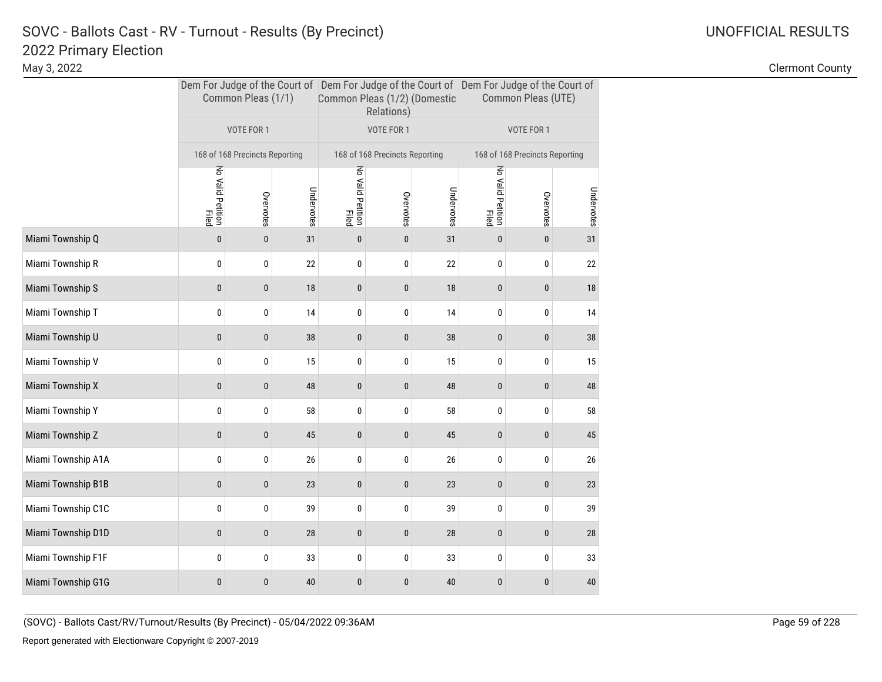# SOVC - Ballots Cast - RV - Turnout - Results (By Precinct)
## 2022 Primary Election

May 3, 2022

UNOFFICIAL RESULTS

Clermont County

| | Dem For Judge of the Court of Common Pleas (1/1) | | | Dem For Judge of the Court of Common Pleas (1/2) (Domestic Relations) | | | Dem For Judge of the Court of Common Pleas (UTE) | | |
|---|---|---|---|---|---|---|---|---|---|
| | VOTE FOR 1 | | | VOTE FOR 1 | | | VOTE FOR 1 | | |
| | 168 of 168 Precincts Reporting | | | 168 of 168 Precincts Reporting | | | 168 of 168 Precincts Reporting | | |
| | No Valid Petition Filed | Overvotes | Undervotes | No Valid Petition Filed | Overvotes | Undervotes | No Valid Petition Filed | Overvotes | Undervotes |
| Miami Township Q | 0 | 0 | 31 | 0 | 0 | 31 | 0 | 0 | 31 |
| Miami Township R | 0 | 0 | 22 | 0 | 0 | 22 | 0 | 0 | 22 |
| Miami Township S | 0 | 0 | 18 | 0 | 0 | 18 | 0 | 0 | 18 |
| Miami Township T | 0 | 0 | 14 | 0 | 0 | 14 | 0 | 0 | 14 |
| Miami Township U | 0 | 0 | 38 | 0 | 0 | 38 | 0 | 0 | 38 |
| Miami Township V | 0 | 0 | 15 | 0 | 0 | 15 | 0 | 0 | 15 |
| Miami Township X | 0 | 0 | 48 | 0 | 0 | 48 | 0 | 0 | 48 |
| Miami Township Y | 0 | 0 | 58 | 0 | 0 | 58 | 0 | 0 | 58 |
| Miami Township Z | 0 | 0 | 45 | 0 | 0 | 45 | 0 | 0 | 45 |
| Miami Township A1A | 0 | 0 | 26 | 0 | 0 | 26 | 0 | 0 | 26 |
| Miami Township B1B | 0 | 0 | 23 | 0 | 0 | 23 | 0 | 0 | 23 |
| Miami Township C1C | 0 | 0 | 39 | 0 | 0 | 39 | 0 | 0 | 39 |
| Miami Township D1D | 0 | 0 | 28 | 0 | 0 | 28 | 0 | 0 | 28 |
| Miami Township F1F | 0 | 0 | 33 | 0 | 0 | 33 | 0 | 0 | 33 |
| Miami Township G1G | 0 | 0 | 40 | 0 | 0 | 40 | 0 | 0 | 40 |

(SOVC) - Ballots Cast/RV/Turnout/Results (By Precinct) - 05/04/2022 09:36AM

Report generated with Electionware Copyright © 2007-2019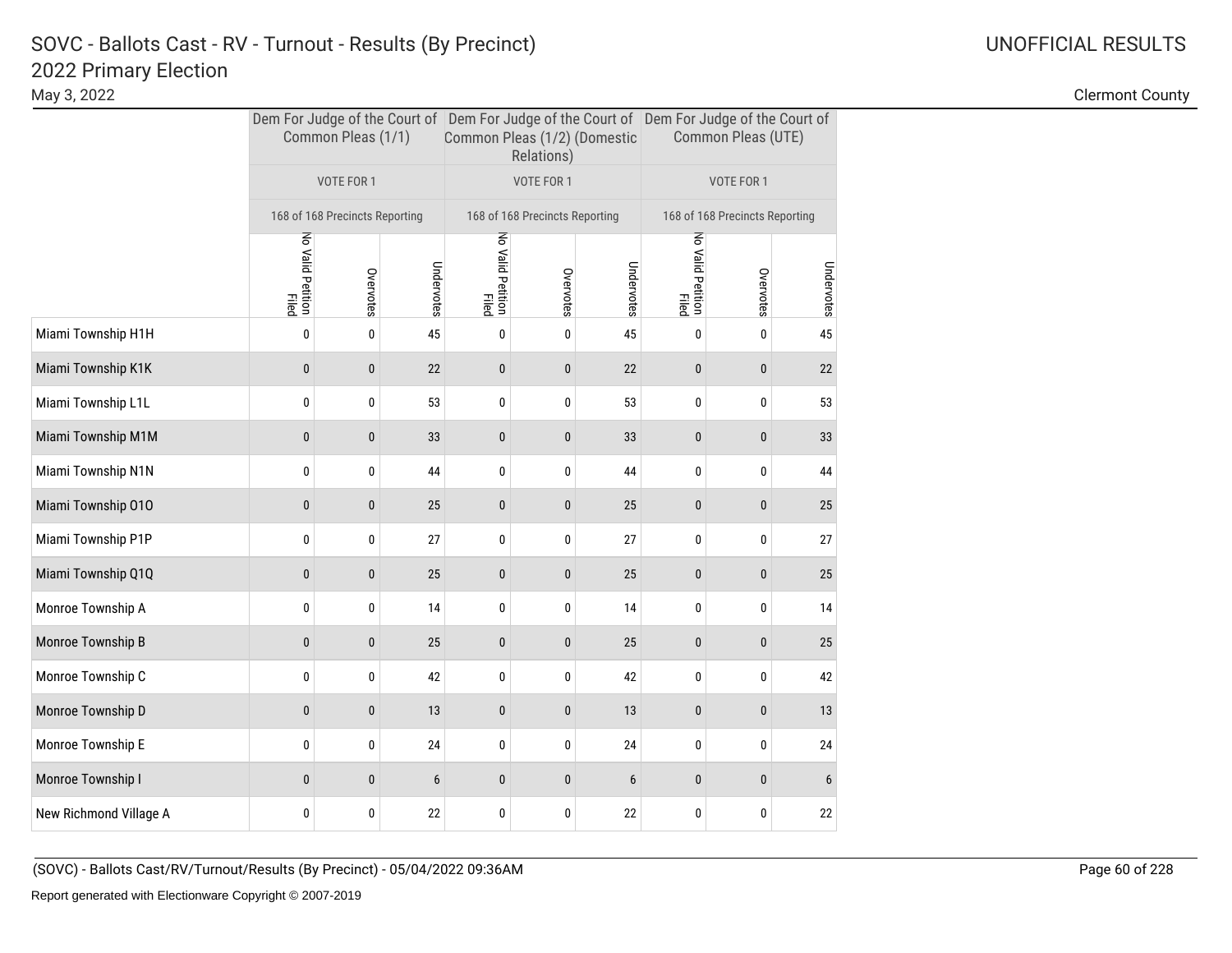# SOVC - Ballots Cast - RV - Turnout - Results (By Precinct)
## 2022 Primary Election

May 3, 2022

UNOFFICIAL RESULTS

Clermont County

| | Dem For Judge of the Court of Common Pleas (1/1) | | | Dem For Judge of the Court of Common Pleas (1/2) (Domestic Relations) | | | Dem For Judge of the Court of Common Pleas (UTE) | | |
|---|---|---|---|---|---|---|---|---|---|
| | VOTE FOR 1 | | | VOTE FOR 1 | | | VOTE FOR 1 | | |
| | 168 of 168 Precincts Reporting | | | 168 of 168 Precincts Reporting | | | 168 of 168 Precincts Reporting | | |
| | No Valid Petition Filed | Overvotes | Undervotes | No Valid Petition Filed | Overvotes | Undervotes | No Valid Petition Filed | Overvotes | Undervotes |
| Miami Township H1H | 0 | 0 | 45 | 0 | 0 | 45 | 0 | 0 | 45 |
| Miami Township K1K | 0 | 0 | 22 | 0 | 0 | 22 | 0 | 0 | 22 |
| Miami Township L1L | 0 | 0 | 53 | 0 | 0 | 53 | 0 | 0 | 53 |
| Miami Township M1M | 0 | 0 | 33 | 0 | 0 | 33 | 0 | 0 | 33 |
| Miami Township N1N | 0 | 0 | 44 | 0 | 0 | 44 | 0 | 0 | 44 |
| Miami Township O1O | 0 | 0 | 25 | 0 | 0 | 25 | 0 | 0 | 25 |
| Miami Township P1P | 0 | 0 | 27 | 0 | 0 | 27 | 0 | 0 | 27 |
| Miami Township Q1Q | 0 | 0 | 25 | 0 | 0 | 25 | 0 | 0 | 25 |
| Monroe Township A | 0 | 0 | 14 | 0 | 0 | 14 | 0 | 0 | 14 |
| Monroe Township B | 0 | 0 | 25 | 0 | 0 | 25 | 0 | 0 | 25 |
| Monroe Township C | 0 | 0 | 42 | 0 | 0 | 42 | 0 | 0 | 42 |
| Monroe Township D | 0 | 0 | 13 | 0 | 0 | 13 | 0 | 0 | 13 |
| Monroe Township E | 0 | 0 | 24 | 0 | 0 | 24 | 0 | 0 | 24 |
| Monroe Township I | 0 | 0 | 6 | 0 | 0 | 6 | 0 | 0 | 6 |
| New Richmond Village A | 0 | 0 | 22 | 0 | 0 | 22 | 0 | 0 | 22 |

(SOVC) - Ballots Cast/RV/Turnout/Results (By Precinct) - 05/04/2022 09:36AM

Report generated with Electionware Copyright © 2007-2019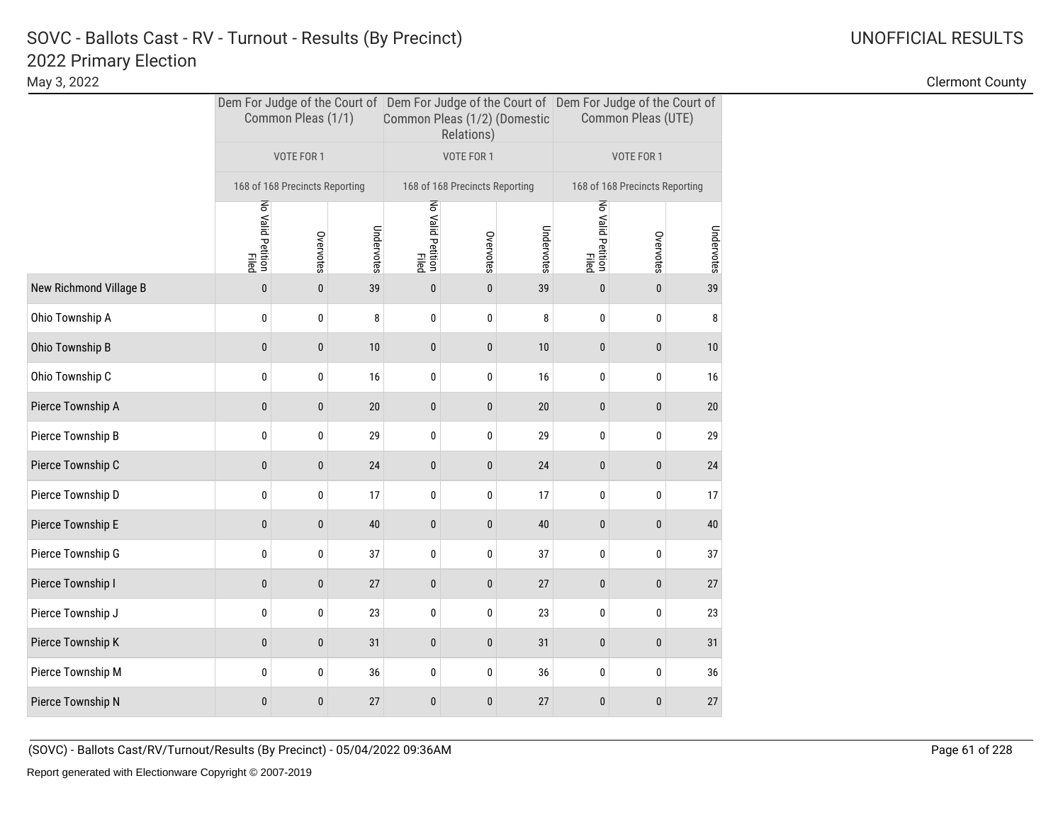# SOVC - Ballots Cast - RV - Turnout - Results (By Precinct)

## 2022 Primary Election

May 3, 2022

UNOFFICIAL RESULTS

Clermont County

| | Dem For Judge of the Court of Common Pleas (1/1) | | | Dem For Judge of the Court of Common Pleas (1/2) (Domestic Relations) | | | Dem For Judge of the Court of Common Pleas (UTE) | | |
|---|---|---|---|---|---|---|---|---|---|
| | VOTE FOR 1 | | | VOTE FOR 1 | | | VOTE FOR 1 | | |
| | 168 of 168 Precincts Reporting | | | 168 of 168 Precincts Reporting | | | 168 of 168 Precincts Reporting | | |
| | No Valid Petition Filed | Overvotes | Undervotes | No Valid Petition Filed | Overvotes | Undervotes | No Valid Petition Filed | Overvotes | Undervotes |
| New Richmond Village B | 0 | 0 | 39 | 0 | 0 | 39 | 0 | 0 | 39 |
| Ohio Township A | 0 | 0 | 8 | 0 | 0 | 8 | 0 | 0 | 8 |
| Ohio Township B | 0 | 0 | 10 | 0 | 0 | 10 | 0 | 0 | 10 |
| Ohio Township C | 0 | 0 | 16 | 0 | 0 | 16 | 0 | 0 | 16 |
| Pierce Township A | 0 | 0 | 20 | 0 | 0 | 20 | 0 | 0 | 20 |
| Pierce Township B | 0 | 0 | 29 | 0 | 0 | 29 | 0 | 0 | 29 |
| Pierce Township C | 0 | 0 | 24 | 0 | 0 | 24 | 0 | 0 | 24 |
| Pierce Township D | 0 | 0 | 17 | 0 | 0 | 17 | 0 | 0 | 17 |
| Pierce Township E | 0 | 0 | 40 | 0 | 0 | 40 | 0 | 0 | 40 |
| Pierce Township G | 0 | 0 | 37 | 0 | 0 | 37 | 0 | 0 | 37 |
| Pierce Township I | 0 | 0 | 27 | 0 | 0 | 27 | 0 | 0 | 27 |
| Pierce Township J | 0 | 0 | 23 | 0 | 0 | 23 | 0 | 0 | 23 |
| Pierce Township K | 0 | 0 | 31 | 0 | 0 | 31 | 0 | 0 | 31 |
| Pierce Township M | 0 | 0 | 36 | 0 | 0 | 36 | 0 | 0 | 36 |
| Pierce Township N | 0 | 0 | 27 | 0 | 0 | 27 | 0 | 0 | 27 |

(SOVC) - Ballots Cast/RV/Turnout/Results (By Precinct) - 05/04/2022 09:36AM

Report generated with Electionware Copyright © 2007-2019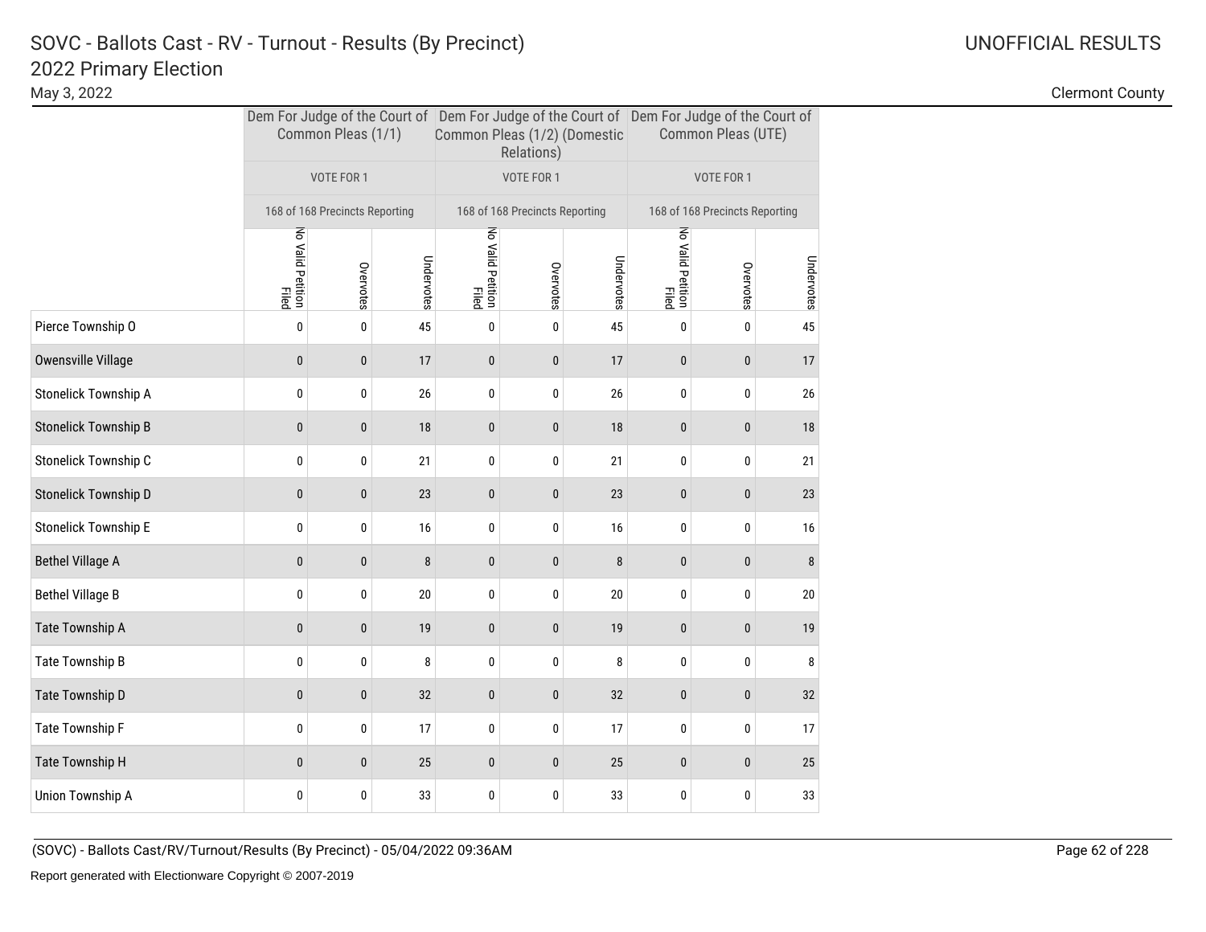# SOVC - Ballots Cast - RV - Turnout - Results (By Precinct)

## 2022 Primary Election

May 3, 2022

UNOFFICIAL RESULTS

Clermont County

| | Dem For Judge of the Court of Common Pleas (1/1) | | | Dem For Judge of the Court of Common Pleas (1/2) (Domestic Relations) | | | Dem For Judge of the Court of Common Pleas (UTE) | | |
|---|---|---|---|---|---|---|---|---|---|
| | VOTE FOR 1 | | | VOTE FOR 1 | | | VOTE FOR 1 | | |
| | 168 of 168 Precincts Reporting | | | 168 of 168 Precincts Reporting | | | 168 of 168 Precincts Reporting | | |
| | No Valid Petition Filed | Overvotes | Undervotes | No Valid Petition Filed | Overvotes | Undervotes | No Valid Petition Filed | Overvotes | Undervotes |
| Pierce Township O | 0 | 0 | 45 | 0 | 0 | 45 | 0 | 0 | 45 |
| Owensville Village | 0 | 0 | 17 | 0 | 0 | 17 | 0 | 0 | 17 |
| Stonelick Township A | 0 | 0 | 26 | 0 | 0 | 26 | 0 | 0 | 26 |
| Stonelick Township B | 0 | 0 | 18 | 0 | 0 | 18 | 0 | 0 | 18 |
| Stonelick Township C | 0 | 0 | 21 | 0 | 0 | 21 | 0 | 0 | 21 |
| Stonelick Township D | 0 | 0 | 23 | 0 | 0 | 23 | 0 | 0 | 23 |
| Stonelick Township E | 0 | 0 | 16 | 0 | 0 | 16 | 0 | 0 | 16 |
| Bethel Village A | 0 | 0 | 8 | 0 | 0 | 8 | 0 | 0 | 8 |
| Bethel Village B | 0 | 0 | 20 | 0 | 0 | 20 | 0 | 0 | 20 |
| Tate Township A | 0 | 0 | 19 | 0 | 0 | 19 | 0 | 0 | 19 |
| Tate Township B | 0 | 0 | 8 | 0 | 0 | 8 | 0 | 0 | 8 |
| Tate Township D | 0 | 0 | 32 | 0 | 0 | 32 | 0 | 0 | 32 |
| Tate Township F | 0 | 0 | 17 | 0 | 0 | 17 | 0 | 0 | 17 |
| Tate Township H | 0 | 0 | 25 | 0 | 0 | 25 | 0 | 0 | 25 |
| Union Township A | 0 | 0 | 33 | 0 | 0 | 33 | 0 | 0 | 33 |

(SOVC) - Ballots Cast/RV/Turnout/Results (By Precinct) - 05/04/2022 09:36AM

Report generated with Electionware Copyright © 2007-2019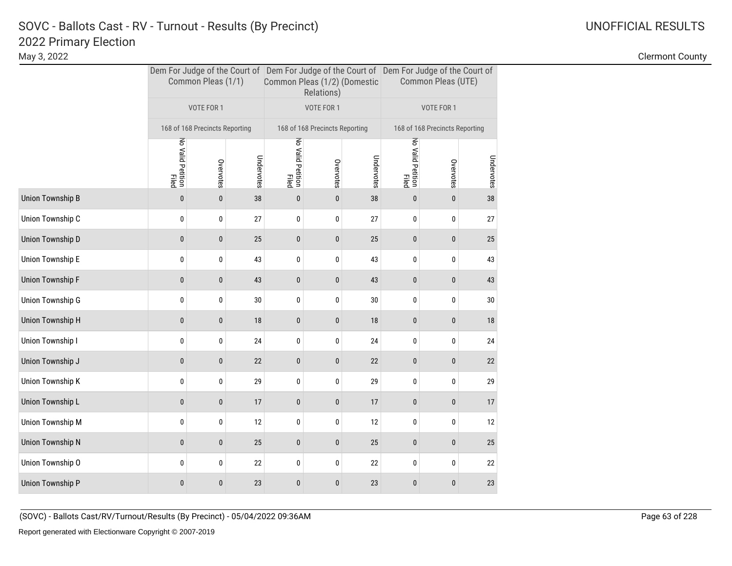# SOVC - Ballots Cast - RV - Turnout - Results (By Precinct)
## 2022 Primary Election

May 3, 2022

UNOFFICIAL RESULTS

Clermont County

| | Dem For Judge of the Court of Common Pleas (1/1) | | | Dem For Judge of the Court of Common Pleas (1/2) (Domestic Relations) | | | Dem For Judge of the Court of Common Pleas (UTE) | | |
|---|---|---|---|---|---|---|---|---|---|
| | VOTE FOR 1 | | | VOTE FOR 1 | | | VOTE FOR 1 | | |
| | 168 of 168 Precincts Reporting | | | 168 of 168 Precincts Reporting | | | 168 of 168 Precincts Reporting | | |
| | No Valid Petition Filed | Overvotes | Undervotes | No Valid Petition Filed | Overvotes | Undervotes | No Valid Petition Filed | Overvotes | Undervotes |
| Union Township B | 0 | 0 | 38 | 0 | 0 | 38 | 0 | 0 | 38 |
| Union Township C | 0 | 0 | 27 | 0 | 0 | 27 | 0 | 0 | 27 |
| Union Township D | 0 | 0 | 25 | 0 | 0 | 25 | 0 | 0 | 25 |
| Union Township E | 0 | 0 | 43 | 0 | 0 | 43 | 0 | 0 | 43 |
| Union Township F | 0 | 0 | 43 | 0 | 0 | 43 | 0 | 0 | 43 |
| Union Township G | 0 | 0 | 30 | 0 | 0 | 30 | 0 | 0 | 30 |
| Union Township H | 0 | 0 | 18 | 0 | 0 | 18 | 0 | 0 | 18 |
| Union Township I | 0 | 0 | 24 | 0 | 0 | 24 | 0 | 0 | 24 |
| Union Township J | 0 | 0 | 22 | 0 | 0 | 22 | 0 | 0 | 22 |
| Union Township K | 0 | 0 | 29 | 0 | 0 | 29 | 0 | 0 | 29 |
| Union Township L | 0 | 0 | 17 | 0 | 0 | 17 | 0 | 0 | 17 |
| Union Township M | 0 | 0 | 12 | 0 | 0 | 12 | 0 | 0 | 12 |
| Union Township N | 0 | 0 | 25 | 0 | 0 | 25 | 0 | 0 | 25 |
| Union Township O | 0 | 0 | 22 | 0 | 0 | 22 | 0 | 0 | 22 |
| Union Township P | 0 | 0 | 23 | 0 | 0 | 23 | 0 | 0 | 23 |

(SOVC) - Ballots Cast/RV/Turnout/Results (By Precinct) - 05/04/2022 09:36AM

Report generated with Electionware Copyright © 2007-2019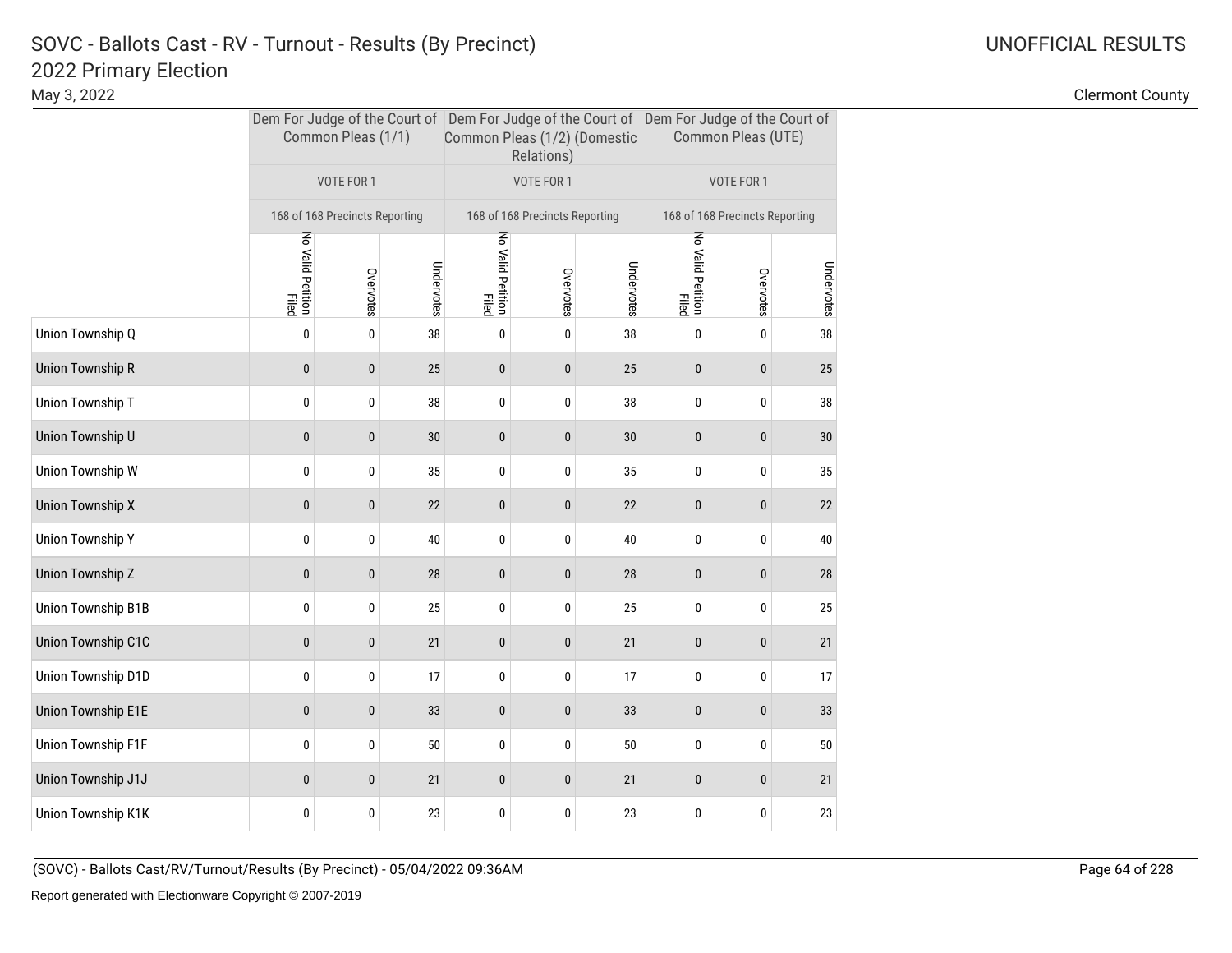# SOVC - Ballots Cast - RV - Turnout - Results (By Precinct)
## 2022 Primary Election

May 3, 2022

UNOFFICIAL RESULTS

Clermont County

| | Dem For Judge of the Court of Common Pleas (1/1) | | | Dem For Judge of the Court of Common Pleas (1/2) (Domestic Relations) | | | Dem For Judge of the Court of Common Pleas (UTE) | | |
|---|---|---|---|---|---|---|---|---|---|
| | VOTE FOR 1 | | | VOTE FOR 1 | | | VOTE FOR 1 | | |
| | 168 of 168 Precincts Reporting | | | 168 of 168 Precincts Reporting | | | 168 of 168 Precincts Reporting | | |
| | No Valid Petition Filed | Overvotes | Undervotes | No Valid Petition Filed | Overvotes | Undervotes | No Valid Petition Filed | Overvotes | Undervotes |
| Union Township Q | 0 | 0 | 38 | 0 | 0 | 38 | 0 | 0 | 38 |
| Union Township R | 0 | 0 | 25 | 0 | 0 | 25 | 0 | 0 | 25 |
| Union Township T | 0 | 0 | 38 | 0 | 0 | 38 | 0 | 0 | 38 |
| Union Township U | 0 | 0 | 30 | 0 | 0 | 30 | 0 | 0 | 30 |
| Union Township W | 0 | 0 | 35 | 0 | 0 | 35 | 0 | 0 | 35 |
| Union Township X | 0 | 0 | 22 | 0 | 0 | 22 | 0 | 0 | 22 |
| Union Township Y | 0 | 0 | 40 | 0 | 0 | 40 | 0 | 0 | 40 |
| Union Township Z | 0 | 0 | 28 | 0 | 0 | 28 | 0 | 0 | 28 |
| Union Township B1B | 0 | 0 | 25 | 0 | 0 | 25 | 0 | 0 | 25 |
| Union Township C1C | 0 | 0 | 21 | 0 | 0 | 21 | 0 | 0 | 21 |
| Union Township D1D | 0 | 0 | 17 | 0 | 0 | 17 | 0 | 0 | 17 |
| Union Township E1E | 0 | 0 | 33 | 0 | 0 | 33 | 0 | 0 | 33 |
| Union Township F1F | 0 | 0 | 50 | 0 | 0 | 50 | 0 | 0 | 50 |
| Union Township J1J | 0 | 0 | 21 | 0 | 0 | 21 | 0 | 0 | 21 |
| Union Township K1K | 0 | 0 | 23 | 0 | 0 | 23 | 0 | 0 | 23 |

(SOVC) - Ballots Cast/RV/Turnout/Results (By Precinct) - 05/04/2022 09:36AM

Report generated with Electionware Copyright © 2007-2019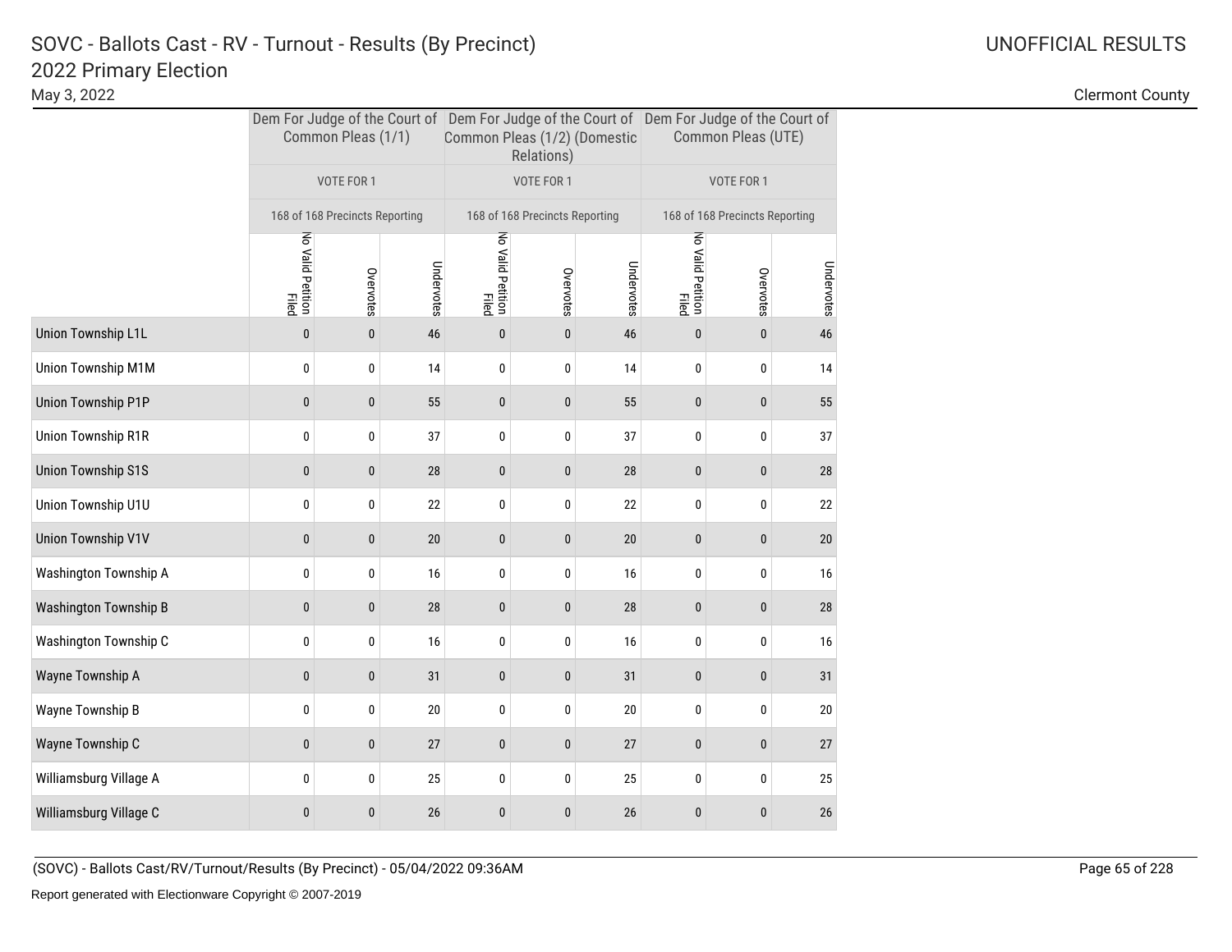# SOVC - Ballots Cast - RV - Turnout - Results (By Precinct)
## 2022 Primary Election

May 3, 2022

UNOFFICIAL RESULTS

Clermont County

| | Dem For Judge of the Court of Common Pleas (1/1) | | | Dem For Judge of the Court of Common Pleas (1/2) (Domestic Relations) | | | Dem For Judge of the Court of Common Pleas (UTE) | | |
|---|---|---|---|---|---|---|---|---|---|
| | VOTE FOR 1 | | | VOTE FOR 1 | | | VOTE FOR 1 | | |
| | 168 of 168 Precincts Reporting | | | 168 of 168 Precincts Reporting | | | 168 of 168 Precincts Reporting | | |
| | No Valid Petition Filed | Overvotes | Undervotes | No Valid Petition Filed | Overvotes | Undervotes | No Valid Petition Filed | Overvotes | Undervotes |
| Union Township L1L | 0 | 0 | 46 | 0 | 0 | 46 | 0 | 0 | 46 |
| Union Township M1M | 0 | 0 | 14 | 0 | 0 | 14 | 0 | 0 | 14 |
| Union Township P1P | 0 | 0 | 55 | 0 | 0 | 55 | 0 | 0 | 55 |
| Union Township R1R | 0 | 0 | 37 | 0 | 0 | 37 | 0 | 0 | 37 |
| Union Township S1S | 0 | 0 | 28 | 0 | 0 | 28 | 0 | 0 | 28 |
| Union Township U1U | 0 | 0 | 22 | 0 | 0 | 22 | 0 | 0 | 22 |
| Union Township V1V | 0 | 0 | 20 | 0 | 0 | 20 | 0 | 0 | 20 |
| Washington Township A | 0 | 0 | 16 | 0 | 0 | 16 | 0 | 0 | 16 |
| Washington Township B | 0 | 0 | 28 | 0 | 0 | 28 | 0 | 0 | 28 |
| Washington Township C | 0 | 0 | 16 | 0 | 0 | 16 | 0 | 0 | 16 |
| Wayne Township A | 0 | 0 | 31 | 0 | 0 | 31 | 0 | 0 | 31 |
| Wayne Township B | 0 | 0 | 20 | 0 | 0 | 20 | 0 | 0 | 20 |
| Wayne Township C | 0 | 0 | 27 | 0 | 0 | 27 | 0 | 0 | 27 |
| Williamsburg Village A | 0 | 0 | 25 | 0 | 0 | 25 | 0 | 0 | 25 |
| Williamsburg Village C | 0 | 0 | 26 | 0 | 0 | 26 | 0 | 0 | 26 |

(SOVC) - Ballots Cast/RV/Turnout/Results (By Precinct) - 05/04/2022 09:36AM

Report generated with Electionware Copyright © 2007-2019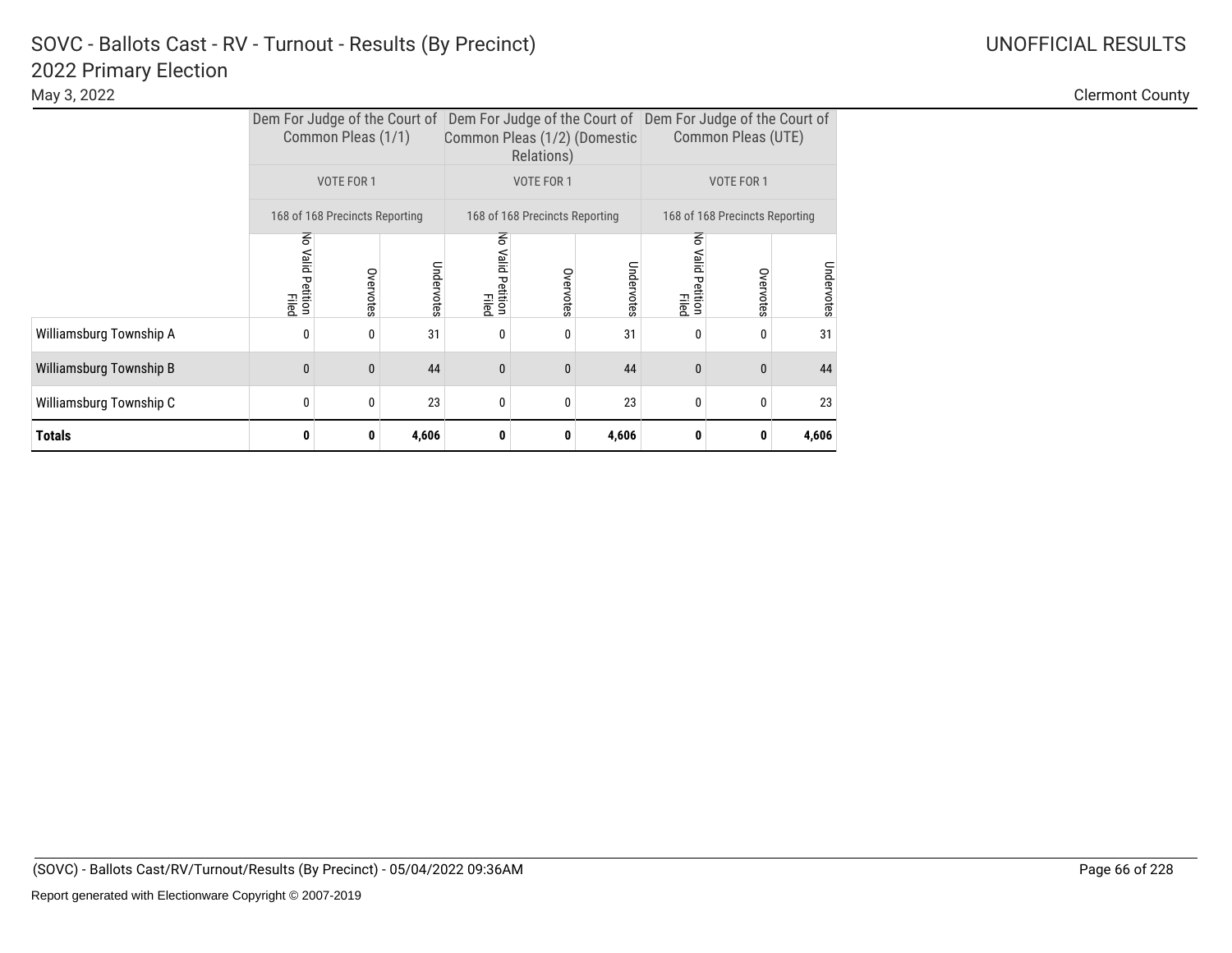# SOVC - Ballots Cast - RV - Turnout - Results (By Precinct)

## 2022 Primary Election

May 3, 2022

UNOFFICIAL RESULTS

Clermont County

| | Dem For Judge of the Court of Common Pleas (1/1) | | | Dem For Judge of the Court of Common Pleas (1/2) (Domestic Relations) | | | Dem For Judge of the Court of Common Pleas (UTE) | | |
|---|---|---|---|---|---|---|---|---|---|
| | VOTE FOR 1 | | | VOTE FOR 1 | | | VOTE FOR 1 | | |
| | 168 of 168 Precincts Reporting | | | 168 of 168 Precincts Reporting | | | 168 of 168 Precincts Reporting | | |
| | No Valid Petition Filed | Overvotes | Undervotes | No Valid Petition Filed | Overvotes | Undervotes | No Valid Petition Filed | Overvotes | Undervotes |
| Williamsburg Township A | 0 | 0 | 31 | 0 | 0 | 31 | 0 | 0 | 31 |
| Williamsburg Township B | 0 | 0 | 44 | 0 | 0 | 44 | 0 | 0 | 44 |
| Williamsburg Township C | 0 | 0 | 23 | 0 | 0 | 23 | 0 | 0 | 23 |
| **Totals** | **0** | **0** | **4,606** | **0** | **0** | **4,606** | **0** | **0** | **4,606** |

(SOVC) - Ballots Cast/RV/Turnout/Results (By Precinct) - 05/04/2022 09:36AM

Report generated with Electionware Copyright © 2007-2019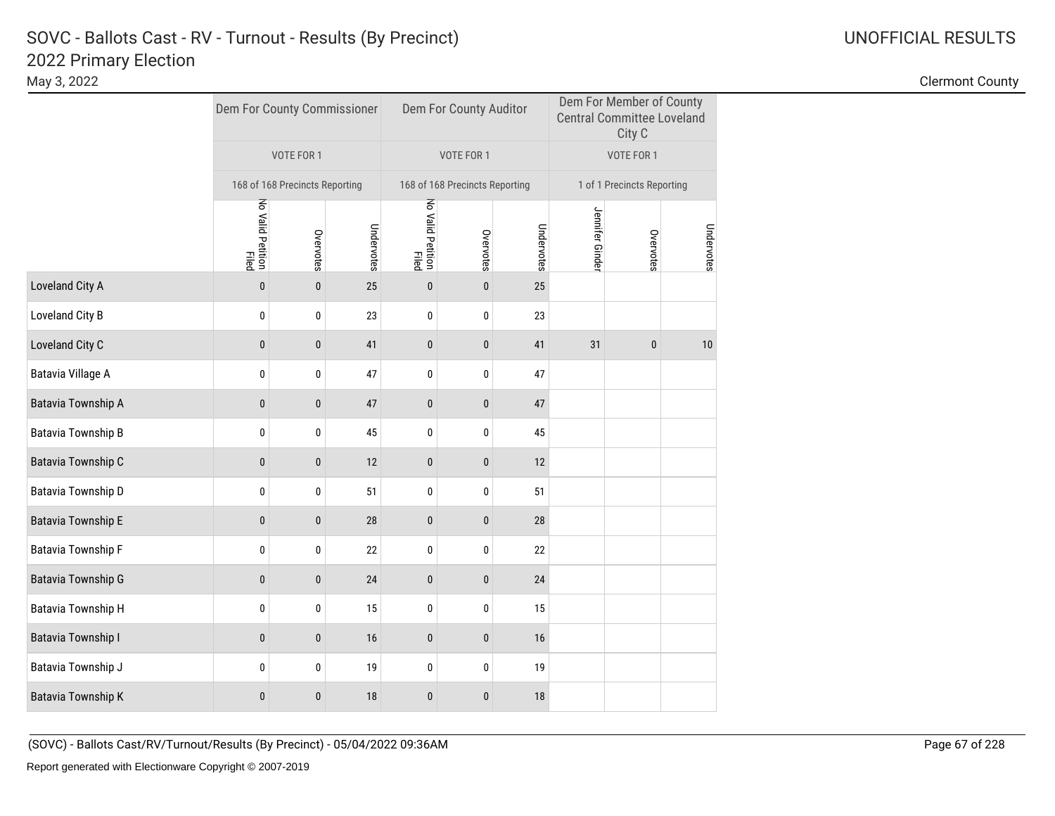# SOVC - Ballots Cast - RV - Turnout - Results (By Precinct)

## 2022 Primary Election

May 3, 2022

UNOFFICIAL RESULTS

Clermont County

| | Dem For County Commissioner | | | Dem For County Auditor | | | Dem For Member of County Central Committee Loveland City C | | |
|---|---|---|---|---|---|---|---|---|---|
| | VOTE FOR 1 | | | VOTE FOR 1 | | | VOTE FOR 1 | | |
| | 168 of 168 Precincts Reporting | | | 168 of 168 Precincts Reporting | | | 1 of 1 Precincts Reporting | | |
| | No Valid Petition Filed | Overvotes | Undervotes | No Valid Petition Filed | Overvotes | Undervotes | Jennifer Ginder | Overvotes | Undervotes |
| Loveland City A | 0 | 0 | 25 | 0 | 0 | 25 | | | |
| Loveland City B | 0 | 0 | 23 | 0 | 0 | 23 | | | |
| Loveland City C | 0 | 0 | 41 | 0 | 0 | 41 | 31 | 0 | 10 |
| Batavia Village A | 0 | 0 | 47 | 0 | 0 | 47 | | | |
| Batavia Township A | 0 | 0 | 47 | 0 | 0 | 47 | | | |
| Batavia Township B | 0 | 0 | 45 | 0 | 0 | 45 | | | |
| Batavia Township C | 0 | 0 | 12 | 0 | 0 | 12 | | | |
| Batavia Township D | 0 | 0 | 51 | 0 | 0 | 51 | | | |
| Batavia Township E | 0 | 0 | 28 | 0 | 0 | 28 | | | |
| Batavia Township F | 0 | 0 | 22 | 0 | 0 | 22 | | | |
| Batavia Township G | 0 | 0 | 24 | 0 | 0 | 24 | | | |
| Batavia Township H | 0 | 0 | 15 | 0 | 0 | 15 | | | |
| Batavia Township I | 0 | 0 | 16 | 0 | 0 | 16 | | | |
| Batavia Township J | 0 | 0 | 19 | 0 | 0 | 19 | | | |
| Batavia Township K | 0 | 0 | 18 | 0 | 0 | 18 | | | |

(SOVC) - Ballots Cast/RV/Turnout/Results (By Precinct) - 05/04/2022 09:36AM

Report generated with Electionware Copyright © 2007-2019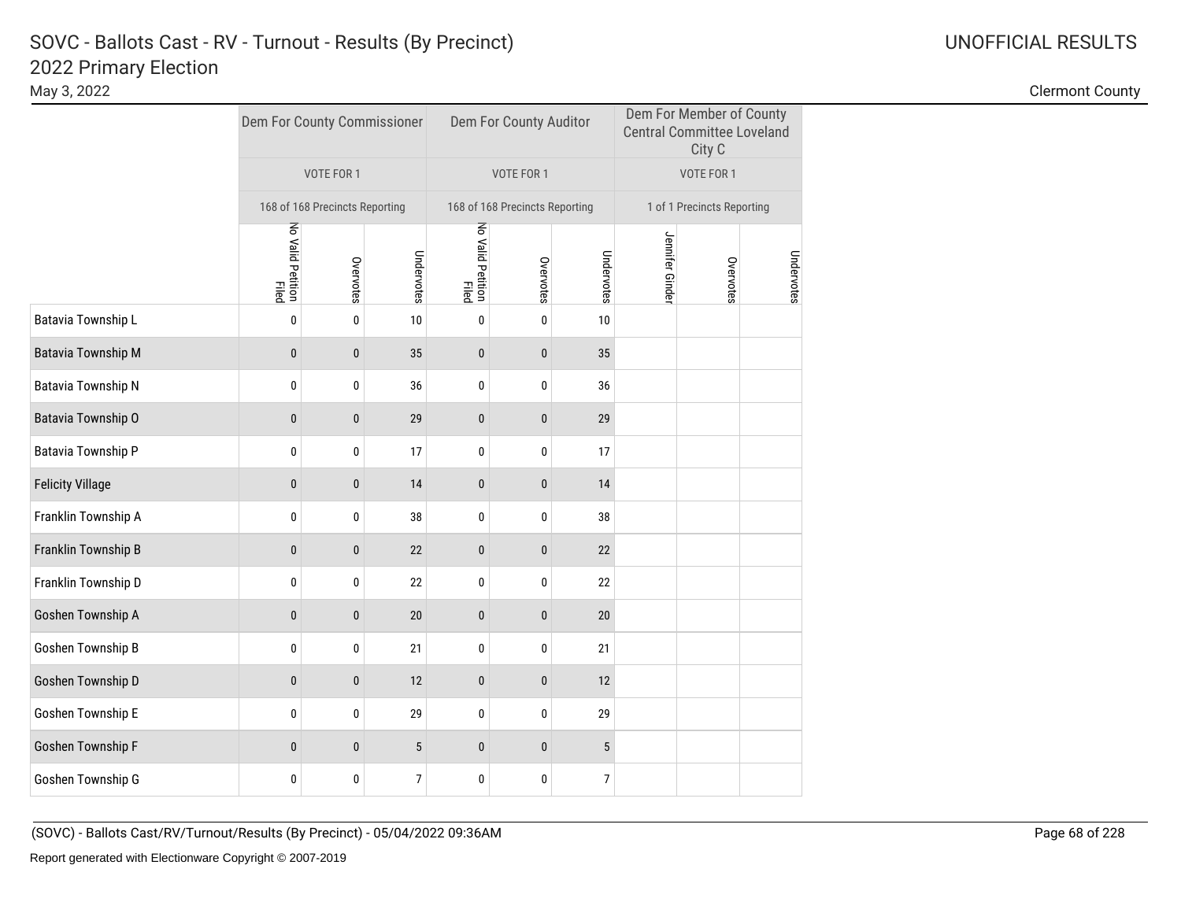# SOVC - Ballots Cast - RV - Turnout - Results (By Precinct)

## 2022 Primary Election

May 3, 2022

UNOFFICIAL RESULTS

Clermont County

| | Dem For County Commissioner | | | Dem For County Auditor | | | Dem For Member of County Central Committee Loveland City C | | |
|---|---|---|---|---|---|---|---|---|---|
| | VOTE FOR 1 | | | VOTE FOR 1 | | | VOTE FOR 1 | | |
| | 168 of 168 Precincts Reporting | | | 168 of 168 Precincts Reporting | | | 1 of 1 Precincts Reporting | | |
| | No Valid Petition Filed | Overvotes | Undervotes | No Valid Petition Filed | Overvotes | Undervotes | Jennifer Ginder | Overvotes | Undervotes |
| Batavia Township L | 0 | 0 | 10 | 0 | 0 | 10 | | | |
| Batavia Township M | 0 | 0 | 35 | 0 | 0 | 35 | | | |
| Batavia Township N | 0 | 0 | 36 | 0 | 0 | 36 | | | |
| Batavia Township O | 0 | 0 | 29 | 0 | 0 | 29 | | | |
| Batavia Township P | 0 | 0 | 17 | 0 | 0 | 17 | | | |
| Felicity Village | 0 | 0 | 14 | 0 | 0 | 14 | | | |
| Franklin Township A | 0 | 0 | 38 | 0 | 0 | 38 | | | |
| Franklin Township B | 0 | 0 | 22 | 0 | 0 | 22 | | | |
| Franklin Township D | 0 | 0 | 22 | 0 | 0 | 22 | | | |
| Goshen Township A | 0 | 0 | 20 | 0 | 0 | 20 | | | |
| Goshen Township B | 0 | 0 | 21 | 0 | 0 | 21 | | | |
| Goshen Township D | 0 | 0 | 12 | 0 | 0 | 12 | | | |
| Goshen Township E | 0 | 0 | 29 | 0 | 0 | 29 | | | |
| Goshen Township F | 0 | 0 | 5 | 0 | 0 | 5 | | | |
| Goshen Township G | 0 | 0 | 7 | 0 | 0 | 7 | | | |

(SOVC) - Ballots Cast/RV/Turnout/Results (By Precinct) - 05/04/2022 09:36AM

Report generated with Electionware Copyright © 2007-2019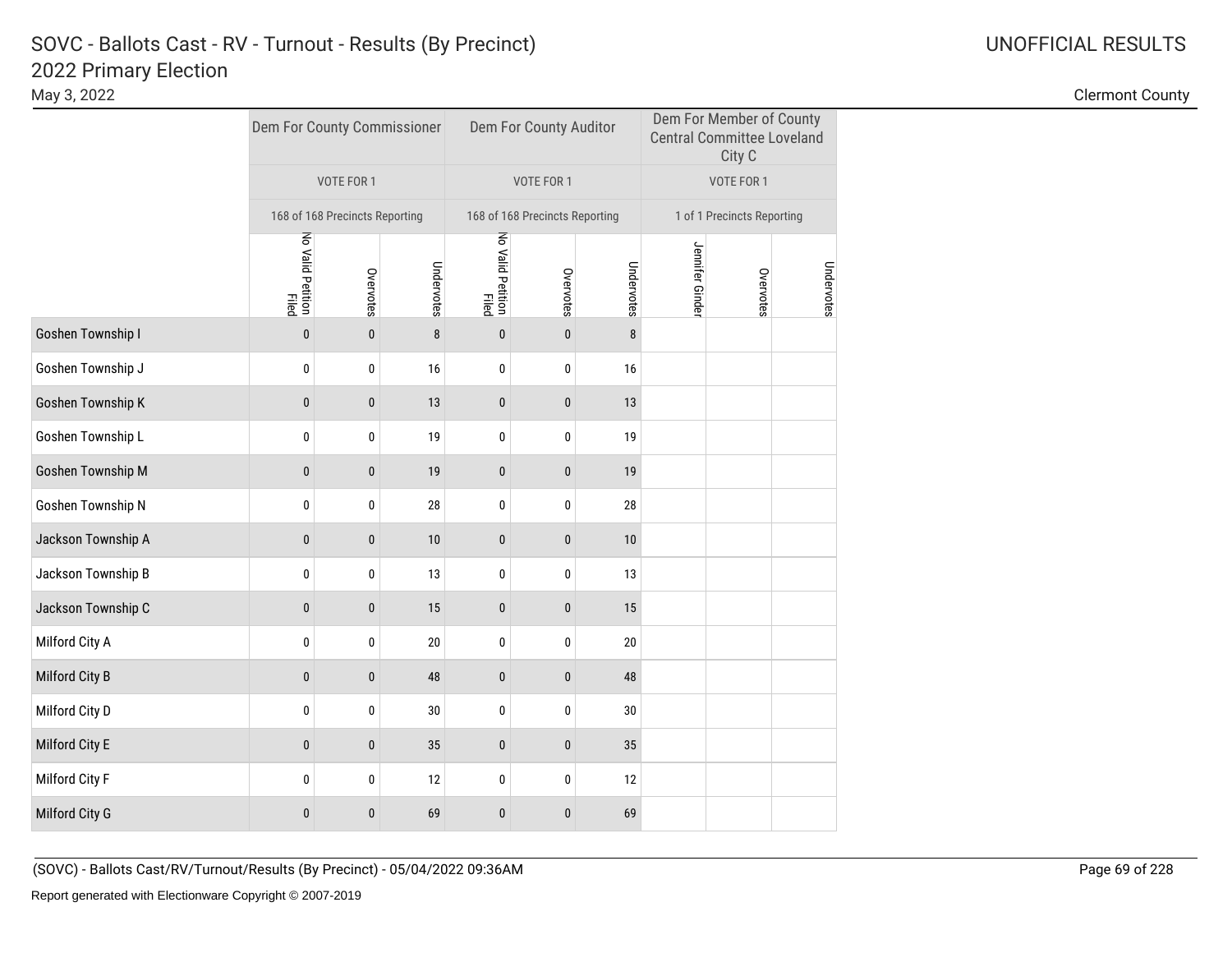# SOVC - Ballots Cast - RV - Turnout - Results (By Precinct)

## 2022 Primary Election

May 3, 2022

UNOFFICIAL RESULTS

Clermont County

| | Dem For County Commissioner | | | Dem For County Auditor | | | Dem For Member of County Central Committee Loveland City C | | |
|---|---|---|---|---|---|---|---|---|---|
| | VOTE FOR 1 | | | VOTE FOR 1 | | | VOTE FOR 1 | | |
| | 168 of 168 Precincts Reporting | | | 168 of 168 Precincts Reporting | | | 1 of 1 Precincts Reporting | | |
| | No Valid Petition Filed | Overvotes | Undervotes | No Valid Petition Filed | Overvotes | Undervotes | Jennifer Ginder | Overvotes | Undervotes |
| Goshen Township I | 0 | 0 | 8 | 0 | 0 | 8 | | | |
| Goshen Township J | 0 | 0 | 16 | 0 | 0 | 16 | | | |
| Goshen Township K | 0 | 0 | 13 | 0 | 0 | 13 | | | |
| Goshen Township L | 0 | 0 | 19 | 0 | 0 | 19 | | | |
| Goshen Township M | 0 | 0 | 19 | 0 | 0 | 19 | | | |
| Goshen Township N | 0 | 0 | 28 | 0 | 0 | 28 | | | |
| Jackson Township A | 0 | 0 | 10 | 0 | 0 | 10 | | | |
| Jackson Township B | 0 | 0 | 13 | 0 | 0 | 13 | | | |
| Jackson Township C | 0 | 0 | 15 | 0 | 0 | 15 | | | |
| Milford City A | 0 | 0 | 20 | 0 | 0 | 20 | | | |
| Milford City B | 0 | 0 | 48 | 0 | 0 | 48 | | | |
| Milford City D | 0 | 0 | 30 | 0 | 0 | 30 | | | |
| Milford City E | 0 | 0 | 35 | 0 | 0 | 35 | | | |
| Milford City F | 0 | 0 | 12 | 0 | 0 | 12 | | | |
| Milford City G | 0 | 0 | 69 | 0 | 0 | 69 | | | |

(SOVC) - Ballots Cast/RV/Turnout/Results (By Precinct) - 05/04/2022 09:36AM

Report generated with Electionware Copyright © 2007-2019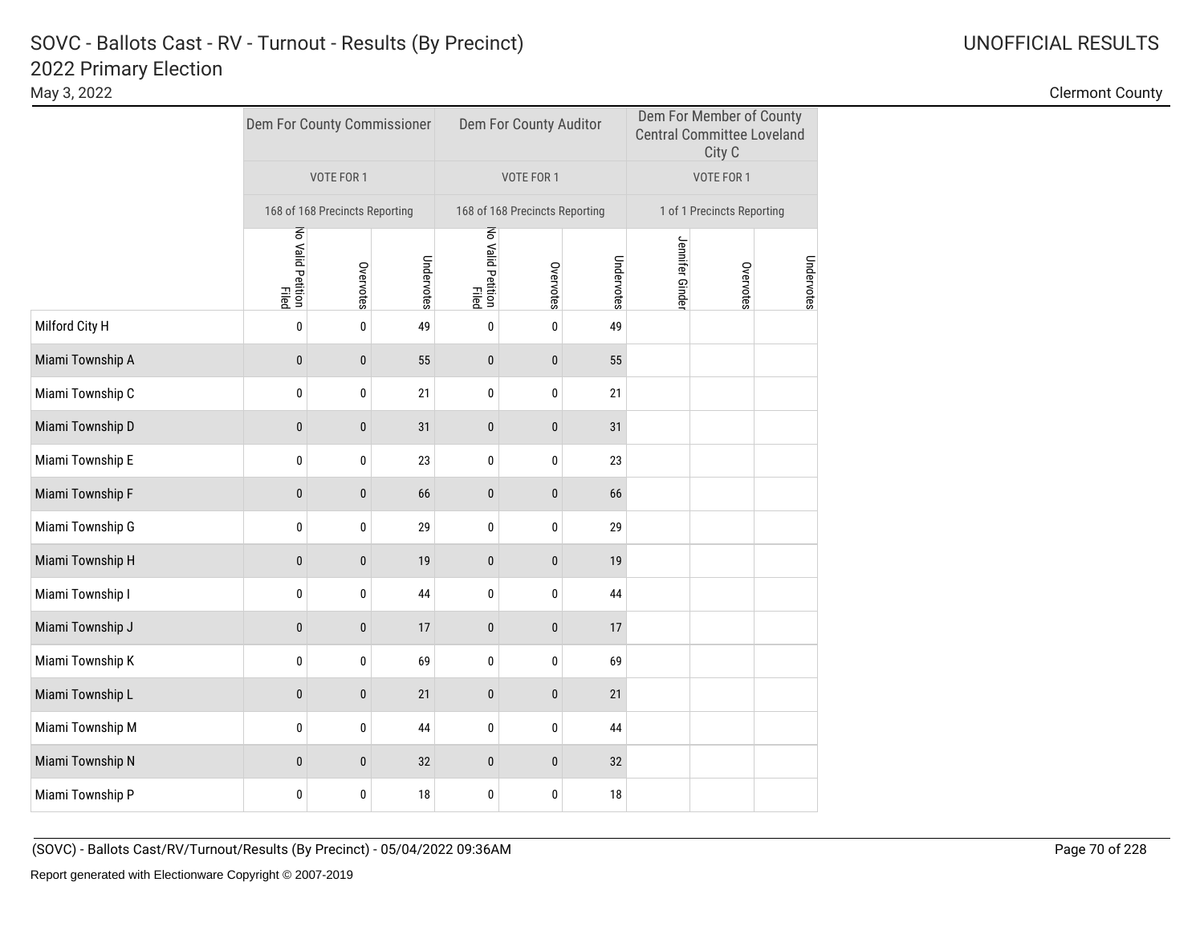# SOVC - Ballots Cast - RV - Turnout - Results (By Precinct)
## 2022 Primary Election

May 3, 2022

UNOFFICIAL RESULTS

Clermont County

| | Dem For County Commissioner | | | Dem For County Auditor | | | Dem For Member of County Central Committee Loveland City C | | |
|---|---|---|---|---|---|---|---|---|---|
| | VOTE FOR 1 | | | VOTE FOR 1 | | | VOTE FOR 1 | | |
| | 168 of 168 Precincts Reporting | | | 168 of 168 Precincts Reporting | | | 1 of 1 Precincts Reporting | | |
| | No Valid Petition Filed | Overvotes | Undervotes | No Valid Petition Filed | Overvotes | Undervotes | Jennifer Ginder | Overvotes | Undervotes |
| Milford City H | 0 | 0 | 49 | 0 | 0 | 49 | | | |
| Miami Township A | 0 | 0 | 55 | 0 | 0 | 55 | | | |
| Miami Township C | 0 | 0 | 21 | 0 | 0 | 21 | | | |
| Miami Township D | 0 | 0 | 31 | 0 | 0 | 31 | | | |
| Miami Township E | 0 | 0 | 23 | 0 | 0 | 23 | | | |
| Miami Township F | 0 | 0 | 66 | 0 | 0 | 66 | | | |
| Miami Township G | 0 | 0 | 29 | 0 | 0 | 29 | | | |
| Miami Township H | 0 | 0 | 19 | 0 | 0 | 19 | | | |
| Miami Township I | 0 | 0 | 44 | 0 | 0 | 44 | | | |
| Miami Township J | 0 | 0 | 17 | 0 | 0 | 17 | | | |
| Miami Township K | 0 | 0 | 69 | 0 | 0 | 69 | | | |
| Miami Township L | 0 | 0 | 21 | 0 | 0 | 21 | | | |
| Miami Township M | 0 | 0 | 44 | 0 | 0 | 44 | | | |
| Miami Township N | 0 | 0 | 32 | 0 | 0 | 32 | | | |
| Miami Township P | 0 | 0 | 18 | 0 | 0 | 18 | | | |

(SOVC) - Ballots Cast/RV/Turnout/Results (By Precinct) - 05/04/2022 09:36AM

Report generated with Electionware Copyright © 2007-2019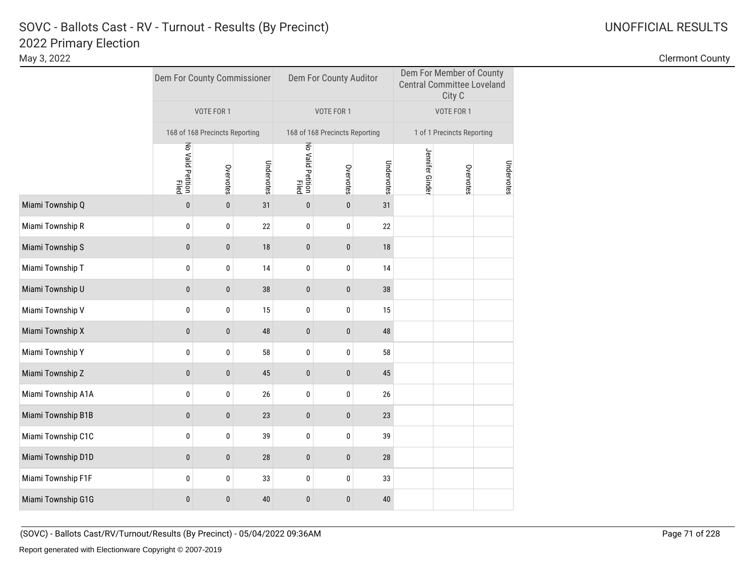# SOVC - Ballots Cast - RV - Turnout - Results (By Precinct)
## 2022 Primary Election

May 3, 2022

UNOFFICIAL RESULTS

Clermont County

| | Dem For County Commissioner | | | Dem For County Auditor | | | Dem For Member of County Central Committee Loveland City C | | |
|---|---|---|---|---|---|---|---|---|---|
| | VOTE FOR 1 | | | VOTE FOR 1 | | | VOTE FOR 1 | | |
| | 168 of 168 Precincts Reporting | | | 168 of 168 Precincts Reporting | | | 1 of 1 Precincts Reporting | | |
| | No Valid Petition Filed | Overvotes | Undervotes | No Valid Petition Filed | Overvotes | Undervotes | Jennifer Ginder | Overvotes | Undervotes |
| Miami Township Q | 0 | 0 | 31 | 0 | 0 | 31 | | | |
| Miami Township R | 0 | 0 | 22 | 0 | 0 | 22 | | | |
| Miami Township S | 0 | 0 | 18 | 0 | 0 | 18 | | | |
| Miami Township T | 0 | 0 | 14 | 0 | 0 | 14 | | | |
| Miami Township U | 0 | 0 | 38 | 0 | 0 | 38 | | | |
| Miami Township V | 0 | 0 | 15 | 0 | 0 | 15 | | | |
| Miami Township X | 0 | 0 | 48 | 0 | 0 | 48 | | | |
| Miami Township Y | 0 | 0 | 58 | 0 | 0 | 58 | | | |
| Miami Township Z | 0 | 0 | 45 | 0 | 0 | 45 | | | |
| Miami Township A1A | 0 | 0 | 26 | 0 | 0 | 26 | | | |
| Miami Township B1B | 0 | 0 | 23 | 0 | 0 | 23 | | | |
| Miami Township C1C | 0 | 0 | 39 | 0 | 0 | 39 | | | |
| Miami Township D1D | 0 | 0 | 28 | 0 | 0 | 28 | | | |
| Miami Township F1F | 0 | 0 | 33 | 0 | 0 | 33 | | | |
| Miami Township G1G | 0 | 0 | 40 | 0 | 0 | 40 | | | |

(SOVC) - Ballots Cast/RV/Turnout/Results (By Precinct) - 05/04/2022 09:36AM

Report generated with Electionware Copyright © 2007-2019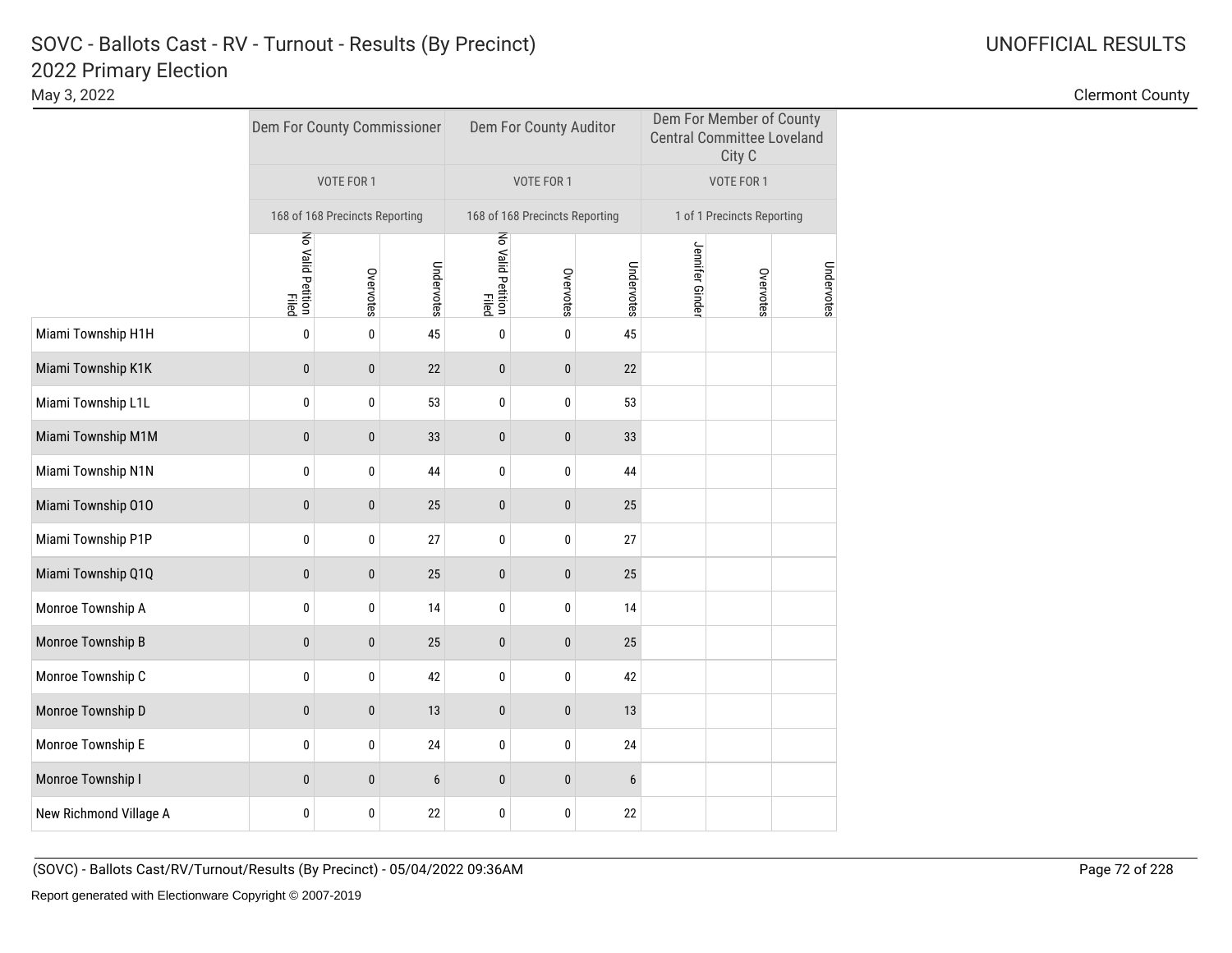# SOVC - Ballots Cast - RV - Turnout - Results (By Precinct)
## 2022 Primary Election

May 3, 2022

UNOFFICIAL RESULTS

Clermont County

| | Dem For County Commissioner | | | Dem For County Auditor | | | Dem For Member of County Central Committee Loveland City C | | |
|---|---|---|---|---|---|---|---|---|---|
| | VOTE FOR 1 | | | VOTE FOR 1 | | | VOTE FOR 1 | | |
| | 168 of 168 Precincts Reporting | | | 168 of 168 Precincts Reporting | | | 1 of 1 Precincts Reporting | | |
| | No Valid Petition Filed | Overvotes | Undervotes | No Valid Petition Filed | Overvotes | Undervotes | Jennifer Ginder | Overvotes | Undervotes |
| Miami Township H1H | 0 | 0 | 45 | 0 | 0 | 45 | | | |
| Miami Township K1K | 0 | 0 | 22 | 0 | 0 | 22 | | | |
| Miami Township L1L | 0 | 0 | 53 | 0 | 0 | 53 | | | |
| Miami Township M1M | 0 | 0 | 33 | 0 | 0 | 33 | | | |
| Miami Township N1N | 0 | 0 | 44 | 0 | 0 | 44 | | | |
| Miami Township O1O | 0 | 0 | 25 | 0 | 0 | 25 | | | |
| Miami Township P1P | 0 | 0 | 27 | 0 | 0 | 27 | | | |
| Miami Township Q1Q | 0 | 0 | 25 | 0 | 0 | 25 | | | |
| Monroe Township A | 0 | 0 | 14 | 0 | 0 | 14 | | | |
| Monroe Township B | 0 | 0 | 25 | 0 | 0 | 25 | | | |
| Monroe Township C | 0 | 0 | 42 | 0 | 0 | 42 | | | |
| Monroe Township D | 0 | 0 | 13 | 0 | 0 | 13 | | | |
| Monroe Township E | 0 | 0 | 24 | 0 | 0 | 24 | | | |
| Monroe Township I | 0 | 0 | 6 | 0 | 0 | 6 | | | |
| New Richmond Village A | 0 | 0 | 22 | 0 | 0 | 22 | | | |

(SOVC) - Ballots Cast/RV/Turnout/Results (By Precinct) - 05/04/2022 09:36AM

Report generated with Electionware Copyright © 2007-2019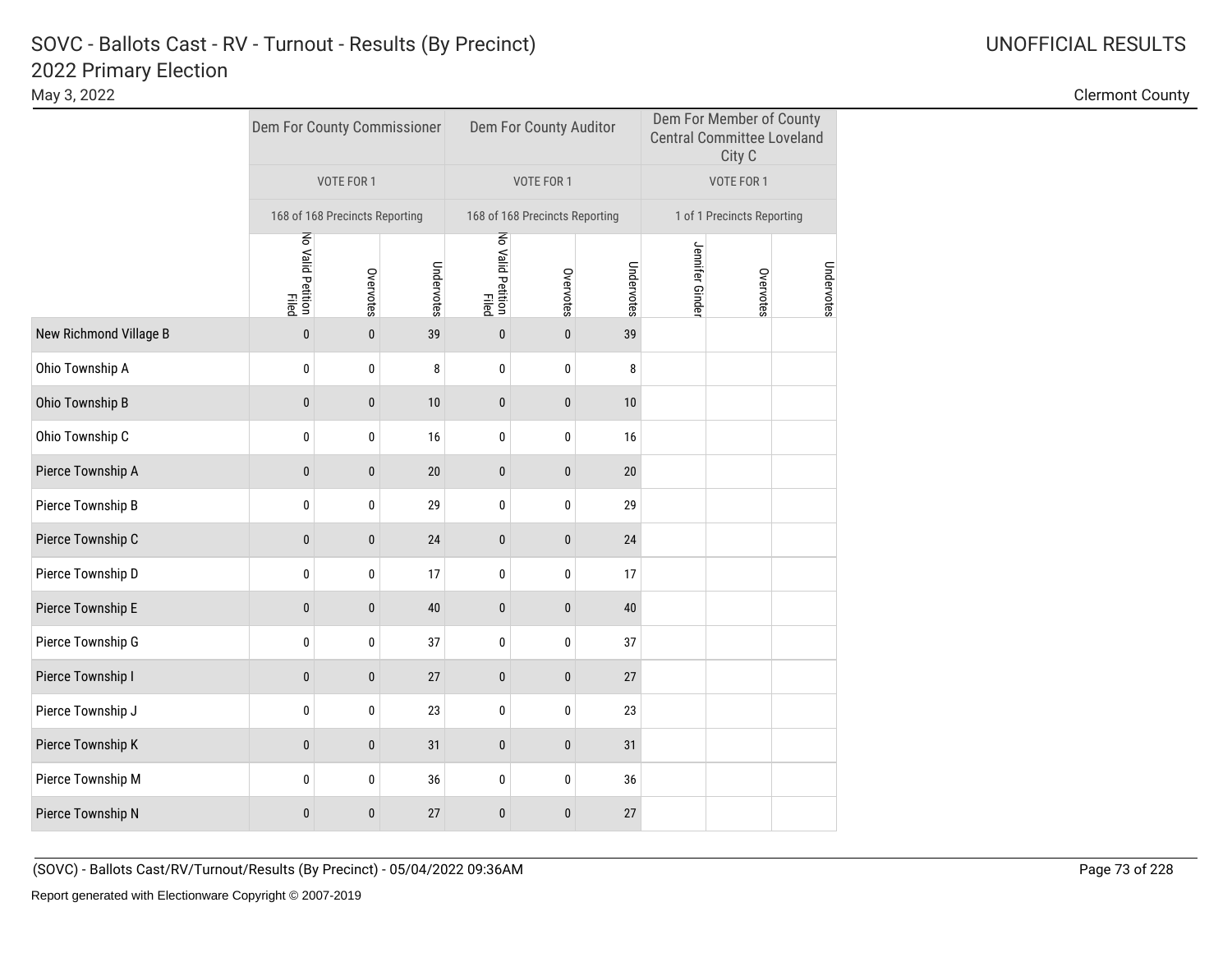# SOVC - Ballots Cast - RV - Turnout - Results (By Precinct)
## 2022 Primary Election

May 3, 2022

UNOFFICIAL RESULTS

Clermont County

| | Dem For County Commissioner | | | Dem For County Auditor | | | Dem For Member of County Central Committee Loveland City C | | |
|---|---|---|---|---|---|---|---|---|---|
| | VOTE FOR 1 | | | VOTE FOR 1 | | | VOTE FOR 1 | | |
| | 168 of 168 Precincts Reporting | | | 168 of 168 Precincts Reporting | | | 1 of 1 Precincts Reporting | | |
| | No Valid Petition Filed | Overvotes | Undervotes | No Valid Petition Filed | Overvotes | Undervotes | Jennifer Ginder | Overvotes | Undervotes |
| New Richmond Village B | 0 | 0 | 39 | 0 | 0 | 39 | | | |
| Ohio Township A | 0 | 0 | 8 | 0 | 0 | 8 | | | |
| Ohio Township B | 0 | 0 | 10 | 0 | 0 | 10 | | | |
| Ohio Township C | 0 | 0 | 16 | 0 | 0 | 16 | | | |
| Pierce Township A | 0 | 0 | 20 | 0 | 0 | 20 | | | |
| Pierce Township B | 0 | 0 | 29 | 0 | 0 | 29 | | | |
| Pierce Township C | 0 | 0 | 24 | 0 | 0 | 24 | | | |
| Pierce Township D | 0 | 0 | 17 | 0 | 0 | 17 | | | |
| Pierce Township E | 0 | 0 | 40 | 0 | 0 | 40 | | | |
| Pierce Township G | 0 | 0 | 37 | 0 | 0 | 37 | | | |
| Pierce Township I | 0 | 0 | 27 | 0 | 0 | 27 | | | |
| Pierce Township J | 0 | 0 | 23 | 0 | 0 | 23 | | | |
| Pierce Township K | 0 | 0 | 31 | 0 | 0 | 31 | | | |
| Pierce Township M | 0 | 0 | 36 | 0 | 0 | 36 | | | |
| Pierce Township N | 0 | 0 | 27 | 0 | 0 | 27 | | | |

(SOVC) - Ballots Cast/RV/Turnout/Results (By Precinct) - 05/04/2022 09:36AM

Report generated with Electionware Copyright © 2007-2019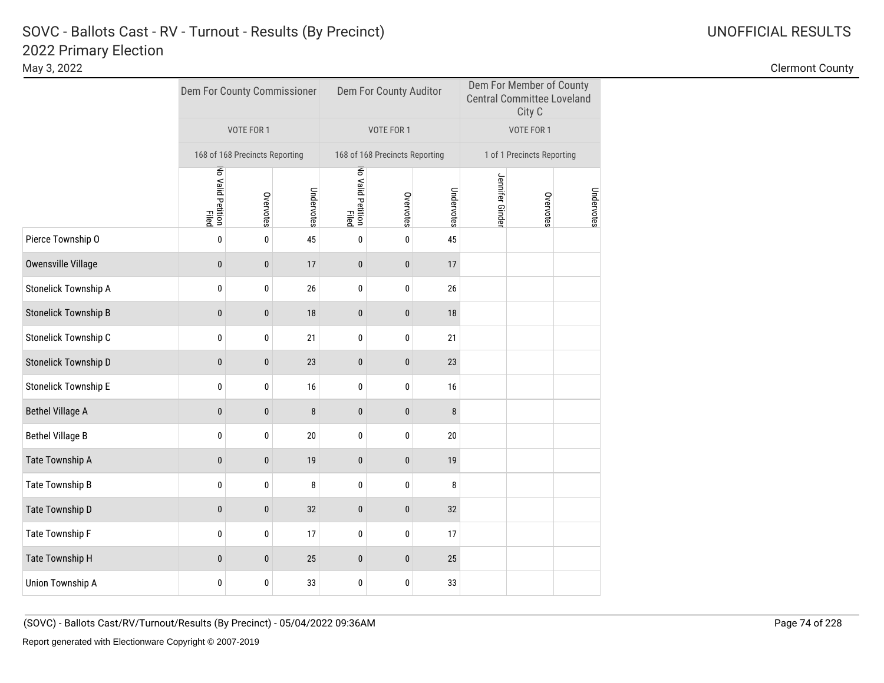# SOVC - Ballots Cast - RV - Turnout - Results (By Precinct)

## 2022 Primary Election

May 3, 2022

UNOFFICIAL RESULTS

Clermont County

| | Dem For County Commissioner | | | Dem For County Auditor | | | Dem For Member of County Central Committee Loveland City C | | |
|---|---|---|---|---|---|---|---|---|---|
| | VOTE FOR 1 | | | VOTE FOR 1 | | | VOTE FOR 1 | | |
| | 168 of 168 Precincts Reporting | | | 168 of 168 Precincts Reporting | | | 1 of 1 Precincts Reporting | | |
| | No Valid Petition Filed | Overvotes | Undervotes | No Valid Petition Filed | Overvotes | Undervotes | Jennifer Ginder | Overvotes | Undervotes |
| Pierce Township O | 0 | 0 | 45 | 0 | 0 | 45 | | | |
| Owensville Village | 0 | 0 | 17 | 0 | 0 | 17 | | | |
| Stonelick Township A | 0 | 0 | 26 | 0 | 0 | 26 | | | |
| Stonelick Township B | 0 | 0 | 18 | 0 | 0 | 18 | | | |
| Stonelick Township C | 0 | 0 | 21 | 0 | 0 | 21 | | | |
| Stonelick Township D | 0 | 0 | 23 | 0 | 0 | 23 | | | |
| Stonelick Township E | 0 | 0 | 16 | 0 | 0 | 16 | | | |
| Bethel Village A | 0 | 0 | 8 | 0 | 0 | 8 | | | |
| Bethel Village B | 0 | 0 | 20 | 0 | 0 | 20 | | | |
| Tate Township A | 0 | 0 | 19 | 0 | 0 | 19 | | | |
| Tate Township B | 0 | 0 | 8 | 0 | 0 | 8 | | | |
| Tate Township D | 0 | 0 | 32 | 0 | 0 | 32 | | | |
| Tate Township F | 0 | 0 | 17 | 0 | 0 | 17 | | | |
| Tate Township H | 0 | 0 | 25 | 0 | 0 | 25 | | | |
| Union Township A | 0 | 0 | 33 | 0 | 0 | 33 | | | |

(SOVC) - Ballots Cast/RV/Turnout/Results (By Precinct) - 05/04/2022 09:36AM

Report generated with Electionware Copyright © 2007-2019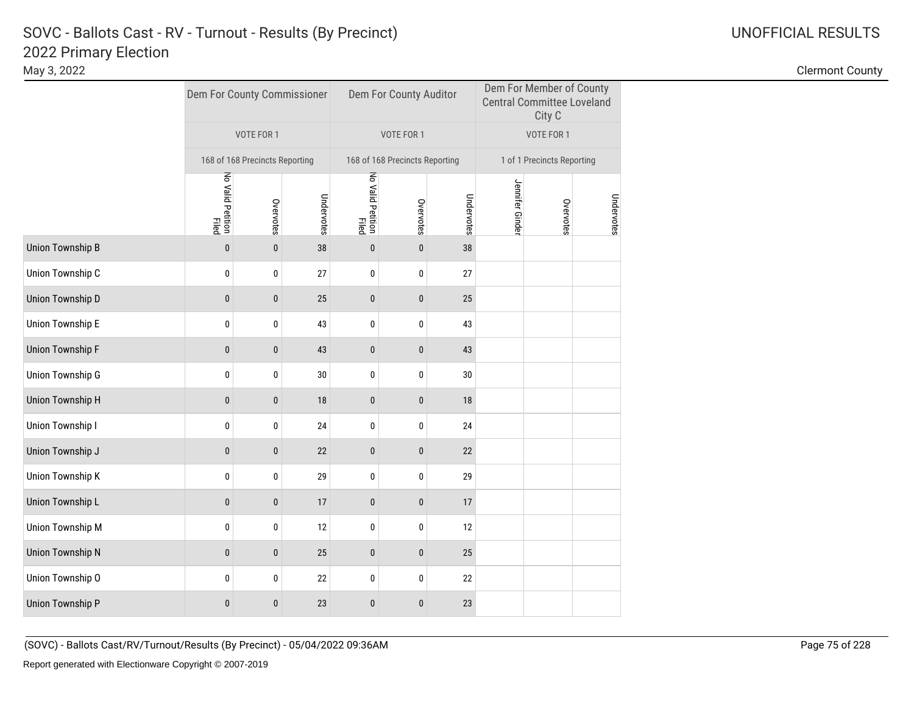# SOVC - Ballots Cast - RV - Turnout - Results (By Precinct)

## 2022 Primary Election

May 3, 2022

UNOFFICIAL RESULTS

Clermont County

| | Dem For County Commissioner | | | Dem For County Auditor | | | Dem For Member of County Central Committee Loveland City C | | |
|---|---|---|---|---|---|---|---|---|---|
| | VOTE FOR 1 | | | VOTE FOR 1 | | | VOTE FOR 1 | | |
| | 168 of 168 Precincts Reporting | | | 168 of 168 Precincts Reporting | | | 1 of 1 Precincts Reporting | | |
| | No Valid Petition Filed | Overvotes | Undervotes | No Valid Petition Filed | Overvotes | Undervotes | Jennifer Ginder | Overvotes | Undervotes |
| Union Township B | 0 | 0 | 38 | 0 | 0 | 38 | | | |
| Union Township C | 0 | 0 | 27 | 0 | 0 | 27 | | | |
| Union Township D | 0 | 0 | 25 | 0 | 0 | 25 | | | |
| Union Township E | 0 | 0 | 43 | 0 | 0 | 43 | | | |
| Union Township F | 0 | 0 | 43 | 0 | 0 | 43 | | | |
| Union Township G | 0 | 0 | 30 | 0 | 0 | 30 | | | |
| Union Township H | 0 | 0 | 18 | 0 | 0 | 18 | | | |
| Union Township I | 0 | 0 | 24 | 0 | 0 | 24 | | | |
| Union Township J | 0 | 0 | 22 | 0 | 0 | 22 | | | |
| Union Township K | 0 | 0 | 29 | 0 | 0 | 29 | | | |
| Union Township L | 0 | 0 | 17 | 0 | 0 | 17 | | | |
| Union Township M | 0 | 0 | 12 | 0 | 0 | 12 | | | |
| Union Township N | 0 | 0 | 25 | 0 | 0 | 25 | | | |
| Union Township O | 0 | 0 | 22 | 0 | 0 | 22 | | | |
| Union Township P | 0 | 0 | 23 | 0 | 0 | 23 | | | |

(SOVC) - Ballots Cast/RV/Turnout/Results (By Precinct) - 05/04/2022 09:36AM

Report generated with Electionware Copyright © 2007-2019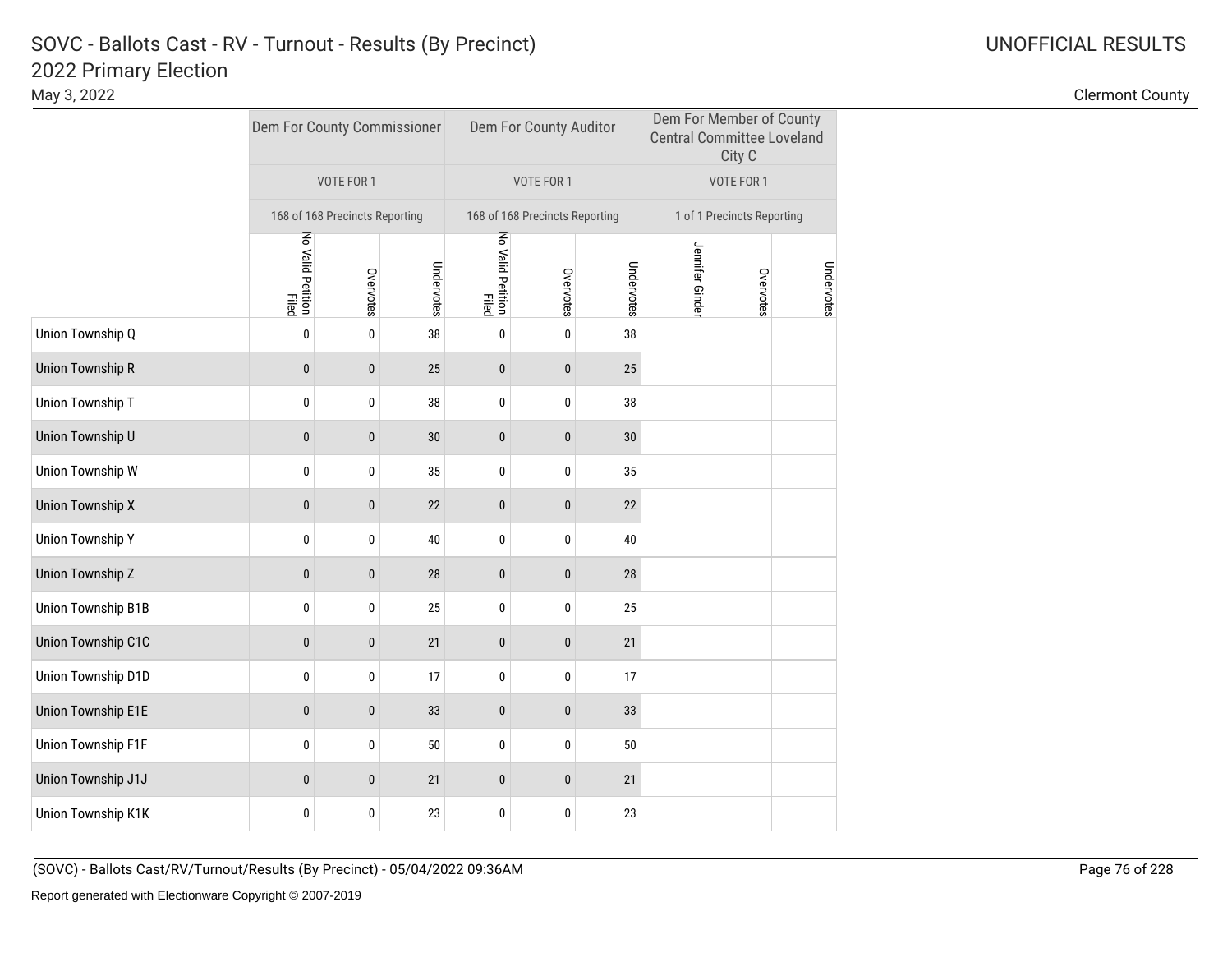# SOVC - Ballots Cast - RV - Turnout - Results (By Precinct)

## 2022 Primary Election

May 3, 2022

UNOFFICIAL RESULTS

Clermont County

| | Dem For County Commissioner | | | Dem For County Auditor | | | Dem For Member of County Central Committee Loveland City C | | |
|---|---|---|---|---|---|---|---|---|---|
| | VOTE FOR 1 | | | VOTE FOR 1 | | | VOTE FOR 1 | | |
| | 168 of 168 Precincts Reporting | | | 168 of 168 Precincts Reporting | | | 1 of 1 Precincts Reporting | | |
| | No Valid Petition Filed | Overvotes | Undervotes | No Valid Petition Filed | Overvotes | Undervotes | Jennifer Ginder | Overvotes | Undervotes |
| Union Township Q | 0 | 0 | 38 | 0 | 0 | 38 | | | |
| Union Township R | 0 | 0 | 25 | 0 | 0 | 25 | | | |
| Union Township T | 0 | 0 | 38 | 0 | 0 | 38 | | | |
| Union Township U | 0 | 0 | 30 | 0 | 0 | 30 | | | |
| Union Township W | 0 | 0 | 35 | 0 | 0 | 35 | | | |
| Union Township X | 0 | 0 | 22 | 0 | 0 | 22 | | | |
| Union Township Y | 0 | 0 | 40 | 0 | 0 | 40 | | | |
| Union Township Z | 0 | 0 | 28 | 0 | 0 | 28 | | | |
| Union Township B1B | 0 | 0 | 25 | 0 | 0 | 25 | | | |
| Union Township C1C | 0 | 0 | 21 | 0 | 0 | 21 | | | |
| Union Township D1D | 0 | 0 | 17 | 0 | 0 | 17 | | | |
| Union Township E1E | 0 | 0 | 33 | 0 | 0 | 33 | | | |
| Union Township F1F | 0 | 0 | 50 | 0 | 0 | 50 | | | |
| Union Township J1J | 0 | 0 | 21 | 0 | 0 | 21 | | | |
| Union Township K1K | 0 | 0 | 23 | 0 | 0 | 23 | | | |

(SOVC) - Ballots Cast/RV/Turnout/Results (By Precinct) - 05/04/2022 09:36AM

Report generated with Electionware Copyright © 2007-2019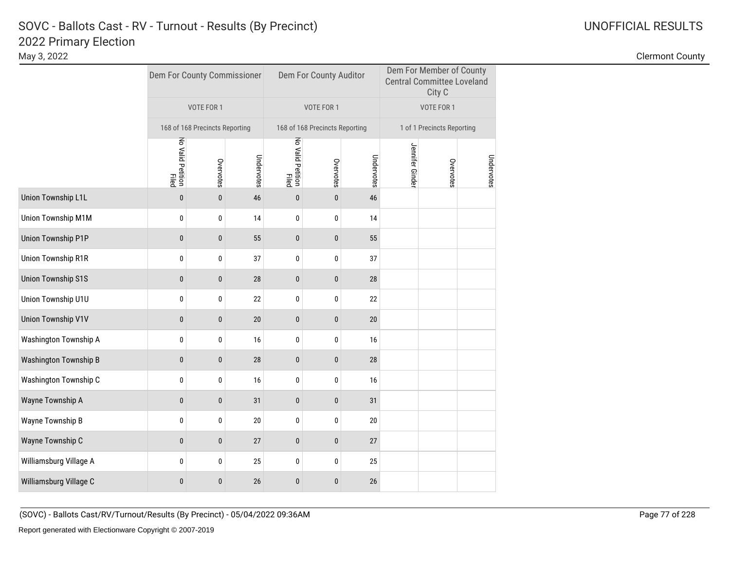# SOVC - Ballots Cast - RV - Turnout - Results (By Precinct)
## 2022 Primary Election

May 3, 2022

UNOFFICIAL RESULTS

Clermont County

| | Dem For County Commissioner | | | Dem For County Auditor | | | Dem For Member of County Central Committee Loveland City C | | |
|---|---|---|---|---|---|---|---|---|---|
| | VOTE FOR 1 | | | VOTE FOR 1 | | | VOTE FOR 1 | | |
| | 168 of 168 Precincts Reporting | | | 168 of 168 Precincts Reporting | | | 1 of 1 Precincts Reporting | | |
| | No Valid Petition Filed | Overvotes | Undervotes | No Valid Petition Filed | Overvotes | Undervotes | Jennifer Ginder | Overvotes | Undervotes |
| Union Township L1L | 0 | 0 | 46 | 0 | 0 | 46 | | | |
| Union Township M1M | 0 | 0 | 14 | 0 | 0 | 14 | | | |
| Union Township P1P | 0 | 0 | 55 | 0 | 0 | 55 | | | |
| Union Township R1R | 0 | 0 | 37 | 0 | 0 | 37 | | | |
| Union Township S1S | 0 | 0 | 28 | 0 | 0 | 28 | | | |
| Union Township U1U | 0 | 0 | 22 | 0 | 0 | 22 | | | |
| Union Township V1V | 0 | 0 | 20 | 0 | 0 | 20 | | | |
| Washington Township A | 0 | 0 | 16 | 0 | 0 | 16 | | | |
| Washington Township B | 0 | 0 | 28 | 0 | 0 | 28 | | | |
| Washington Township C | 0 | 0 | 16 | 0 | 0 | 16 | | | |
| Wayne Township A | 0 | 0 | 31 | 0 | 0 | 31 | | | |
| Wayne Township B | 0 | 0 | 20 | 0 | 0 | 20 | | | |
| Wayne Township C | 0 | 0 | 27 | 0 | 0 | 27 | | | |
| Williamsburg Village A | 0 | 0 | 25 | 0 | 0 | 25 | | | |
| Williamsburg Village C | 0 | 0 | 26 | 0 | 0 | 26 | | | |

(SOVC) - Ballots Cast/RV/Turnout/Results (By Precinct) - 05/04/2022 09:36AM

Report generated with Electionware Copyright © 2007-2019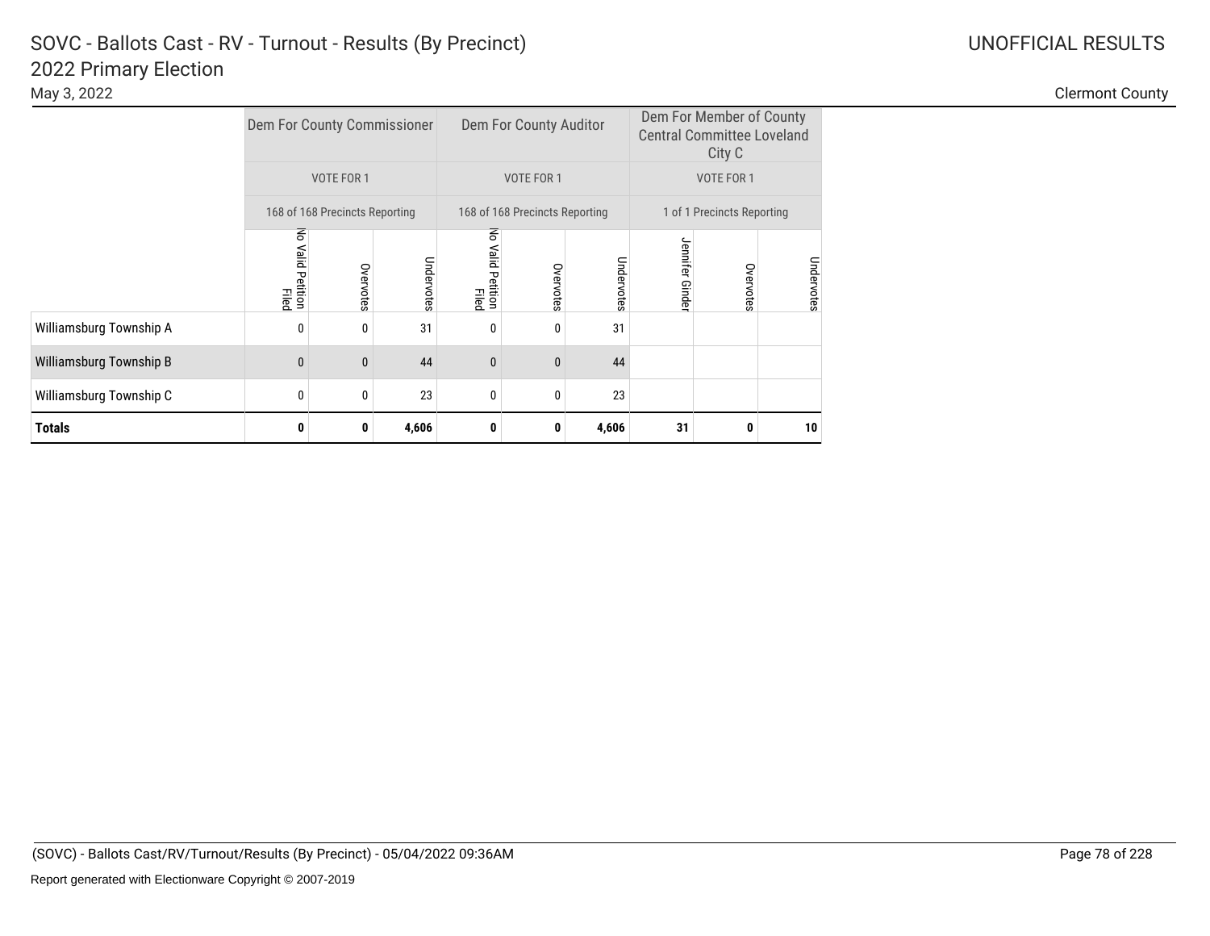# SOVC - Ballots Cast - RV - Turnout - Results (By Precinct)

## 2022 Primary Election

May 3, 2022

UNOFFICIAL RESULTS

Clermont County

| | Dem For County Commissioner | | | Dem For County Auditor | | | Dem For Member of County Central Committee Loveland City C | | |
|---|---|---|---|---|---|---|---|---|---|
| | VOTE FOR 1 | | | VOTE FOR 1 | | | VOTE FOR 1 | | |
| | 168 of 168 Precincts Reporting | | | 168 of 168 Precincts Reporting | | | 1 of 1 Precincts Reporting | | |
| | No Valid Petition Filed | Overvotes | Undervotes | No Valid Petition Filed | Overvotes | Undervotes | Jennifer Ginder | Overvotes | Undervotes |
| Williamsburg Township A | 0 | 0 | 31 | 0 | 0 | 31 | | | |
| Williamsburg Township B | 0 | 0 | 44 | 0 | 0 | 44 | | | |
| Williamsburg Township C | 0 | 0 | 23 | 0 | 0 | 23 | | | |
| **Totals** | **0** | **0** | **4,606** | **0** | **0** | **4,606** | **31** | **0** | **10** |

(SOVC) - Ballots Cast/RV/Turnout/Results (By Precinct) - 05/04/2022 09:36AM

Report generated with Electionware Copyright © 2007-2019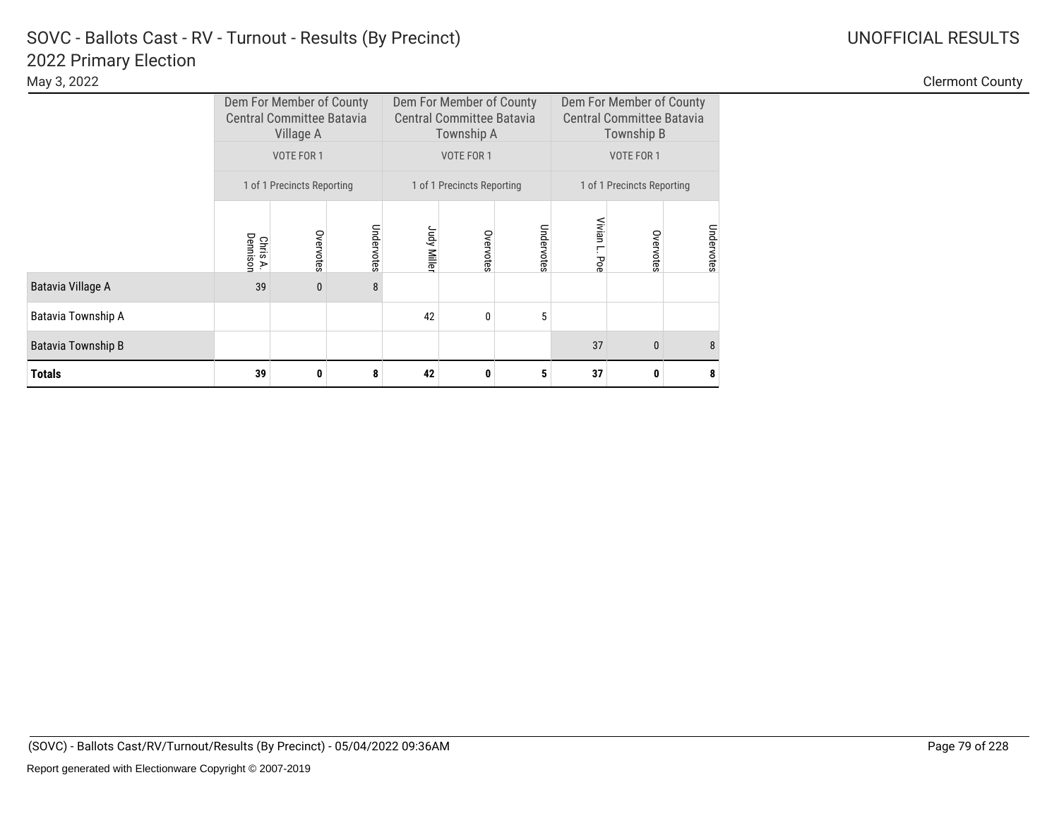# SOVC - Ballots Cast - RV - Turnout - Results (By Precinct)

## 2022 Primary Election

May 3, 2022

UNOFFICIAL RESULTS

Clermont County

| | Dem For Member of County Central Committee Batavia Village A | | | Dem For Member of County Central Committee Batavia Township A | | | Dem For Member of County Central Committee Batavia Township B | | |
|---|---|---|---|---|---|---|---|---|---|
| | VOTE FOR 1 | | | VOTE FOR 1 | | | VOTE FOR 1 | | |
| | 1 of 1 Precincts Reporting | | | 1 of 1 Precincts Reporting | | | 1 of 1 Precincts Reporting | | |
| | Chris A. Dennison | Overvotes | Undervotes | Judy Miller | Overvotes | Undervotes | Vivian L. Poe | Overvotes | Undervotes |
| Batavia Village A | 39 | 0 | 8 | | | | | | |
| Batavia Township A | | | | 42 | 0 | 5 | | | |
| Batavia Township B | | | | | | | 37 | 0 | 8 |
| **Totals** | **39** | **0** | **8** | **42** | **0** | **5** | **37** | **0** | **8** |

(SOVC) - Ballots Cast/RV/Turnout/Results (By Precinct) - 05/04/2022 09:36AM

Report generated with Electionware Copyright © 2007-2019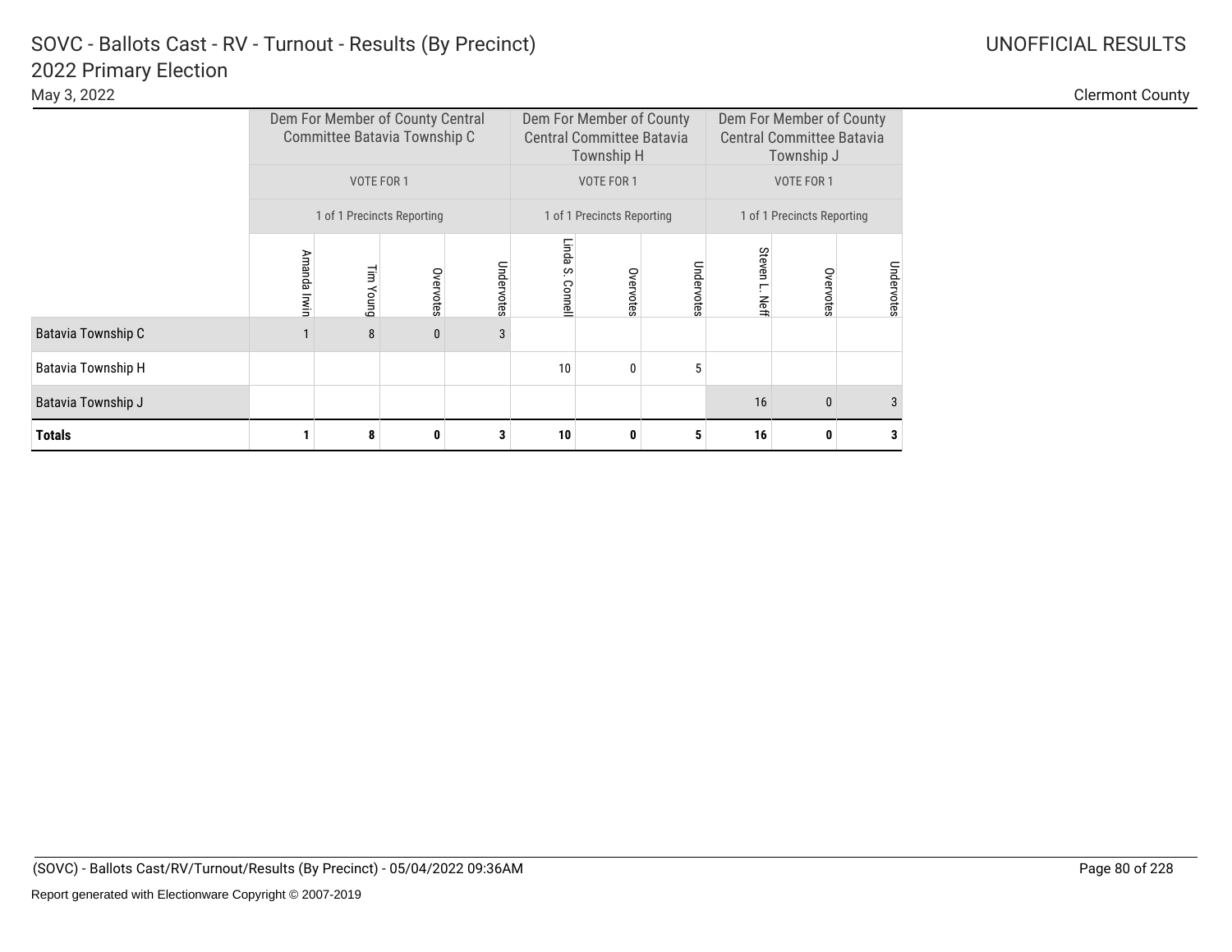# SOVC - Ballots Cast - RV - Turnout - Results (By Precinct)

## 2022 Primary Election

May 3, 2022

UNOFFICIAL RESULTS

Clermont County

| | Dem For Member of County Central Committee Batavia Township C | | | | Dem For Member of County Central Committee Batavia Township H | | | Dem For Member of County Central Committee Batavia Township J | | |
|---|---|---|---|---|---|---|---|---|---|---|
| | VOTE FOR 1 | | | | VOTE FOR 1 | | | VOTE FOR 1 | | |
| | 1 of 1 Precincts Reporting | | | | 1 of 1 Precincts Reporting | | | 1 of 1 Precincts Reporting | | |
| | Amanda Irwin | Tim Young | Overvotes | Undervotes | Linda S. Connell | Overvotes | Undervotes | Steven L. Neff | Overvotes | Undervotes |
| Batavia Township C | 1 | 8 | 0 | 3 | | | | | | |
| Batavia Township H | | | | | 10 | 0 | 5 | | | |
| Batavia Township J | | | | | | | | 16 | 0 | 3 |
| **Totals** | **1** | **8** | **0** | **3** | **10** | **0** | **5** | **16** | **0** | **3** |

(SOVC) - Ballots Cast/RV/Turnout/Results (By Precinct) - 05/04/2022 09:36AM

Report generated with Electionware Copyright © 2007-2019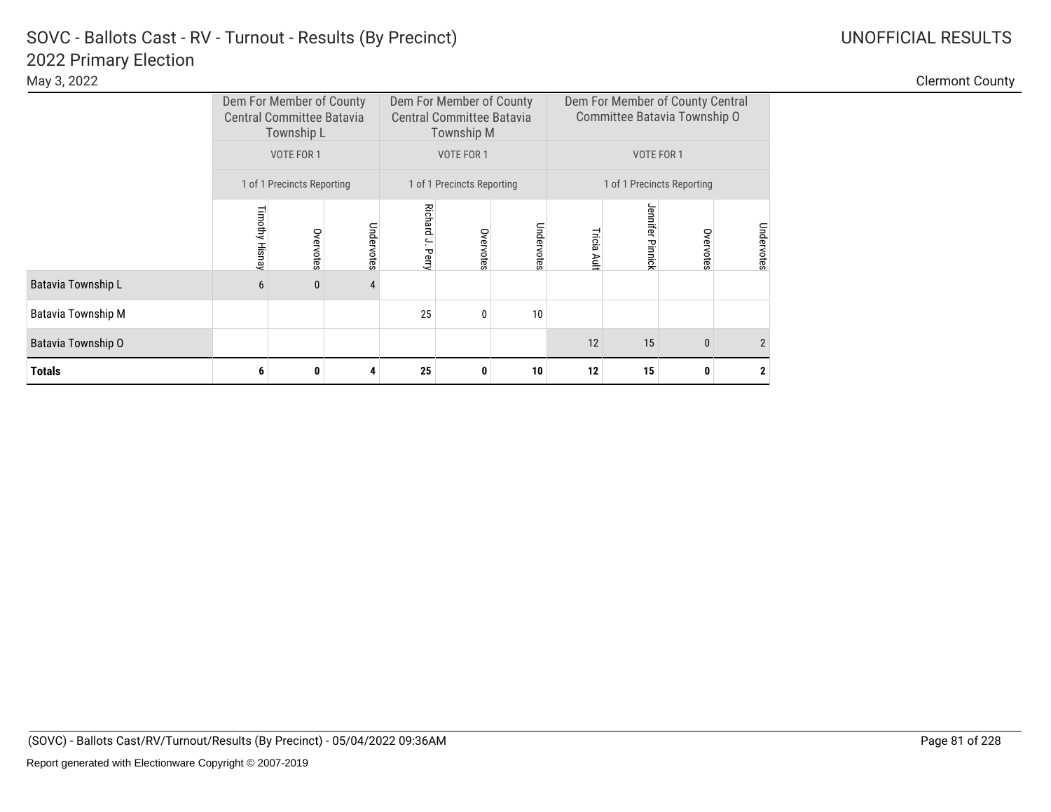# SOVC - Ballots Cast - RV - Turnout - Results (By Precinct)

## 2022 Primary Election

May 3, 2022

UNOFFICIAL RESULTS

Clermont County

| | Dem For Member of County Central Committee Batavia Township L | | | Dem For Member of County Central Committee Batavia Township M | | | Dem For Member of County Central Committee Batavia Township O | | | |
|---|---|---|---|---|---|---|---|---|---|---|
| | VOTE FOR 1 | | | VOTE FOR 1 | | | VOTE FOR 1 | | | |
| | 1 of 1 Precincts Reporting | | | 1 of 1 Precincts Reporting | | | 1 of 1 Precincts Reporting | | | |
| | Timothy Hisnay | Overvotes | Undervotes | Richard J. Perry | Overvotes | Undervotes | Tricia Ault | Jennifer Pinnick | Overvotes | Undervotes |
| Batavia Township L | 6 | 0 | 4 | | | | | | | |
| Batavia Township M | | | | 25 | 0 | 10 | | | | |
| Batavia Township O | | | | | | | 12 | 15 | 0 | 2 |
| **Totals** | **6** | **0** | **4** | **25** | **0** | **10** | **12** | **15** | **0** | **2** |

(SOVC) - Ballots Cast/RV/Turnout/Results (By Precinct) - 05/04/2022 09:36AM

Report generated with Electionware Copyright © 2007-2019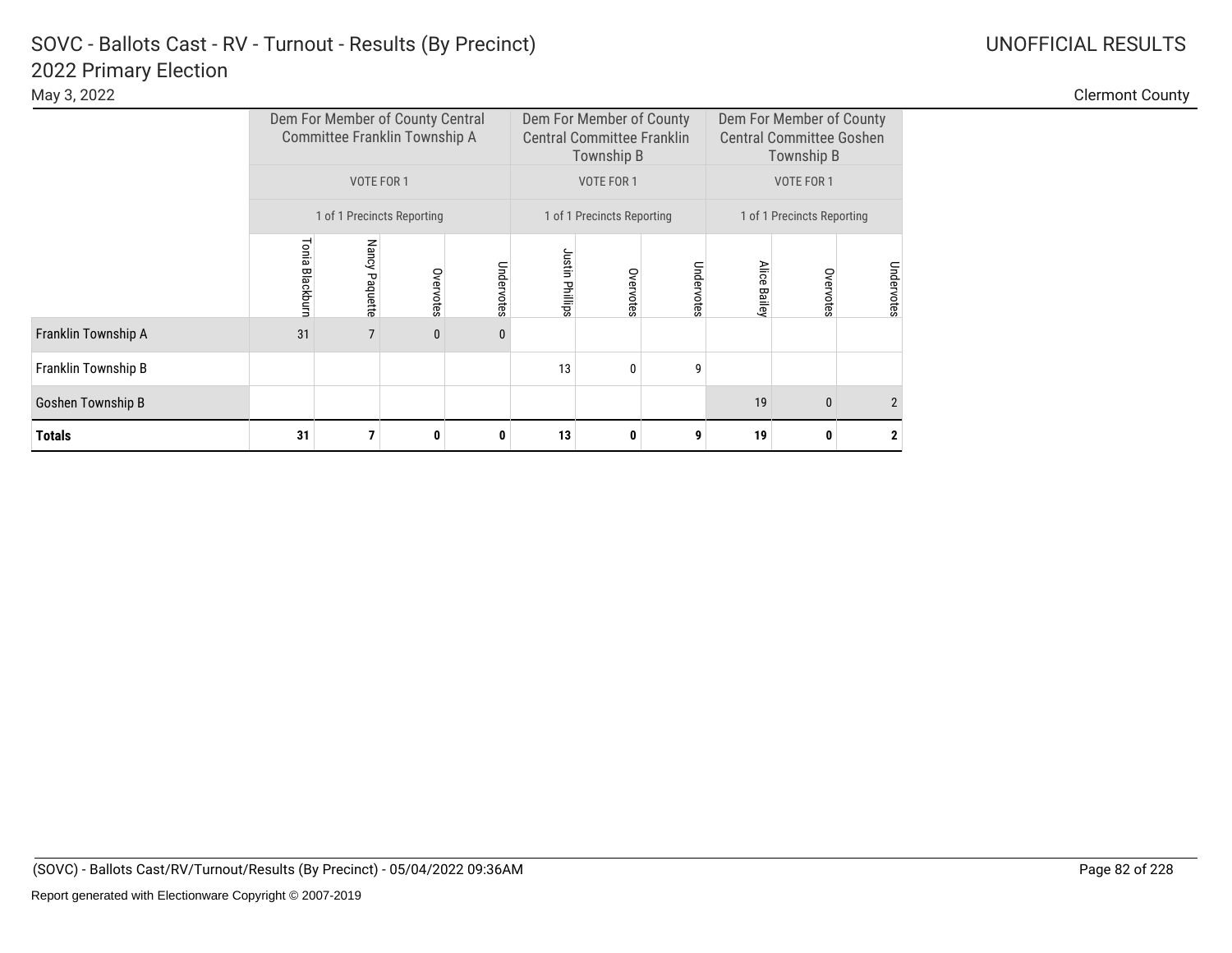# SOVC - Ballots Cast - RV - Turnout - Results (By Precinct)

## 2022 Primary Election

May 3, 2022

UNOFFICIAL RESULTS

Clermont County

| | Dem For Member of County Central Committee Franklin Township A | | | | Dem For Member of County Central Committee Franklin Township B | | | Dem For Member of County Central Committee Goshen Township B | | |
|---|---|---|---|---|---|---|---|---|---|---|
| | VOTE FOR 1 | | | | VOTE FOR 1 | | | VOTE FOR 1 | | |
| | 1 of 1 Precincts Reporting | | | | 1 of 1 Precincts Reporting | | | 1 of 1 Precincts Reporting | | |
| | Tonia Blackburn | Nancy Paquette | Overvotes | Undervotes | Justin Phillips | Overvotes | Undervotes | Alice Bailey | Overvotes | Undervotes |
| Franklin Township A | 31 | 7 | 0 | 0 | | | | | | |
| Franklin Township B | | | | | 13 | 0 | 9 | | | |
| Goshen Township B | | | | | | | | 19 | 0 | 2 |
| **Totals** | **31** | **7** | **0** | **0** | **13** | **0** | **9** | **19** | **0** | **2** |

(SOVC) - Ballots Cast/RV/Turnout/Results (By Precinct) - 05/04/2022 09:36AM

Report generated with Electionware Copyright © 2007-2019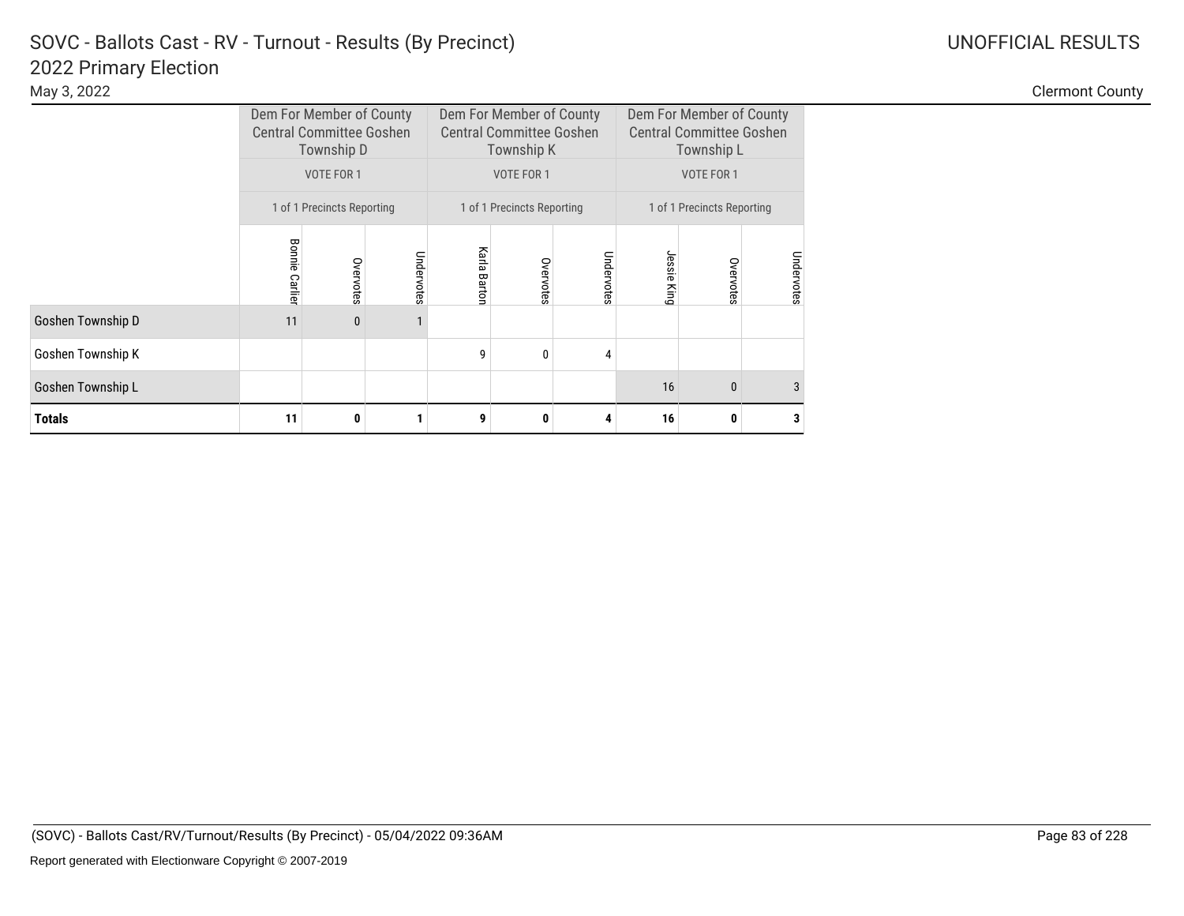# SOVC - Ballots Cast - RV - Turnout - Results (By Precinct)

## 2022 Primary Election

May 3, 2022

UNOFFICIAL RESULTS

Clermont County

| | Dem For Member of County Central Committee Goshen Township D | | | Dem For Member of County Central Committee Goshen Township K | | | Dem For Member of County Central Committee Goshen Township L | | |
|---|---|---|---|---|---|---|---|---|---|
| | VOTE FOR 1 | | | VOTE FOR 1 | | | VOTE FOR 1 | | |
| | 1 of 1 Precincts Reporting | | | 1 of 1 Precincts Reporting | | | 1 of 1 Precincts Reporting | | |
| | Bonnie Carlier | Overvotes | Undervotes | Karla Barton | Overvotes | Undervotes | Jessie King | Overvotes | Undervotes |
| Goshen Township D | 11 | 0 | 1 | | | | | | |
| Goshen Township K | | | | 9 | 0 | 4 | | | |
| Goshen Township L | | | | | | | 16 | 0 | 3 |
| **Totals** | **11** | **0** | **1** | **9** | **0** | **4** | **16** | **0** | **3** |

(SOVC) - Ballots Cast/RV/Turnout/Results (By Precinct) - 05/04/2022 09:36AM

Report generated with Electionware Copyright © 2007-2019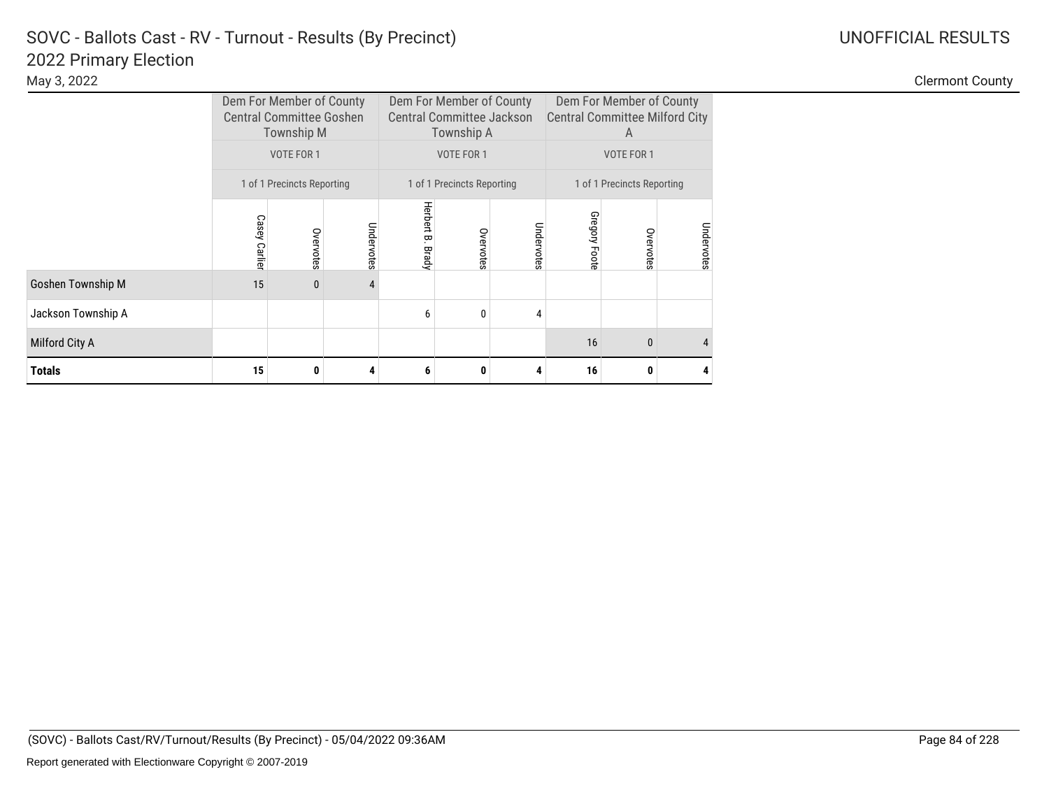# SOVC - Ballots Cast - RV - Turnout - Results (By Precinct)

## 2022 Primary Election

May 3, 2022

UNOFFICIAL RESULTS

Clermont County

| | Dem For Member of County Central Committee Goshen Township M | | | Dem For Member of County Central Committee Jackson Township A | | | Dem For Member of County Central Committee Milford City A | | |
|---|---|---|---|---|---|---|---|---|---|
| | VOTE FOR 1 | | | VOTE FOR 1 | | | VOTE FOR 1 | | |
| | 1 of 1 Precincts Reporting | | | 1 of 1 Precincts Reporting | | | 1 of 1 Precincts Reporting | | |
| | Casey Carlier | Overvotes | Undervotes | Herbert B. Brady | Overvotes | Undervotes | Gregory Foote | Overvotes | Undervotes |
| Goshen Township M | 15 | 0 | 4 | | | | | | |
| Jackson Township A | | | | 6 | 0 | 4 | | | |
| Milford City A | | | | | | | 16 | 0 | 4 |
| **Totals** | **15** | **0** | **4** | **6** | **0** | **4** | **16** | **0** | **4** |

(SOVC) - Ballots Cast/RV/Turnout/Results (By Precinct) - 05/04/2022 09:36AM

Report generated with Electionware Copyright © 2007-2019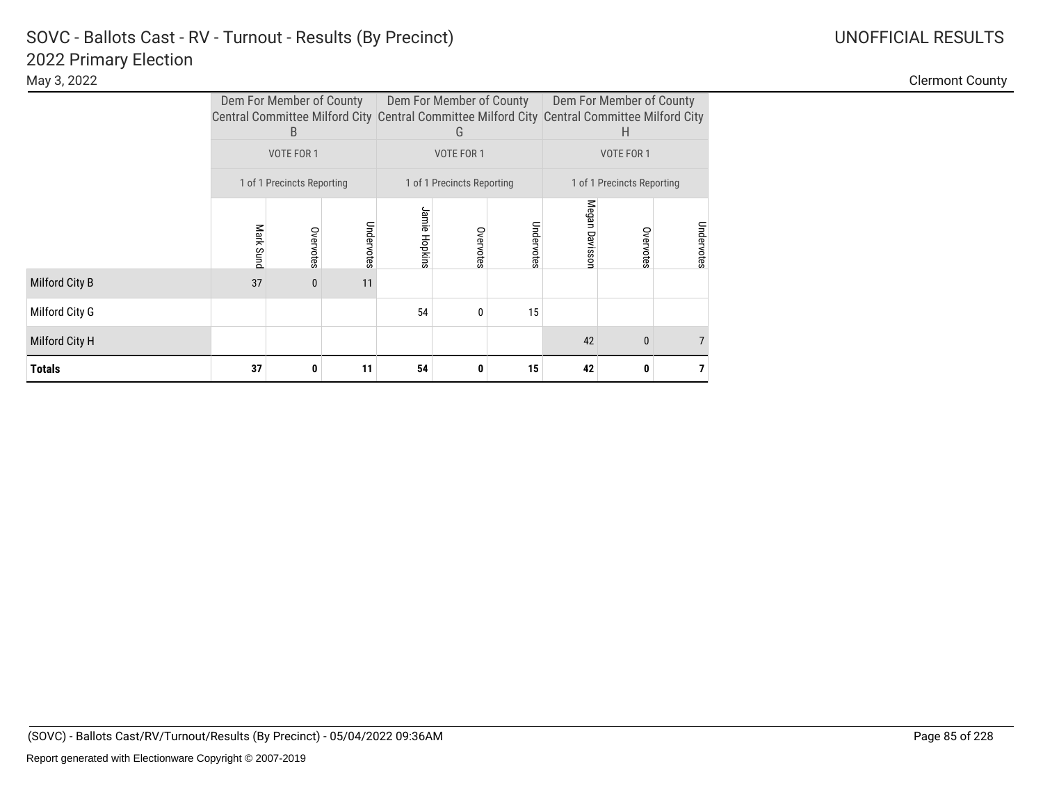# SOVC - Ballots Cast - RV - Turnout - Results (By Precinct)

## 2022 Primary Election

May 3, 2022

UNOFFICIAL RESULTS

Clermont County

| | Dem For Member of County Central Committee Milford City B | | | Dem For Member of County Central Committee Milford City G | | | Dem For Member of County Central Committee Milford City H | | |
|---|---|---|---|---|---|---|---|---|---|
| | VOTE FOR 1 | | | VOTE FOR 1 | | | VOTE FOR 1 | | |
| | 1 of 1 Precincts Reporting | | | 1 of 1 Precincts Reporting | | | 1 of 1 Precincts Reporting | | |
| | Mark Sund | Overvotes | Undervotes | Jamie Hopkins | Overvotes | Undervotes | Megan Davisson | Overvotes | Undervotes |
| Milford City B | 37 | 0 | 11 | | | | | | |
| Milford City G | | | | 54 | 0 | 15 | | | |
| Milford City H | | | | | | | 42 | 0 | 7 |
| **Totals** | **37** | **0** | **11** | **54** | **0** | **15** | **42** | **0** | **7** |

(SOVC) - Ballots Cast/RV/Turnout/Results (By Precinct) - 05/04/2022 09:36AM

Report generated with Electionware Copyright © 2007-2019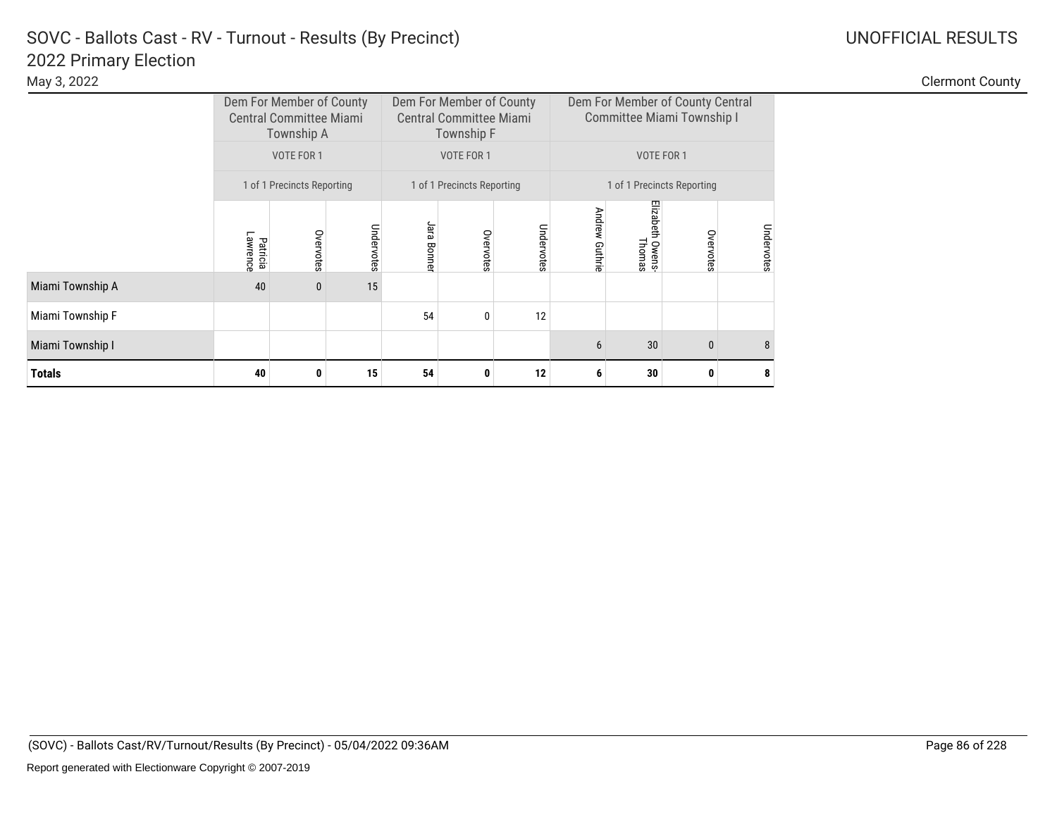# SOVC - Ballots Cast - RV - Turnout - Results (By Precinct)

## 2022 Primary Election

May 3, 2022

UNOFFICIAL RESULTS

Clermont County

| | Dem For Member of County Central Committee Miami Township A | | | Dem For Member of County Central Committee Miami Township F | | | Dem For Member of County Central Committee Miami Township I | | | |
|---|---|---|---|---|---|---|---|---|---|---|
| | VOTE FOR 1 | | | VOTE FOR 1 | | | VOTE FOR 1 | | | |
| | 1 of 1 Precincts Reporting | | | 1 of 1 Precincts Reporting | | | 1 of 1 Precincts Reporting | | | |
| | Patricia Lawrence | Overvotes | Undervotes | Jara Bonner | Overvotes | Undervotes | Andrew Guthrie | Elizabeth Owens-Thomas | Overvotes | Undervotes |
| Miami Township A | 40 | 0 | 15 | | | | | | | |
| Miami Township F | | | | 54 | 0 | 12 | | | | |
| Miami Township I | | | | | | | 6 | 30 | 0 | 8 |
| **Totals** | **40** | **0** | **15** | **54** | **0** | **12** | **6** | **30** | **0** | **8** |

(SOVC) - Ballots Cast/RV/Turnout/Results (By Precinct) - 05/04/2022 09:36AM

Report generated with Electionware Copyright © 2007-2019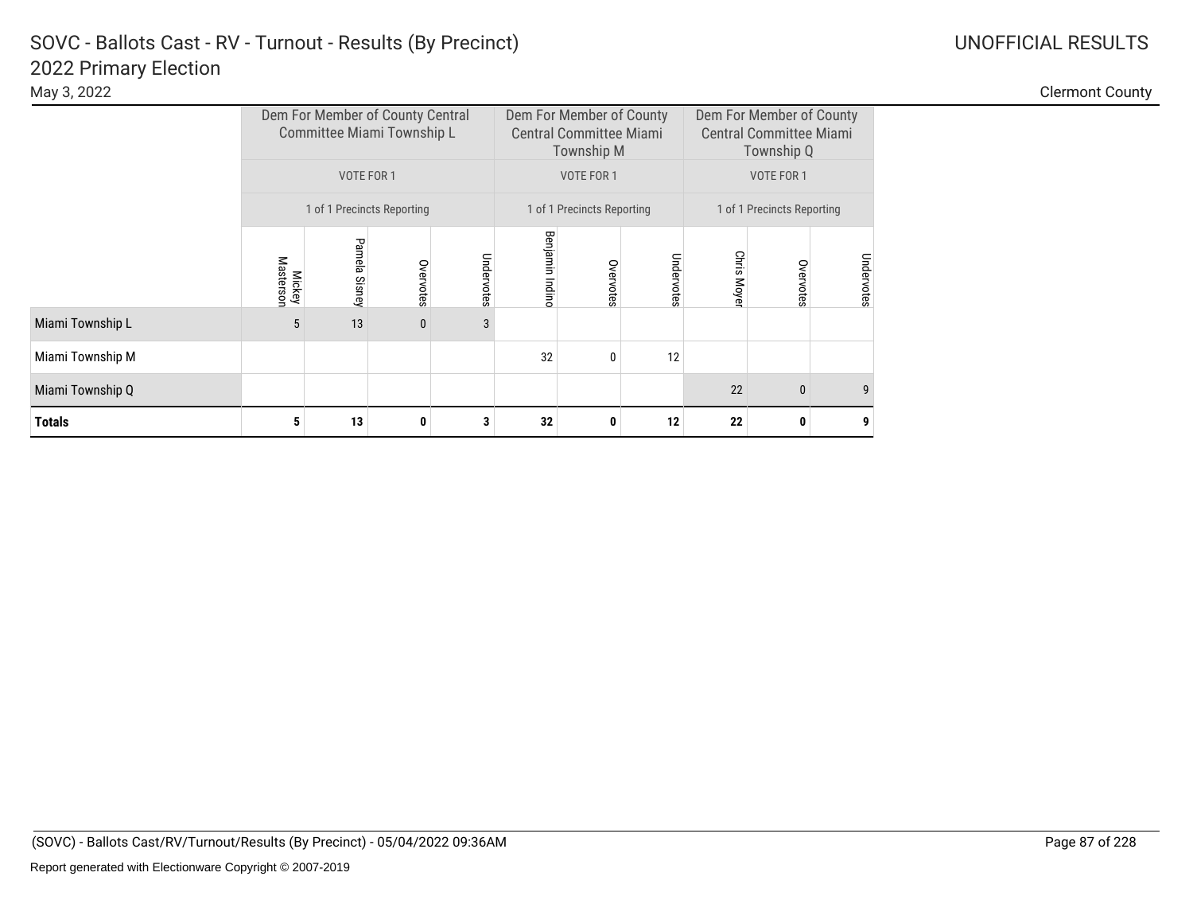# SOVC - Ballots Cast - RV - Turnout - Results (By Precinct)

## 2022 Primary Election

May 3, 2022

UNOFFICIAL RESULTS

Clermont County

| | Dem For Member of County Central Committee Miami Township L | | | | Dem For Member of County Central Committee Miami Township M | | | Dem For Member of County Central Committee Miami Township Q | | |
|---|---|---|---|---|---|---|---|---|---|---|
| | VOTE FOR 1 | | | | VOTE FOR 1 | | | VOTE FOR 1 | | |
| | 1 of 1 Precincts Reporting | | | | 1 of 1 Precincts Reporting | | | 1 of 1 Precincts Reporting | | |
| | Mickey Masterson | Pamela Sisney | Overvotes | Undervotes | Benjamin Indino | Overvotes | Undervotes | Chris Moyer | Overvotes | Undervotes |
| Miami Township L | 5 | 13 | 0 | 3 | | | | | | |
| Miami Township M | | | | | 32 | 0 | 12 | | | |
| Miami Township Q | | | | | | | | 22 | 0 | 9 |
| **Totals** | **5** | **13** | **0** | **3** | **32** | **0** | **12** | **22** | **0** | **9** |

(SOVC) - Ballots Cast/RV/Turnout/Results (By Precinct) - 05/04/2022 09:36AM

Report generated with Electionware Copyright © 2007-2019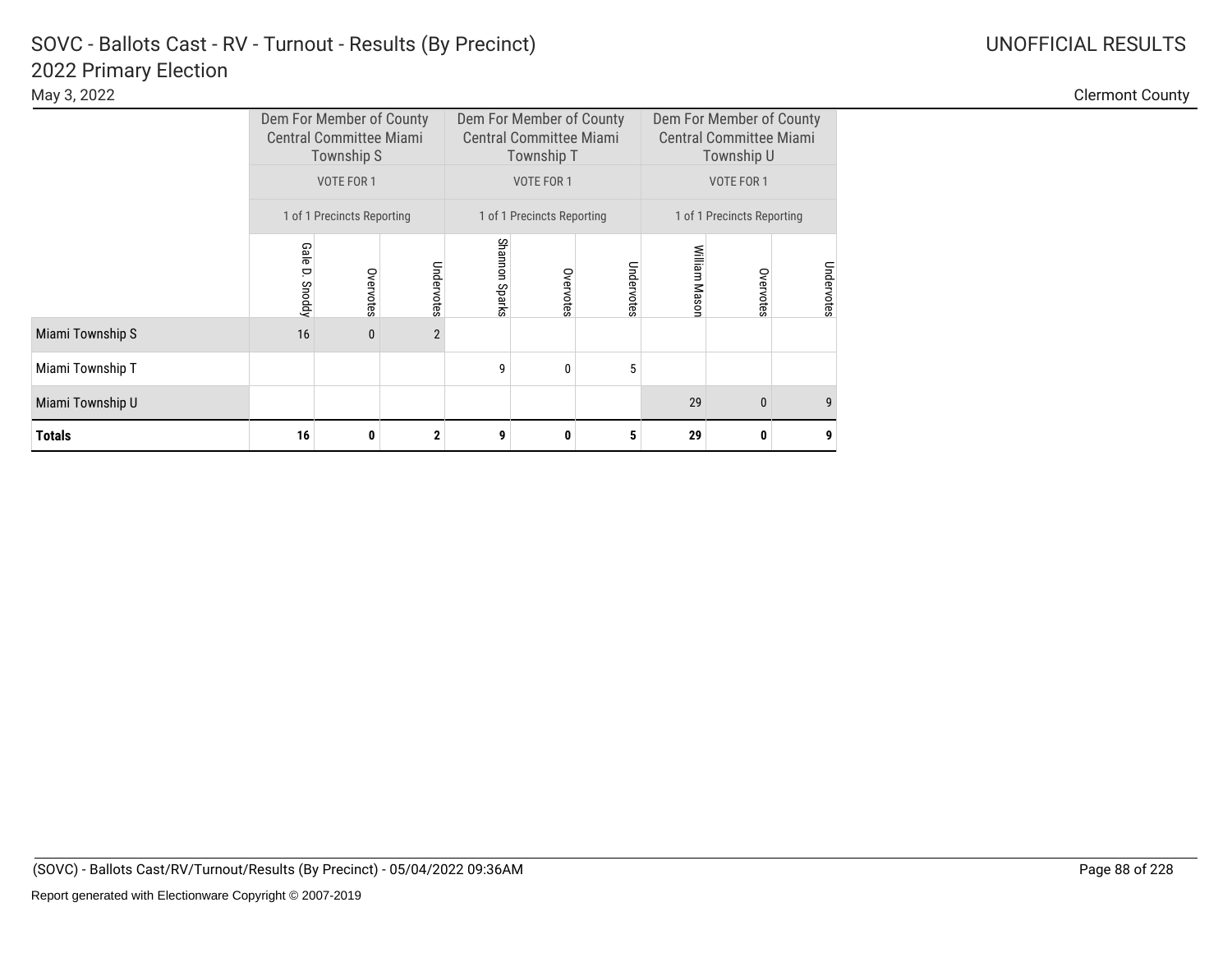# SOVC - Ballots Cast - RV - Turnout - Results (By Precinct)

## 2022 Primary Election

May 3, 2022

UNOFFICIAL RESULTS

Clermont County

| | Dem For Member of County Central Committee Miami Township S | | | Dem For Member of County Central Committee Miami Township T | | | Dem For Member of County Central Committee Miami Township U | | |
|---|---|---|---|---|---|---|---|---|---|
| | VOTE FOR 1 | | | VOTE FOR 1 | | | VOTE FOR 1 | | |
| | 1 of 1 Precincts Reporting | | | 1 of 1 Precincts Reporting | | | 1 of 1 Precincts Reporting | | |
| | Gale D. Snoddy | Overvotes | Undervotes | Shannon Sparks | Overvotes | Undervotes | William Mason | Overvotes | Undervotes |
| Miami Township S | 16 | 0 | 2 | | | | | | |
| Miami Township T | | | | 9 | 0 | 5 | | | |
| Miami Township U | | | | | | | 29 | 0 | 9 |
| **Totals** | **16** | **0** | **2** | **9** | **0** | **5** | **29** | **0** | **9** |

(SOVC) - Ballots Cast/RV/Turnout/Results (By Precinct) - 05/04/2022 09:36AM

Report generated with Electionware Copyright © 2007-2019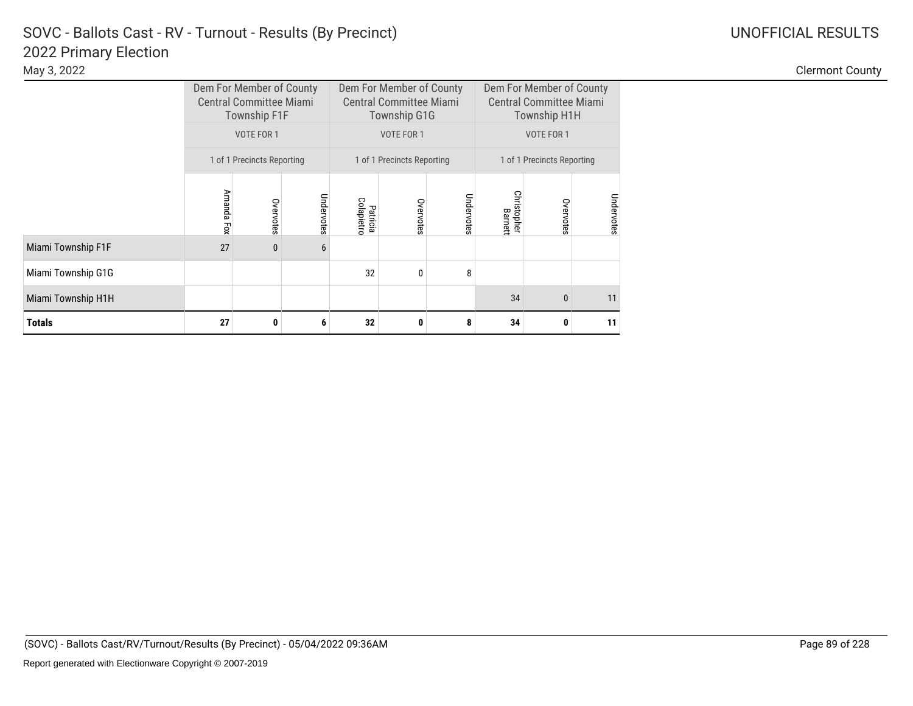# SOVC - Ballots Cast - RV - Turnout - Results (By Precinct)

## 2022 Primary Election

May 3, 2022

UNOFFICIAL RESULTS

Clermont County

| | Dem For Member of County Central Committee Miami Township F1F | | | Dem For Member of County Central Committee Miami Township G1G | | | Dem For Member of County Central Committee Miami Township H1H | | |
|---|---|---|---|---|---|---|---|---|---|
| | VOTE FOR 1 | | | VOTE FOR 1 | | | VOTE FOR 1 | | |
| | 1 of 1 Precincts Reporting | | | 1 of 1 Precincts Reporting | | | 1 of 1 Precincts Reporting | | |
| | Amanda Fox | Overvotes | Undervotes | Patricia Colapietro | Overvotes | Undervotes | Christopher Barnett | Overvotes | Undervotes |
| Miami Township F1F | 27 | 0 | 6 | | | | | | |
| Miami Township G1G | | | | 32 | 0 | 8 | | | |
| Miami Township H1H | | | | | | | 34 | 0 | 11 |
| **Totals** | **27** | **0** | **6** | **32** | **0** | **8** | **34** | **0** | **11** |

(SOVC) - Ballots Cast/RV/Turnout/Results (By Precinct) - 05/04/2022 09:36AM

Report generated with Electionware Copyright © 2007-2019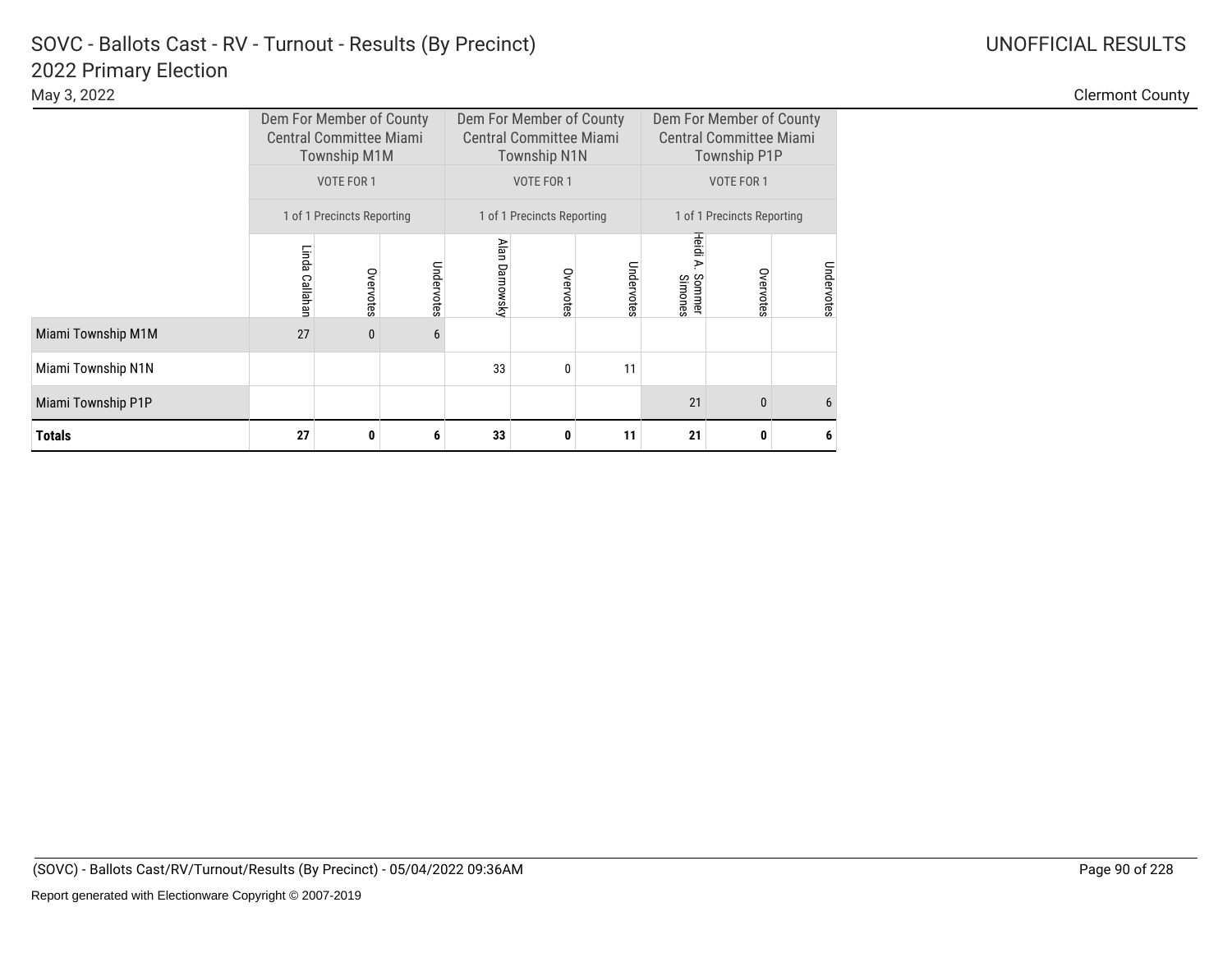# SOVC - Ballots Cast - RV - Turnout - Results (By Precinct)

## 2022 Primary Election

May 3, 2022

UNOFFICIAL RESULTS

Clermont County

| | Dem For Member of County Central Committee Miami Township M1M | | | Dem For Member of County Central Committee Miami Township N1N | | | Dem For Member of County Central Committee Miami Township P1P | | |
|---|---|---|---|---|---|---|---|---|---|
| | VOTE FOR 1 | | | VOTE FOR 1 | | | VOTE FOR 1 | | |
| | 1 of 1 Precincts Reporting | | | 1 of 1 Precincts Reporting | | | 1 of 1 Precincts Reporting | | |
| | Linda Callahan | Overvotes | Undervotes | Alan Damowsky | Overvotes | Undervotes | Heidi A. Sommer Simones | Overvotes | Undervotes |
| Miami Township M1M | 27 | 0 | 6 | | | | | | |
| Miami Township N1N | | | | 33 | 0 | 11 | | | |
| Miami Township P1P | | | | | | | 21 | 0 | 6 |
| **Totals** | **27** | **0** | **6** | **33** | **0** | **11** | **21** | **0** | **6** |

Report generated with Electionware Copyright © 2007-2019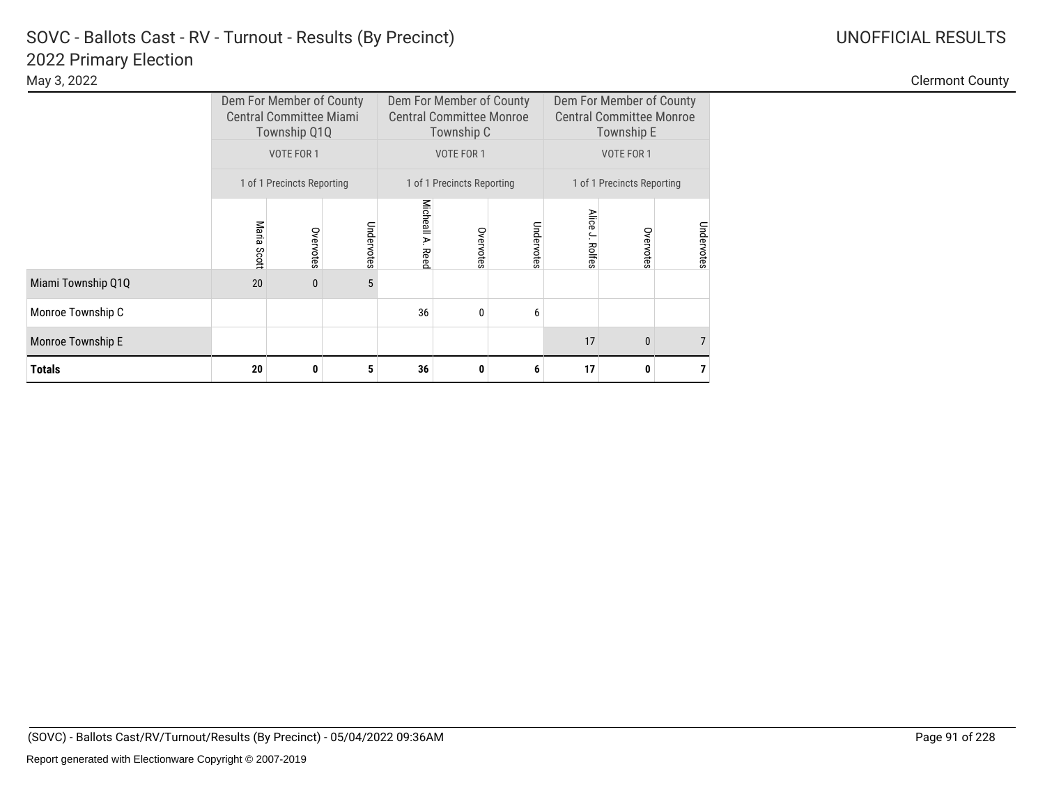# SOVC - Ballots Cast - RV - Turnout - Results (By Precinct)

## 2022 Primary Election

May 3, 2022

UNOFFICIAL RESULTS

Clermont County

| | Dem For Member of County Central Committee Miami Township Q1Q | | | Dem For Member of County Central Committee Monroe Township C | | | Dem For Member of County Central Committee Monroe Township E | | |
|---|---|---|---|---|---|---|---|---|---|
| | VOTE FOR 1 | | | VOTE FOR 1 | | | VOTE FOR 1 | | |
| | 1 of 1 Precincts Reporting | | | 1 of 1 Precincts Reporting | | | 1 of 1 Precincts Reporting | | |
| | Maria Scott | Overvotes | Undervotes | Micheall A. Reed | Overvotes | Undervotes | Alice J. Rolfes | Overvotes | Undervotes |
| Miami Township Q1Q | 20 | 0 | 5 | | | | | | |
| Monroe Township C | | | | 36 | 0 | 6 | | | |
| Monroe Township E | | | | | | | 17 | 0 | 7 |
| **Totals** | **20** | **0** | **5** | **36** | **0** | **6** | **17** | **0** | **7** |

(SOVC) - Ballots Cast/RV/Turnout/Results (By Precinct) - 05/04/2022 09:36AM

Report generated with Electionware Copyright © 2007-2019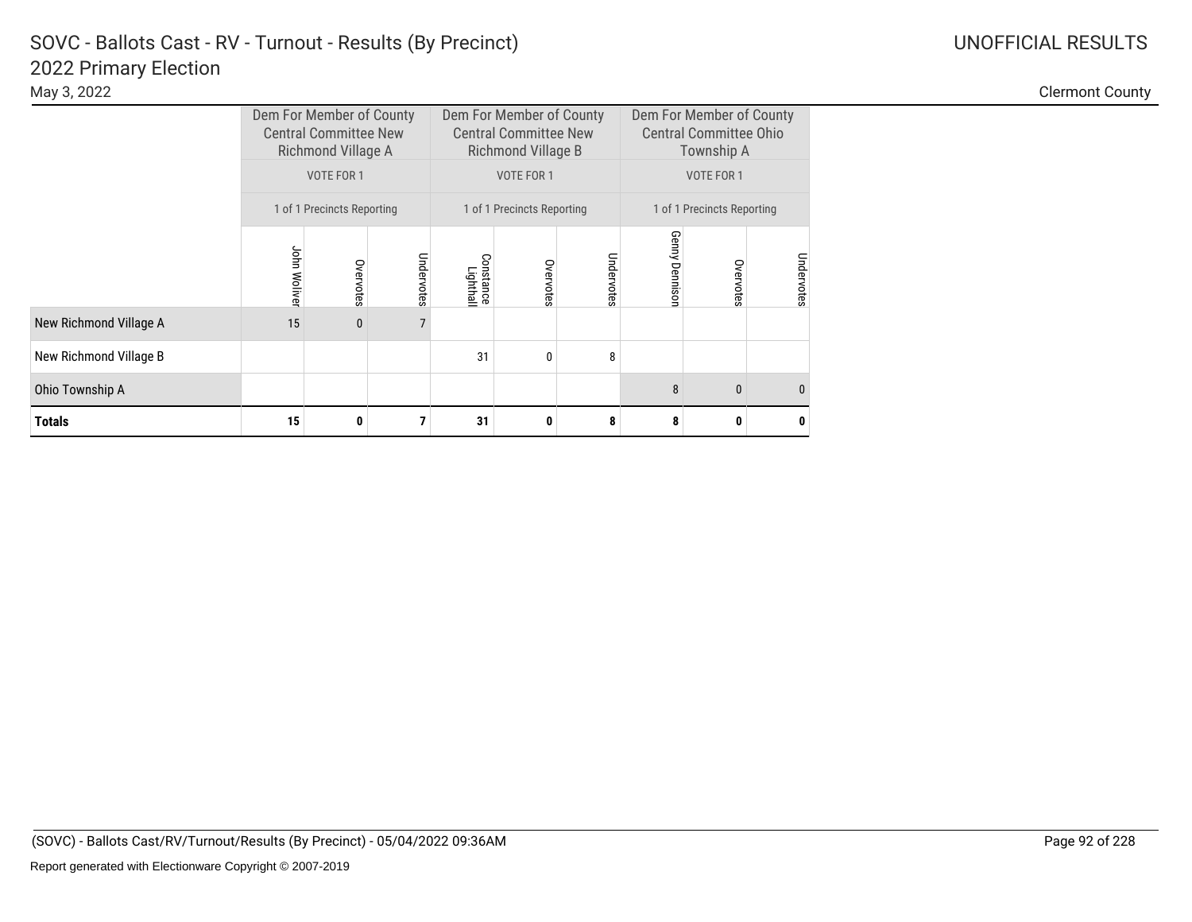# SOVC - Ballots Cast - RV - Turnout - Results (By Precinct)

## 2022 Primary Election

May 3, 2022

UNOFFICIAL RESULTS

Clermont County

| | Dem For Member of County Central Committee New Richmond Village A | | | Dem For Member of County Central Committee New Richmond Village B | | | Dem For Member of County Central Committee Ohio Township A | | |
|---|---|---|---|---|---|---|---|---|---|
| | VOTE FOR 1 | | | VOTE FOR 1 | | | VOTE FOR 1 | | |
| | 1 of 1 Precincts Reporting | | | 1 of 1 Precincts Reporting | | | 1 of 1 Precincts Reporting | | |
| | John Woliver | Overvotes | Undervotes | Constance Lighthall | Overvotes | Undervotes | Genny Dennison | Overvotes | Undervotes |
| New Richmond Village A | 15 | 0 | 7 | | | | | | |
| New Richmond Village B | | | | 31 | 0 | 8 | | | |
| Ohio Township A | | | | | | | 8 | 0 | 0 |
| **Totals** | **15** | **0** | **7** | **31** | **0** | **8** | **8** | **0** | **0** |

(SOVC) - Ballots Cast/RV/Turnout/Results (By Precinct) - 05/04/2022 09:36AM

Report generated with Electionware Copyright © 2007-2019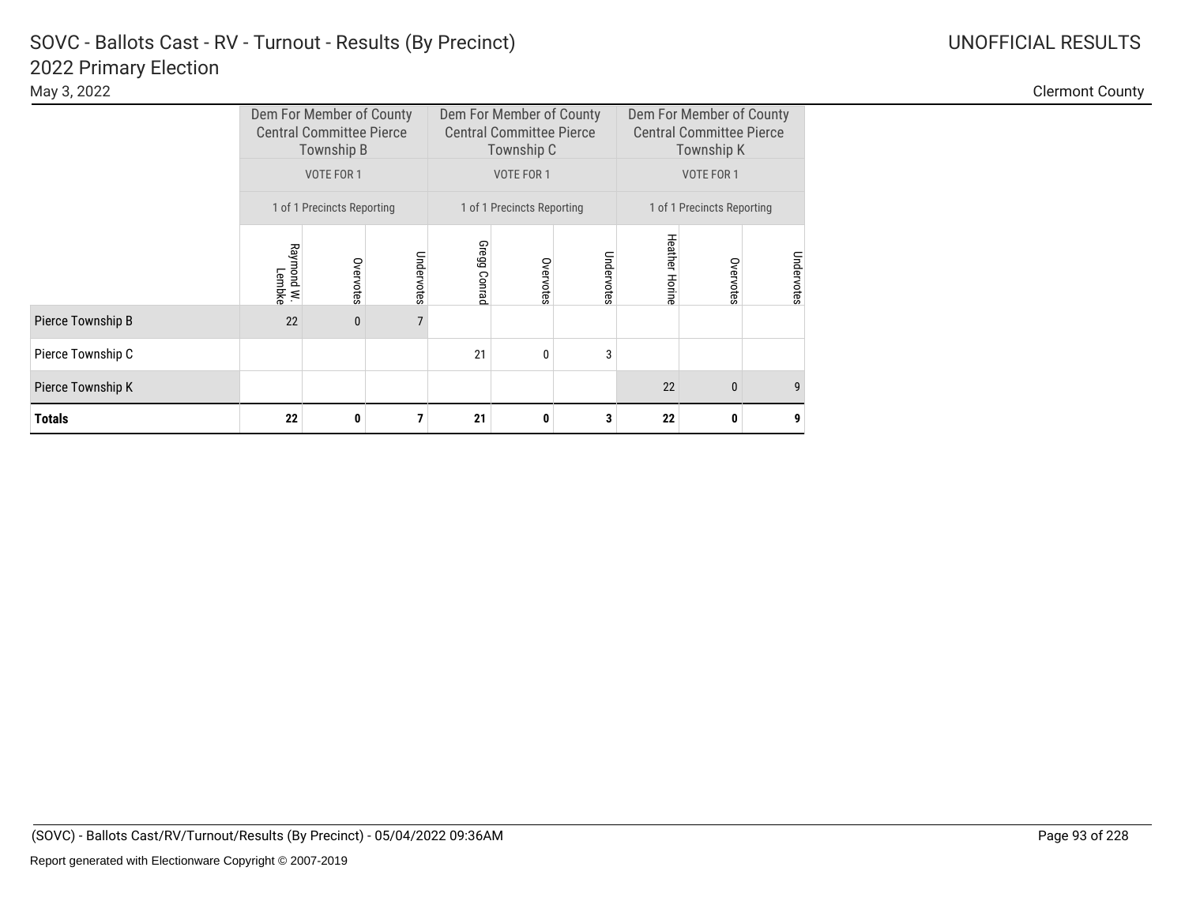# SOVC - Ballots Cast - RV - Turnout - Results (By Precinct)

## 2022 Primary Election

May 3, 2022

UNOFFICIAL RESULTS

Clermont County

| | Dem For Member of County Central Committee Pierce Township B | | | Dem For Member of County Central Committee Pierce Township C | | | Dem For Member of County Central Committee Pierce Township K | | |
|---|---|---|---|---|---|---|---|---|---|
| | VOTE FOR 1 | | | VOTE FOR 1 | | | VOTE FOR 1 | | |
| | 1 of 1 Precincts Reporting | | | 1 of 1 Precincts Reporting | | | 1 of 1 Precincts Reporting | | |
| | Raymond W. Lembke | Overvotes | Undervotes | Gregg Conrad | Overvotes | Undervotes | Heather Horine | Overvotes | Undervotes |
| Pierce Township B | 22 | 0 | 7 | | | | | | |
| Pierce Township C | | | | 21 | 0 | 3 | | | |
| Pierce Township K | | | | | | | 22 | 0 | 9 |
| **Totals** | **22** | **0** | **7** | **21** | **0** | **3** | **22** | **0** | **9** |

(SOVC) - Ballots Cast/RV/Turnout/Results (By Precinct) - 05/04/2022 09:36AM

Report generated with Electionware Copyright © 2007-2019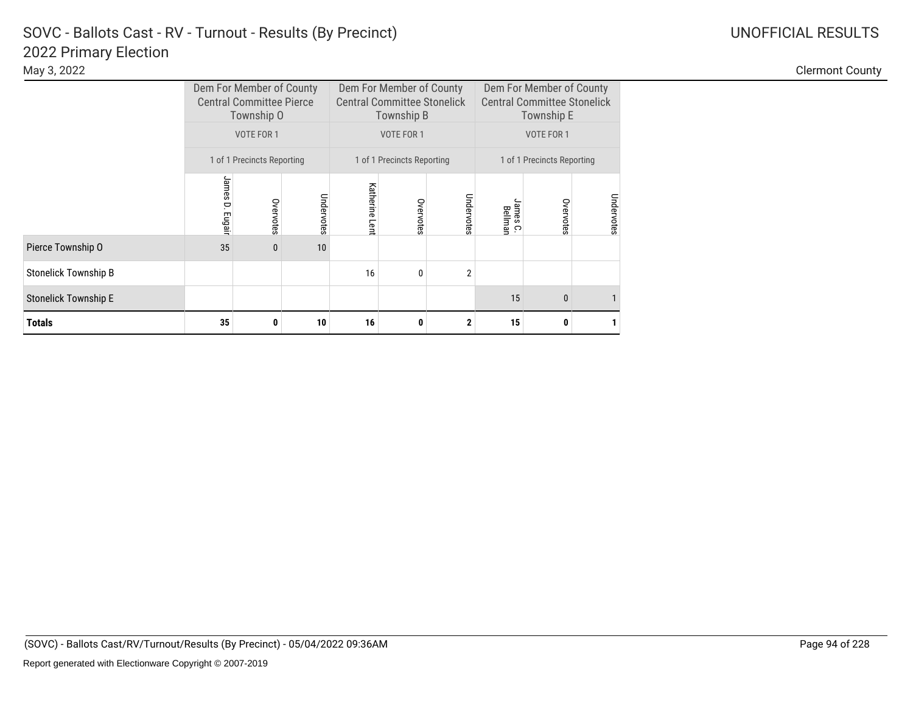# SOVC - Ballots Cast - RV - Turnout - Results (By Precinct)

## 2022 Primary Election

May 3, 2022

UNOFFICIAL RESULTS

Clermont County

| | Dem For Member of County Central Committee Pierce Township O | | | Dem For Member of County Central Committee Stonelick Township B | | | Dem For Member of County Central Committee Stonelick Township E | | |
|---|---|---|---|---|---|---|---|---|---|
| | VOTE FOR 1 | | | VOTE FOR 1 | | | VOTE FOR 1 | | |
| | 1 of 1 Precincts Reporting | | | 1 of 1 Precincts Reporting | | | 1 of 1 Precincts Reporting | | |
| | James D. Eugair | Overvotes | Undervotes | Katherine Lent | Overvotes | Undervotes | James C. Bellman | Overvotes | Undervotes |
| Pierce Township O | 35 | 0 | 10 | | | | | | |
| Stonelick Township B | | | | 16 | 0 | 2 | | | |
| Stonelick Township E | | | | | | | 15 | 0 | 1 |
| **Totals** | **35** | **0** | **10** | **16** | **0** | **2** | **15** | **0** | **1** |

(SOVC) - Ballots Cast/RV/Turnout/Results (By Precinct) - 05/04/2022 09:36AM

Report generated with Electionware Copyright © 2007-2019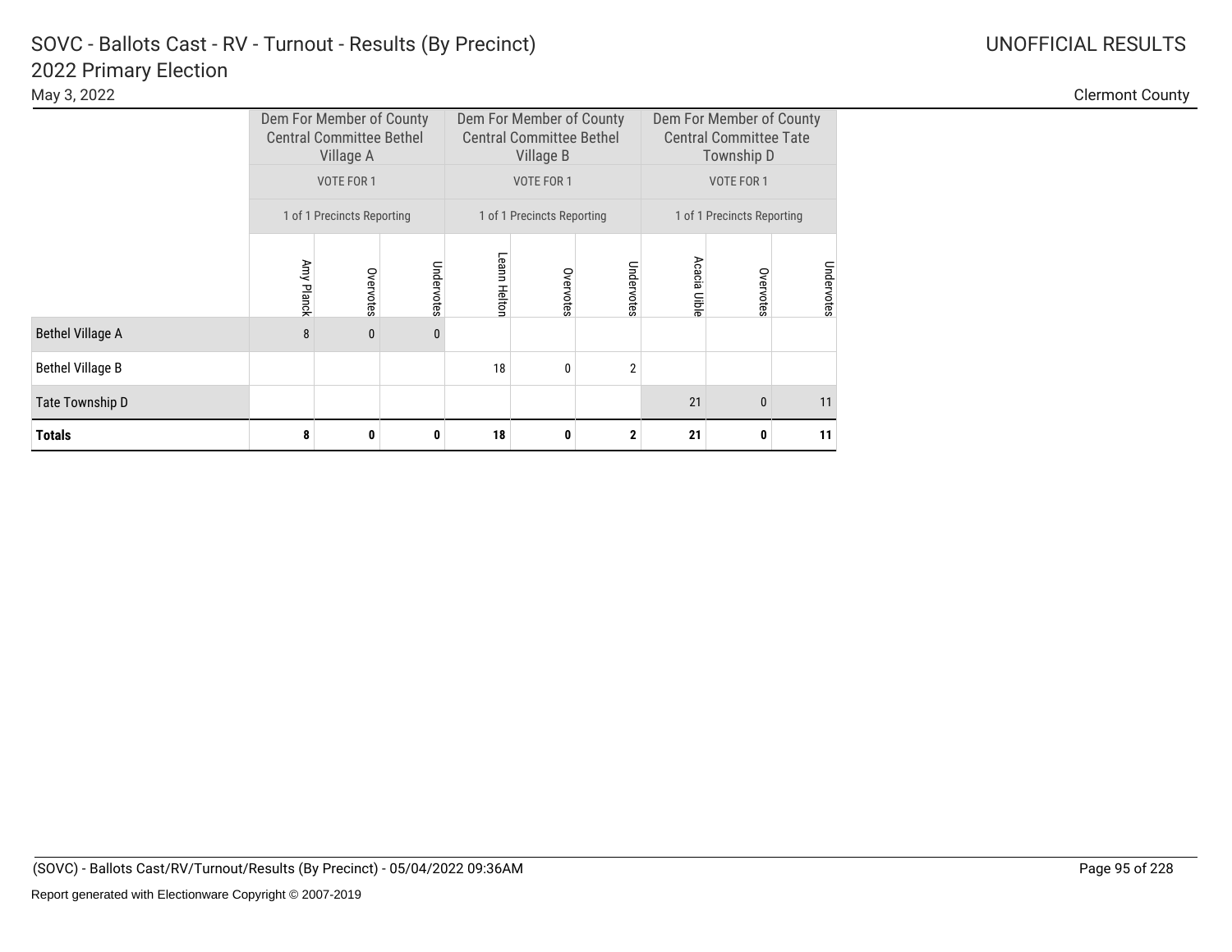# SOVC - Ballots Cast - RV - Turnout - Results (By Precinct)

## 2022 Primary Election

May 3, 2022

UNOFFICIAL RESULTS

Clermont County

| | Dem For Member of County Central Committee Bethel Village A | | | Dem For Member of County Central Committee Bethel Village B | | | Dem For Member of County Central Committee Tate Township D | | |
|---|---|---|---|---|---|---|---|---|---|
| | VOTE FOR 1 | | | VOTE FOR 1 | | | VOTE FOR 1 | | |
| | 1 of 1 Precincts Reporting | | | 1 of 1 Precincts Reporting | | | 1 of 1 Precincts Reporting | | |
| | Amy Planck | Overvotes | Undervotes | Leann Helton | Overvotes | Undervotes | Acacia Uible | Overvotes | Undervotes |
| Bethel Village A | 8 | 0 | 0 | | | | | | |
| Bethel Village B | | | | 18 | 0 | 2 | | | |
| Tate Township D | | | | | | | 21 | 0 | 11 |
| **Totals** | **8** | **0** | **0** | **18** | **0** | **2** | **21** | **0** | **11** |

(SOVC) - Ballots Cast/RV/Turnout/Results (By Precinct) - 05/04/2022 09:36AM

Report generated with Electionware Copyright © 2007-2019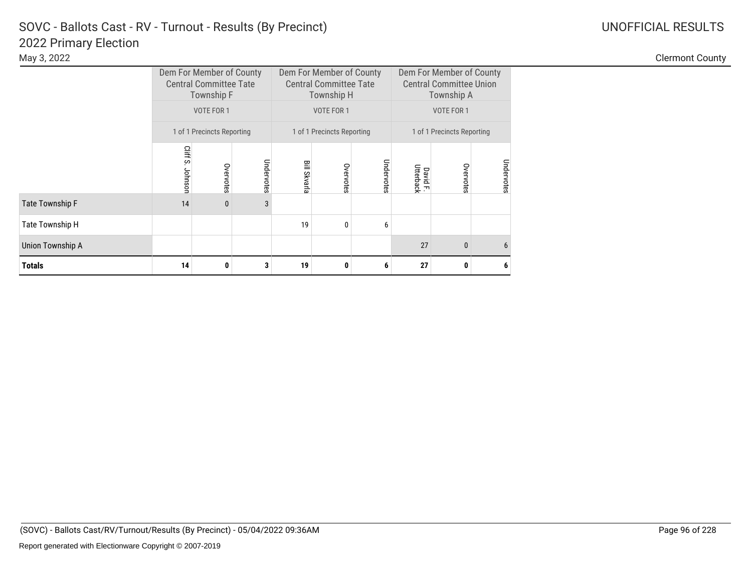# SOVC - Ballots Cast - RV - Turnout - Results (By Precinct)

## 2022 Primary Election

May 3, 2022

UNOFFICIAL RESULTS

Clermont County

| | Dem For Member of County Central Committee Tate Township F | | | Dem For Member of County Central Committee Tate Township H | | | Dem For Member of County Central Committee Union Township A | | |
|---|---|---|---|---|---|---|---|---|---|
| | VOTE FOR 1 | | | VOTE FOR 1 | | | VOTE FOR 1 | | |
| | 1 of 1 Precincts Reporting | | | 1 of 1 Precincts Reporting | | | 1 of 1 Precincts Reporting | | |
| | Cliff S. Johnson | Overvotes | Undervotes | Bill Skvarla | Overvotes | Undervotes | David F. Utterback | Overvotes | Undervotes |
| Tate Township F | 14 | 0 | 3 | | | | | | |
| Tate Township H | | | | 19 | 0 | 6 | | | |
| Union Township A | | | | | | | 27 | 0 | 6 |
| **Totals** | **14** | **0** | **3** | **19** | **0** | **6** | **27** | **0** | **6** |

(SOVC) - Ballots Cast/RV/Turnout/Results (By Precinct) - 05/04/2022 09:36AM

Report generated with Electionware Copyright © 2007-2019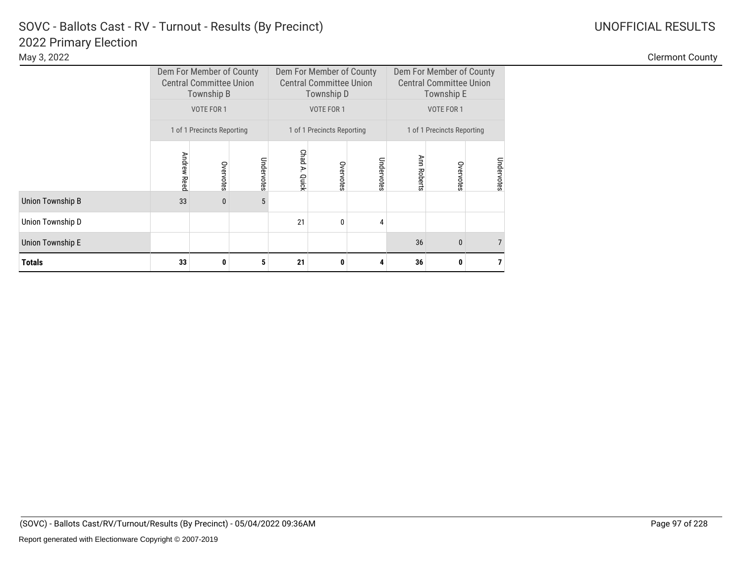# SOVC - Ballots Cast - RV - Turnout - Results (By Precinct)

## 2022 Primary Election

May 3, 2022

UNOFFICIAL RESULTS

Clermont County

| | Dem For Member of County Central Committee Union Township B | | | Dem For Member of County Central Committee Union Township D | | | Dem For Member of County Central Committee Union Township E | | |
|---|---|---|---|---|---|---|---|---|---|
| | VOTE FOR 1 | | | VOTE FOR 1 | | | VOTE FOR 1 | | |
| | 1 of 1 Precincts Reporting | | | 1 of 1 Precincts Reporting | | | 1 of 1 Precincts Reporting | | |
| | Andrew Reed | Overvotes | Undervotes | Chad A. Quick | Overvotes | Undervotes | Ann Roberts | Overvotes | Undervotes |
| Union Township B | 33 | 0 | 5 | | | | | | |
| Union Township D | | | | 21 | 0 | 4 | | | |
| Union Township E | | | | | | | 36 | 0 | 7 |
| **Totals** | **33** | **0** | **5** | **21** | **0** | **4** | **36** | **0** | **7** |

(SOVC) - Ballots Cast/RV/Turnout/Results (By Precinct) - 05/04/2022 09:36AM

Report generated with Electionware Copyright © 2007-2019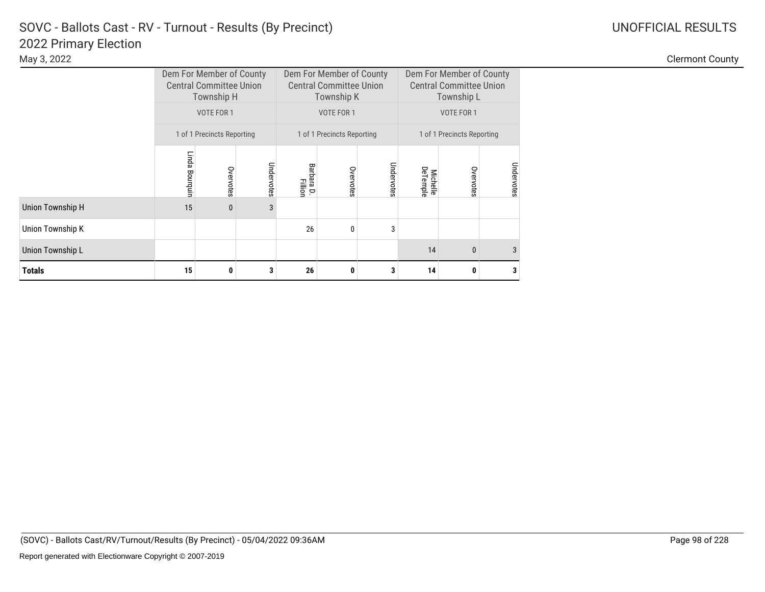# SOVC - Ballots Cast - RV - Turnout - Results (By Precinct)
## 2022 Primary Election

May 3, 2022

UNOFFICIAL RESULTS

Clermont County

| | Dem For Member of County Central Committee Union Township H | | | Dem For Member of County Central Committee Union Township K | | | Dem For Member of County Central Committee Union Township L | | |
|---|---|---|---|---|---|---|---|---|---|
| | VOTE FOR 1 | | | VOTE FOR 1 | | | VOTE FOR 1 | | |
| | 1 of 1 Precincts Reporting | | | 1 of 1 Precincts Reporting | | | 1 of 1 Precincts Reporting | | |
| | Linda Bourquin | Overvotes | Undervotes | Barbara D. Fillion | Overvotes | Undervotes | Michelle DeTemple | Overvotes | Undervotes |
| Union Township H | 15 | 0 | 3 | | | | | | |
| Union Township K | | | | 26 | 0 | 3 | | | |
| Union Township L | | | | | | | 14 | 0 | 3 |
| **Totals** | **15** | **0** | **3** | **26** | **0** | **3** | **14** | **0** | **3** |

(SOVC) - Ballots Cast/RV/Turnout/Results (By Precinct) - 05/04/2022 09:36AM

Report generated with Electionware Copyright © 2007-2019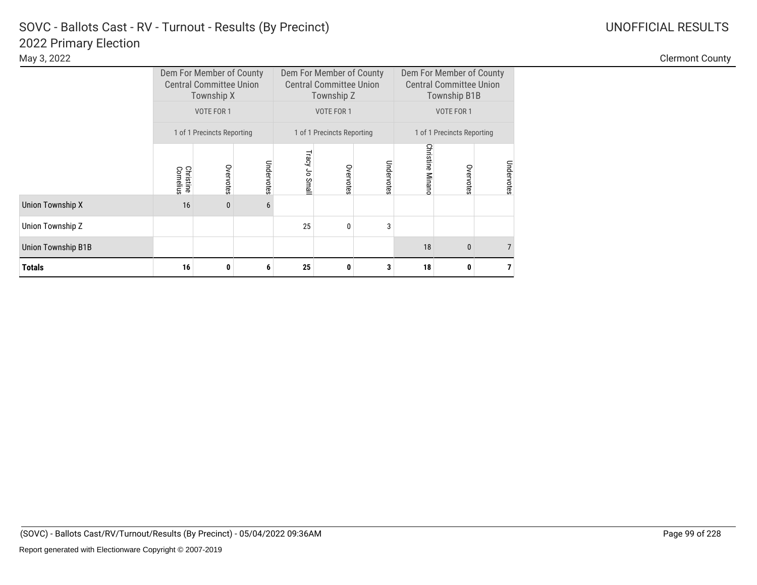# SOVC - Ballots Cast - RV - Turnout - Results (By Precinct)

## 2022 Primary Election

May 3, 2022

UNOFFICIAL RESULTS

Clermont County

| | Dem For Member of County Central Committee Union Township X | | | Dem For Member of County Central Committee Union Township Z | | | Dem For Member of County Central Committee Union Township B1B | | |
|---|---|---|---|---|---|---|---|---|---|
| | VOTE FOR 1 | | | VOTE FOR 1 | | | VOTE FOR 1 | | |
| | 1 of 1 Precincts Reporting | | | 1 of 1 Precincts Reporting | | | 1 of 1 Precincts Reporting | | |
| | Christine Cornelius | Overvotes | Undervotes | Tracy Jo Small | Overvotes | Undervotes | Christine Minano | Overvotes | Undervotes |
| Union Township X | 16 | 0 | 6 | | | | | | |
| Union Township Z | | | | 25 | 0 | 3 | | | |
| Union Township B1B | | | | | | | 18 | 0 | 7 |
| **Totals** | **16** | **0** | **6** | **25** | **0** | **3** | **18** | **0** | **7** |

(SOVC) - Ballots Cast/RV/Turnout/Results (By Precinct) - 05/04/2022 09:36AM

Report generated with Electionware Copyright © 2007-2019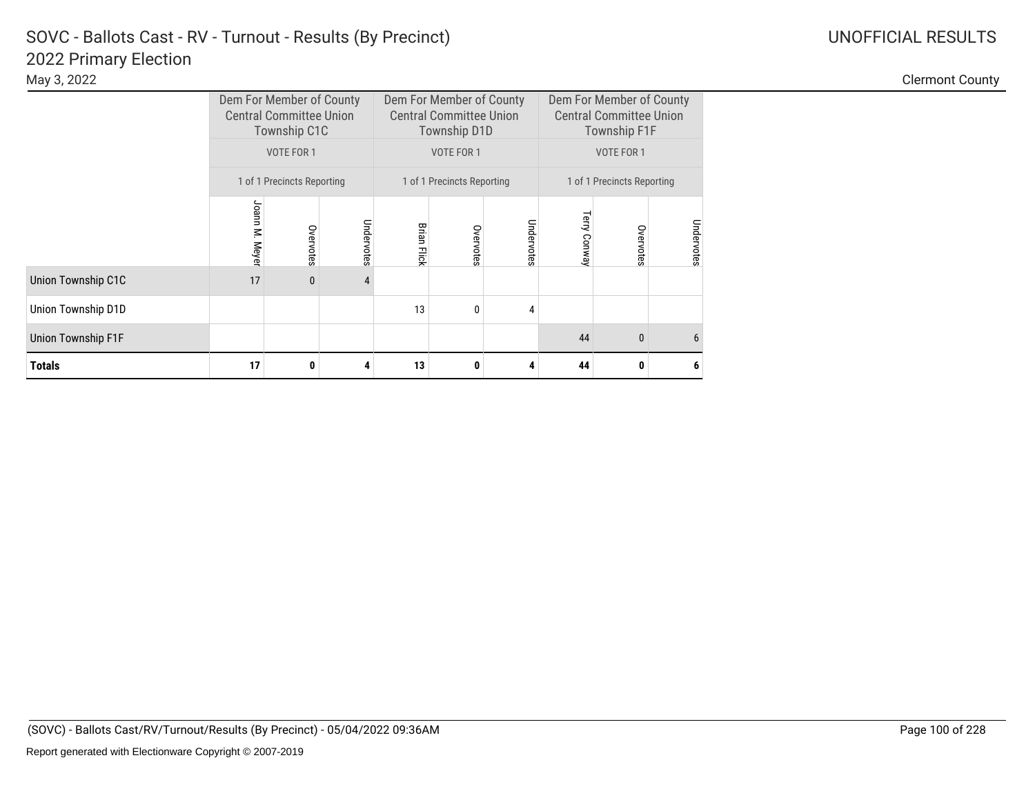# SOVC - Ballots Cast - RV - Turnout - Results (By Precinct)

## 2022 Primary Election

May 3, 2022

UNOFFICIAL RESULTS

Clermont County

| | Dem For Member of County Central Committee Union Township C1C | | | Dem For Member of County Central Committee Union Township D1D | | | Dem For Member of County Central Committee Union Township F1F | | |
|---|---|---|---|---|---|---|---|---|---|
| | VOTE FOR 1 | | | VOTE FOR 1 | | | VOTE FOR 1 | | |
| | 1 of 1 Precincts Reporting | | | 1 of 1 Precincts Reporting | | | 1 of 1 Precincts Reporting | | |
| | Joann M. Meyer | Overvotes | Undervotes | Brian Flick | Overvotes | Undervotes | Terry Conway | Overvotes | Undervotes |
| Union Township C1C | 17 | 0 | 4 | | | | | | |
| Union Township D1D | | | | 13 | 0 | 4 | | | |
| Union Township F1F | | | | | | | 44 | 0 | 6 |
| **Totals** | **17** | **0** | **4** | **13** | **0** | **4** | **44** | **0** | **6** |

(SOVC) - Ballots Cast/RV/Turnout/Results (By Precinct) - 05/04/2022 09:36AM

Report generated with Electionware Copyright © 2007-2019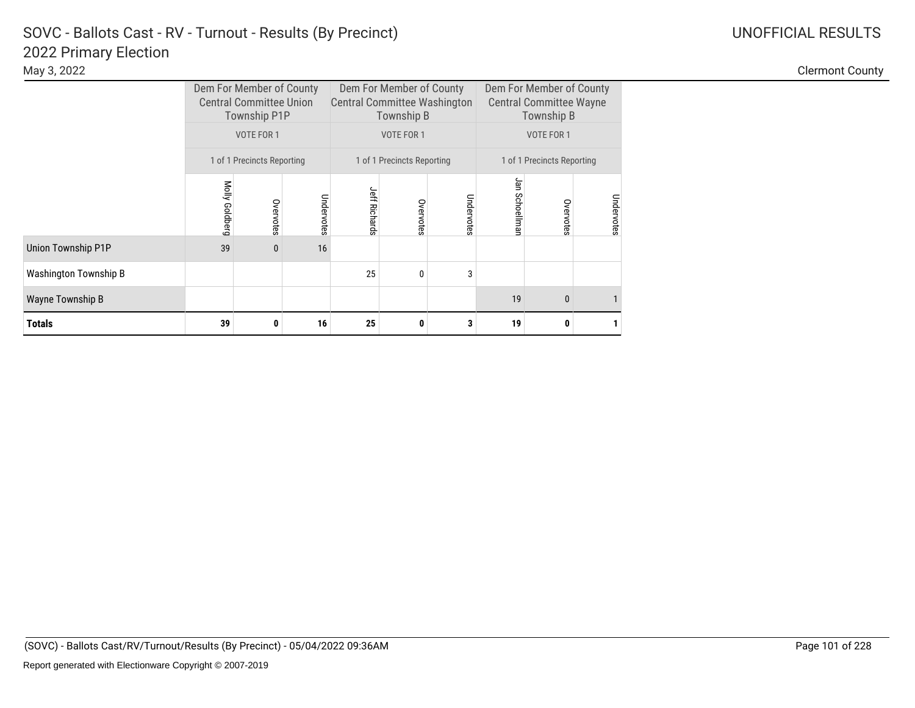# SOVC - Ballots Cast - RV - Turnout - Results (By Precinct)

## 2022 Primary Election

May 3, 2022

UNOFFICIAL RESULTS

Clermont County

| | Dem For Member of County Central Committee Union Township P1P | | | Dem For Member of County Central Committee Washington Township B | | | Dem For Member of County Central Committee Wayne Township B | | |
|---|---|---|---|---|---|---|---|---|---|
| | VOTE FOR 1 | | | VOTE FOR 1 | | | VOTE FOR 1 | | |
| | 1 of 1 Precincts Reporting | | | 1 of 1 Precincts Reporting | | | 1 of 1 Precincts Reporting | | |
| | Molly Goldberg | Overvotes | Undervotes | Jeff Richards | Overvotes | Undervotes | Jan Schoellman | Overvotes | Undervotes |
| Union Township P1P | 39 | 0 | 16 | | | | | | |
| Washington Township B | | | | 25 | 0 | 3 | | | |
| Wayne Township B | | | | | | | 19 | 0 | 1 |
| **Totals** | **39** | **0** | **16** | **25** | **0** | **3** | **19** | **0** | **1** |

(SOVC) - Ballots Cast/RV/Turnout/Results (By Precinct) - 05/04/2022 09:36AM

Report generated with Electionware Copyright © 2007-2019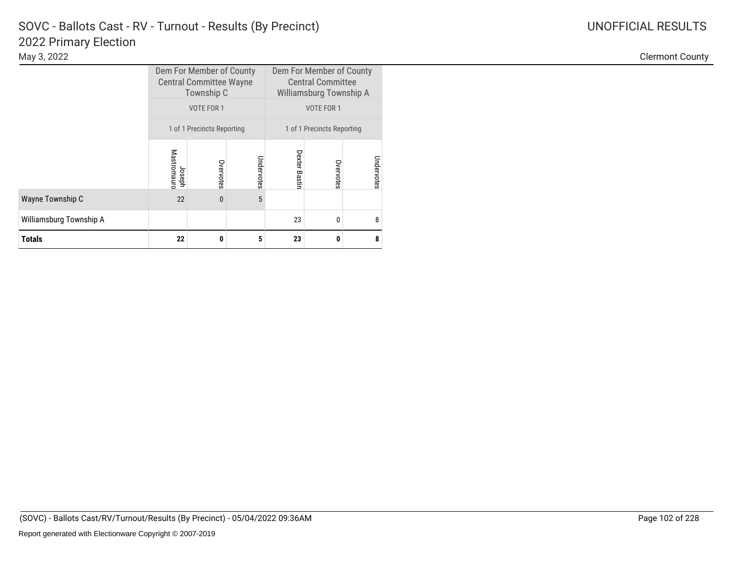# SOVC - Ballots Cast - RV - Turnout - Results (By Precinct)

## 2022 Primary Election

May 3, 2022

UNOFFICIAL RESULTS

Clermont County

| | Dem For Member of County Central Committee Wayne Township C | | | Dem For Member of County Central Committee Williamsburg Township A | | |
|---|---|---|---|---|---|---|
| | VOTE FOR 1 | | | VOTE FOR 1 | | |
| | 1 of 1 Precincts Reporting | | | 1 of 1 Precincts Reporting | | |
| | Joseph Mastromauro | Overvotes | Undervotes | Dexter Bastin | Overvotes | Undervotes |
| Wayne Township C | 22 | 0 | 5 | | | |
| Williamsburg Township A | | | | 23 | 0 | 8 |
| **Totals** | **22** | **0** | **5** | **23** | **0** | **8** |

(SOVC) - Ballots Cast/RV/Turnout/Results (By Precinct) - 05/04/2022 09:36AM

Report generated with Electionware Copyright © 2007-2019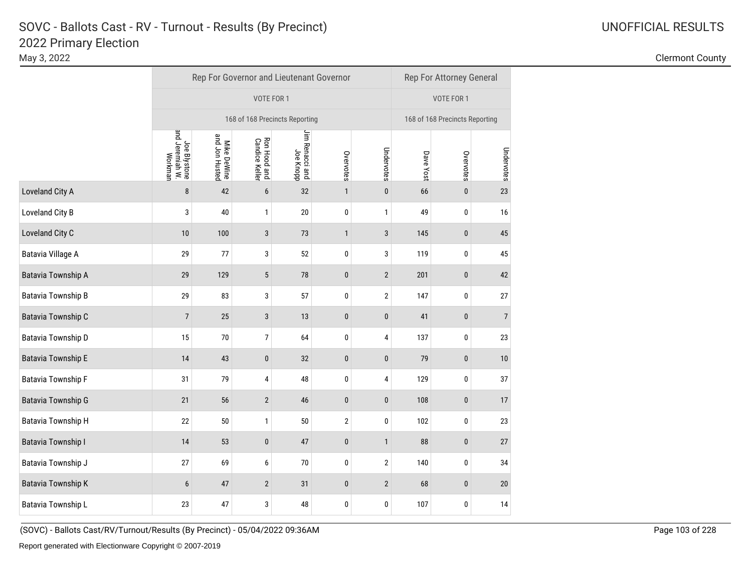# SOVC - Ballots Cast - RV - Turnout - Results (By Precinct)

## 2022 Primary Election

May 3, 2022

UNOFFICIAL RESULTS

Clermont County

| | Rep For Governor and Lieutenant Governor | | | | | | Rep For Attorney General | | |
|---|---|---|---|---|---|---|---|---|---|
| | VOTE FOR 1 | | | | | | VOTE FOR 1 | | |
| | 168 of 168 Precincts Reporting | | | | | | 168 of 168 Precincts Reporting | | |
| | Joe Blystone and Jeremiah W. Workman | Mike DeWine and Jon Husted | Ron Hood and Candice Keller | Jim Renacci and Joe Knopp | Overvotes | Undervotes | Dave Yost | Overvotes | Undervotes |
| Loveland City A | 8 | 42 | 6 | 32 | 1 | 0 | 66 | 0 | 23 |
| Loveland City B | 3 | 40 | 1 | 20 | 0 | 1 | 49 | 0 | 16 |
| Loveland City C | 10 | 100 | 3 | 73 | 1 | 3 | 145 | 0 | 45 |
| Batavia Village A | 29 | 77 | 3 | 52 | 0 | 3 | 119 | 0 | 45 |
| Batavia Township A | 29 | 129 | 5 | 78 | 0 | 2 | 201 | 0 | 42 |
| Batavia Township B | 29 | 83 | 3 | 57 | 0 | 2 | 147 | 0 | 27 |
| Batavia Township C | 7 | 25 | 3 | 13 | 0 | 0 | 41 | 0 | 7 |
| Batavia Township D | 15 | 70 | 7 | 64 | 0 | 4 | 137 | 0 | 23 |
| Batavia Township E | 14 | 43 | 0 | 32 | 0 | 0 | 79 | 0 | 10 |
| Batavia Township F | 31 | 79 | 4 | 48 | 0 | 4 | 129 | 0 | 37 |
| Batavia Township G | 21 | 56 | 2 | 46 | 0 | 0 | 108 | 0 | 17 |
| Batavia Township H | 22 | 50 | 1 | 50 | 2 | 0 | 102 | 0 | 23 |
| Batavia Township I | 14 | 53 | 0 | 47 | 0 | 1 | 88 | 0 | 27 |
| Batavia Township J | 27 | 69 | 6 | 70 | 0 | 2 | 140 | 0 | 34 |
| Batavia Township K | 6 | 47 | 2 | 31 | 0 | 2 | 68 | 0 | 20 |
| Batavia Township L | 23 | 47 | 3 | 48 | 0 | 0 | 107 | 0 | 14 |

(SOVC) - Ballots Cast/RV/Turnout/Results (By Precinct) - 05/04/2022 09:36AM

Report generated with Electionware Copyright © 2007-2019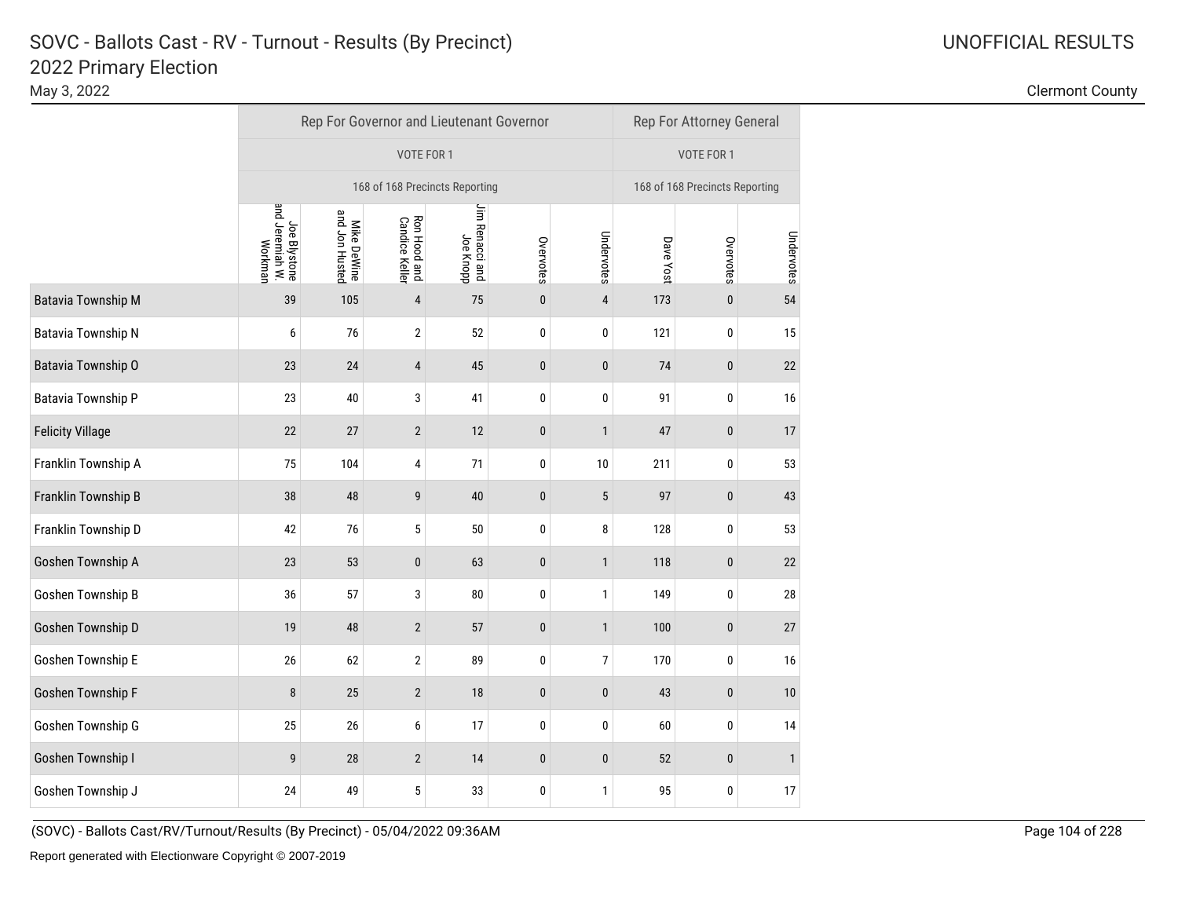# SOVC - Ballots Cast - RV - Turnout - Results (By Precinct)
## 2022 Primary Election

May 3, 2022

UNOFFICIAL RESULTS

Clermont County

| | Rep For Governor and Lieutenant Governor | | | | | | Rep For Attorney General | | |
|---|---|---|---|---|---|---|---|---|---|
| | VOTE FOR 1 | | | | | | VOTE FOR 1 | | |
| | 168 of 168 Precincts Reporting | | | | | | 168 of 168 Precincts Reporting | | |
| | Joe Blystone and Jeremiah W. Workman | Mike DeWine and Jon Husted | Ron Hood and Candice Keller | Jim Renacci and Joe Knopp | Overvotes | Undervotes | Dave Yost | Overvotes | Undervotes |
| Batavia Township M | 39 | 105 | 4 | 75 | 0 | 4 | 173 | 0 | 54 |
| Batavia Township N | 6 | 76 | 2 | 52 | 0 | 0 | 121 | 0 | 15 |
| Batavia Township O | 23 | 24 | 4 | 45 | 0 | 0 | 74 | 0 | 22 |
| Batavia Township P | 23 | 40 | 3 | 41 | 0 | 0 | 91 | 0 | 16 |
| Felicity Village | 22 | 27 | 2 | 12 | 0 | 1 | 47 | 0 | 17 |
| Franklin Township A | 75 | 104 | 4 | 71 | 0 | 10 | 211 | 0 | 53 |
| Franklin Township B | 38 | 48 | 9 | 40 | 0 | 5 | 97 | 0 | 43 |
| Franklin Township D | 42 | 76 | 5 | 50 | 0 | 8 | 128 | 0 | 53 |
| Goshen Township A | 23 | 53 | 0 | 63 | 0 | 1 | 118 | 0 | 22 |
| Goshen Township B | 36 | 57 | 3 | 80 | 0 | 1 | 149 | 0 | 28 |
| Goshen Township D | 19 | 48 | 2 | 57 | 0 | 1 | 100 | 0 | 27 |
| Goshen Township E | 26 | 62 | 2 | 89 | 0 | 7 | 170 | 0 | 16 |
| Goshen Township F | 8 | 25 | 2 | 18 | 0 | 0 | 43 | 0 | 10 |
| Goshen Township G | 25 | 26 | 6 | 17 | 0 | 0 | 60 | 0 | 14 |
| Goshen Township I | 9 | 28 | 2 | 14 | 0 | 0 | 52 | 0 | 1 |
| Goshen Township J | 24 | 49 | 5 | 33 | 0 | 1 | 95 | 0 | 17 |

(SOVC) - Ballots Cast/RV/Turnout/Results (By Precinct) - 05/04/2022 09:36AM

Report generated with Electionware Copyright © 2007-2019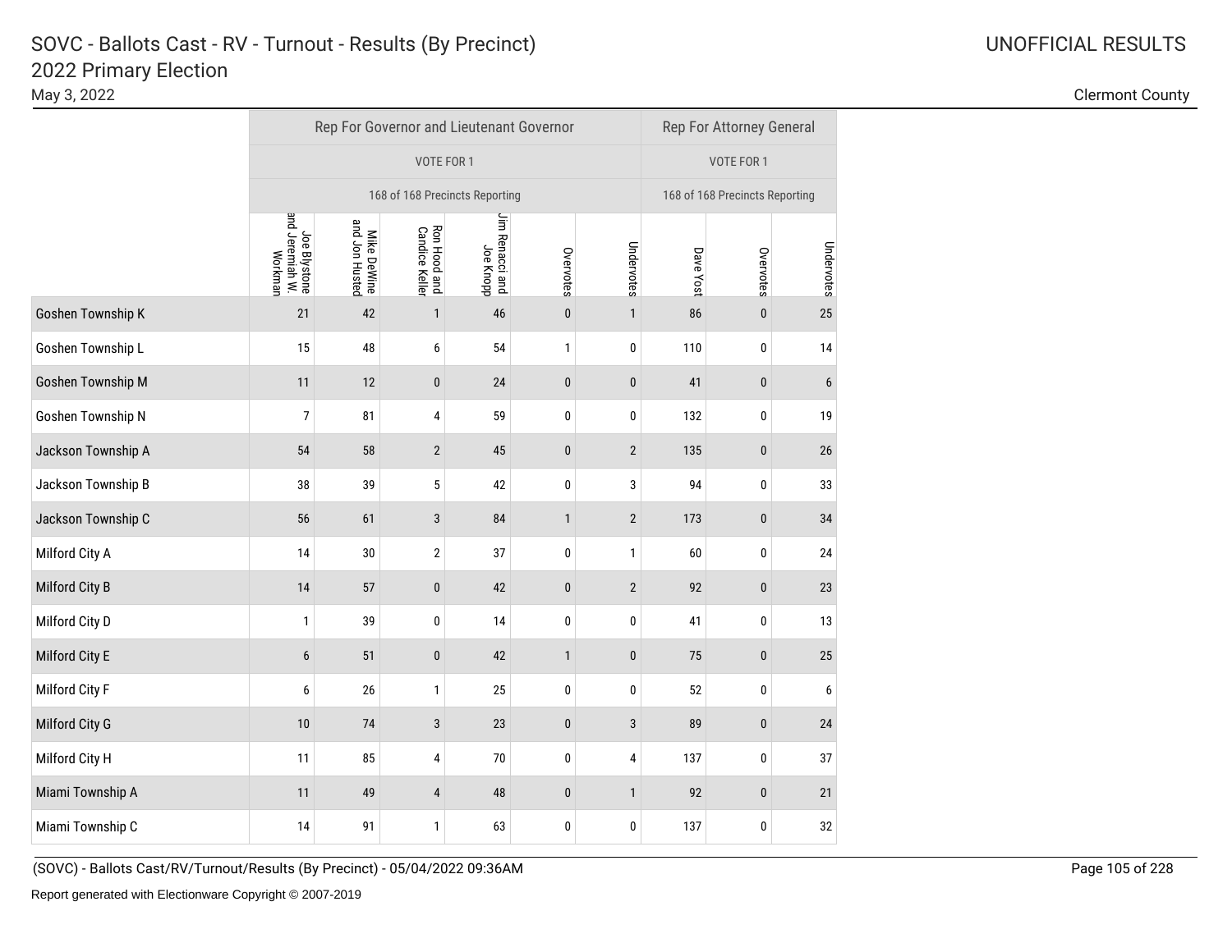# SOVC - Ballots Cast - RV - Turnout - Results (By Precinct)

## 2022 Primary Election

May 3, 2022

UNOFFICIAL RESULTS

Clermont County

| | Rep For Governor and Lieutenant Governor | | | | | | Rep For Attorney General | | |
|---|---|---|---|---|---|---|---|---|---|
| | VOTE FOR 1 | | | | | | VOTE FOR 1 | | |
| | 168 of 168 Precincts Reporting | | | | | | 168 of 168 Precincts Reporting | | |
| | Joe Blystone and Jeremiah W. Workman | Mike DeWine and Jon Husted | Ron Hood and Candice Keller | Jim Renacci and Joe Knopp | Overvotes | Undervotes | Dave Yost | Overvotes | Undervotes |
| Goshen Township K | 21 | 42 | 1 | 46 | 0 | 1 | 86 | 0 | 25 |
| Goshen Township L | 15 | 48 | 6 | 54 | 1 | 0 | 110 | 0 | 14 |
| Goshen Township M | 11 | 12 | 0 | 24 | 0 | 0 | 41 | 0 | 6 |
| Goshen Township N | 7 | 81 | 4 | 59 | 0 | 0 | 132 | 0 | 19 |
| Jackson Township A | 54 | 58 | 2 | 45 | 0 | 2 | 135 | 0 | 26 |
| Jackson Township B | 38 | 39 | 5 | 42 | 0 | 3 | 94 | 0 | 33 |
| Jackson Township C | 56 | 61 | 3 | 84 | 1 | 2 | 173 | 0 | 34 |
| Milford City A | 14 | 30 | 2 | 37 | 0 | 1 | 60 | 0 | 24 |
| Milford City B | 14 | 57 | 0 | 42 | 0 | 2 | 92 | 0 | 23 |
| Milford City D | 1 | 39 | 0 | 14 | 0 | 0 | 41 | 0 | 13 |
| Milford City E | 6 | 51 | 0 | 42 | 1 | 0 | 75 | 0 | 25 |
| Milford City F | 6 | 26 | 1 | 25 | 0 | 0 | 52 | 0 | 6 |
| Milford City G | 10 | 74 | 3 | 23 | 0 | 3 | 89 | 0 | 24 |
| Milford City H | 11 | 85 | 4 | 70 | 0 | 4 | 137 | 0 | 37 |
| Miami Township A | 11 | 49 | 4 | 48 | 0 | 1 | 92 | 0 | 21 |
| Miami Township C | 14 | 91 | 1 | 63 | 0 | 0 | 137 | 0 | 32 |

(SOVC) - Ballots Cast/RV/Turnout/Results (By Precinct) - 05/04/2022 09:36AM

Report generated with Electionware Copyright © 2007-2019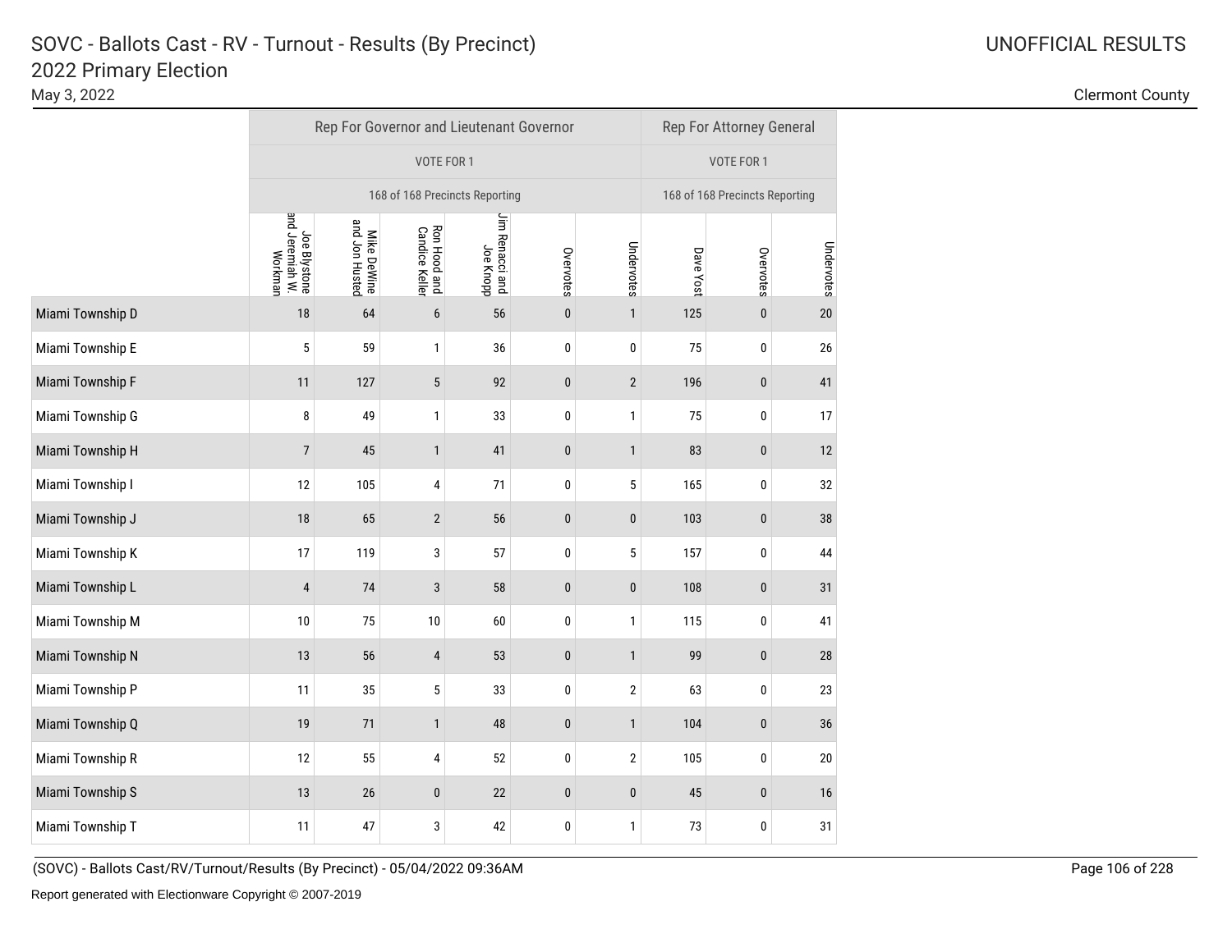# SOVC - Ballots Cast - RV - Turnout - Results (By Precinct)
## 2022 Primary Election

May 3, 2022

UNOFFICIAL RESULTS

Clermont County

| | Rep For Governor and Lieutenant Governor | | | | | | Rep For Attorney General | | |
|---|---|---|---|---|---|---|---|---|---|
| | VOTE FOR 1 | | | | | | VOTE FOR 1 | | |
| | 168 of 168 Precincts Reporting | | | | | | 168 of 168 Precincts Reporting | | |
| | Joe Blystone and Jeremiah W. Workman | Mike DeWine and Jon Husted | Ron Hood and Candice Keller | Jim Renacci and Joe Knopp | Overvotes | Undervotes | Dave Yost | Overvotes | Undervotes |
| Miami Township D | 18 | 64 | 6 | 56 | 0 | 1 | 125 | 0 | 20 |
| Miami Township E | 5 | 59 | 1 | 36 | 0 | 0 | 75 | 0 | 26 |
| Miami Township F | 11 | 127 | 5 | 92 | 0 | 2 | 196 | 0 | 41 |
| Miami Township G | 8 | 49 | 1 | 33 | 0 | 1 | 75 | 0 | 17 |
| Miami Township H | 7 | 45 | 1 | 41 | 0 | 1 | 83 | 0 | 12 |
| Miami Township I | 12 | 105 | 4 | 71 | 0 | 5 | 165 | 0 | 32 |
| Miami Township J | 18 | 65 | 2 | 56 | 0 | 0 | 103 | 0 | 38 |
| Miami Township K | 17 | 119 | 3 | 57 | 0 | 5 | 157 | 0 | 44 |
| Miami Township L | 4 | 74 | 3 | 58 | 0 | 0 | 108 | 0 | 31 |
| Miami Township M | 10 | 75 | 10 | 60 | 0 | 1 | 115 | 0 | 41 |
| Miami Township N | 13 | 56 | 4 | 53 | 0 | 1 | 99 | 0 | 28 |
| Miami Township P | 11 | 35 | 5 | 33 | 0 | 2 | 63 | 0 | 23 |
| Miami Township Q | 19 | 71 | 1 | 48 | 0 | 1 | 104 | 0 | 36 |
| Miami Township R | 12 | 55 | 4 | 52 | 0 | 2 | 105 | 0 | 20 |
| Miami Township S | 13 | 26 | 0 | 22 | 0 | 0 | 45 | 0 | 16 |
| Miami Township T | 11 | 47 | 3 | 42 | 0 | 1 | 73 | 0 | 31 |

(SOVC) - Ballots Cast/RV/Turnout/Results (By Precinct) - 05/04/2022 09:36AM

Report generated with Electionware Copyright © 2007-2019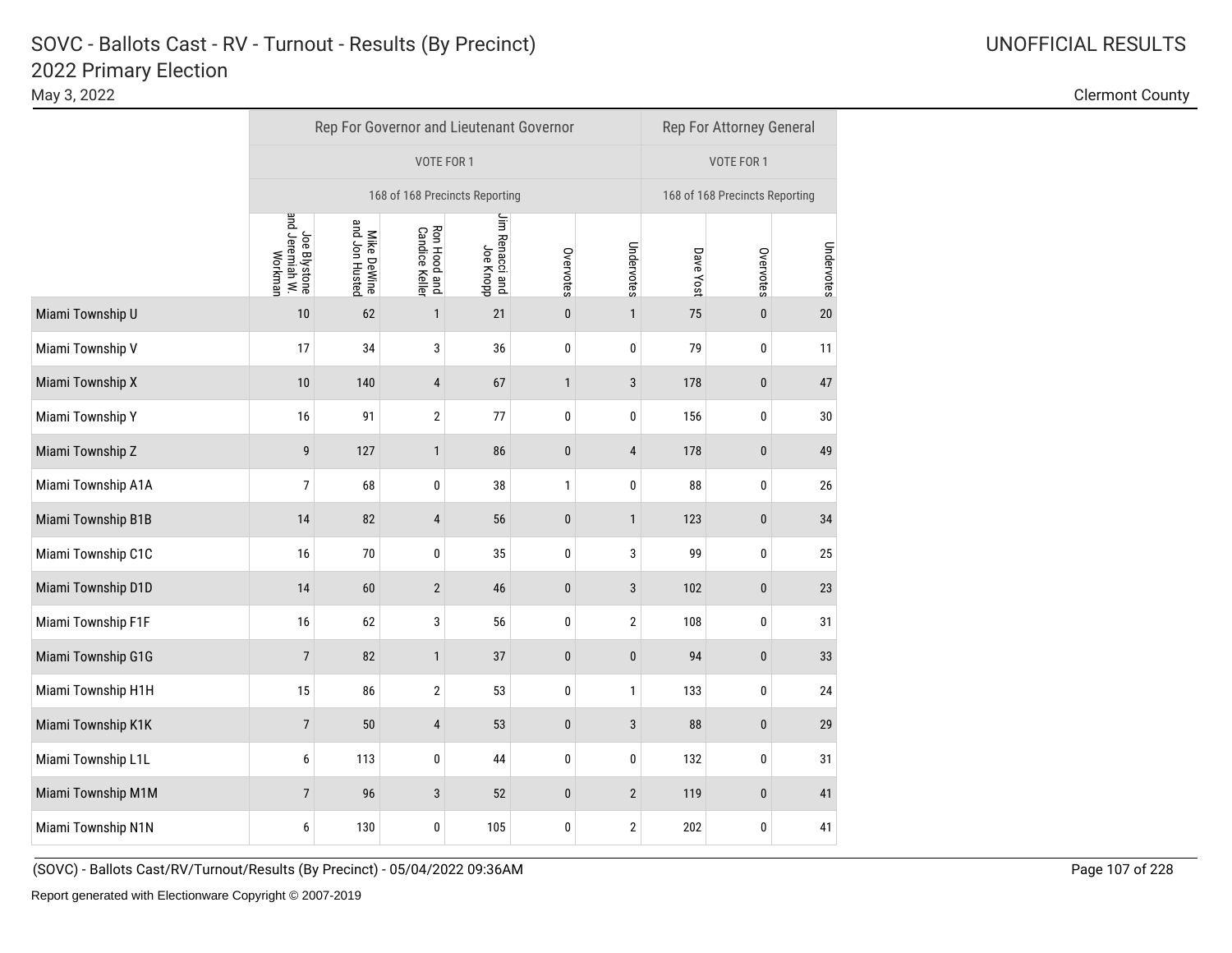# SOVC - Ballots Cast - RV - Turnout - Results (By Precinct)

## 2022 Primary Election

May 3, 2022

UNOFFICIAL RESULTS

Clermont County

| | Rep For Governor and Lieutenant Governor | | | | | | Rep For Attorney General | | |
|---|---|---|---|---|---|---|---|---|---|
| | VOTE FOR 1 | | | | | | VOTE FOR 1 | | |
| | 168 of 168 Precincts Reporting | | | | | | 168 of 168 Precincts Reporting | | |
| | Joe Blystone and Jeremiah W. Workman | Mike DeWine and Jon Husted | Ron Hood and Candice Keller | Jim Renacci and Joe Knopp | Overvotes | Undervotes | Dave Yost | Overvotes | Undervotes |
| Miami Township U | 10 | 62 | 1 | 21 | 0 | 1 | 75 | 0 | 20 |
| Miami Township V | 17 | 34 | 3 | 36 | 0 | 0 | 79 | 0 | 11 |
| Miami Township X | 10 | 140 | 4 | 67 | 1 | 3 | 178 | 0 | 47 |
| Miami Township Y | 16 | 91 | 2 | 77 | 0 | 0 | 156 | 0 | 30 |
| Miami Township Z | 9 | 127 | 1 | 86 | 0 | 4 | 178 | 0 | 49 |
| Miami Township A1A | 7 | 68 | 0 | 38 | 1 | 0 | 88 | 0 | 26 |
| Miami Township B1B | 14 | 82 | 4 | 56 | 0 | 1 | 123 | 0 | 34 |
| Miami Township C1C | 16 | 70 | 0 | 35 | 0 | 3 | 99 | 0 | 25 |
| Miami Township D1D | 14 | 60 | 2 | 46 | 0 | 3 | 102 | 0 | 23 |
| Miami Township F1F | 16 | 62 | 3 | 56 | 0 | 2 | 108 | 0 | 31 |
| Miami Township G1G | 7 | 82 | 1 | 37 | 0 | 0 | 94 | 0 | 33 |
| Miami Township H1H | 15 | 86 | 2 | 53 | 0 | 1 | 133 | 0 | 24 |
| Miami Township K1K | 7 | 50 | 4 | 53 | 0 | 3 | 88 | 0 | 29 |
| Miami Township L1L | 6 | 113 | 0 | 44 | 0 | 0 | 132 | 0 | 31 |
| Miami Township M1M | 7 | 96 | 3 | 52 | 0 | 2 | 119 | 0 | 41 |
| Miami Township N1N | 6 | 130 | 0 | 105 | 0 | 2 | 202 | 0 | 41 |

(SOVC) - Ballots Cast/RV/Turnout/Results (By Precinct) - 05/04/2022 09:36AM

Report generated with Electionware Copyright © 2007-2019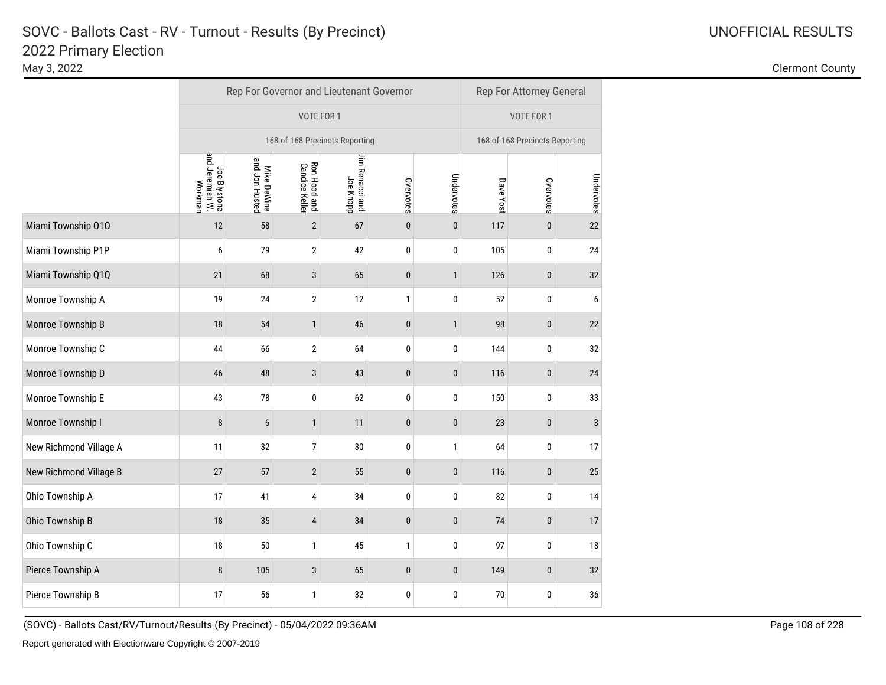# SOVC - Ballots Cast - RV - Turnout - Results (By Precinct)
## 2022 Primary Election

May 3, 2022

UNOFFICIAL RESULTS

Clermont County

| | Rep For Governor and Lieutenant Governor | | | | | | Rep For Attorney General | | |
|---|---|---|---|---|---|---|---|---|---|
| | VOTE FOR 1 | | | | | | VOTE FOR 1 | | |
| | 168 of 168 Precincts Reporting | | | | | | 168 of 168 Precincts Reporting | | |
| | Joe Blystone and Jeremiah W. Workman | Mike DeWine and Jon Husted | Ron Hood and Candice Keller | Jim Renacci and Joe Knopp | Overvotes | Undervotes | Dave Yost | Overvotes | Undervotes |
| Miami Township O1O | 12 | 58 | 2 | 67 | 0 | 0 | 117 | 0 | 22 |
| Miami Township P1P | 6 | 79 | 2 | 42 | 0 | 0 | 105 | 0 | 24 |
| Miami Township Q1Q | 21 | 68 | 3 | 65 | 0 | 1 | 126 | 0 | 32 |
| Monroe Township A | 19 | 24 | 2 | 12 | 1 | 0 | 52 | 0 | 6 |
| Monroe Township B | 18 | 54 | 1 | 46 | 0 | 1 | 98 | 0 | 22 |
| Monroe Township C | 44 | 66 | 2 | 64 | 0 | 0 | 144 | 0 | 32 |
| Monroe Township D | 46 | 48 | 3 | 43 | 0 | 0 | 116 | 0 | 24 |
| Monroe Township E | 43 | 78 | 0 | 62 | 0 | 0 | 150 | 0 | 33 |
| Monroe Township I | 8 | 6 | 1 | 11 | 0 | 0 | 23 | 0 | 3 |
| New Richmond Village A | 11 | 32 | 7 | 30 | 0 | 1 | 64 | 0 | 17 |
| New Richmond Village B | 27 | 57 | 2 | 55 | 0 | 0 | 116 | 0 | 25 |
| Ohio Township A | 17 | 41 | 4 | 34 | 0 | 0 | 82 | 0 | 14 |
| Ohio Township B | 18 | 35 | 4 | 34 | 0 | 0 | 74 | 0 | 17 |
| Ohio Township C | 18 | 50 | 1 | 45 | 1 | 0 | 97 | 0 | 18 |
| Pierce Township A | 8 | 105 | 3 | 65 | 0 | 0 | 149 | 0 | 32 |
| Pierce Township B | 17 | 56 | 1 | 32 | 0 | 0 | 70 | 0 | 36 |

(SOVC) - Ballots Cast/RV/Turnout/Results (By Precinct) - 05/04/2022 09:36AM

Report generated with Electionware Copyright © 2007-2019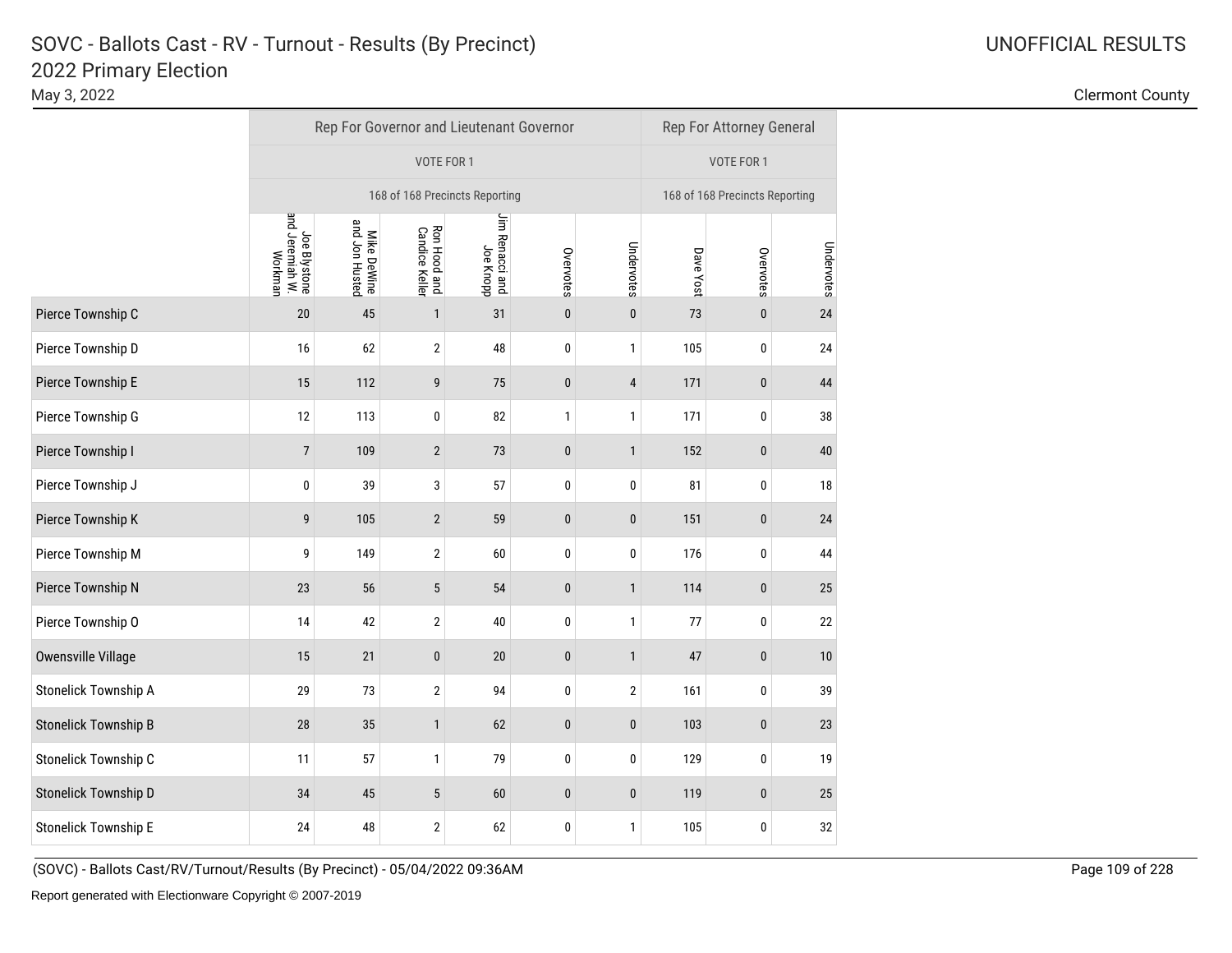# SOVC - Ballots Cast - RV - Turnout - Results (By Precinct)
## 2022 Primary Election

May 3, 2022

UNOFFICIAL RESULTS

Clermont County

| | Rep For Governor and Lieutenant Governor | | | | | | Rep For Attorney General | | |
|---|---|---|---|---|---|---|---|---|---|
| | VOTE FOR 1 | | | | | | VOTE FOR 1 | | |
| | 168 of 168 Precincts Reporting | | | | | | 168 of 168 Precincts Reporting | | |
| | Joe Blystone and Jeremiah W. Workman | Mike DeWine and Jon Husted | Ron Hood and Candice Keller | Jim Renacci and Joe Knopp | Overvotes | Undervotes | Dave Yost | Overvotes | Undervotes |
| Pierce Township C | 20 | 45 | 1 | 31 | 0 | 0 | 73 | 0 | 24 |
| Pierce Township D | 16 | 62 | 2 | 48 | 0 | 1 | 105 | 0 | 24 |
| Pierce Township E | 15 | 112 | 9 | 75 | 0 | 4 | 171 | 0 | 44 |
| Pierce Township G | 12 | 113 | 0 | 82 | 1 | 1 | 171 | 0 | 38 |
| Pierce Township I | 7 | 109 | 2 | 73 | 0 | 1 | 152 | 0 | 40 |
| Pierce Township J | 0 | 39 | 3 | 57 | 0 | 0 | 81 | 0 | 18 |
| Pierce Township K | 9 | 105 | 2 | 59 | 0 | 0 | 151 | 0 | 24 |
| Pierce Township M | 9 | 149 | 2 | 60 | 0 | 0 | 176 | 0 | 44 |
| Pierce Township N | 23 | 56 | 5 | 54 | 0 | 1 | 114 | 0 | 25 |
| Pierce Township O | 14 | 42 | 2 | 40 | 0 | 1 | 77 | 0 | 22 |
| Owensville Village | 15 | 21 | 0 | 20 | 0 | 1 | 47 | 0 | 10 |
| Stonelick Township A | 29 | 73 | 2 | 94 | 0 | 2 | 161 | 0 | 39 |
| Stonelick Township B | 28 | 35 | 1 | 62 | 0 | 0 | 103 | 0 | 23 |
| Stonelick Township C | 11 | 57 | 1 | 79 | 0 | 0 | 129 | 0 | 19 |
| Stonelick Township D | 34 | 45 | 5 | 60 | 0 | 0 | 119 | 0 | 25 |
| Stonelick Township E | 24 | 48 | 2 | 62 | 0 | 1 | 105 | 0 | 32 |

(SOVC) - Ballots Cast/RV/Turnout/Results (By Precinct) - 05/04/2022 09:36AM

Report generated with Electionware Copyright © 2007-2019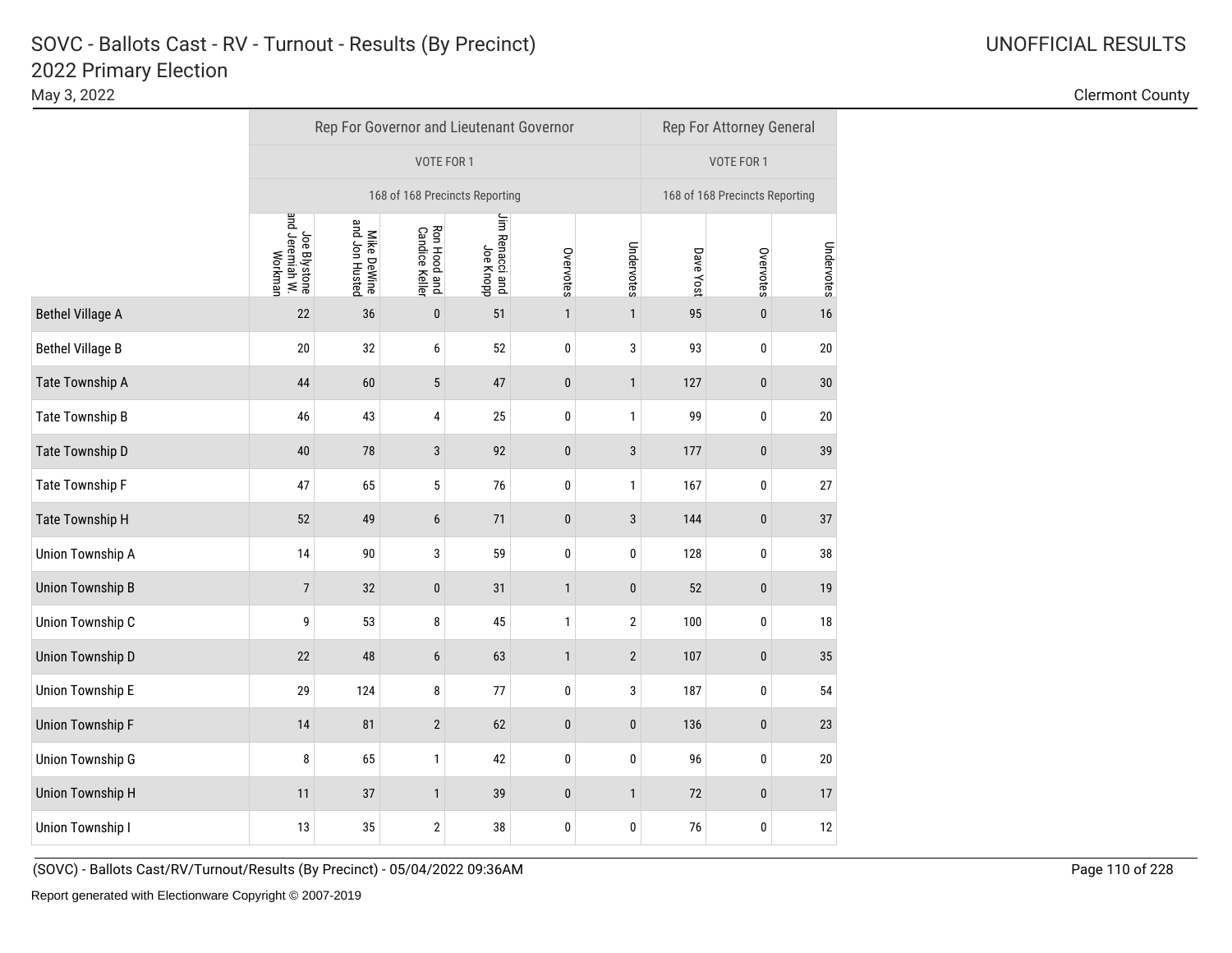# SOVC - Ballots Cast - RV - Turnout - Results (By Precinct)

## 2022 Primary Election

May 3, 2022

UNOFFICIAL RESULTS

Clermont County

| | Rep For Governor and Lieutenant Governor | | | | | | Rep For Attorney General | | |
|---|---|---|---|---|---|---|---|---|---|
| | VOTE FOR 1 | | | | | | VOTE FOR 1 | | |
| | 168 of 168 Precincts Reporting | | | | | | 168 of 168 Precincts Reporting | | |
| | Joe Blystone and Jeremiah W. Workman | Mike DeWine and Jon Husted | Ron Hood and Candice Keller | Jim Renacci and Joe Knopp | Overvotes | Undervotes | Dave Yost | Overvotes | Undervotes |
| Bethel Village A | 22 | 36 | 0 | 51 | 1 | 1 | 95 | 0 | 16 |
| Bethel Village B | 20 | 32 | 6 | 52 | 0 | 3 | 93 | 0 | 20 |
| Tate Township A | 44 | 60 | 5 | 47 | 0 | 1 | 127 | 0 | 30 |
| Tate Township B | 46 | 43 | 4 | 25 | 0 | 1 | 99 | 0 | 20 |
| Tate Township D | 40 | 78 | 3 | 92 | 0 | 3 | 177 | 0 | 39 |
| Tate Township F | 47 | 65 | 5 | 76 | 0 | 1 | 167 | 0 | 27 |
| Tate Township H | 52 | 49 | 6 | 71 | 0 | 3 | 144 | 0 | 37 |
| Union Township A | 14 | 90 | 3 | 59 | 0 | 0 | 128 | 0 | 38 |
| Union Township B | 7 | 32 | 0 | 31 | 1 | 0 | 52 | 0 | 19 |
| Union Township C | 9 | 53 | 8 | 45 | 1 | 2 | 100 | 0 | 18 |
| Union Township D | 22 | 48 | 6 | 63 | 1 | 2 | 107 | 0 | 35 |
| Union Township E | 29 | 124 | 8 | 77 | 0 | 3 | 187 | 0 | 54 |
| Union Township F | 14 | 81 | 2 | 62 | 0 | 0 | 136 | 0 | 23 |
| Union Township G | 8 | 65 | 1 | 42 | 0 | 0 | 96 | 0 | 20 |
| Union Township H | 11 | 37 | 1 | 39 | 0 | 1 | 72 | 0 | 17 |
| Union Township I | 13 | 35 | 2 | 38 | 0 | 0 | 76 | 0 | 12 |

(SOVC) - Ballots Cast/RV/Turnout/Results (By Precinct) - 05/04/2022 09:36AM

Report generated with Electionware Copyright © 2007-2019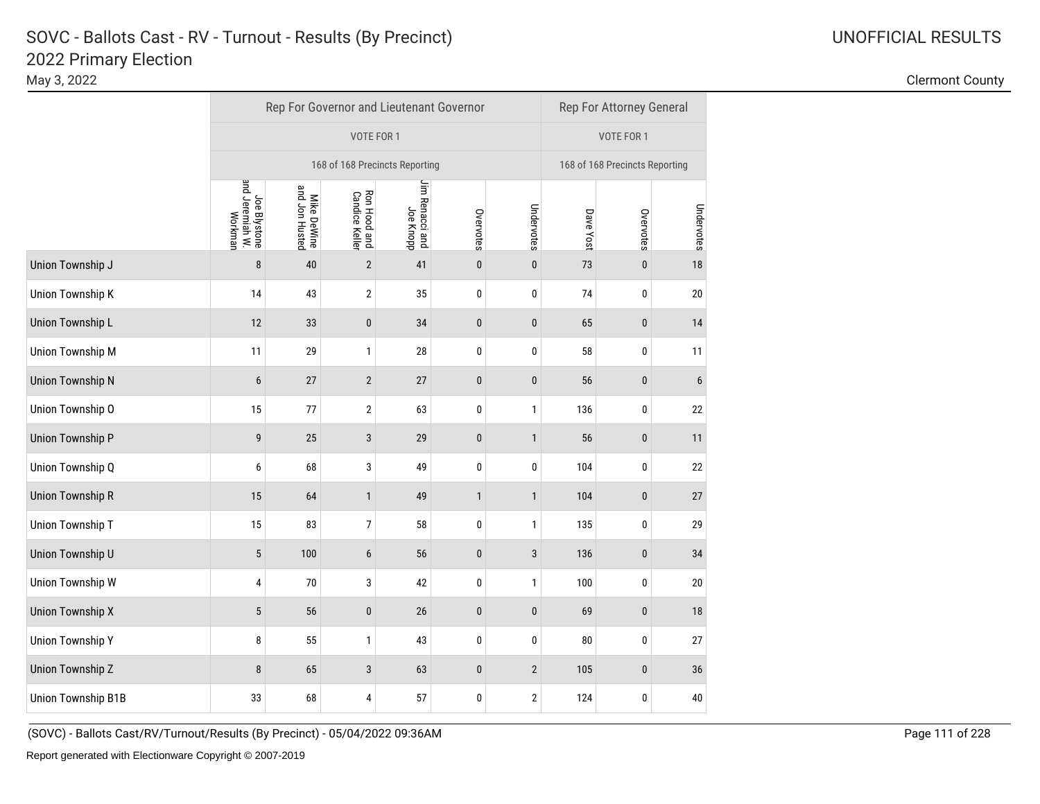# SOVC - Ballots Cast - RV - Turnout - Results (By Precinct)
## 2022 Primary Election

May 3, 2022

UNOFFICIAL RESULTS

Clermont County

| | Rep For Governor and Lieutenant Governor | | | | | | Rep For Attorney General | | |
|---|---|---|---|---|---|---|---|---|---|
| | VOTE FOR 1 | | | | | | VOTE FOR 1 | | |
| | 168 of 168 Precincts Reporting | | | | | | 168 of 168 Precincts Reporting | | |
| | Joe Blystone and Jeremiah W. Workman | Mike DeWine and Jon Husted | Ron Hood and Candice Keller | Jim Renacci and Joe Knopp | Overvotes | Undervotes | Dave Yost | Overvotes | Undervotes |
| Union Township J | 8 | 40 | 2 | 41 | 0 | 0 | 73 | 0 | 18 |
| Union Township K | 14 | 43 | 2 | 35 | 0 | 0 | 74 | 0 | 20 |
| Union Township L | 12 | 33 | 0 | 34 | 0 | 0 | 65 | 0 | 14 |
| Union Township M | 11 | 29 | 1 | 28 | 0 | 0 | 58 | 0 | 11 |
| Union Township N | 6 | 27 | 2 | 27 | 0 | 0 | 56 | 0 | 6 |
| Union Township O | 15 | 77 | 2 | 63 | 0 | 1 | 136 | 0 | 22 |
| Union Township P | 9 | 25 | 3 | 29 | 0 | 1 | 56 | 0 | 11 |
| Union Township Q | 6 | 68 | 3 | 49 | 0 | 0 | 104 | 0 | 22 |
| Union Township R | 15 | 64 | 1 | 49 | 1 | 1 | 104 | 0 | 27 |
| Union Township T | 15 | 83 | 7 | 58 | 0 | 1 | 135 | 0 | 29 |
| Union Township U | 5 | 100 | 6 | 56 | 0 | 3 | 136 | 0 | 34 |
| Union Township W | 4 | 70 | 3 | 42 | 0 | 1 | 100 | 0 | 20 |
| Union Township X | 5 | 56 | 0 | 26 | 0 | 0 | 69 | 0 | 18 |
| Union Township Y | 8 | 55 | 1 | 43 | 0 | 0 | 80 | 0 | 27 |
| Union Township Z | 8 | 65 | 3 | 63 | 0 | 2 | 105 | 0 | 36 |
| Union Township B1B | 33 | 68 | 4 | 57 | 0 | 2 | 124 | 0 | 40 |

(SOVC) - Ballots Cast/RV/Turnout/Results (By Precinct) - 05/04/2022 09:36AM

Report generated with Electionware Copyright © 2007-2019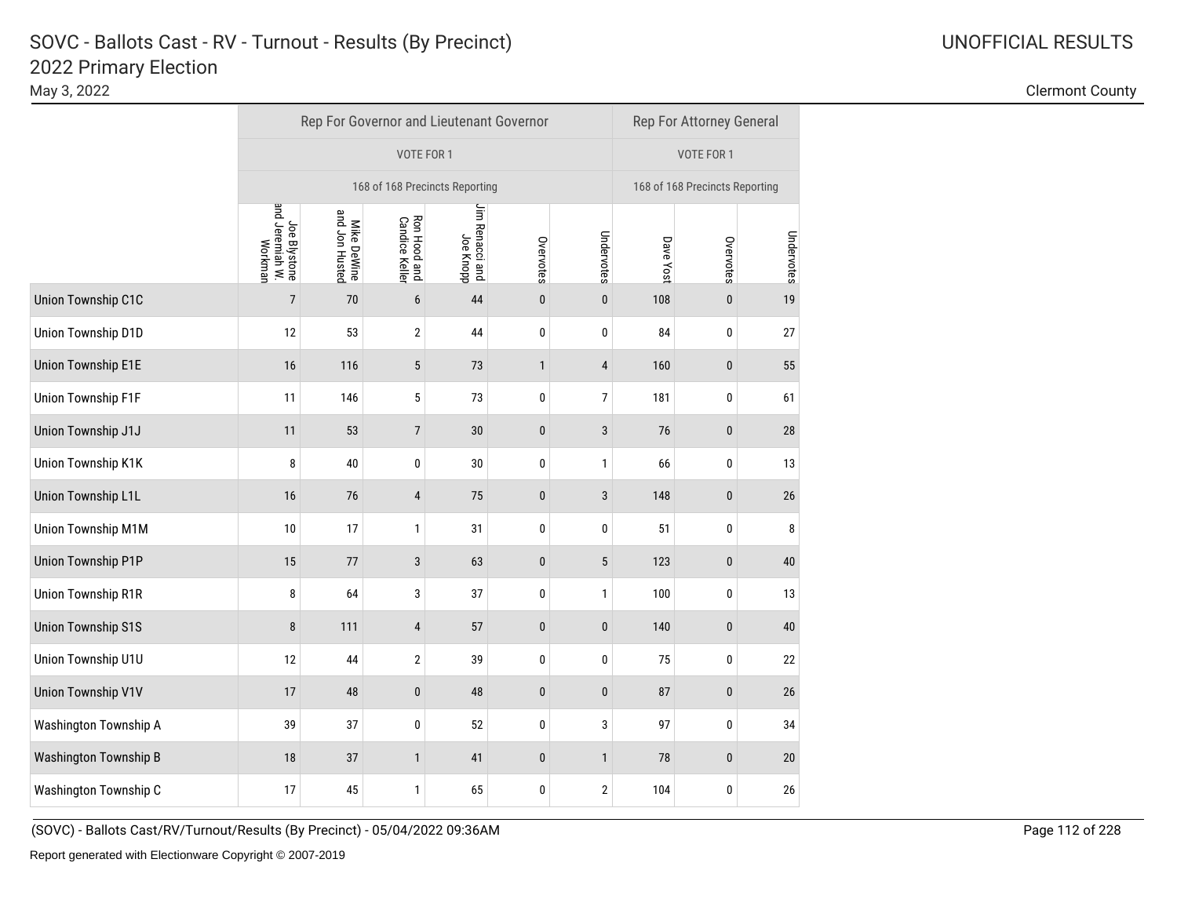# SOVC - Ballots Cast - RV - Turnout - Results (By Precinct)

## 2022 Primary Election

May 3, 2022

UNOFFICIAL RESULTS

Clermont County

| | Rep For Governor and Lieutenant Governor | | | | | | Rep For Attorney General | | |
|---|---|---|---|---|---|---|---|---|---|
| | VOTE FOR 1 | | | | | | VOTE FOR 1 | | |
| | 168 of 168 Precincts Reporting | | | | | | 168 of 168 Precincts Reporting | | |
| | Joe Blystone and Jeremiah W. Workman | Mike DeWine and Jon Husted | Ron Hood and Candice Keller | Jim Renacci and Joe Knopp | Overvotes | Undervotes | Dave Yost | Overvotes | Undervotes |
| Union Township C1C | 7 | 70 | 6 | 44 | 0 | 0 | 108 | 0 | 19 |
| Union Township D1D | 12 | 53 | 2 | 44 | 0 | 0 | 84 | 0 | 27 |
| Union Township E1E | 16 | 116 | 5 | 73 | 1 | 4 | 160 | 0 | 55 |
| Union Township F1F | 11 | 146 | 5 | 73 | 0 | 7 | 181 | 0 | 61 |
| Union Township J1J | 11 | 53 | 7 | 30 | 0 | 3 | 76 | 0 | 28 |
| Union Township K1K | 8 | 40 | 0 | 30 | 0 | 1 | 66 | 0 | 13 |
| Union Township L1L | 16 | 76 | 4 | 75 | 0 | 3 | 148 | 0 | 26 |
| Union Township M1M | 10 | 17 | 1 | 31 | 0 | 0 | 51 | 0 | 8 |
| Union Township P1P | 15 | 77 | 3 | 63 | 0 | 5 | 123 | 0 | 40 |
| Union Township R1R | 8 | 64 | 3 | 37 | 0 | 1 | 100 | 0 | 13 |
| Union Township S1S | 8 | 111 | 4 | 57 | 0 | 0 | 140 | 0 | 40 |
| Union Township U1U | 12 | 44 | 2 | 39 | 0 | 0 | 75 | 0 | 22 |
| Union Township V1V | 17 | 48 | 0 | 48 | 0 | 0 | 87 | 0 | 26 |
| Washington Township A | 39 | 37 | 0 | 52 | 0 | 3 | 97 | 0 | 34 |
| Washington Township B | 18 | 37 | 1 | 41 | 0 | 1 | 78 | 0 | 20 |
| Washington Township C | 17 | 45 | 1 | 65 | 0 | 2 | 104 | 0 | 26 |

(SOVC) - Ballots Cast/RV/Turnout/Results (By Precinct) - 05/04/2022 09:36AM

Report generated with Electionware Copyright © 2007-2019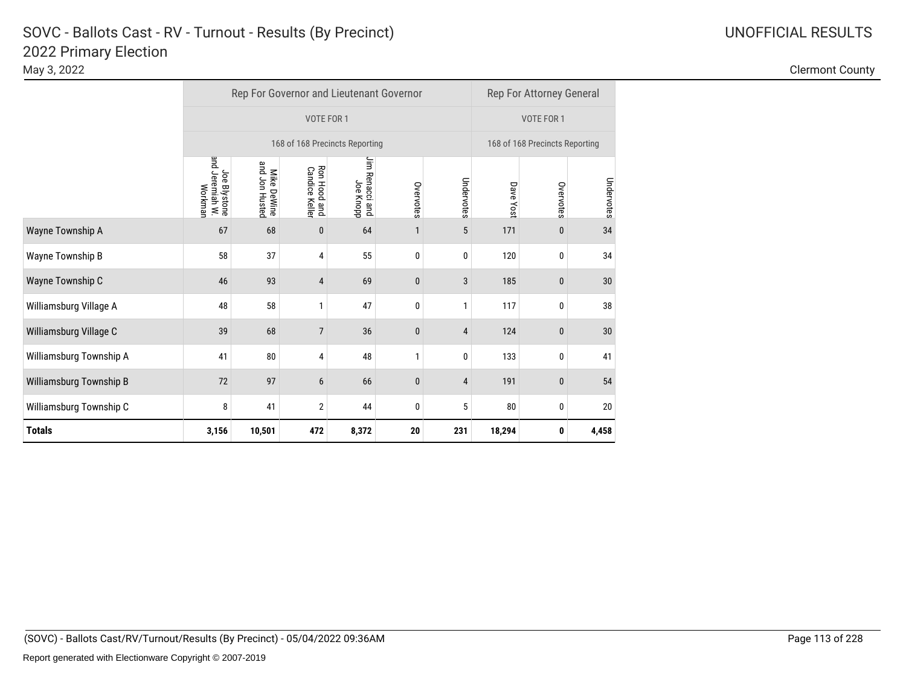# SOVC - Ballots Cast - RV - Turnout - Results (By Precinct)

## 2022 Primary Election

May 3, 2022

UNOFFICIAL RESULTS

Clermont County

| | Rep For Governor and Lieutenant Governor | | | | | | Rep For Attorney General | | |
|---|---|---|---|---|---|---|---|---|---|
| | VOTE FOR 1 | | | | | | VOTE FOR 1 | | |
| | 168 of 168 Precincts Reporting | | | | | | 168 of 168 Precincts Reporting | | |
| | Joe Blystone and Jeremiah W. Workman | Mike DeWine and Jon Husted | Ron Hood and Candice Keller | Jim Renacci and Joe Knopp | Overvotes | Undervotes | Dave Yost | Overvotes | Undervotes |
| Wayne Township A | 67 | 68 | 0 | 64 | 1 | 5 | 171 | 0 | 34 |
| Wayne Township B | 58 | 37 | 4 | 55 | 0 | 0 | 120 | 0 | 34 |
| Wayne Township C | 46 | 93 | 4 | 69 | 0 | 3 | 185 | 0 | 30 |
| Williamsburg Village A | 48 | 58 | 1 | 47 | 0 | 1 | 117 | 0 | 38 |
| Williamsburg Village C | 39 | 68 | 7 | 36 | 0 | 4 | 124 | 0 | 30 |
| Williamsburg Township A | 41 | 80 | 4 | 48 | 1 | 0 | 133 | 0 | 41 |
| Williamsburg Township B | 72 | 97 | 6 | 66 | 0 | 4 | 191 | 0 | 54 |
| Williamsburg Township C | 8 | 41 | 2 | 44 | 0 | 5 | 80 | 0 | 20 |
| **Totals** | **3,156** | **10,501** | **472** | **8,372** | **20** | **231** | **18,294** | **0** | **4,458** |

(SOVC) - Ballots Cast/RV/Turnout/Results (By Precinct) - 05/04/2022 09:36AM

Report generated with Electionware Copyright © 2007-2019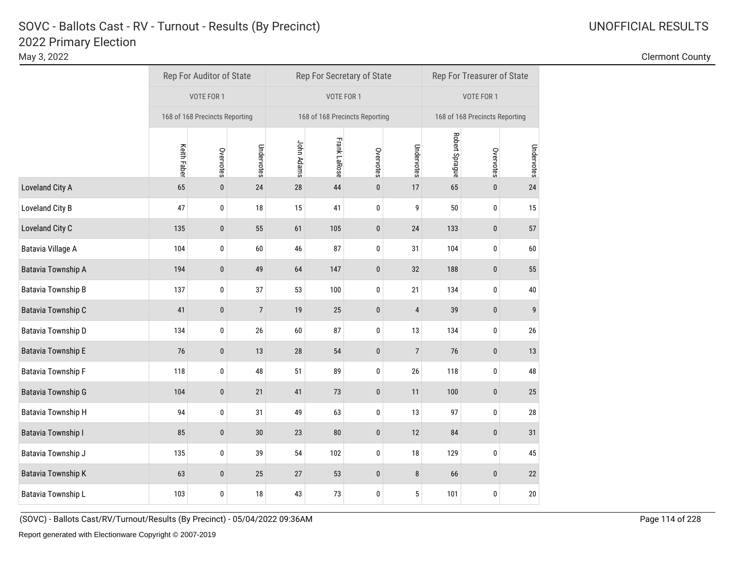# SOVC - Ballots Cast - RV - Turnout - Results (By Precinct)

## 2022 Primary Election

May 3, 2022

UNOFFICIAL RESULTS

Clermont County

| | Rep For Auditor of State | | | Rep For Secretary of State | | | | Rep For Treasurer of State | | |
|---|---|---|---|---|---|---|---|---|---|---|
| | VOTE FOR 1 | | | VOTE FOR 1 | | | | VOTE FOR 1 | | |
| | 168 of 168 Precincts Reporting | | | 168 of 168 Precincts Reporting | | | | 168 of 168 Precincts Reporting | | |
| | Keith Faber | Overvotes | Undervotes | John Adams | Frank LaRose | Overvotes | Undervotes | Robert Sprague | Overvotes | Undervotes |
| Loveland City A | 65 | 0 | 24 | 28 | 44 | 0 | 17 | 65 | 0 | 24 |
| Loveland City B | 47 | 0 | 18 | 15 | 41 | 0 | 9 | 50 | 0 | 15 |
| Loveland City C | 135 | 0 | 55 | 61 | 105 | 0 | 24 | 133 | 0 | 57 |
| Batavia Village A | 104 | 0 | 60 | 46 | 87 | 0 | 31 | 104 | 0 | 60 |
| Batavia Township A | 194 | 0 | 49 | 64 | 147 | 0 | 32 | 188 | 0 | 55 |
| Batavia Township B | 137 | 0 | 37 | 53 | 100 | 0 | 21 | 134 | 0 | 40 |
| Batavia Township C | 41 | 0 | 7 | 19 | 25 | 0 | 4 | 39 | 0 | 9 |
| Batavia Township D | 134 | 0 | 26 | 60 | 87 | 0 | 13 | 134 | 0 | 26 |
| Batavia Township E | 76 | 0 | 13 | 28 | 54 | 0 | 7 | 76 | 0 | 13 |
| Batavia Township F | 118 | 0 | 48 | 51 | 89 | 0 | 26 | 118 | 0 | 48 |
| Batavia Township G | 104 | 0 | 21 | 41 | 73 | 0 | 11 | 100 | 0 | 25 |
| Batavia Township H | 94 | 0 | 31 | 49 | 63 | 0 | 13 | 97 | 0 | 28 |
| Batavia Township I | 85 | 0 | 30 | 23 | 80 | 0 | 12 | 84 | 0 | 31 |
| Batavia Township J | 135 | 0 | 39 | 54 | 102 | 0 | 18 | 129 | 0 | 45 |
| Batavia Township K | 63 | 0 | 25 | 27 | 53 | 0 | 8 | 66 | 0 | 22 |
| Batavia Township L | 103 | 0 | 18 | 43 | 73 | 0 | 5 | 101 | 0 | 20 |

(SOVC) - Ballots Cast/RV/Turnout/Results (By Precinct) - 05/04/2022 09:36AM

Report generated with Electionware Copyright © 2007-2019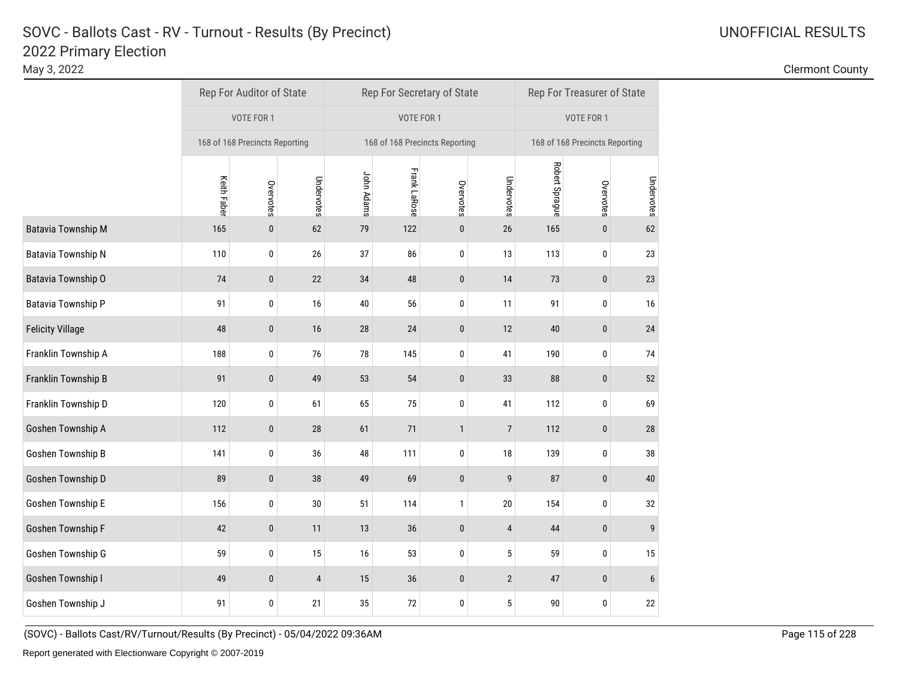# SOVC - Ballots Cast - RV - Turnout - Results (By Precinct)
## 2022 Primary Election

May 3, 2022

UNOFFICIAL RESULTS

Clermont County

| | Rep For Auditor of State | | | Rep For Secretary of State | | | | Rep For Treasurer of State | | |
|---|---|---|---|---|---|---|---|---|---|---|
| | VOTE FOR 1 | | | VOTE FOR 1 | | | | VOTE FOR 1 | | |
| | 168 of 168 Precincts Reporting | | | 168 of 168 Precincts Reporting | | | | 168 of 168 Precincts Reporting | | |
| | Keith Faber | Overvotes | Undervotes | John Adams | Frank LaRose | Overvotes | Undervotes | Robert Sprague | Overvotes | Undervotes |
| Batavia Township M | 165 | 0 | 62 | 79 | 122 | 0 | 26 | 165 | 0 | 62 |
| Batavia Township N | 110 | 0 | 26 | 37 | 86 | 0 | 13 | 113 | 0 | 23 |
| Batavia Township O | 74 | 0 | 22 | 34 | 48 | 0 | 14 | 73 | 0 | 23 |
| Batavia Township P | 91 | 0 | 16 | 40 | 56 | 0 | 11 | 91 | 0 | 16 |
| Felicity Village | 48 | 0 | 16 | 28 | 24 | 0 | 12 | 40 | 0 | 24 |
| Franklin Township A | 188 | 0 | 76 | 78 | 145 | 0 | 41 | 190 | 0 | 74 |
| Franklin Township B | 91 | 0 | 49 | 53 | 54 | 0 | 33 | 88 | 0 | 52 |
| Franklin Township D | 120 | 0 | 61 | 65 | 75 | 0 | 41 | 112 | 0 | 69 |
| Goshen Township A | 112 | 0 | 28 | 61 | 71 | 1 | 7 | 112 | 0 | 28 |
| Goshen Township B | 141 | 0 | 36 | 48 | 111 | 0 | 18 | 139 | 0 | 38 |
| Goshen Township D | 89 | 0 | 38 | 49 | 69 | 0 | 9 | 87 | 0 | 40 |
| Goshen Township E | 156 | 0 | 30 | 51 | 114 | 1 | 20 | 154 | 0 | 32 |
| Goshen Township F | 42 | 0 | 11 | 13 | 36 | 0 | 4 | 44 | 0 | 9 |
| Goshen Township G | 59 | 0 | 15 | 16 | 53 | 0 | 5 | 59 | 0 | 15 |
| Goshen Township I | 49 | 0 | 4 | 15 | 36 | 0 | 2 | 47 | 0 | 6 |
| Goshen Township J | 91 | 0 | 21 | 35 | 72 | 0 | 5 | 90 | 0 | 22 |

(SOVC) - Ballots Cast/RV/Turnout/Results (By Precinct) - 05/04/2022 09:36AM

Report generated with Electionware Copyright © 2007-2019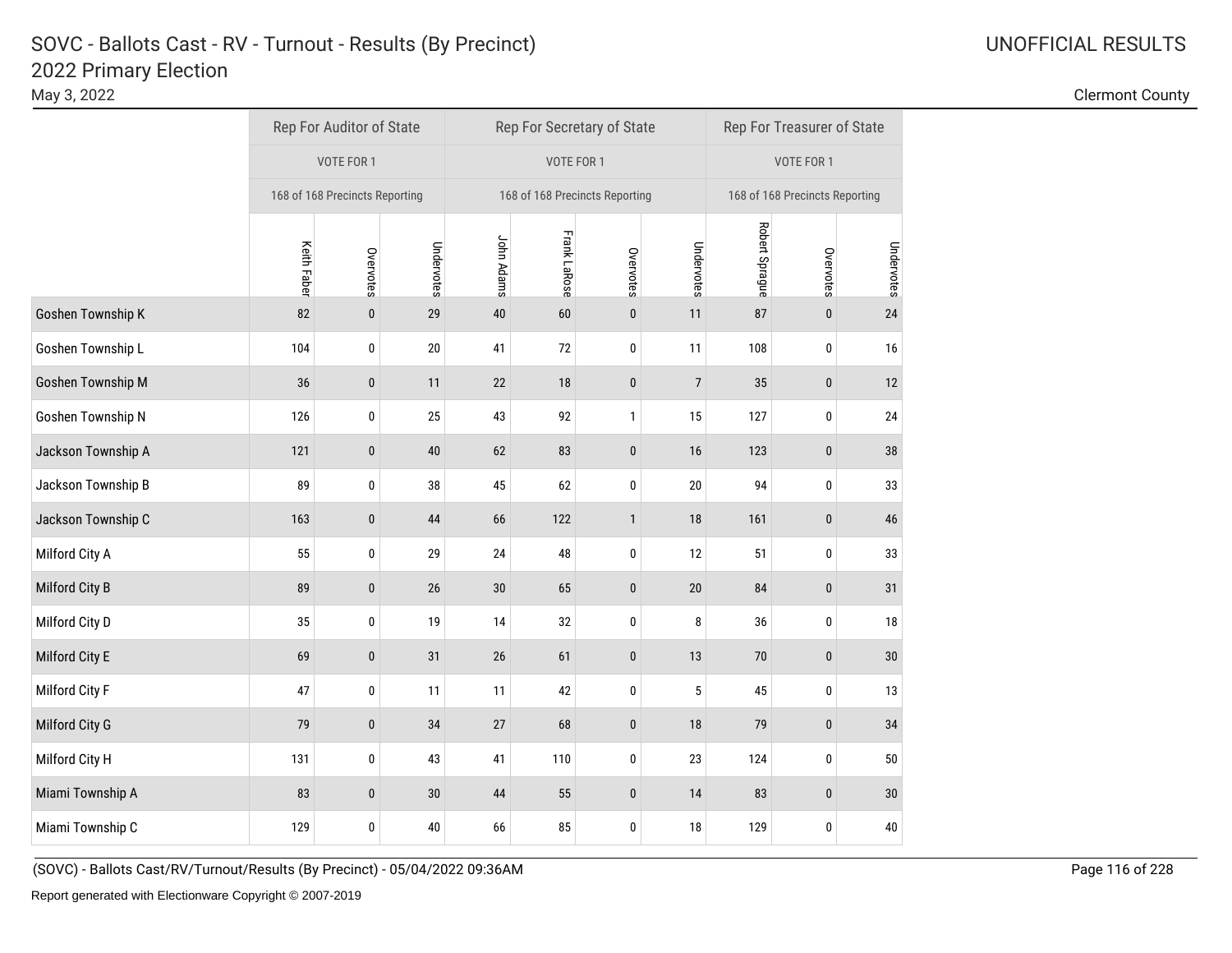# SOVC - Ballots Cast - RV - Turnout - Results (By Precinct)

## 2022 Primary Election

May 3, 2022

UNOFFICIAL RESULTS

Clermont County

| | Rep For Auditor of State | | | Rep For Secretary of State | | | | Rep For Treasurer of State | | |
|---|---|---|---|---|---|---|---|---|---|---|
| | VOTE FOR 1 | | | VOTE FOR 1 | | | | VOTE FOR 1 | | |
| | 168 of 168 Precincts Reporting | | | 168 of 168 Precincts Reporting | | | | 168 of 168 Precincts Reporting | | |
| | Keith Faber | Overvotes | Undervotes | John Adams | Frank LaRose | Overvotes | Undervotes | Robert Sprague | Overvotes | Undervotes |
| Goshen Township K | 82 | 0 | 29 | 40 | 60 | 0 | 11 | 87 | 0 | 24 |
| Goshen Township L | 104 | 0 | 20 | 41 | 72 | 0 | 11 | 108 | 0 | 16 |
| Goshen Township M | 36 | 0 | 11 | 22 | 18 | 0 | 7 | 35 | 0 | 12 |
| Goshen Township N | 126 | 0 | 25 | 43 | 92 | 1 | 15 | 127 | 0 | 24 |
| Jackson Township A | 121 | 0 | 40 | 62 | 83 | 0 | 16 | 123 | 0 | 38 |
| Jackson Township B | 89 | 0 | 38 | 45 | 62 | 0 | 20 | 94 | 0 | 33 |
| Jackson Township C | 163 | 0 | 44 | 66 | 122 | 1 | 18 | 161 | 0 | 46 |
| Milford City A | 55 | 0 | 29 | 24 | 48 | 0 | 12 | 51 | 0 | 33 |
| Milford City B | 89 | 0 | 26 | 30 | 65 | 0 | 20 | 84 | 0 | 31 |
| Milford City D | 35 | 0 | 19 | 14 | 32 | 0 | 8 | 36 | 0 | 18 |
| Milford City E | 69 | 0 | 31 | 26 | 61 | 0 | 13 | 70 | 0 | 30 |
| Milford City F | 47 | 0 | 11 | 11 | 42 | 0 | 5 | 45 | 0 | 13 |
| Milford City G | 79 | 0 | 34 | 27 | 68 | 0 | 18 | 79 | 0 | 34 |
| Milford City H | 131 | 0 | 43 | 41 | 110 | 0 | 23 | 124 | 0 | 50 |
| Miami Township A | 83 | 0 | 30 | 44 | 55 | 0 | 14 | 83 | 0 | 30 |
| Miami Township C | 129 | 0 | 40 | 66 | 85 | 0 | 18 | 129 | 0 | 40 |

(SOVC) - Ballots Cast/RV/Turnout/Results (By Precinct) - 05/04/2022 09:36AM

Report generated with Electionware Copyright © 2007-2019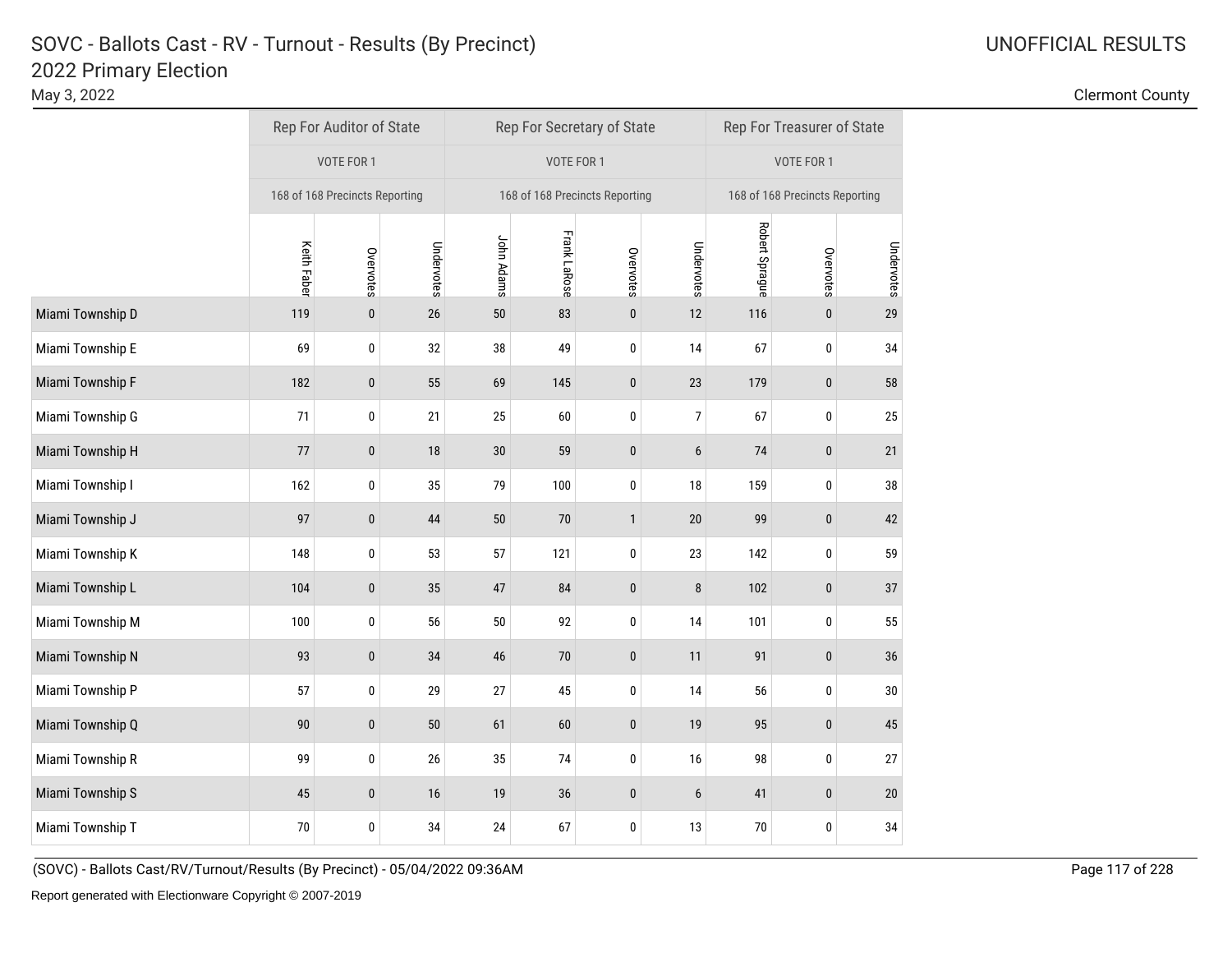# SOVC - Ballots Cast - RV - Turnout - Results (By Precinct)

## 2022 Primary Election

May 3, 2022

UNOFFICIAL RESULTS

Clermont County

| | Rep For Auditor of State | | | Rep For Secretary of State | | | | Rep For Treasurer of State | | |
|---|---|---|---|---|---|---|---|---|---|---|
| | VOTE FOR 1 | | | VOTE FOR 1 | | | | VOTE FOR 1 | | |
| | 168 of 168 Precincts Reporting | | | 168 of 168 Precincts Reporting | | | | 168 of 168 Precincts Reporting | | |
| | Keith Faber | Overvotes | Undervotes | John Adams | Frank LaRose | Overvotes | Undervotes | Robert Sprague | Overvotes | Undervotes |
| Miami Township D | 119 | 0 | 26 | 50 | 83 | 0 | 12 | 116 | 0 | 29 |
| Miami Township E | 69 | 0 | 32 | 38 | 49 | 0 | 14 | 67 | 0 | 34 |
| Miami Township F | 182 | 0 | 55 | 69 | 145 | 0 | 23 | 179 | 0 | 58 |
| Miami Township G | 71 | 0 | 21 | 25 | 60 | 0 | 7 | 67 | 0 | 25 |
| Miami Township H | 77 | 0 | 18 | 30 | 59 | 0 | 6 | 74 | 0 | 21 |
| Miami Township I | 162 | 0 | 35 | 79 | 100 | 0 | 18 | 159 | 0 | 38 |
| Miami Township J | 97 | 0 | 44 | 50 | 70 | 1 | 20 | 99 | 0 | 42 |
| Miami Township K | 148 | 0 | 53 | 57 | 121 | 0 | 23 | 142 | 0 | 59 |
| Miami Township L | 104 | 0 | 35 | 47 | 84 | 0 | 8 | 102 | 0 | 37 |
| Miami Township M | 100 | 0 | 56 | 50 | 92 | 0 | 14 | 101 | 0 | 55 |
| Miami Township N | 93 | 0 | 34 | 46 | 70 | 0 | 11 | 91 | 0 | 36 |
| Miami Township P | 57 | 0 | 29 | 27 | 45 | 0 | 14 | 56 | 0 | 30 |
| Miami Township Q | 90 | 0 | 50 | 61 | 60 | 0 | 19 | 95 | 0 | 45 |
| Miami Township R | 99 | 0 | 26 | 35 | 74 | 0 | 16 | 98 | 0 | 27 |
| Miami Township S | 45 | 0 | 16 | 19 | 36 | 0 | 6 | 41 | 0 | 20 |
| Miami Township T | 70 | 0 | 34 | 24 | 67 | 0 | 13 | 70 | 0 | 34 |

(SOVC) - Ballots Cast/RV/Turnout/Results (By Precinct) - 05/04/2022 09:36AM

Report generated with Electionware Copyright © 2007-2019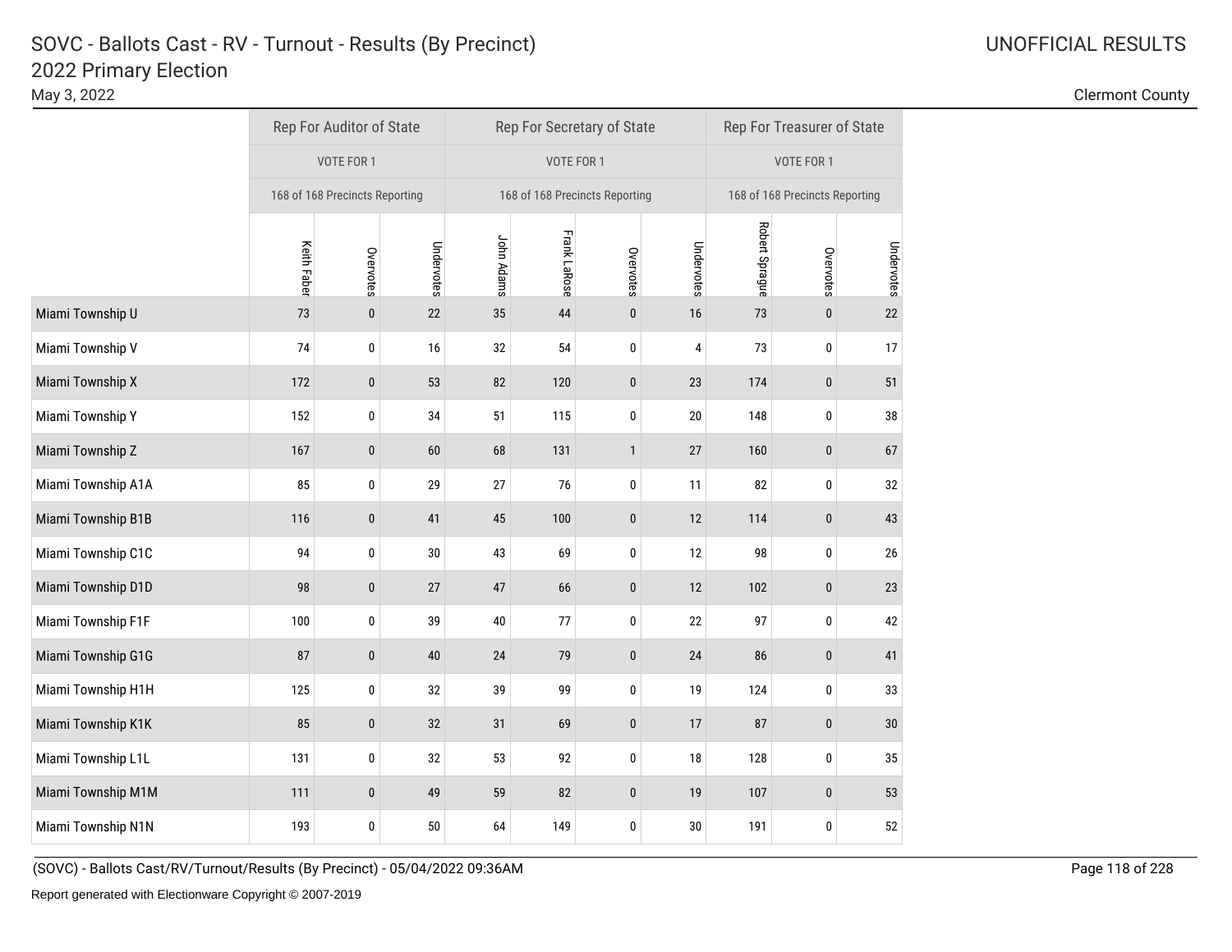# SOVC - Ballots Cast - RV - Turnout - Results (By Precinct)

## 2022 Primary Election

May 3, 2022

UNOFFICIAL RESULTS

Clermont County

| | Rep For Auditor of State | | | Rep For Secretary of State | | | | Rep For Treasurer of State | | |
|---|---|---|---|---|---|---|---|---|---|---|
| | VOTE FOR 1 | | | VOTE FOR 1 | | | | VOTE FOR 1 | | |
| | 168 of 168 Precincts Reporting | | | 168 of 168 Precincts Reporting | | | | 168 of 168 Precincts Reporting | | |
| | Keith Faber | Overvotes | Undervotes | John Adams | Frank LaRose | Overvotes | Undervotes | Robert Sprague | Overvotes | Undervotes |
| Miami Township U | 73 | 0 | 22 | 35 | 44 | 0 | 16 | 73 | 0 | 22 |
| Miami Township V | 74 | 0 | 16 | 32 | 54 | 0 | 4 | 73 | 0 | 17 |
| Miami Township X | 172 | 0 | 53 | 82 | 120 | 0 | 23 | 174 | 0 | 51 |
| Miami Township Y | 152 | 0 | 34 | 51 | 115 | 0 | 20 | 148 | 0 | 38 |
| Miami Township Z | 167 | 0 | 60 | 68 | 131 | 1 | 27 | 160 | 0 | 67 |
| Miami Township A1A | 85 | 0 | 29 | 27 | 76 | 0 | 11 | 82 | 0 | 32 |
| Miami Township B1B | 116 | 0 | 41 | 45 | 100 | 0 | 12 | 114 | 0 | 43 |
| Miami Township C1C | 94 | 0 | 30 | 43 | 69 | 0 | 12 | 98 | 0 | 26 |
| Miami Township D1D | 98 | 0 | 27 | 47 | 66 | 0 | 12 | 102 | 0 | 23 |
| Miami Township F1F | 100 | 0 | 39 | 40 | 77 | 0 | 22 | 97 | 0 | 42 |
| Miami Township G1G | 87 | 0 | 40 | 24 | 79 | 0 | 24 | 86 | 0 | 41 |
| Miami Township H1H | 125 | 0 | 32 | 39 | 99 | 0 | 19 | 124 | 0 | 33 |
| Miami Township K1K | 85 | 0 | 32 | 31 | 69 | 0 | 17 | 87 | 0 | 30 |
| Miami Township L1L | 131 | 0 | 32 | 53 | 92 | 0 | 18 | 128 | 0 | 35 |
| Miami Township M1M | 111 | 0 | 49 | 59 | 82 | 0 | 19 | 107 | 0 | 53 |
| Miami Township N1N | 193 | 0 | 50 | 64 | 149 | 0 | 30 | 191 | 0 | 52 |

(SOVC) - Ballots Cast/RV/Turnout/Results (By Precinct) - 05/04/2022 09:36AM

Report generated with Electionware Copyright © 2007-2019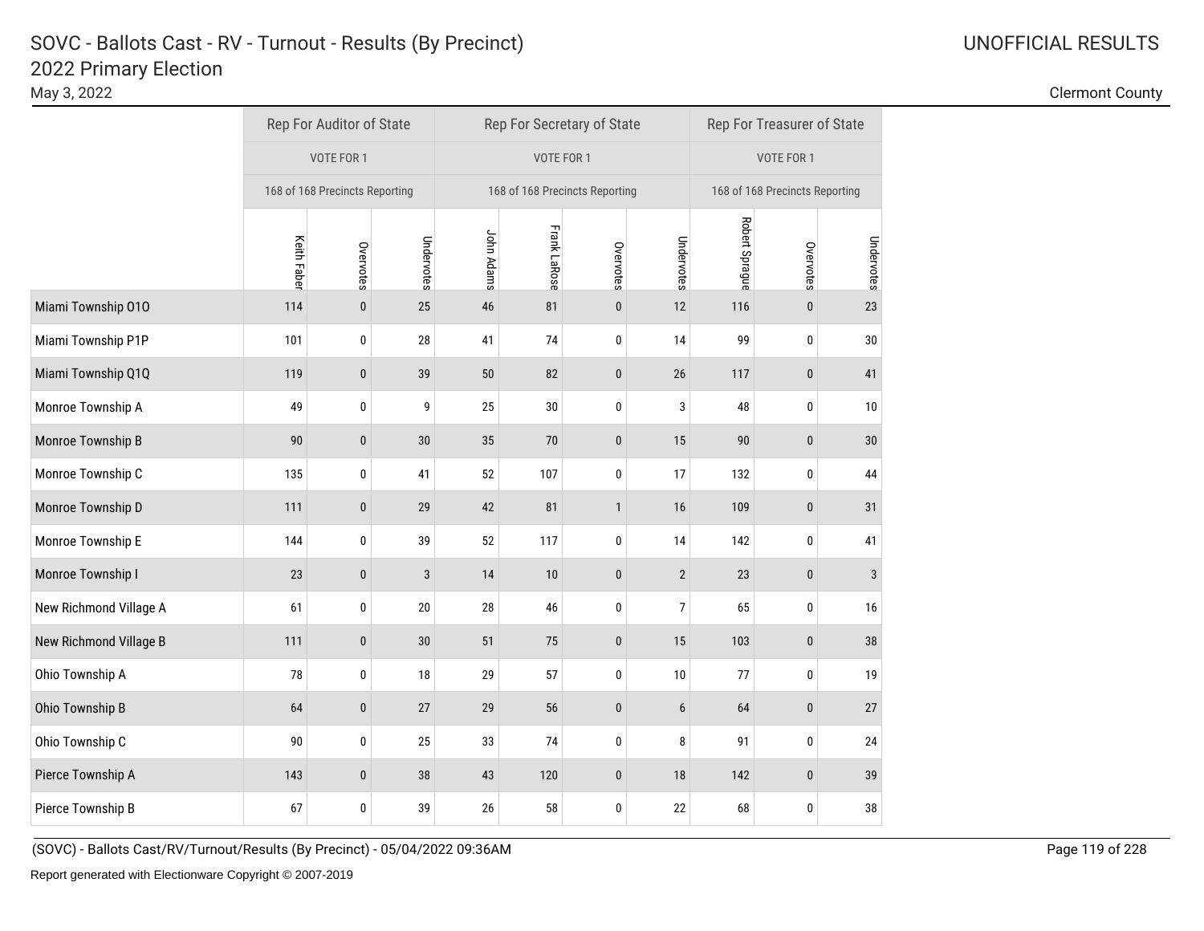# SOVC - Ballots Cast - RV - Turnout - Results (By Precinct)

## 2022 Primary Election

May 3, 2022

UNOFFICIAL RESULTS

Clermont County

| | Rep For Auditor of State | | | Rep For Secretary of State | | | | Rep For Treasurer of State | | |
|---|---|---|---|---|---|---|---|---|---|---|
| | VOTE FOR 1 | | | VOTE FOR 1 | | | | VOTE FOR 1 | | |
| | 168 of 168 Precincts Reporting | | | 168 of 168 Precincts Reporting | | | | 168 of 168 Precincts Reporting | | |
| | Keith Faber | Overvotes | Undervotes | John Adams | Frank LaRose | Overvotes | Undervotes | Robert Sprague | Overvotes | Undervotes |
| Miami Township O1O | 114 | 0 | 25 | 46 | 81 | 0 | 12 | 116 | 0 | 23 |
| Miami Township P1P | 101 | 0 | 28 | 41 | 74 | 0 | 14 | 99 | 0 | 30 |
| Miami Township Q1Q | 119 | 0 | 39 | 50 | 82 | 0 | 26 | 117 | 0 | 41 |
| Monroe Township A | 49 | 0 | 9 | 25 | 30 | 0 | 3 | 48 | 0 | 10 |
| Monroe Township B | 90 | 0 | 30 | 35 | 70 | 0 | 15 | 90 | 0 | 30 |
| Monroe Township C | 135 | 0 | 41 | 52 | 107 | 0 | 17 | 132 | 0 | 44 |
| Monroe Township D | 111 | 0 | 29 | 42 | 81 | 1 | 16 | 109 | 0 | 31 |
| Monroe Township E | 144 | 0 | 39 | 52 | 117 | 0 | 14 | 142 | 0 | 41 |
| Monroe Township I | 23 | 0 | 3 | 14 | 10 | 0 | 2 | 23 | 0 | 3 |
| New Richmond Village A | 61 | 0 | 20 | 28 | 46 | 0 | 7 | 65 | 0 | 16 |
| New Richmond Village B | 111 | 0 | 30 | 51 | 75 | 0 | 15 | 103 | 0 | 38 |
| Ohio Township A | 78 | 0 | 18 | 29 | 57 | 0 | 10 | 77 | 0 | 19 |
| Ohio Township B | 64 | 0 | 27 | 29 | 56 | 0 | 6 | 64 | 0 | 27 |
| Ohio Township C | 90 | 0 | 25 | 33 | 74 | 0 | 8 | 91 | 0 | 24 |
| Pierce Township A | 143 | 0 | 38 | 43 | 120 | 0 | 18 | 142 | 0 | 39 |
| Pierce Township B | 67 | 0 | 39 | 26 | 58 | 0 | 22 | 68 | 0 | 38 |

(SOVC) - Ballots Cast/RV/Turnout/Results (By Precinct) - 05/04/2022 09:36AM

Report generated with Electionware Copyright © 2007-2019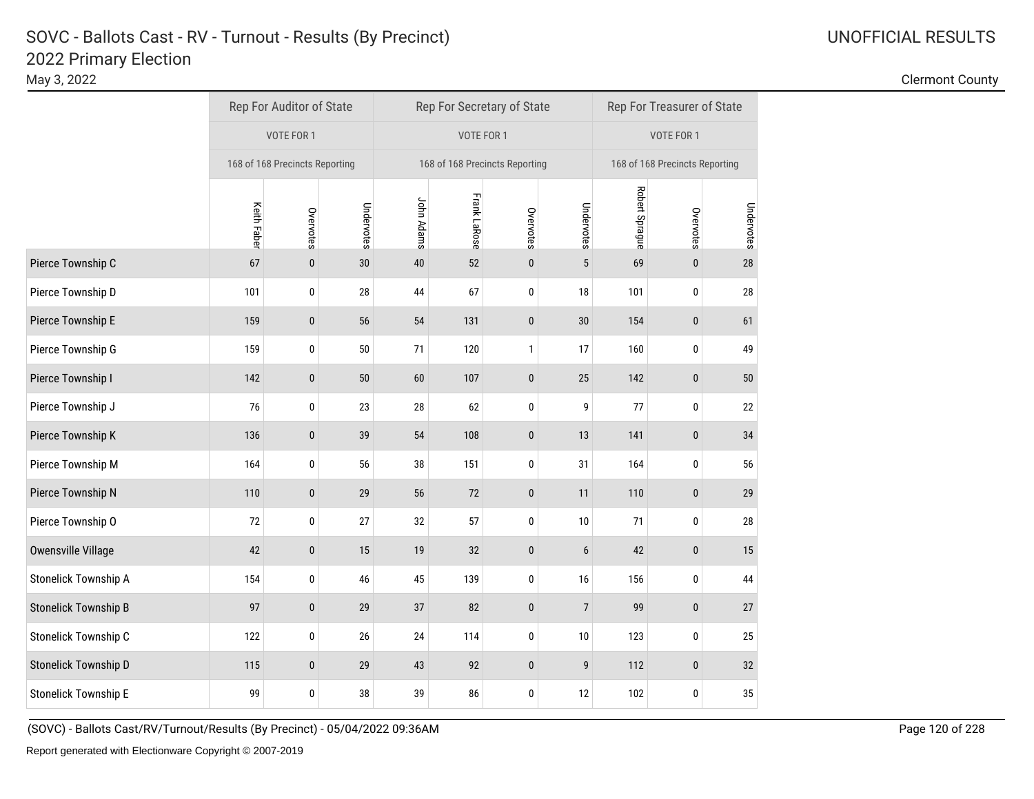# SOVC - Ballots Cast - RV - Turnout - Results (By Precinct)
## 2022 Primary Election

May 3, 2022

UNOFFICIAL RESULTS

Clermont County

| | Rep For Auditor of State | | | Rep For Secretary of State | | | | Rep For Treasurer of State | | |
|---|---|---|---|---|---|---|---|---|---|---|
| | VOTE FOR 1 | | | VOTE FOR 1 | | | | VOTE FOR 1 | | |
| | 168 of 168 Precincts Reporting | | | 168 of 168 Precincts Reporting | | | | 168 of 168 Precincts Reporting | | |
| | Keith Faber | Overvotes | Undervotes | John Adams | Frank LaRose | Overvotes | Undervotes | Robert Sprague | Overvotes | Undervotes |
| Pierce Township C | 67 | 0 | 30 | 40 | 52 | 0 | 5 | 69 | 0 | 28 |
| Pierce Township D | 101 | 0 | 28 | 44 | 67 | 0 | 18 | 101 | 0 | 28 |
| Pierce Township E | 159 | 0 | 56 | 54 | 131 | 0 | 30 | 154 | 0 | 61 |
| Pierce Township G | 159 | 0 | 50 | 71 | 120 | 1 | 17 | 160 | 0 | 49 |
| Pierce Township I | 142 | 0 | 50 | 60 | 107 | 0 | 25 | 142 | 0 | 50 |
| Pierce Township J | 76 | 0 | 23 | 28 | 62 | 0 | 9 | 77 | 0 | 22 |
| Pierce Township K | 136 | 0 | 39 | 54 | 108 | 0 | 13 | 141 | 0 | 34 |
| Pierce Township M | 164 | 0 | 56 | 38 | 151 | 0 | 31 | 164 | 0 | 56 |
| Pierce Township N | 110 | 0 | 29 | 56 | 72 | 0 | 11 | 110 | 0 | 29 |
| Pierce Township O | 72 | 0 | 27 | 32 | 57 | 0 | 10 | 71 | 0 | 28 |
| Owensville Village | 42 | 0 | 15 | 19 | 32 | 0 | 6 | 42 | 0 | 15 |
| Stonelick Township A | 154 | 0 | 46 | 45 | 139 | 0 | 16 | 156 | 0 | 44 |
| Stonelick Township B | 97 | 0 | 29 | 37 | 82 | 0 | 7 | 99 | 0 | 27 |
| Stonelick Township C | 122 | 0 | 26 | 24 | 114 | 0 | 10 | 123 | 0 | 25 |
| Stonelick Township D | 115 | 0 | 29 | 43 | 92 | 0 | 9 | 112 | 0 | 32 |
| Stonelick Township E | 99 | 0 | 38 | 39 | 86 | 0 | 12 | 102 | 0 | 35 |

(SOVC) - Ballots Cast/RV/Turnout/Results (By Precinct) - 05/04/2022 09:36AM

Report generated with Electionware Copyright © 2007-2019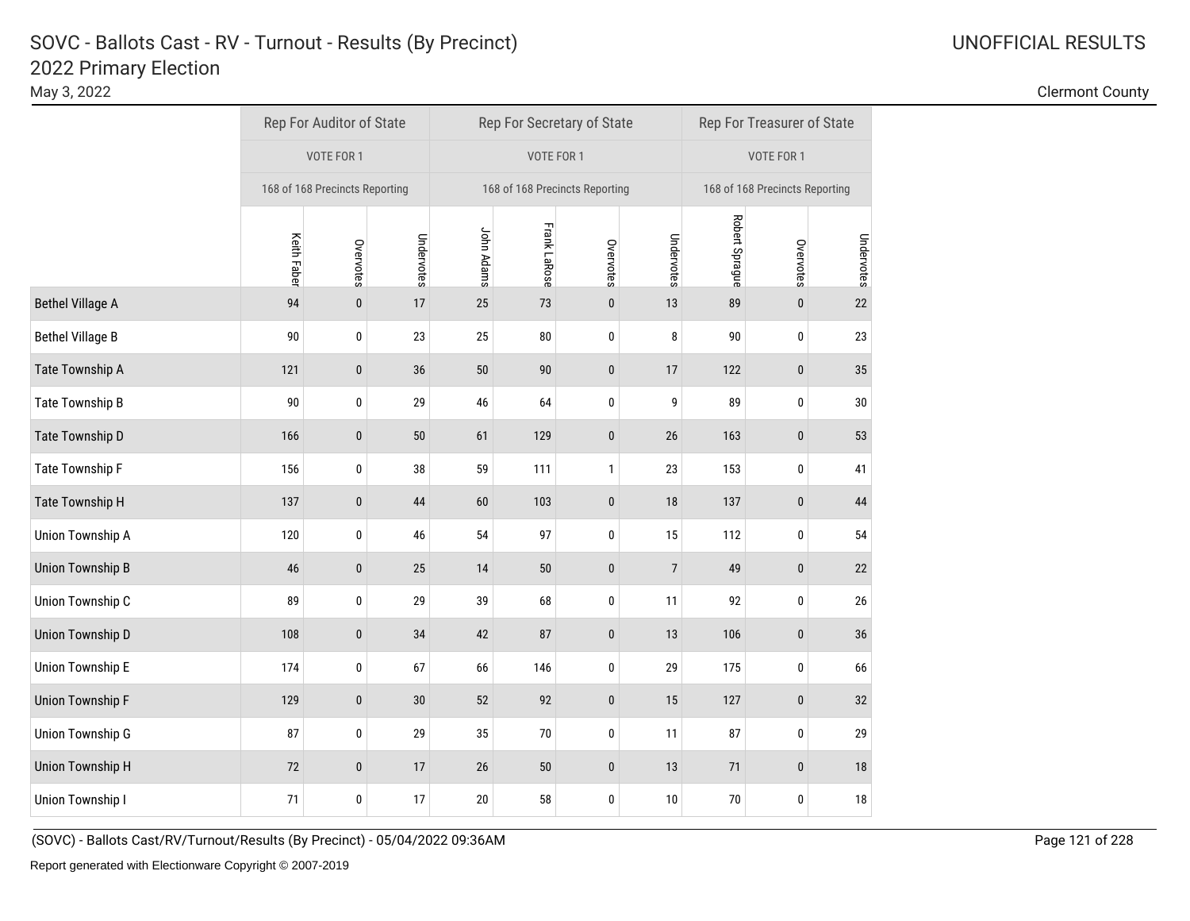# SOVC - Ballots Cast - RV - Turnout - Results (By Precinct)

## 2022 Primary Election

May 3, 2022

UNOFFICIAL RESULTS

Clermont County

| | Rep For Auditor of State | | | Rep For Secretary of State | | | | Rep For Treasurer of State | | |
|---|---|---|---|---|---|---|---|---|---|---|
| | VOTE FOR 1 | | | VOTE FOR 1 | | | | VOTE FOR 1 | | |
| | 168 of 168 Precincts Reporting | | | 168 of 168 Precincts Reporting | | | | 168 of 168 Precincts Reporting | | |
| | Keith Faber | Overvotes | Undervotes | John Adams | Frank LaRose | Overvotes | Undervotes | Robert Sprague | Overvotes | Undervotes |
| Bethel Village A | 94 | 0 | 17 | 25 | 73 | 0 | 13 | 89 | 0 | 22 |
| Bethel Village B | 90 | 0 | 23 | 25 | 80 | 0 | 8 | 90 | 0 | 23 |
| Tate Township A | 121 | 0 | 36 | 50 | 90 | 0 | 17 | 122 | 0 | 35 |
| Tate Township B | 90 | 0 | 29 | 46 | 64 | 0 | 9 | 89 | 0 | 30 |
| Tate Township D | 166 | 0 | 50 | 61 | 129 | 0 | 26 | 163 | 0 | 53 |
| Tate Township F | 156 | 0 | 38 | 59 | 111 | 1 | 23 | 153 | 0 | 41 |
| Tate Township H | 137 | 0 | 44 | 60 | 103 | 0 | 18 | 137 | 0 | 44 |
| Union Township A | 120 | 0 | 46 | 54 | 97 | 0 | 15 | 112 | 0 | 54 |
| Union Township B | 46 | 0 | 25 | 14 | 50 | 0 | 7 | 49 | 0 | 22 |
| Union Township C | 89 | 0 | 29 | 39 | 68 | 0 | 11 | 92 | 0 | 26 |
| Union Township D | 108 | 0 | 34 | 42 | 87 | 0 | 13 | 106 | 0 | 36 |
| Union Township E | 174 | 0 | 67 | 66 | 146 | 0 | 29 | 175 | 0 | 66 |
| Union Township F | 129 | 0 | 30 | 52 | 92 | 0 | 15 | 127 | 0 | 32 |
| Union Township G | 87 | 0 | 29 | 35 | 70 | 0 | 11 | 87 | 0 | 29 |
| Union Township H | 72 | 0 | 17 | 26 | 50 | 0 | 13 | 71 | 0 | 18 |
| Union Township I | 71 | 0 | 17 | 20 | 58 | 0 | 10 | 70 | 0 | 18 |

(SOVC) - Ballots Cast/RV/Turnout/Results (By Precinct) - 05/04/2022 09:36AM

Report generated with Electionware Copyright © 2007-2019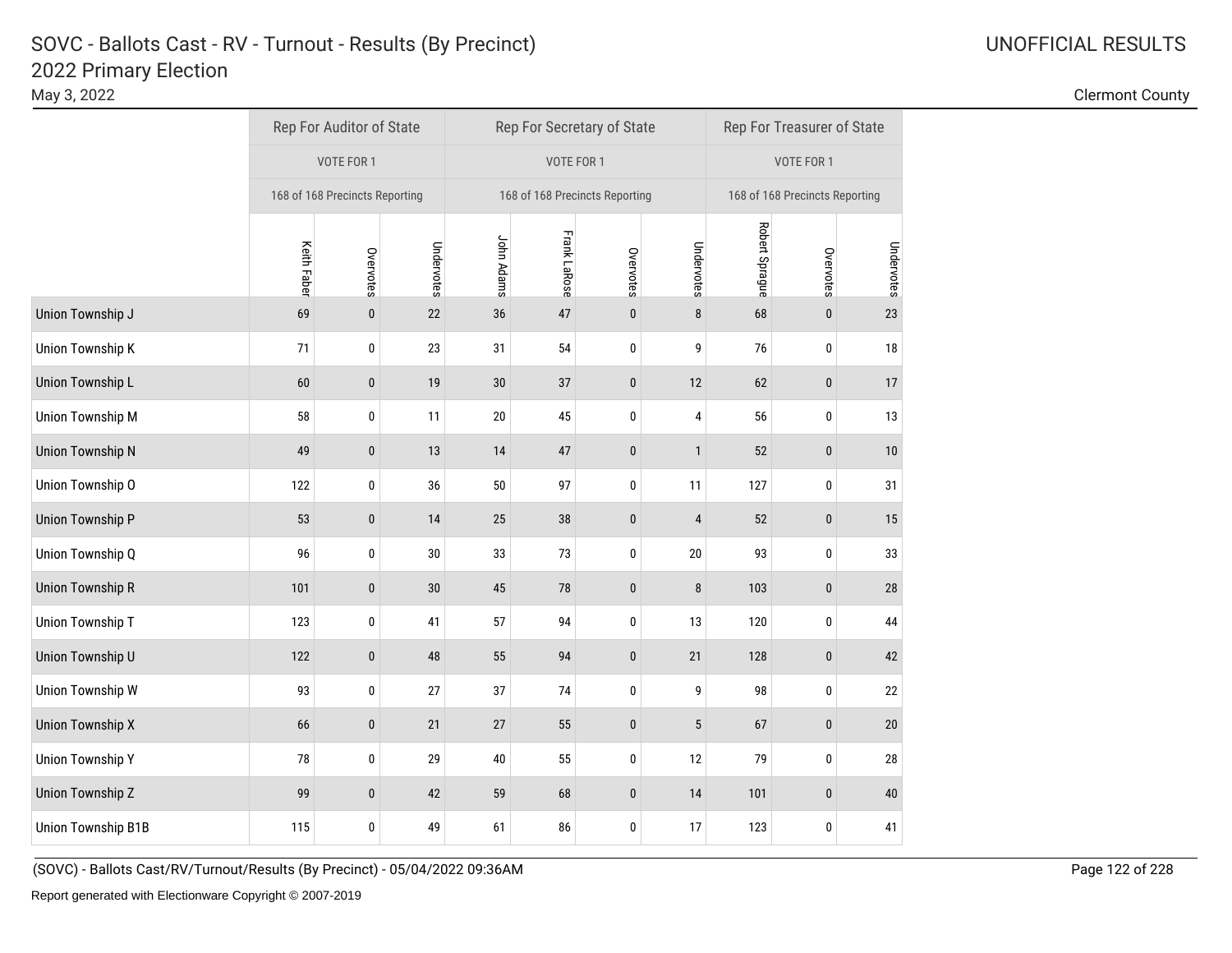# SOVC - Ballots Cast - RV - Turnout - Results (By Precinct)
## 2022 Primary Election

May 3, 2022

UNOFFICIAL RESULTS

Clermont County

| | Rep For Auditor of State | | | Rep For Secretary of State | | | | Rep For Treasurer of State | | |
|---|---|---|---|---|---|---|---|---|---|---|
| | VOTE FOR 1 | | | VOTE FOR 1 | | | | VOTE FOR 1 | | |
| | 168 of 168 Precincts Reporting | | | 168 of 168 Precincts Reporting | | | | 168 of 168 Precincts Reporting | | |
| | Keith Faber | Overvotes | Undervotes | John Adams | Frank LaRose | Overvotes | Undervotes | Robert Sprague | Overvotes | Undervotes |
| Union Township J | 69 | 0 | 22 | 36 | 47 | 0 | 8 | 68 | 0 | 23 |
| Union Township K | 71 | 0 | 23 | 31 | 54 | 0 | 9 | 76 | 0 | 18 |
| Union Township L | 60 | 0 | 19 | 30 | 37 | 0 | 12 | 62 | 0 | 17 |
| Union Township M | 58 | 0 | 11 | 20 | 45 | 0 | 4 | 56 | 0 | 13 |
| Union Township N | 49 | 0 | 13 | 14 | 47 | 0 | 1 | 52 | 0 | 10 |
| Union Township O | 122 | 0 | 36 | 50 | 97 | 0 | 11 | 127 | 0 | 31 |
| Union Township P | 53 | 0 | 14 | 25 | 38 | 0 | 4 | 52 | 0 | 15 |
| Union Township Q | 96 | 0 | 30 | 33 | 73 | 0 | 20 | 93 | 0 | 33 |
| Union Township R | 101 | 0 | 30 | 45 | 78 | 0 | 8 | 103 | 0 | 28 |
| Union Township T | 123 | 0 | 41 | 57 | 94 | 0 | 13 | 120 | 0 | 44 |
| Union Township U | 122 | 0 | 48 | 55 | 94 | 0 | 21 | 128 | 0 | 42 |
| Union Township W | 93 | 0 | 27 | 37 | 74 | 0 | 9 | 98 | 0 | 22 |
| Union Township X | 66 | 0 | 21 | 27 | 55 | 0 | 5 | 67 | 0 | 20 |
| Union Township Y | 78 | 0 | 29 | 40 | 55 | 0 | 12 | 79 | 0 | 28 |
| Union Township Z | 99 | 0 | 42 | 59 | 68 | 0 | 14 | 101 | 0 | 40 |
| Union Township B1B | 115 | 0 | 49 | 61 | 86 | 0 | 17 | 123 | 0 | 41 |

(SOVC) - Ballots Cast/RV/Turnout/Results (By Precinct) - 05/04/2022 09:36AM

Report generated with Electionware Copyright © 2007-2019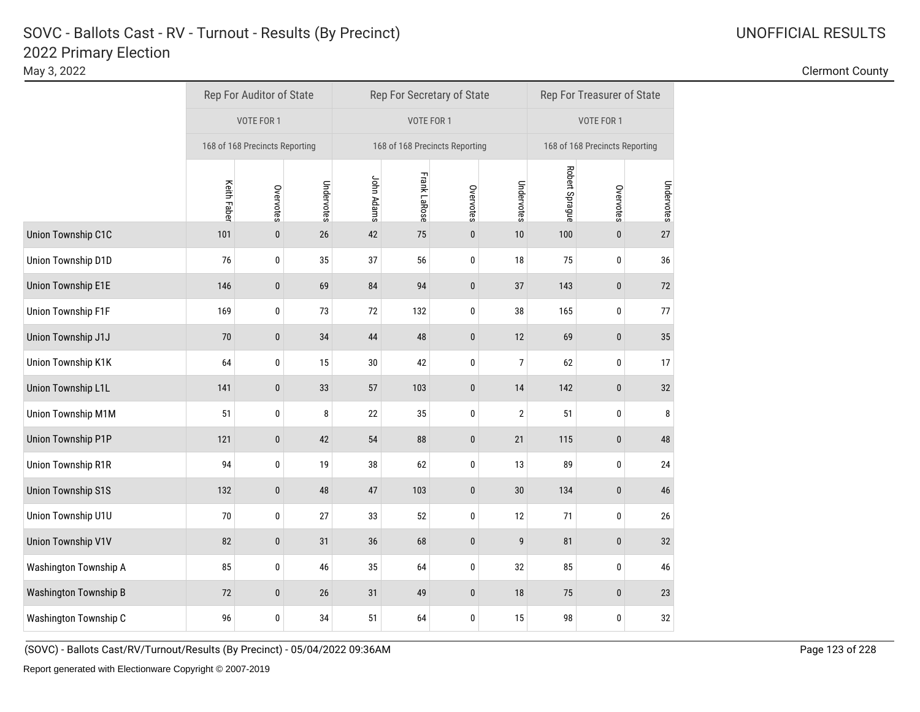# SOVC - Ballots Cast - RV - Turnout - Results (By Precinct)

## 2022 Primary Election

May 3, 2022

UNOFFICIAL RESULTS

Clermont County

| | Rep For Auditor of State | | | Rep For Secretary of State | | | | Rep For Treasurer of State | | |
|---|---|---|---|---|---|---|---|---|---|---|
| | VOTE FOR 1 | | | VOTE FOR 1 | | | | VOTE FOR 1 | | |
| | 168 of 168 Precincts Reporting | | | 168 of 168 Precincts Reporting | | | | 168 of 168 Precincts Reporting | | |
| | Keith Faber | Overvotes | Undervotes | John Adams | Frank LaRose | Overvotes | Undervotes | Robert Sprague | Overvotes | Undervotes |
| Union Township C1C | 101 | 0 | 26 | 42 | 75 | 0 | 10 | 100 | 0 | 27 |
| Union Township D1D | 76 | 0 | 35 | 37 | 56 | 0 | 18 | 75 | 0 | 36 |
| Union Township E1E | 146 | 0 | 69 | 84 | 94 | 0 | 37 | 143 | 0 | 72 |
| Union Township F1F | 169 | 0 | 73 | 72 | 132 | 0 | 38 | 165 | 0 | 77 |
| Union Township J1J | 70 | 0 | 34 | 44 | 48 | 0 | 12 | 69 | 0 | 35 |
| Union Township K1K | 64 | 0 | 15 | 30 | 42 | 0 | 7 | 62 | 0 | 17 |
| Union Township L1L | 141 | 0 | 33 | 57 | 103 | 0 | 14 | 142 | 0 | 32 |
| Union Township M1M | 51 | 0 | 8 | 22 | 35 | 0 | 2 | 51 | 0 | 8 |
| Union Township P1P | 121 | 0 | 42 | 54 | 88 | 0 | 21 | 115 | 0 | 48 |
| Union Township R1R | 94 | 0 | 19 | 38 | 62 | 0 | 13 | 89 | 0 | 24 |
| Union Township S1S | 132 | 0 | 48 | 47 | 103 | 0 | 30 | 134 | 0 | 46 |
| Union Township U1U | 70 | 0 | 27 | 33 | 52 | 0 | 12 | 71 | 0 | 26 |
| Union Township V1V | 82 | 0 | 31 | 36 | 68 | 0 | 9 | 81 | 0 | 32 |
| Washington Township A | 85 | 0 | 46 | 35 | 64 | 0 | 32 | 85 | 0 | 46 |
| Washington Township B | 72 | 0 | 26 | 31 | 49 | 0 | 18 | 75 | 0 | 23 |
| Washington Township C | 96 | 0 | 34 | 51 | 64 | 0 | 15 | 98 | 0 | 32 |

(SOVC) - Ballots Cast/RV/Turnout/Results (By Precinct) - 05/04/2022 09:36AM

Report generated with Electionware Copyright © 2007-2019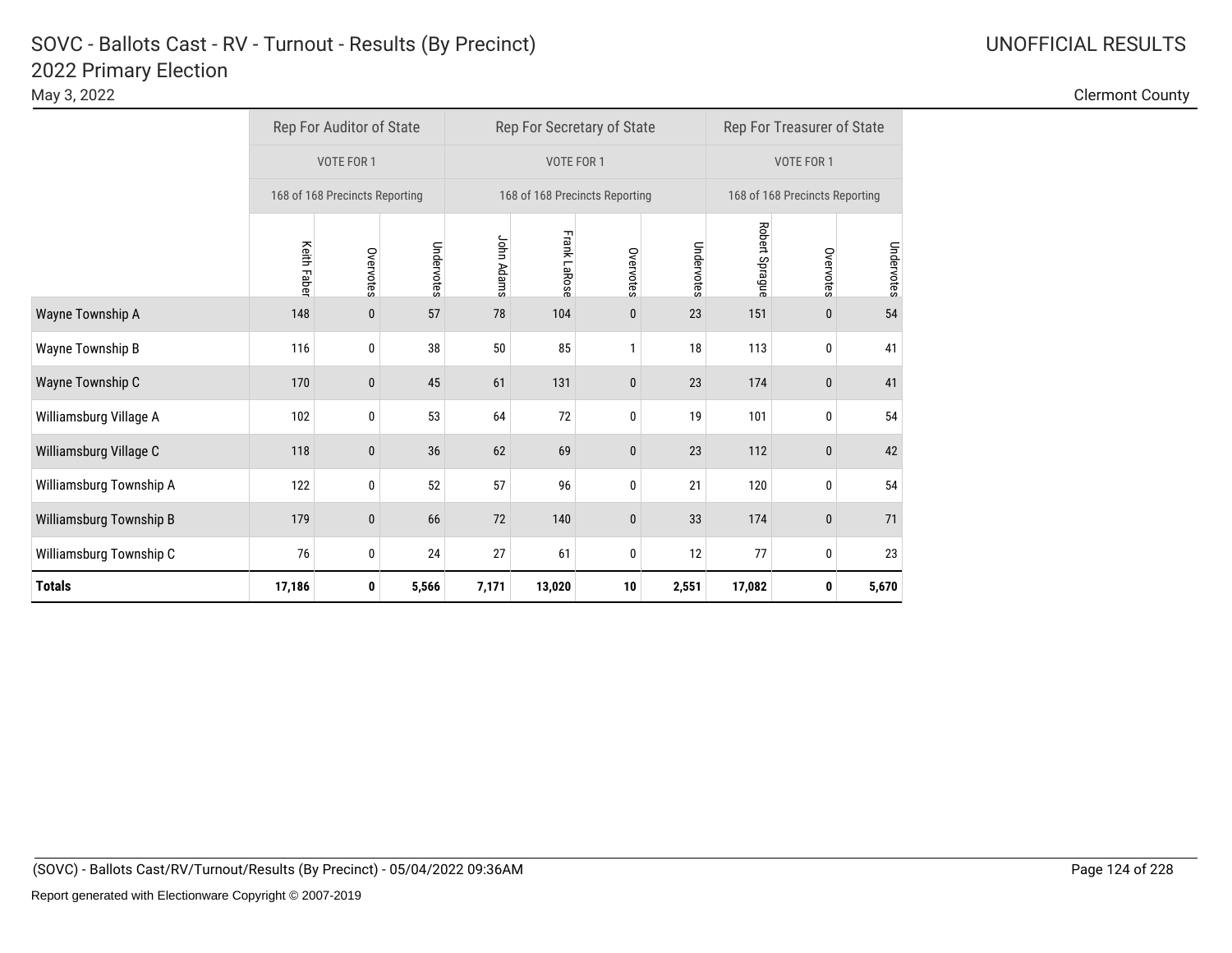# SOVC - Ballots Cast - RV - Turnout - Results (By Precinct)

## 2022 Primary Election

May 3, 2022

UNOFFICIAL RESULTS

Clermont County

| | Rep For Auditor of State | | | Rep For Secretary of State | | | | Rep For Treasurer of State | | |
|---|---|---|---|---|---|---|---|---|---|---|
| | VOTE FOR 1 | | | VOTE FOR 1 | | | | VOTE FOR 1 | | |
| | 168 of 168 Precincts Reporting | | | 168 of 168 Precincts Reporting | | | | 168 of 168 Precincts Reporting | | |
| | Keith Faber | Overvotes | Undervotes | John Adams | Frank LaRose | Overvotes | Undervotes | Robert Sprague | Overvotes | Undervotes |
| Wayne Township A | 148 | 0 | 57 | 78 | 104 | 0 | 23 | 151 | 0 | 54 |
| Wayne Township B | 116 | 0 | 38 | 50 | 85 | 1 | 18 | 113 | 0 | 41 |
| Wayne Township C | 170 | 0 | 45 | 61 | 131 | 0 | 23 | 174 | 0 | 41 |
| Williamsburg Village A | 102 | 0 | 53 | 64 | 72 | 0 | 19 | 101 | 0 | 54 |
| Williamsburg Village C | 118 | 0 | 36 | 62 | 69 | 0 | 23 | 112 | 0 | 42 |
| Williamsburg Township A | 122 | 0 | 52 | 57 | 96 | 0 | 21 | 120 | 0 | 54 |
| Williamsburg Township B | 179 | 0 | 66 | 72 | 140 | 0 | 33 | 174 | 0 | 71 |
| Williamsburg Township C | 76 | 0 | 24 | 27 | 61 | 0 | 12 | 77 | 0 | 23 |
| **Totals** | **17,186** | **0** | **5,566** | **7,171** | **13,020** | **10** | **2,551** | **17,082** | **0** | **5,670** |

(SOVC) - Ballots Cast/RV/Turnout/Results (By Precinct) - 05/04/2022 09:36AM

Report generated with Electionware Copyright © 2007-2019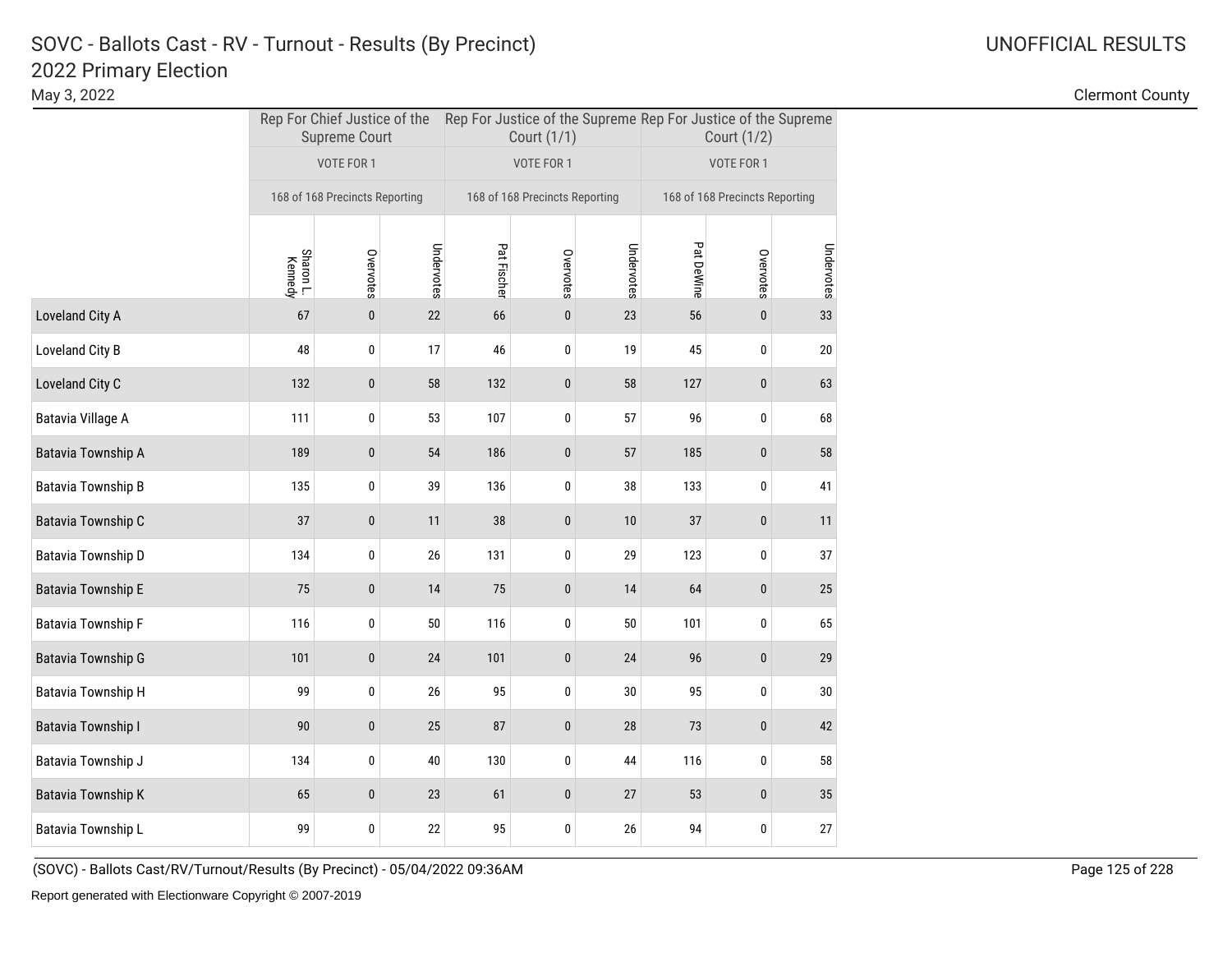# SOVC - Ballots Cast - RV - Turnout - Results (By Precinct)
## 2022 Primary Election

May 3, 2022

UNOFFICIAL RESULTS

Clermont County

| | Rep For Chief Justice of the Supreme Court | | | Rep For Justice of the Supreme Court (1/1) | | | Rep For Justice of the Supreme Court (1/2) | | |
|---|---|---|---|---|---|---|---|---|---|
| | VOTE FOR 1 | | | VOTE FOR 1 | | | VOTE FOR 1 | | |
| | 168 of 168 Precincts Reporting | | | 168 of 168 Precincts Reporting | | | 168 of 168 Precincts Reporting | | |
| | Sharon L. Kennedy | Overvotes | Undervotes | Pat Fischer | Overvotes | Undervotes | Pat DeWine | Overvotes | Undervotes |
| Loveland City A | 67 | 0 | 22 | 66 | 0 | 23 | 56 | 0 | 33 |
| Loveland City B | 48 | 0 | 17 | 46 | 0 | 19 | 45 | 0 | 20 |
| Loveland City C | 132 | 0 | 58 | 132 | 0 | 58 | 127 | 0 | 63 |
| Batavia Village A | 111 | 0 | 53 | 107 | 0 | 57 | 96 | 0 | 68 |
| Batavia Township A | 189 | 0 | 54 | 186 | 0 | 57 | 185 | 0 | 58 |
| Batavia Township B | 135 | 0 | 39 | 136 | 0 | 38 | 133 | 0 | 41 |
| Batavia Township C | 37 | 0 | 11 | 38 | 0 | 10 | 37 | 0 | 11 |
| Batavia Township D | 134 | 0 | 26 | 131 | 0 | 29 | 123 | 0 | 37 |
| Batavia Township E | 75 | 0 | 14 | 75 | 0 | 14 | 64 | 0 | 25 |
| Batavia Township F | 116 | 0 | 50 | 116 | 0 | 50 | 101 | 0 | 65 |
| Batavia Township G | 101 | 0 | 24 | 101 | 0 | 24 | 96 | 0 | 29 |
| Batavia Township H | 99 | 0 | 26 | 95 | 0 | 30 | 95 | 0 | 30 |
| Batavia Township I | 90 | 0 | 25 | 87 | 0 | 28 | 73 | 0 | 42 |
| Batavia Township J | 134 | 0 | 40 | 130 | 0 | 44 | 116 | 0 | 58 |
| Batavia Township K | 65 | 0 | 23 | 61 | 0 | 27 | 53 | 0 | 35 |
| Batavia Township L | 99 | 0 | 22 | 95 | 0 | 26 | 94 | 0 | 27 |

(SOVC) - Ballots Cast/RV/Turnout/Results (By Precinct) - 05/04/2022 09:36AM

Report generated with Electionware Copyright © 2007-2019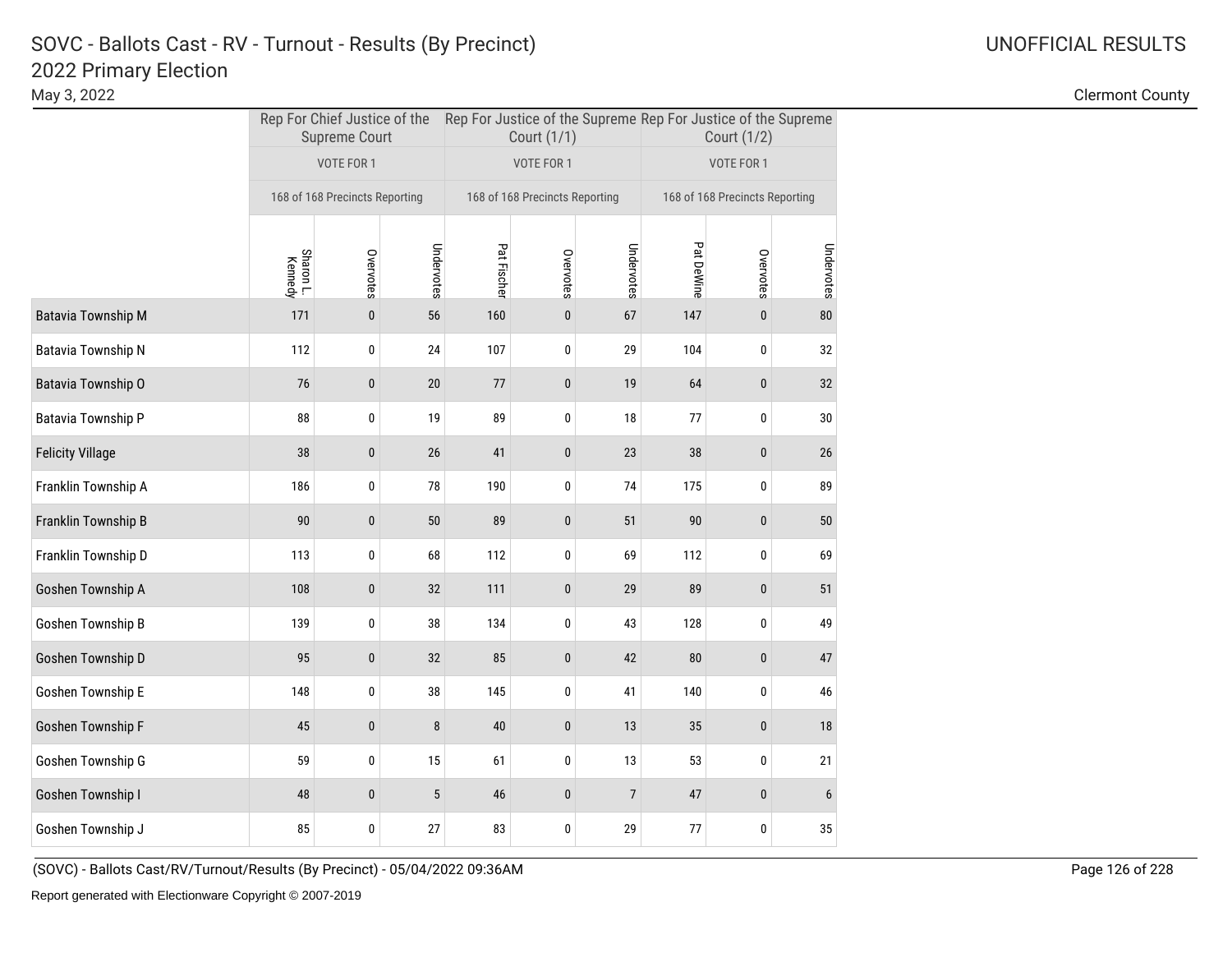# SOVC - Ballots Cast - RV - Turnout - Results (By Precinct)

## 2022 Primary Election

May 3, 2022

UNOFFICIAL RESULTS

Clermont County

| | Rep For Chief Justice of the Supreme Court | | | Rep For Justice of the Supreme Court (1/1) | | | Rep For Justice of the Supreme Court (1/2) | | |
|---|---|---|---|---|---|---|---|---|---|
| | VOTE FOR 1 | | | VOTE FOR 1 | | | VOTE FOR 1 | | |
| | 168 of 168 Precincts Reporting | | | 168 of 168 Precincts Reporting | | | 168 of 168 Precincts Reporting | | |
| | Sharon L. Kennedy | Overvotes | Undervotes | Pat Fischer | Overvotes | Undervotes | Pat DeWine | Overvotes | Undervotes |
| Batavia Township M | 171 | 0 | 56 | 160 | 0 | 67 | 147 | 0 | 80 |
| Batavia Township N | 112 | 0 | 24 | 107 | 0 | 29 | 104 | 0 | 32 |
| Batavia Township O | 76 | 0 | 20 | 77 | 0 | 19 | 64 | 0 | 32 |
| Batavia Township P | 88 | 0 | 19 | 89 | 0 | 18 | 77 | 0 | 30 |
| Felicity Village | 38 | 0 | 26 | 41 | 0 | 23 | 38 | 0 | 26 |
| Franklin Township A | 186 | 0 | 78 | 190 | 0 | 74 | 175 | 0 | 89 |
| Franklin Township B | 90 | 0 | 50 | 89 | 0 | 51 | 90 | 0 | 50 |
| Franklin Township D | 113 | 0 | 68 | 112 | 0 | 69 | 112 | 0 | 69 |
| Goshen Township A | 108 | 0 | 32 | 111 | 0 | 29 | 89 | 0 | 51 |
| Goshen Township B | 139 | 0 | 38 | 134 | 0 | 43 | 128 | 0 | 49 |
| Goshen Township D | 95 | 0 | 32 | 85 | 0 | 42 | 80 | 0 | 47 |
| Goshen Township E | 148 | 0 | 38 | 145 | 0 | 41 | 140 | 0 | 46 |
| Goshen Township F | 45 | 0 | 8 | 40 | 0 | 13 | 35 | 0 | 18 |
| Goshen Township G | 59 | 0 | 15 | 61 | 0 | 13 | 53 | 0 | 21 |
| Goshen Township I | 48 | 0 | 5 | 46 | 0 | 7 | 47 | 0 | 6 |
| Goshen Township J | 85 | 0 | 27 | 83 | 0 | 29 | 77 | 0 | 35 |

(SOVC) - Ballots Cast/RV/Turnout/Results (By Precinct) - 05/04/2022 09:36AM

Report generated with Electionware Copyright © 2007-2019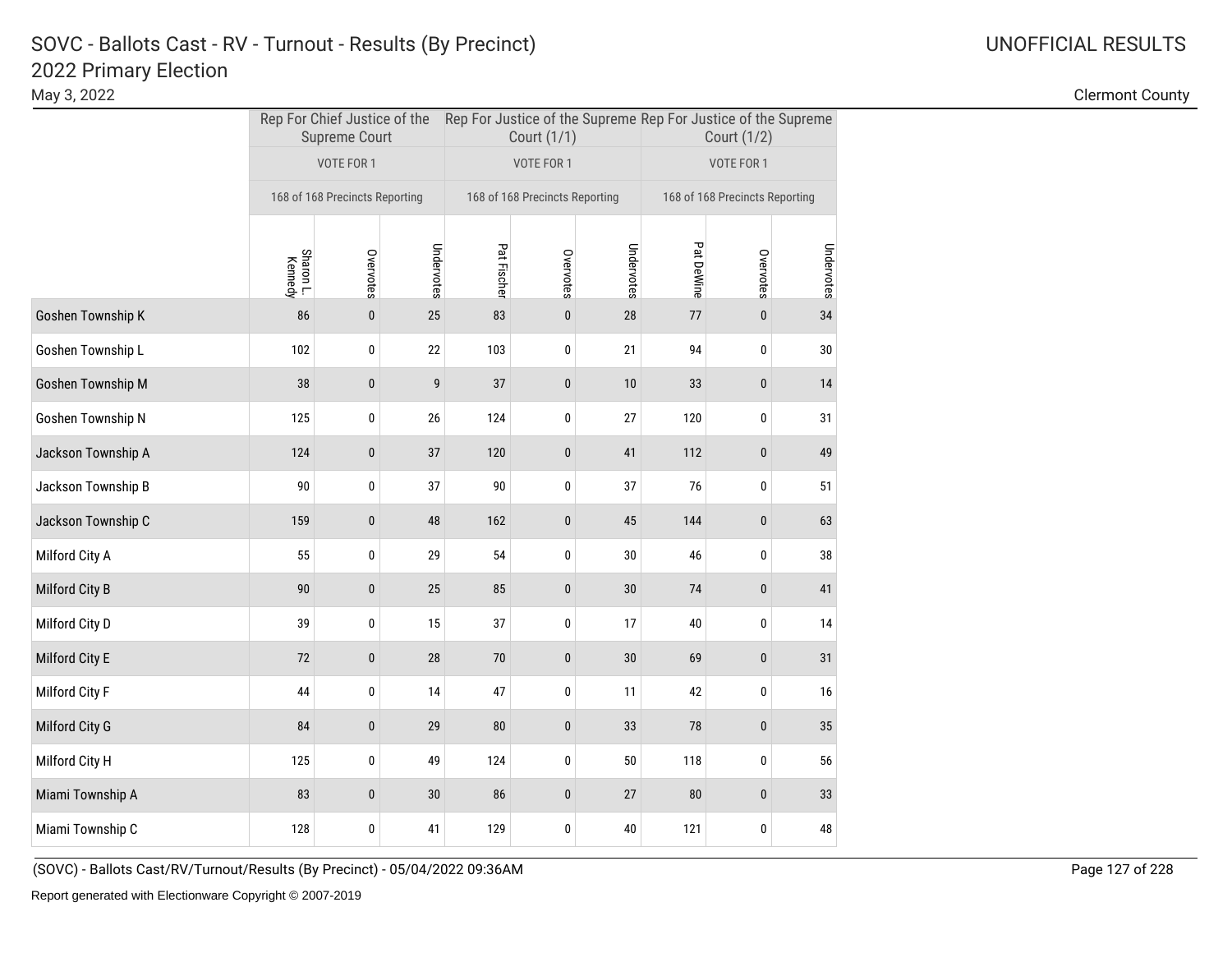# SOVC - Ballots Cast - RV - Turnout - Results (By Precinct)
## 2022 Primary Election

May 3, 2022

UNOFFICIAL RESULTS

Clermont County

| | Rep For Chief Justice of the Supreme Court | | | Rep For Justice of the Supreme Court (1/1) | | | Rep For Justice of the Supreme Court (1/2) | | |
|---|---|---|---|---|---|---|---|---|---|
| | VOTE FOR 1 | | | VOTE FOR 1 | | | VOTE FOR 1 | | |
| | 168 of 168 Precincts Reporting | | | 168 of 168 Precincts Reporting | | | 168 of 168 Precincts Reporting | | |
| | Sharon L. Kennedy | Overvotes | Undervotes | Pat Fischer | Overvotes | Undervotes | Pat DeWine | Overvotes | Undervotes |
| Goshen Township K | 86 | 0 | 25 | 83 | 0 | 28 | 77 | 0 | 34 |
| Goshen Township L | 102 | 0 | 22 | 103 | 0 | 21 | 94 | 0 | 30 |
| Goshen Township M | 38 | 0 | 9 | 37 | 0 | 10 | 33 | 0 | 14 |
| Goshen Township N | 125 | 0 | 26 | 124 | 0 | 27 | 120 | 0 | 31 |
| Jackson Township A | 124 | 0 | 37 | 120 | 0 | 41 | 112 | 0 | 49 |
| Jackson Township B | 90 | 0 | 37 | 90 | 0 | 37 | 76 | 0 | 51 |
| Jackson Township C | 159 | 0 | 48 | 162 | 0 | 45 | 144 | 0 | 63 |
| Milford City A | 55 | 0 | 29 | 54 | 0 | 30 | 46 | 0 | 38 |
| Milford City B | 90 | 0 | 25 | 85 | 0 | 30 | 74 | 0 | 41 |
| Milford City D | 39 | 0 | 15 | 37 | 0 | 17 | 40 | 0 | 14 |
| Milford City E | 72 | 0 | 28 | 70 | 0 | 30 | 69 | 0 | 31 |
| Milford City F | 44 | 0 | 14 | 47 | 0 | 11 | 42 | 0 | 16 |
| Milford City G | 84 | 0 | 29 | 80 | 0 | 33 | 78 | 0 | 35 |
| Milford City H | 125 | 0 | 49 | 124 | 0 | 50 | 118 | 0 | 56 |
| Miami Township A | 83 | 0 | 30 | 86 | 0 | 27 | 80 | 0 | 33 |
| Miami Township C | 128 | 0 | 41 | 129 | 0 | 40 | 121 | 0 | 48 |

(SOVC) - Ballots Cast/RV/Turnout/Results (By Precinct) - 05/04/2022 09:36AM

Report generated with Electionware Copyright © 2007-2019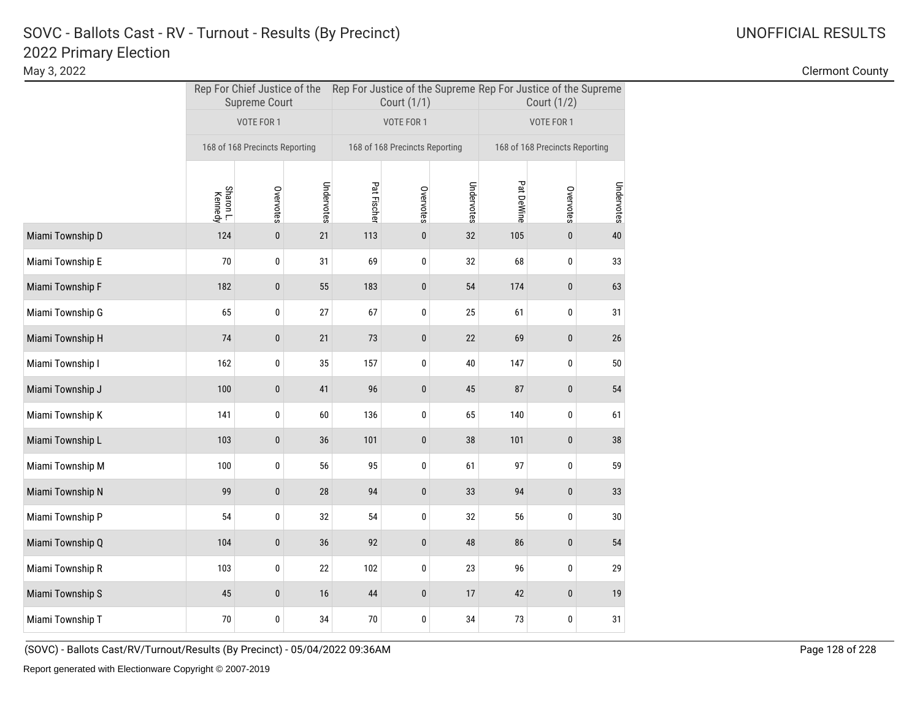# SOVC - Ballots Cast - RV - Turnout - Results (By Precinct)
## 2022 Primary Election

May 3, 2022

UNOFFICIAL RESULTS

Clermont County

| | Rep For Chief Justice of the Supreme Court | | | Rep For Justice of the Supreme Court (1/1) | | | Rep For Justice of the Supreme Court (1/2) | | |
|---|---|---|---|---|---|---|---|---|---|
| | VOTE FOR 1 | | | VOTE FOR 1 | | | VOTE FOR 1 | | |
| | 168 of 168 Precincts Reporting | | | 168 of 168 Precincts Reporting | | | 168 of 168 Precincts Reporting | | |
| | Sharon L. Kennedy | Overvotes | Undervotes | Pat Fischer | Overvotes | Undervotes | Pat DeWine | Overvotes | Undervotes |
| Miami Township D | 124 | 0 | 21 | 113 | 0 | 32 | 105 | 0 | 40 |
| Miami Township E | 70 | 0 | 31 | 69 | 0 | 32 | 68 | 0 | 33 |
| Miami Township F | 182 | 0 | 55 | 183 | 0 | 54 | 174 | 0 | 63 |
| Miami Township G | 65 | 0 | 27 | 67 | 0 | 25 | 61 | 0 | 31 |
| Miami Township H | 74 | 0 | 21 | 73 | 0 | 22 | 69 | 0 | 26 |
| Miami Township I | 162 | 0 | 35 | 157 | 0 | 40 | 147 | 0 | 50 |
| Miami Township J | 100 | 0 | 41 | 96 | 0 | 45 | 87 | 0 | 54 |
| Miami Township K | 141 | 0 | 60 | 136 | 0 | 65 | 140 | 0 | 61 |
| Miami Township L | 103 | 0 | 36 | 101 | 0 | 38 | 101 | 0 | 38 |
| Miami Township M | 100 | 0 | 56 | 95 | 0 | 61 | 97 | 0 | 59 |
| Miami Township N | 99 | 0 | 28 | 94 | 0 | 33 | 94 | 0 | 33 |
| Miami Township P | 54 | 0 | 32 | 54 | 0 | 32 | 56 | 0 | 30 |
| Miami Township Q | 104 | 0 | 36 | 92 | 0 | 48 | 86 | 0 | 54 |
| Miami Township R | 103 | 0 | 22 | 102 | 0 | 23 | 96 | 0 | 29 |
| Miami Township S | 45 | 0 | 16 | 44 | 0 | 17 | 42 | 0 | 19 |
| Miami Township T | 70 | 0 | 34 | 70 | 0 | 34 | 73 | 0 | 31 |

(SOVC) - Ballots Cast/RV/Turnout/Results (By Precinct) - 05/04/2022 09:36AM

Report generated with Electionware Copyright © 2007-2019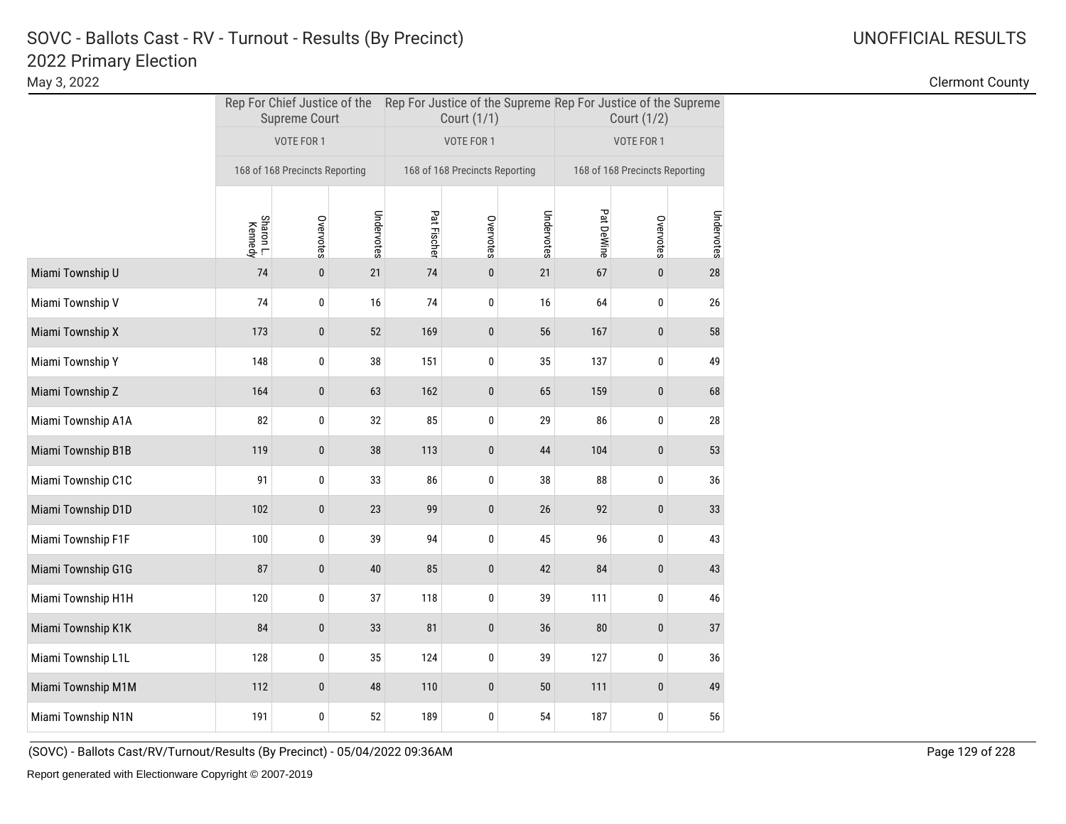# SOVC - Ballots Cast - RV - Turnout - Results (By Precinct)

## 2022 Primary Election

May 3, 2022

UNOFFICIAL RESULTS

Clermont County

| | Rep For Chief Justice of the Supreme Court | | | Rep For Justice of the Supreme Court (1/1) | | | Rep For Justice of the Supreme Court (1/2) | | |
|---|---|---|---|---|---|---|---|---|---|
| | VOTE FOR 1 | | | VOTE FOR 1 | | | VOTE FOR 1 | | |
| | 168 of 168 Precincts Reporting | | | 168 of 168 Precincts Reporting | | | 168 of 168 Precincts Reporting | | |
| | Sharon L. Kennedy | Overvotes | Undervotes | Pat Fischer | Overvotes | Undervotes | Pat DeWine | Overvotes | Undervotes |
| Miami Township U | 74 | 0 | 21 | 74 | 0 | 21 | 67 | 0 | 28 |
| Miami Township V | 74 | 0 | 16 | 74 | 0 | 16 | 64 | 0 | 26 |
| Miami Township X | 173 | 0 | 52 | 169 | 0 | 56 | 167 | 0 | 58 |
| Miami Township Y | 148 | 0 | 38 | 151 | 0 | 35 | 137 | 0 | 49 |
| Miami Township Z | 164 | 0 | 63 | 162 | 0 | 65 | 159 | 0 | 68 |
| Miami Township A1A | 82 | 0 | 32 | 85 | 0 | 29 | 86 | 0 | 28 |
| Miami Township B1B | 119 | 0 | 38 | 113 | 0 | 44 | 104 | 0 | 53 |
| Miami Township C1C | 91 | 0 | 33 | 86 | 0 | 38 | 88 | 0 | 36 |
| Miami Township D1D | 102 | 0 | 23 | 99 | 0 | 26 | 92 | 0 | 33 |
| Miami Township F1F | 100 | 0 | 39 | 94 | 0 | 45 | 96 | 0 | 43 |
| Miami Township G1G | 87 | 0 | 40 | 85 | 0 | 42 | 84 | 0 | 43 |
| Miami Township H1H | 120 | 0 | 37 | 118 | 0 | 39 | 111 | 0 | 46 |
| Miami Township K1K | 84 | 0 | 33 | 81 | 0 | 36 | 80 | 0 | 37 |
| Miami Township L1L | 128 | 0 | 35 | 124 | 0 | 39 | 127 | 0 | 36 |
| Miami Township M1M | 112 | 0 | 48 | 110 | 0 | 50 | 111 | 0 | 49 |
| Miami Township N1N | 191 | 0 | 52 | 189 | 0 | 54 | 187 | 0 | 56 |

(SOVC) - Ballots Cast/RV/Turnout/Results (By Precinct) - 05/04/2022 09:36AM

Report generated with Electionware Copyright © 2007-2019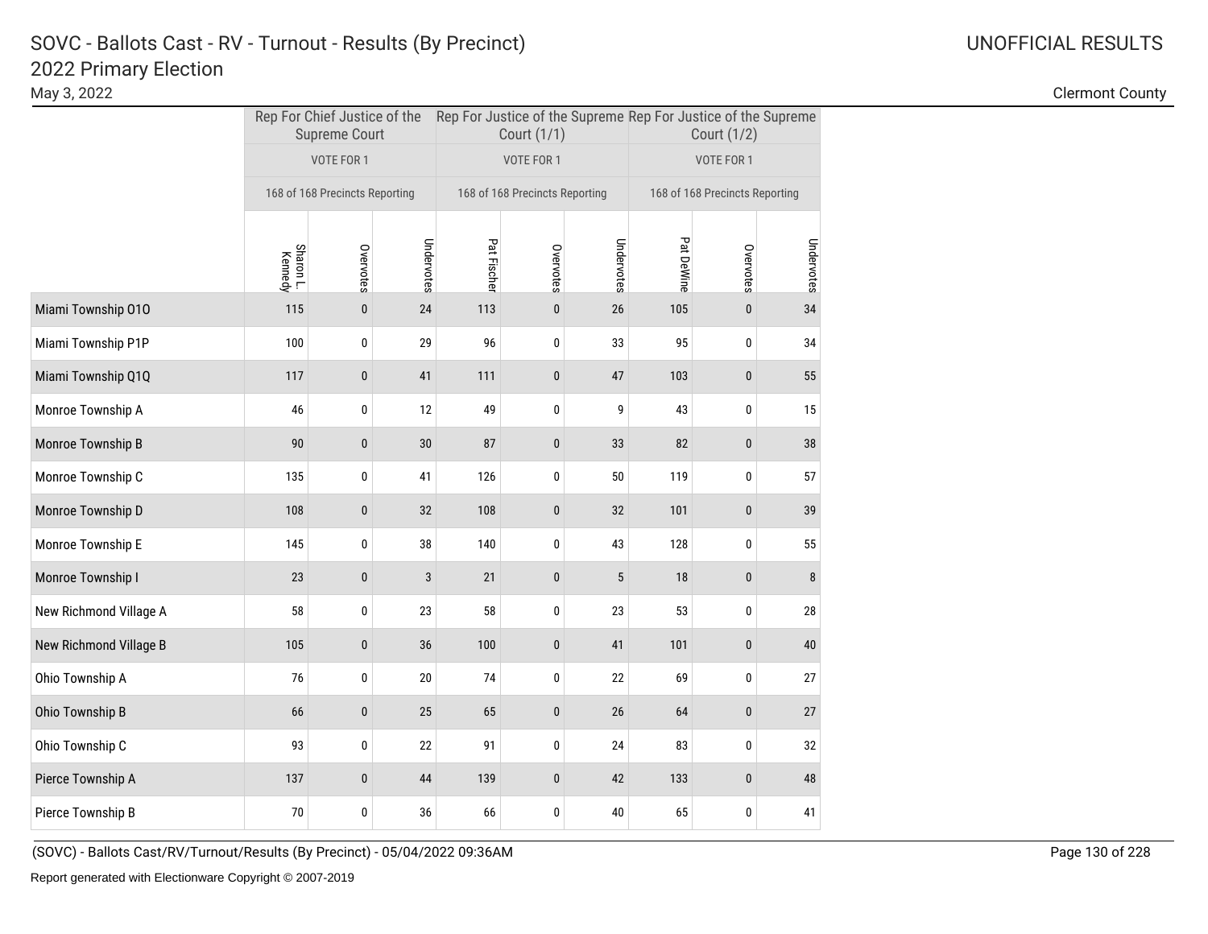# SOVC - Ballots Cast - RV - Turnout - Results (By Precinct)

## 2022 Primary Election

May 3, 2022

UNOFFICIAL RESULTS

Clermont County

| | Rep For Chief Justice of the Supreme Court | | | Rep For Justice of the Supreme Court (1/1) | | | Rep For Justice of the Supreme Court (1/2) | | |
|---|---|---|---|---|---|---|---|---|---|
| | VOTE FOR 1 | | | VOTE FOR 1 | | | VOTE FOR 1 | | |
| | 168 of 168 Precincts Reporting | | | 168 of 168 Precincts Reporting | | | 168 of 168 Precincts Reporting | | |
| | Sharon L. Kennedy | Overvotes | Undervotes | Pat Fischer | Overvotes | Undervotes | Pat DeWine | Overvotes | Undervotes |
| Miami Township O1O | 115 | 0 | 24 | 113 | 0 | 26 | 105 | 0 | 34 |
| Miami Township P1P | 100 | 0 | 29 | 96 | 0 | 33 | 95 | 0 | 34 |
| Miami Township Q1Q | 117 | 0 | 41 | 111 | 0 | 47 | 103 | 0 | 55 |
| Monroe Township A | 46 | 0 | 12 | 49 | 0 | 9 | 43 | 0 | 15 |
| Monroe Township B | 90 | 0 | 30 | 87 | 0 | 33 | 82 | 0 | 38 |
| Monroe Township C | 135 | 0 | 41 | 126 | 0 | 50 | 119 | 0 | 57 |
| Monroe Township D | 108 | 0 | 32 | 108 | 0 | 32 | 101 | 0 | 39 |
| Monroe Township E | 145 | 0 | 38 | 140 | 0 | 43 | 128 | 0 | 55 |
| Monroe Township I | 23 | 0 | 3 | 21 | 0 | 5 | 18 | 0 | 8 |
| New Richmond Village A | 58 | 0 | 23 | 58 | 0 | 23 | 53 | 0 | 28 |
| New Richmond Village B | 105 | 0 | 36 | 100 | 0 | 41 | 101 | 0 | 40 |
| Ohio Township A | 76 | 0 | 20 | 74 | 0 | 22 | 69 | 0 | 27 |
| Ohio Township B | 66 | 0 | 25 | 65 | 0 | 26 | 64 | 0 | 27 |
| Ohio Township C | 93 | 0 | 22 | 91 | 0 | 24 | 83 | 0 | 32 |
| Pierce Township A | 137 | 0 | 44 | 139 | 0 | 42 | 133 | 0 | 48 |
| Pierce Township B | 70 | 0 | 36 | 66 | 0 | 40 | 65 | 0 | 41 |

(SOVC) - Ballots Cast/RV/Turnout/Results (By Precinct) - 05/04/2022 09:36AM

Report generated with Electionware Copyright © 2007-2019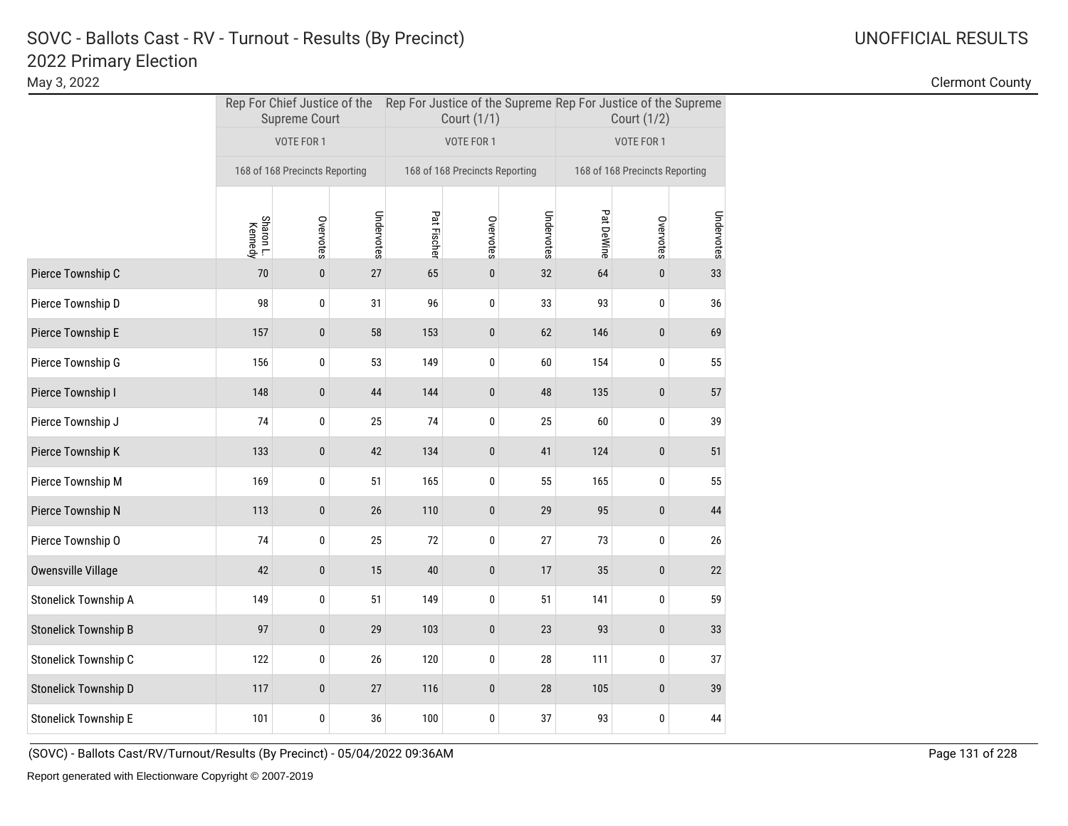# SOVC - Ballots Cast - RV - Turnout - Results (By Precinct)

## 2022 Primary Election

May 3, 2022

UNOFFICIAL RESULTS

Clermont County

| | Rep For Chief Justice of the Supreme Court | | | Rep For Justice of the Supreme Court (1/1) | | | Rep For Justice of the Supreme Court (1/2) | | |
|---|---|---|---|---|---|---|---|---|---|
| | VOTE FOR 1 | | | VOTE FOR 1 | | | VOTE FOR 1 | | |
| | 168 of 168 Precincts Reporting | | | 168 of 168 Precincts Reporting | | | 168 of 168 Precincts Reporting | | |
| | Sharon L. Kennedy | Overvotes | Undervotes | Pat Fischer | Overvotes | Undervotes | Pat DeWine | Overvotes | Undervotes |
| Pierce Township C | 70 | 0 | 27 | 65 | 0 | 32 | 64 | 0 | 33 |
| Pierce Township D | 98 | 0 | 31 | 96 | 0 | 33 | 93 | 0 | 36 |
| Pierce Township E | 157 | 0 | 58 | 153 | 0 | 62 | 146 | 0 | 69 |
| Pierce Township G | 156 | 0 | 53 | 149 | 0 | 60 | 154 | 0 | 55 |
| Pierce Township I | 148 | 0 | 44 | 144 | 0 | 48 | 135 | 0 | 57 |
| Pierce Township J | 74 | 0 | 25 | 74 | 0 | 25 | 60 | 0 | 39 |
| Pierce Township K | 133 | 0 | 42 | 134 | 0 | 41 | 124 | 0 | 51 |
| Pierce Township M | 169 | 0 | 51 | 165 | 0 | 55 | 165 | 0 | 55 |
| Pierce Township N | 113 | 0 | 26 | 110 | 0 | 29 | 95 | 0 | 44 |
| Pierce Township O | 74 | 0 | 25 | 72 | 0 | 27 | 73 | 0 | 26 |
| Owensville Village | 42 | 0 | 15 | 40 | 0 | 17 | 35 | 0 | 22 |
| Stonelick Township A | 149 | 0 | 51 | 149 | 0 | 51 | 141 | 0 | 59 |
| Stonelick Township B | 97 | 0 | 29 | 103 | 0 | 23 | 93 | 0 | 33 |
| Stonelick Township C | 122 | 0 | 26 | 120 | 0 | 28 | 111 | 0 | 37 |
| Stonelick Township D | 117 | 0 | 27 | 116 | 0 | 28 | 105 | 0 | 39 |
| Stonelick Township E | 101 | 0 | 36 | 100 | 0 | 37 | 93 | 0 | 44 |

(SOVC) - Ballots Cast/RV/Turnout/Results (By Precinct) - 05/04/2022 09:36AM

Report generated with Electionware Copyright © 2007-2019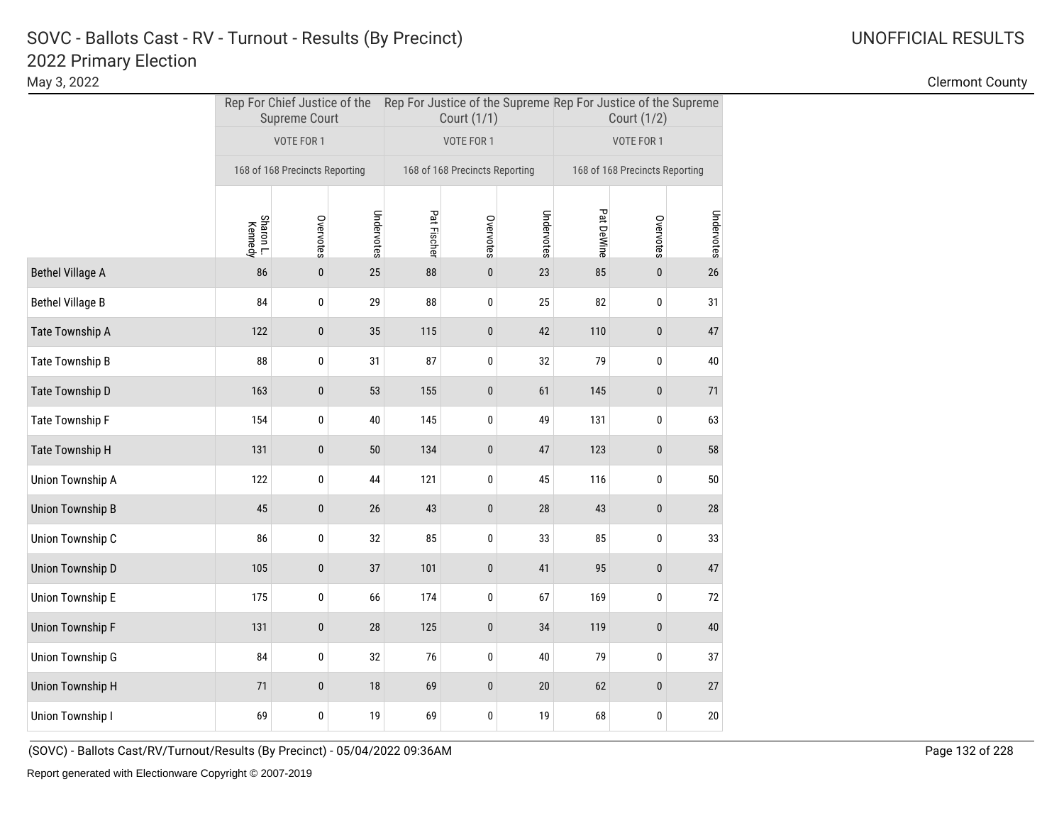# SOVC - Ballots Cast - RV - Turnout - Results (By Precinct)

## 2022 Primary Election

May 3, 2022

UNOFFICIAL RESULTS

Clermont County

| | Rep For Chief Justice of the Supreme Court | | | Rep For Justice of the Supreme Court (1/1) | | | Rep For Justice of the Supreme Court (1/2) | | |
|---|---|---|---|---|---|---|---|---|---|
| | VOTE FOR 1 | | | VOTE FOR 1 | | | VOTE FOR 1 | | |
| | 168 of 168 Precincts Reporting | | | 168 of 168 Precincts Reporting | | | 168 of 168 Precincts Reporting | | |
| | Sharon L. Kennedy | Overvotes | Undervotes | Pat Fischer | Overvotes | Undervotes | Pat DeWine | Overvotes | Undervotes |
| Bethel Village A | 86 | 0 | 25 | 88 | 0 | 23 | 85 | 0 | 26 |
| Bethel Village B | 84 | 0 | 29 | 88 | 0 | 25 | 82 | 0 | 31 |
| Tate Township A | 122 | 0 | 35 | 115 | 0 | 42 | 110 | 0 | 47 |
| Tate Township B | 88 | 0 | 31 | 87 | 0 | 32 | 79 | 0 | 40 |
| Tate Township D | 163 | 0 | 53 | 155 | 0 | 61 | 145 | 0 | 71 |
| Tate Township F | 154 | 0 | 40 | 145 | 0 | 49 | 131 | 0 | 63 |
| Tate Township H | 131 | 0 | 50 | 134 | 0 | 47 | 123 | 0 | 58 |
| Union Township A | 122 | 0 | 44 | 121 | 0 | 45 | 116 | 0 | 50 |
| Union Township B | 45 | 0 | 26 | 43 | 0 | 28 | 43 | 0 | 28 |
| Union Township C | 86 | 0 | 32 | 85 | 0 | 33 | 85 | 0 | 33 |
| Union Township D | 105 | 0 | 37 | 101 | 0 | 41 | 95 | 0 | 47 |
| Union Township E | 175 | 0 | 66 | 174 | 0 | 67 | 169 | 0 | 72 |
| Union Township F | 131 | 0 | 28 | 125 | 0 | 34 | 119 | 0 | 40 |
| Union Township G | 84 | 0 | 32 | 76 | 0 | 40 | 79 | 0 | 37 |
| Union Township H | 71 | 0 | 18 | 69 | 0 | 20 | 62 | 0 | 27 |
| Union Township I | 69 | 0 | 19 | 69 | 0 | 19 | 68 | 0 | 20 |

(SOVC) - Ballots Cast/RV/Turnout/Results (By Precinct) - 05/04/2022 09:36AM

Report generated with Electionware Copyright © 2007-2019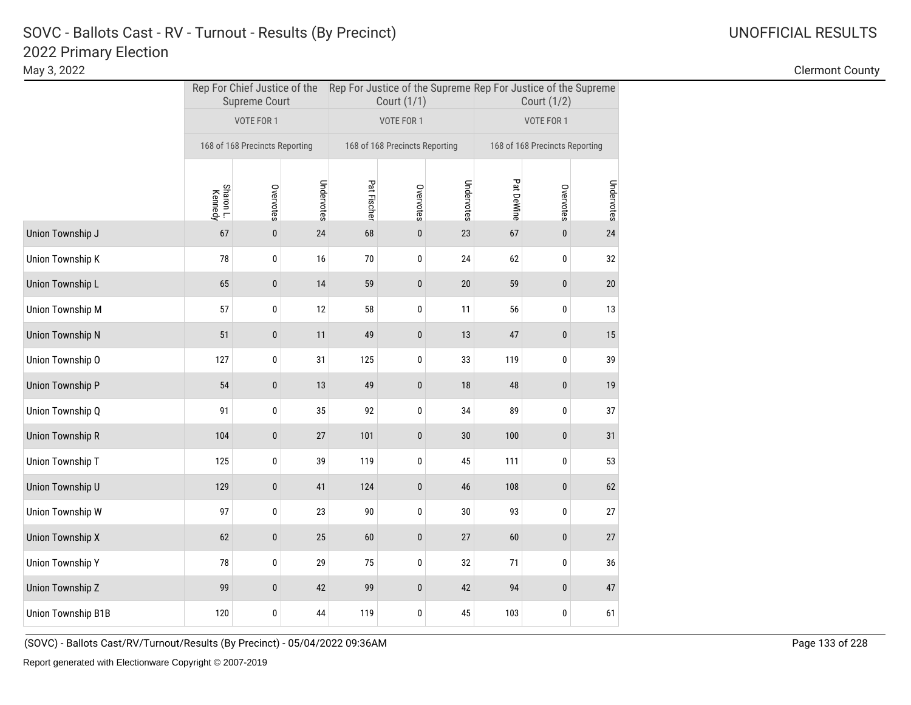# SOVC - Ballots Cast - RV - Turnout - Results (By Precinct)

## 2022 Primary Election

May 3, 2022

UNOFFICIAL RESULTS

Clermont County

| | Rep For Chief Justice of the Supreme Court | | | Rep For Justice of the Supreme Court (1/1) | | | Rep For Justice of the Supreme Court (1/2) | | |
|---|---|---|---|---|---|---|---|---|---|
| | VOTE FOR 1 | | | VOTE FOR 1 | | | VOTE FOR 1 | | |
| | 168 of 168 Precincts Reporting | | | 168 of 168 Precincts Reporting | | | 168 of 168 Precincts Reporting | | |
| | Sharon L. Kennedy | Overvotes | Undervotes | Pat Fischer | Overvotes | Undervotes | Pat DeWine | Overvotes | Undervotes |
| Union Township J | 67 | 0 | 24 | 68 | 0 | 23 | 67 | 0 | 24 |
| Union Township K | 78 | 0 | 16 | 70 | 0 | 24 | 62 | 0 | 32 |
| Union Township L | 65 | 0 | 14 | 59 | 0 | 20 | 59 | 0 | 20 |
| Union Township M | 57 | 0 | 12 | 58 | 0 | 11 | 56 | 0 | 13 |
| Union Township N | 51 | 0 | 11 | 49 | 0 | 13 | 47 | 0 | 15 |
| Union Township O | 127 | 0 | 31 | 125 | 0 | 33 | 119 | 0 | 39 |
| Union Township P | 54 | 0 | 13 | 49 | 0 | 18 | 48 | 0 | 19 |
| Union Township Q | 91 | 0 | 35 | 92 | 0 | 34 | 89 | 0 | 37 |
| Union Township R | 104 | 0 | 27 | 101 | 0 | 30 | 100 | 0 | 31 |
| Union Township T | 125 | 0 | 39 | 119 | 0 | 45 | 111 | 0 | 53 |
| Union Township U | 129 | 0 | 41 | 124 | 0 | 46 | 108 | 0 | 62 |
| Union Township W | 97 | 0 | 23 | 90 | 0 | 30 | 93 | 0 | 27 |
| Union Township X | 62 | 0 | 25 | 60 | 0 | 27 | 60 | 0 | 27 |
| Union Township Y | 78 | 0 | 29 | 75 | 0 | 32 | 71 | 0 | 36 |
| Union Township Z | 99 | 0 | 42 | 99 | 0 | 42 | 94 | 0 | 47 |
| Union Township B1B | 120 | 0 | 44 | 119 | 0 | 45 | 103 | 0 | 61 |

(SOVC) - Ballots Cast/RV/Turnout/Results (By Precinct) - 05/04/2022 09:36AM

Report generated with Electionware Copyright © 2007-2019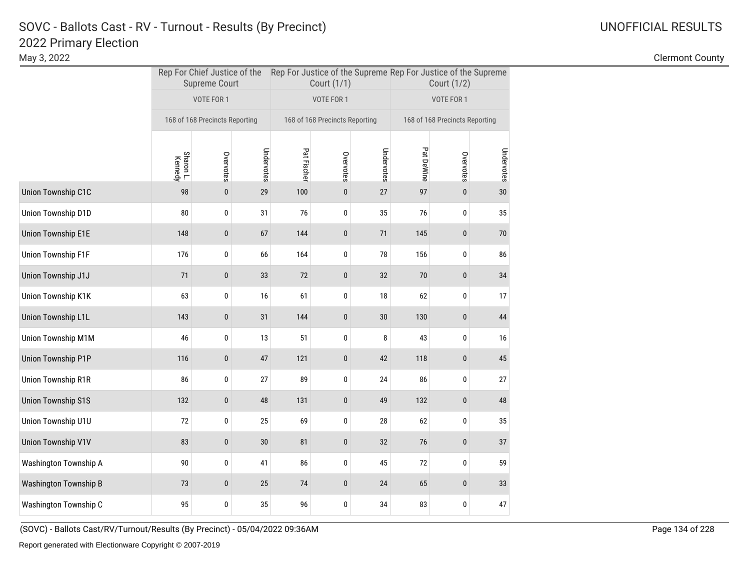# SOVC - Ballots Cast - RV - Turnout - Results (By Precinct)
## 2022 Primary Election

May 3, 2022

UNOFFICIAL RESULTS

Clermont County

| | Rep For Chief Justice of the Supreme Court | | | Rep For Justice of the Supreme Court (1/1) | | | Rep For Justice of the Supreme Court (1/2) | | |
|---|---|---|---|---|---|---|---|---|---|
| | VOTE FOR 1 | | | VOTE FOR 1 | | | VOTE FOR 1 | | |
| | 168 of 168 Precincts Reporting | | | 168 of 168 Precincts Reporting | | | 168 of 168 Precincts Reporting | | |
| | Sharon L. Kennedy | Overvotes | Undervotes | Pat Fischer | Overvotes | Undervotes | Pat DeWine | Overvotes | Undervotes |
| Union Township C1C | 98 | 0 | 29 | 100 | 0 | 27 | 97 | 0 | 30 |
| Union Township D1D | 80 | 0 | 31 | 76 | 0 | 35 | 76 | 0 | 35 |
| Union Township E1E | 148 | 0 | 67 | 144 | 0 | 71 | 145 | 0 | 70 |
| Union Township F1F | 176 | 0 | 66 | 164 | 0 | 78 | 156 | 0 | 86 |
| Union Township J1J | 71 | 0 | 33 | 72 | 0 | 32 | 70 | 0 | 34 |
| Union Township K1K | 63 | 0 | 16 | 61 | 0 | 18 | 62 | 0 | 17 |
| Union Township L1L | 143 | 0 | 31 | 144 | 0 | 30 | 130 | 0 | 44 |
| Union Township M1M | 46 | 0 | 13 | 51 | 0 | 8 | 43 | 0 | 16 |
| Union Township P1P | 116 | 0 | 47 | 121 | 0 | 42 | 118 | 0 | 45 |
| Union Township R1R | 86 | 0 | 27 | 89 | 0 | 24 | 86 | 0 | 27 |
| Union Township S1S | 132 | 0 | 48 | 131 | 0 | 49 | 132 | 0 | 48 |
| Union Township U1U | 72 | 0 | 25 | 69 | 0 | 28 | 62 | 0 | 35 |
| Union Township V1V | 83 | 0 | 30 | 81 | 0 | 32 | 76 | 0 | 37 |
| Washington Township A | 90 | 0 | 41 | 86 | 0 | 45 | 72 | 0 | 59 |
| Washington Township B | 73 | 0 | 25 | 74 | 0 | 24 | 65 | 0 | 33 |
| Washington Township C | 95 | 0 | 35 | 96 | 0 | 34 | 83 | 0 | 47 |

(SOVC) - Ballots Cast/RV/Turnout/Results (By Precinct) - 05/04/2022 09:36AM

Report generated with Electionware Copyright © 2007-2019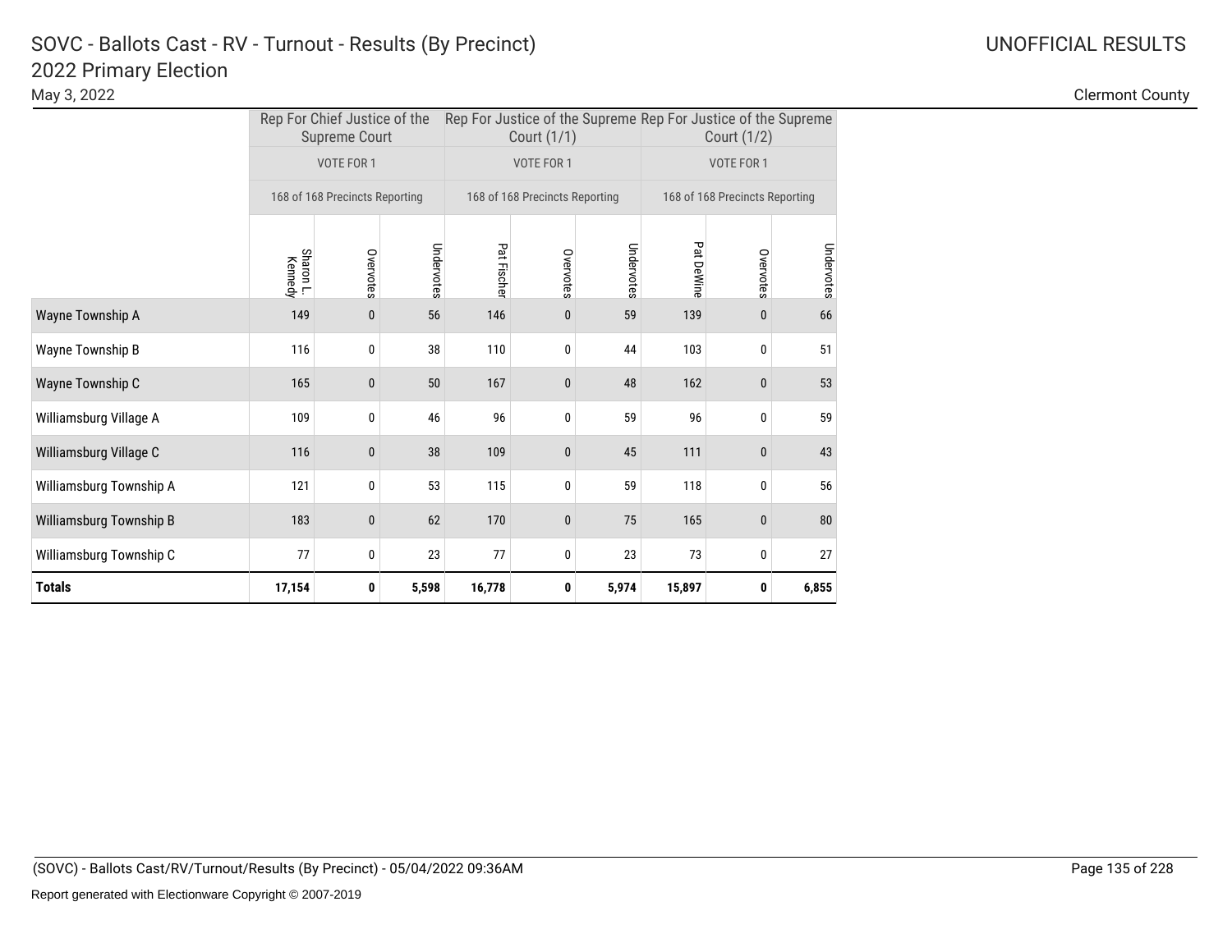# SOVC - Ballots Cast - RV - Turnout - Results (By Precinct)

## 2022 Primary Election

May 3, 2022

UNOFFICIAL RESULTS

Clermont County

| | Rep For Chief Justice of the Supreme Court | | | Rep For Justice of the Supreme Court (1/1) | | | Rep For Justice of the Supreme Court (1/2) | | |
|---|---|---|---|---|---|---|---|---|---|
| | VOTE FOR 1 | | | VOTE FOR 1 | | | VOTE FOR 1 | | |
| | 168 of 168 Precincts Reporting | | | 168 of 168 Precincts Reporting | | | 168 of 168 Precincts Reporting | | |
| | Sharon L. Kennedy | Overvotes | Undervotes | Pat Fischer | Overvotes | Undervotes | Pat DeWine | Overvotes | Undervotes |
| Wayne Township A | 149 | 0 | 56 | 146 | 0 | 59 | 139 | 0 | 66 |
| Wayne Township B | 116 | 0 | 38 | 110 | 0 | 44 | 103 | 0 | 51 |
| Wayne Township C | 165 | 0 | 50 | 167 | 0 | 48 | 162 | 0 | 53 |
| Williamsburg Village A | 109 | 0 | 46 | 96 | 0 | 59 | 96 | 0 | 59 |
| Williamsburg Village C | 116 | 0 | 38 | 109 | 0 | 45 | 111 | 0 | 43 |
| Williamsburg Township A | 121 | 0 | 53 | 115 | 0 | 59 | 118 | 0 | 56 |
| Williamsburg Township B | 183 | 0 | 62 | 170 | 0 | 75 | 165 | 0 | 80 |
| Williamsburg Township C | 77 | 0 | 23 | 77 | 0 | 23 | 73 | 0 | 27 |
| **Totals** | **17,154** | **0** | **5,598** | **16,778** | **0** | **5,974** | **15,897** | **0** | **6,855** |

(SOVC) - Ballots Cast/RV/Turnout/Results (By Precinct) - 05/04/2022 09:36AM

Report generated with Electionware Copyright © 2007-2019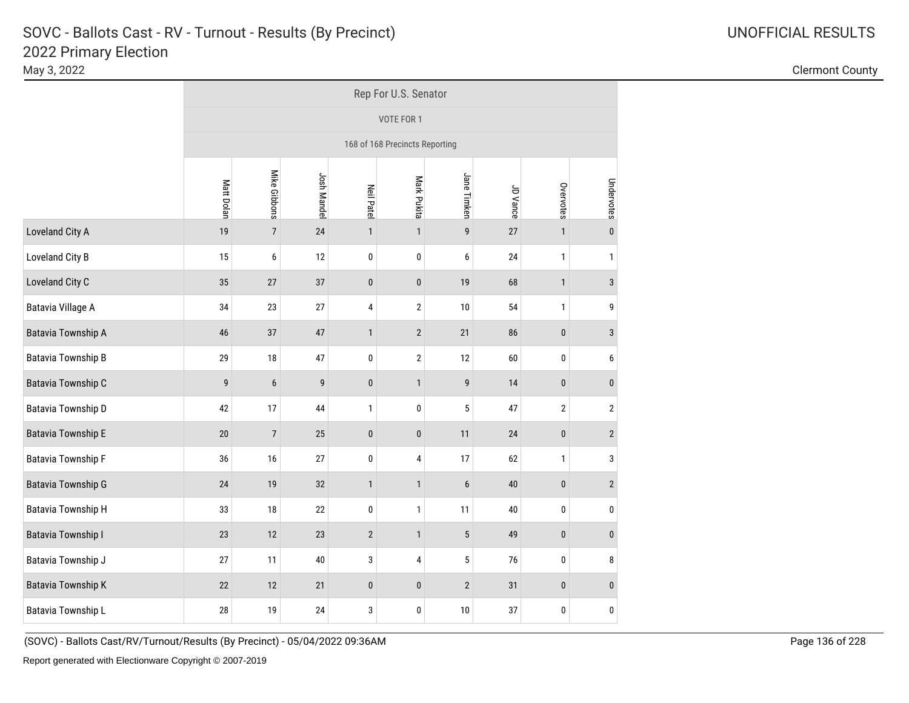# SOVC - Ballots Cast - RV - Turnout - Results (By Precinct)

## 2022 Primary Election

May 3, 2022

UNOFFICIAL RESULTS

Clermont County

| | Rep For U.S. Senator | | | | | | | | |
|---|---|---|---|---|---|---|---|---|---|
| | VOTE FOR 1 | | | | | | | | |
| | 168 of 168 Precincts Reporting | | | | | | | | |
| | Matt Dolan | Mike Gibbons | Josh Mandel | Neil Patel | Mark Pukita | Jane Timken | JD Vance | Overvotes | Undervotes |
| Loveland City A | 19 | 7 | 24 | 1 | 1 | 9 | 27 | 1 | 0 |
| Loveland City B | 15 | 6 | 12 | 0 | 0 | 6 | 24 | 1 | 1 |
| Loveland City C | 35 | 27 | 37 | 0 | 0 | 19 | 68 | 1 | 3 |
| Batavia Village A | 34 | 23 | 27 | 4 | 2 | 10 | 54 | 1 | 9 |
| Batavia Township A | 46 | 37 | 47 | 1 | 2 | 21 | 86 | 0 | 3 |
| Batavia Township B | 29 | 18 | 47 | 0 | 2 | 12 | 60 | 0 | 6 |
| Batavia Township C | 9 | 6 | 9 | 0 | 1 | 9 | 14 | 0 | 0 |
| Batavia Township D | 42 | 17 | 44 | 1 | 0 | 5 | 47 | 2 | 2 |
| Batavia Township E | 20 | 7 | 25 | 0 | 0 | 11 | 24 | 0 | 2 |
| Batavia Township F | 36 | 16 | 27 | 0 | 4 | 17 | 62 | 1 | 3 |
| Batavia Township G | 24 | 19 | 32 | 1 | 1 | 6 | 40 | 0 | 2 |
| Batavia Township H | 33 | 18 | 22 | 0 | 1 | 11 | 40 | 0 | 0 |
| Batavia Township I | 23 | 12 | 23 | 2 | 1 | 5 | 49 | 0 | 0 |
| Batavia Township J | 27 | 11 | 40 | 3 | 4 | 5 | 76 | 0 | 8 |
| Batavia Township K | 22 | 12 | 21 | 0 | 0 | 2 | 31 | 0 | 0 |
| Batavia Township L | 28 | 19 | 24 | 3 | 0 | 10 | 37 | 0 | 0 |

(SOVC) - Ballots Cast/RV/Turnout/Results (By Precinct) - 05/04/2022 09:36AM

Report generated with Electionware Copyright © 2007-2019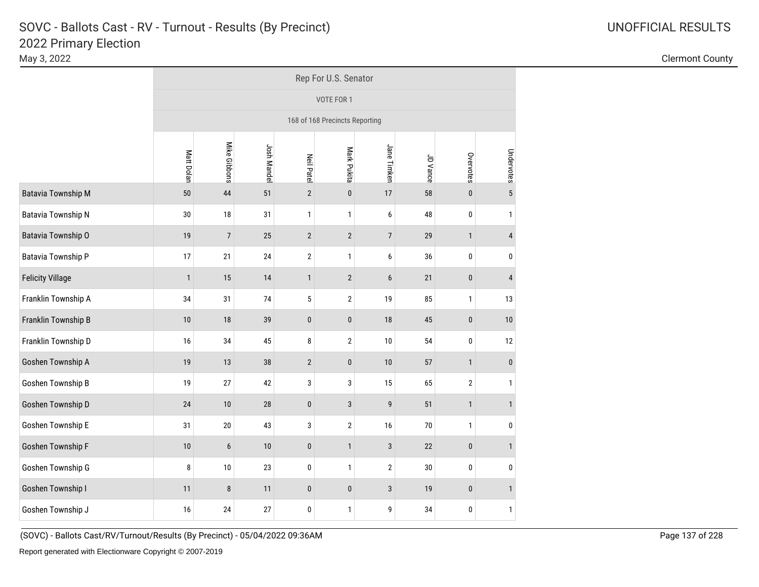# SOVC - Ballots Cast - RV - Turnout - Results (By Precinct)

## 2022 Primary Election

May 3, 2022

UNOFFICIAL RESULTS

Clermont County

| | Rep For U.S. Senator | | | | | | | | |
|---|---|---|---|---|---|---|---|---|---|
| | VOTE FOR 1 | | | | | | | | |
| | 168 of 168 Precincts Reporting | | | | | | | | |
| | Matt Dolan | Mike Gibbons | Josh Mandel | Neil Patel | Mark Pukita | Jane Timken | JD Vance | Overvotes | Undervotes |
| Batavia Township M | 50 | 44 | 51 | 2 | 0 | 17 | 58 | 0 | 5 |
| Batavia Township N | 30 | 18 | 31 | 1 | 1 | 6 | 48 | 0 | 1 |
| Batavia Township O | 19 | 7 | 25 | 2 | 2 | 7 | 29 | 1 | 4 |
| Batavia Township P | 17 | 21 | 24 | 2 | 1 | 6 | 36 | 0 | 0 |
| Felicity Village | 1 | 15 | 14 | 1 | 2 | 6 | 21 | 0 | 4 |
| Franklin Township A | 34 | 31 | 74 | 5 | 2 | 19 | 85 | 1 | 13 |
| Franklin Township B | 10 | 18 | 39 | 0 | 0 | 18 | 45 | 0 | 10 |
| Franklin Township D | 16 | 34 | 45 | 8 | 2 | 10 | 54 | 0 | 12 |
| Goshen Township A | 19 | 13 | 38 | 2 | 0 | 10 | 57 | 1 | 0 |
| Goshen Township B | 19 | 27 | 42 | 3 | 3 | 15 | 65 | 2 | 1 |
| Goshen Township D | 24 | 10 | 28 | 0 | 3 | 9 | 51 | 1 | 1 |
| Goshen Township E | 31 | 20 | 43 | 3 | 2 | 16 | 70 | 1 | 0 |
| Goshen Township F | 10 | 6 | 10 | 0 | 1 | 3 | 22 | 0 | 1 |
| Goshen Township G | 8 | 10 | 23 | 0 | 1 | 2 | 30 | 0 | 0 |
| Goshen Township I | 11 | 8 | 11 | 0 | 0 | 3 | 19 | 0 | 1 |
| Goshen Township J | 16 | 24 | 27 | 0 | 1 | 9 | 34 | 0 | 1 |

(SOVC) - Ballots Cast/RV/Turnout/Results (By Precinct) - 05/04/2022 09:36AM

Report generated with Electionware Copyright © 2007-2019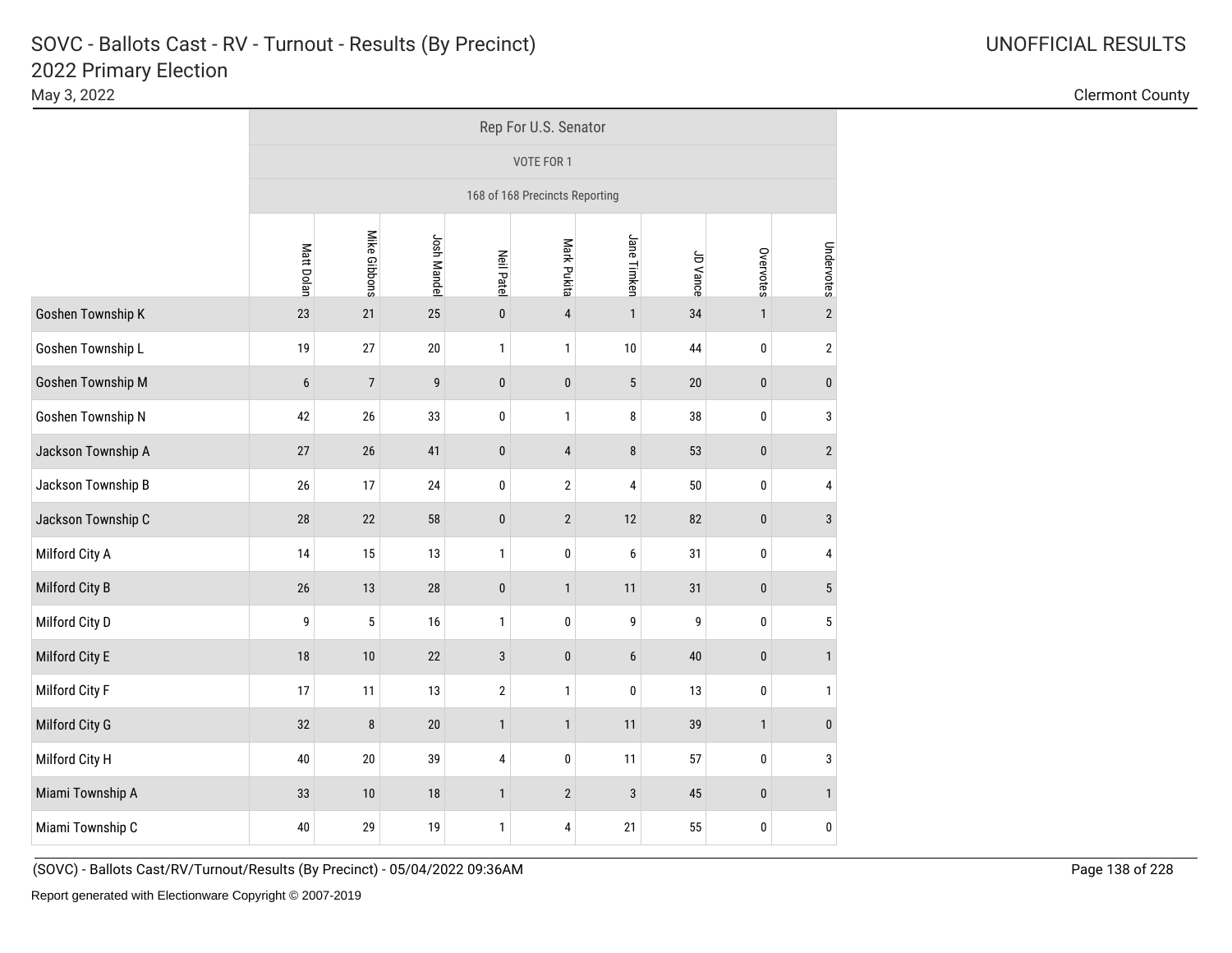# SOVC - Ballots Cast - RV - Turnout - Results (By Precinct)

## 2022 Primary Election

May 3, 2022

UNOFFICIAL RESULTS

Clermont County

| | Rep For U.S. Senator | | | | | | | | |
|---|---|---|---|---|---|---|---|---|---|
| | VOTE FOR 1 | | | | | | | | |
| | 168 of 168 Precincts Reporting | | | | | | | | |
| | Matt Dolan | Mike Gibbons | Josh Mandel | Neil Patel | Mark Pukita | Jane Timken | JD Vance | Overvotes | Undervotes |
| Goshen Township K | 23 | 21 | 25 | 0 | 4 | 1 | 34 | 1 | 2 |
| Goshen Township L | 19 | 27 | 20 | 1 | 1 | 10 | 44 | 0 | 2 |
| Goshen Township M | 6 | 7 | 9 | 0 | 0 | 5 | 20 | 0 | 0 |
| Goshen Township N | 42 | 26 | 33 | 0 | 1 | 8 | 38 | 0 | 3 |
| Jackson Township A | 27 | 26 | 41 | 0 | 4 | 8 | 53 | 0 | 2 |
| Jackson Township B | 26 | 17 | 24 | 0 | 2 | 4 | 50 | 0 | 4 |
| Jackson Township C | 28 | 22 | 58 | 0 | 2 | 12 | 82 | 0 | 3 |
| Milford City A | 14 | 15 | 13 | 1 | 0 | 6 | 31 | 0 | 4 |
| Milford City B | 26 | 13 | 28 | 0 | 1 | 11 | 31 | 0 | 5 |
| Milford City D | 9 | 5 | 16 | 1 | 0 | 9 | 9 | 0 | 5 |
| Milford City E | 18 | 10 | 22 | 3 | 0 | 6 | 40 | 0 | 1 |
| Milford City F | 17 | 11 | 13 | 2 | 1 | 0 | 13 | 0 | 1 |
| Milford City G | 32 | 8 | 20 | 1 | 1 | 11 | 39 | 1 | 0 |
| Milford City H | 40 | 20 | 39 | 4 | 0 | 11 | 57 | 0 | 3 |
| Miami Township A | 33 | 10 | 18 | 1 | 2 | 3 | 45 | 0 | 1 |
| Miami Township C | 40 | 29 | 19 | 1 | 4 | 21 | 55 | 0 | 0 |

(SOVC) - Ballots Cast/RV/Turnout/Results (By Precinct) - 05/04/2022 09:36AM

Report generated with Electionware Copyright © 2007-2019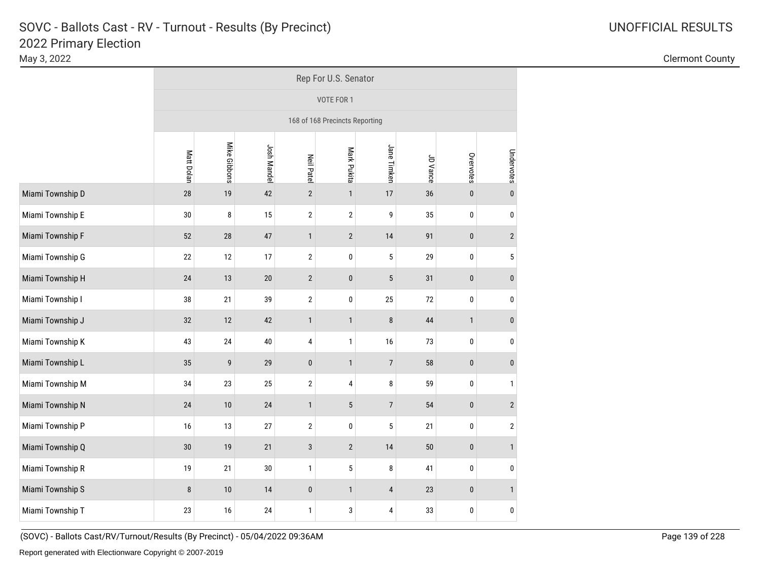# SOVC - Ballots Cast - RV - Turnout - Results (By Precinct)

## 2022 Primary Election

May 3, 2022

UNOFFICIAL RESULTS

Clermont County

| | Rep For U.S. Senator | | | | | | | | |
|---|---|---|---|---|---|---|---|---|---|
| | VOTE FOR 1 | | | | | | | | |
| | 168 of 168 Precincts Reporting | | | | | | | | |
| | Matt Dolan | Mike Gibbons | Josh Mandel | Neil Patel | Mark Pukita | Jane Timken | JD Vance | Overvotes | Undervotes |
| Miami Township D | 28 | 19 | 42 | 2 | 1 | 17 | 36 | 0 | 0 |
| Miami Township E | 30 | 8 | 15 | 2 | 2 | 9 | 35 | 0 | 0 |
| Miami Township F | 52 | 28 | 47 | 1 | 2 | 14 | 91 | 0 | 2 |
| Miami Township G | 22 | 12 | 17 | 2 | 0 | 5 | 29 | 0 | 5 |
| Miami Township H | 24 | 13 | 20 | 2 | 0 | 5 | 31 | 0 | 0 |
| Miami Township I | 38 | 21 | 39 | 2 | 0 | 25 | 72 | 0 | 0 |
| Miami Township J | 32 | 12 | 42 | 1 | 1 | 8 | 44 | 1 | 0 |
| Miami Township K | 43 | 24 | 40 | 4 | 1 | 16 | 73 | 0 | 0 |
| Miami Township L | 35 | 9 | 29 | 0 | 1 | 7 | 58 | 0 | 0 |
| Miami Township M | 34 | 23 | 25 | 2 | 4 | 8 | 59 | 0 | 1 |
| Miami Township N | 24 | 10 | 24 | 1 | 5 | 7 | 54 | 0 | 2 |
| Miami Township P | 16 | 13 | 27 | 2 | 0 | 5 | 21 | 0 | 2 |
| Miami Township Q | 30 | 19 | 21 | 3 | 2 | 14 | 50 | 0 | 1 |
| Miami Township R | 19 | 21 | 30 | 1 | 5 | 8 | 41 | 0 | 0 |
| Miami Township S | 8 | 10 | 14 | 0 | 1 | 4 | 23 | 0 | 1 |
| Miami Township T | 23 | 16 | 24 | 1 | 3 | 4 | 33 | 0 | 0 |

(SOVC) - Ballots Cast/RV/Turnout/Results (By Precinct) - 05/04/2022 09:36AM

Report generated with Electionware Copyright © 2007-2019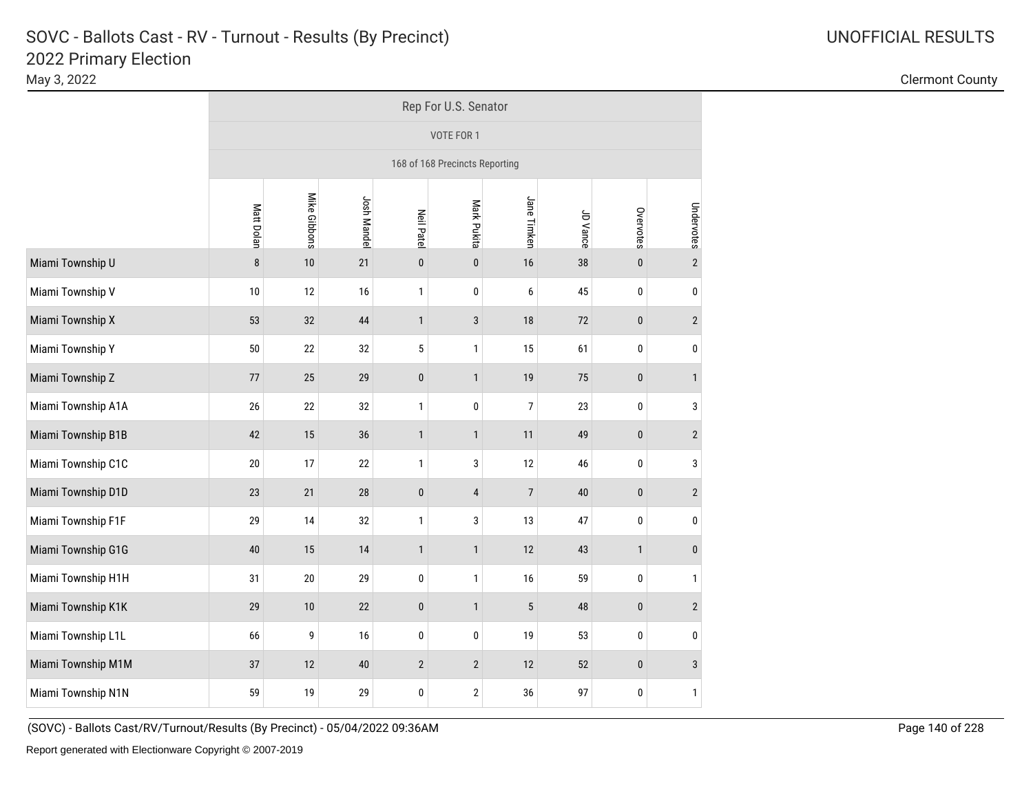# SOVC - Ballots Cast - RV - Turnout - Results (By Precinct)

## 2022 Primary Election

May 3, 2022

UNOFFICIAL RESULTS

Clermont County

| | Rep For U.S. Senator | | | | | | | | |
|---|---|---|---|---|---|---|---|---|---|
| | VOTE FOR 1 | | | | | | | | |
| | 168 of 168 Precincts Reporting | | | | | | | | |
| | Matt Dolan | Mike Gibbons | Josh Mandel | Neil Patel | Mark Pukita | Jane Timken | JD Vance | Overvotes | Undervotes |
| Miami Township U | 8 | 10 | 21 | 0 | 0 | 16 | 38 | 0 | 2 |
| Miami Township V | 10 | 12 | 16 | 1 | 0 | 6 | 45 | 0 | 0 |
| Miami Township X | 53 | 32 | 44 | 1 | 3 | 18 | 72 | 0 | 2 |
| Miami Township Y | 50 | 22 | 32 | 5 | 1 | 15 | 61 | 0 | 0 |
| Miami Township Z | 77 | 25 | 29 | 0 | 1 | 19 | 75 | 0 | 1 |
| Miami Township A1A | 26 | 22 | 32 | 1 | 0 | 7 | 23 | 0 | 3 |
| Miami Township B1B | 42 | 15 | 36 | 1 | 1 | 11 | 49 | 0 | 2 |
| Miami Township C1C | 20 | 17 | 22 | 1 | 3 | 12 | 46 | 0 | 3 |
| Miami Township D1D | 23 | 21 | 28 | 0 | 4 | 7 | 40 | 0 | 2 |
| Miami Township F1F | 29 | 14 | 32 | 1 | 3 | 13 | 47 | 0 | 0 |
| Miami Township G1G | 40 | 15 | 14 | 1 | 1 | 12 | 43 | 1 | 0 |
| Miami Township H1H | 31 | 20 | 29 | 0 | 1 | 16 | 59 | 0 | 1 |
| Miami Township K1K | 29 | 10 | 22 | 0 | 1 | 5 | 48 | 0 | 2 |
| Miami Township L1L | 66 | 9 | 16 | 0 | 0 | 19 | 53 | 0 | 0 |
| Miami Township M1M | 37 | 12 | 40 | 2 | 2 | 12 | 52 | 0 | 3 |
| Miami Township N1N | 59 | 19 | 29 | 0 | 2 | 36 | 97 | 0 | 1 |

(SOVC) - Ballots Cast/RV/Turnout/Results (By Precinct) - 05/04/2022 09:36AM

Report generated with Electionware Copyright © 2007-2019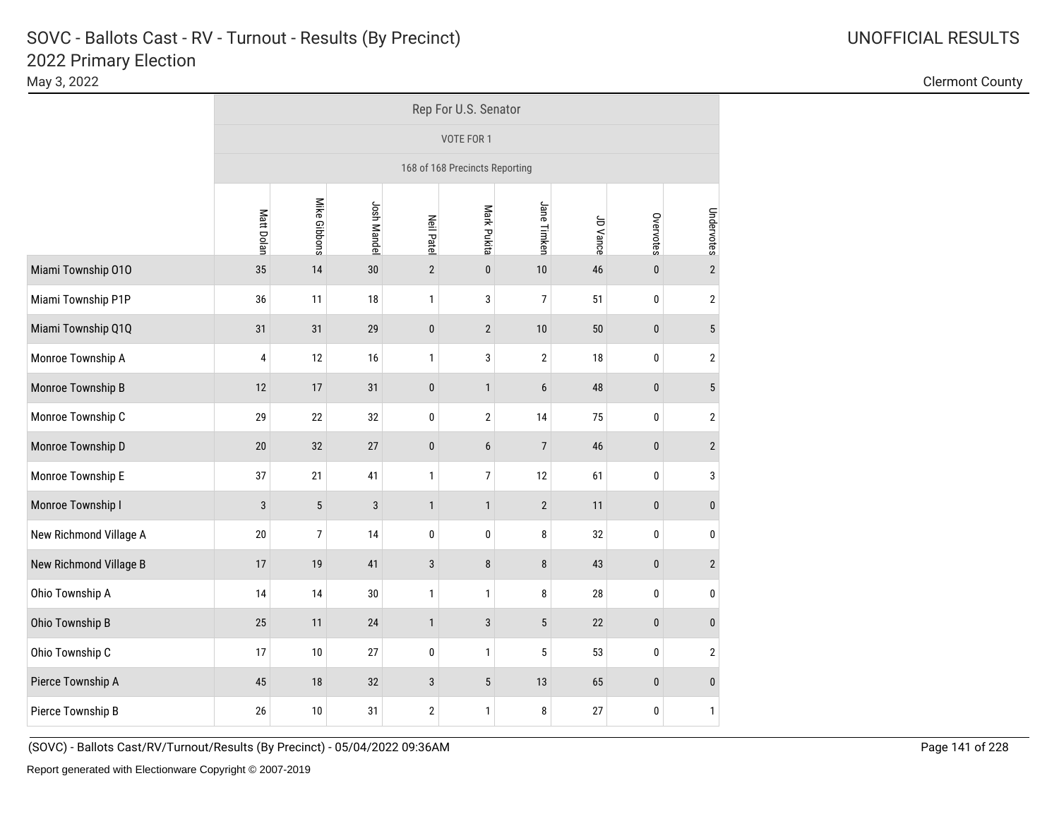# SOVC - Ballots Cast - RV - Turnout - Results (By Precinct)

## 2022 Primary Election

May 3, 2022

UNOFFICIAL RESULTS

Clermont County

| | Rep For U.S. Senator | | | | | | | | |
|---|---|---|---|---|---|---|---|---|---|
| | VOTE FOR 1 | | | | | | | | |
| | 168 of 168 Precincts Reporting | | | | | | | | |
| | Matt Dolan | Mike Gibbons | Josh Mandel | Neil Patel | Mark Pukita | Jane Timken | JD Vance | Overvotes | Undervotes |
| Miami Township O1O | 35 | 14 | 30 | 2 | 0 | 10 | 46 | 0 | 2 |
| Miami Township P1P | 36 | 11 | 18 | 1 | 3 | 7 | 51 | 0 | 2 |
| Miami Township Q1Q | 31 | 31 | 29 | 0 | 2 | 10 | 50 | 0 | 5 |
| Monroe Township A | 4 | 12 | 16 | 1 | 3 | 2 | 18 | 0 | 2 |
| Monroe Township B | 12 | 17 | 31 | 0 | 1 | 6 | 48 | 0 | 5 |
| Monroe Township C | 29 | 22 | 32 | 0 | 2 | 14 | 75 | 0 | 2 |
| Monroe Township D | 20 | 32 | 27 | 0 | 6 | 7 | 46 | 0 | 2 |
| Monroe Township E | 37 | 21 | 41 | 1 | 7 | 12 | 61 | 0 | 3 |
| Monroe Township I | 3 | 5 | 3 | 1 | 1 | 2 | 11 | 0 | 0 |
| New Richmond Village A | 20 | 7 | 14 | 0 | 0 | 8 | 32 | 0 | 0 |
| New Richmond Village B | 17 | 19 | 41 | 3 | 8 | 8 | 43 | 0 | 2 |
| Ohio Township A | 14 | 14 | 30 | 1 | 1 | 8 | 28 | 0 | 0 |
| Ohio Township B | 25 | 11 | 24 | 1 | 3 | 5 | 22 | 0 | 0 |
| Ohio Township C | 17 | 10 | 27 | 0 | 1 | 5 | 53 | 0 | 2 |
| Pierce Township A | 45 | 18 | 32 | 3 | 5 | 13 | 65 | 0 | 0 |
| Pierce Township B | 26 | 10 | 31 | 2 | 1 | 8 | 27 | 0 | 1 |

(SOVC) - Ballots Cast/RV/Turnout/Results (By Precinct) - 05/04/2022 09:36AM

Report generated with Electionware Copyright © 2007-2019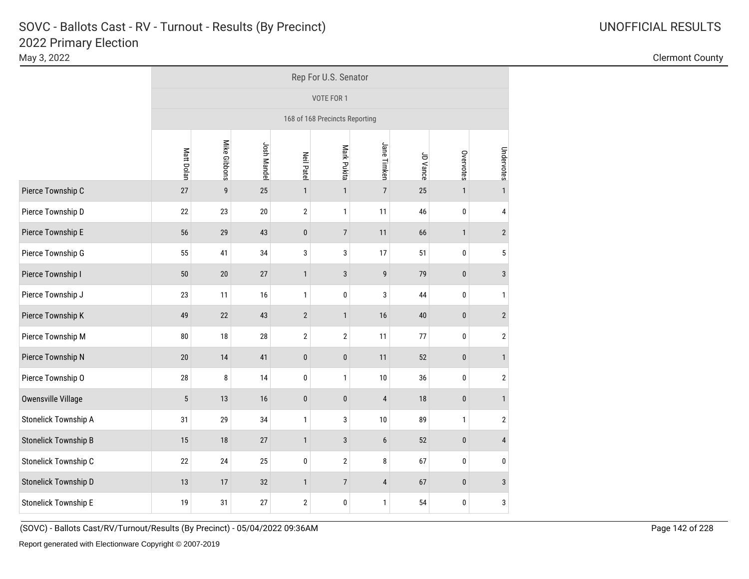# SOVC - Ballots Cast - RV - Turnout - Results (By Precinct)

## 2022 Primary Election

May 3, 2022

UNOFFICIAL RESULTS

Clermont County

| | Rep For U.S. Senator | | | | | | | | |
|---|---|---|---|---|---|---|---|---|---|
| | VOTE FOR 1 | | | | | | | | |
| | 168 of 168 Precincts Reporting | | | | | | | | |
| | Matt Dolan | Mike Gibbons | Josh Mandel | Neil Patel | Mark Pukita | Jane Timken | JD Vance | Overvotes | Undervotes |
| Pierce Township C | 27 | 9 | 25 | 1 | 1 | 7 | 25 | 1 | 1 |
| Pierce Township D | 22 | 23 | 20 | 2 | 1 | 11 | 46 | 0 | 4 |
| Pierce Township E | 56 | 29 | 43 | 0 | 7 | 11 | 66 | 1 | 2 |
| Pierce Township G | 55 | 41 | 34 | 3 | 3 | 17 | 51 | 0 | 5 |
| Pierce Township I | 50 | 20 | 27 | 1 | 3 | 9 | 79 | 0 | 3 |
| Pierce Township J | 23 | 11 | 16 | 1 | 0 | 3 | 44 | 0 | 1 |
| Pierce Township K | 49 | 22 | 43 | 2 | 1 | 16 | 40 | 0 | 2 |
| Pierce Township M | 80 | 18 | 28 | 2 | 2 | 11 | 77 | 0 | 2 |
| Pierce Township N | 20 | 14 | 41 | 0 | 0 | 11 | 52 | 0 | 1 |
| Pierce Township O | 28 | 8 | 14 | 0 | 1 | 10 | 36 | 0 | 2 |
| Owensville Village | 5 | 13 | 16 | 0 | 0 | 4 | 18 | 0 | 1 |
| Stonelick Township A | 31 | 29 | 34 | 1 | 3 | 10 | 89 | 1 | 2 |
| Stonelick Township B | 15 | 18 | 27 | 1 | 3 | 6 | 52 | 0 | 4 |
| Stonelick Township C | 22 | 24 | 25 | 0 | 2 | 8 | 67 | 0 | 0 |
| Stonelick Township D | 13 | 17 | 32 | 1 | 7 | 4 | 67 | 0 | 3 |
| Stonelick Township E | 19 | 31 | 27 | 2 | 0 | 1 | 54 | 0 | 3 |

(SOVC) - Ballots Cast/RV/Turnout/Results (By Precinct) - 05/04/2022 09:36AM

Report generated with Electionware Copyright © 2007-2019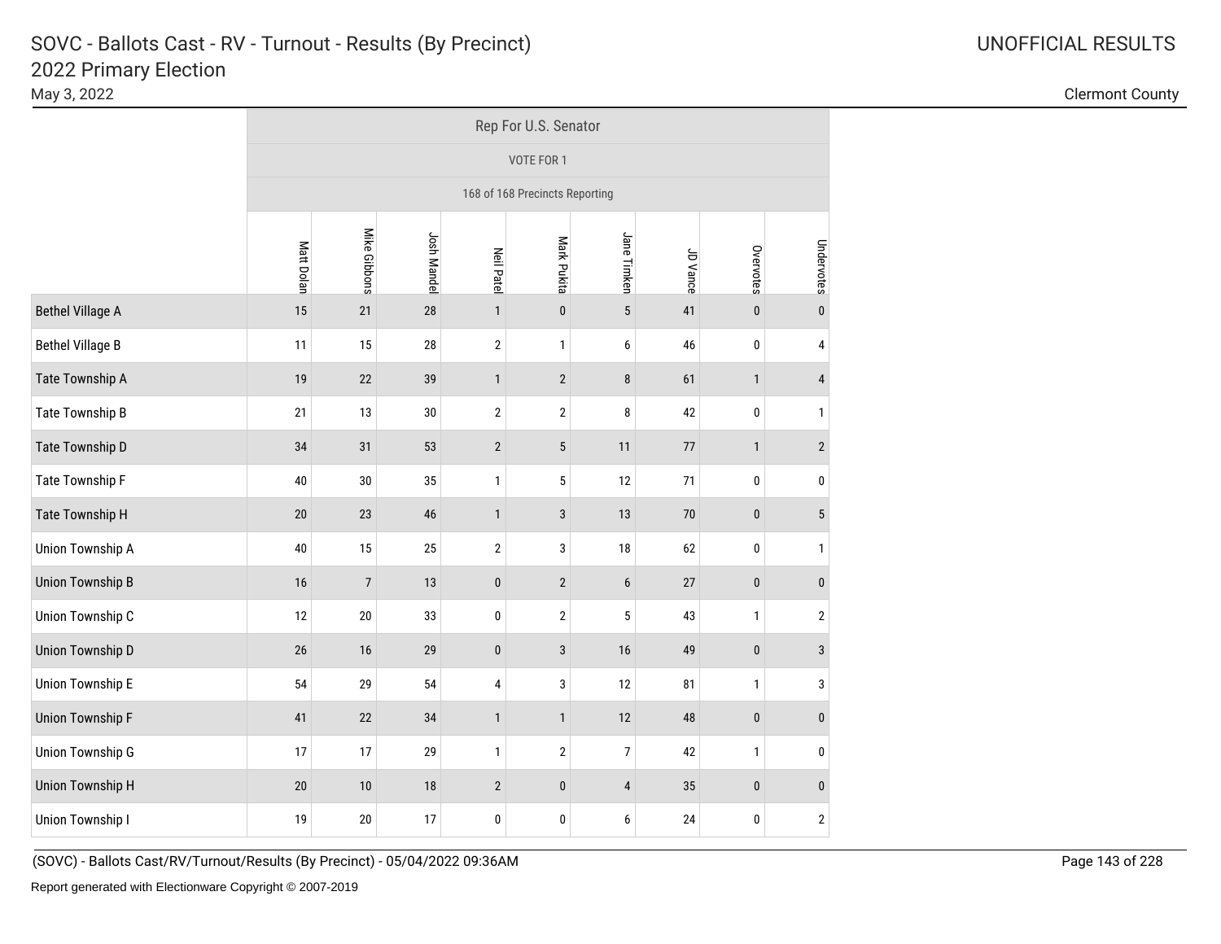# SOVC - Ballots Cast - RV - Turnout - Results (By Precinct)

## 2022 Primary Election

May 3, 2022

UNOFFICIAL RESULTS

Clermont County

| | Rep For U.S. Senator | | | | | | | | |
|---|---|---|---|---|---|---|---|---|---|
| | VOTE FOR 1 | | | | | | | | |
| | 168 of 168 Precincts Reporting | | | | | | | | |
| | Matt Dolan | Mike Gibbons | Josh Mandel | Neil Patel | Mark Pukita | Jane Timken | JD Vance | Overvotes | Undervotes |
| Bethel Village A | 15 | 21 | 28 | 1 | 0 | 5 | 41 | 0 | 0 |
| Bethel Village B | 11 | 15 | 28 | 2 | 1 | 6 | 46 | 0 | 4 |
| Tate Township A | 19 | 22 | 39 | 1 | 2 | 8 | 61 | 1 | 4 |
| Tate Township B | 21 | 13 | 30 | 2 | 2 | 8 | 42 | 0 | 1 |
| Tate Township D | 34 | 31 | 53 | 2 | 5 | 11 | 77 | 1 | 2 |
| Tate Township F | 40 | 30 | 35 | 1 | 5 | 12 | 71 | 0 | 0 |
| Tate Township H | 20 | 23 | 46 | 1 | 3 | 13 | 70 | 0 | 5 |
| Union Township A | 40 | 15 | 25 | 2 | 3 | 18 | 62 | 0 | 1 |
| Union Township B | 16 | 7 | 13 | 0 | 2 | 6 | 27 | 0 | 0 |
| Union Township C | 12 | 20 | 33 | 0 | 2 | 5 | 43 | 1 | 2 |
| Union Township D | 26 | 16 | 29 | 0 | 3 | 16 | 49 | 0 | 3 |
| Union Township E | 54 | 29 | 54 | 4 | 3 | 12 | 81 | 1 | 3 |
| Union Township F | 41 | 22 | 34 | 1 | 1 | 12 | 48 | 0 | 0 |
| Union Township G | 17 | 17 | 29 | 1 | 2 | 7 | 42 | 1 | 0 |
| Union Township H | 20 | 10 | 18 | 2 | 0 | 4 | 35 | 0 | 0 |
| Union Township I | 19 | 20 | 17 | 0 | 0 | 6 | 24 | 0 | 2 |

(SOVC) - Ballots Cast/RV/Turnout/Results (By Precinct) - 05/04/2022 09:36AM

Report generated with Electionware Copyright © 2007-2019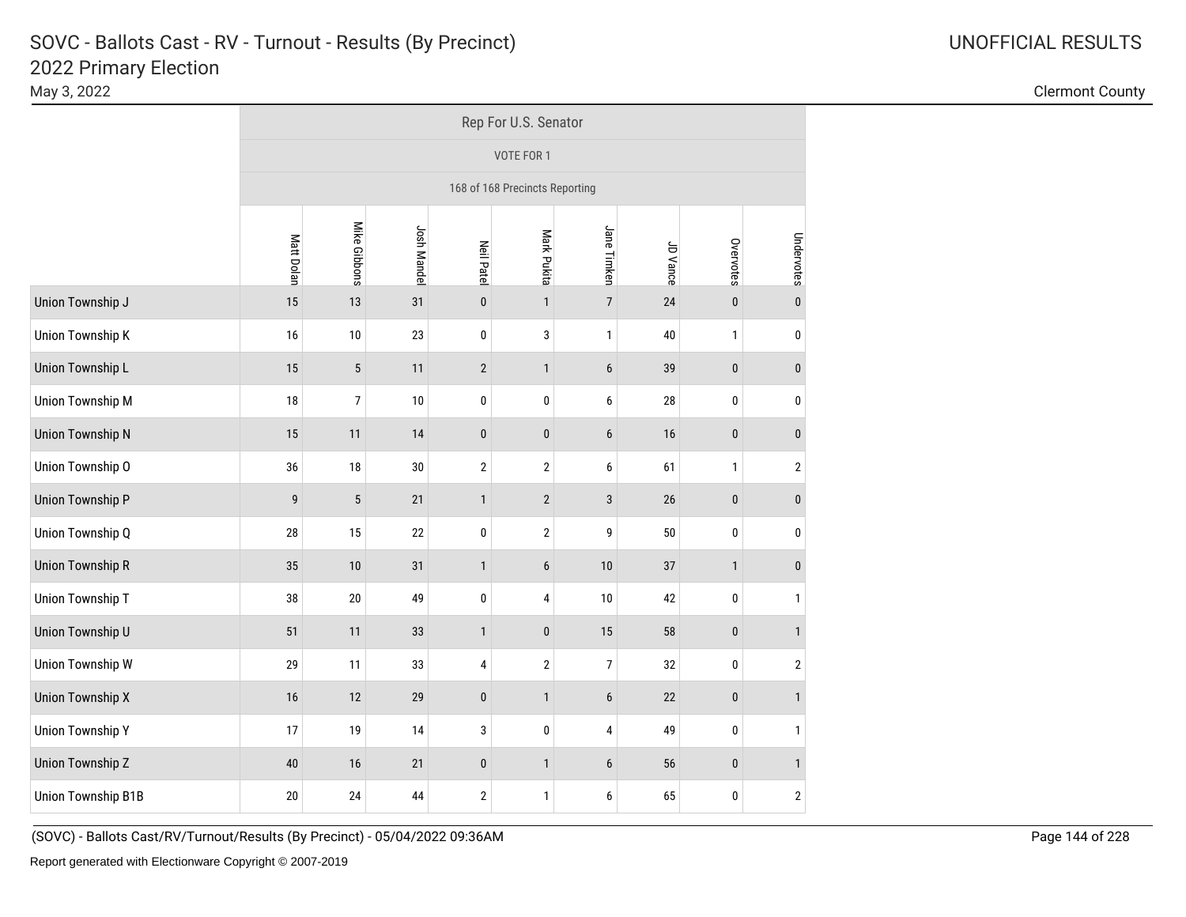# SOVC - Ballots Cast - RV - Turnout - Results (By Precinct)

## 2022 Primary Election

May 3, 2022

UNOFFICIAL RESULTS

Clermont County

| | Rep For U.S. Senator | | | | | | | | |
|---|---|---|---|---|---|---|---|---|---|
| | VOTE FOR 1 | | | | | | | | |
| | 168 of 168 Precincts Reporting | | | | | | | | |
| | Matt Dolan | Mike Gibbons | Josh Mandel | Neil Patel | Mark Pukita | Jane Timken | JD Vance | Overvotes | Undervotes |
| Union Township J | 15 | 13 | 31 | 0 | 1 | 7 | 24 | 0 | 0 |
| Union Township K | 16 | 10 | 23 | 0 | 3 | 1 | 40 | 1 | 0 |
| Union Township L | 15 | 5 | 11 | 2 | 1 | 6 | 39 | 0 | 0 |
| Union Township M | 18 | 7 | 10 | 0 | 0 | 6 | 28 | 0 | 0 |
| Union Township N | 15 | 11 | 14 | 0 | 0 | 6 | 16 | 0 | 0 |
| Union Township O | 36 | 18 | 30 | 2 | 2 | 6 | 61 | 1 | 2 |
| Union Township P | 9 | 5 | 21 | 1 | 2 | 3 | 26 | 0 | 0 |
| Union Township Q | 28 | 15 | 22 | 0 | 2 | 9 | 50 | 0 | 0 |
| Union Township R | 35 | 10 | 31 | 1 | 6 | 10 | 37 | 1 | 0 |
| Union Township T | 38 | 20 | 49 | 0 | 4 | 10 | 42 | 0 | 1 |
| Union Township U | 51 | 11 | 33 | 1 | 0 | 15 | 58 | 0 | 1 |
| Union Township W | 29 | 11 | 33 | 4 | 2 | 7 | 32 | 0 | 2 |
| Union Township X | 16 | 12 | 29 | 0 | 1 | 6 | 22 | 0 | 1 |
| Union Township Y | 17 | 19 | 14 | 3 | 0 | 4 | 49 | 0 | 1 |
| Union Township Z | 40 | 16 | 21 | 0 | 1 | 6 | 56 | 0 | 1 |
| Union Township B1B | 20 | 24 | 44 | 2 | 1 | 6 | 65 | 0 | 2 |

(SOVC) - Ballots Cast/RV/Turnout/Results (By Precinct) - 05/04/2022 09:36AM

Report generated with Electionware Copyright © 2007-2019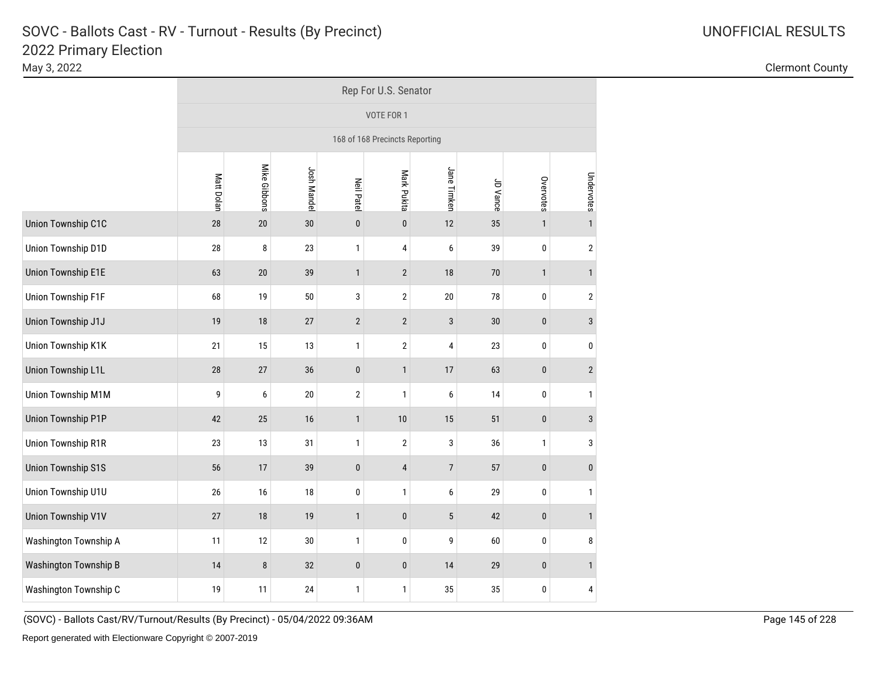# SOVC - Ballots Cast - RV - Turnout - Results (By Precinct)

## 2022 Primary Election

May 3, 2022

UNOFFICIAL RESULTS

Clermont County

| | Rep For U.S. Senator | | | | | | | | |
|---|---|---|---|---|---|---|---|---|---|
| | VOTE FOR 1 | | | | | | | | |
| | 168 of 168 Precincts Reporting | | | | | | | | |
| | Matt Dolan | Mike Gibbons | Josh Mandel | Neil Patel | Mark Pukita | Jane Timken | JD Vance | Overvotes | Undervotes |
| Union Township C1C | 28 | 20 | 30 | 0 | 0 | 12 | 35 | 1 | 1 |
| Union Township D1D | 28 | 8 | 23 | 1 | 4 | 6 | 39 | 0 | 2 |
| Union Township E1E | 63 | 20 | 39 | 1 | 2 | 18 | 70 | 1 | 1 |
| Union Township F1F | 68 | 19 | 50 | 3 | 2 | 20 | 78 | 0 | 2 |
| Union Township J1J | 19 | 18 | 27 | 2 | 2 | 3 | 30 | 0 | 3 |
| Union Township K1K | 21 | 15 | 13 | 1 | 2 | 4 | 23 | 0 | 0 |
| Union Township L1L | 28 | 27 | 36 | 0 | 1 | 17 | 63 | 0 | 2 |
| Union Township M1M | 9 | 6 | 20 | 2 | 1 | 6 | 14 | 0 | 1 |
| Union Township P1P | 42 | 25 | 16 | 1 | 10 | 15 | 51 | 0 | 3 |
| Union Township R1R | 23 | 13 | 31 | 1 | 2 | 3 | 36 | 1 | 3 |
| Union Township S1S | 56 | 17 | 39 | 0 | 4 | 7 | 57 | 0 | 0 |
| Union Township U1U | 26 | 16 | 18 | 0 | 1 | 6 | 29 | 0 | 1 |
| Union Township V1V | 27 | 18 | 19 | 1 | 0 | 5 | 42 | 0 | 1 |
| Washington Township A | 11 | 12 | 30 | 1 | 0 | 9 | 60 | 0 | 8 |
| Washington Township B | 14 | 8 | 32 | 0 | 0 | 14 | 29 | 0 | 1 |
| Washington Township C | 19 | 11 | 24 | 1 | 1 | 35 | 35 | 0 | 4 |

(SOVC) - Ballots Cast/RV/Turnout/Results (By Precinct) - 05/04/2022 09:36AM

Report generated with Electionware Copyright © 2007-2019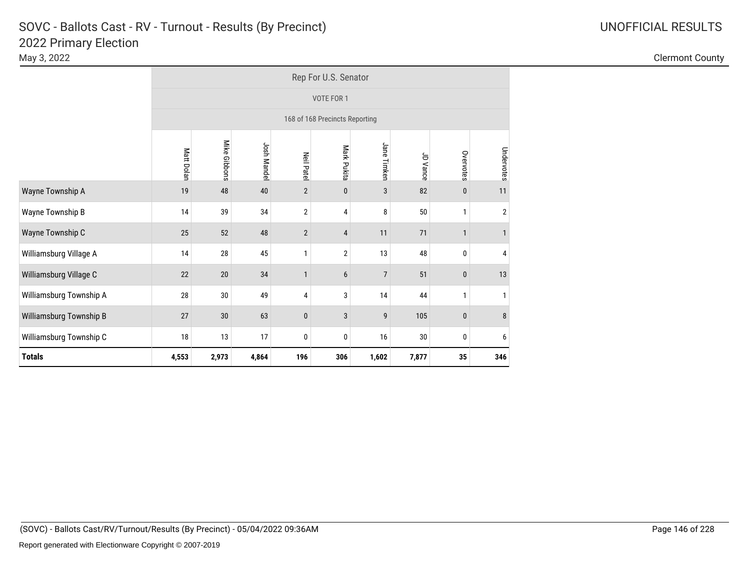# SOVC - Ballots Cast - RV - Turnout - Results (By Precinct)
## 2022 Primary Election

May 3, 2022

UNOFFICIAL RESULTS

Clermont County

| | Rep For U.S. Senator | | | | | | | | |
|---|---|---|---|---|---|---|---|---|---|
| | VOTE FOR 1 | | | | | | | | |
| | 168 of 168 Precincts Reporting | | | | | | | | |
| | Matt Dolan | Mike Gibbons | Josh Mandel | Neil Patel | Mark Pukita | Jane Timken | JD Vance | Overvotes | Undervotes |
| Wayne Township A | 19 | 48 | 40 | 2 | 0 | 3 | 82 | 0 | 11 |
| Wayne Township B | 14 | 39 | 34 | 2 | 4 | 8 | 50 | 1 | 2 |
| Wayne Township C | 25 | 52 | 48 | 2 | 4 | 11 | 71 | 1 | 1 |
| Williamsburg Village A | 14 | 28 | 45 | 1 | 2 | 13 | 48 | 0 | 4 |
| Williamsburg Village C | 22 | 20 | 34 | 1 | 6 | 7 | 51 | 0 | 13 |
| Williamsburg Township A | 28 | 30 | 49 | 4 | 3 | 14 | 44 | 1 | 1 |
| Williamsburg Township B | 27 | 30 | 63 | 0 | 3 | 9 | 105 | 0 | 8 |
| Williamsburg Township C | 18 | 13 | 17 | 0 | 0 | 16 | 30 | 0 | 6 |
| **Totals** | **4,553** | **2,973** | **4,864** | **196** | **306** | **1,602** | **7,877** | **35** | **346** |

(SOVC) - Ballots Cast/RV/Turnout/Results (By Precinct) - 05/04/2022 09:36AM

Report generated with Electionware Copyright © 2007-2019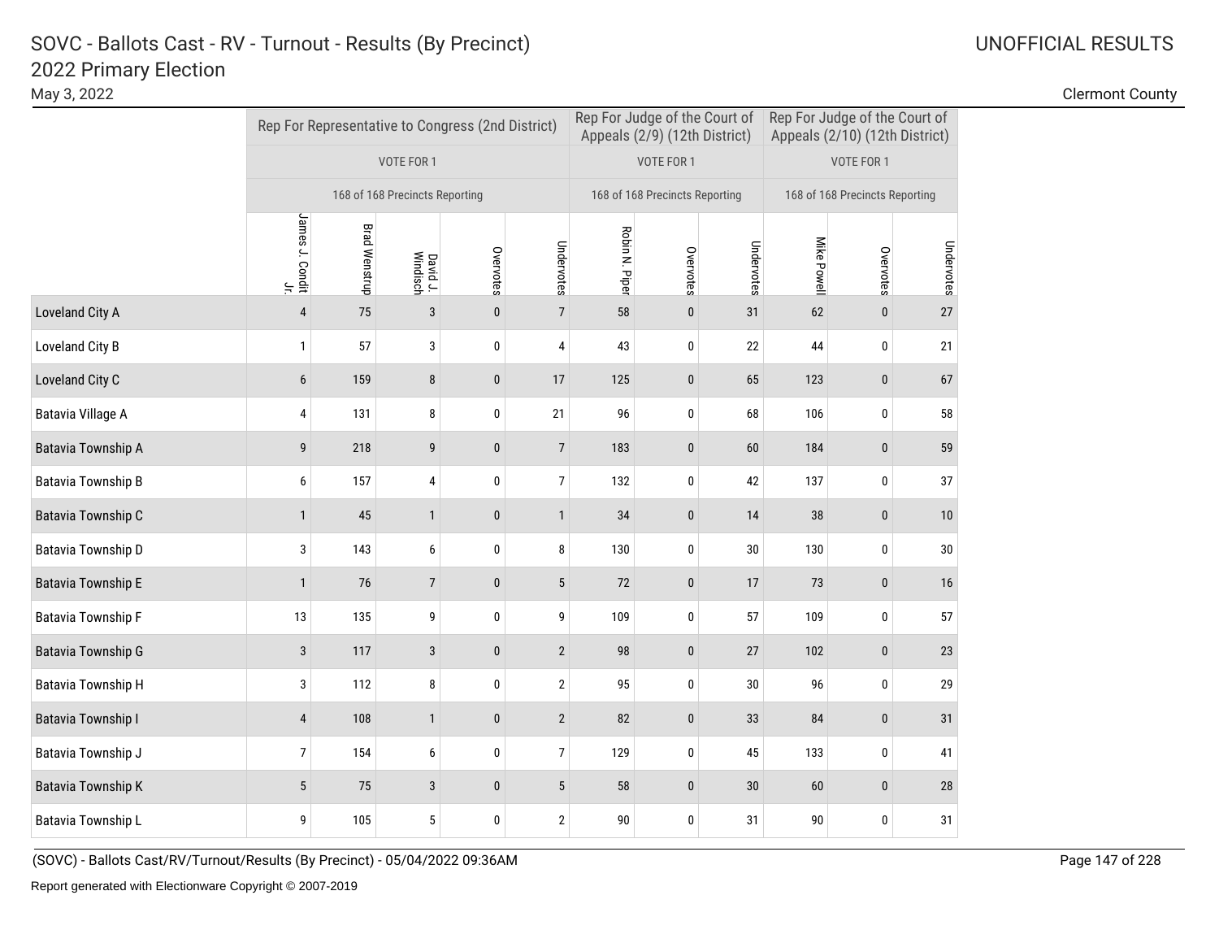# SOVC - Ballots Cast - RV - Turnout - Results (By Precinct)

## 2022 Primary Election

May 3, 2022

UNOFFICIAL RESULTS

Clermont County

| | Rep For Representative to Congress (2nd District) | | | | | Rep For Judge of the Court of Appeals (2/9) (12th District) | | | Rep For Judge of the Court of Appeals (2/10) (12th District) | | |
|---|---|---|---|---|---|---|---|---|---|---|---|
| | VOTE FOR 1 | | | | | VOTE FOR 1 | | | VOTE FOR 1 | | |
| | 168 of 168 Precincts Reporting | | | | | 168 of 168 Precincts Reporting | | | 168 of 168 Precincts Reporting | | |
| | James J. Condit Jr. | Brad Wenstrup | David J. Windisch | Overvotes | Undervotes | Robin N. Piper | Overvotes | Undervotes | Mike Powell | Overvotes | Undervotes |
| Loveland City A | 4 | 75 | 3 | 0 | 7 | 58 | 0 | 31 | 62 | 0 | 27 |
| Loveland City B | 1 | 57 | 3 | 0 | 4 | 43 | 0 | 22 | 44 | 0 | 21 |
| Loveland City C | 6 | 159 | 8 | 0 | 17 | 125 | 0 | 65 | 123 | 0 | 67 |
| Batavia Village A | 4 | 131 | 8 | 0 | 21 | 96 | 0 | 68 | 106 | 0 | 58 |
| Batavia Township A | 9 | 218 | 9 | 0 | 7 | 183 | 0 | 60 | 184 | 0 | 59 |
| Batavia Township B | 6 | 157 | 4 | 0 | 7 | 132 | 0 | 42 | 137 | 0 | 37 |
| Batavia Township C | 1 | 45 | 1 | 0 | 1 | 34 | 0 | 14 | 38 | 0 | 10 |
| Batavia Township D | 3 | 143 | 6 | 0 | 8 | 130 | 0 | 30 | 130 | 0 | 30 |
| Batavia Township E | 1 | 76 | 7 | 0 | 5 | 72 | 0 | 17 | 73 | 0 | 16 |
| Batavia Township F | 13 | 135 | 9 | 0 | 9 | 109 | 0 | 57 | 109 | 0 | 57 |
| Batavia Township G | 3 | 117 | 3 | 0 | 2 | 98 | 0 | 27 | 102 | 0 | 23 |
| Batavia Township H | 3 | 112 | 8 | 0 | 2 | 95 | 0 | 30 | 96 | 0 | 29 |
| Batavia Township I | 4 | 108 | 1 | 0 | 2 | 82 | 0 | 33 | 84 | 0 | 31 |
| Batavia Township J | 7 | 154 | 6 | 0 | 7 | 129 | 0 | 45 | 133 | 0 | 41 |
| Batavia Township K | 5 | 75 | 3 | 0 | 5 | 58 | 0 | 30 | 60 | 0 | 28 |
| Batavia Township L | 9 | 105 | 5 | 0 | 2 | 90 | 0 | 31 | 90 | 0 | 31 |

(SOVC) - Ballots Cast/RV/Turnout/Results (By Precinct) - 05/04/2022 09:36AM

Report generated with Electionware Copyright © 2007-2019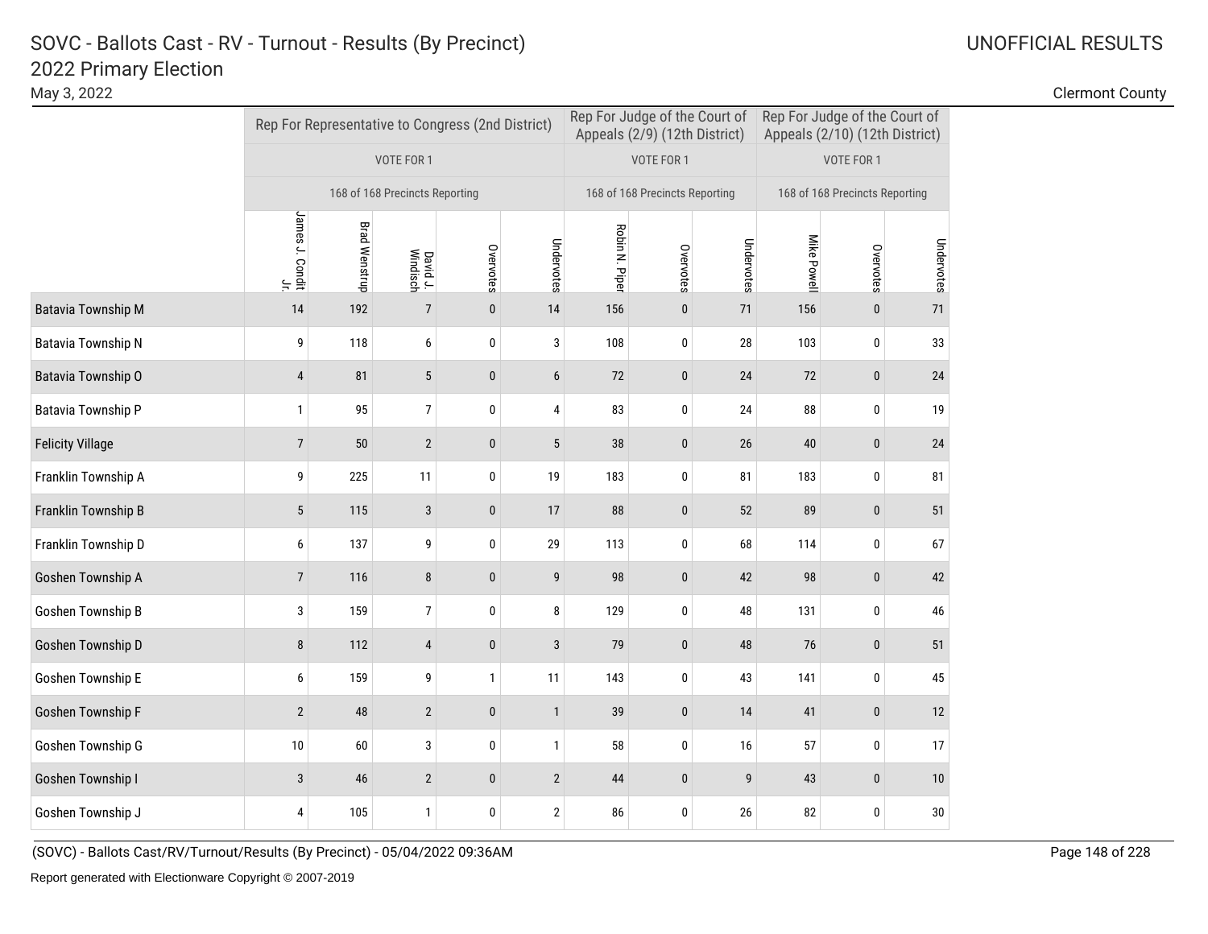# SOVC - Ballots Cast - RV - Turnout - Results (By Precinct)
## 2022 Primary Election

May 3, 2022

UNOFFICIAL RESULTS

Clermont County

| | Rep For Representative to Congress (2nd District) | | | | | Rep For Judge of the Court of Appeals (2/9) (12th District) | | | Rep For Judge of the Court of Appeals (2/10) (12th District) | | |
|---|---|---|---|---|---|---|---|---|---|---|---|
| | VOTE FOR 1 | | | | | VOTE FOR 1 | | | VOTE FOR 1 | | |
| | 168 of 168 Precincts Reporting | | | | | 168 of 168 Precincts Reporting | | | 168 of 168 Precincts Reporting | | |
| | James J. Condit Jr. | Brad Wenstrup | David J. Windisch | Overvotes | Undervotes | Robin N. Piper | Overvotes | Undervotes | Mike Powell | Overvotes | Undervotes |
| Batavia Township M | 14 | 192 | 7 | 0 | 14 | 156 | 0 | 71 | 156 | 0 | 71 |
| Batavia Township N | 9 | 118 | 6 | 0 | 3 | 108 | 0 | 28 | 103 | 0 | 33 |
| Batavia Township O | 4 | 81 | 5 | 0 | 6 | 72 | 0 | 24 | 72 | 0 | 24 |
| Batavia Township P | 1 | 95 | 7 | 0 | 4 | 83 | 0 | 24 | 88 | 0 | 19 |
| Felicity Village | 7 | 50 | 2 | 0 | 5 | 38 | 0 | 26 | 40 | 0 | 24 |
| Franklin Township A | 9 | 225 | 11 | 0 | 19 | 183 | 0 | 81 | 183 | 0 | 81 |
| Franklin Township B | 5 | 115 | 3 | 0 | 17 | 88 | 0 | 52 | 89 | 0 | 51 |
| Franklin Township D | 6 | 137 | 9 | 0 | 29 | 113 | 0 | 68 | 114 | 0 | 67 |
| Goshen Township A | 7 | 116 | 8 | 0 | 9 | 98 | 0 | 42 | 98 | 0 | 42 |
| Goshen Township B | 3 | 159 | 7 | 0 | 8 | 129 | 0 | 48 | 131 | 0 | 46 |
| Goshen Township D | 8 | 112 | 4 | 0 | 3 | 79 | 0 | 48 | 76 | 0 | 51 |
| Goshen Township E | 6 | 159 | 9 | 1 | 11 | 143 | 0 | 43 | 141 | 0 | 45 |
| Goshen Township F | 2 | 48 | 2 | 0 | 1 | 39 | 0 | 14 | 41 | 0 | 12 |
| Goshen Township G | 10 | 60 | 3 | 0 | 1 | 58 | 0 | 16 | 57 | 0 | 17 |
| Goshen Township I | 3 | 46 | 2 | 0 | 2 | 44 | 0 | 9 | 43 | 0 | 10 |
| Goshen Township J | 4 | 105 | 1 | 0 | 2 | 86 | 0 | 26 | 82 | 0 | 30 |

(SOVC) - Ballots Cast/RV/Turnout/Results (By Precinct) - 05/04/2022 09:36AM

Report generated with Electionware Copyright © 2007-2019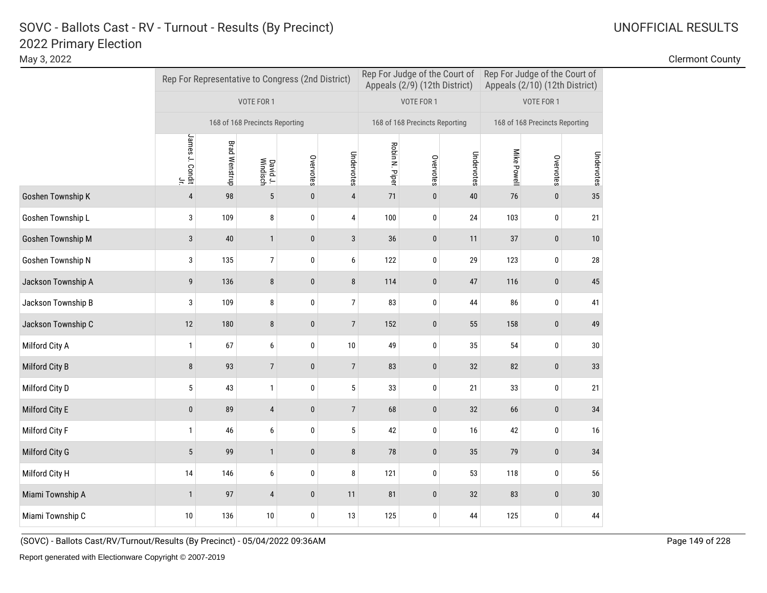# SOVC - Ballots Cast - RV - Turnout - Results (By Precinct)
## 2022 Primary Election

May 3, 2022

UNOFFICIAL RESULTS

Clermont County

| | Rep For Representative to Congress (2nd District) | | | | | Rep For Judge of the Court of Appeals (2/9) (12th District) | | | Rep For Judge of the Court of Appeals (2/10) (12th District) | | |
|---|---|---|---|---|---|---|---|---|---|---|---|
| | VOTE FOR 1 | | | | | VOTE FOR 1 | | | VOTE FOR 1 | | |
| | 168 of 168 Precincts Reporting | | | | | 168 of 168 Precincts Reporting | | | 168 of 168 Precincts Reporting | | |
| | James J. Condit Jr. | Brad Wenstrup | David J. Windisch | Overvotes | Undervotes | Robin N. Piper | Overvotes | Undervotes | Mike Powell | Overvotes | Undervotes |
| Goshen Township K | 4 | 98 | 5 | 0 | 4 | 71 | 0 | 40 | 76 | 0 | 35 |
| Goshen Township L | 3 | 109 | 8 | 0 | 4 | 100 | 0 | 24 | 103 | 0 | 21 |
| Goshen Township M | 3 | 40 | 1 | 0 | 3 | 36 | 0 | 11 | 37 | 0 | 10 |
| Goshen Township N | 3 | 135 | 7 | 0 | 6 | 122 | 0 | 29 | 123 | 0 | 28 |
| Jackson Township A | 9 | 136 | 8 | 0 | 8 | 114 | 0 | 47 | 116 | 0 | 45 |
| Jackson Township B | 3 | 109 | 8 | 0 | 7 | 83 | 0 | 44 | 86 | 0 | 41 |
| Jackson Township C | 12 | 180 | 8 | 0 | 7 | 152 | 0 | 55 | 158 | 0 | 49 |
| Milford City A | 1 | 67 | 6 | 0 | 10 | 49 | 0 | 35 | 54 | 0 | 30 |
| Milford City B | 8 | 93 | 7 | 0 | 7 | 83 | 0 | 32 | 82 | 0 | 33 |
| Milford City D | 5 | 43 | 1 | 0 | 5 | 33 | 0 | 21 | 33 | 0 | 21 |
| Milford City E | 0 | 89 | 4 | 0 | 7 | 68 | 0 | 32 | 66 | 0 | 34 |
| Milford City F | 1 | 46 | 6 | 0 | 5 | 42 | 0 | 16 | 42 | 0 | 16 |
| Milford City G | 5 | 99 | 1 | 0 | 8 | 78 | 0 | 35 | 79 | 0 | 34 |
| Milford City H | 14 | 146 | 6 | 0 | 8 | 121 | 0 | 53 | 118 | 0 | 56 |
| Miami Township A | 1 | 97 | 4 | 0 | 11 | 81 | 0 | 32 | 83 | 0 | 30 |
| Miami Township C | 10 | 136 | 10 | 0 | 13 | 125 | 0 | 44 | 125 | 0 | 44 |

(SOVC) - Ballots Cast/RV/Turnout/Results (By Precinct) - 05/04/2022 09:36AM

Report generated with Electionware Copyright © 2007-2019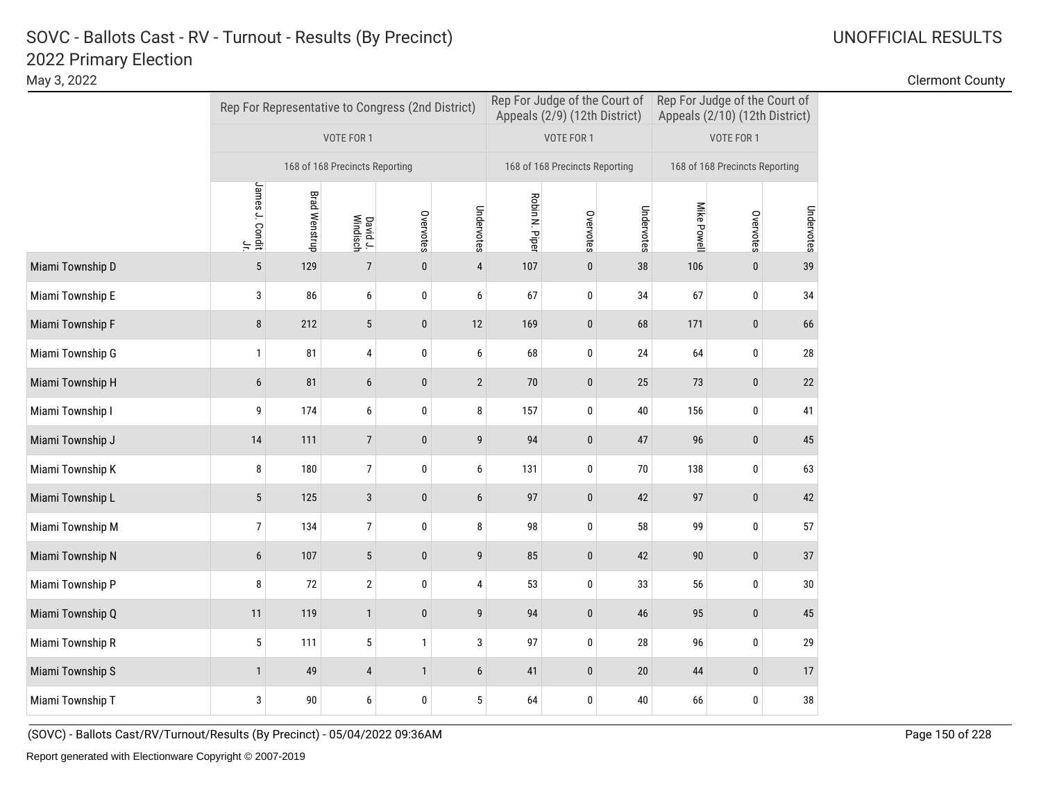# SOVC - Ballots Cast - RV - Turnout - Results (By Precinct)

## 2022 Primary Election

May 3, 2022

UNOFFICIAL RESULTS

Clermont County

| | Rep For Representative to Congress (2nd District) | | | | | Rep For Judge of the Court of Appeals (2/9) (12th District) | | | Rep For Judge of the Court of Appeals (2/10) (12th District) | | |
|---|---|---|---|---|---|---|---|---|---|---|---|
| | VOTE FOR 1 | | | | | VOTE FOR 1 | | | VOTE FOR 1 | | |
| | 168 of 168 Precincts Reporting | | | | | 168 of 168 Precincts Reporting | | | 168 of 168 Precincts Reporting | | |
| | James J. Condit Jr. | Brad Wenstrup | David J. Windisch | Overvotes | Undervotes | Robin N. Piper | Overvotes | Undervotes | Mike Powell | Overvotes | Undervotes |
| Miami Township D | 5 | 129 | 7 | 0 | 4 | 107 | 0 | 38 | 106 | 0 | 39 |
| Miami Township E | 3 | 86 | 6 | 0 | 6 | 67 | 0 | 34 | 67 | 0 | 34 |
| Miami Township F | 8 | 212 | 5 | 0 | 12 | 169 | 0 | 68 | 171 | 0 | 66 |
| Miami Township G | 1 | 81 | 4 | 0 | 6 | 68 | 0 | 24 | 64 | 0 | 28 |
| Miami Township H | 6 | 81 | 6 | 0 | 2 | 70 | 0 | 25 | 73 | 0 | 22 |
| Miami Township I | 9 | 174 | 6 | 0 | 8 | 157 | 0 | 40 | 156 | 0 | 41 |
| Miami Township J | 14 | 111 | 7 | 0 | 9 | 94 | 0 | 47 | 96 | 0 | 45 |
| Miami Township K | 8 | 180 | 7 | 0 | 6 | 131 | 0 | 70 | 138 | 0 | 63 |
| Miami Township L | 5 | 125 | 3 | 0 | 6 | 97 | 0 | 42 | 97 | 0 | 42 |
| Miami Township M | 7 | 134 | 7 | 0 | 8 | 98 | 0 | 58 | 99 | 0 | 57 |
| Miami Township N | 6 | 107 | 5 | 0 | 9 | 85 | 0 | 42 | 90 | 0 | 37 |
| Miami Township P | 8 | 72 | 2 | 0 | 4 | 53 | 0 | 33 | 56 | 0 | 30 |
| Miami Township Q | 11 | 119 | 1 | 0 | 9 | 94 | 0 | 46 | 95 | 0 | 45 |
| Miami Township R | 5 | 111 | 5 | 1 | 3 | 97 | 0 | 28 | 96 | 0 | 29 |
| Miami Township S | 1 | 49 | 4 | 1 | 6 | 41 | 0 | 20 | 44 | 0 | 17 |
| Miami Township T | 3 | 90 | 6 | 0 | 5 | 64 | 0 | 40 | 66 | 0 | 38 |

(SOVC) - Ballots Cast/RV/Turnout/Results (By Precinct) - 05/04/2022 09:36AM

Report generated with Electionware Copyright © 2007-2019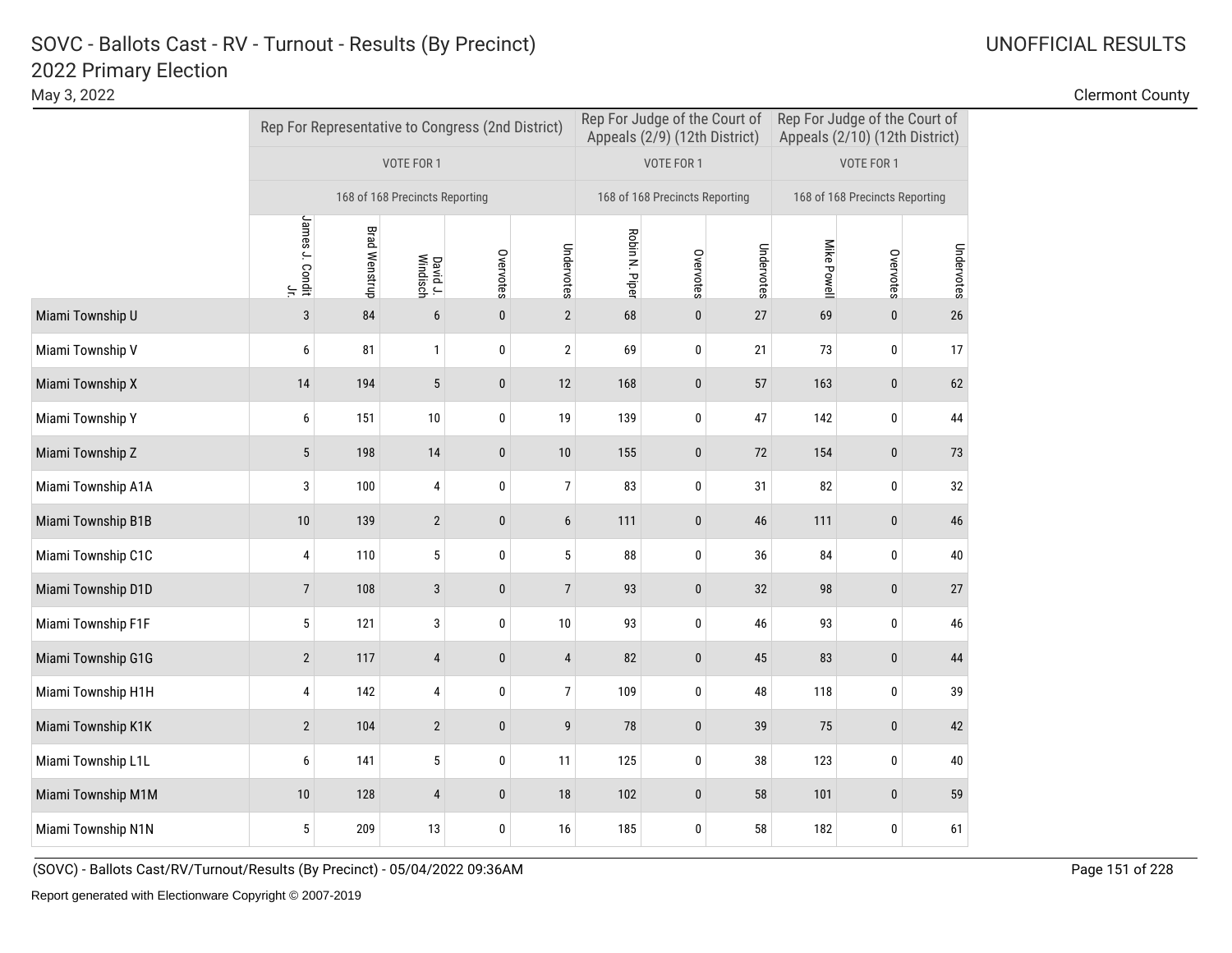# SOVC - Ballots Cast - RV - Turnout - Results (By Precinct)
## 2022 Primary Election

May 3, 2022

UNOFFICIAL RESULTS

Clermont County

| | Rep For Representative to Congress (2nd District) | | | | | Rep For Judge of the Court of Appeals (2/9) (12th District) | | | Rep For Judge of the Court of Appeals (2/10) (12th District) | | |
|---|---|---|---|---|---|---|---|---|---|---|---|
| | VOTE FOR 1 | | | | | VOTE FOR 1 | | | VOTE FOR 1 | | |
| | 168 of 168 Precincts Reporting | | | | | 168 of 168 Precincts Reporting | | | 168 of 168 Precincts Reporting | | |
| | James J. Condit Jr. | Brad Wenstrup | David J. Windisch | Overvotes | Undervotes | Robin N. Piper | Overvotes | Undervotes | Mike Powell | Overvotes | Undervotes |
| Miami Township U | 3 | 84 | 6 | 0 | 2 | 68 | 0 | 27 | 69 | 0 | 26 |
| Miami Township V | 6 | 81 | 1 | 0 | 2 | 69 | 0 | 21 | 73 | 0 | 17 |
| Miami Township X | 14 | 194 | 5 | 0 | 12 | 168 | 0 | 57 | 163 | 0 | 62 |
| Miami Township Y | 6 | 151 | 10 | 0 | 19 | 139 | 0 | 47 | 142 | 0 | 44 |
| Miami Township Z | 5 | 198 | 14 | 0 | 10 | 155 | 0 | 72 | 154 | 0 | 73 |
| Miami Township A1A | 3 | 100 | 4 | 0 | 7 | 83 | 0 | 31 | 82 | 0 | 32 |
| Miami Township B1B | 10 | 139 | 2 | 0 | 6 | 111 | 0 | 46 | 111 | 0 | 46 |
| Miami Township C1C | 4 | 110 | 5 | 0 | 5 | 88 | 0 | 36 | 84 | 0 | 40 |
| Miami Township D1D | 7 | 108 | 3 | 0 | 7 | 93 | 0 | 32 | 98 | 0 | 27 |
| Miami Township F1F | 5 | 121 | 3 | 0 | 10 | 93 | 0 | 46 | 93 | 0 | 46 |
| Miami Township G1G | 2 | 117 | 4 | 0 | 4 | 82 | 0 | 45 | 83 | 0 | 44 |
| Miami Township H1H | 4 | 142 | 4 | 0 | 7 | 109 | 0 | 48 | 118 | 0 | 39 |
| Miami Township K1K | 2 | 104 | 2 | 0 | 9 | 78 | 0 | 39 | 75 | 0 | 42 |
| Miami Township L1L | 6 | 141 | 5 | 0 | 11 | 125 | 0 | 38 | 123 | 0 | 40 |
| Miami Township M1M | 10 | 128 | 4 | 0 | 18 | 102 | 0 | 58 | 101 | 0 | 59 |
| Miami Township N1N | 5 | 209 | 13 | 0 | 16 | 185 | 0 | 58 | 182 | 0 | 61 |

(SOVC) - Ballots Cast/RV/Turnout/Results (By Precinct) - 05/04/2022 09:36AM

Report generated with Electionware Copyright © 2007-2019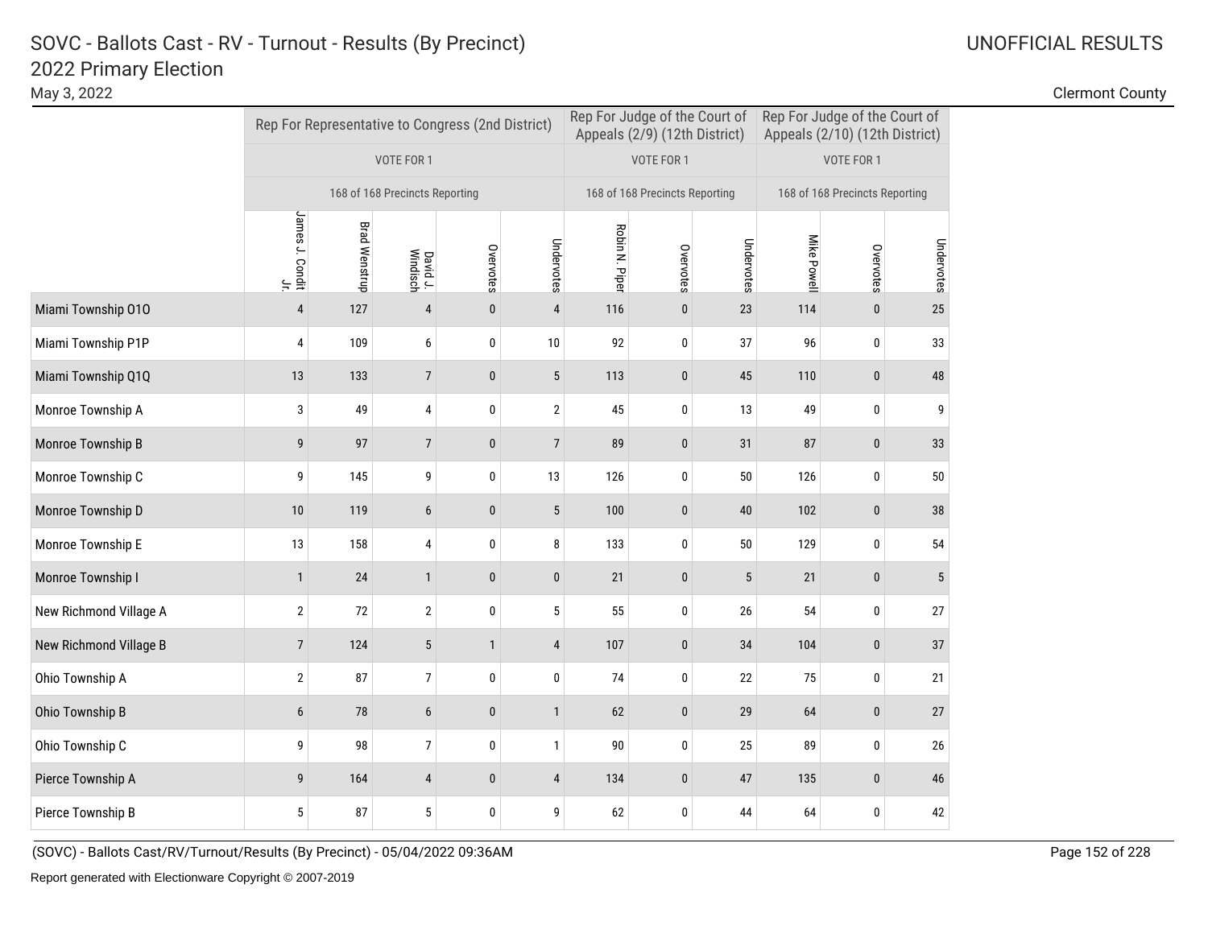# SOVC - Ballots Cast - RV - Turnout - Results (By Precinct)
## 2022 Primary Election

May 3, 2022

UNOFFICIAL RESULTS

Clermont County

| | Rep For Representative to Congress (2nd District) | | | | | Rep For Judge of the Court of Appeals (2/9) (12th District) | | | Rep For Judge of the Court of Appeals (2/10) (12th District) | | |
|---|---|---|---|---|---|---|---|---|---|---|---|
| | VOTE FOR 1 | | | | | VOTE FOR 1 | | | VOTE FOR 1 | | |
| | 168 of 168 Precincts Reporting | | | | | 168 of 168 Precincts Reporting | | | 168 of 168 Precincts Reporting | | |
| | James J. Condit Jr. | Brad Wenstrup | David J. Windisch | Overvotes | Undervotes | Robin N. Piper | Overvotes | Undervotes | Mike Powell | Overvotes | Undervotes |
| Miami Township O1O | 4 | 127 | 4 | 0 | 4 | 116 | 0 | 23 | 114 | 0 | 25 |
| Miami Township P1P | 4 | 109 | 6 | 0 | 10 | 92 | 0 | 37 | 96 | 0 | 33 |
| Miami Township Q1Q | 13 | 133 | 7 | 0 | 5 | 113 | 0 | 45 | 110 | 0 | 48 |
| Monroe Township A | 3 | 49 | 4 | 0 | 2 | 45 | 0 | 13 | 49 | 0 | 9 |
| Monroe Township B | 9 | 97 | 7 | 0 | 7 | 89 | 0 | 31 | 87 | 0 | 33 |
| Monroe Township C | 9 | 145 | 9 | 0 | 13 | 126 | 0 | 50 | 126 | 0 | 50 |
| Monroe Township D | 10 | 119 | 6 | 0 | 5 | 100 | 0 | 40 | 102 | 0 | 38 |
| Monroe Township E | 13 | 158 | 4 | 0 | 8 | 133 | 0 | 50 | 129 | 0 | 54 |
| Monroe Township I | 1 | 24 | 1 | 0 | 0 | 21 | 0 | 5 | 21 | 0 | 5 |
| New Richmond Village A | 2 | 72 | 2 | 0 | 5 | 55 | 0 | 26 | 54 | 0 | 27 |
| New Richmond Village B | 7 | 124 | 5 | 1 | 4 | 107 | 0 | 34 | 104 | 0 | 37 |
| Ohio Township A | 2 | 87 | 7 | 0 | 0 | 74 | 0 | 22 | 75 | 0 | 21 |
| Ohio Township B | 6 | 78 | 6 | 0 | 1 | 62 | 0 | 29 | 64 | 0 | 27 |
| Ohio Township C | 9 | 98 | 7 | 0 | 1 | 90 | 0 | 25 | 89 | 0 | 26 |
| Pierce Township A | 9 | 164 | 4 | 0 | 4 | 134 | 0 | 47 | 135 | 0 | 46 |
| Pierce Township B | 5 | 87 | 5 | 0 | 9 | 62 | 0 | 44 | 64 | 0 | 42 |

(SOVC) - Ballots Cast/RV/Turnout/Results (By Precinct) - 05/04/2022 09:36AM

Report generated with Electionware Copyright © 2007-2019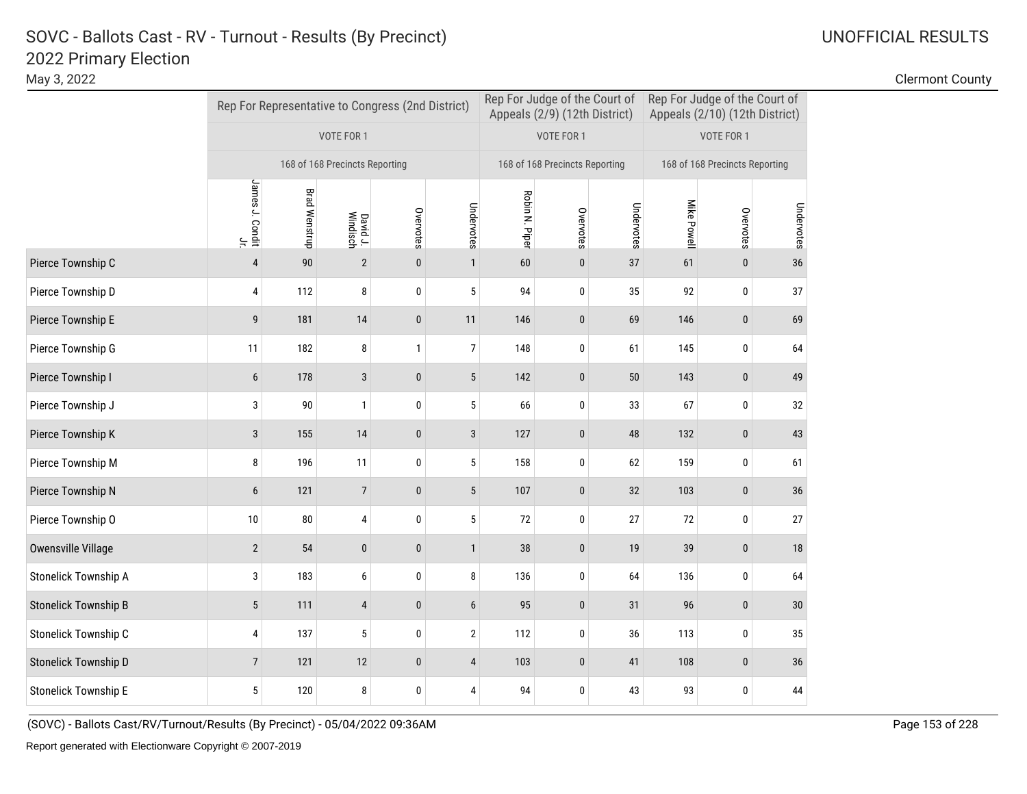# SOVC - Ballots Cast - RV - Turnout - Results (By Precinct)
## 2022 Primary Election

May 3, 2022

UNOFFICIAL RESULTS

Clermont County

| | Rep For Representative to Congress (2nd District) | | | | | Rep For Judge of the Court of Appeals (2/9) (12th District) | | | Rep For Judge of the Court of Appeals (2/10) (12th District) | | |
|---|---|---|---|---|---|---|---|---|---|---|---|
| | VOTE FOR 1 | | | | | VOTE FOR 1 | | | VOTE FOR 1 | | |
| | 168 of 168 Precincts Reporting | | | | | 168 of 168 Precincts Reporting | | | 168 of 168 Precincts Reporting | | |
| | James J. Condit Jr. | Brad Wenstrup | David J. Windisch | Overvotes | Undervotes | Robin N. Piper | Overvotes | Undervotes | Mike Powell | Overvotes | Undervotes |
| Pierce Township C | 4 | 90 | 2 | 0 | 1 | 60 | 0 | 37 | 61 | 0 | 36 |
| Pierce Township D | 4 | 112 | 8 | 0 | 5 | 94 | 0 | 35 | 92 | 0 | 37 |
| Pierce Township E | 9 | 181 | 14 | 0 | 11 | 146 | 0 | 69 | 146 | 0 | 69 |
| Pierce Township G | 11 | 182 | 8 | 1 | 7 | 148 | 0 | 61 | 145 | 0 | 64 |
| Pierce Township I | 6 | 178 | 3 | 0 | 5 | 142 | 0 | 50 | 143 | 0 | 49 |
| Pierce Township J | 3 | 90 | 1 | 0 | 5 | 66 | 0 | 33 | 67 | 0 | 32 |
| Pierce Township K | 3 | 155 | 14 | 0 | 3 | 127 | 0 | 48 | 132 | 0 | 43 |
| Pierce Township M | 8 | 196 | 11 | 0 | 5 | 158 | 0 | 62 | 159 | 0 | 61 |
| Pierce Township N | 6 | 121 | 7 | 0 | 5 | 107 | 0 | 32 | 103 | 0 | 36 |
| Pierce Township O | 10 | 80 | 4 | 0 | 5 | 72 | 0 | 27 | 72 | 0 | 27 |
| Owensville Village | 2 | 54 | 0 | 0 | 1 | 38 | 0 | 19 | 39 | 0 | 18 |
| Stonelick Township A | 3 | 183 | 6 | 0 | 8 | 136 | 0 | 64 | 136 | 0 | 64 |
| Stonelick Township B | 5 | 111 | 4 | 0 | 6 | 95 | 0 | 31 | 96 | 0 | 30 |
| Stonelick Township C | 4 | 137 | 5 | 0 | 2 | 112 | 0 | 36 | 113 | 0 | 35 |
| Stonelick Township D | 7 | 121 | 12 | 0 | 4 | 103 | 0 | 41 | 108 | 0 | 36 |
| Stonelick Township E | 5 | 120 | 8 | 0 | 4 | 94 | 0 | 43 | 93 | 0 | 44 |

(SOVC) - Ballots Cast/RV/Turnout/Results (By Precinct) - 05/04/2022 09:36AM

Report generated with Electionware Copyright © 2007-2019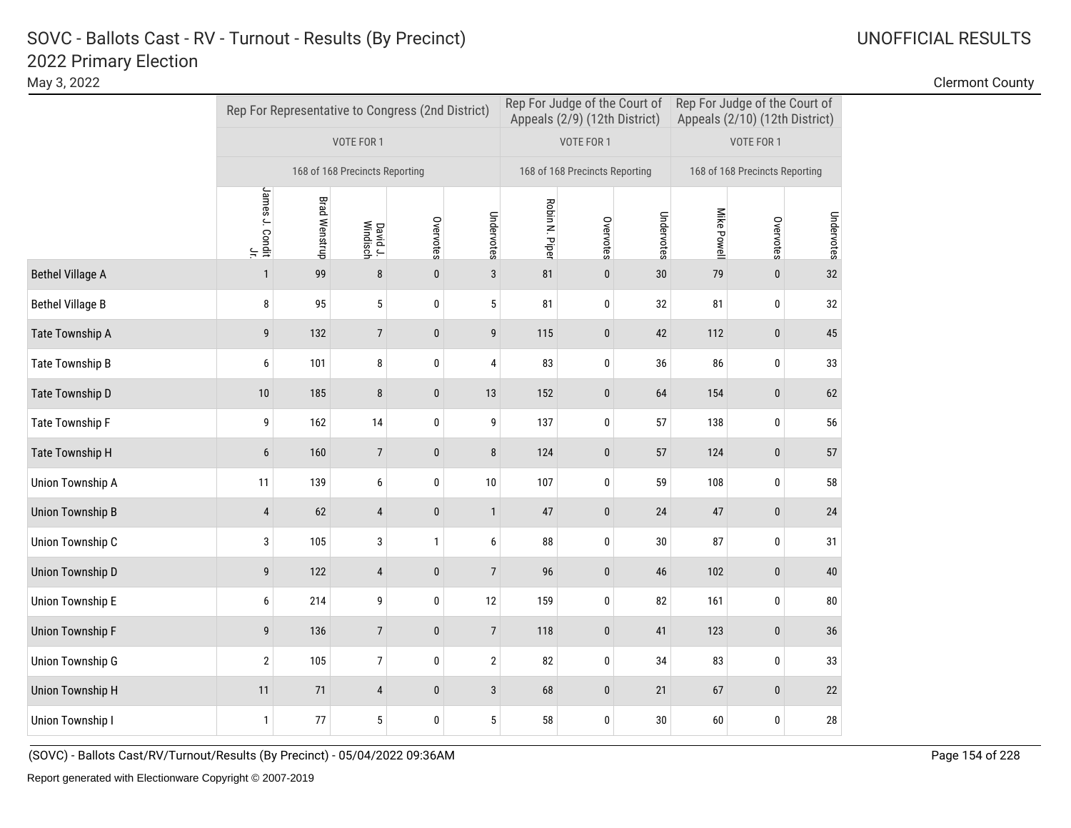# SOVC - Ballots Cast - RV - Turnout - Results (By Precinct)
## 2022 Primary Election

May 3, 2022

UNOFFICIAL RESULTS

Clermont County

| | Rep For Representative to Congress (2nd District) | | | | | Rep For Judge of the Court of Appeals (2/9) (12th District) | | | Rep For Judge of the Court of Appeals (2/10) (12th District) | | |
|---|---|---|---|---|---|---|---|---|---|---|---|
| | VOTE FOR 1 | | | | | VOTE FOR 1 | | | VOTE FOR 1 | | |
| | 168 of 168 Precincts Reporting | | | | | 168 of 168 Precincts Reporting | | | 168 of 168 Precincts Reporting | | |
| | James J. Condit Jr. | Brad Wenstrup | David J. Windisch | Overvotes | Undervotes | Robin N. Piper | Overvotes | Undervotes | Mike Powell | Overvotes | Undervotes |
| Bethel Village A | 1 | 99 | 8 | 0 | 3 | 81 | 0 | 30 | 79 | 0 | 32 |
| Bethel Village B | 8 | 95 | 5 | 0 | 5 | 81 | 0 | 32 | 81 | 0 | 32 |
| Tate Township A | 9 | 132 | 7 | 0 | 9 | 115 | 0 | 42 | 112 | 0 | 45 |
| Tate Township B | 6 | 101 | 8 | 0 | 4 | 83 | 0 | 36 | 86 | 0 | 33 |
| Tate Township D | 10 | 185 | 8 | 0 | 13 | 152 | 0 | 64 | 154 | 0 | 62 |
| Tate Township F | 9 | 162 | 14 | 0 | 9 | 137 | 0 | 57 | 138 | 0 | 56 |
| Tate Township H | 6 | 160 | 7 | 0 | 8 | 124 | 0 | 57 | 124 | 0 | 57 |
| Union Township A | 11 | 139 | 6 | 0 | 10 | 107 | 0 | 59 | 108 | 0 | 58 |
| Union Township B | 4 | 62 | 4 | 0 | 1 | 47 | 0 | 24 | 47 | 0 | 24 |
| Union Township C | 3 | 105 | 3 | 1 | 6 | 88 | 0 | 30 | 87 | 0 | 31 |
| Union Township D | 9 | 122 | 4 | 0 | 7 | 96 | 0 | 46 | 102 | 0 | 40 |
| Union Township E | 6 | 214 | 9 | 0 | 12 | 159 | 0 | 82 | 161 | 0 | 80 |
| Union Township F | 9 | 136 | 7 | 0 | 7 | 118 | 0 | 41 | 123 | 0 | 36 |
| Union Township G | 2 | 105 | 7 | 0 | 2 | 82 | 0 | 34 | 83 | 0 | 33 |
| Union Township H | 11 | 71 | 4 | 0 | 3 | 68 | 0 | 21 | 67 | 0 | 22 |
| Union Township I | 1 | 77 | 5 | 0 | 5 | 58 | 0 | 30 | 60 | 0 | 28 |

(SOVC) - Ballots Cast/RV/Turnout/Results (By Precinct) - 05/04/2022 09:36AM

Report generated with Electionware Copyright © 2007-2019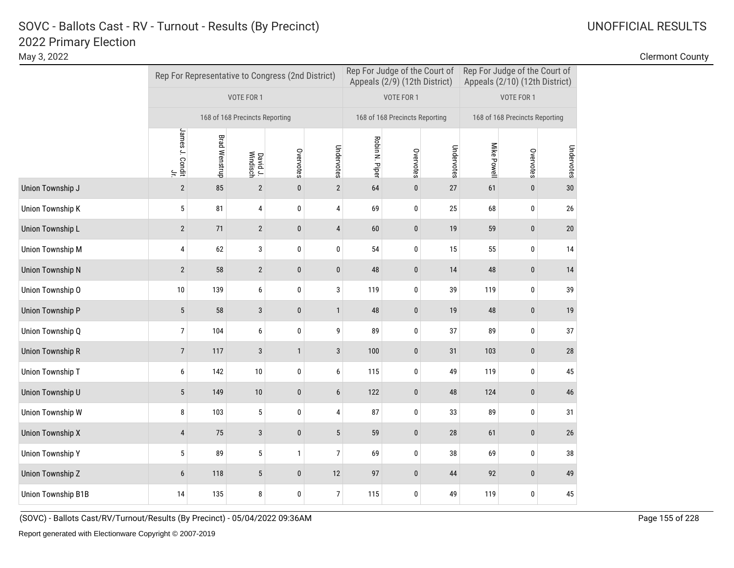# SOVC - Ballots Cast - RV - Turnout - Results (By Precinct)

## 2022 Primary Election

May 3, 2022

UNOFFICIAL RESULTS

Clermont County

| | Rep For Representative to Congress (2nd District) | | | | | Rep For Judge of the Court of Appeals (2/9) (12th District) | | | Rep For Judge of the Court of Appeals (2/10) (12th District) | | |
|---|---|---|---|---|---|---|---|---|---|---|---|
| | VOTE FOR 1 | | | | | VOTE FOR 1 | | | VOTE FOR 1 | | |
| | 168 of 168 Precincts Reporting | | | | | 168 of 168 Precincts Reporting | | | 168 of 168 Precincts Reporting | | |
| | James J. Condit Jr. | Brad Wenstrup | David J. Windisch | Overvotes | Undervotes | Robin N. Piper | Overvotes | Undervotes | Mike Powell | Overvotes | Undervotes |
| Union Township J | 2 | 85 | 2 | 0 | 2 | 64 | 0 | 27 | 61 | 0 | 30 |
| Union Township K | 5 | 81 | 4 | 0 | 4 | 69 | 0 | 25 | 68 | 0 | 26 |
| Union Township L | 2 | 71 | 2 | 0 | 4 | 60 | 0 | 19 | 59 | 0 | 20 |
| Union Township M | 4 | 62 | 3 | 0 | 0 | 54 | 0 | 15 | 55 | 0 | 14 |
| Union Township N | 2 | 58 | 2 | 0 | 0 | 48 | 0 | 14 | 48 | 0 | 14 |
| Union Township O | 10 | 139 | 6 | 0 | 3 | 119 | 0 | 39 | 119 | 0 | 39 |
| Union Township P | 5 | 58 | 3 | 0 | 1 | 48 | 0 | 19 | 48 | 0 | 19 |
| Union Township Q | 7 | 104 | 6 | 0 | 9 | 89 | 0 | 37 | 89 | 0 | 37 |
| Union Township R | 7 | 117 | 3 | 1 | 3 | 100 | 0 | 31 | 103 | 0 | 28 |
| Union Township T | 6 | 142 | 10 | 0 | 6 | 115 | 0 | 49 | 119 | 0 | 45 |
| Union Township U | 5 | 149 | 10 | 0 | 6 | 122 | 0 | 48 | 124 | 0 | 46 |
| Union Township W | 8 | 103 | 5 | 0 | 4 | 87 | 0 | 33 | 89 | 0 | 31 |
| Union Township X | 4 | 75 | 3 | 0 | 5 | 59 | 0 | 28 | 61 | 0 | 26 |
| Union Township Y | 5 | 89 | 5 | 1 | 7 | 69 | 0 | 38 | 69 | 0 | 38 |
| Union Township Z | 6 | 118 | 5 | 0 | 12 | 97 | 0 | 44 | 92 | 0 | 49 |
| Union Township B1B | 14 | 135 | 8 | 0 | 7 | 115 | 0 | 49 | 119 | 0 | 45 |

(SOVC) - Ballots Cast/RV/Turnout/Results (By Precinct) - 05/04/2022 09:36AM

Report generated with Electionware Copyright © 2007-2019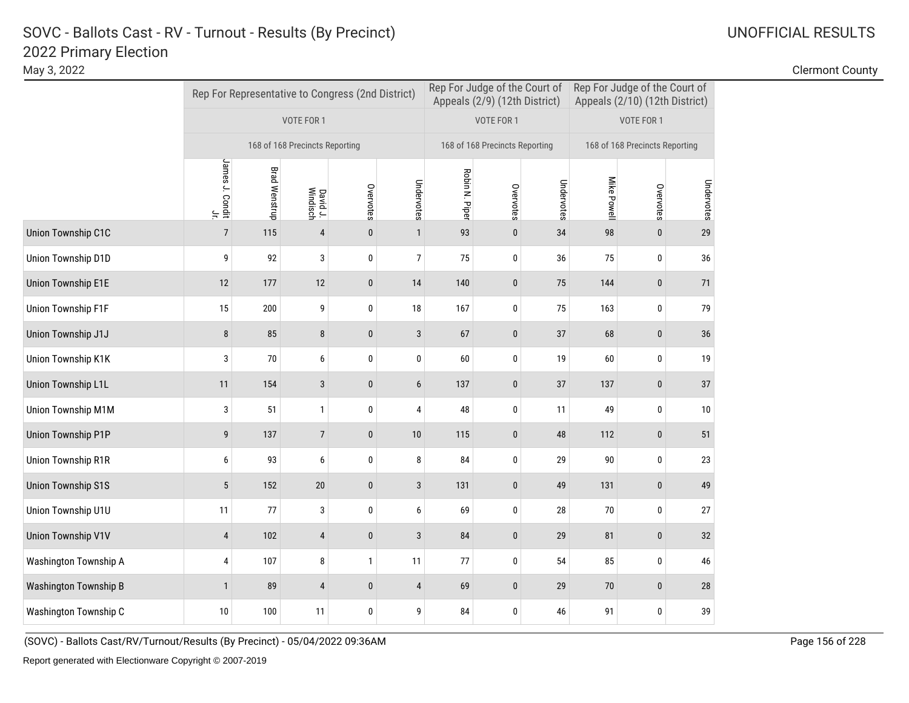# SOVC - Ballots Cast - RV - Turnout - Results (By Precinct)
## 2022 Primary Election

May 3, 2022

UNOFFICIAL RESULTS

Clermont County

| | Rep For Representative to Congress (2nd District) | | | | | Rep For Judge of the Court of Appeals (2/9) (12th District) | | | Rep For Judge of the Court of Appeals (2/10) (12th District) | | |
|---|---|---|---|---|---|---|---|---|---|---|---|
| | VOTE FOR 1 | | | | | VOTE FOR 1 | | | VOTE FOR 1 | | |
| | 168 of 168 Precincts Reporting | | | | | 168 of 168 Precincts Reporting | | | 168 of 168 Precincts Reporting | | |
| | James J. Condit Jr. | Brad Wenstrup | David J. Windisch | Overvotes | Undervotes | Robin N. Piper | Overvotes | Undervotes | Mike Powell | Overvotes | Undervotes |
| Union Township C1C | 7 | 115 | 4 | 0 | 1 | 93 | 0 | 34 | 98 | 0 | 29 |
| Union Township D1D | 9 | 92 | 3 | 0 | 7 | 75 | 0 | 36 | 75 | 0 | 36 |
| Union Township E1E | 12 | 177 | 12 | 0 | 14 | 140 | 0 | 75 | 144 | 0 | 71 |
| Union Township F1F | 15 | 200 | 9 | 0 | 18 | 167 | 0 | 75 | 163 | 0 | 79 |
| Union Township J1J | 8 | 85 | 8 | 0 | 3 | 67 | 0 | 37 | 68 | 0 | 36 |
| Union Township K1K | 3 | 70 | 6 | 0 | 0 | 60 | 0 | 19 | 60 | 0 | 19 |
| Union Township L1L | 11 | 154 | 3 | 0 | 6 | 137 | 0 | 37 | 137 | 0 | 37 |
| Union Township M1M | 3 | 51 | 1 | 0 | 4 | 48 | 0 | 11 | 49 | 0 | 10 |
| Union Township P1P | 9 | 137 | 7 | 0 | 10 | 115 | 0 | 48 | 112 | 0 | 51 |
| Union Township R1R | 6 | 93 | 6 | 0 | 8 | 84 | 0 | 29 | 90 | 0 | 23 |
| Union Township S1S | 5 | 152 | 20 | 0 | 3 | 131 | 0 | 49 | 131 | 0 | 49 |
| Union Township U1U | 11 | 77 | 3 | 0 | 6 | 69 | 0 | 28 | 70 | 0 | 27 |
| Union Township V1V | 4 | 102 | 4 | 0 | 3 | 84 | 0 | 29 | 81 | 0 | 32 |
| Washington Township A | 4 | 107 | 8 | 1 | 11 | 77 | 0 | 54 | 85 | 0 | 46 |
| Washington Township B | 1 | 89 | 4 | 0 | 4 | 69 | 0 | 29 | 70 | 0 | 28 |
| Washington Township C | 10 | 100 | 11 | 0 | 9 | 84 | 0 | 46 | 91 | 0 | 39 |

(SOVC) - Ballots Cast/RV/Turnout/Results (By Precinct) - 05/04/2022 09:36AM

Report generated with Electionware Copyright © 2007-2019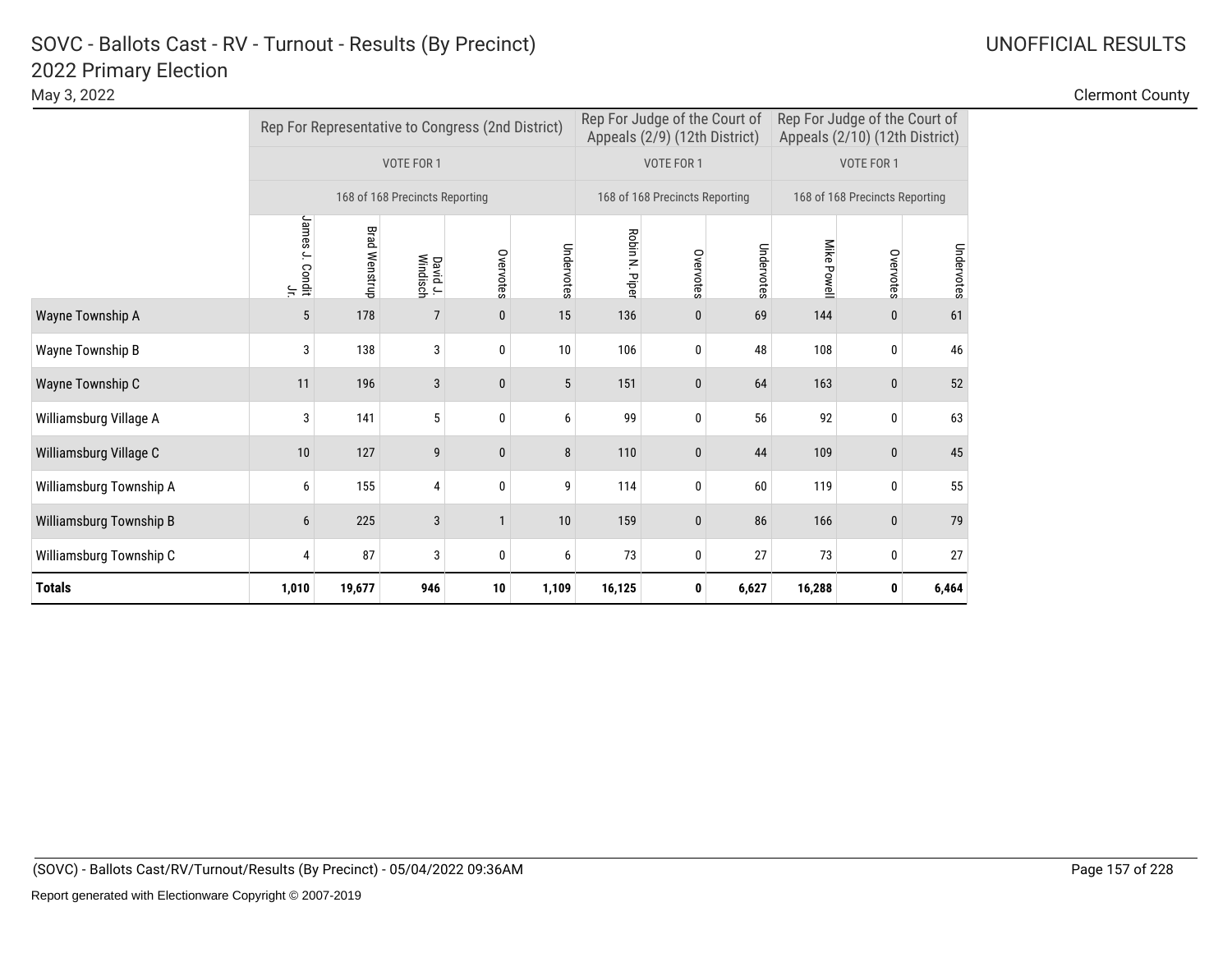# SOVC - Ballots Cast - RV - Turnout - Results (By Precinct)

## 2022 Primary Election

May 3, 2022

UNOFFICIAL RESULTS

Clermont County

| | Rep For Representative to Congress (2nd District) | | | | | Rep For Judge of the Court of Appeals (2/9) (12th District) | | | Rep For Judge of the Court of Appeals (2/10) (12th District) | | |
|---|---|---|---|---|---|---|---|---|---|---|---|
| | VOTE FOR 1 | | | | | VOTE FOR 1 | | | VOTE FOR 1 | | |
| | 168 of 168 Precincts Reporting | | | | | 168 of 168 Precincts Reporting | | | 168 of 168 Precincts Reporting | | |
| | James J. Condit Jr. | Brad Wenstrup | David J. Windisch | Overvotes | Undervotes | Robin N. Piper | Overvotes | Undervotes | Mike Powell | Overvotes | Undervotes |
| Wayne Township A | 5 | 178 | 7 | 0 | 15 | 136 | 0 | 69 | 144 | 0 | 61 |
| Wayne Township B | 3 | 138 | 3 | 0 | 10 | 106 | 0 | 48 | 108 | 0 | 46 |
| Wayne Township C | 11 | 196 | 3 | 0 | 5 | 151 | 0 | 64 | 163 | 0 | 52 |
| Williamsburg Village A | 3 | 141 | 5 | 0 | 6 | 99 | 0 | 56 | 92 | 0 | 63 |
| Williamsburg Village C | 10 | 127 | 9 | 0 | 8 | 110 | 0 | 44 | 109 | 0 | 45 |
| Williamsburg Township A | 6 | 155 | 4 | 0 | 9 | 114 | 0 | 60 | 119 | 0 | 55 |
| Williamsburg Township B | 6 | 225 | 3 | 1 | 10 | 159 | 0 | 86 | 166 | 0 | 79 |
| Williamsburg Township C | 4 | 87 | 3 | 0 | 6 | 73 | 0 | 27 | 73 | 0 | 27 |
| **Totals** | **1,010** | **19,677** | **946** | **10** | **1,109** | **16,125** | **0** | **6,627** | **16,288** | **0** | **6,464** |

(SOVC) - Ballots Cast/RV/Turnout/Results (By Precinct) - 05/04/2022 09:36AM

Report generated with Electionware Copyright © 2007-2019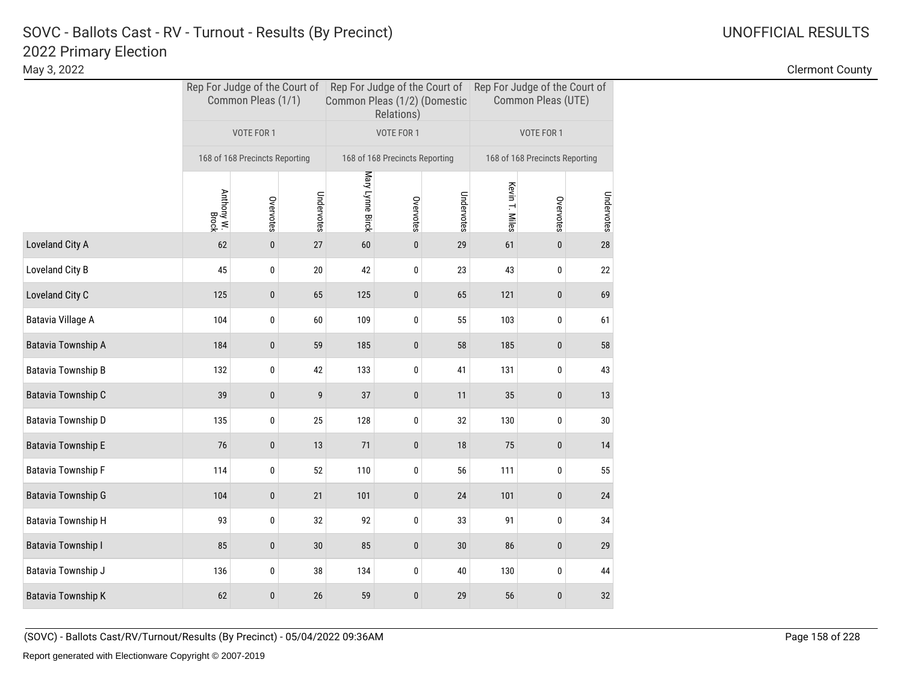# SOVC - Ballots Cast - RV - Turnout - Results (By Precinct)
## 2022 Primary Election

May 3, 2022

UNOFFICIAL RESULTS

Clermont County

| | Rep For Judge of the Court of Common Pleas (1/1) | | | Rep For Judge of the Court of Common Pleas (1/2) (Domestic Relations) | | | Rep For Judge of the Court of Common Pleas (UTE) | | |
|---|---|---|---|---|---|---|---|---|---|
| | VOTE FOR 1 | | | VOTE FOR 1 | | | VOTE FOR 1 | | |
| | 168 of 168 Precincts Reporting | | | 168 of 168 Precincts Reporting | | | 168 of 168 Precincts Reporting | | |
| | Anthony W. Brock | Overvotes | Undervotes | Mary Lynne Birck | Overvotes | Undervotes | Kevin T. Miles | Overvotes | Undervotes |
| Loveland City A | 62 | 0 | 27 | 60 | 0 | 29 | 61 | 0 | 28 |
| Loveland City B | 45 | 0 | 20 | 42 | 0 | 23 | 43 | 0 | 22 |
| Loveland City C | 125 | 0 | 65 | 125 | 0 | 65 | 121 | 0 | 69 |
| Batavia Village A | 104 | 0 | 60 | 109 | 0 | 55 | 103 | 0 | 61 |
| Batavia Township A | 184 | 0 | 59 | 185 | 0 | 58 | 185 | 0 | 58 |
| Batavia Township B | 132 | 0 | 42 | 133 | 0 | 41 | 131 | 0 | 43 |
| Batavia Township C | 39 | 0 | 9 | 37 | 0 | 11 | 35 | 0 | 13 |
| Batavia Township D | 135 | 0 | 25 | 128 | 0 | 32 | 130 | 0 | 30 |
| Batavia Township E | 76 | 0 | 13 | 71 | 0 | 18 | 75 | 0 | 14 |
| Batavia Township F | 114 | 0 | 52 | 110 | 0 | 56 | 111 | 0 | 55 |
| Batavia Township G | 104 | 0 | 21 | 101 | 0 | 24 | 101 | 0 | 24 |
| Batavia Township H | 93 | 0 | 32 | 92 | 0 | 33 | 91 | 0 | 34 |
| Batavia Township I | 85 | 0 | 30 | 85 | 0 | 30 | 86 | 0 | 29 |
| Batavia Township J | 136 | 0 | 38 | 134 | 0 | 40 | 130 | 0 | 44 |
| Batavia Township K | 62 | 0 | 26 | 59 | 0 | 29 | 56 | 0 | 32 |

(SOVC) - Ballots Cast/RV/Turnout/Results (By Precinct) - 05/04/2022 09:36AM

Report generated with Electionware Copyright © 2007-2019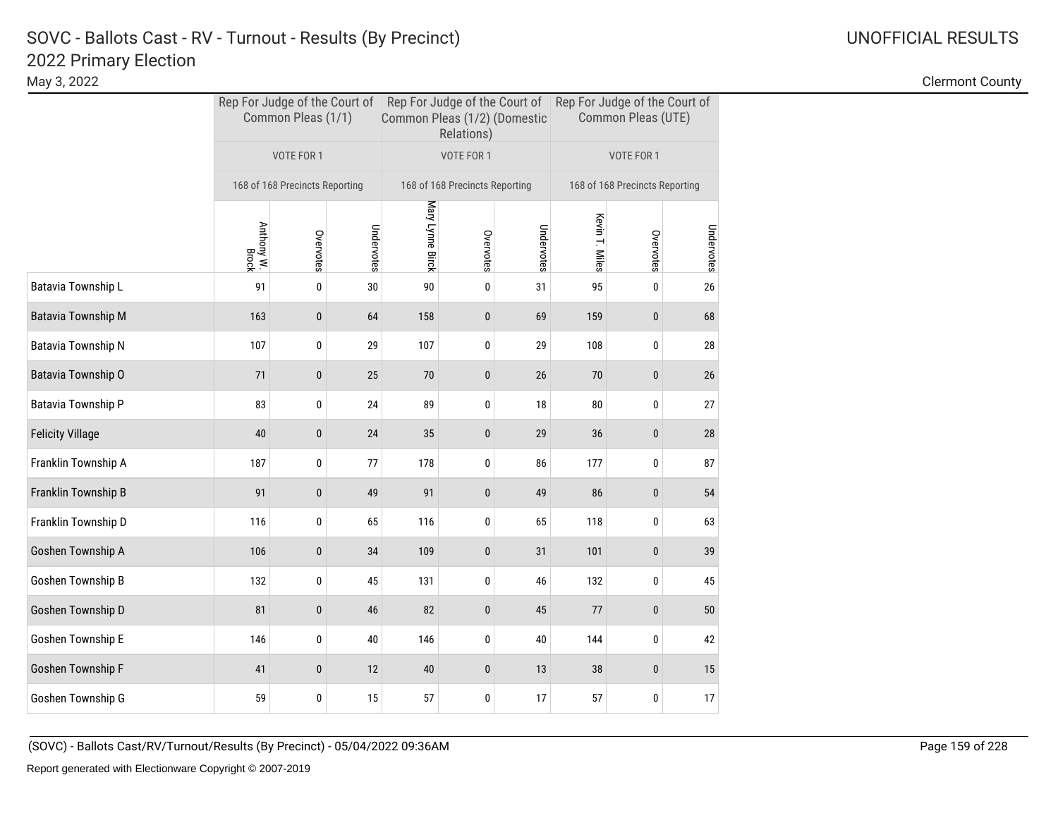# SOVC - Ballots Cast - RV - Turnout - Results (By Precinct)

## 2022 Primary Election

May 3, 2022

UNOFFICIAL RESULTS

Clermont County

| | Rep For Judge of the Court of Common Pleas (1/1) | | | Rep For Judge of the Court of Common Pleas (1/2) (Domestic Relations) | | | Rep For Judge of the Court of Common Pleas (UTE) | | |
|---|---|---|---|---|---|---|---|---|---|
| | VOTE FOR 1 | | | VOTE FOR 1 | | | VOTE FOR 1 | | |
| | 168 of 168 Precincts Reporting | | | 168 of 168 Precincts Reporting | | | 168 of 168 Precincts Reporting | | |
| | Anthony W. Brock | Overvotes | Undervotes | Mary Lynne Birck | Overvotes | Undervotes | Kevin T. Miles | Overvotes | Undervotes |
| Batavia Township L | 91 | 0 | 30 | 90 | 0 | 31 | 95 | 0 | 26 |
| Batavia Township M | 163 | 0 | 64 | 158 | 0 | 69 | 159 | 0 | 68 |
| Batavia Township N | 107 | 0 | 29 | 107 | 0 | 29 | 108 | 0 | 28 |
| Batavia Township O | 71 | 0 | 25 | 70 | 0 | 26 | 70 | 0 | 26 |
| Batavia Township P | 83 | 0 | 24 | 89 | 0 | 18 | 80 | 0 | 27 |
| Felicity Village | 40 | 0 | 24 | 35 | 0 | 29 | 36 | 0 | 28 |
| Franklin Township A | 187 | 0 | 77 | 178 | 0 | 86 | 177 | 0 | 87 |
| Franklin Township B | 91 | 0 | 49 | 91 | 0 | 49 | 86 | 0 | 54 |
| Franklin Township D | 116 | 0 | 65 | 116 | 0 | 65 | 118 | 0 | 63 |
| Goshen Township A | 106 | 0 | 34 | 109 | 0 | 31 | 101 | 0 | 39 |
| Goshen Township B | 132 | 0 | 45 | 131 | 0 | 46 | 132 | 0 | 45 |
| Goshen Township D | 81 | 0 | 46 | 82 | 0 | 45 | 77 | 0 | 50 |
| Goshen Township E | 146 | 0 | 40 | 146 | 0 | 40 | 144 | 0 | 42 |
| Goshen Township F | 41 | 0 | 12 | 40 | 0 | 13 | 38 | 0 | 15 |
| Goshen Township G | 59 | 0 | 15 | 57 | 0 | 17 | 57 | 0 | 17 |

(SOVC) - Ballots Cast/RV/Turnout/Results (By Precinct) - 05/04/2022 09:36AM

Report generated with Electionware Copyright © 2007-2019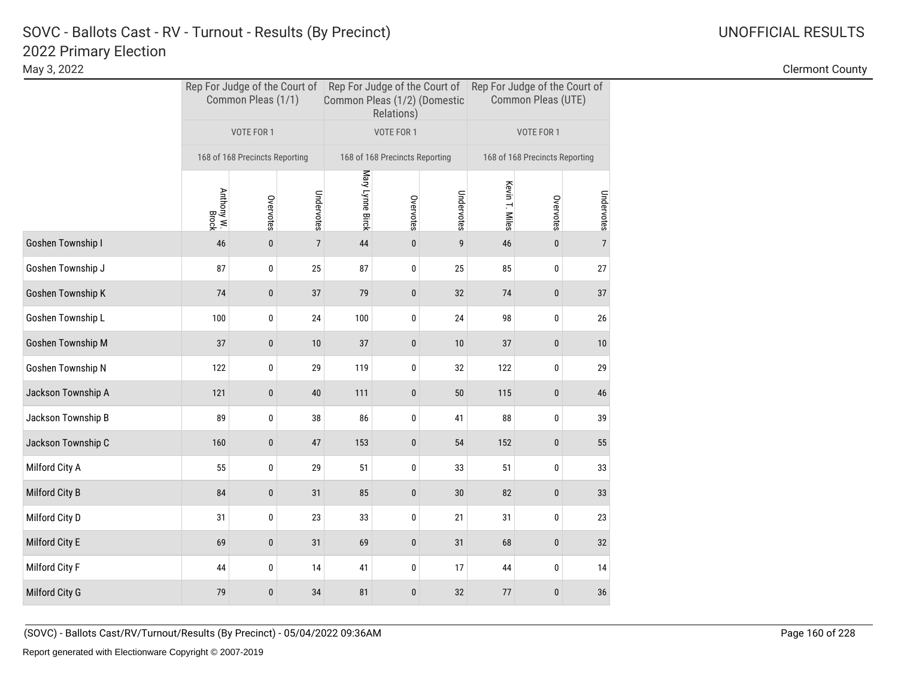# SOVC - Ballots Cast - RV - Turnout - Results (By Precinct)

## 2022 Primary Election

May 3, 2022

UNOFFICIAL RESULTS

Clermont County

| | Rep For Judge of the Court of Common Pleas (1/1) | | | Rep For Judge of the Court of Common Pleas (1/2) (Domestic Relations) | | | Rep For Judge of the Court of Common Pleas (UTE) | | |
|---|---|---|---|---|---|---|---|---|---|
| | VOTE FOR 1 | | | VOTE FOR 1 | | | VOTE FOR 1 | | |
| | 168 of 168 Precincts Reporting | | | 168 of 168 Precincts Reporting | | | 168 of 168 Precincts Reporting | | |
| | Anthony W. Brock | Overvotes | Undervotes | Mary Lynne Birck | Overvotes | Undervotes | Kevin T. Miles | Overvotes | Undervotes |
| Goshen Township I | 46 | 0 | 7 | 44 | 0 | 9 | 46 | 0 | 7 |
| Goshen Township J | 87 | 0 | 25 | 87 | 0 | 25 | 85 | 0 | 27 |
| Goshen Township K | 74 | 0 | 37 | 79 | 0 | 32 | 74 | 0 | 37 |
| Goshen Township L | 100 | 0 | 24 | 100 | 0 | 24 | 98 | 0 | 26 |
| Goshen Township M | 37 | 0 | 10 | 37 | 0 | 10 | 37 | 0 | 10 |
| Goshen Township N | 122 | 0 | 29 | 119 | 0 | 32 | 122 | 0 | 29 |
| Jackson Township A | 121 | 0 | 40 | 111 | 0 | 50 | 115 | 0 | 46 |
| Jackson Township B | 89 | 0 | 38 | 86 | 0 | 41 | 88 | 0 | 39 |
| Jackson Township C | 160 | 0 | 47 | 153 | 0 | 54 | 152 | 0 | 55 |
| Milford City A | 55 | 0 | 29 | 51 | 0 | 33 | 51 | 0 | 33 |
| Milford City B | 84 | 0 | 31 | 85 | 0 | 30 | 82 | 0 | 33 |
| Milford City D | 31 | 0 | 23 | 33 | 0 | 21 | 31 | 0 | 23 |
| Milford City E | 69 | 0 | 31 | 69 | 0 | 31 | 68 | 0 | 32 |
| Milford City F | 44 | 0 | 14 | 41 | 0 | 17 | 44 | 0 | 14 |
| Milford City G | 79 | 0 | 34 | 81 | 0 | 32 | 77 | 0 | 36 |

(SOVC) - Ballots Cast/RV/Turnout/Results (By Precinct) - 05/04/2022 09:36AM

Report generated with Electionware Copyright © 2007-2019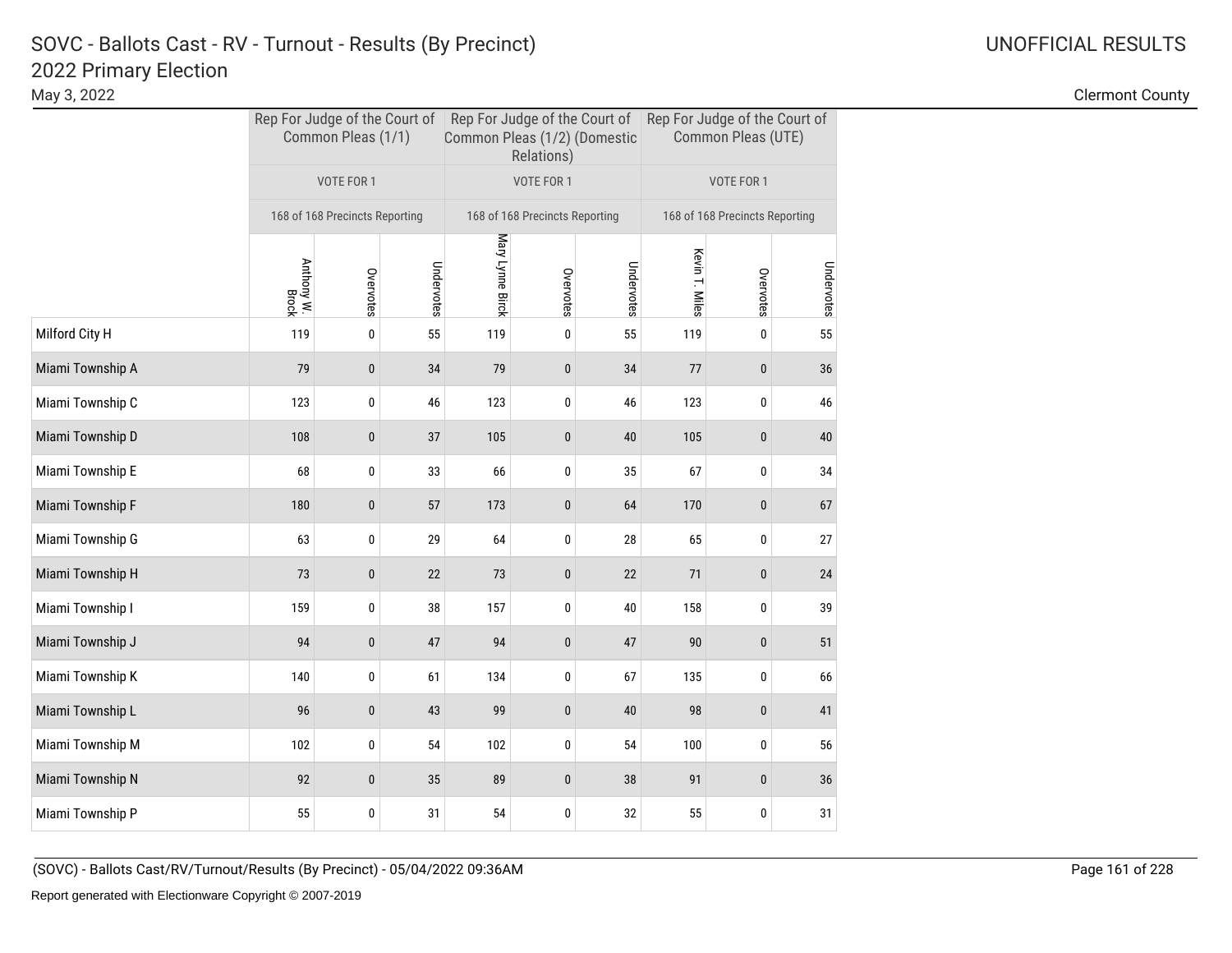# SOVC - Ballots Cast - RV - Turnout - Results (By Precinct)

## 2022 Primary Election

May 3, 2022

UNOFFICIAL RESULTS

Clermont County

| | Rep For Judge of the Court of Common Pleas (1/1) | | | Rep For Judge of the Court of Common Pleas (1/2) (Domestic Relations) | | | Rep For Judge of the Court of Common Pleas (UTE) | | |
|---|---|---|---|---|---|---|---|---|---|
| | VOTE FOR 1 | | | VOTE FOR 1 | | | VOTE FOR 1 | | |
| | 168 of 168 Precincts Reporting | | | 168 of 168 Precincts Reporting | | | 168 of 168 Precincts Reporting | | |
| | Anthony W. Brock | Overvotes | Undervotes | Mary Lynne Birck | Overvotes | Undervotes | Kevin T. Miles | Overvotes | Undervotes |
| Milford City H | 119 | 0 | 55 | 119 | 0 | 55 | 119 | 0 | 55 |
| Miami Township A | 79 | 0 | 34 | 79 | 0 | 34 | 77 | 0 | 36 |
| Miami Township C | 123 | 0 | 46 | 123 | 0 | 46 | 123 | 0 | 46 |
| Miami Township D | 108 | 0 | 37 | 105 | 0 | 40 | 105 | 0 | 40 |
| Miami Township E | 68 | 0 | 33 | 66 | 0 | 35 | 67 | 0 | 34 |
| Miami Township F | 180 | 0 | 57 | 173 | 0 | 64 | 170 | 0 | 67 |
| Miami Township G | 63 | 0 | 29 | 64 | 0 | 28 | 65 | 0 | 27 |
| Miami Township H | 73 | 0 | 22 | 73 | 0 | 22 | 71 | 0 | 24 |
| Miami Township I | 159 | 0 | 38 | 157 | 0 | 40 | 158 | 0 | 39 |
| Miami Township J | 94 | 0 | 47 | 94 | 0 | 47 | 90 | 0 | 51 |
| Miami Township K | 140 | 0 | 61 | 134 | 0 | 67 | 135 | 0 | 66 |
| Miami Township L | 96 | 0 | 43 | 99 | 0 | 40 | 98 | 0 | 41 |
| Miami Township M | 102 | 0 | 54 | 102 | 0 | 54 | 100 | 0 | 56 |
| Miami Township N | 92 | 0 | 35 | 89 | 0 | 38 | 91 | 0 | 36 |
| Miami Township P | 55 | 0 | 31 | 54 | 0 | 32 | 55 | 0 | 31 |

(SOVC) - Ballots Cast/RV/Turnout/Results (By Precinct) - 05/04/2022 09:36AM

Report generated with Electionware Copyright © 2007-2019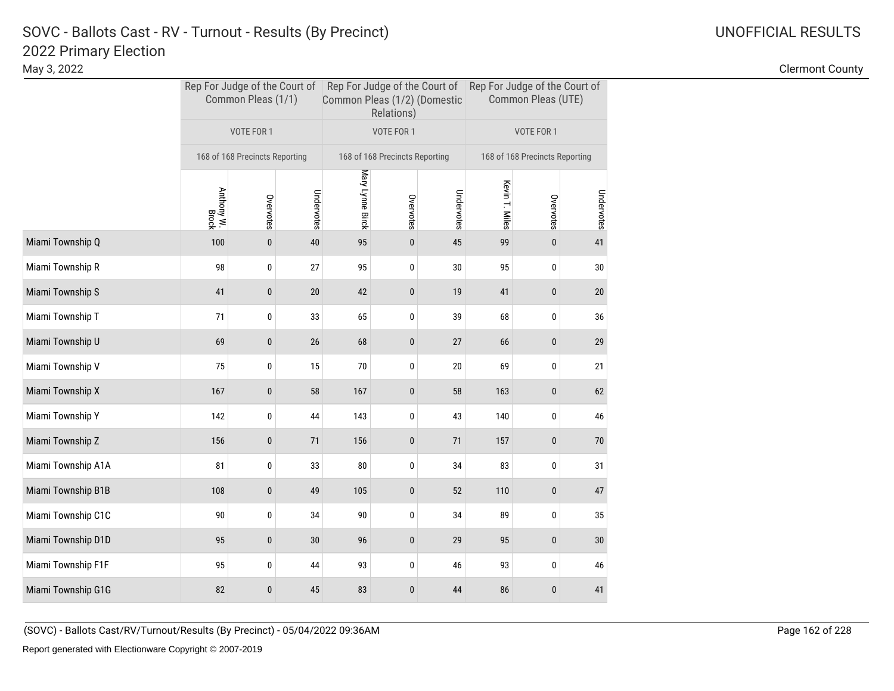# SOVC - Ballots Cast - RV - Turnout - Results (By Precinct)

## 2022 Primary Election

May 3, 2022

UNOFFICIAL RESULTS

Clermont County

| | Rep For Judge of the Court of Common Pleas (1/1) | | | Rep For Judge of the Court of Common Pleas (1/2) (Domestic Relations) | | | Rep For Judge of the Court of Common Pleas (UTE) | | |
|---|---|---|---|---|---|---|---|---|---|
| | VOTE FOR 1 | | | VOTE FOR 1 | | | VOTE FOR 1 | | |
| | 168 of 168 Precincts Reporting | | | 168 of 168 Precincts Reporting | | | 168 of 168 Precincts Reporting | | |
| | Anthony W. Brock | Overvotes | Undervotes | Mary Lynne Birck | Overvotes | Undervotes | Kevin T. Miles | Overvotes | Undervotes |
| Miami Township Q | 100 | 0 | 40 | 95 | 0 | 45 | 99 | 0 | 41 |
| Miami Township R | 98 | 0 | 27 | 95 | 0 | 30 | 95 | 0 | 30 |
| Miami Township S | 41 | 0 | 20 | 42 | 0 | 19 | 41 | 0 | 20 |
| Miami Township T | 71 | 0 | 33 | 65 | 0 | 39 | 68 | 0 | 36 |
| Miami Township U | 69 | 0 | 26 | 68 | 0 | 27 | 66 | 0 | 29 |
| Miami Township V | 75 | 0 | 15 | 70 | 0 | 20 | 69 | 0 | 21 |
| Miami Township X | 167 | 0 | 58 | 167 | 0 | 58 | 163 | 0 | 62 |
| Miami Township Y | 142 | 0 | 44 | 143 | 0 | 43 | 140 | 0 | 46 |
| Miami Township Z | 156 | 0 | 71 | 156 | 0 | 71 | 157 | 0 | 70 |
| Miami Township A1A | 81 | 0 | 33 | 80 | 0 | 34 | 83 | 0 | 31 |
| Miami Township B1B | 108 | 0 | 49 | 105 | 0 | 52 | 110 | 0 | 47 |
| Miami Township C1C | 90 | 0 | 34 | 90 | 0 | 34 | 89 | 0 | 35 |
| Miami Township D1D | 95 | 0 | 30 | 96 | 0 | 29 | 95 | 0 | 30 |
| Miami Township F1F | 95 | 0 | 44 | 93 | 0 | 46 | 93 | 0 | 46 |
| Miami Township G1G | 82 | 0 | 45 | 83 | 0 | 44 | 86 | 0 | 41 |

(SOVC) - Ballots Cast/RV/Turnout/Results (By Precinct) - 05/04/2022 09:36AM

Report generated with Electionware Copyright © 2007-2019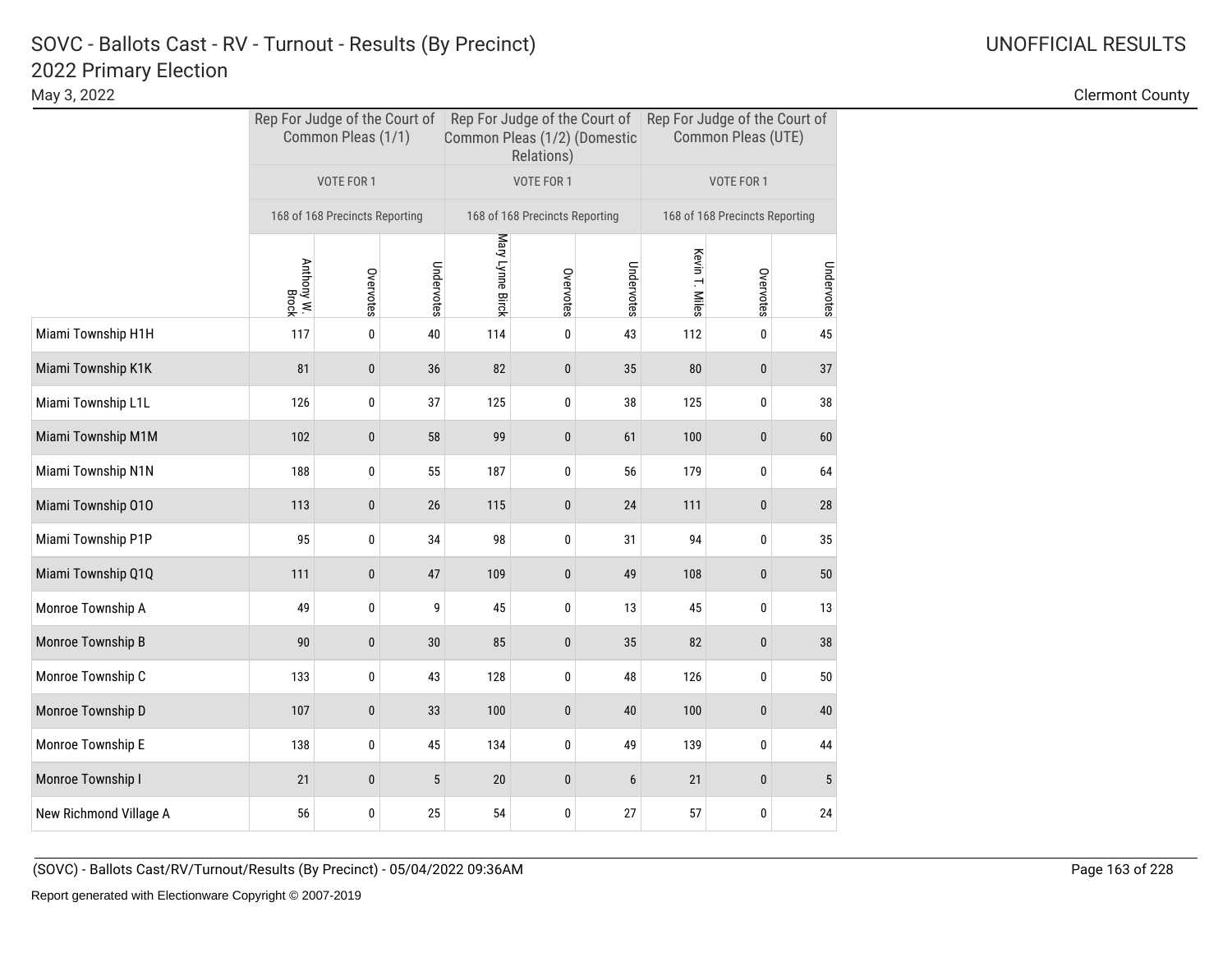# SOVC - Ballots Cast - RV - Turnout - Results (By Precinct)
## 2022 Primary Election

May 3, 2022

UNOFFICIAL RESULTS

Clermont County

| | Rep For Judge of the Court of Common Pleas (1/1) | | | Rep For Judge of the Court of Common Pleas (1/2) (Domestic Relations) | | | Rep For Judge of the Court of Common Pleas (UTE) | | |
|---|---|---|---|---|---|---|---|---|---|
| | VOTE FOR 1 | | | VOTE FOR 1 | | | VOTE FOR 1 | | |
| | 168 of 168 Precincts Reporting | | | 168 of 168 Precincts Reporting | | | 168 of 168 Precincts Reporting | | |
| | Anthony W. Brock | Overvotes | Undervotes | Mary Lynne Birck | Overvotes | Undervotes | Kevin T. Miles | Overvotes | Undervotes |
| Miami Township H1H | 117 | 0 | 40 | 114 | 0 | 43 | 112 | 0 | 45 |
| Miami Township K1K | 81 | 0 | 36 | 82 | 0 | 35 | 80 | 0 | 37 |
| Miami Township L1L | 126 | 0 | 37 | 125 | 0 | 38 | 125 | 0 | 38 |
| Miami Township M1M | 102 | 0 | 58 | 99 | 0 | 61 | 100 | 0 | 60 |
| Miami Township N1N | 188 | 0 | 55 | 187 | 0 | 56 | 179 | 0 | 64 |
| Miami Township O1O | 113 | 0 | 26 | 115 | 0 | 24 | 111 | 0 | 28 |
| Miami Township P1P | 95 | 0 | 34 | 98 | 0 | 31 | 94 | 0 | 35 |
| Miami Township Q1Q | 111 | 0 | 47 | 109 | 0 | 49 | 108 | 0 | 50 |
| Monroe Township A | 49 | 0 | 9 | 45 | 0 | 13 | 45 | 0 | 13 |
| Monroe Township B | 90 | 0 | 30 | 85 | 0 | 35 | 82 | 0 | 38 |
| Monroe Township C | 133 | 0 | 43 | 128 | 0 | 48 | 126 | 0 | 50 |
| Monroe Township D | 107 | 0 | 33 | 100 | 0 | 40 | 100 | 0 | 40 |
| Monroe Township E | 138 | 0 | 45 | 134 | 0 | 49 | 139 | 0 | 44 |
| Monroe Township I | 21 | 0 | 5 | 20 | 0 | 6 | 21 | 0 | 5 |
| New Richmond Village A | 56 | 0 | 25 | 54 | 0 | 27 | 57 | 0 | 24 |

(SOVC) - Ballots Cast/RV/Turnout/Results (By Precinct) - 05/04/2022 09:36AM

Report generated with Electionware Copyright © 2007-2019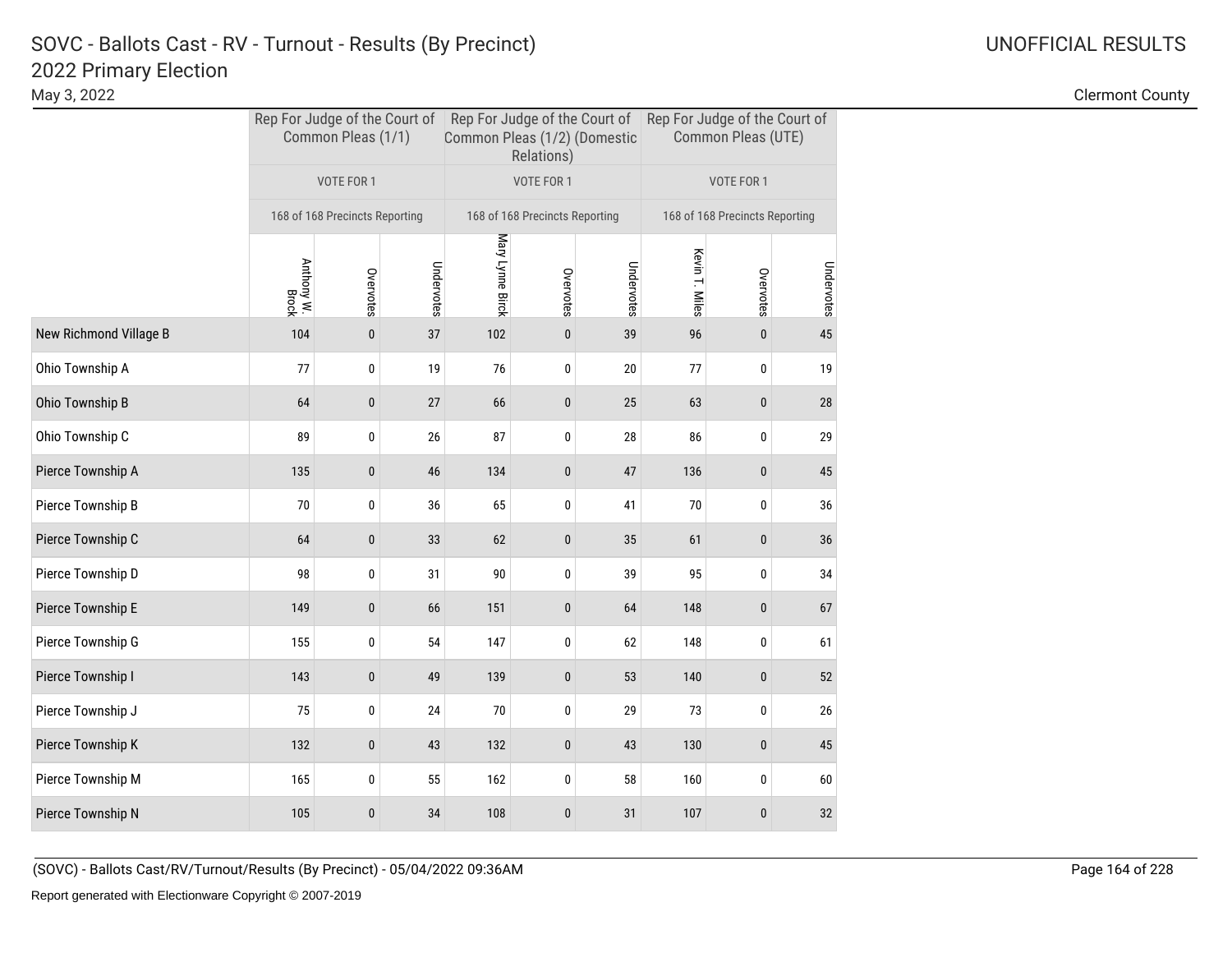# SOVC - Ballots Cast - RV - Turnout - Results (By Precinct)

## 2022 Primary Election

May 3, 2022

UNOFFICIAL RESULTS

Clermont County

| | Rep For Judge of the Court of Common Pleas (1/1) | | | Rep For Judge of the Court of Common Pleas (1/2) (Domestic Relations) | | | Rep For Judge of the Court of Common Pleas (UTE) | | |
|---|---|---|---|---|---|---|---|---|---|
| | VOTE FOR 1 | | | VOTE FOR 1 | | | VOTE FOR 1 | | |
| | 168 of 168 Precincts Reporting | | | 168 of 168 Precincts Reporting | | | 168 of 168 Precincts Reporting | | |
| | Anthony W. Brock | Overvotes | Undervotes | Mary Lynne Birck | Overvotes | Undervotes | Kevin T. Miles | Overvotes | Undervotes |
| New Richmond Village B | 104 | 0 | 37 | 102 | 0 | 39 | 96 | 0 | 45 |
| Ohio Township A | 77 | 0 | 19 | 76 | 0 | 20 | 77 | 0 | 19 |
| Ohio Township B | 64 | 0 | 27 | 66 | 0 | 25 | 63 | 0 | 28 |
| Ohio Township C | 89 | 0 | 26 | 87 | 0 | 28 | 86 | 0 | 29 |
| Pierce Township A | 135 | 0 | 46 | 134 | 0 | 47 | 136 | 0 | 45 |
| Pierce Township B | 70 | 0 | 36 | 65 | 0 | 41 | 70 | 0 | 36 |
| Pierce Township C | 64 | 0 | 33 | 62 | 0 | 35 | 61 | 0 | 36 |
| Pierce Township D | 98 | 0 | 31 | 90 | 0 | 39 | 95 | 0 | 34 |
| Pierce Township E | 149 | 0 | 66 | 151 | 0 | 64 | 148 | 0 | 67 |
| Pierce Township G | 155 | 0 | 54 | 147 | 0 | 62 | 148 | 0 | 61 |
| Pierce Township I | 143 | 0 | 49 | 139 | 0 | 53 | 140 | 0 | 52 |
| Pierce Township J | 75 | 0 | 24 | 70 | 0 | 29 | 73 | 0 | 26 |
| Pierce Township K | 132 | 0 | 43 | 132 | 0 | 43 | 130 | 0 | 45 |
| Pierce Township M | 165 | 0 | 55 | 162 | 0 | 58 | 160 | 0 | 60 |
| Pierce Township N | 105 | 0 | 34 | 108 | 0 | 31 | 107 | 0 | 32 |

(SOVC) - Ballots Cast/RV/Turnout/Results (By Precinct) - 05/04/2022 09:36AM

Report generated with Electionware Copyright © 2007-2019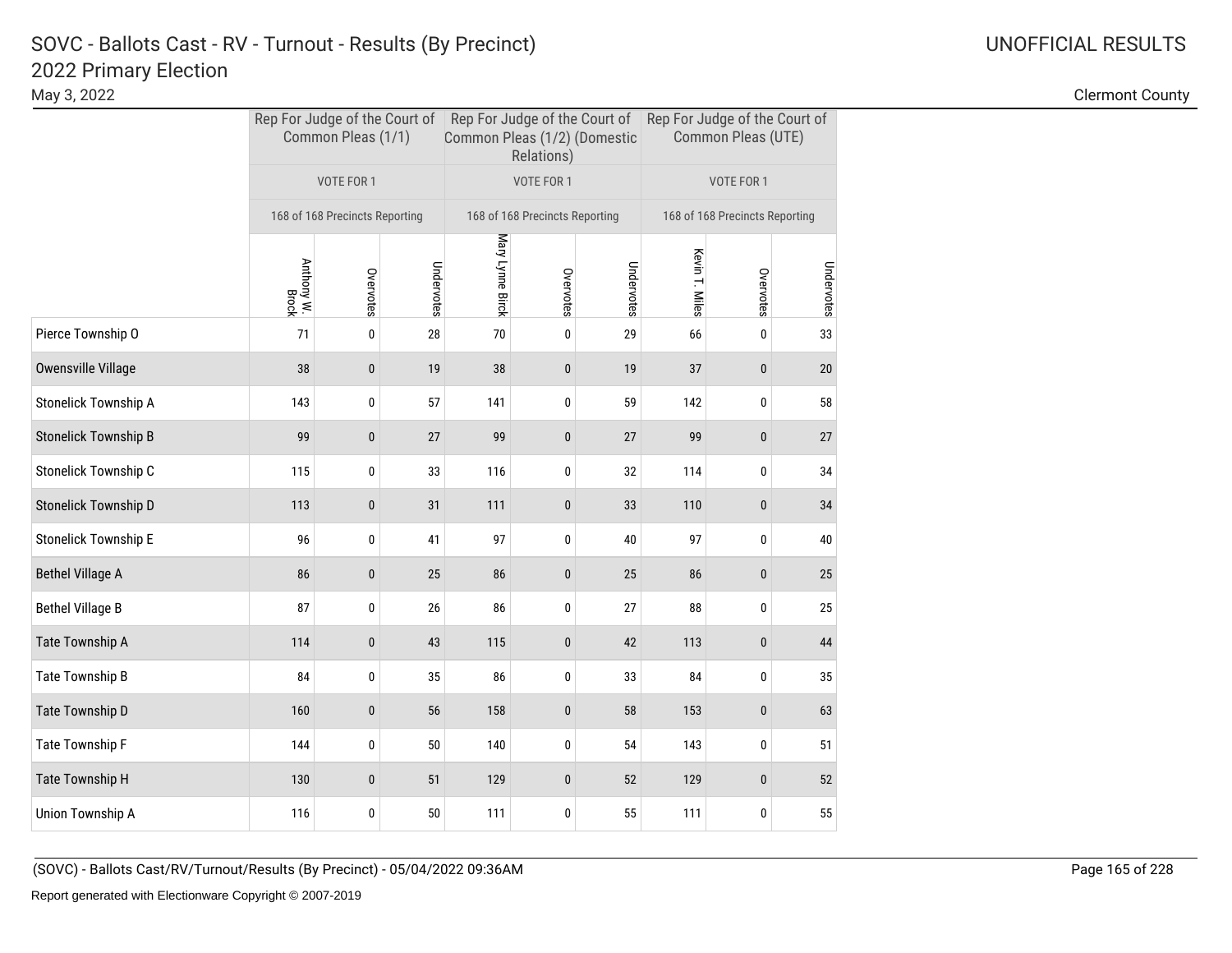# SOVC - Ballots Cast - RV - Turnout - Results (By Precinct)

## 2022 Primary Election

May 3, 2022

UNOFFICIAL RESULTS

Clermont County

| | Rep For Judge of the Court of Common Pleas (1/1) | | | Rep For Judge of the Court of Common Pleas (1/2) (Domestic Relations) | | | Rep For Judge of the Court of Common Pleas (UTE) | | |
|---|---|---|---|---|---|---|---|---|---|
| | VOTE FOR 1 | | | VOTE FOR 1 | | | VOTE FOR 1 | | |
| | 168 of 168 Precincts Reporting | | | 168 of 168 Precincts Reporting | | | 168 of 168 Precincts Reporting | | |
| | Anthony W. Brock | Overvotes | Undervotes | Mary Lynne Birck | Overvotes | Undervotes | Kevin T. Miles | Overvotes | Undervotes |
| Pierce Township O | 71 | 0 | 28 | 70 | 0 | 29 | 66 | 0 | 33 |
| Owensville Village | 38 | 0 | 19 | 38 | 0 | 19 | 37 | 0 | 20 |
| Stonelick Township A | 143 | 0 | 57 | 141 | 0 | 59 | 142 | 0 | 58 |
| Stonelick Township B | 99 | 0 | 27 | 99 | 0 | 27 | 99 | 0 | 27 |
| Stonelick Township C | 115 | 0 | 33 | 116 | 0 | 32 | 114 | 0 | 34 |
| Stonelick Township D | 113 | 0 | 31 | 111 | 0 | 33 | 110 | 0 | 34 |
| Stonelick Township E | 96 | 0 | 41 | 97 | 0 | 40 | 97 | 0 | 40 |
| Bethel Village A | 86 | 0 | 25 | 86 | 0 | 25 | 86 | 0 | 25 |
| Bethel Village B | 87 | 0 | 26 | 86 | 0 | 27 | 88 | 0 | 25 |
| Tate Township A | 114 | 0 | 43 | 115 | 0 | 42 | 113 | 0 | 44 |
| Tate Township B | 84 | 0 | 35 | 86 | 0 | 33 | 84 | 0 | 35 |
| Tate Township D | 160 | 0 | 56 | 158 | 0 | 58 | 153 | 0 | 63 |
| Tate Township F | 144 | 0 | 50 | 140 | 0 | 54 | 143 | 0 | 51 |
| Tate Township H | 130 | 0 | 51 | 129 | 0 | 52 | 129 | 0 | 52 |
| Union Township A | 116 | 0 | 50 | 111 | 0 | 55 | 111 | 0 | 55 |

(SOVC) - Ballots Cast/RV/Turnout/Results (By Precinct) - 05/04/2022 09:36AM

Report generated with Electionware Copyright © 2007-2019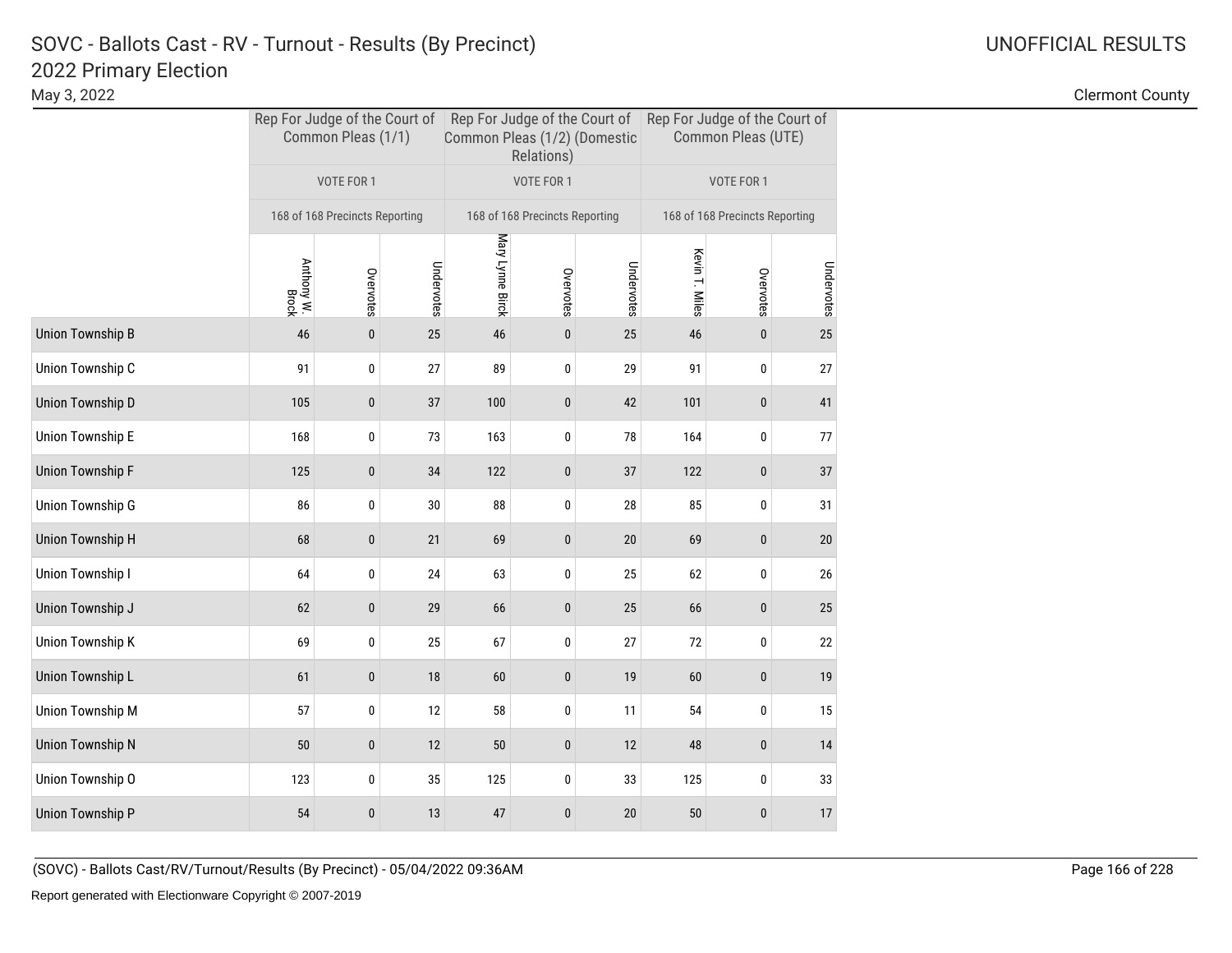# SOVC - Ballots Cast - RV - Turnout - Results (By Precinct)

## 2022 Primary Election

May 3, 2022

UNOFFICIAL RESULTS

Clermont County

| | Rep For Judge of the Court of Common Pleas (1/1) | | | Rep For Judge of the Court of Common Pleas (1/2) (Domestic Relations) | | | Rep For Judge of the Court of Common Pleas (UTE) | | |
|---|---|---|---|---|---|---|---|---|---|
| | VOTE FOR 1 | | | VOTE FOR 1 | | | VOTE FOR 1 | | |
| | 168 of 168 Precincts Reporting | | | 168 of 168 Precincts Reporting | | | 168 of 168 Precincts Reporting | | |
| | Anthony W. Brock | Overvotes | Undervotes | Mary Lynne Birck | Overvotes | Undervotes | Kevin T. Miles | Overvotes | Undervotes |
| Union Township B | 46 | 0 | 25 | 46 | 0 | 25 | 46 | 0 | 25 |
| Union Township C | 91 | 0 | 27 | 89 | 0 | 29 | 91 | 0 | 27 |
| Union Township D | 105 | 0 | 37 | 100 | 0 | 42 | 101 | 0 | 41 |
| Union Township E | 168 | 0 | 73 | 163 | 0 | 78 | 164 | 0 | 77 |
| Union Township F | 125 | 0 | 34 | 122 | 0 | 37 | 122 | 0 | 37 |
| Union Township G | 86 | 0 | 30 | 88 | 0 | 28 | 85 | 0 | 31 |
| Union Township H | 68 | 0 | 21 | 69 | 0 | 20 | 69 | 0 | 20 |
| Union Township I | 64 | 0 | 24 | 63 | 0 | 25 | 62 | 0 | 26 |
| Union Township J | 62 | 0 | 29 | 66 | 0 | 25 | 66 | 0 | 25 |
| Union Township K | 69 | 0 | 25 | 67 | 0 | 27 | 72 | 0 | 22 |
| Union Township L | 61 | 0 | 18 | 60 | 0 | 19 | 60 | 0 | 19 |
| Union Township M | 57 | 0 | 12 | 58 | 0 | 11 | 54 | 0 | 15 |
| Union Township N | 50 | 0 | 12 | 50 | 0 | 12 | 48 | 0 | 14 |
| Union Township O | 123 | 0 | 35 | 125 | 0 | 33 | 125 | 0 | 33 |
| Union Township P | 54 | 0 | 13 | 47 | 0 | 20 | 50 | 0 | 17 |

(SOVC) - Ballots Cast/RV/Turnout/Results (By Precinct) - 05/04/2022 09:36AM

Report generated with Electionware Copyright © 2007-2019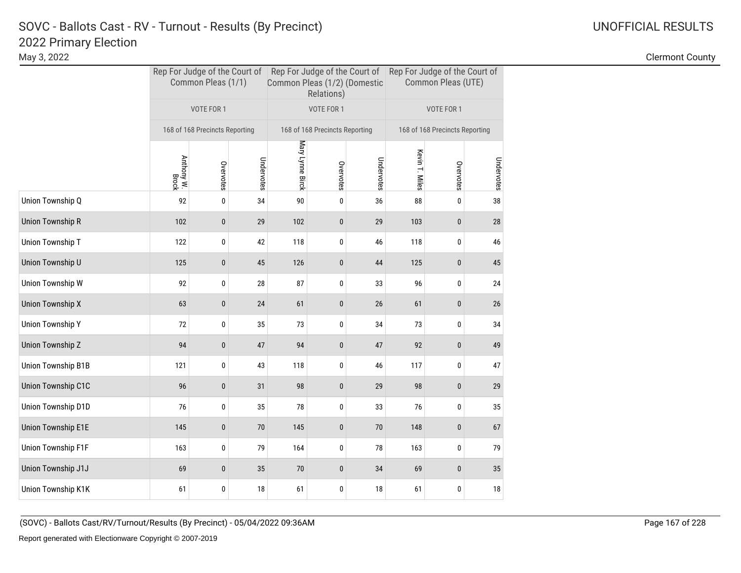# SOVC - Ballots Cast - RV - Turnout - Results (By Precinct)

## 2022 Primary Election

May 3, 2022

UNOFFICIAL RESULTS

Clermont County

| | Rep For Judge of the Court of Common Pleas (1/1) | | | Rep For Judge of the Court of Common Pleas (1/2) (Domestic Relations) | | | Rep For Judge of the Court of Common Pleas (UTE) | | |
|---|---|---|---|---|---|---|---|---|---|
| | VOTE FOR 1 | | | VOTE FOR 1 | | | VOTE FOR 1 | | |
| | 168 of 168 Precincts Reporting | | | 168 of 168 Precincts Reporting | | | 168 of 168 Precincts Reporting | | |
| | Anthony W. Brock | Overvotes | Undervotes | Mary Lynne Birck | Overvotes | Undervotes | Kevin T. Miles | Overvotes | Undervotes |
| Union Township Q | 92 | 0 | 34 | 90 | 0 | 36 | 88 | 0 | 38 |
| Union Township R | 102 | 0 | 29 | 102 | 0 | 29 | 103 | 0 | 28 |
| Union Township T | 122 | 0 | 42 | 118 | 0 | 46 | 118 | 0 | 46 |
| Union Township U | 125 | 0 | 45 | 126 | 0 | 44 | 125 | 0 | 45 |
| Union Township W | 92 | 0 | 28 | 87 | 0 | 33 | 96 | 0 | 24 |
| Union Township X | 63 | 0 | 24 | 61 | 0 | 26 | 61 | 0 | 26 |
| Union Township Y | 72 | 0 | 35 | 73 | 0 | 34 | 73 | 0 | 34 |
| Union Township Z | 94 | 0 | 47 | 94 | 0 | 47 | 92 | 0 | 49 |
| Union Township B1B | 121 | 0 | 43 | 118 | 0 | 46 | 117 | 0 | 47 |
| Union Township C1C | 96 | 0 | 31 | 98 | 0 | 29 | 98 | 0 | 29 |
| Union Township D1D | 76 | 0 | 35 | 78 | 0 | 33 | 76 | 0 | 35 |
| Union Township E1E | 145 | 0 | 70 | 145 | 0 | 70 | 148 | 0 | 67 |
| Union Township F1F | 163 | 0 | 79 | 164 | 0 | 78 | 163 | 0 | 79 |
| Union Township J1J | 69 | 0 | 35 | 70 | 0 | 34 | 69 | 0 | 35 |
| Union Township K1K | 61 | 0 | 18 | 61 | 0 | 18 | 61 | 0 | 18 |

(SOVC) - Ballots Cast/RV/Turnout/Results (By Precinct) - 05/04/2022 09:36AM

Report generated with Electionware Copyright © 2007-2019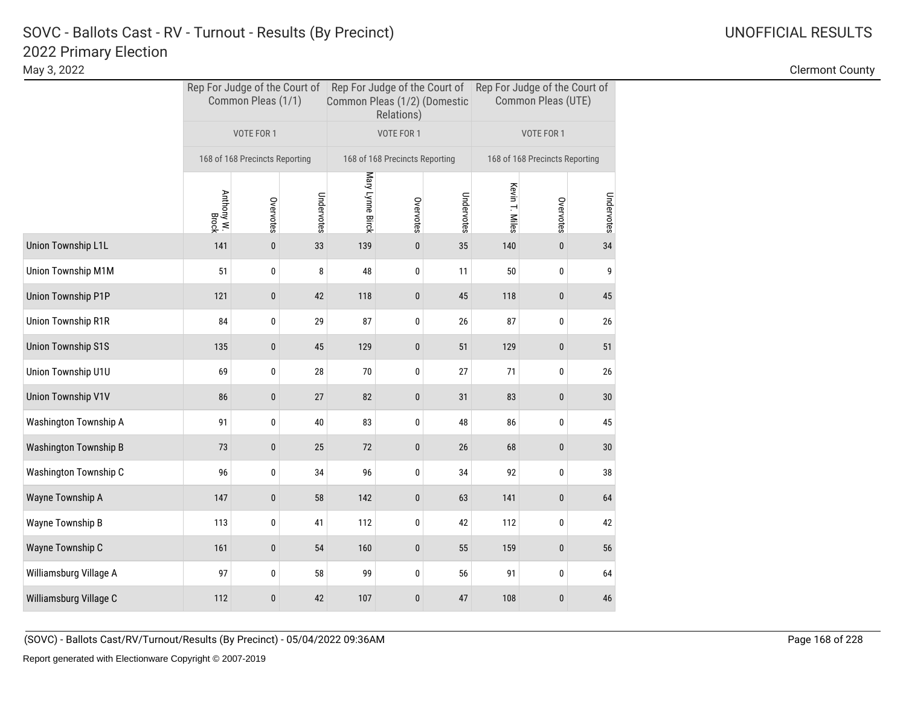# SOVC - Ballots Cast - RV - Turnout - Results (By Precinct)

## 2022 Primary Election

May 3, 2022

UNOFFICIAL RESULTS

Clermont County

| | Rep For Judge of the Court of Common Pleas (1/1) | | | Rep For Judge of the Court of Common Pleas (1/2) (Domestic Relations) | | | Rep For Judge of the Court of Common Pleas (UTE) | | |
|---|---|---|---|---|---|---|---|---|---|
| | VOTE FOR 1 | | | VOTE FOR 1 | | | VOTE FOR 1 | | |
| | 168 of 168 Precincts Reporting | | | 168 of 168 Precincts Reporting | | | 168 of 168 Precincts Reporting | | |
| | Anthony W. Brock | Overvotes | Undervotes | Mary Lynne Birck | Overvotes | Undervotes | Kevin T. Miles | Overvotes | Undervotes |
| Union Township L1L | 141 | 0 | 33 | 139 | 0 | 35 | 140 | 0 | 34 |
| Union Township M1M | 51 | 0 | 8 | 48 | 0 | 11 | 50 | 0 | 9 |
| Union Township P1P | 121 | 0 | 42 | 118 | 0 | 45 | 118 | 0 | 45 |
| Union Township R1R | 84 | 0 | 29 | 87 | 0 | 26 | 87 | 0 | 26 |
| Union Township S1S | 135 | 0 | 45 | 129 | 0 | 51 | 129 | 0 | 51 |
| Union Township U1U | 69 | 0 | 28 | 70 | 0 | 27 | 71 | 0 | 26 |
| Union Township V1V | 86 | 0 | 27 | 82 | 0 | 31 | 83 | 0 | 30 |
| Washington Township A | 91 | 0 | 40 | 83 | 0 | 48 | 86 | 0 | 45 |
| Washington Township B | 73 | 0 | 25 | 72 | 0 | 26 | 68 | 0 | 30 |
| Washington Township C | 96 | 0 | 34 | 96 | 0 | 34 | 92 | 0 | 38 |
| Wayne Township A | 147 | 0 | 58 | 142 | 0 | 63 | 141 | 0 | 64 |
| Wayne Township B | 113 | 0 | 41 | 112 | 0 | 42 | 112 | 0 | 42 |
| Wayne Township C | 161 | 0 | 54 | 160 | 0 | 55 | 159 | 0 | 56 |
| Williamsburg Village A | 97 | 0 | 58 | 99 | 0 | 56 | 91 | 0 | 64 |
| Williamsburg Village C | 112 | 0 | 42 | 107 | 0 | 47 | 108 | 0 | 46 |

(SOVC) - Ballots Cast/RV/Turnout/Results (By Precinct) - 05/04/2022 09:36AM

Report generated with Electionware Copyright © 2007-2019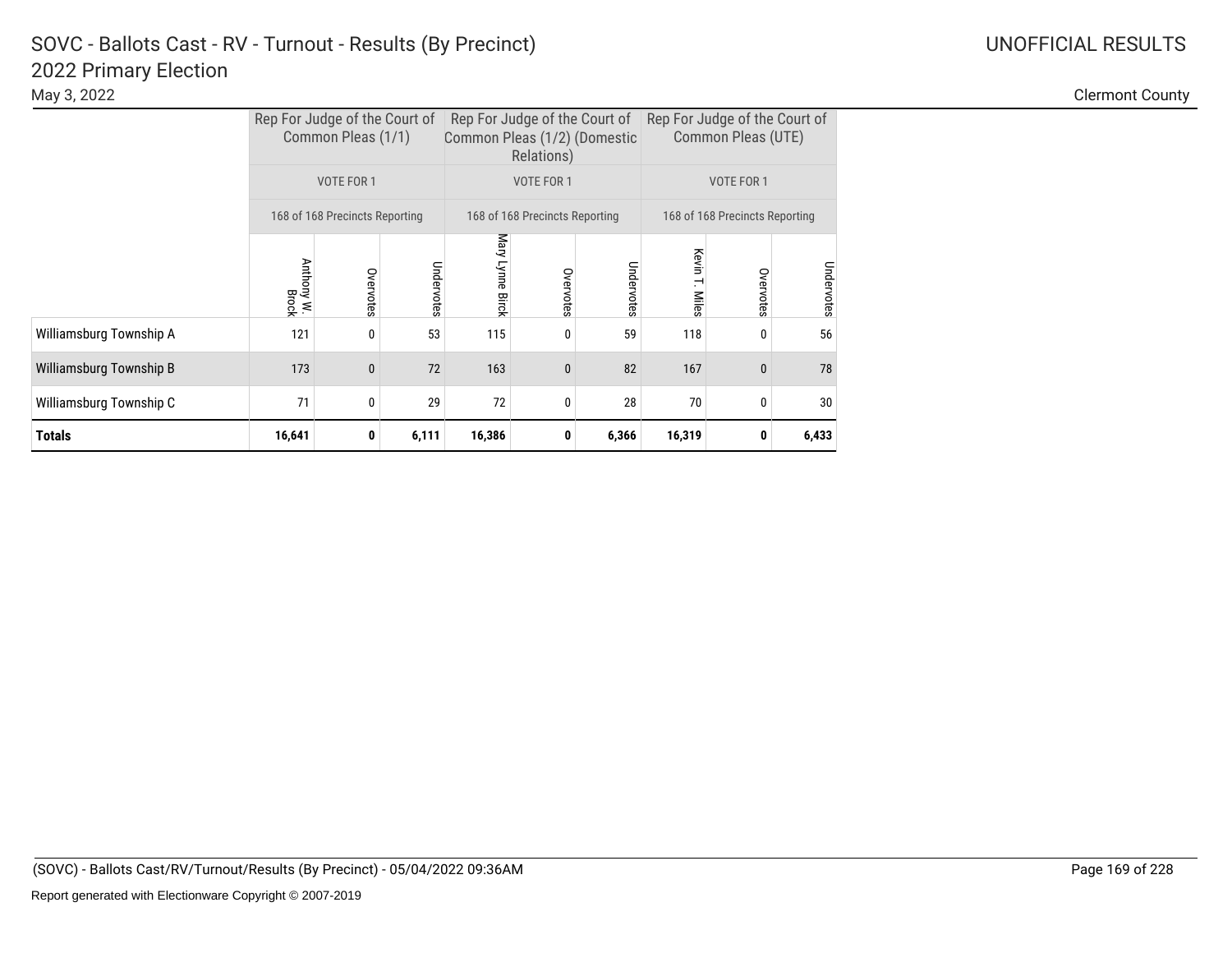# SOVC - Ballots Cast - RV - Turnout - Results (By Precinct)

## 2022 Primary Election

May 3, 2022

UNOFFICIAL RESULTS

Clermont County

| | Rep For Judge of the Court of Common Pleas (1/1) | | | Rep For Judge of the Court of Common Pleas (1/2) (Domestic Relations) | | | Rep For Judge of the Court of Common Pleas (UTE) | | |
|---|---|---|---|---|---|---|---|---|---|
| | VOTE FOR 1 | | | VOTE FOR 1 | | | VOTE FOR 1 | | |
| | 168 of 168 Precincts Reporting | | | 168 of 168 Precincts Reporting | | | 168 of 168 Precincts Reporting | | |
| | Anthony W. Brock | Overvotes | Undervotes | Mary Lynne Birck | Overvotes | Undervotes | Kevin T. Miles | Overvotes | Undervotes |
| Williamsburg Township A | 121 | 0 | 53 | 115 | 0 | 59 | 118 | 0 | 56 |
| Williamsburg Township B | 173 | 0 | 72 | 163 | 0 | 82 | 167 | 0 | 78 |
| Williamsburg Township C | 71 | 0 | 29 | 72 | 0 | 28 | 70 | 0 | 30 |
| **Totals** | **16,641** | **0** | **6,111** | **16,386** | **0** | **6,366** | **16,319** | **0** | **6,433** |

(SOVC) - Ballots Cast/RV/Turnout/Results (By Precinct) - 05/04/2022 09:36AM

Report generated with Electionware Copyright © 2007-2019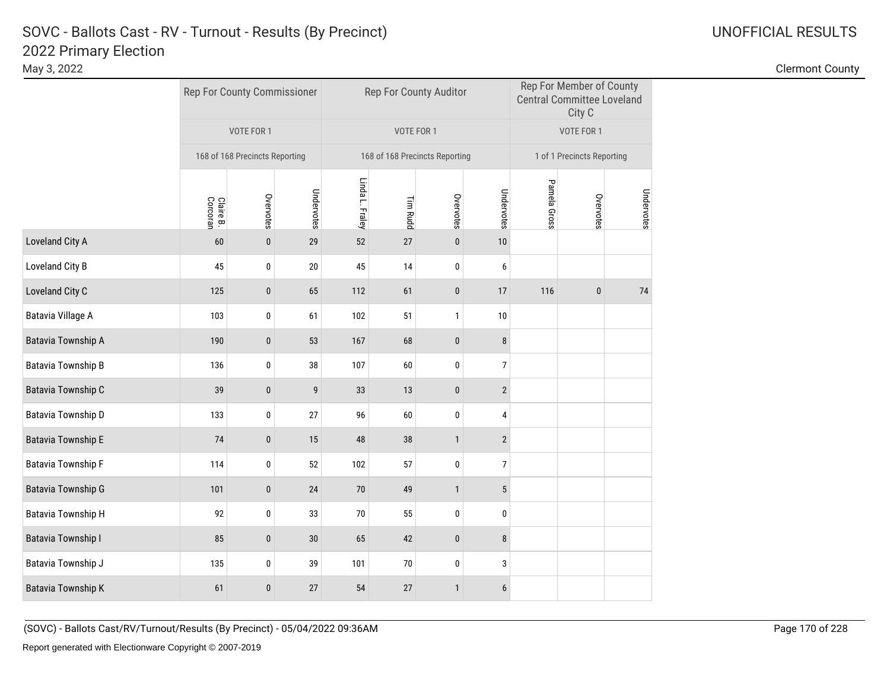# SOVC - Ballots Cast - RV - Turnout - Results (By Precinct)
## 2022 Primary Election

May 3, 2022

UNOFFICIAL RESULTS

Clermont County

| | Rep For County Commissioner | | | Rep For County Auditor | | | | Rep For Member of County Central Committee Loveland City C | | |
|---|---|---|---|---|---|---|---|---|---|---|
| | VOTE FOR 1 | | | VOTE FOR 1 | | | | VOTE FOR 1 | | |
| | 168 of 168 Precincts Reporting | | | 168 of 168 Precincts Reporting | | | | 1 of 1 Precincts Reporting | | |
| | Claire B. Corcoran | Overvotes | Undervotes | Linda L. Fraley | Tim Rudd | Overvotes | Undervotes | Pamela Gross | Overvotes | Undervotes |
| Loveland City A | 60 | 0 | 29 | 52 | 27 | 0 | 10 | | | |
| Loveland City B | 45 | 0 | 20 | 45 | 14 | 0 | 6 | | | |
| Loveland City C | 125 | 0 | 65 | 112 | 61 | 0 | 17 | 116 | 0 | 74 |
| Batavia Village A | 103 | 0 | 61 | 102 | 51 | 1 | 10 | | | |
| Batavia Township A | 190 | 0 | 53 | 167 | 68 | 0 | 8 | | | |
| Batavia Township B | 136 | 0 | 38 | 107 | 60 | 0 | 7 | | | |
| Batavia Township C | 39 | 0 | 9 | 33 | 13 | 0 | 2 | | | |
| Batavia Township D | 133 | 0 | 27 | 96 | 60 | 0 | 4 | | | |
| Batavia Township E | 74 | 0 | 15 | 48 | 38 | 1 | 2 | | | |
| Batavia Township F | 114 | 0 | 52 | 102 | 57 | 0 | 7 | | | |
| Batavia Township G | 101 | 0 | 24 | 70 | 49 | 1 | 5 | | | |
| Batavia Township H | 92 | 0 | 33 | 70 | 55 | 0 | 0 | | | |
| Batavia Township I | 85 | 0 | 30 | 65 | 42 | 0 | 8 | | | |
| Batavia Township J | 135 | 0 | 39 | 101 | 70 | 0 | 3 | | | |
| Batavia Township K | 61 | 0 | 27 | 54 | 27 | 1 | 6 | | | |

(SOVC) - Ballots Cast/RV/Turnout/Results (By Precinct) - 05/04/2022 09:36AM

Report generated with Electionware Copyright © 2007-2019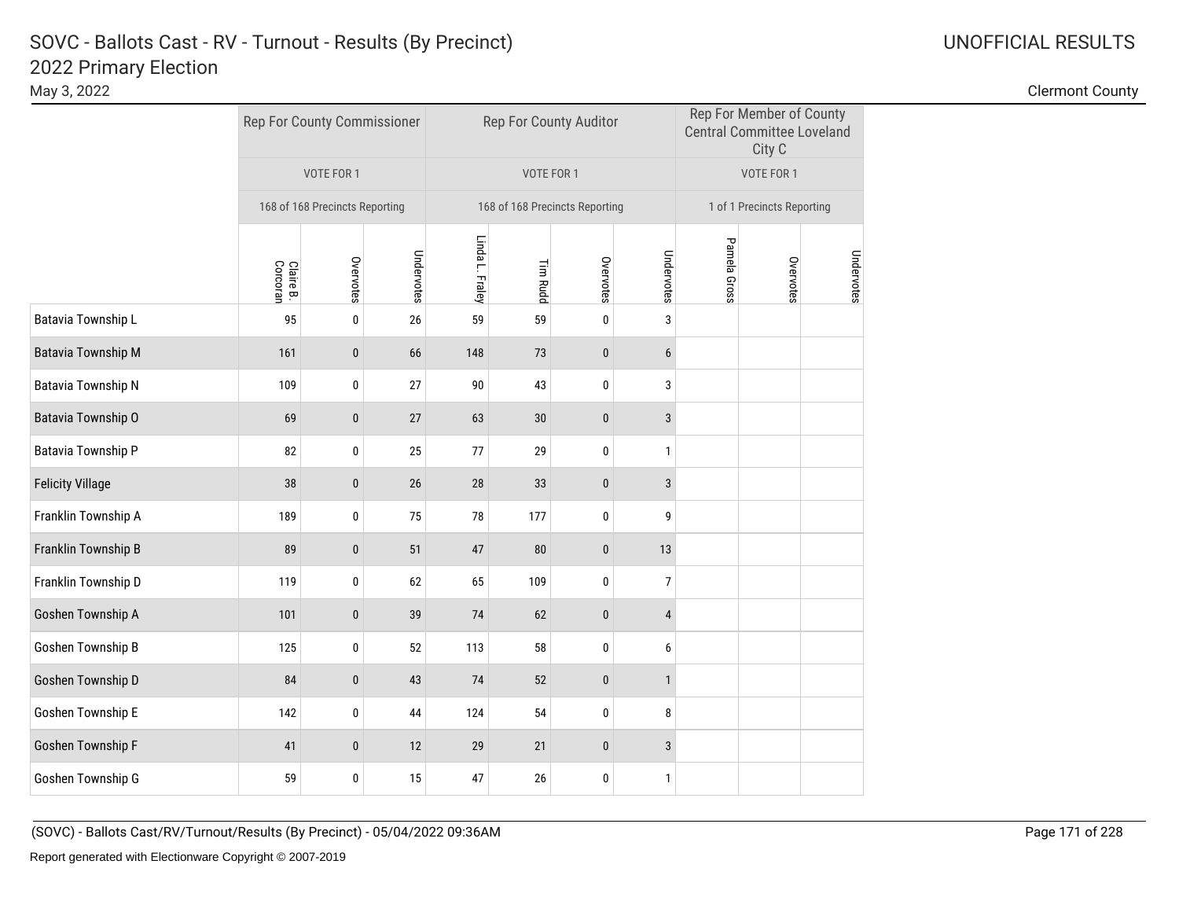# SOVC - Ballots Cast - RV - Turnout - Results (By Precinct)
## 2022 Primary Election
May 3, 2022

UNOFFICIAL RESULTS

Clermont County

| | Rep For County Commissioner | | | Rep For County Auditor | | | | Rep For Member of County Central Committee Loveland City C | | |
|---|---|---|---|---|---|---|---|---|---|---|
| | VOTE FOR 1 | | | VOTE FOR 1 | | | | VOTE FOR 1 | | |
| | 168 of 168 Precincts Reporting | | | 168 of 168 Precincts Reporting | | | | 1 of 1 Precincts Reporting | | |
| | Claire B. Corcoran | Overvotes | Undervotes | Linda L. Fraley | Tim Rudd | Overvotes | Undervotes | Pamela Gross | Overvotes | Undervotes |
| Batavia Township L | 95 | 0 | 26 | 59 | 59 | 0 | 3 | | | |
| Batavia Township M | 161 | 0 | 66 | 148 | 73 | 0 | 6 | | | |
| Batavia Township N | 109 | 0 | 27 | 90 | 43 | 0 | 3 | | | |
| Batavia Township O | 69 | 0 | 27 | 63 | 30 | 0 | 3 | | | |
| Batavia Township P | 82 | 0 | 25 | 77 | 29 | 0 | 1 | | | |
| Felicity Village | 38 | 0 | 26 | 28 | 33 | 0 | 3 | | | |
| Franklin Township A | 189 | 0 | 75 | 78 | 177 | 0 | 9 | | | |
| Franklin Township B | 89 | 0 | 51 | 47 | 80 | 0 | 13 | | | |
| Franklin Township D | 119 | 0 | 62 | 65 | 109 | 0 | 7 | | | |
| Goshen Township A | 101 | 0 | 39 | 74 | 62 | 0 | 4 | | | |
| Goshen Township B | 125 | 0 | 52 | 113 | 58 | 0 | 6 | | | |
| Goshen Township D | 84 | 0 | 43 | 74 | 52 | 0 | 1 | | | |
| Goshen Township E | 142 | 0 | 44 | 124 | 54 | 0 | 8 | | | |
| Goshen Township F | 41 | 0 | 12 | 29 | 21 | 0 | 3 | | | |
| Goshen Township G | 59 | 0 | 15 | 47 | 26 | 0 | 1 | | | |

(SOVC) - Ballots Cast/RV/Turnout/Results (By Precinct) - 05/04/2022 09:36AM

Report generated with Electionware Copyright © 2007-2019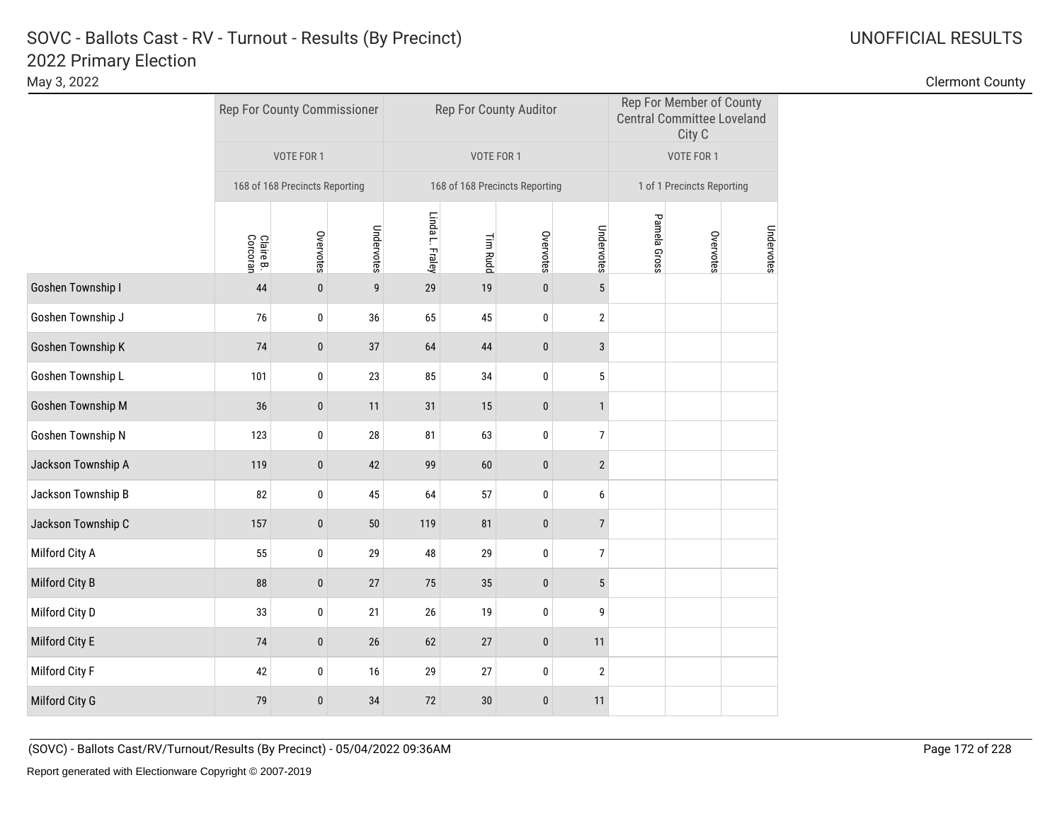# SOVC - Ballots Cast - RV - Turnout - Results (By Precinct)

## 2022 Primary Election

May 3, 2022

UNOFFICIAL RESULTS

Clermont County

| | Rep For County Commissioner | | | Rep For County Auditor | | | | Rep For Member of County Central Committee Loveland City C | | |
|---|---|---|---|---|---|---|---|---|---|---|
| | VOTE FOR 1 | | | VOTE FOR 1 | | | | VOTE FOR 1 | | |
| | 168 of 168 Precincts Reporting | | | 168 of 168 Precincts Reporting | | | | 1 of 1 Precincts Reporting | | |
| | Claire B. Corcoran | Overvotes | Undervotes | Linda L. Fraley | Tim Rudd | Overvotes | Undervotes | Pamela Gross | Overvotes | Undervotes |
| Goshen Township I | 44 | 0 | 9 | 29 | 19 | 0 | 5 | | | |
| Goshen Township J | 76 | 0 | 36 | 65 | 45 | 0 | 2 | | | |
| Goshen Township K | 74 | 0 | 37 | 64 | 44 | 0 | 3 | | | |
| Goshen Township L | 101 | 0 | 23 | 85 | 34 | 0 | 5 | | | |
| Goshen Township M | 36 | 0 | 11 | 31 | 15 | 0 | 1 | | | |
| Goshen Township N | 123 | 0 | 28 | 81 | 63 | 0 | 7 | | | |
| Jackson Township A | 119 | 0 | 42 | 99 | 60 | 0 | 2 | | | |
| Jackson Township B | 82 | 0 | 45 | 64 | 57 | 0 | 6 | | | |
| Jackson Township C | 157 | 0 | 50 | 119 | 81 | 0 | 7 | | | |
| Milford City A | 55 | 0 | 29 | 48 | 29 | 0 | 7 | | | |
| Milford City B | 88 | 0 | 27 | 75 | 35 | 0 | 5 | | | |
| Milford City D | 33 | 0 | 21 | 26 | 19 | 0 | 9 | | | |
| Milford City E | 74 | 0 | 26 | 62 | 27 | 0 | 11 | | | |
| Milford City F | 42 | 0 | 16 | 29 | 27 | 0 | 2 | | | |
| Milford City G | 79 | 0 | 34 | 72 | 30 | 0 | 11 | | | |

(SOVC) - Ballots Cast/RV/Turnout/Results (By Precinct) - 05/04/2022 09:36AM

Report generated with Electionware Copyright © 2007-2019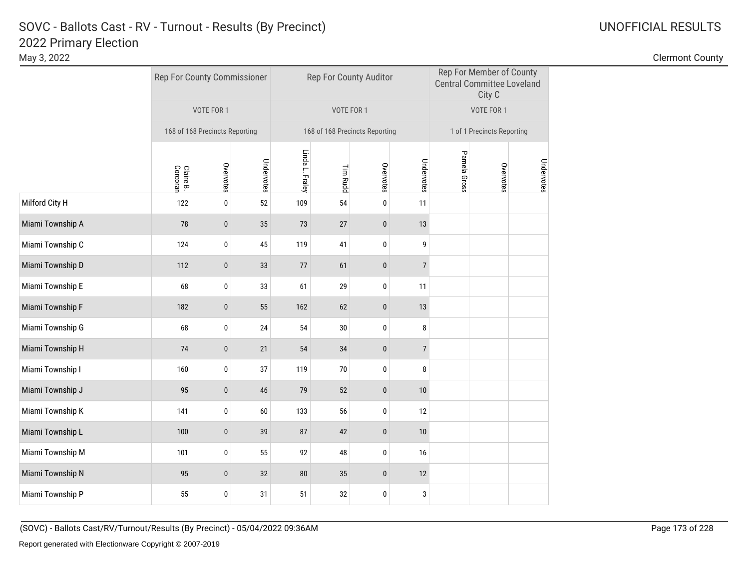# SOVC - Ballots Cast - RV - Turnout - Results (By Precinct)
## 2022 Primary Election

May 3, 2022

UNOFFICIAL RESULTS

Clermont County

| | Rep For County Commissioner | | | Rep For County Auditor | | | | Rep For Member of County Central Committee Loveland City C | | |
|---|---|---|---|---|---|---|---|---|---|---|
| | VOTE FOR 1 | | | VOTE FOR 1 | | | | VOTE FOR 1 | | |
| | 168 of 168 Precincts Reporting | | | 168 of 168 Precincts Reporting | | | | 1 of 1 Precincts Reporting | | |
| | Claire B. Corcoran | Overvotes | Undervotes | Linda L. Fraley | Tim Rudd | Overvotes | Undervotes | Pamela Gross | Overvotes | Undervotes |
| Milford City H | 122 | 0 | 52 | 109 | 54 | 0 | 11 | | | |
| Miami Township A | 78 | 0 | 35 | 73 | 27 | 0 | 13 | | | |
| Miami Township C | 124 | 0 | 45 | 119 | 41 | 0 | 9 | | | |
| Miami Township D | 112 | 0 | 33 | 77 | 61 | 0 | 7 | | | |
| Miami Township E | 68 | 0 | 33 | 61 | 29 | 0 | 11 | | | |
| Miami Township F | 182 | 0 | 55 | 162 | 62 | 0 | 13 | | | |
| Miami Township G | 68 | 0 | 24 | 54 | 30 | 0 | 8 | | | |
| Miami Township H | 74 | 0 | 21 | 54 | 34 | 0 | 7 | | | |
| Miami Township I | 160 | 0 | 37 | 119 | 70 | 0 | 8 | | | |
| Miami Township J | 95 | 0 | 46 | 79 | 52 | 0 | 10 | | | |
| Miami Township K | 141 | 0 | 60 | 133 | 56 | 0 | 12 | | | |
| Miami Township L | 100 | 0 | 39 | 87 | 42 | 0 | 10 | | | |
| Miami Township M | 101 | 0 | 55 | 92 | 48 | 0 | 16 | | | |
| Miami Township N | 95 | 0 | 32 | 80 | 35 | 0 | 12 | | | |
| Miami Township P | 55 | 0 | 31 | 51 | 32 | 0 | 3 | | | |

(SOVC) - Ballots Cast/RV/Turnout/Results (By Precinct) - 05/04/2022 09:36AM

Report generated with Electionware Copyright © 2007-2019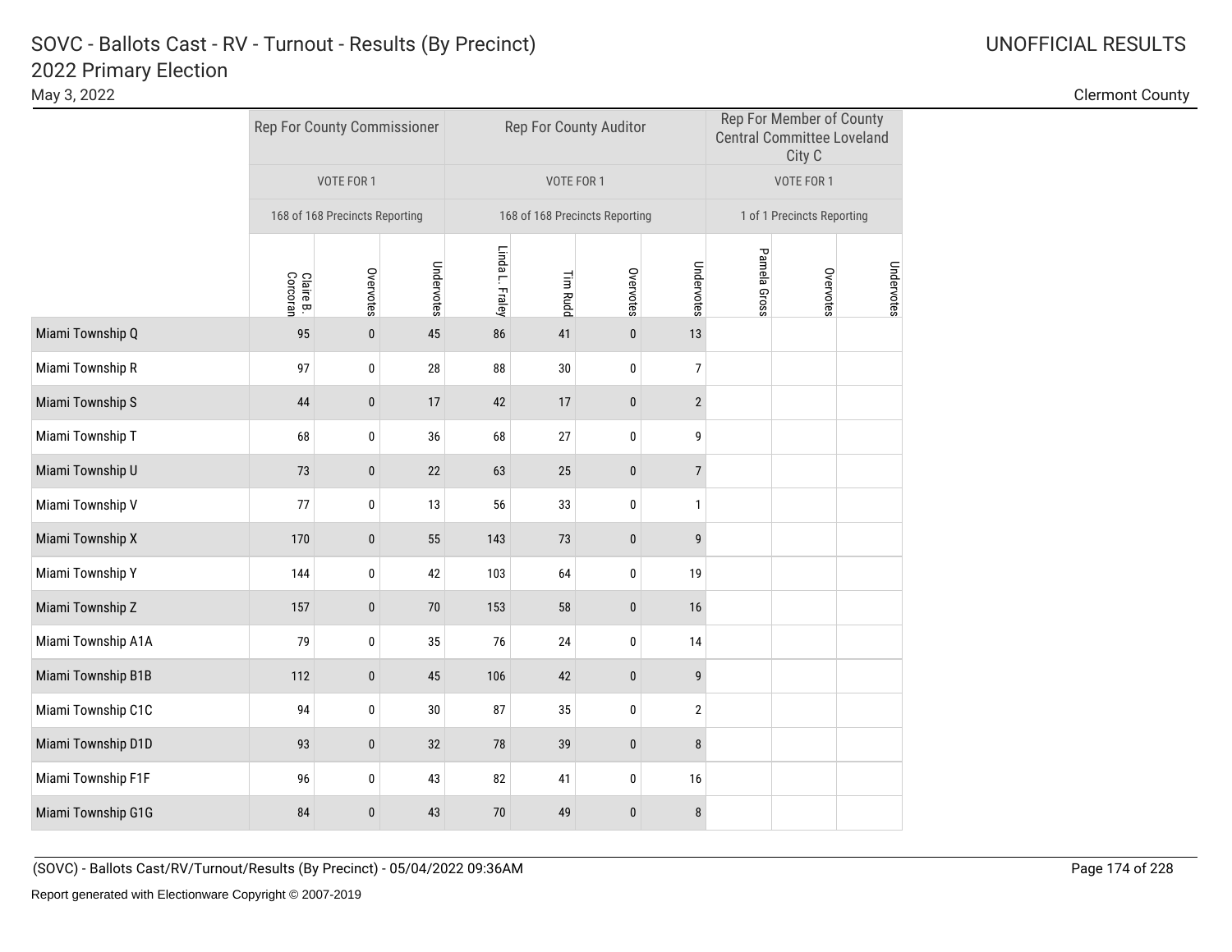# SOVC - Ballots Cast - RV - Turnout - Results (By Precinct)

## 2022 Primary Election

May 3, 2022

UNOFFICIAL RESULTS

Clermont County

| | Rep For County Commissioner | | | Rep For County Auditor | | | | Rep For Member of County Central Committee Loveland City C | | |
|---|---|---|---|---|---|---|---|---|---|---|
| | VOTE FOR 1 | | | VOTE FOR 1 | | | | VOTE FOR 1 | | |
| | 168 of 168 Precincts Reporting | | | 168 of 168 Precincts Reporting | | | | 1 of 1 Precincts Reporting | | |
| | Claire B. Corcoran | Overvotes | Undervotes | Linda L. Fraley | Tim Rudd | Overvotes | Undervotes | Pamela Gross | Overvotes | Undervotes |
| Miami Township Q | 95 | 0 | 45 | 86 | 41 | 0 | 13 | | | |
| Miami Township R | 97 | 0 | 28 | 88 | 30 | 0 | 7 | | | |
| Miami Township S | 44 | 0 | 17 | 42 | 17 | 0 | 2 | | | |
| Miami Township T | 68 | 0 | 36 | 68 | 27 | 0 | 9 | | | |
| Miami Township U | 73 | 0 | 22 | 63 | 25 | 0 | 7 | | | |
| Miami Township V | 77 | 0 | 13 | 56 | 33 | 0 | 1 | | | |
| Miami Township X | 170 | 0 | 55 | 143 | 73 | 0 | 9 | | | |
| Miami Township Y | 144 | 0 | 42 | 103 | 64 | 0 | 19 | | | |
| Miami Township Z | 157 | 0 | 70 | 153 | 58 | 0 | 16 | | | |
| Miami Township A1A | 79 | 0 | 35 | 76 | 24 | 0 | 14 | | | |
| Miami Township B1B | 112 | 0 | 45 | 106 | 42 | 0 | 9 | | | |
| Miami Township C1C | 94 | 0 | 30 | 87 | 35 | 0 | 2 | | | |
| Miami Township D1D | 93 | 0 | 32 | 78 | 39 | 0 | 8 | | | |
| Miami Township F1F | 96 | 0 | 43 | 82 | 41 | 0 | 16 | | | |
| Miami Township G1G | 84 | 0 | 43 | 70 | 49 | 0 | 8 | | | |

(SOVC) - Ballots Cast/RV/Turnout/Results (By Precinct) - 05/04/2022 09:36AM

Report generated with Electionware Copyright © 2007-2019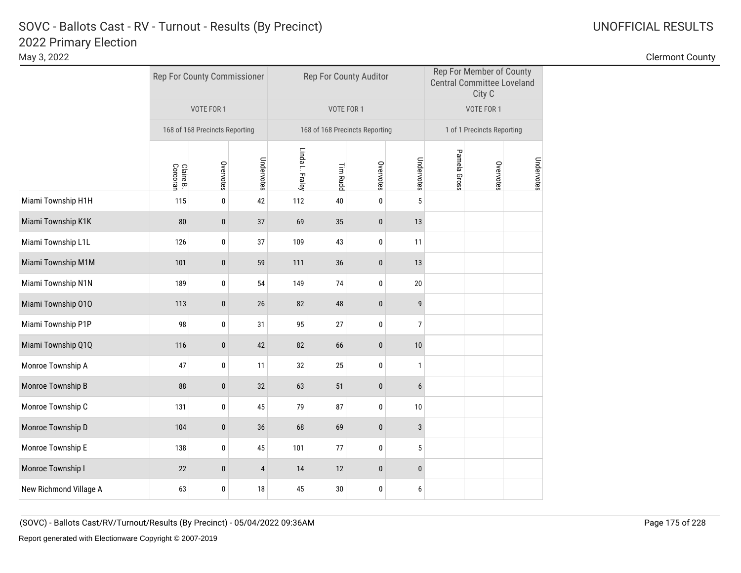# SOVC - Ballots Cast - RV - Turnout - Results (By Precinct)

## 2022 Primary Election

May 3, 2022

UNOFFICIAL RESULTS

Clermont County

| | Rep For County Commissioner | | | Rep For County Auditor | | | | Rep For Member of County Central Committee Loveland City C | | |
|---|---|---|---|---|---|---|---|---|---|---|
| | VOTE FOR 1 | | | VOTE FOR 1 | | | | VOTE FOR 1 | | |
| | 168 of 168 Precincts Reporting | | | 168 of 168 Precincts Reporting | | | | 1 of 1 Precincts Reporting | | |
| | Claire B. Corcoran | Overvotes | Undervotes | Linda L. Fraley | Tim Rudd | Overvotes | Undervotes | Pamela Gross | Overvotes | Undervotes |
| Miami Township H1H | 115 | 0 | 42 | 112 | 40 | 0 | 5 | | | |
| Miami Township K1K | 80 | 0 | 37 | 69 | 35 | 0 | 13 | | | |
| Miami Township L1L | 126 | 0 | 37 | 109 | 43 | 0 | 11 | | | |
| Miami Township M1M | 101 | 0 | 59 | 111 | 36 | 0 | 13 | | | |
| Miami Township N1N | 189 | 0 | 54 | 149 | 74 | 0 | 20 | | | |
| Miami Township O1O | 113 | 0 | 26 | 82 | 48 | 0 | 9 | | | |
| Miami Township P1P | 98 | 0 | 31 | 95 | 27 | 0 | 7 | | | |
| Miami Township Q1Q | 116 | 0 | 42 | 82 | 66 | 0 | 10 | | | |
| Monroe Township A | 47 | 0 | 11 | 32 | 25 | 0 | 1 | | | |
| Monroe Township B | 88 | 0 | 32 | 63 | 51 | 0 | 6 | | | |
| Monroe Township C | 131 | 0 | 45 | 79 | 87 | 0 | 10 | | | |
| Monroe Township D | 104 | 0 | 36 | 68 | 69 | 0 | 3 | | | |
| Monroe Township E | 138 | 0 | 45 | 101 | 77 | 0 | 5 | | | |
| Monroe Township I | 22 | 0 | 4 | 14 | 12 | 0 | 0 | | | |
| New Richmond Village A | 63 | 0 | 18 | 45 | 30 | 0 | 6 | | | |

(SOVC) - Ballots Cast/RV/Turnout/Results (By Precinct) - 05/04/2022 09:36AM

Report generated with Electionware Copyright © 2007-2019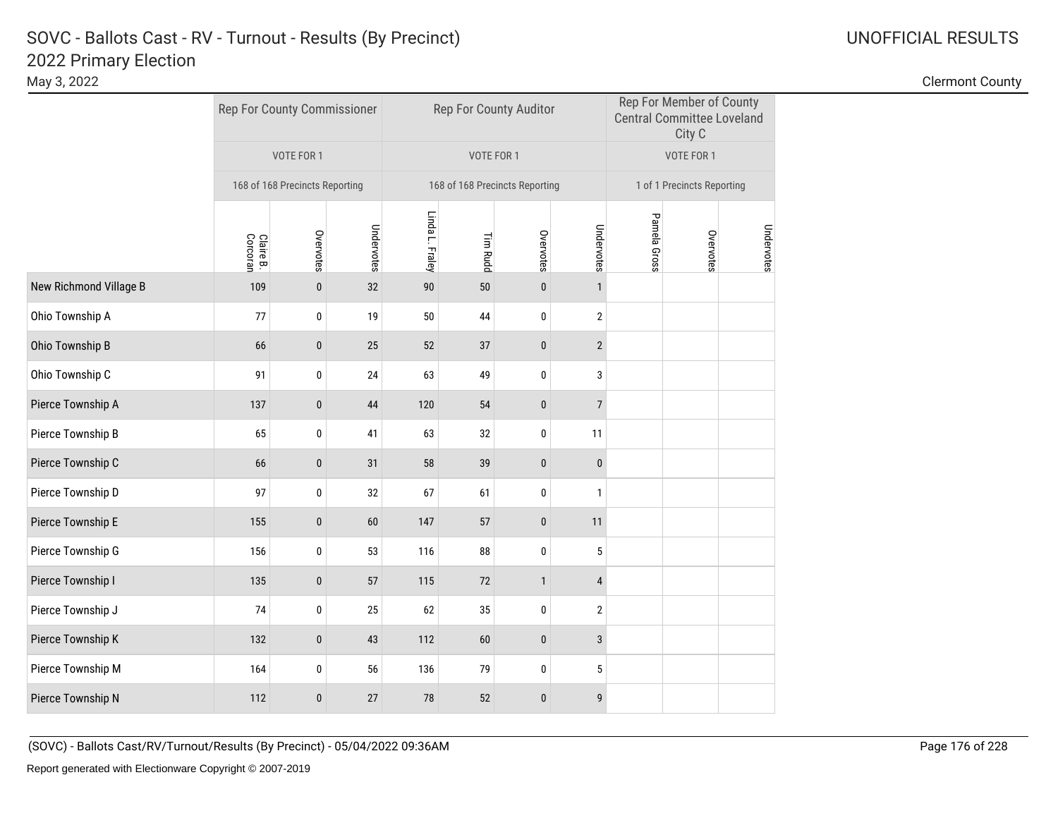# SOVC - Ballots Cast - RV - Turnout - Results (By Precinct)

## 2022 Primary Election

May 3, 2022

UNOFFICIAL RESULTS

Clermont County

| | Rep For County Commissioner | | | Rep For County Auditor | | | | Rep For Member of County Central Committee Loveland City C | | |
|---|---|---|---|---|---|---|---|---|---|---|
| | VOTE FOR 1 | | | VOTE FOR 1 | | | | VOTE FOR 1 | | |
| | 168 of 168 Precincts Reporting | | | 168 of 168 Precincts Reporting | | | | 1 of 1 Precincts Reporting | | |
| | Claire B. Corcoran | Overvotes | Undervotes | Linda L. Fraley | Tim Rudd | Overvotes | Undervotes | Pamela Gross | Overvotes | Undervotes |
| New Richmond Village B | 109 | 0 | 32 | 90 | 50 | 0 | 1 | | | |
| Ohio Township A | 77 | 0 | 19 | 50 | 44 | 0 | 2 | | | |
| Ohio Township B | 66 | 0 | 25 | 52 | 37 | 0 | 2 | | | |
| Ohio Township C | 91 | 0 | 24 | 63 | 49 | 0 | 3 | | | |
| Pierce Township A | 137 | 0 | 44 | 120 | 54 | 0 | 7 | | | |
| Pierce Township B | 65 | 0 | 41 | 63 | 32 | 0 | 11 | | | |
| Pierce Township C | 66 | 0 | 31 | 58 | 39 | 0 | 0 | | | |
| Pierce Township D | 97 | 0 | 32 | 67 | 61 | 0 | 1 | | | |
| Pierce Township E | 155 | 0 | 60 | 147 | 57 | 0 | 11 | | | |
| Pierce Township G | 156 | 0 | 53 | 116 | 88 | 0 | 5 | | | |
| Pierce Township I | 135 | 0 | 57 | 115 | 72 | 1 | 4 | | | |
| Pierce Township J | 74 | 0 | 25 | 62 | 35 | 0 | 2 | | | |
| Pierce Township K | 132 | 0 | 43 | 112 | 60 | 0 | 3 | | | |
| Pierce Township M | 164 | 0 | 56 | 136 | 79 | 0 | 5 | | | |
| Pierce Township N | 112 | 0 | 27 | 78 | 52 | 0 | 9 | | | |

(SOVC) - Ballots Cast/RV/Turnout/Results (By Precinct) - 05/04/2022 09:36AM

Report generated with Electionware Copyright © 2007-2019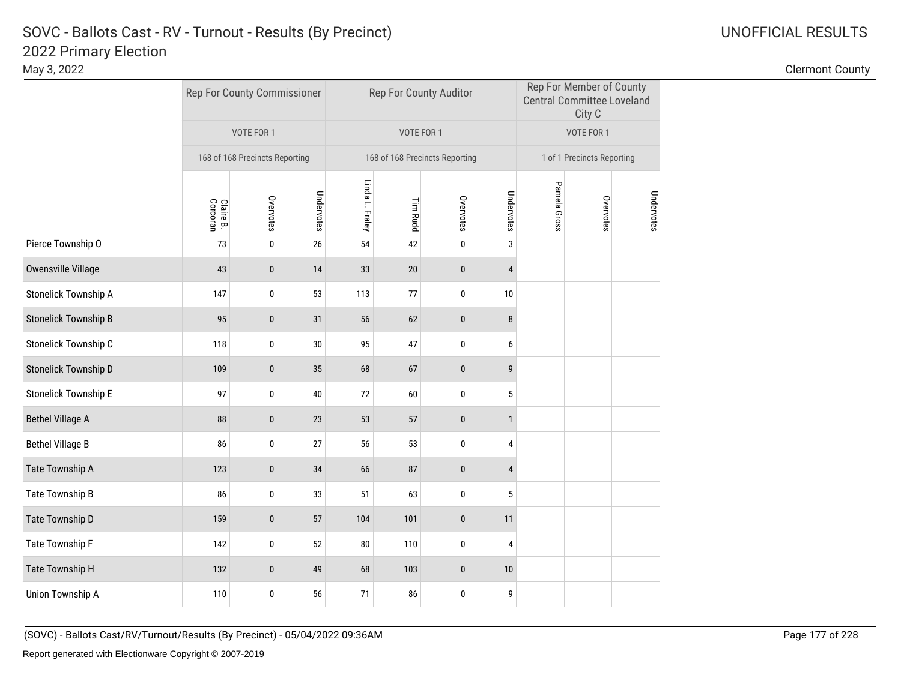# SOVC - Ballots Cast - RV - Turnout - Results (By Precinct)
## 2022 Primary Election

May 3, 2022

UNOFFICIAL RESULTS

Clermont County

| | Rep For County Commissioner | | | Rep For County Auditor | | | | Rep For Member of County Central Committee Loveland City C | | |
|---|---|---|---|---|---|---|---|---|---|---|
| | VOTE FOR 1 | | | VOTE FOR 1 | | | | VOTE FOR 1 | | |
| | 168 of 168 Precincts Reporting | | | 168 of 168 Precincts Reporting | | | | 1 of 1 Precincts Reporting | | |
| | Claire B. Corcoran | Overvotes | Undervotes | Linda L. Fraley | Tim Rudd | Overvotes | Undervotes | Pamela Gross | Overvotes | Undervotes |
| Pierce Township O | 73 | 0 | 26 | 54 | 42 | 0 | 3 | | | |
| Owensville Village | 43 | 0 | 14 | 33 | 20 | 0 | 4 | | | |
| Stonelick Township A | 147 | 0 | 53 | 113 | 77 | 0 | 10 | | | |
| Stonelick Township B | 95 | 0 | 31 | 56 | 62 | 0 | 8 | | | |
| Stonelick Township C | 118 | 0 | 30 | 95 | 47 | 0 | 6 | | | |
| Stonelick Township D | 109 | 0 | 35 | 68 | 67 | 0 | 9 | | | |
| Stonelick Township E | 97 | 0 | 40 | 72 | 60 | 0 | 5 | | | |
| Bethel Village A | 88 | 0 | 23 | 53 | 57 | 0 | 1 | | | |
| Bethel Village B | 86 | 0 | 27 | 56 | 53 | 0 | 4 | | | |
| Tate Township A | 123 | 0 | 34 | 66 | 87 | 0 | 4 | | | |
| Tate Township B | 86 | 0 | 33 | 51 | 63 | 0 | 5 | | | |
| Tate Township D | 159 | 0 | 57 | 104 | 101 | 0 | 11 | | | |
| Tate Township F | 142 | 0 | 52 | 80 | 110 | 0 | 4 | | | |
| Tate Township H | 132 | 0 | 49 | 68 | 103 | 0 | 10 | | | |
| Union Township A | 110 | 0 | 56 | 71 | 86 | 0 | 9 | | | |

(SOVC) - Ballots Cast/RV/Turnout/Results (By Precinct) - 05/04/2022 09:36AM

Report generated with Electionware Copyright © 2007-2019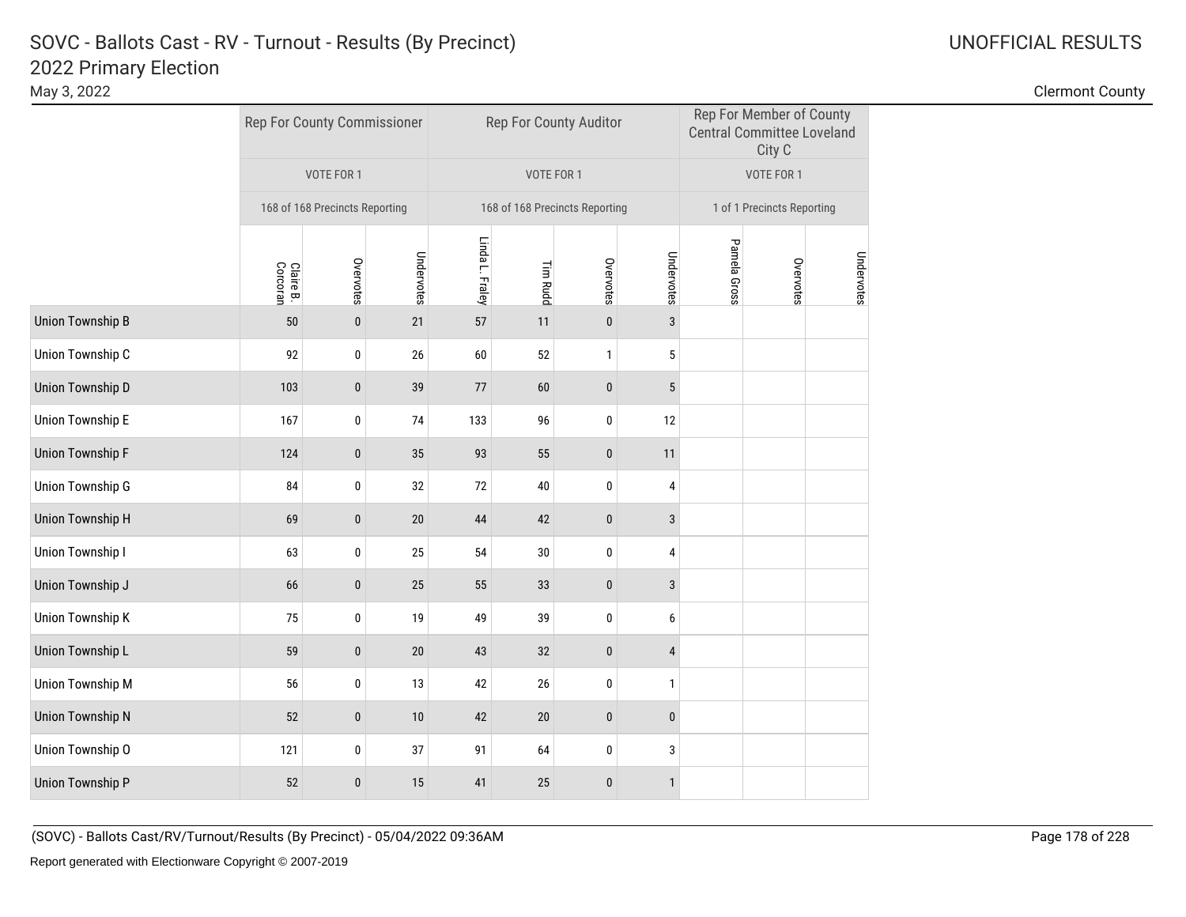# SOVC - Ballots Cast - RV - Turnout - Results (By Precinct)
## 2022 Primary Election

May 3, 2022

UNOFFICIAL RESULTS

Clermont County

| | Rep For County Commissioner | | | Rep For County Auditor | | | | Rep For Member of County Central Committee Loveland City C | | |
|---|---|---|---|---|---|---|---|---|---|---|
| | VOTE FOR 1 | | | VOTE FOR 1 | | | | VOTE FOR 1 | | |
| | 168 of 168 Precincts Reporting | | | 168 of 168 Precincts Reporting | | | | 1 of 1 Precincts Reporting | | |
| | Claire B. Corcoran | Overvotes | Undervotes | Linda L. Fraley | Tim Rudd | Overvotes | Undervotes | Pamela Gross | Overvotes | Undervotes |
| Union Township B | 50 | 0 | 21 | 57 | 11 | 0 | 3 | | | |
| Union Township C | 92 | 0 | 26 | 60 | 52 | 1 | 5 | | | |
| Union Township D | 103 | 0 | 39 | 77 | 60 | 0 | 5 | | | |
| Union Township E | 167 | 0 | 74 | 133 | 96 | 0 | 12 | | | |
| Union Township F | 124 | 0 | 35 | 93 | 55 | 0 | 11 | | | |
| Union Township G | 84 | 0 | 32 | 72 | 40 | 0 | 4 | | | |
| Union Township H | 69 | 0 | 20 | 44 | 42 | 0 | 3 | | | |
| Union Township I | 63 | 0 | 25 | 54 | 30 | 0 | 4 | | | |
| Union Township J | 66 | 0 | 25 | 55 | 33 | 0 | 3 | | | |
| Union Township K | 75 | 0 | 19 | 49 | 39 | 0 | 6 | | | |
| Union Township L | 59 | 0 | 20 | 43 | 32 | 0 | 4 | | | |
| Union Township M | 56 | 0 | 13 | 42 | 26 | 0 | 1 | | | |
| Union Township N | 52 | 0 | 10 | 42 | 20 | 0 | 0 | | | |
| Union Township O | 121 | 0 | 37 | 91 | 64 | 0 | 3 | | | |
| Union Township P | 52 | 0 | 15 | 41 | 25 | 0 | 1 | | | |

(SOVC) - Ballots Cast/RV/Turnout/Results (By Precinct) - 05/04/2022 09:36AM

Report generated with Electionware Copyright © 2007-2019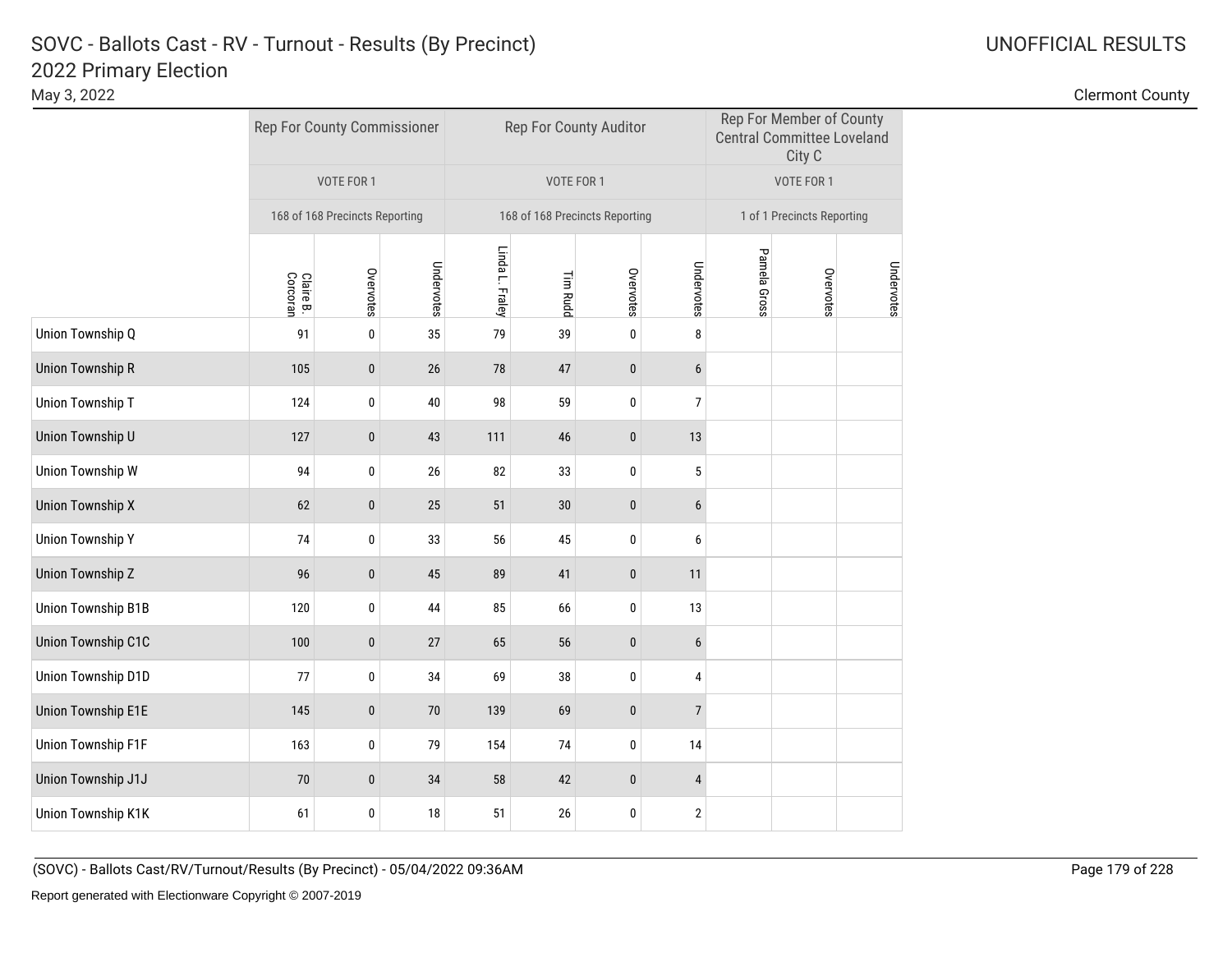# SOVC - Ballots Cast - RV - Turnout - Results (By Precinct)
## 2022 Primary Election

May 3, 2022

UNOFFICIAL RESULTS

Clermont County

| | Rep For County Commissioner | | | Rep For County Auditor | | | | Rep For Member of County Central Committee Loveland City C | | |
|---|---|---|---|---|---|---|---|---|---|---|
| | VOTE FOR 1 | | | VOTE FOR 1 | | | | VOTE FOR 1 | | |
| | 168 of 168 Precincts Reporting | | | 168 of 168 Precincts Reporting | | | | 1 of 1 Precincts Reporting | | |
| | Claire B. Corcoran | Overvotes | Undervotes | Linda L. Fraley | Tim Rudd | Overvotes | Undervotes | Pamela Gross | Overvotes | Undervotes |
| Union Township Q | 91 | 0 | 35 | 79 | 39 | 0 | 8 | | | |
| Union Township R | 105 | 0 | 26 | 78 | 47 | 0 | 6 | | | |
| Union Township T | 124 | 0 | 40 | 98 | 59 | 0 | 7 | | | |
| Union Township U | 127 | 0 | 43 | 111 | 46 | 0 | 13 | | | |
| Union Township W | 94 | 0 | 26 | 82 | 33 | 0 | 5 | | | |
| Union Township X | 62 | 0 | 25 | 51 | 30 | 0 | 6 | | | |
| Union Township Y | 74 | 0 | 33 | 56 | 45 | 0 | 6 | | | |
| Union Township Z | 96 | 0 | 45 | 89 | 41 | 0 | 11 | | | |
| Union Township B1B | 120 | 0 | 44 | 85 | 66 | 0 | 13 | | | |
| Union Township C1C | 100 | 0 | 27 | 65 | 56 | 0 | 6 | | | |
| Union Township D1D | 77 | 0 | 34 | 69 | 38 | 0 | 4 | | | |
| Union Township E1E | 145 | 0 | 70 | 139 | 69 | 0 | 7 | | | |
| Union Township F1F | 163 | 0 | 79 | 154 | 74 | 0 | 14 | | | |
| Union Township J1J | 70 | 0 | 34 | 58 | 42 | 0 | 4 | | | |
| Union Township K1K | 61 | 0 | 18 | 51 | 26 | 0 | 2 | | | |

(SOVC) - Ballots Cast/RV/Turnout/Results (By Precinct) - 05/04/2022 09:36AM

Report generated with Electionware Copyright © 2007-2019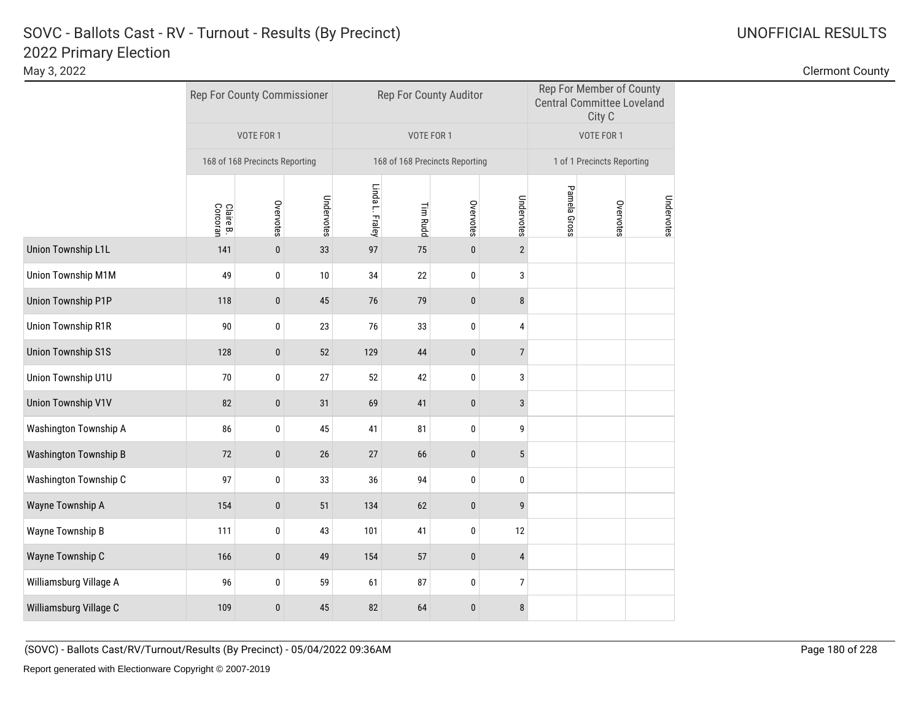# SOVC - Ballots Cast - RV - Turnout - Results (By Precinct)

## 2022 Primary Election

May 3, 2022

UNOFFICIAL RESULTS

Clermont County

| | Rep For County Commissioner | | | Rep For County Auditor | | | | Rep For Member of County Central Committee Loveland City C | | |
|---|---|---|---|---|---|---|---|---|---|---|
| | VOTE FOR 1 | | | VOTE FOR 1 | | | | VOTE FOR 1 | | |
| | 168 of 168 Precincts Reporting | | | 168 of 168 Precincts Reporting | | | | 1 of 1 Precincts Reporting | | |
| | Claire B. Corcoran | Overvotes | Undervotes | Linda L. Fraley | Tim Rudd | Overvotes | Undervotes | Pamela Gross | Overvotes | Undervotes |
| Union Township L1L | 141 | 0 | 33 | 97 | 75 | 0 | 2 | | | |
| Union Township M1M | 49 | 0 | 10 | 34 | 22 | 0 | 3 | | | |
| Union Township P1P | 118 | 0 | 45 | 76 | 79 | 0 | 8 | | | |
| Union Township R1R | 90 | 0 | 23 | 76 | 33 | 0 | 4 | | | |
| Union Township S1S | 128 | 0 | 52 | 129 | 44 | 0 | 7 | | | |
| Union Township U1U | 70 | 0 | 27 | 52 | 42 | 0 | 3 | | | |
| Union Township V1V | 82 | 0 | 31 | 69 | 41 | 0 | 3 | | | |
| Washington Township A | 86 | 0 | 45 | 41 | 81 | 0 | 9 | | | |
| Washington Township B | 72 | 0 | 26 | 27 | 66 | 0 | 5 | | | |
| Washington Township C | 97 | 0 | 33 | 36 | 94 | 0 | 0 | | | |
| Wayne Township A | 154 | 0 | 51 | 134 | 62 | 0 | 9 | | | |
| Wayne Township B | 111 | 0 | 43 | 101 | 41 | 0 | 12 | | | |
| Wayne Township C | 166 | 0 | 49 | 154 | 57 | 0 | 4 | | | |
| Williamsburg Village A | 96 | 0 | 59 | 61 | 87 | 0 | 7 | | | |
| Williamsburg Village C | 109 | 0 | 45 | 82 | 64 | 0 | 8 | | | |

(SOVC) - Ballots Cast/RV/Turnout/Results (By Precinct) - 05/04/2022 09:36AM

Report generated with Electionware Copyright © 2007-2019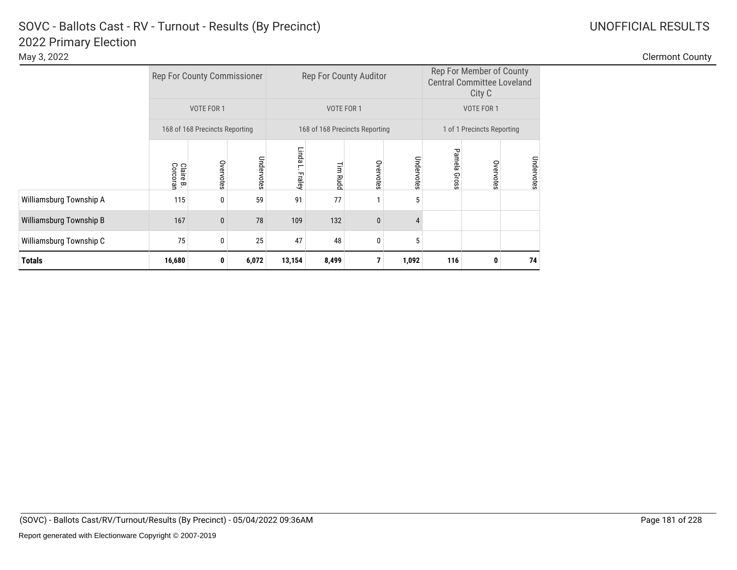# SOVC - Ballots Cast - RV - Turnout - Results (By Precinct)

## 2022 Primary Election

May 3, 2022

UNOFFICIAL RESULTS

Clermont County

| | Rep For County Commissioner | | | Rep For County Auditor | | | | Rep For Member of County Central Committee Loveland City C | | |
|---|---|---|---|---|---|---|---|---|---|---|
| | VOTE FOR 1 | | | VOTE FOR 1 | | | | VOTE FOR 1 | | |
| | 168 of 168 Precincts Reporting | | | 168 of 168 Precincts Reporting | | | | 1 of 1 Precincts Reporting | | |
| | Claire B. Corcoran | Overvotes | Undervotes | Linda L. Fraley | Tim Rudd | Overvotes | Undervotes | Pamela Gross | Overvotes | Undervotes |
| Williamsburg Township A | 115 | 0 | 59 | 91 | 77 | 1 | 5 | | | |
| Williamsburg Township B | 167 | 0 | 78 | 109 | 132 | 0 | 4 | | | |
| Williamsburg Township C | 75 | 0 | 25 | 47 | 48 | 0 | 5 | | | |
| **Totals** | **16,680** | **0** | **6,072** | **13,154** | **8,499** | **7** | **1,092** | **116** | **0** | **74** |

(SOVC) - Ballots Cast/RV/Turnout/Results (By Precinct) - 05/04/2022 09:36AM

Report generated with Electionware Copyright © 2007-2019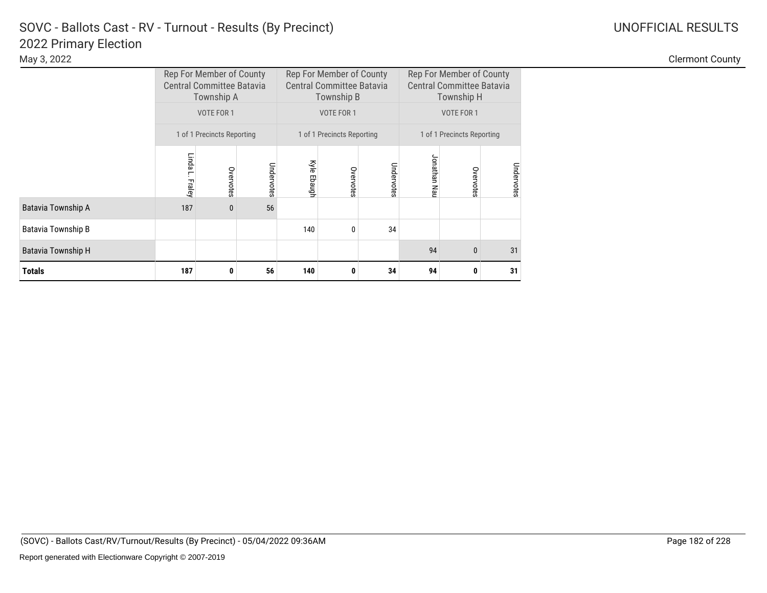# SOVC - Ballots Cast - RV - Turnout - Results (By Precinct)

## 2022 Primary Election

May 3, 2022

UNOFFICIAL RESULTS

Clermont County

| | Rep For Member of County Central Committee Batavia Township A | | | Rep For Member of County Central Committee Batavia Township B | | | Rep For Member of County Central Committee Batavia Township H | | |
|---|---|---|---|---|---|---|---|---|---|
| | VOTE FOR 1 | | | VOTE FOR 1 | | | VOTE FOR 1 | | |
| | 1 of 1 Precincts Reporting | | | 1 of 1 Precincts Reporting | | | 1 of 1 Precincts Reporting | | |
| | Linda L. Fraley | Overvotes | Undervotes | Kyle Ebaugh | Overvotes | Undervotes | Jonathan Nau | Overvotes | Undervotes |
| Batavia Township A | 187 | 0 | 56 | | | | | | |
| Batavia Township B | | | | 140 | 0 | 34 | | | |
| Batavia Township H | | | | | | | 94 | 0 | 31 |
| **Totals** | **187** | **0** | **56** | **140** | **0** | **34** | **94** | **0** | **31** |

(SOVC) - Ballots Cast/RV/Turnout/Results (By Precinct) - 05/04/2022 09:36AM

Report generated with Electionware Copyright © 2007-2019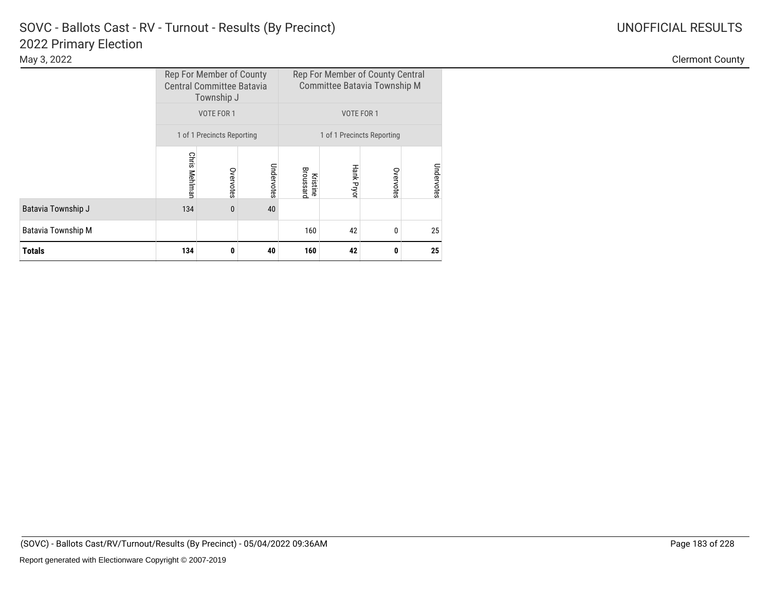# SOVC - Ballots Cast - RV - Turnout - Results (By Precinct)

## 2022 Primary Election

May 3, 2022

UNOFFICIAL RESULTS

Clermont County

| | Rep For Member of County Central Committee Batavia Township J | | | Rep For Member of County Central Committee Batavia Township M | | | |
|---|---|---|---|---|---|---|---|
| | VOTE FOR 1 | | | VOTE FOR 1 | | | |
| | 1 of 1 Precincts Reporting | | | 1 of 1 Precincts Reporting | | | |
| | Chris Mehlman | Overvotes | Undervotes | Kristine Broussard | Hank Pryor | Overvotes | Undervotes |
| Batavia Township J | 134 | 0 | 40 | | | | |
| Batavia Township M | | | | 160 | 42 | 0 | 25 |
| **Totals** | **134** | **0** | **40** | **160** | **42** | **0** | **25** |

(SOVC) - Ballots Cast/RV/Turnout/Results (By Precinct) - 05/04/2022 09:36AM

Report generated with Electionware Copyright © 2007-2019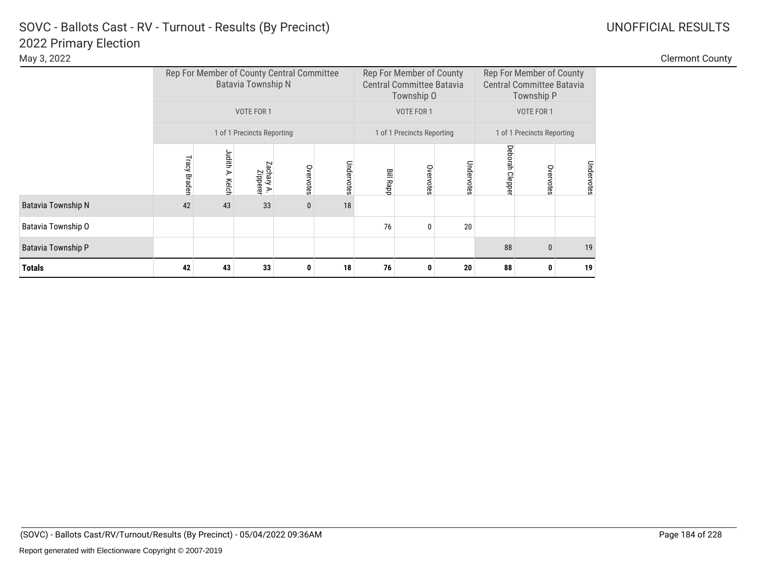# SOVC - Ballots Cast - RV - Turnout - Results (By Precinct)

## 2022 Primary Election

May 3, 2022

UNOFFICIAL RESULTS

Clermont County

| | Rep For Member of County Central Committee Batavia Township N | | | | | Rep For Member of County Central Committee Batavia Township O | | | Rep For Member of County Central Committee Batavia Township P | | |
|---|---|---|---|---|---|---|---|---|---|---|---|
| | VOTE FOR 1 | | | | | VOTE FOR 1 | | | VOTE FOR 1 | | |
| | 1 of 1 Precincts Reporting | | | | | 1 of 1 Precincts Reporting | | | 1 of 1 Precincts Reporting | | |
| | Tracy Braden | Judith A. Kelch | Zachary A. Zipperer | Overvotes | Undervotes | Bill Rapp | Overvotes | Undervotes | Deborah Clepper | Overvotes | Undervotes |
| Batavia Township N | 42 | 43 | 33 | 0 | 18 | | | | | | |
| Batavia Township O | | | | | | 76 | 0 | 20 | | | |
| Batavia Township P | | | | | | | | | 88 | 0 | 19 |
| **Totals** | **42** | **43** | **33** | **0** | **18** | **76** | **0** | **20** | **88** | **0** | **19** |

(SOVC) - Ballots Cast/RV/Turnout/Results (By Precinct) - 05/04/2022 09:36AM

Report generated with Electionware Copyright © 2007-2019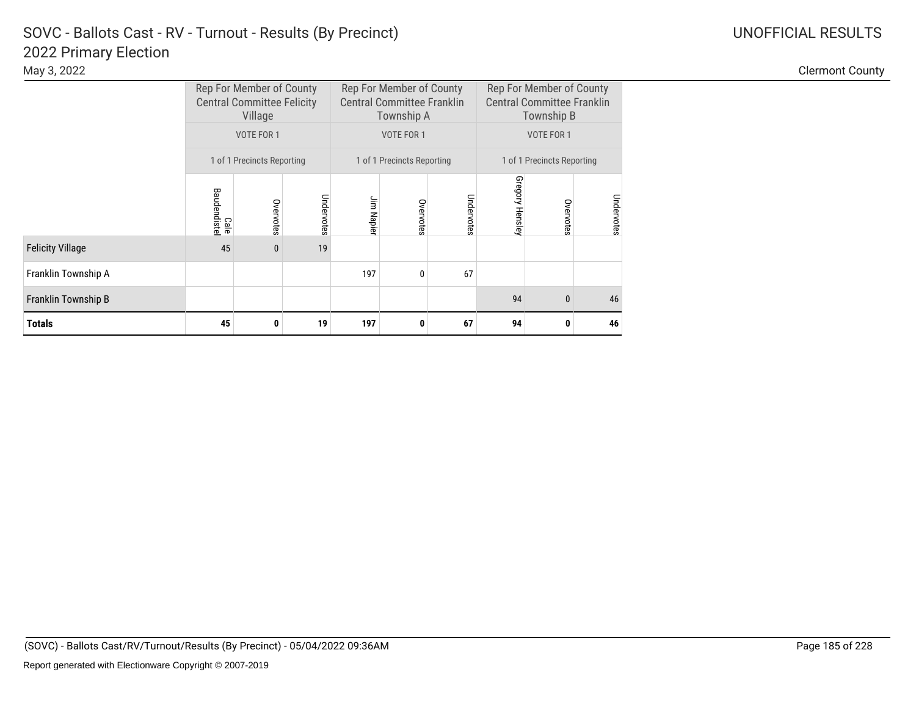# SOVC - Ballots Cast - RV - Turnout - Results (By Precinct)

## 2022 Primary Election

May 3, 2022

UNOFFICIAL RESULTS

Clermont County

| | Rep For Member of County Central Committee Felicity Village | | | Rep For Member of County Central Committee Franklin Township A | | | Rep For Member of County Central Committee Franklin Township B | | |
|---|---|---|---|---|---|---|---|---|---|
| | VOTE FOR 1 | | | VOTE FOR 1 | | | VOTE FOR 1 | | |
| | 1 of 1 Precincts Reporting | | | 1 of 1 Precincts Reporting | | | 1 of 1 Precincts Reporting | | |
| | Cale Baudendistel | Overvotes | Undervotes | Jim Napier | Overvotes | Undervotes | Gregory Hensley | Overvotes | Undervotes |
| Felicity Village | 45 | 0 | 19 | | | | | | |
| Franklin Township A | | | | 197 | 0 | 67 | | | |
| Franklin Township B | | | | | | | 94 | 0 | 46 |
| **Totals** | **45** | **0** | **19** | **197** | **0** | **67** | **94** | **0** | **46** |

(SOVC) - Ballots Cast/RV/Turnout/Results (By Precinct) - 05/04/2022 09:36AM

Report generated with Electionware Copyright © 2007-2019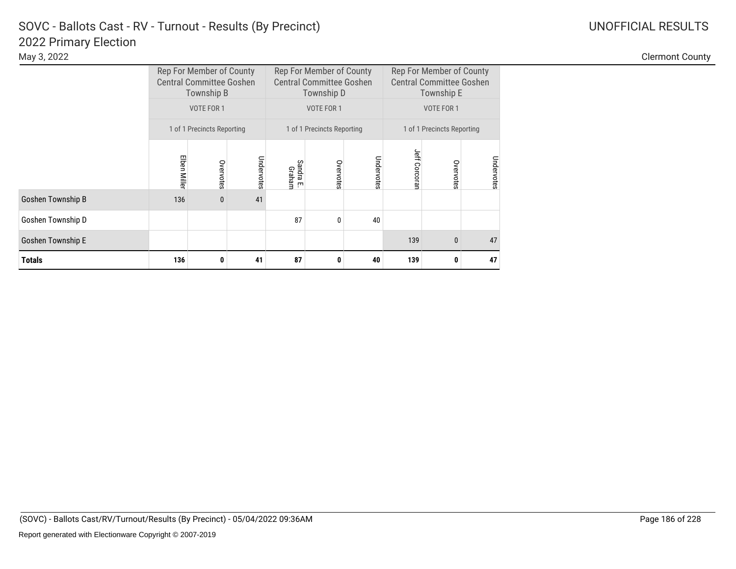# SOVC - Ballots Cast - RV - Turnout - Results (By Precinct)

## 2022 Primary Election

May 3, 2022

UNOFFICIAL RESULTS

Clermont County

| | Rep For Member of County Central Committee Goshen Township B | | | Rep For Member of County Central Committee Goshen Township D | | | Rep For Member of County Central Committee Goshen Township E | | |
|---|---|---|---|---|---|---|---|---|---|
| | VOTE FOR 1 | | | VOTE FOR 1 | | | VOTE FOR 1 | | |
| | 1 of 1 Precincts Reporting | | | 1 of 1 Precincts Reporting | | | 1 of 1 Precincts Reporting | | |
| | Elben Miller | Overvotes | Undervotes | Sandra E. Graham | Overvotes | Undervotes | Jeff Corcoran | Overvotes | Undervotes |
| Goshen Township B | 136 | 0 | 41 | | | | | | |
| Goshen Township D | | | | 87 | 0 | 40 | | | |
| Goshen Township E | | | | | | | 139 | 0 | 47 |
| **Totals** | **136** | **0** | **41** | **87** | **0** | **40** | **139** | **0** | **47** |

(SOVC) - Ballots Cast/RV/Turnout/Results (By Precinct) - 05/04/2022 09:36AM

Report generated with Electionware Copyright © 2007-2019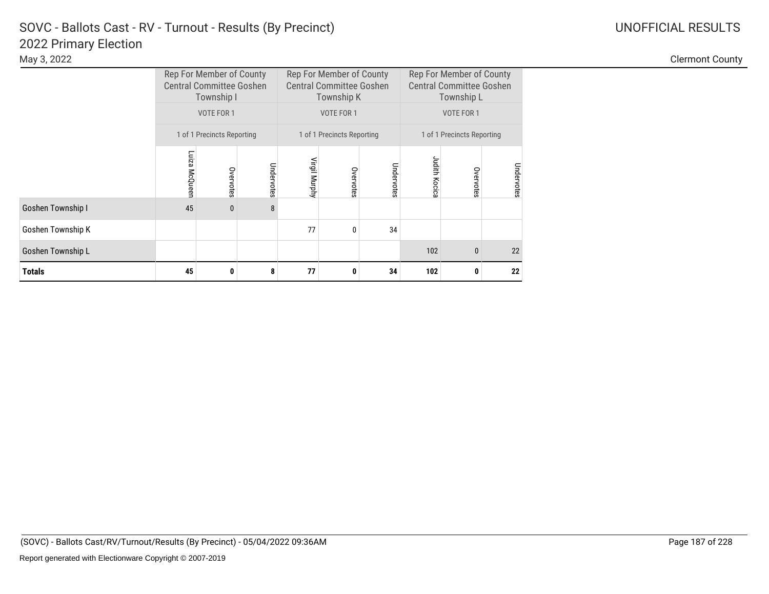# SOVC - Ballots Cast - RV - Turnout - Results (By Precinct)

## 2022 Primary Election

May 3, 2022

UNOFFICIAL RESULTS

Clermont County

| | Rep For Member of County Central Committee Goshen Township I | | | Rep For Member of County Central Committee Goshen Township K | | | Rep For Member of County Central Committee Goshen Township L | | |
|---|---|---|---|---|---|---|---|---|---|
| | VOTE FOR 1 | | | VOTE FOR 1 | | | VOTE FOR 1 | | |
| | 1 of 1 Precincts Reporting | | | 1 of 1 Precincts Reporting | | | 1 of 1 Precincts Reporting | | |
| | Luiza McQueen | Overvotes | Undervotes | Virgil Murphy | Overvotes | Undervotes | Judith Kocica | Overvotes | Undervotes |
| Goshen Township I | 45 | 0 | 8 | | | | | | |
| Goshen Township K | | | | 77 | 0 | 34 | | | |
| Goshen Township L | | | | | | | 102 | 0 | 22 |
| **Totals** | **45** | **0** | **8** | **77** | **0** | **34** | **102** | **0** | **22** |

(SOVC) - Ballots Cast/RV/Turnout/Results (By Precinct) - 05/04/2022 09:36AM

Report generated with Electionware Copyright © 2007-2019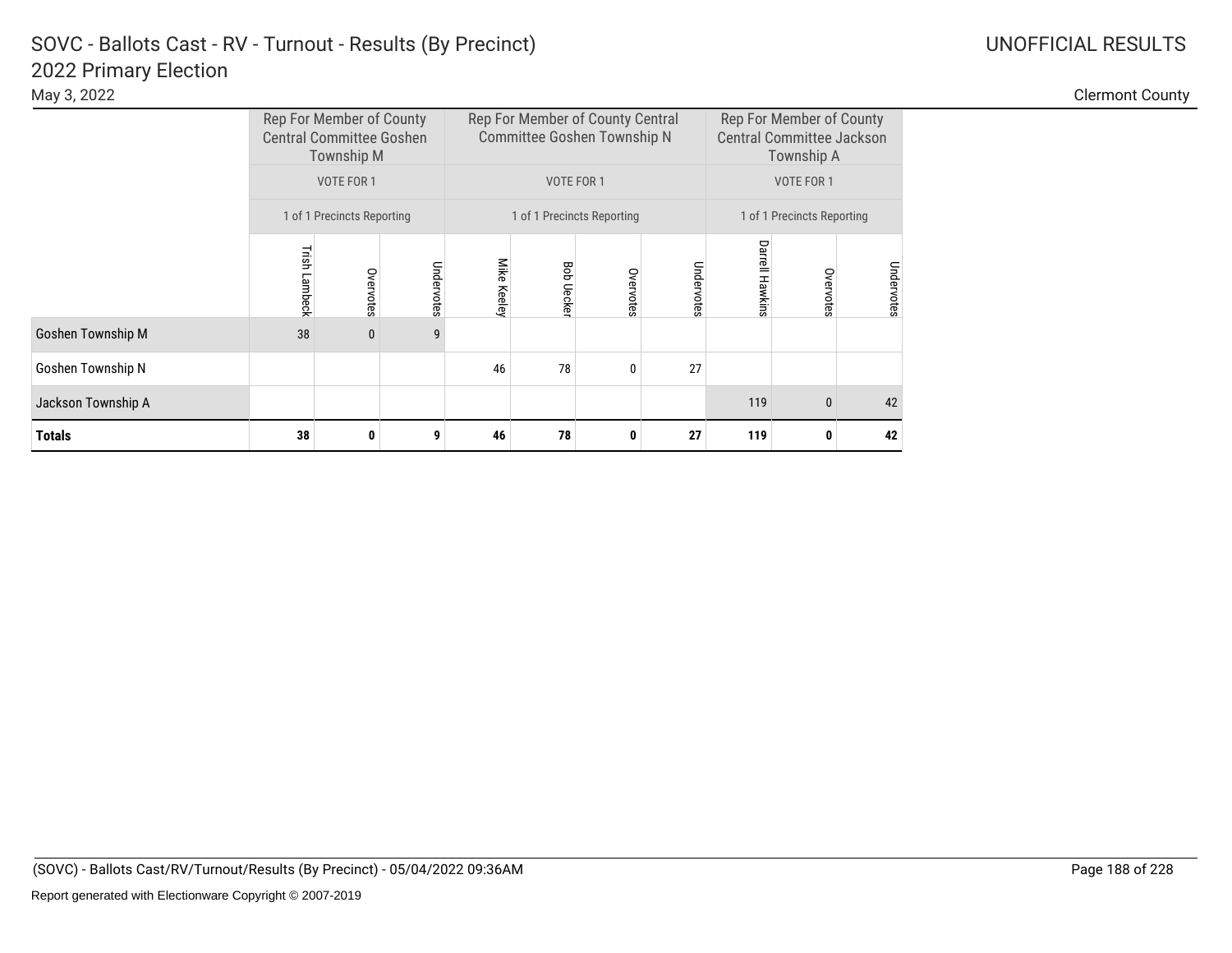# SOVC - Ballots Cast - RV - Turnout - Results (By Precinct)

## 2022 Primary Election

May 3, 2022

UNOFFICIAL RESULTS

Clermont County

| | Rep For Member of County Central Committee Goshen Township M | | | Rep For Member of County Central Committee Goshen Township N | | | | Rep For Member of County Central Committee Jackson Township A | | |
|---|---|---|---|---|---|---|---|---|---|---|
| | VOTE FOR 1 | | | VOTE FOR 1 | | | | VOTE FOR 1 | | |
| | 1 of 1 Precincts Reporting | | | 1 of 1 Precincts Reporting | | | | 1 of 1 Precincts Reporting | | |
| | Trish Lambeck | Overvotes | Undervotes | Mike Keeley | Bob Uecker | Overvotes | Undervotes | Darrell Hawkins | Overvotes | Undervotes |
| Goshen Township M | 38 | 0 | 9 | | | | | | | |
| Goshen Township N | | | | 46 | 78 | 0 | 27 | | | |
| Jackson Township A | | | | | | | | 119 | 0 | 42 |
| **Totals** | **38** | **0** | **9** | **46** | **78** | **0** | **27** | **119** | **0** | **42** |

(SOVC) - Ballots Cast/RV/Turnout/Results (By Precinct) - 05/04/2022 09:36AM

Report generated with Electionware Copyright © 2007-2019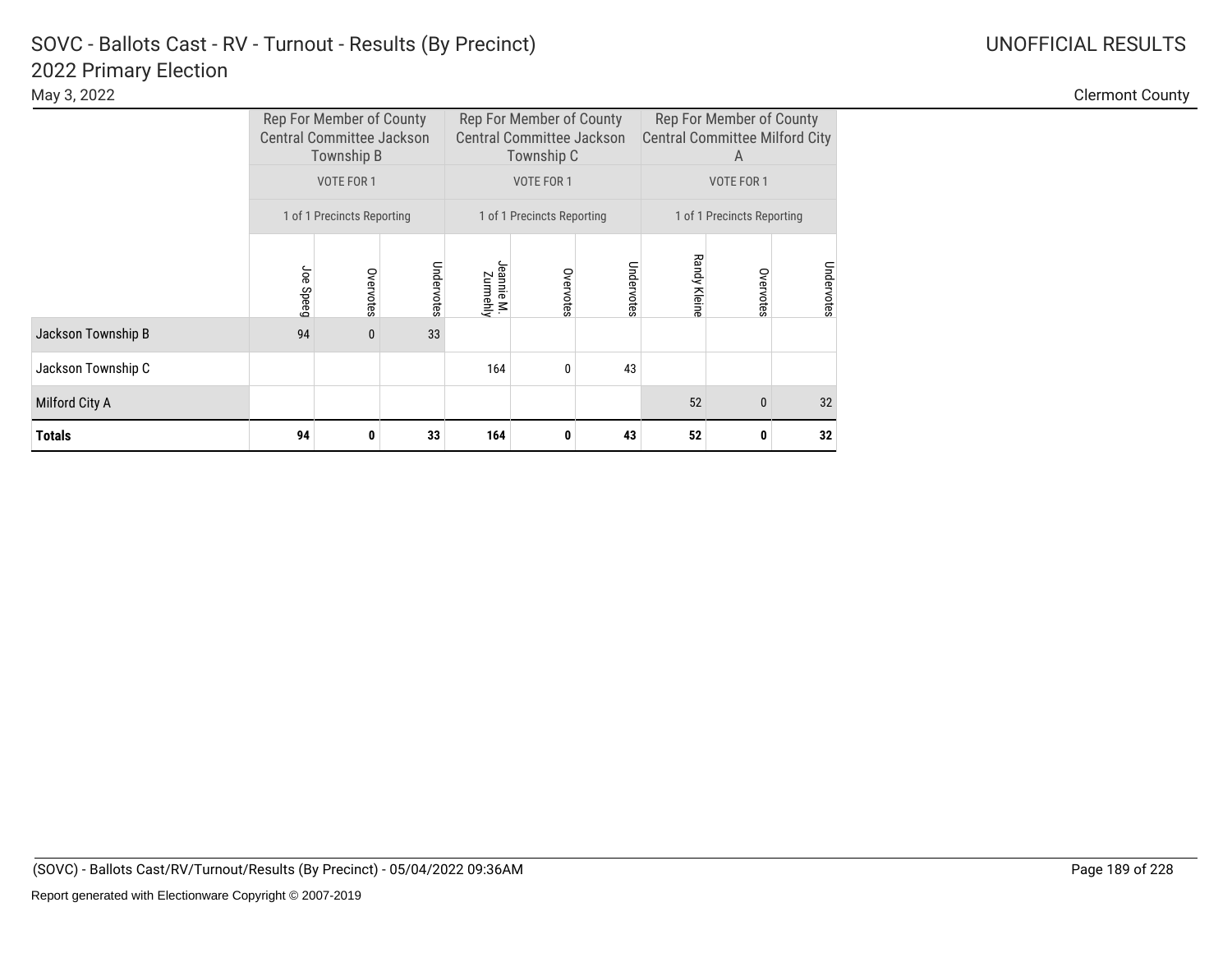# SOVC - Ballots Cast - RV - Turnout - Results (By Precinct)

## 2022 Primary Election

May 3, 2022

UNOFFICIAL RESULTS

Clermont County

| | Rep For Member of County Central Committee Jackson Township B | | | Rep For Member of County Central Committee Jackson Township C | | | Rep For Member of County Central Committee Milford City A | | |
|---|---|---|---|---|---|---|---|---|---|
| | VOTE FOR 1 | | | VOTE FOR 1 | | | VOTE FOR 1 | | |
| | 1 of 1 Precincts Reporting | | | 1 of 1 Precincts Reporting | | | 1 of 1 Precincts Reporting | | |
| | Joe Speeg | Overvotes | Undervotes | Jeannie M. Zurmehly | Overvotes | Undervotes | Randy Kleine | Overvotes | Undervotes |
| Jackson Township B | 94 | 0 | 33 | | | | | | |
| Jackson Township C | | | | 164 | 0 | 43 | | | |
| Milford City A | | | | | | | 52 | 0 | 32 |
| **Totals** | **94** | **0** | **33** | **164** | **0** | **43** | **52** | **0** | **32** |

(SOVC) - Ballots Cast/RV/Turnout/Results (By Precinct) - 05/04/2022 09:36AM

Report generated with Electionware Copyright © 2007-2019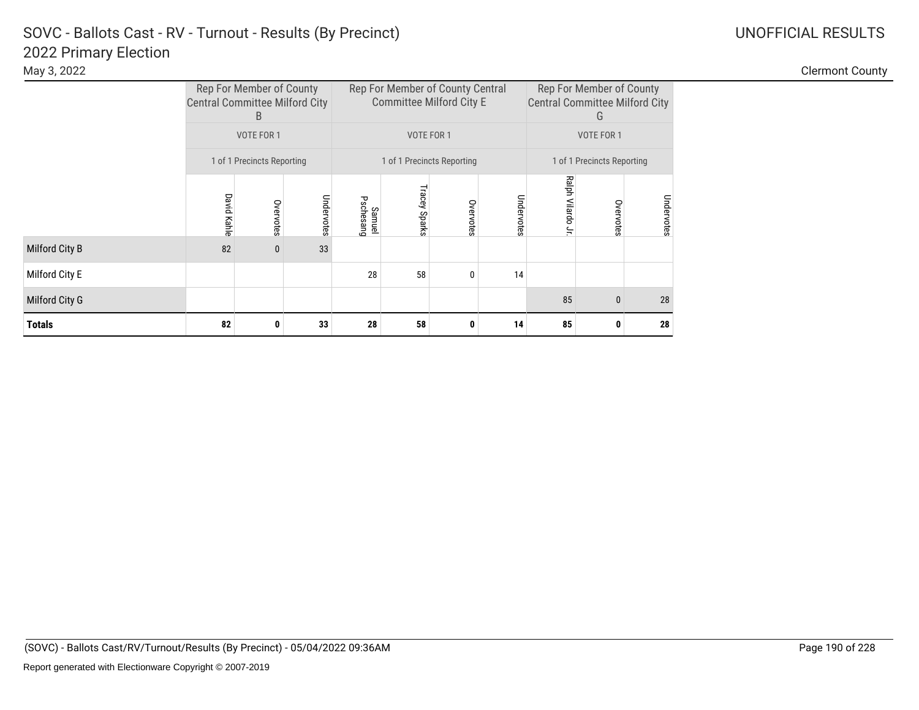# SOVC - Ballots Cast - RV - Turnout - Results (By Precinct)

## 2022 Primary Election

May 3, 2022

UNOFFICIAL RESULTS

Clermont County

| | Rep For Member of County Central Committee Milford City B | | | Rep For Member of County Central Committee Milford City E | | | | Rep For Member of County Central Committee Milford City G | | |
|---|---|---|---|---|---|---|---|---|---|---|
| | VOTE FOR 1 | | | VOTE FOR 1 | | | | VOTE FOR 1 | | |
| | 1 of 1 Precincts Reporting | | | 1 of 1 Precincts Reporting | | | | 1 of 1 Precincts Reporting | | |
| | David Kahle | Overvotes | Undervotes | Samuel Pschesang | Tracey Sparks | Overvotes | Undervotes | Ralph Vilardo Jr. | Overvotes | Undervotes |
| Milford City B | 82 | 0 | 33 | | | | | | | |
| Milford City E | | | | 28 | 58 | 0 | 14 | | | |
| Milford City G | | | | | | | | 85 | 0 | 28 |
| **Totals** | **82** | **0** | **33** | **28** | **58** | **0** | **14** | **85** | **0** | **28** |

(SOVC) - Ballots Cast/RV/Turnout/Results (By Precinct) - 05/04/2022 09:36AM

Report generated with Electionware Copyright © 2007-2019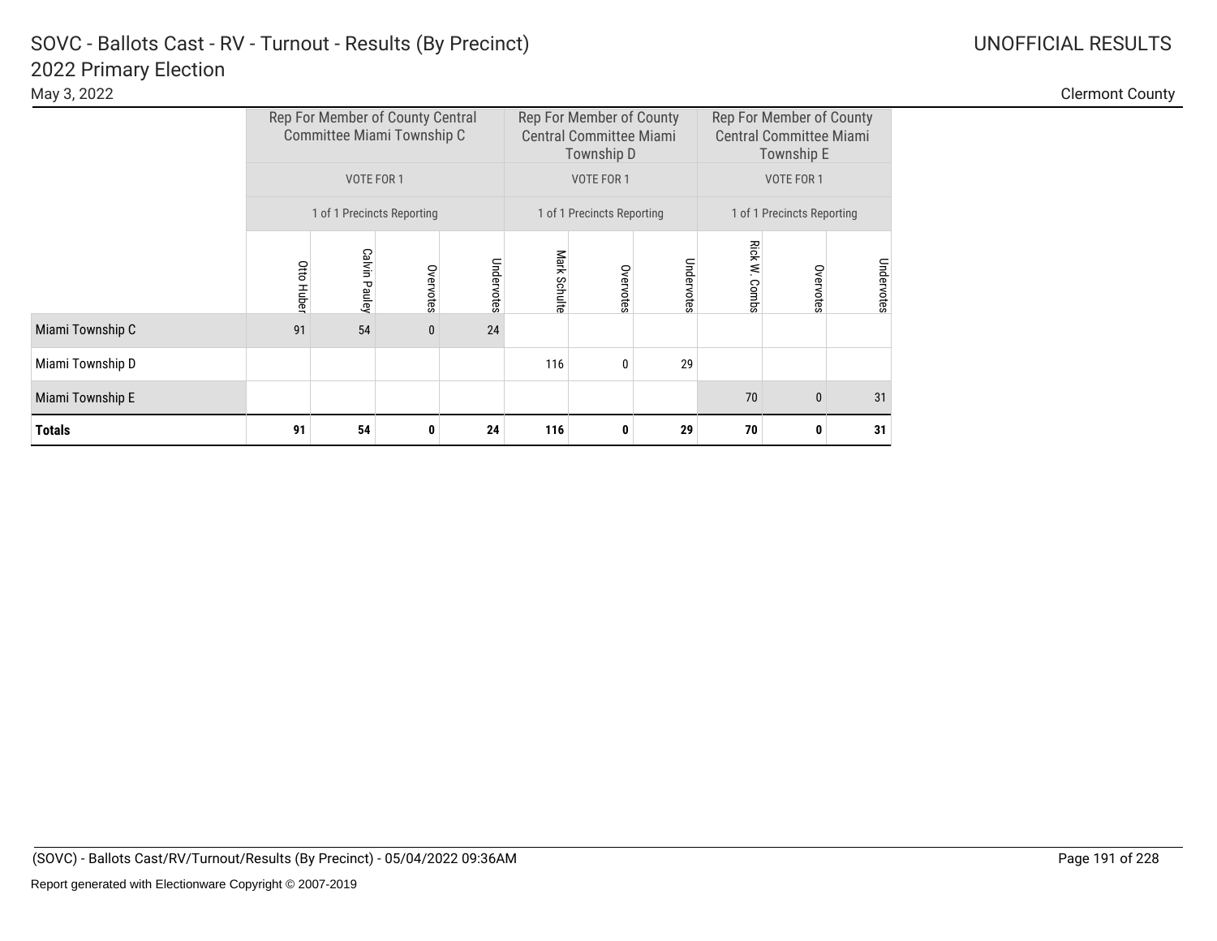# SOVC - Ballots Cast - RV - Turnout - Results (By Precinct)
## 2022 Primary Election

May 3, 2022

UNOFFICIAL RESULTS

Clermont County

| | Rep For Member of County Central Committee Miami Township C | | | | Rep For Member of County Central Committee Miami Township D | | | Rep For Member of County Central Committee Miami Township E | | |
|---|---|---|---|---|---|---|---|---|---|---|
| | VOTE FOR 1 | | | | VOTE FOR 1 | | | VOTE FOR 1 | | |
| | 1 of 1 Precincts Reporting | | | | 1 of 1 Precincts Reporting | | | 1 of 1 Precincts Reporting | | |
| | Otto Huber | Calvin Pauley | Overvotes | Undervotes | Mark Schulte | Overvotes | Undervotes | Rick W. Combs | Overvotes | Undervotes |
| Miami Township C | 91 | 54 | 0 | 24 | | | | | | |
| Miami Township D | | | | | 116 | 0 | 29 | | | |
| Miami Township E | | | | | | | | 70 | 0 | 31 |
| **Totals** | **91** | **54** | **0** | **24** | **116** | **0** | **29** | **70** | **0** | **31** |

(SOVC) - Ballots Cast/RV/Turnout/Results (By Precinct) - 05/04/2022 09:36AM

Report generated with Electionware Copyright © 2007-2019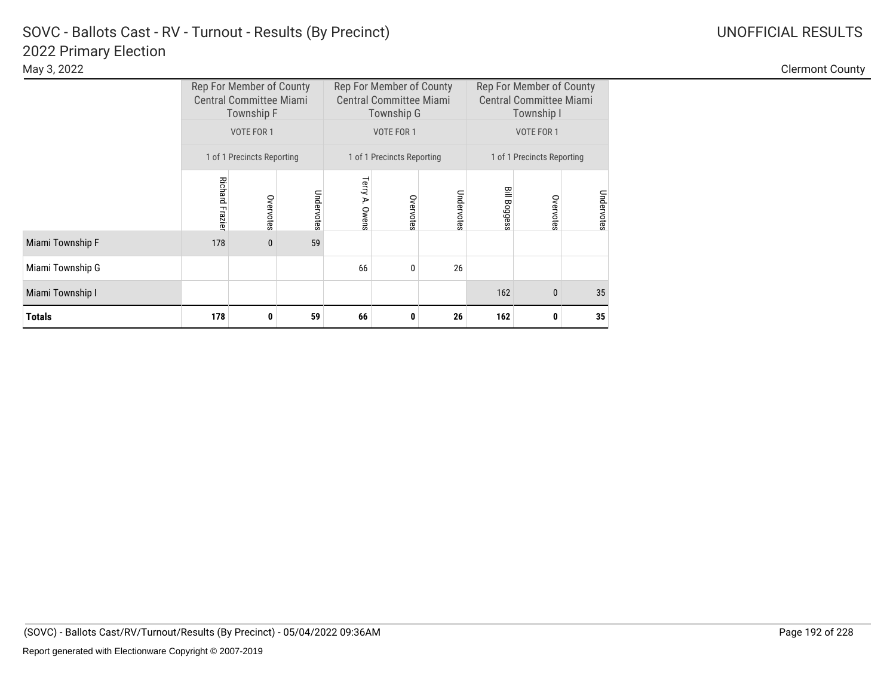# SOVC - Ballots Cast - RV - Turnout - Results (By Precinct)

## 2022 Primary Election

May 3, 2022

UNOFFICIAL RESULTS

Clermont County

| | Rep For Member of County Central Committee Miami Township F | | | Rep For Member of County Central Committee Miami Township G | | | Rep For Member of County Central Committee Miami Township I | | |
|---|---|---|---|---|---|---|---|---|---|
| | VOTE FOR 1 | | | VOTE FOR 1 | | | VOTE FOR 1 | | |
| | 1 of 1 Precincts Reporting | | | 1 of 1 Precincts Reporting | | | 1 of 1 Precincts Reporting | | |
| | Richard Frazier | Overvotes | Undervotes | Terry A. Owens | Overvotes | Undervotes | Bill Boggess | Overvotes | Undervotes |
| Miami Township F | 178 | 0 | 59 | | | | | | |
| Miami Township G | | | | 66 | 0 | 26 | | | |
| Miami Township I | | | | | | | 162 | 0 | 35 |
| **Totals** | **178** | **0** | **59** | **66** | **0** | **26** | **162** | **0** | **35** |

(SOVC) - Ballots Cast/RV/Turnout/Results (By Precinct) - 05/04/2022 09:36AM

Report generated with Electionware Copyright © 2007-2019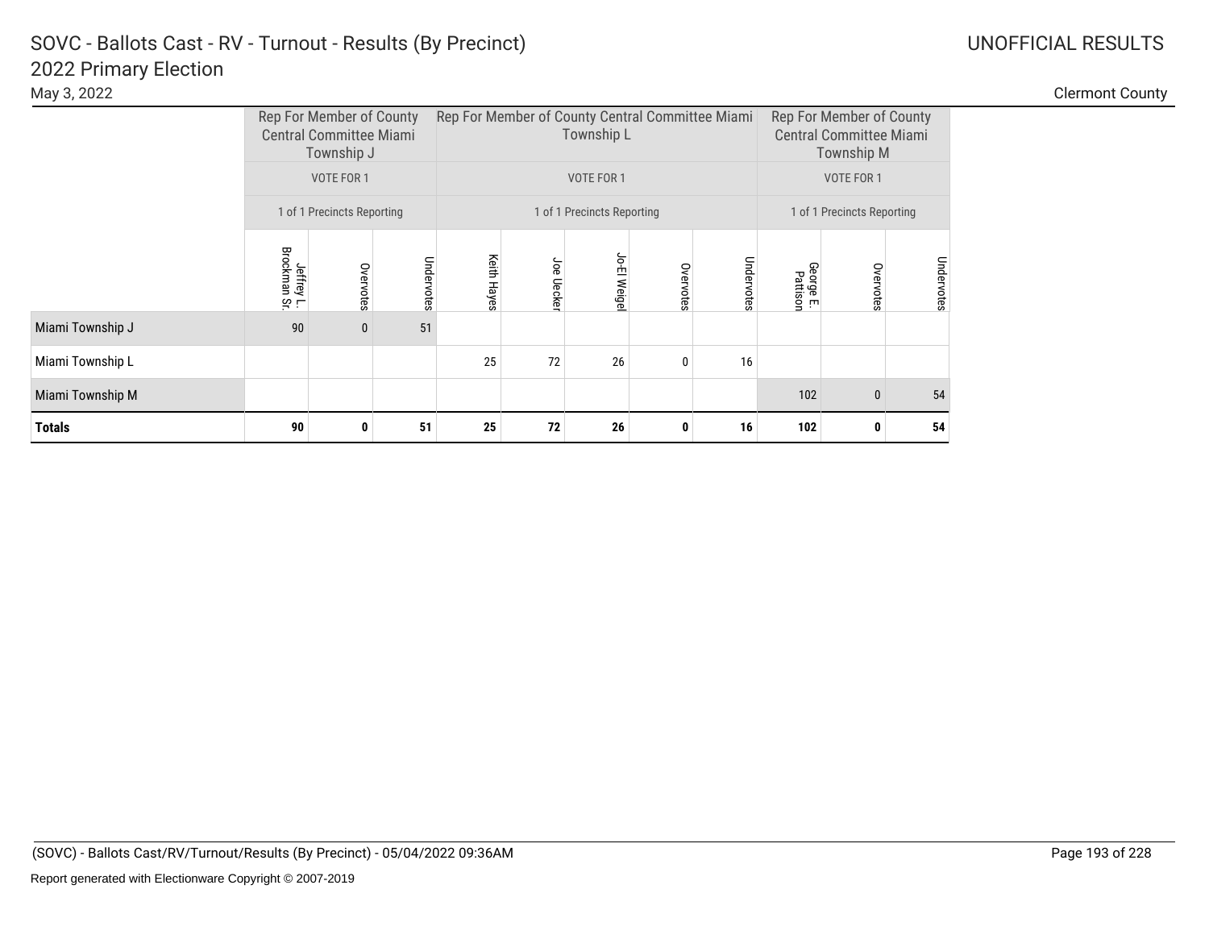# SOVC - Ballots Cast - RV - Turnout - Results (By Precinct)

## 2022 Primary Election

May 3, 2022

UNOFFICIAL RESULTS

Clermont County

| | Rep For Member of County Central Committee Miami Township J | | | Rep For Member of County Central Committee Miami Township L | | | | | Rep For Member of County Central Committee Miami Township M | | |
|---|---|---|---|---|---|---|---|---|---|---|---|
| | VOTE FOR 1 | | | VOTE FOR 1 | | | | | VOTE FOR 1 | | |
| | 1 of 1 Precincts Reporting | | | 1 of 1 Precincts Reporting | | | | | 1 of 1 Precincts Reporting | | |
| | Jeffrey L. Brockman Sr. | Overvotes | Undervotes | Keith Hayes | Joe Uecker | Jo-El Weigel | Overvotes | Undervotes | George E. Pattison | Overvotes | Undervotes |
| Miami Township J | 90 | 0 | 51 | | | | | | | | |
| Miami Township L | | | | 25 | 72 | 26 | 0 | 16 | | | |
| Miami Township M | | | | | | | | | 102 | 0 | 54 |
| **Totals** | **90** | **0** | **51** | **25** | **72** | **26** | **0** | **16** | **102** | **0** | **54** |

(SOVC) - Ballots Cast/RV/Turnout/Results (By Precinct) - 05/04/2022 09:36AM

Report generated with Electionware Copyright © 2007-2019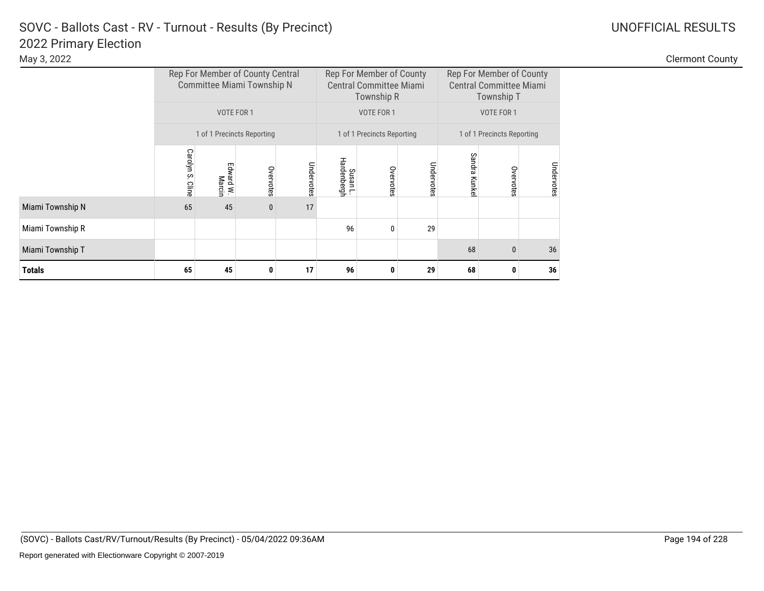# SOVC - Ballots Cast - RV - Turnout - Results (By Precinct)

## 2022 Primary Election

May 3, 2022

UNOFFICIAL RESULTS

Clermont County

| | Rep For Member of County Central Committee Miami Township N | | | | Rep For Member of County Central Committee Miami Township R | | | Rep For Member of County Central Committee Miami Township T | | |
|---|---|---|---|---|---|---|---|---|---|---|
| | VOTE FOR 1 | | | | VOTE FOR 1 | | | VOTE FOR 1 | | |
| | 1 of 1 Precincts Reporting | | | | 1 of 1 Precincts Reporting | | | 1 of 1 Precincts Reporting | | |
| | Carolyn S. Cline | Edward W. Marcin | Overvotes | Undervotes | Susan L. Hardenbergh | Overvotes | Undervotes | Sandra Kunkel | Overvotes | Undervotes |
| Miami Township N | 65 | 45 | 0 | 17 | | | | | | |
| Miami Township R | | | | | 96 | 0 | 29 | | | |
| Miami Township T | | | | | | | | 68 | 0 | 36 |
| **Totals** | **65** | **45** | **0** | **17** | **96** | **0** | **29** | **68** | **0** | **36** |

(SOVC) - Ballots Cast/RV/Turnout/Results (By Precinct) - 05/04/2022 09:36AM

Report generated with Electionware Copyright © 2007-2019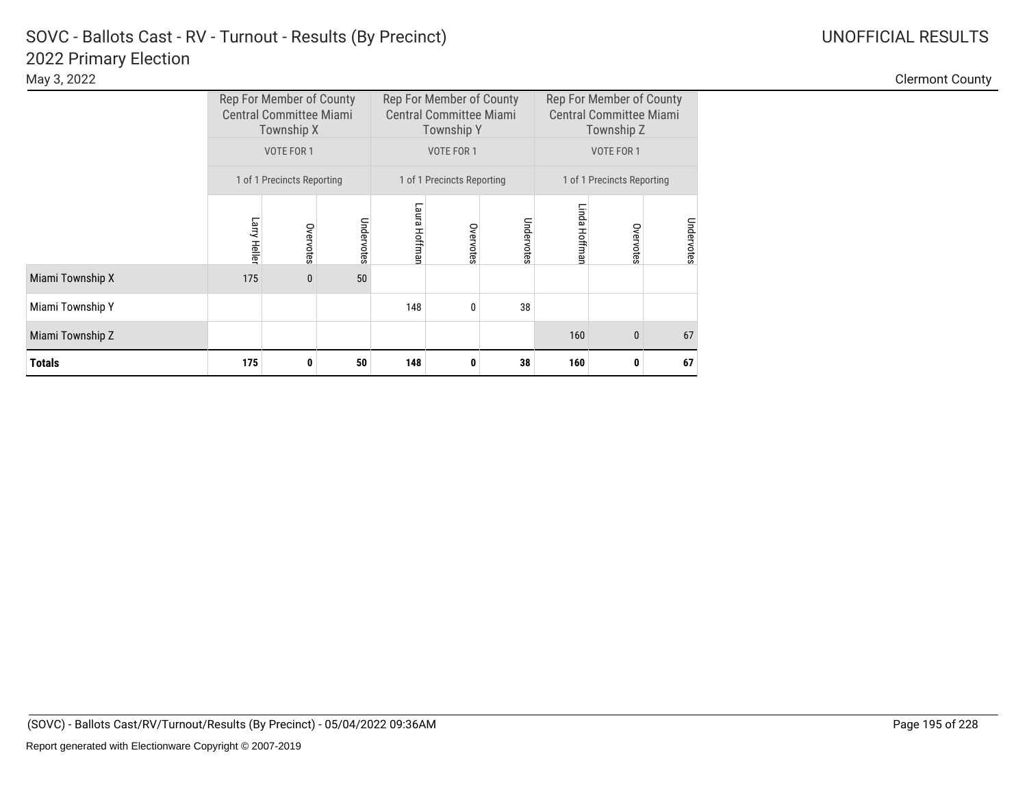# SOVC - Ballots Cast - RV - Turnout - Results (By Precinct)

## 2022 Primary Election

May 3, 2022

UNOFFICIAL RESULTS

Clermont County

| | Rep For Member of County Central Committee Miami Township X | | | Rep For Member of County Central Committee Miami Township Y | | | Rep For Member of County Central Committee Miami Township Z | | |
|---|---|---|---|---|---|---|---|---|---|
| | VOTE FOR 1 | | | VOTE FOR 1 | | | VOTE FOR 1 | | |
| | 1 of 1 Precincts Reporting | | | 1 of 1 Precincts Reporting | | | 1 of 1 Precincts Reporting | | |
| | Larry Heller | Overvotes | Undervotes | Laura Hoffman | Overvotes | Undervotes | Linda Hoffman | Overvotes | Undervotes |
| Miami Township X | 175 | 0 | 50 | | | | | | |
| Miami Township Y | | | | 148 | 0 | 38 | | | |
| Miami Township Z | | | | | | | 160 | 0 | 67 |
| **Totals** | **175** | **0** | **50** | **148** | **0** | **38** | **160** | **0** | **67** |

(SOVC) - Ballots Cast/RV/Turnout/Results (By Precinct) - 05/04/2022 09:36AM

Report generated with Electionware Copyright © 2007-2019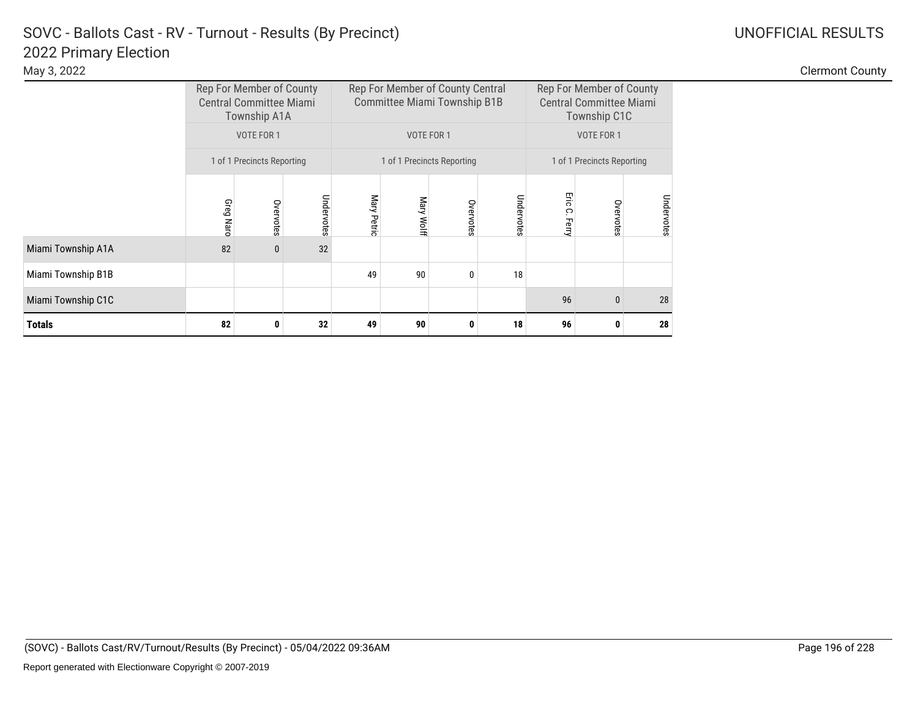# SOVC - Ballots Cast - RV - Turnout - Results (By Precinct)

## 2022 Primary Election

May 3, 2022

UNOFFICIAL RESULTS

Clermont County

| | Rep For Member of County Central Committee Miami Township A1A | | | Rep For Member of County Central Committee Miami Township B1B | | | | Rep For Member of County Central Committee Miami Township C1C | | |
|---|---|---|---|---|---|---|---|---|---|---|
| | VOTE FOR 1 | | | VOTE FOR 1 | | | | VOTE FOR 1 | | |
| | 1 of 1 Precincts Reporting | | | 1 of 1 Precincts Reporting | | | | 1 of 1 Precincts Reporting | | |
| | Greg Naro | Overvotes | Undervotes | Mary Petric | Mary Wolff | Overvotes | Undervotes | Eric C. Ferry | Overvotes | Undervotes |
| Miami Township A1A | 82 | 0 | 32 | | | | | | | |
| Miami Township B1B | | | | 49 | 90 | 0 | 18 | | | |
| Miami Township C1C | | | | | | | | 96 | 0 | 28 |
| **Totals** | **82** | **0** | **32** | **49** | **90** | **0** | **18** | **96** | **0** | **28** |

(SOVC) - Ballots Cast/RV/Turnout/Results (By Precinct) - 05/04/2022 09:36AM

Report generated with Electionware Copyright © 2007-2019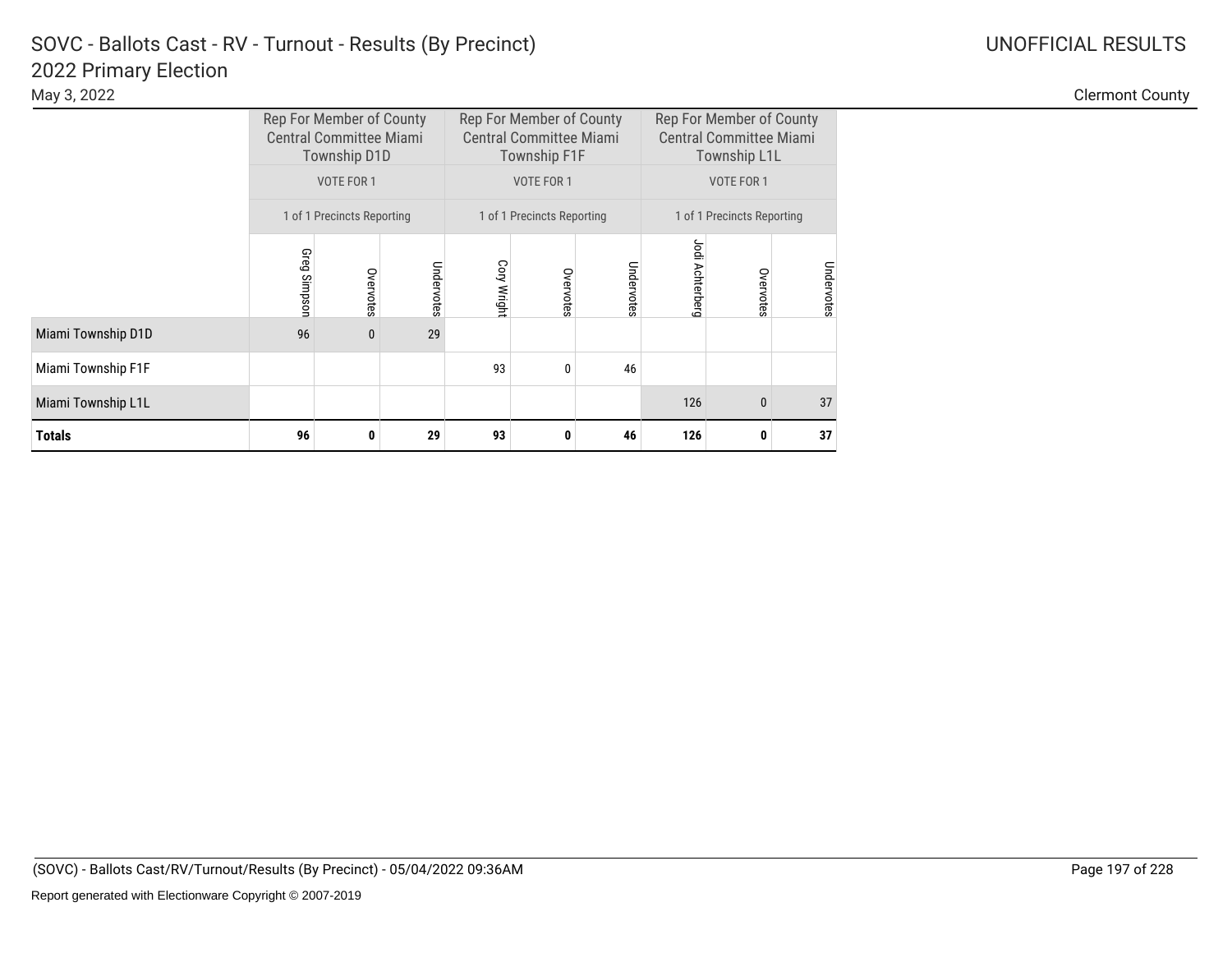# SOVC - Ballots Cast - RV - Turnout - Results (By Precinct)

## 2022 Primary Election

May 3, 2022

UNOFFICIAL RESULTS

Clermont County

| | Rep For Member of County Central Committee Miami Township D1D | | | Rep For Member of County Central Committee Miami Township F1F | | | Rep For Member of County Central Committee Miami Township L1L | | |
|---|---|---|---|---|---|---|---|---|---|
| | VOTE FOR 1 | | | VOTE FOR 1 | | | VOTE FOR 1 | | |
| | 1 of 1 Precincts Reporting | | | 1 of 1 Precincts Reporting | | | 1 of 1 Precincts Reporting | | |
| | Greg Simpson | Overvotes | Undervotes | Cory Wright | Overvotes | Undervotes | Jodi Achterberg | Overvotes | Undervotes |
| Miami Township D1D | 96 | 0 | 29 | | | | | | |
| Miami Township F1F | | | | 93 | 0 | 46 | | | |
| Miami Township L1L | | | | | | | 126 | 0 | 37 |
| **Totals** | **96** | **0** | **29** | **93** | **0** | **46** | **126** | **0** | **37** |

(SOVC) - Ballots Cast/RV/Turnout/Results (By Precinct) - 05/04/2022 09:36AM

Report generated with Electionware Copyright © 2007-2019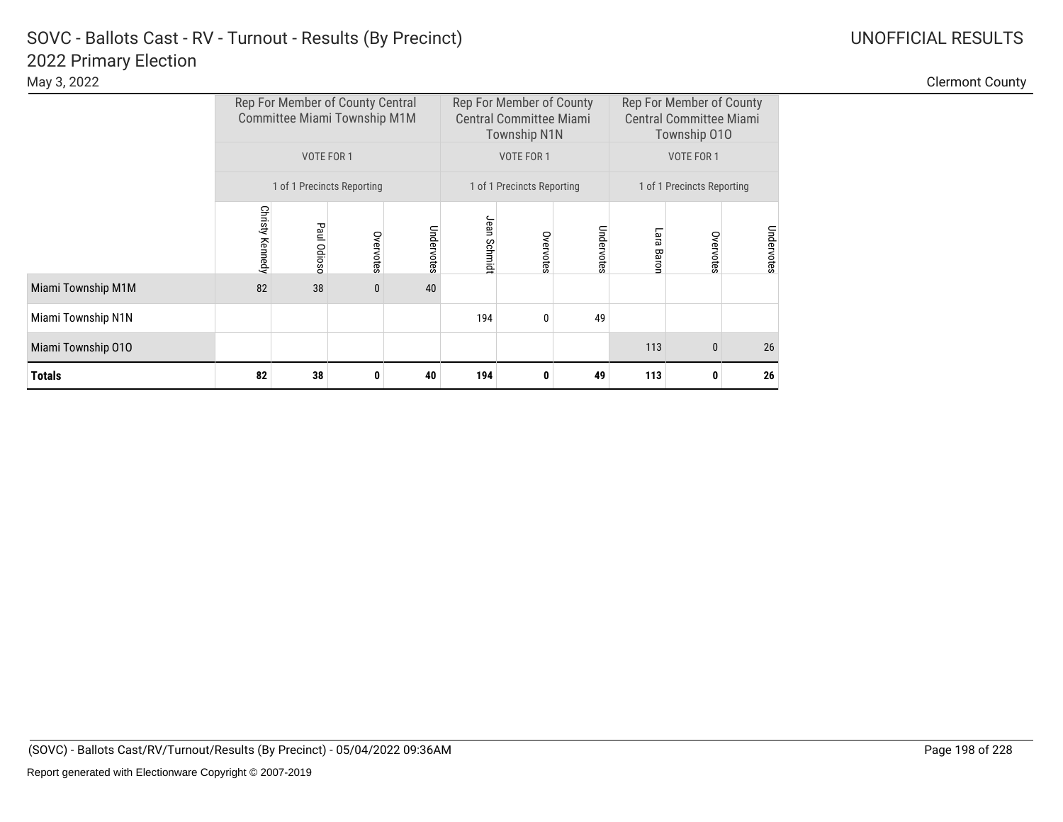# SOVC - Ballots Cast - RV - Turnout - Results (By Precinct)
## 2022 Primary Election

May 3, 2022

UNOFFICIAL RESULTS

Clermont County

| | Rep For Member of County Central Committee Miami Township M1M | | | | Rep For Member of County Central Committee Miami Township N1N | | | Rep For Member of County Central Committee Miami Township O1O | | |
|---|---|---|---|---|---|---|---|---|---|---|
| | VOTE FOR 1 | | | | VOTE FOR 1 | | | VOTE FOR 1 | | |
| | 1 of 1 Precincts Reporting | | | | 1 of 1 Precincts Reporting | | | 1 of 1 Precincts Reporting | | |
| | Christy Kennedy | Paul Odioso | Overvotes | Undervotes | Jean Schmidt | Overvotes | Undervotes | Lara Baron | Overvotes | Undervotes |
| Miami Township M1M | 82 | 38 | 0 | 40 | | | | | | |
| Miami Township N1N | | | | | 194 | 0 | 49 | | | |
| Miami Township O1O | | | | | | | | 113 | 0 | 26 |
| **Totals** | **82** | **38** | **0** | **40** | **194** | **0** | **49** | **113** | **0** | **26** |

(SOVC) - Ballots Cast/RV/Turnout/Results (By Precinct) - 05/04/2022 09:36AM

Report generated with Electionware Copyright © 2007-2019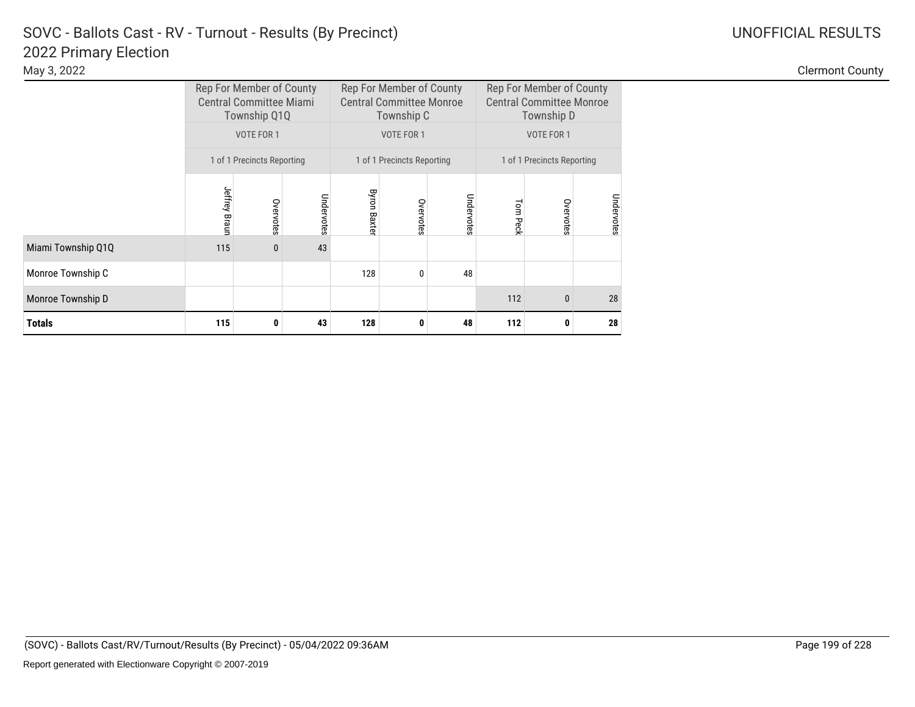# SOVC - Ballots Cast - RV - Turnout - Results (By Precinct)
## 2022 Primary Election

May 3, 2022

UNOFFICIAL RESULTS

Clermont County

| | Rep For Member of County Central Committee Miami Township Q1Q | | | Rep For Member of County Central Committee Monroe Township C | | | Rep For Member of County Central Committee Monroe Township D | | |
|---|---|---|---|---|---|---|---|---|---|
| | VOTE FOR 1 | | | VOTE FOR 1 | | | VOTE FOR 1 | | |
| | 1 of 1 Precincts Reporting | | | 1 of 1 Precincts Reporting | | | 1 of 1 Precincts Reporting | | |
| | Jeffrey Braun | Overvotes | Undervotes | Byron Baxter | Overvotes | Undervotes | Tom Peck | Overvotes | Undervotes |
| Miami Township Q1Q | 115 | 0 | 43 | | | | | | |
| Monroe Township C | | | | 128 | 0 | 48 | | | |
| Monroe Township D | | | | | | | 112 | 0 | 28 |
| **Totals** | **115** | **0** | **43** | **128** | **0** | **48** | **112** | **0** | **28** |

(SOVC) - Ballots Cast/RV/Turnout/Results (By Precinct) - 05/04/2022 09:36AM

Report generated with Electionware Copyright © 2007-2019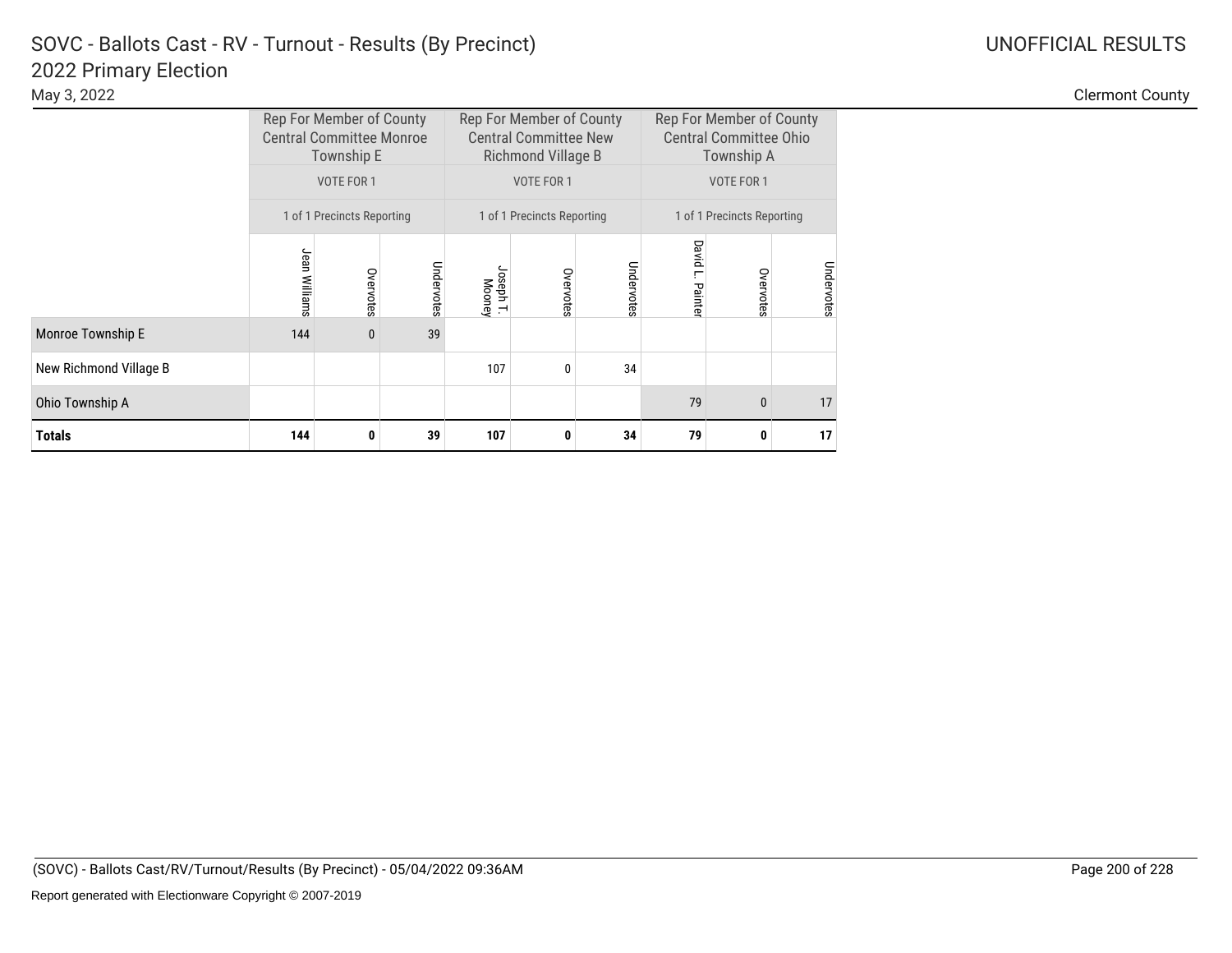# SOVC - Ballots Cast - RV - Turnout - Results (By Precinct)

## 2022 Primary Election

May 3, 2022

UNOFFICIAL RESULTS

Clermont County

| | Rep For Member of County Central Committee Monroe Township E | | | Rep For Member of County Central Committee New Richmond Village B | | | Rep For Member of County Central Committee Ohio Township A | | |
|---|---|---|---|---|---|---|---|---|---|
| | VOTE FOR 1 | | | VOTE FOR 1 | | | VOTE FOR 1 | | |
| | 1 of 1 Precincts Reporting | | | 1 of 1 Precincts Reporting | | | 1 of 1 Precincts Reporting | | |
| | Jean Williams | Overvotes | Undervotes | Joseph T. Mooney | Overvotes | Undervotes | David L. Painter | Overvotes | Undervotes |
| Monroe Township E | 144 | 0 | 39 | | | | | | |
| New Richmond Village B | | | | 107 | 0 | 34 | | | |
| Ohio Township A | | | | | | | 79 | 0 | 17 |
| **Totals** | **144** | **0** | **39** | **107** | **0** | **34** | **79** | **0** | **17** |

(SOVC) - Ballots Cast/RV/Turnout/Results (By Precinct) - 05/04/2022 09:36AM

Report generated with Electionware Copyright © 2007-2019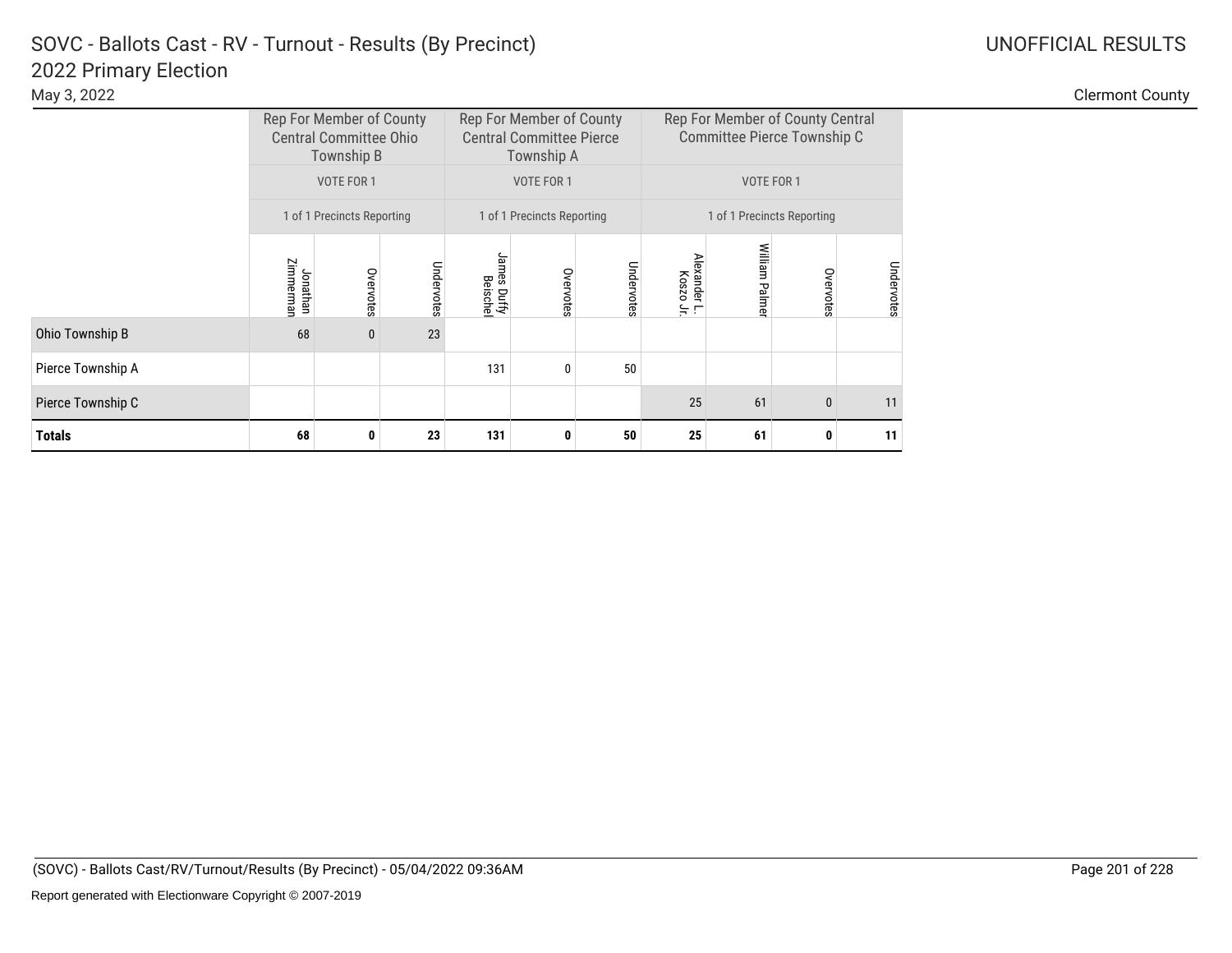# SOVC - Ballots Cast - RV - Turnout - Results (By Precinct)

## 2022 Primary Election

May 3, 2022

UNOFFICIAL RESULTS

Clermont County

| | Rep For Member of County Central Committee Ohio Township B | | | Rep For Member of County Central Committee Pierce Township A | | | Rep For Member of County Central Committee Pierce Township C | | | |
|---|---|---|---|---|---|---|---|---|---|---|
| | VOTE FOR 1 | | | VOTE FOR 1 | | | VOTE FOR 1 | | | |
| | 1 of 1 Precincts Reporting | | | 1 of 1 Precincts Reporting | | | 1 of 1 Precincts Reporting | | | |
| | Jonathan Zimmerman | Overvotes | Undervotes | James Duffy Beischel | Overvotes | Undervotes | Alexander L. Koszo Jr. | William Palmer | Overvotes | Undervotes |
| Ohio Township B | 68 | 0 | 23 | | | | | | | |
| Pierce Township A | | | | 131 | 0 | 50 | | | | |
| Pierce Township C | | | | | | | 25 | 61 | 0 | 11 |
| **Totals** | **68** | **0** | **23** | **131** | **0** | **50** | **25** | **61** | **0** | **11** |

(SOVC) - Ballots Cast/RV/Turnout/Results (By Precinct) - 05/04/2022 09:36AM

Report generated with Electionware Copyright © 2007-2019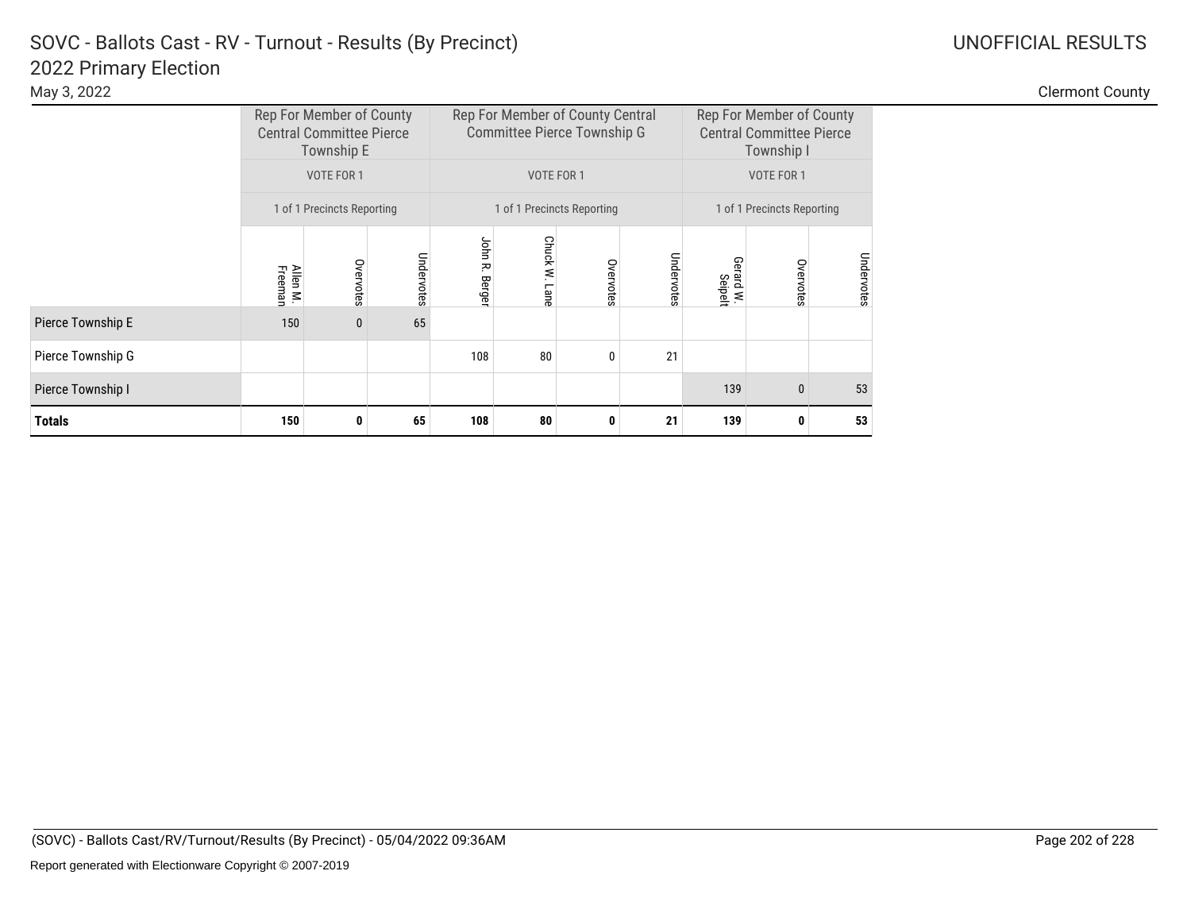# SOVC - Ballots Cast - RV - Turnout - Results (By Precinct)

## 2022 Primary Election

May 3, 2022

UNOFFICIAL RESULTS

Clermont County

| | Rep For Member of County Central Committee Pierce Township E | | | Rep For Member of County Central Committee Pierce Township G | | | | Rep For Member of County Central Committee Pierce Township I | | |
|---|---|---|---|---|---|---|---|---|---|---|
| | VOTE FOR 1 | | | VOTE FOR 1 | | | | VOTE FOR 1 | | |
| | 1 of 1 Precincts Reporting | | | 1 of 1 Precincts Reporting | | | | 1 of 1 Precincts Reporting | | |
| | Allen M. Freeman | Overvotes | Undervotes | John R. Berger | Chuck W. Lane | Overvotes | Undervotes | Gerard W. Seipelt | Overvotes | Undervotes |
| Pierce Township E | 150 | 0 | 65 | | | | | | | |
| Pierce Township G | | | | 108 | 80 | 0 | 21 | | | |
| Pierce Township I | | | | | | | | 139 | 0 | 53 |
| **Totals** | **150** | **0** | **65** | **108** | **80** | **0** | **21** | **139** | **0** | **53** |

(SOVC) - Ballots Cast/RV/Turnout/Results (By Precinct) - 05/04/2022 09:36AM

Report generated with Electionware Copyright © 2007-2019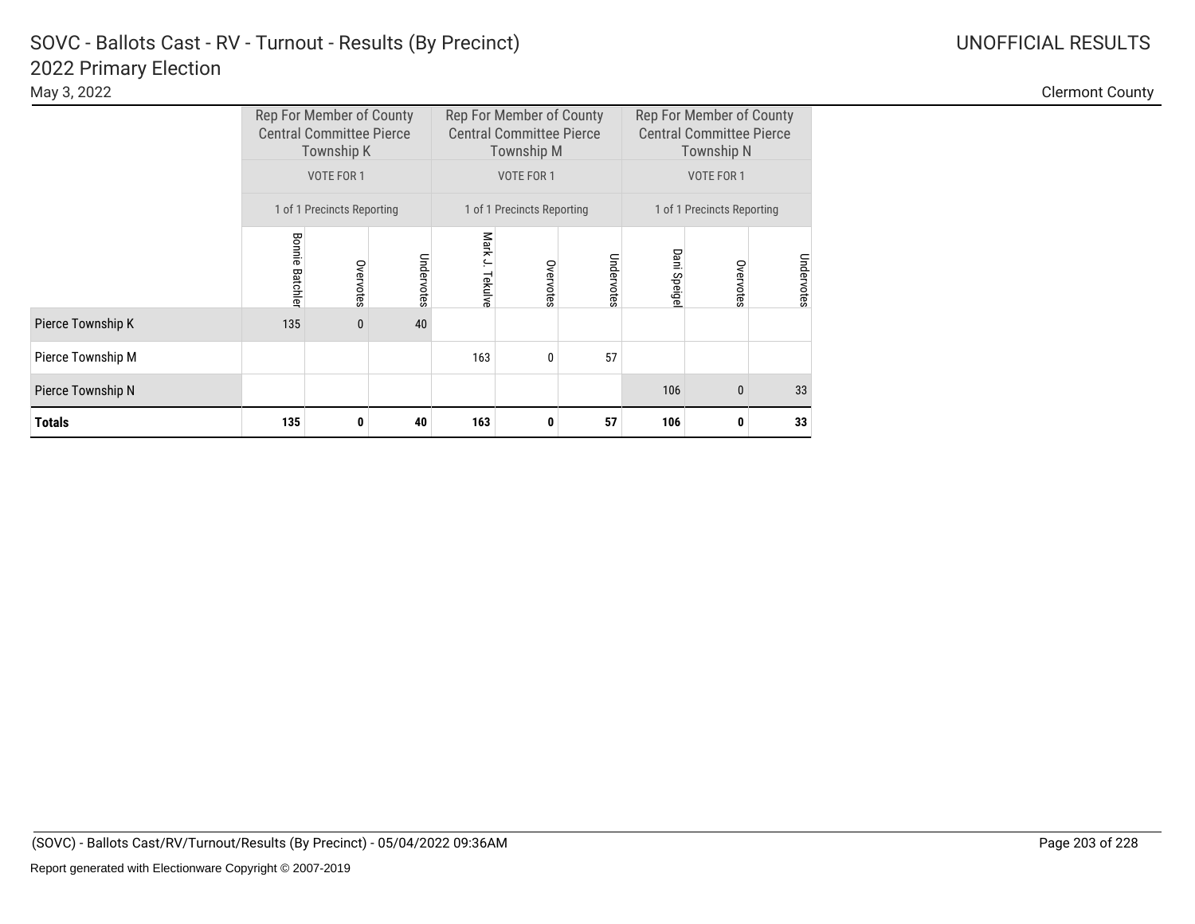# SOVC - Ballots Cast - RV - Turnout - Results (By Precinct)

## 2022 Primary Election

May 3, 2022

UNOFFICIAL RESULTS

Clermont County

| | Rep For Member of County Central Committee Pierce Township K | | | Rep For Member of County Central Committee Pierce Township M | | | Rep For Member of County Central Committee Pierce Township N | | |
|---|---|---|---|---|---|---|---|---|---|
| | VOTE FOR 1 | | | VOTE FOR 1 | | | VOTE FOR 1 | | |
| | 1 of 1 Precincts Reporting | | | 1 of 1 Precincts Reporting | | | 1 of 1 Precincts Reporting | | |
| | Bonnie Batchler | Overvotes | Undervotes | Mark J. Tekulve | Overvotes | Undervotes | Dani Speigel | Overvotes | Undervotes |
| Pierce Township K | 135 | 0 | 40 | | | | | | |
| Pierce Township M | | | | 163 | 0 | 57 | | | |
| Pierce Township N | | | | | | | 106 | 0 | 33 |
| **Totals** | **135** | **0** | **40** | **163** | **0** | **57** | **106** | **0** | **33** |

(SOVC) - Ballots Cast/RV/Turnout/Results (By Precinct) - 05/04/2022 09:36AM

Report generated with Electionware Copyright © 2007-2019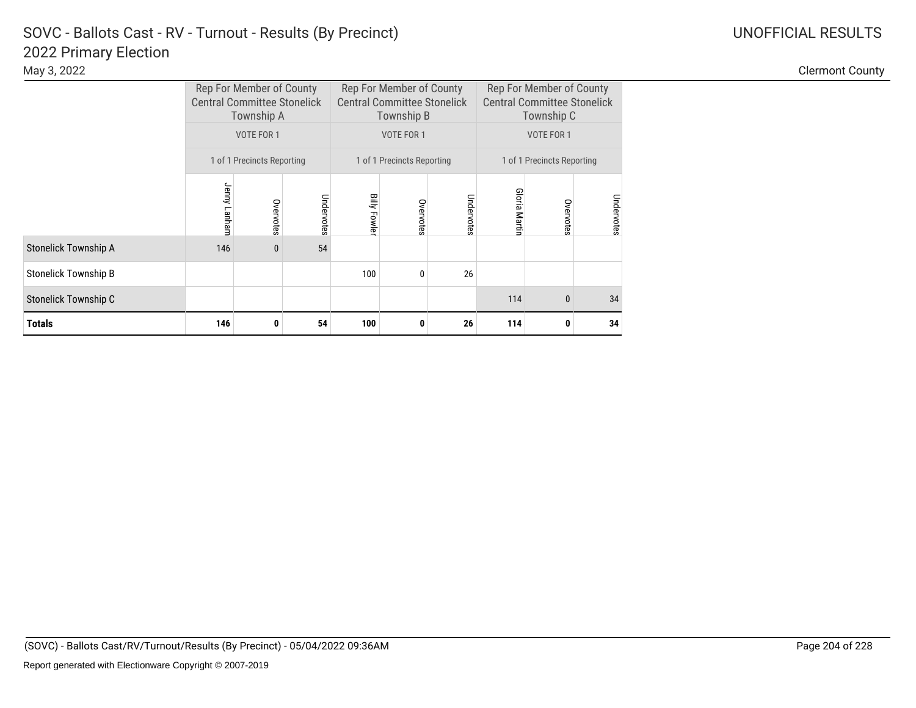# SOVC - Ballots Cast - RV - Turnout - Results (By Precinct)

## 2022 Primary Election

May 3, 2022

UNOFFICIAL RESULTS

Clermont County

| | Rep For Member of County Central Committee Stonelick Township A | | | Rep For Member of County Central Committee Stonelick Township B | | | Rep For Member of County Central Committee Stonelick Township C | | |
|---|---|---|---|---|---|---|---|---|---|
| | VOTE FOR 1 | | | VOTE FOR 1 | | | VOTE FOR 1 | | |
| | 1 of 1 Precincts Reporting | | | 1 of 1 Precincts Reporting | | | 1 of 1 Precincts Reporting | | |
| | Jenny Lanham | Overvotes | Undervotes | Billy Fowler | Overvotes | Undervotes | Gloria Martin | Overvotes | Undervotes |
| Stonelick Township A | 146 | 0 | 54 | | | | | | |
| Stonelick Township B | | | | 100 | 0 | 26 | | | |
| Stonelick Township C | | | | | | | 114 | 0 | 34 |
| **Totals** | **146** | **0** | **54** | **100** | **0** | **26** | **114** | **0** | **34** |

(SOVC) - Ballots Cast/RV/Turnout/Results (By Precinct) - 05/04/2022 09:36AM

Report generated with Electionware Copyright © 2007-2019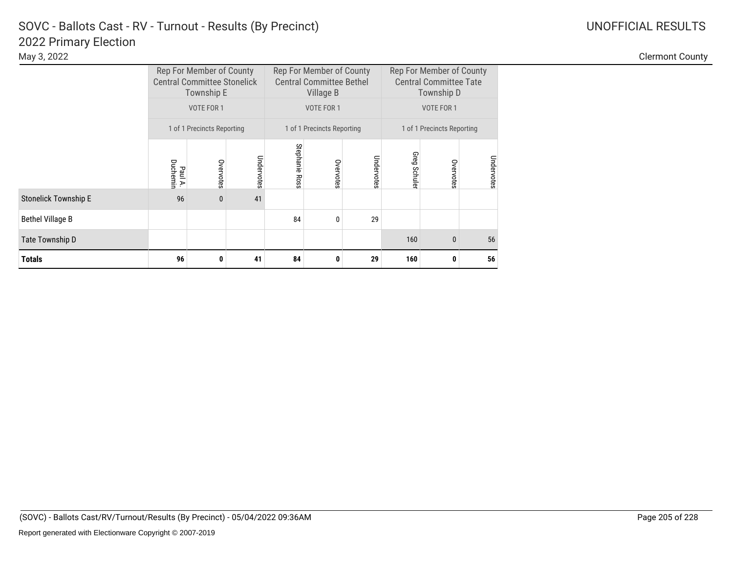# SOVC - Ballots Cast - RV - Turnout - Results (By Precinct)

## 2022 Primary Election

May 3, 2022

UNOFFICIAL RESULTS

Clermont County

| | Rep For Member of County Central Committee Stonelick Township E | | | Rep For Member of County Central Committee Bethel Village B | | | Rep For Member of County Central Committee Tate Township D | | |
|---|---|---|---|---|---|---|---|---|---|
| | VOTE FOR 1 | | | VOTE FOR 1 | | | VOTE FOR 1 | | |
| | 1 of 1 Precincts Reporting | | | 1 of 1 Precincts Reporting | | | 1 of 1 Precincts Reporting | | |
| | Paul A. Duchemin | Overvotes | Undervotes | Stephanie Ross | Overvotes | Undervotes | Greg Schuler | Overvotes | Undervotes |
| Stonelick Township E | 96 | 0 | 41 | | | | | | |
| Bethel Village B | | | | 84 | 0 | 29 | | | |
| Tate Township D | | | | | | | 160 | 0 | 56 |
| **Totals** | **96** | **0** | **41** | **84** | **0** | **29** | **160** | **0** | **56** |

(SOVC) - Ballots Cast/RV/Turnout/Results (By Precinct) - 05/04/2022 09:36AM

Report generated with Electionware Copyright © 2007-2019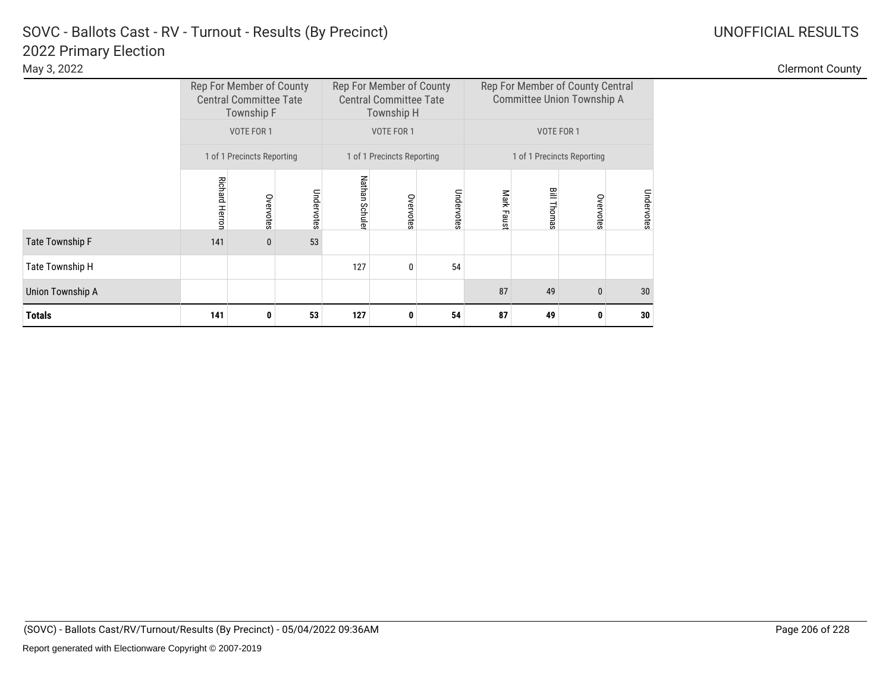# SOVC - Ballots Cast - RV - Turnout - Results (By Precinct)

## 2022 Primary Election

May 3, 2022

UNOFFICIAL RESULTS

Clermont County

| | Rep For Member of County Central Committee Tate Township F | | | Rep For Member of County Central Committee Tate Township H | | | Rep For Member of County Central Committee Union Township A | | | |
|---|---|---|---|---|---|---|---|---|---|---|
| | VOTE FOR 1 | | | VOTE FOR 1 | | | VOTE FOR 1 | | | |
| | 1 of 1 Precincts Reporting | | | 1 of 1 Precincts Reporting | | | 1 of 1 Precincts Reporting | | | |
| | Richard Herron | Overvotes | Undervotes | Nathan Schuler | Overvotes | Undervotes | Mark Faust | Bill Thomas | Overvotes | Undervotes |
| Tate Township F | 141 | 0 | 53 | | | | | | | |
| Tate Township H | | | | 127 | 0 | 54 | | | | |
| Union Township A | | | | | | | 87 | 49 | 0 | 30 |
| **Totals** | **141** | **0** | **53** | **127** | **0** | **54** | **87** | **49** | **0** | **30** |

(SOVC) - Ballots Cast/RV/Turnout/Results (By Precinct) - 05/04/2022 09:36AM

Report generated with Electionware Copyright © 2007-2019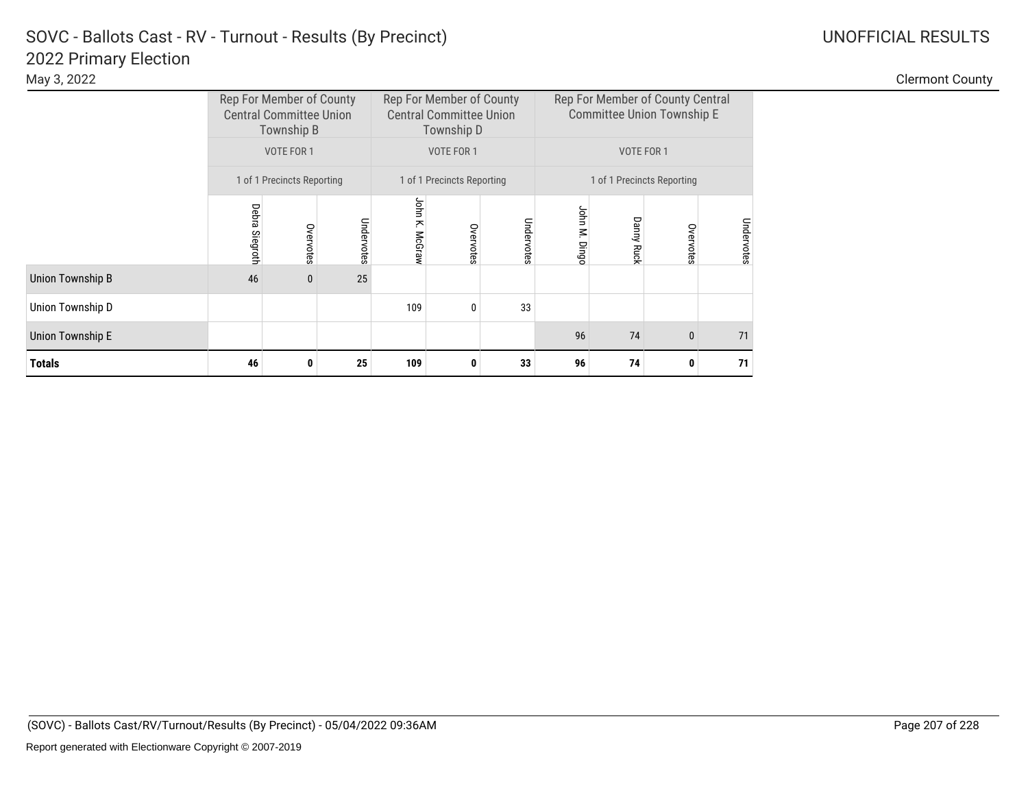# SOVC - Ballots Cast - RV - Turnout - Results (By Precinct)
## 2022 Primary Election

May 3, 2022

UNOFFICIAL RESULTS

Clermont County

| | Rep For Member of County Central Committee Union Township B | | | Rep For Member of County Central Committee Union Township D | | | Rep For Member of County Central Committee Union Township E | | | |
|---|---|---|---|---|---|---|---|---|---|---|
| | VOTE FOR 1 | | | VOTE FOR 1 | | | VOTE FOR 1 | | | |
| | 1 of 1 Precincts Reporting | | | 1 of 1 Precincts Reporting | | | 1 of 1 Precincts Reporting | | | |
| | Debra Siegroth | Overvotes | Undervotes | John K. McGraw | Overvotes | Undervotes | John M. Dingo | Danny Ruck | Overvotes | Undervotes |
| Union Township B | 46 | 0 | 25 | | | | | | | |
| Union Township D | | | | 109 | 0 | 33 | | | | |
| Union Township E | | | | | | | 96 | 74 | 0 | 71 |
| **Totals** | **46** | **0** | **25** | **109** | **0** | **33** | **96** | **74** | **0** | **71** |

(SOVC) - Ballots Cast/RV/Turnout/Results (By Precinct) - 05/04/2022 09:36AM

Report generated with Electionware Copyright © 2007-2019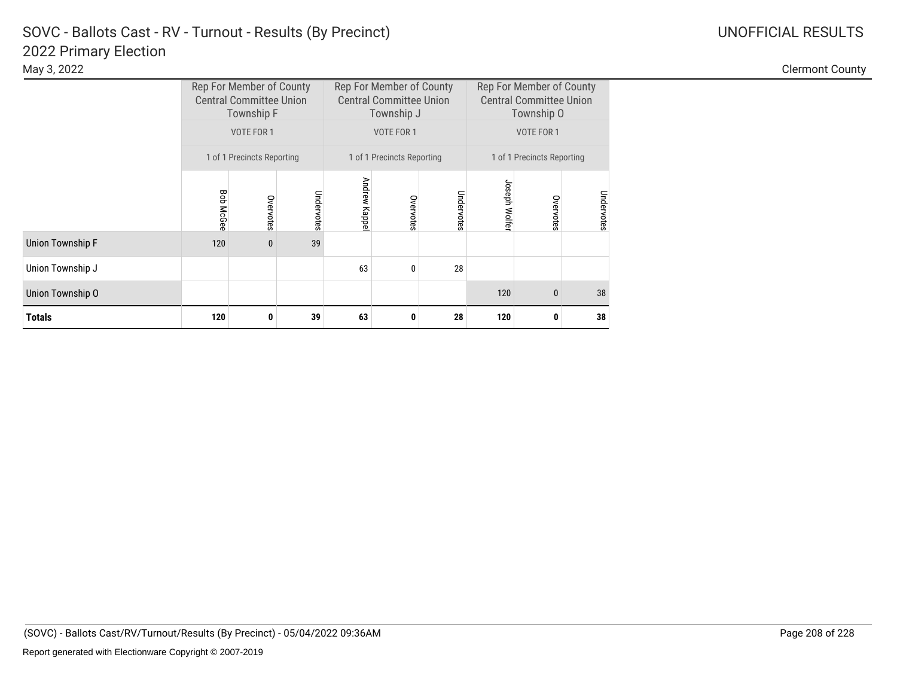# SOVC - Ballots Cast - RV - Turnout - Results (By Precinct)

## 2022 Primary Election

May 3, 2022

UNOFFICIAL RESULTS

Clermont County

| | Rep For Member of County Central Committee Union Township F | | | Rep For Member of County Central Committee Union Township J | | | Rep For Member of County Central Committee Union Township O | | |
|---|---|---|---|---|---|---|---|---|---|
| | VOTE FOR 1 | | | VOTE FOR 1 | | | VOTE FOR 1 | | |
| | 1 of 1 Precincts Reporting | | | 1 of 1 Precincts Reporting | | | 1 of 1 Precincts Reporting | | |
| | Bob McGee | Overvotes | Undervotes | Andrew Kappel | Overvotes | Undervotes | Joseph Wolfer | Overvotes | Undervotes |
| Union Township F | 120 | 0 | 39 | | | | | | |
| Union Township J | | | | 63 | 0 | 28 | | | |
| Union Township O | | | | | | | 120 | 0 | 38 |
| **Totals** | **120** | **0** | **39** | **63** | **0** | **28** | **120** | **0** | **38** |

(SOVC) - Ballots Cast/RV/Turnout/Results (By Precinct) - 05/04/2022 09:36AM

Report generated with Electionware Copyright © 2007-2019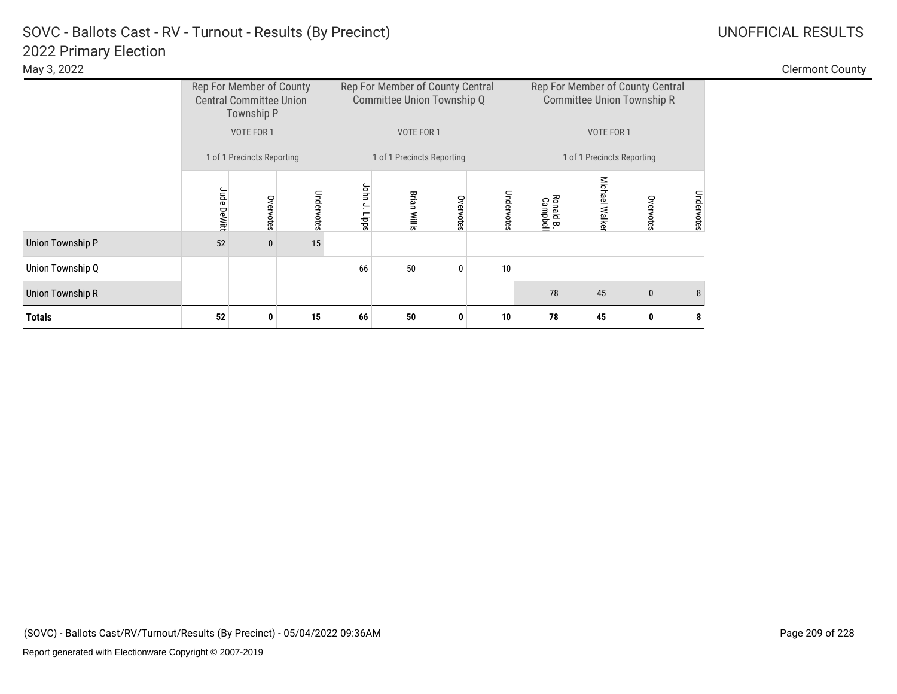# SOVC - Ballots Cast - RV - Turnout - Results (By Precinct)

## 2022 Primary Election

May 3, 2022

UNOFFICIAL RESULTS

Clermont County

| | Rep For Member of County Central Committee Union Township P | | | Rep For Member of County Central Committee Union Township Q | | | | Rep For Member of County Central Committee Union Township R | | | |
|---|---|---|---|---|---|---|---|---|---|---|---|
| | VOTE FOR 1 | | | VOTE FOR 1 | | | | VOTE FOR 1 | | | |
| | 1 of 1 Precincts Reporting | | | 1 of 1 Precincts Reporting | | | | 1 of 1 Precincts Reporting | | | |
| | Jude DeWitt | Overvotes | Undervotes | John J. Lipps | Brian Willis | Overvotes | Undervotes | Ronald B. Campbell | Michael Walker | Overvotes | Undervotes |
| Union Township P | 52 | 0 | 15 | | | | | | | | |
| Union Township Q | | | | 66 | 50 | 0 | 10 | | | | |
| Union Township R | | | | | | | | 78 | 45 | 0 | 8 |
| **Totals** | **52** | **0** | **15** | **66** | **50** | **0** | **10** | **78** | **45** | **0** | **8** |

(SOVC) - Ballots Cast/RV/Turnout/Results (By Precinct) - 05/04/2022 09:36AM

Report generated with Electionware Copyright © 2007-2019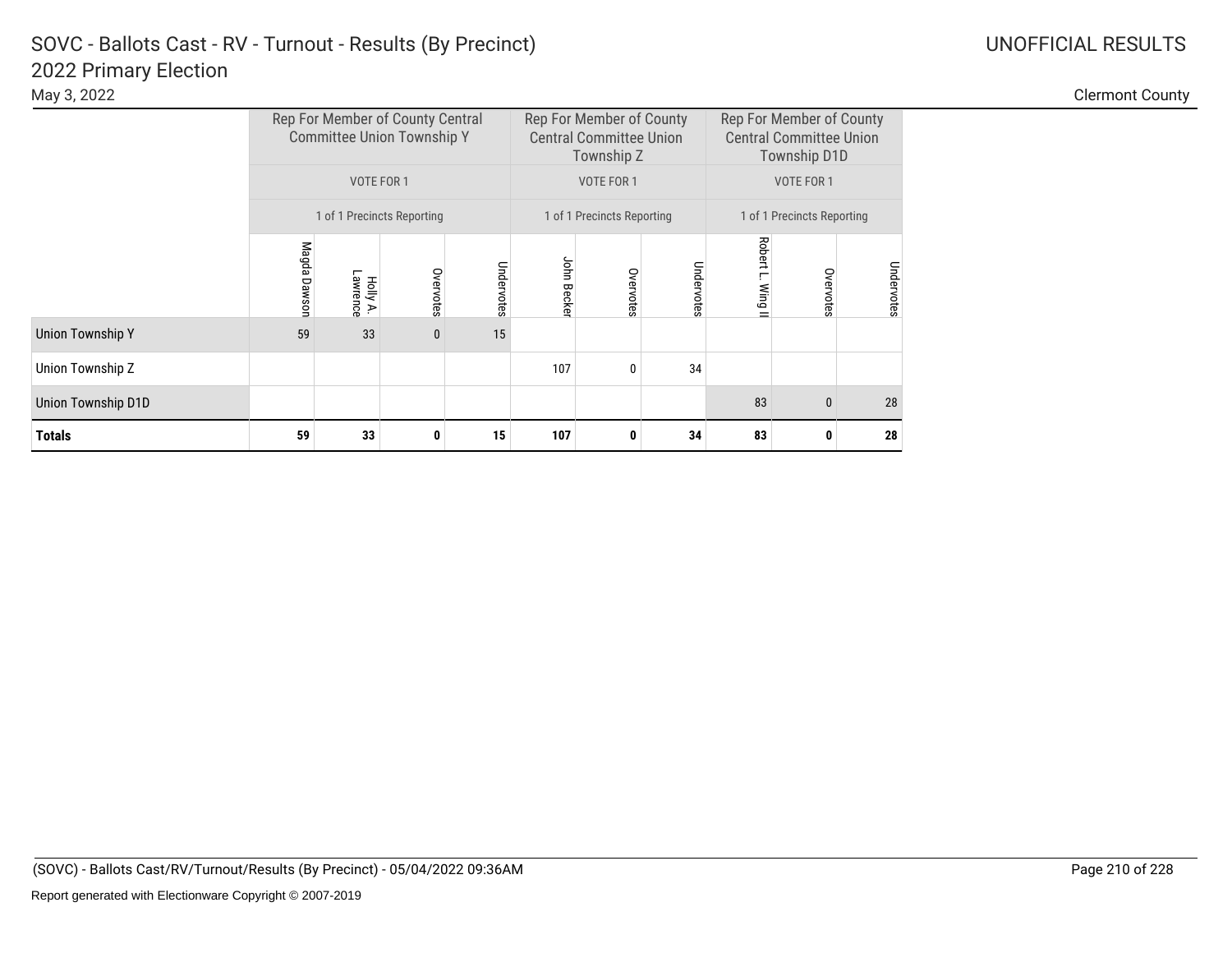# SOVC - Ballots Cast - RV - Turnout - Results (By Precinct)

## 2022 Primary Election

May 3, 2022

UNOFFICIAL RESULTS

Clermont County

| | Rep For Member of County Central Committee Union Township Y | | | | Rep For Member of County Central Committee Union Township Z | | | Rep For Member of County Central Committee Union Township D1D | | |
|---|---|---|---|---|---|---|---|---|---|---|
| | VOTE FOR 1 | | | | VOTE FOR 1 | | | VOTE FOR 1 | | |
| | 1 of 1 Precincts Reporting | | | | 1 of 1 Precincts Reporting | | | 1 of 1 Precincts Reporting | | |
| | Magda Dawson | Holly A. Lawrence | Overvotes | Undervotes | John Becker | Overvotes | Undervotes | Robert L. Wing II | Overvotes | Undervotes |
| Union Township Y | 59 | 33 | 0 | 15 | | | | | | |
| Union Township Z | | | | | 107 | 0 | 34 | | | |
| Union Township D1D | | | | | | | | 83 | 0 | 28 |
| **Totals** | **59** | **33** | **0** | **15** | **107** | **0** | **34** | **83** | **0** | **28** |

(SOVC) - Ballots Cast/RV/Turnout/Results (By Precinct) - 05/04/2022 09:36AM

Report generated with Electionware Copyright © 2007-2019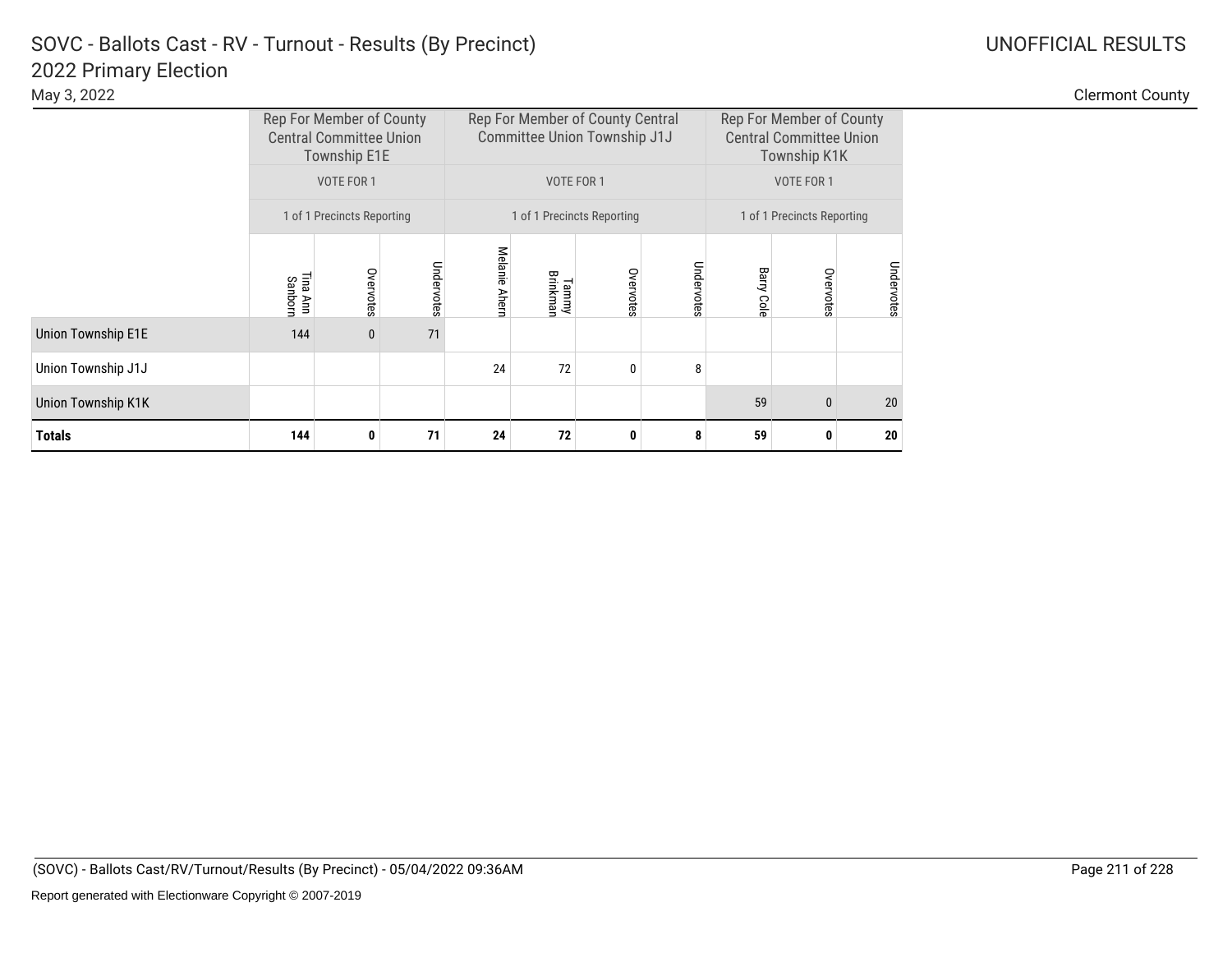# SOVC - Ballots Cast - RV - Turnout - Results (By Precinct)

## 2022 Primary Election

May 3, 2022

UNOFFICIAL RESULTS

Clermont County

| | Rep For Member of County Central Committee Union Township E1E | | | Rep For Member of County Central Committee Union Township J1J | | | | Rep For Member of County Central Committee Union Township K1K | | |
|---|---|---|---|---|---|---|---|---|---|---|
| | VOTE FOR 1 | | | VOTE FOR 1 | | | | VOTE FOR 1 | | |
| | 1 of 1 Precincts Reporting | | | 1 of 1 Precincts Reporting | | | | 1 of 1 Precincts Reporting | | |
| | Tina Ann Sanborn | Overvotes | Undervotes | Melanie Ahern | Tammy Brinkman | Overvotes | Undervotes | Barry Cole | Overvotes | Undervotes |
| Union Township E1E | 144 | 0 | 71 | | | | | | | |
| Union Township J1J | | | | 24 | 72 | 0 | 8 | | | |
| Union Township K1K | | | | | | | | 59 | 0 | 20 |
| **Totals** | **144** | **0** | **71** | **24** | **72** | **0** | **8** | **59** | **0** | **20** |

(SOVC) - Ballots Cast/RV/Turnout/Results (By Precinct) - 05/04/2022 09:36AM

Report generated with Electionware Copyright © 2007-2019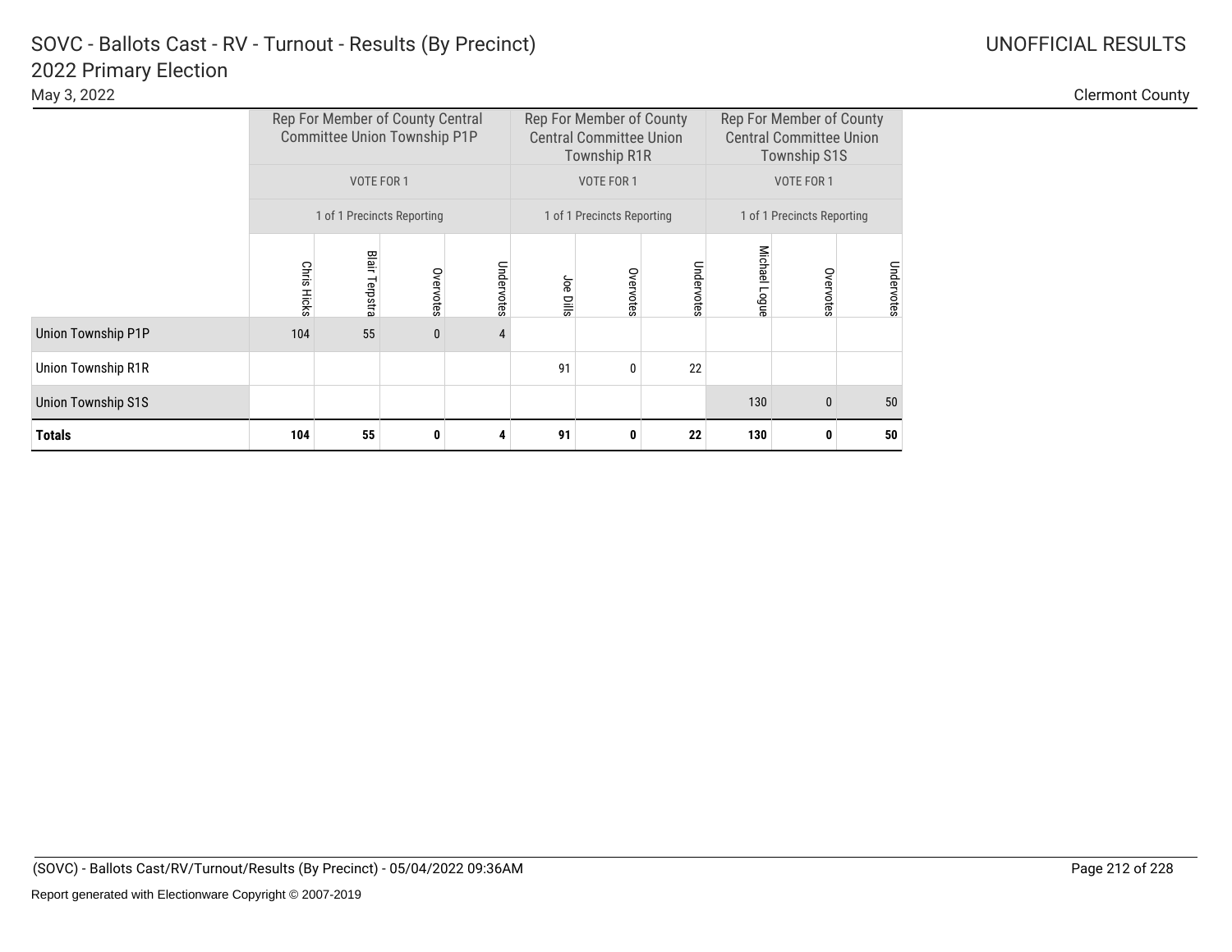# SOVC - Ballots Cast - RV - Turnout - Results (By Precinct)

## 2022 Primary Election

May 3, 2022

UNOFFICIAL RESULTS

Clermont County

| | Rep For Member of County Central Committee Union Township P1P | | | | Rep For Member of County Central Committee Union Township R1R | | | Rep For Member of County Central Committee Union Township S1S | | |
|---|---|---|---|---|---|---|---|---|---|---|
| | VOTE FOR 1 | | | | VOTE FOR 1 | | | VOTE FOR 1 | | |
| | 1 of 1 Precincts Reporting | | | | 1 of 1 Precincts Reporting | | | 1 of 1 Precincts Reporting | | |
| | Chris Hicks | Blair Terpstra | Overvotes | Undervotes | Joe Dills | Overvotes | Undervotes | Michael Logue | Overvotes | Undervotes |
| Union Township P1P | 104 | 55 | 0 | 4 | | | | | | |
| Union Township R1R | | | | | 91 | 0 | 22 | | | |
| Union Township S1S | | | | | | | | 130 | 0 | 50 |
| **Totals** | **104** | **55** | **0** | **4** | **91** | **0** | **22** | **130** | **0** | **50** |

(SOVC) - Ballots Cast/RV/Turnout/Results (By Precinct) - 05/04/2022 09:36AM

Report generated with Electionware Copyright © 2007-2019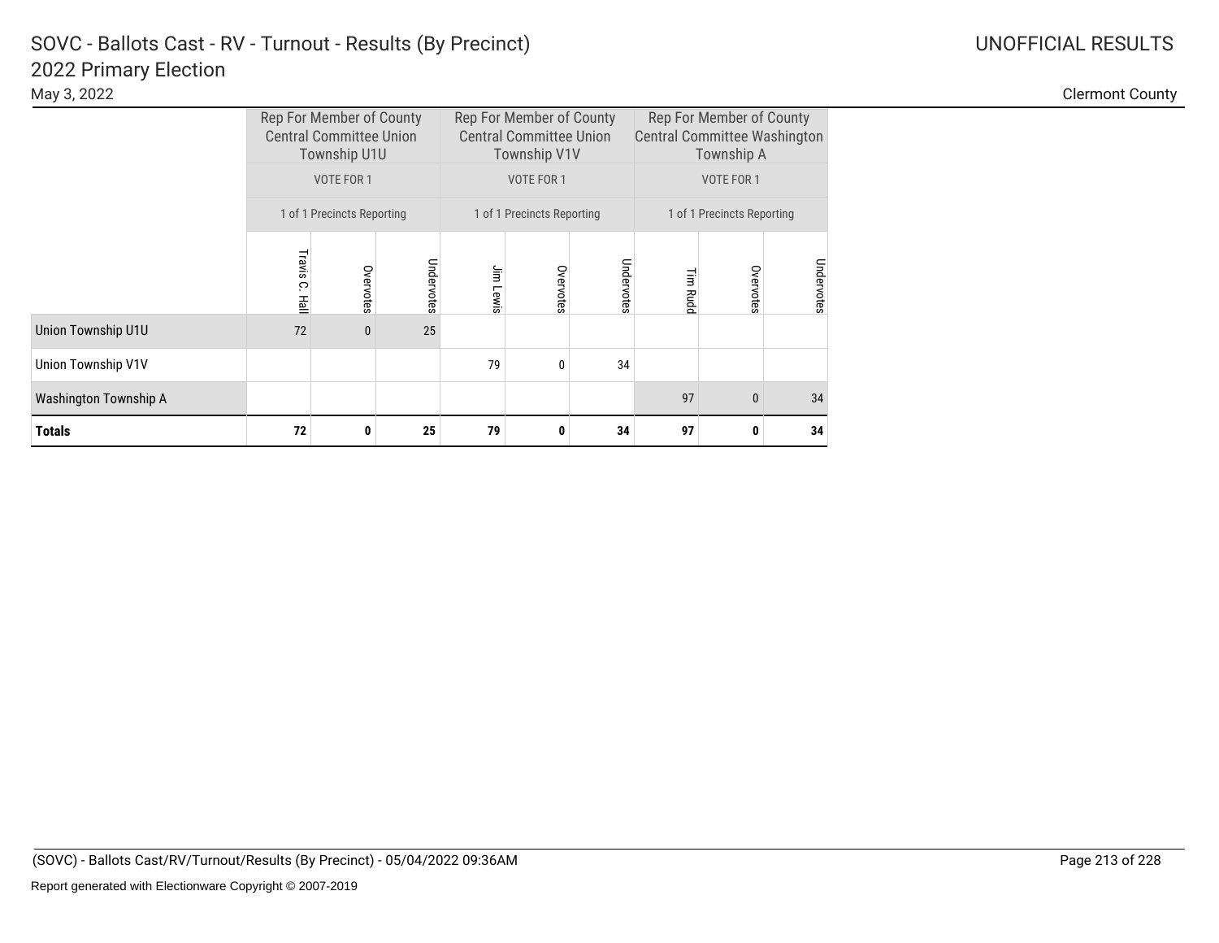# SOVC - Ballots Cast - RV - Turnout - Results (By Precinct)

## 2022 Primary Election

May 3, 2022

UNOFFICIAL RESULTS

Clermont County

| | Rep For Member of County Central Committee Union Township U1U | | | Rep For Member of County Central Committee Union Township V1V | | | Rep For Member of County Central Committee Washington Township A | | |
|---|---|---|---|---|---|---|---|---|---|
| | VOTE FOR 1 | | | VOTE FOR 1 | | | VOTE FOR 1 | | |
| | 1 of 1 Precincts Reporting | | | 1 of 1 Precincts Reporting | | | 1 of 1 Precincts Reporting | | |
| | Travis C. Hall | Overvotes | Undervotes | Jim Lewis | Overvotes | Undervotes | Tim Rudd | Overvotes | Undervotes |
| Union Township U1U | 72 | 0 | 25 | | | | | | |
| Union Township V1V | | | | 79 | 0 | 34 | | | |
| Washington Township A | | | | | | | 97 | 0 | 34 |
| **Totals** | **72** | **0** | **25** | **79** | **0** | **34** | **97** | **0** | **34** |

(SOVC) - Ballots Cast/RV/Turnout/Results (By Precinct) - 05/04/2022 09:36AM

Report generated with Electionware Copyright © 2007-2019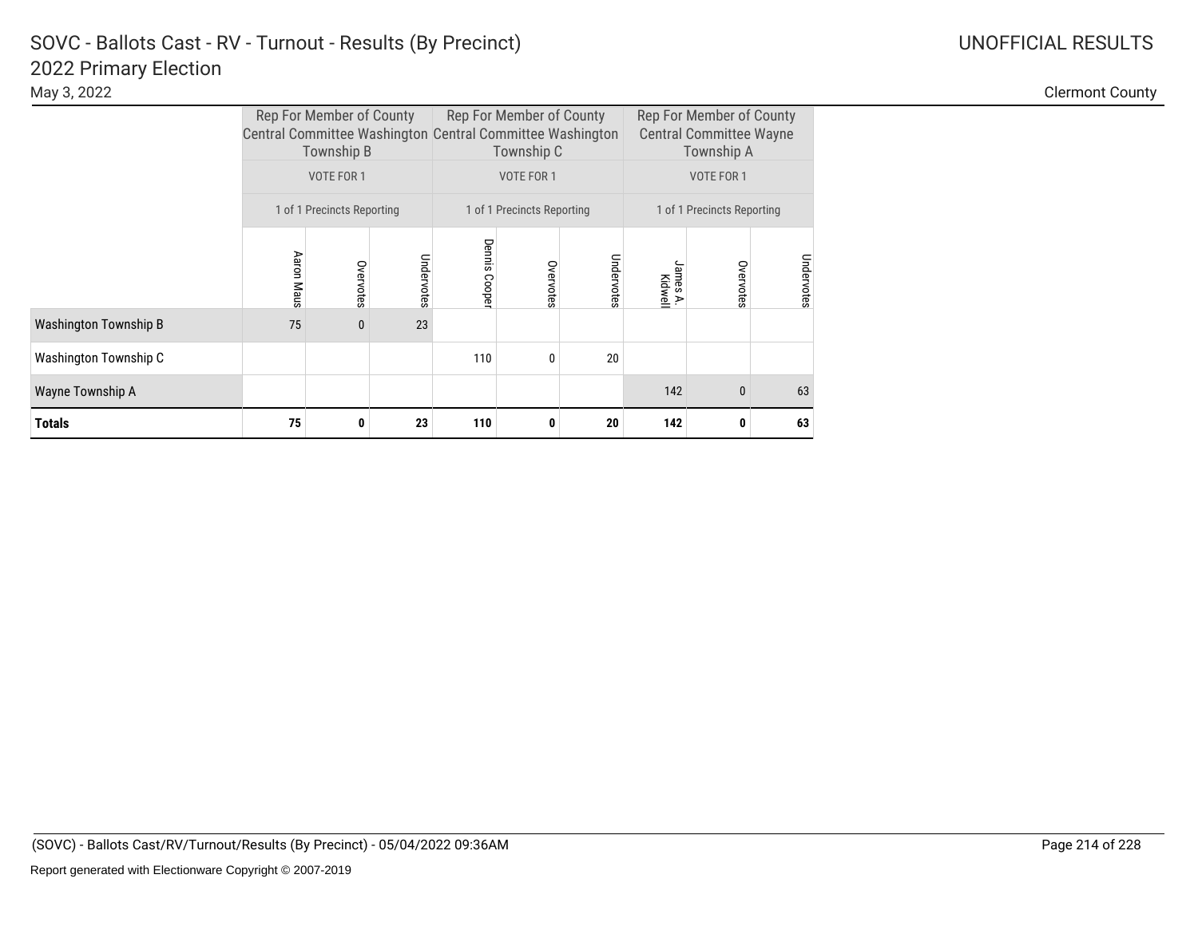# SOVC - Ballots Cast - RV - Turnout - Results (By Precinct)

## 2022 Primary Election

May 3, 2022

UNOFFICIAL RESULTS

Clermont County

| | Rep For Member of County Central Committee Washington Township B | | | Rep For Member of County Central Committee Washington Township C | | | Rep For Member of County Central Committee Wayne Township A | | |
|---|---|---|---|---|---|---|---|---|---|
| | VOTE FOR 1 | | | VOTE FOR 1 | | | VOTE FOR 1 | | |
| | 1 of 1 Precincts Reporting | | | 1 of 1 Precincts Reporting | | | 1 of 1 Precincts Reporting | | |
| | Aaron Maus | Overvotes | Undervotes | Dennis Cooper | Overvotes | Undervotes | James A. Kidwell | Overvotes | Undervotes |
| Washington Township B | 75 | 0 | 23 | | | | | | |
| Washington Township C | | | | 110 | 0 | 20 | | | |
| Wayne Township A | | | | | | | 142 | 0 | 63 |
| **Totals** | **75** | **0** | **23** | **110** | **0** | **20** | **142** | **0** | **63** |

(SOVC) - Ballots Cast/RV/Turnout/Results (By Precinct) - 05/04/2022 09:36AM

Report generated with Electionware Copyright © 2007-2019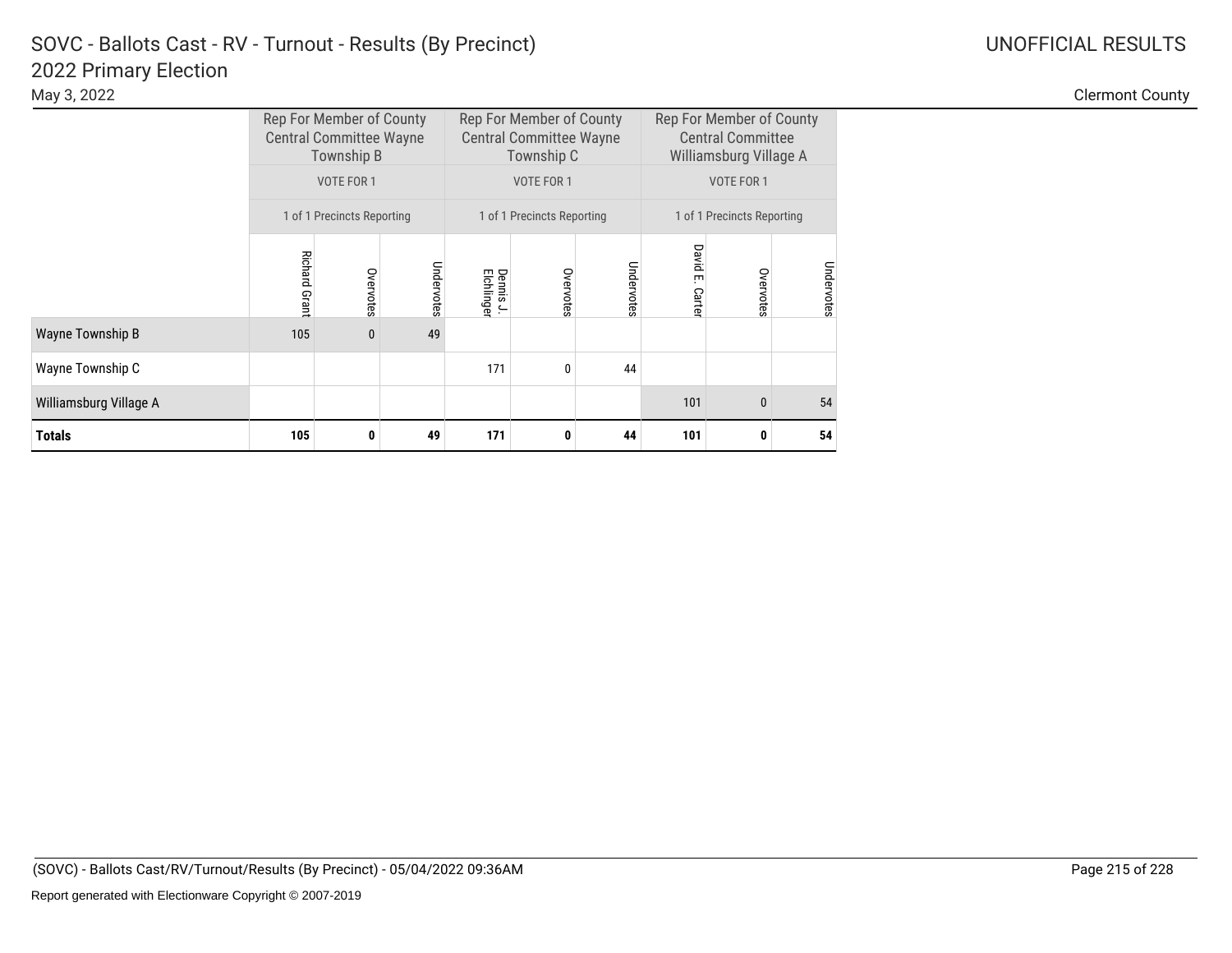# SOVC - Ballots Cast - RV - Turnout - Results (By Precinct)

## 2022 Primary Election

May 3, 2022

UNOFFICIAL RESULTS

Clermont County

| | Rep For Member of County Central Committee Wayne Township B | | | Rep For Member of County Central Committee Wayne Township C | | | Rep For Member of County Central Committee Williamsburg Village A | | |
|---|---|---|---|---|---|---|---|---|---|
| | VOTE FOR 1 | | | VOTE FOR 1 | | | VOTE FOR 1 | | |
| | 1 of 1 Precincts Reporting | | | 1 of 1 Precincts Reporting | | | 1 of 1 Precincts Reporting | | |
| | Richard Grant | Overvotes | Undervotes | Dennis J. Elchlinger | Overvotes | Undervotes | David E. Carter | Overvotes | Undervotes |
| Wayne Township B | 105 | 0 | 49 | | | | | | |
| Wayne Township C | | | | 171 | 0 | 44 | | | |
| Williamsburg Village A | | | | | | | 101 | 0 | 54 |
| **Totals** | **105** | **0** | **49** | **171** | **0** | **44** | **101** | **0** | **54** |

(SOVC) - Ballots Cast/RV/Turnout/Results (By Precinct) - 05/04/2022 09:36AM

Report generated with Electionware Copyright © 2007-2019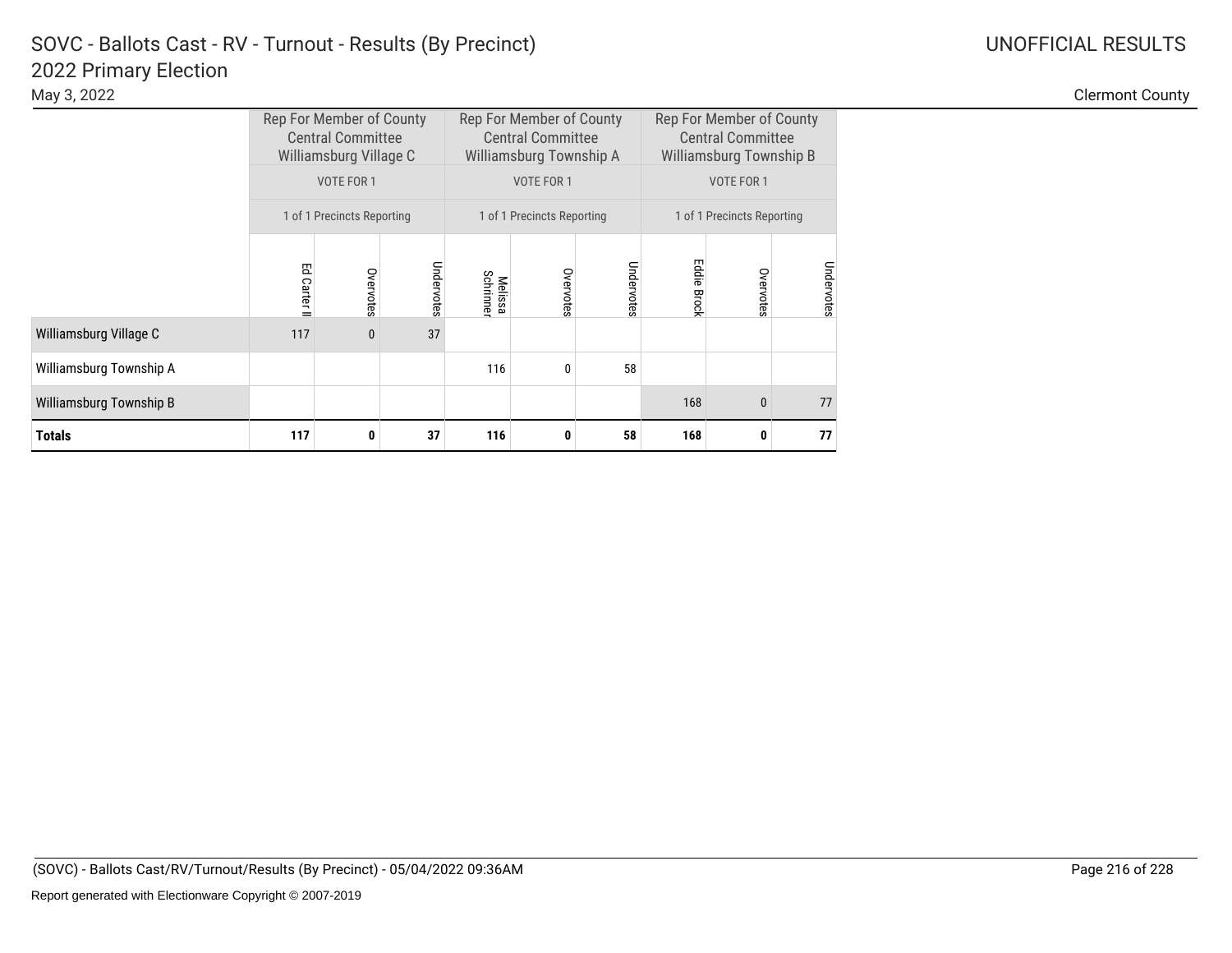# SOVC - Ballots Cast - RV - Turnout - Results (By Precinct)

## 2022 Primary Election

May 3, 2022

UNOFFICIAL RESULTS

Clermont County

| | Rep For Member of County Central Committee Williamsburg Village C | | | Rep For Member of County Central Committee Williamsburg Township A | | | Rep For Member of County Central Committee Williamsburg Township B | | |
|---|---|---|---|---|---|---|---|---|---|
| | VOTE FOR 1 | | | VOTE FOR 1 | | | VOTE FOR 1 | | |
| | 1 of 1 Precincts Reporting | | | 1 of 1 Precincts Reporting | | | 1 of 1 Precincts Reporting | | |
| | Ed Carter II | Overvotes | Undervotes | Melissa Schrinner | Overvotes | Undervotes | Eddie Brock | Overvotes | Undervotes |
| Williamsburg Village C | 117 | 0 | 37 | | | | | | |
| Williamsburg Township A | | | | 116 | 0 | 58 | | | |
| Williamsburg Township B | | | | | | | 168 | 0 | 77 |
| **Totals** | **117** | **0** | **37** | **116** | **0** | **58** | **168** | **0** | **77** |

(SOVC) - Ballots Cast/RV/Turnout/Results (By Precinct) - 05/04/2022 09:36AM

Report generated with Electionware Copyright © 2007-2019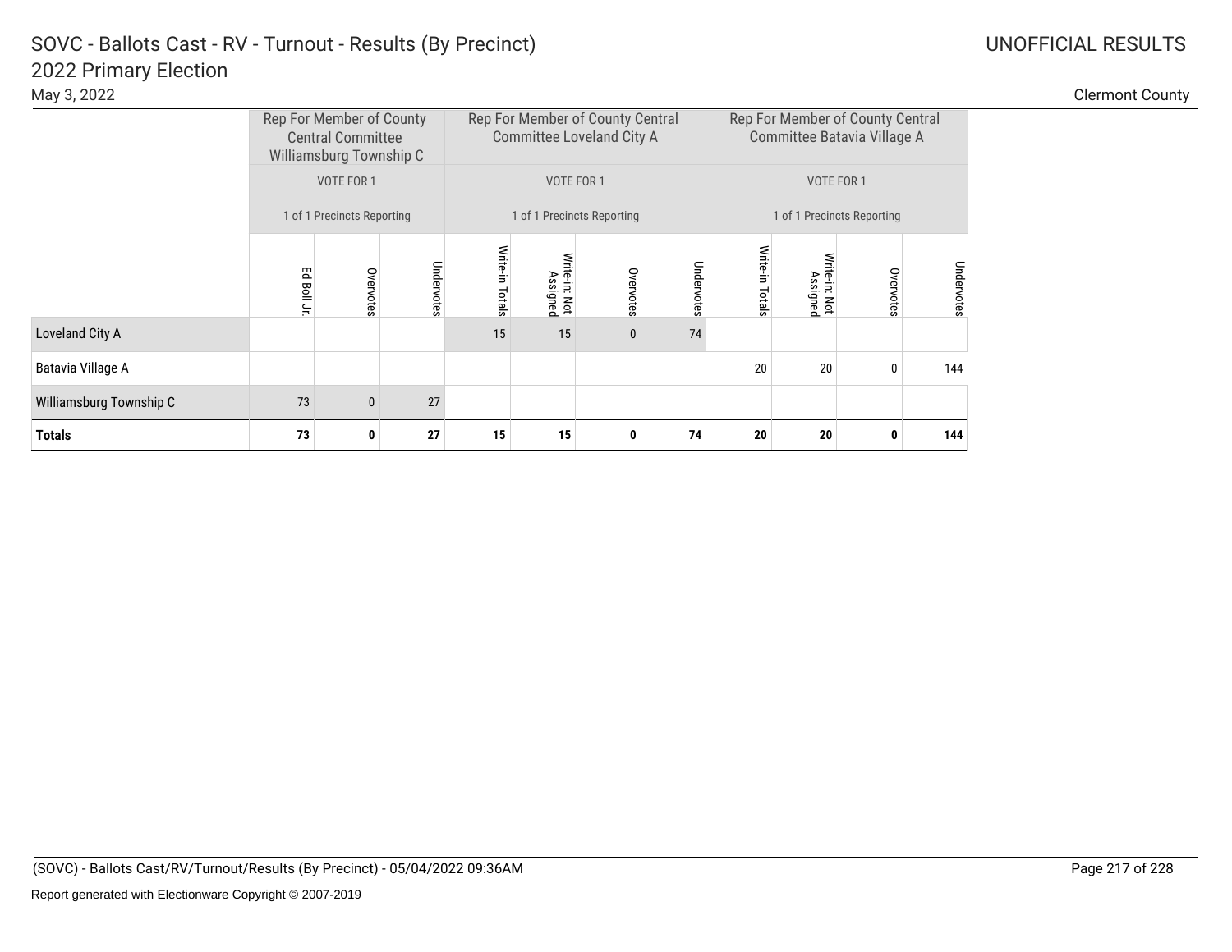# SOVC - Ballots Cast - RV - Turnout - Results (By Precinct)

## 2022 Primary Election

May 3, 2022

UNOFFICIAL RESULTS

Clermont County

| | Rep For Member of County Central Committee Williamsburg Township C | | | Rep For Member of County Central Committee Loveland City A | | | | Rep For Member of County Central Committee Batavia Village A | | | |
|---|---|---|---|---|---|---|---|---|---|---|---|
| | VOTE FOR 1 | | | VOTE FOR 1 | | | | VOTE FOR 1 | | | |
| | 1 of 1 Precincts Reporting | | | 1 of 1 Precincts Reporting | | | | 1 of 1 Precincts Reporting | | | |
| | Ed Boll Jr. | Overvotes | Undervotes | Write-in Totals | Write-in: Not Assigned | Overvotes | Undervotes | Write-in Totals | Write-in: Not Assigned | Overvotes | Undervotes |
| Loveland City A | | | | 15 | 15 | 0 | 74 | | | | |
| Batavia Village A | | | | | | | | 20 | 20 | 0 | 144 |
| Williamsburg Township C | 73 | 0 | 27 | | | | | | | | |
| **Totals** | **73** | **0** | **27** | **15** | **15** | **0** | **74** | **20** | **20** | **0** | **144** |

(SOVC) - Ballots Cast/RV/Turnout/Results (By Precinct) - 05/04/2022 09:36AM

Report generated with Electionware Copyright © 2007-2019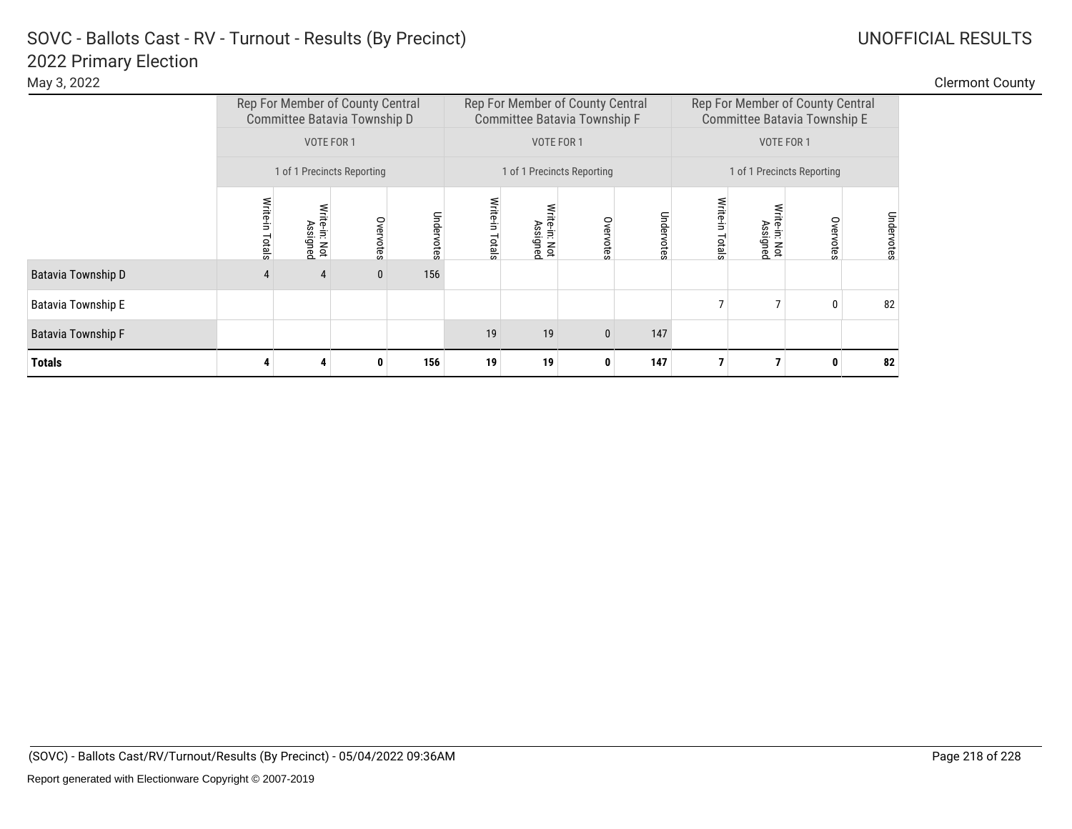# SOVC - Ballots Cast - RV - Turnout - Results (By Precinct)

## 2022 Primary Election

May 3, 2022

UNOFFICIAL RESULTS

Clermont County

| | Rep For Member of County Central Committee Batavia Township D | | | | Rep For Member of County Central Committee Batavia Township F | | | | Rep For Member of County Central Committee Batavia Township E | | | |
|---|---|---|---|---|---|---|---|---|---|---|---|---|
| | VOTE FOR 1 | | | | VOTE FOR 1 | | | | VOTE FOR 1 | | | |
| | 1 of 1 Precincts Reporting | | | | 1 of 1 Precincts Reporting | | | | 1 of 1 Precincts Reporting | | | |
| | Write-in Totals | Write-in: Not Assigned | Overvotes | Undervotes | Write-in Totals | Write-in: Not Assigned | Overvotes | Undervotes | Write-in Totals | Write-in: Not Assigned | Overvotes | Undervotes |
| Batavia Township D | 4 | 4 | 0 | 156 | | | | | | | | |
| Batavia Township E | | | | | | | | | 7 | 7 | 0 | 82 |
| Batavia Township F | | | | | 19 | 19 | 0 | 147 | | | | |
| **Totals** | **4** | **4** | **0** | **156** | **19** | **19** | **0** | **147** | **7** | **7** | **0** | **82** |

(SOVC) - Ballots Cast/RV/Turnout/Results (By Precinct) - 05/04/2022 09:36AM

Report generated with Electionware Copyright © 2007-2019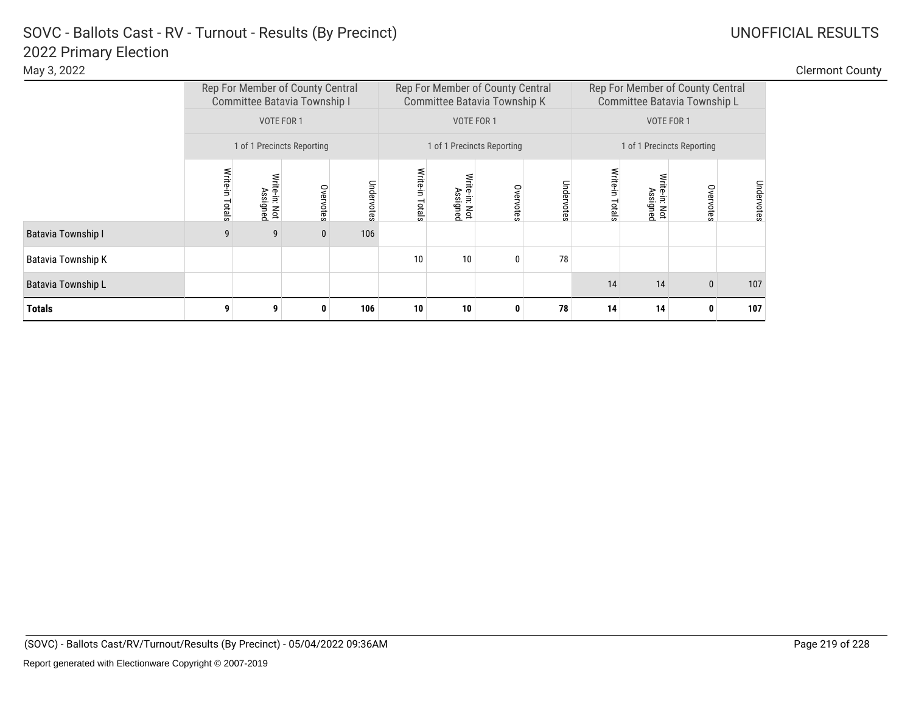# SOVC - Ballots Cast - RV - Turnout - Results (By Precinct)
## 2022 Primary Election

May 3, 2022

UNOFFICIAL RESULTS

Clermont County

| | Rep For Member of County Central Committee Batavia Township I | | | | Rep For Member of County Central Committee Batavia Township K | | | | Rep For Member of County Central Committee Batavia Township L | | | |
|---|---|---|---|---|---|---|---|---|---|---|---|---|
| | VOTE FOR 1 | | | | VOTE FOR 1 | | | | VOTE FOR 1 | | | |
| | 1 of 1 Precincts Reporting | | | | 1 of 1 Precincts Reporting | | | | 1 of 1 Precincts Reporting | | | |
| | Write-in Totals | Write-in: Not Assigned | Overvotes | Undervotes | Write-in Totals | Write-in: Not Assigned | Overvotes | Undervotes | Write-in Totals | Write-in: Not Assigned | Overvotes | Undervotes |
| Batavia Township I | 9 | 9 | 0 | 106 | | | | | | | | |
| Batavia Township K | | | | | 10 | 10 | 0 | 78 | | | | |
| Batavia Township L | | | | | | | | | 14 | 14 | 0 | 107 |
| **Totals** | **9** | **9** | **0** | **106** | **10** | **10** | **0** | **78** | **14** | **14** | **0** | **107** |

(SOVC) - Ballots Cast/RV/Turnout/Results (By Precinct) - 05/04/2022 09:36AM

Report generated with Electionware Copyright © 2007-2019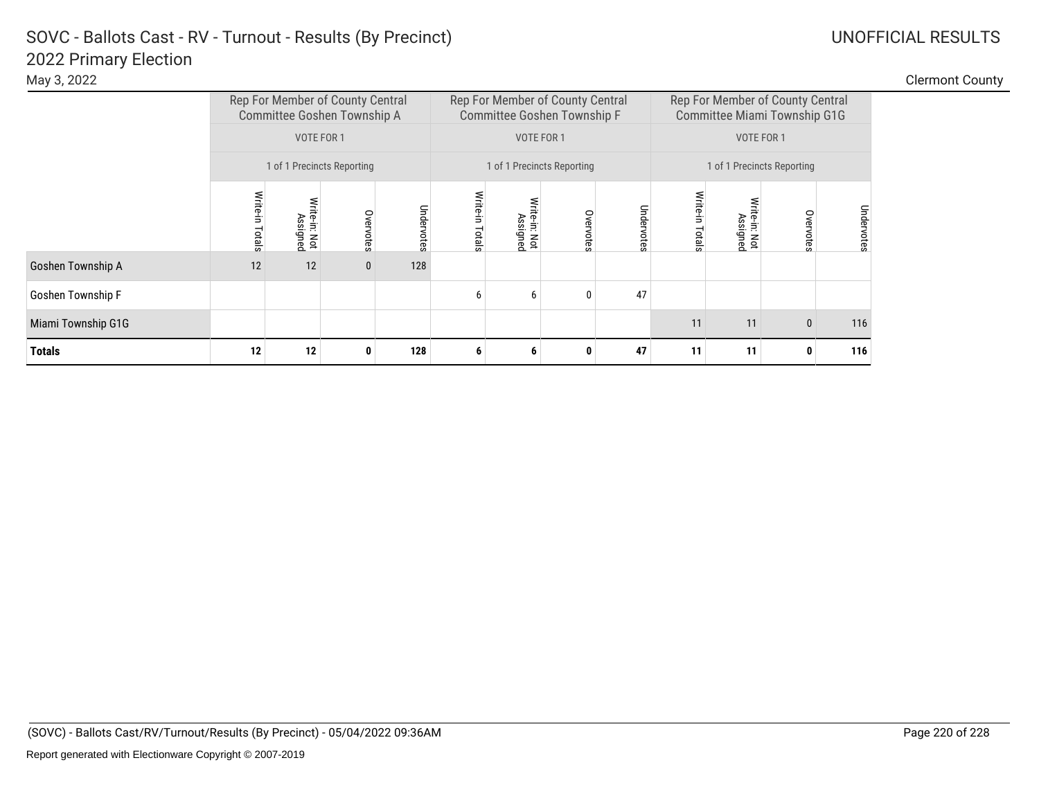# SOVC - Ballots Cast - RV - Turnout - Results (By Precinct)
## 2022 Primary Election

May 3, 2022

UNOFFICIAL RESULTS

Clermont County

| | Rep For Member of County Central Committee Goshen Township A | | | | Rep For Member of County Central Committee Goshen Township F | | | | Rep For Member of County Central Committee Miami Township G1G | | | |
|---|---|---|---|---|---|---|---|---|---|---|---|---|
| | VOTE FOR 1 | | | | VOTE FOR 1 | | | | VOTE FOR 1 | | | |
| | 1 of 1 Precincts Reporting | | | | 1 of 1 Precincts Reporting | | | | 1 of 1 Precincts Reporting | | | |
| | Write-in Totals | Write-in: Not Assigned | Overvotes | Undervotes | Write-in Totals | Write-in: Not Assigned | Overvotes | Undervotes | Write-in Totals | Write-in: Not Assigned | Overvotes | Undervotes |
| Goshen Township A | 12 | 12 | 0 | 128 | | | | | | | | |
| Goshen Township F | | | | | 6 | 6 | 0 | 47 | | | | |
| Miami Township G1G | | | | | | | | | 11 | 11 | 0 | 116 |
| **Totals** | **12** | **12** | **0** | **128** | **6** | **6** | **0** | **47** | **11** | **11** | **0** | **116** |

(SOVC) - Ballots Cast/RV/Turnout/Results (By Precinct) - 05/04/2022 09:36AM

Report generated with Electionware Copyright © 2007-2019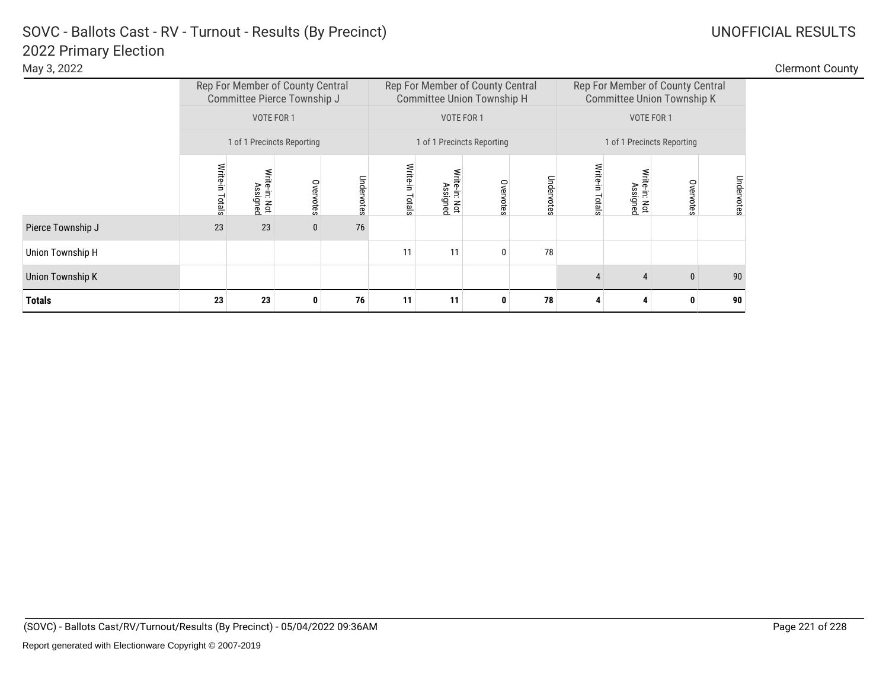# SOVC - Ballots Cast - RV - Turnout - Results (By Precinct)

## 2022 Primary Election

May 3, 2022

UNOFFICIAL RESULTS

Clermont County

| | Rep For Member of County Central Committee Pierce Township J | | | | Rep For Member of County Central Committee Union Township H | | | | Rep For Member of County Central Committee Union Township K | | | |
|---|---|---|---|---|---|---|---|---|---|---|---|---|
| | VOTE FOR 1 | | | | VOTE FOR 1 | | | | VOTE FOR 1 | | | |
| | 1 of 1 Precincts Reporting | | | | 1 of 1 Precincts Reporting | | | | 1 of 1 Precincts Reporting | | | |
| | Write-in Totals | Write-in: Not Assigned | Overvotes | Undervotes | Write-in Totals | Write-in: Not Assigned | Overvotes | Undervotes | Write-in Totals | Write-in: Not Assigned | Overvotes | Undervotes |
| Pierce Township J | 23 | 23 | 0 | 76 | | | | | | | | |
| Union Township H | | | | | 11 | 11 | 0 | 78 | | | | |
| Union Township K | | | | | | | | | 4 | 4 | 0 | 90 |
| **Totals** | **23** | **23** | **0** | **76** | **11** | **11** | **0** | **78** | **4** | **4** | **0** | **90** |

(SOVC) - Ballots Cast/RV/Turnout/Results (By Precinct) - 05/04/2022 09:36AM

Report generated with Electionware Copyright © 2007-2019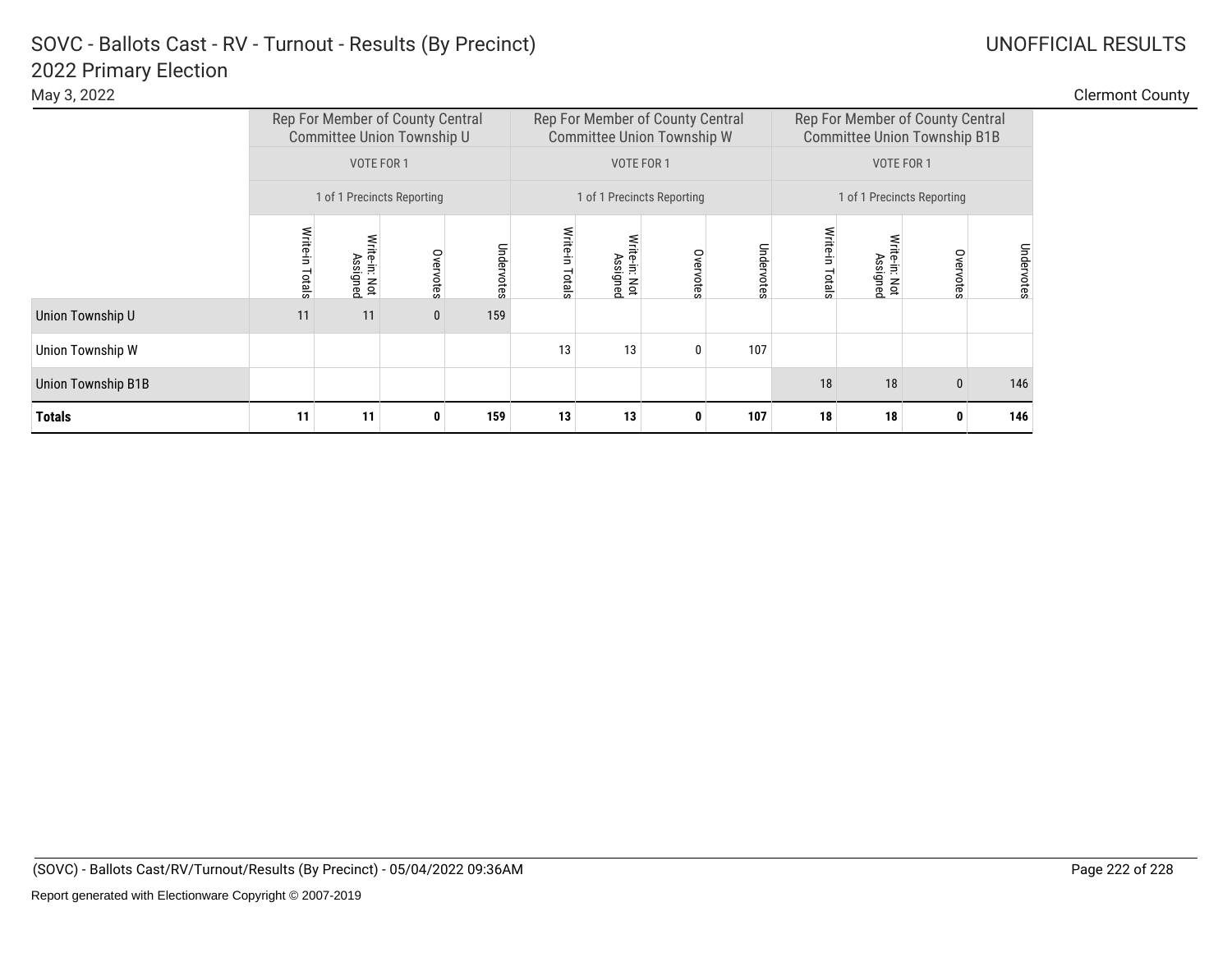# SOVC - Ballots Cast - RV - Turnout - Results (By Precinct)

## 2022 Primary Election

May 3, 2022

UNOFFICIAL RESULTS

Clermont County

| | Rep For Member of County Central Committee Union Township U | | | | Rep For Member of County Central Committee Union Township W | | | | Rep For Member of County Central Committee Union Township B1B | | | |
|---|---|---|---|---|---|---|---|---|---|---|---|---|
| | VOTE FOR 1 | | | | VOTE FOR 1 | | | | VOTE FOR 1 | | | |
| | 1 of 1 Precincts Reporting | | | | 1 of 1 Precincts Reporting | | | | 1 of 1 Precincts Reporting | | | |
| | Write-in Totals | Write-in: Not Assigned | Overvotes | Undervotes | Write-in Totals | Write-in: Not Assigned | Overvotes | Undervotes | Write-in Totals | Write-in: Not Assigned | Overvotes | Undervotes |
| Union Township U | 11 | 11 | 0 | 159 | | | | | | | | |
| Union Township W | | | | | 13 | 13 | 0 | 107 | | | | |
| Union Township B1B | | | | | | | | | 18 | 18 | 0 | 146 |
| **Totals** | **11** | **11** | **0** | **159** | **13** | **13** | **0** | **107** | **18** | **18** | **0** | **146** |

(SOVC) - Ballots Cast/RV/Turnout/Results (By Precinct) - 05/04/2022 09:36AM

Report generated with Electionware Copyright © 2007-2019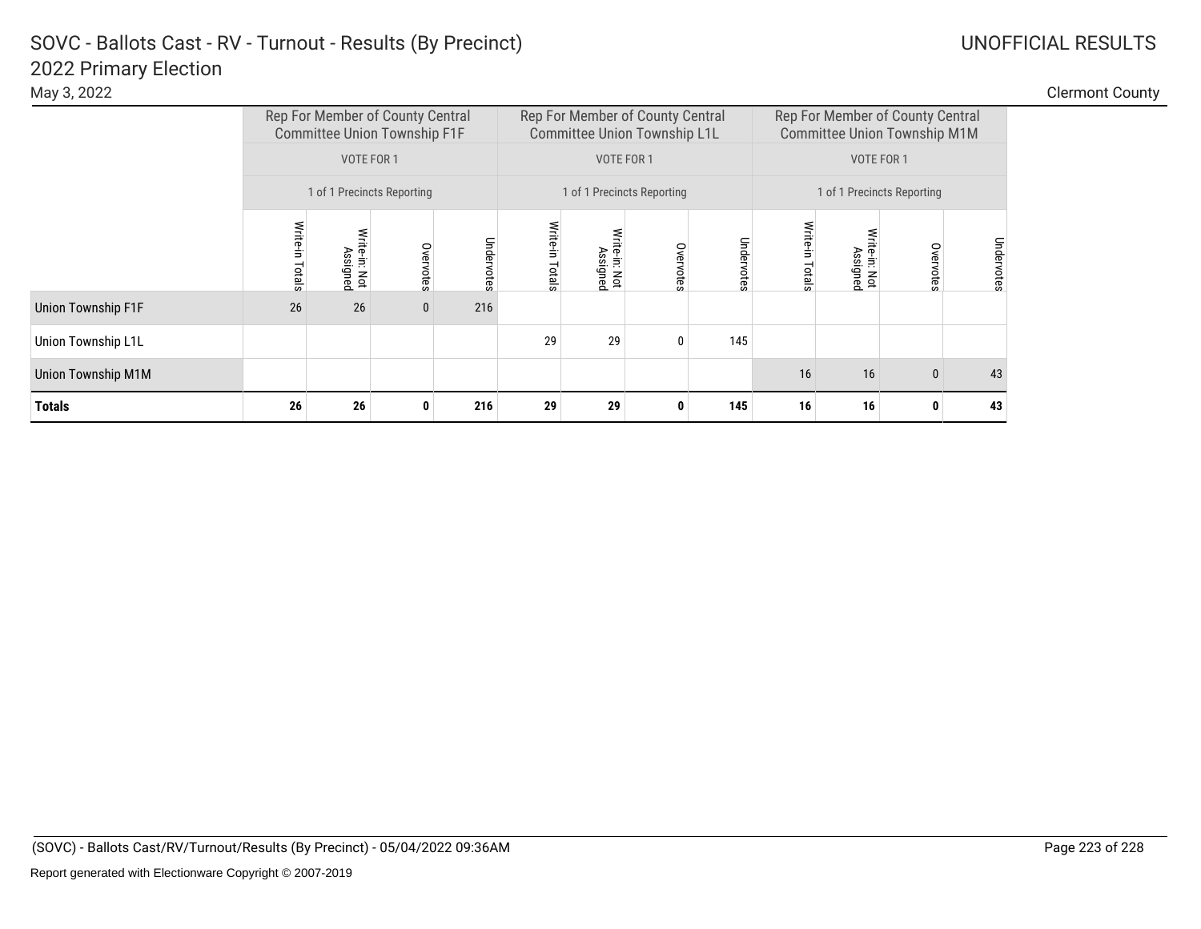# SOVC - Ballots Cast - RV - Turnout - Results (By Precinct)

## 2022 Primary Election

May 3, 2022

UNOFFICIAL RESULTS

Clermont County

| | Rep For Member of County Central Committee Union Township F1F | | | | Rep For Member of County Central Committee Union Township L1L | | | | Rep For Member of County Central Committee Union Township M1M | | | |
|---|---|---|---|---|---|---|---|---|---|---|---|---|
| | VOTE FOR 1 | | | | VOTE FOR 1 | | | | VOTE FOR 1 | | | |
| | 1 of 1 Precincts Reporting | | | | 1 of 1 Precincts Reporting | | | | 1 of 1 Precincts Reporting | | | |
| | Write-in Totals | Write-in: Not Assigned | Overvotes | Undervotes | Write-in Totals | Write-in: Not Assigned | Overvotes | Undervotes | Write-in Totals | Write-in: Not Assigned | Overvotes | Undervotes |
| Union Township F1F | 26 | 26 | 0 | 216 | | | | | | | | |
| Union Township L1L | | | | | 29 | 29 | 0 | 145 | | | | |
| Union Township M1M | | | | | | | | | 16 | 16 | 0 | 43 |
| **Totals** | **26** | **26** | **0** | **216** | **29** | **29** | **0** | **145** | **16** | **16** | **0** | **43** |

(SOVC) - Ballots Cast/RV/Turnout/Results (By Precinct) - 05/04/2022 09:36AM

Report generated with Electionware Copyright © 2007-2019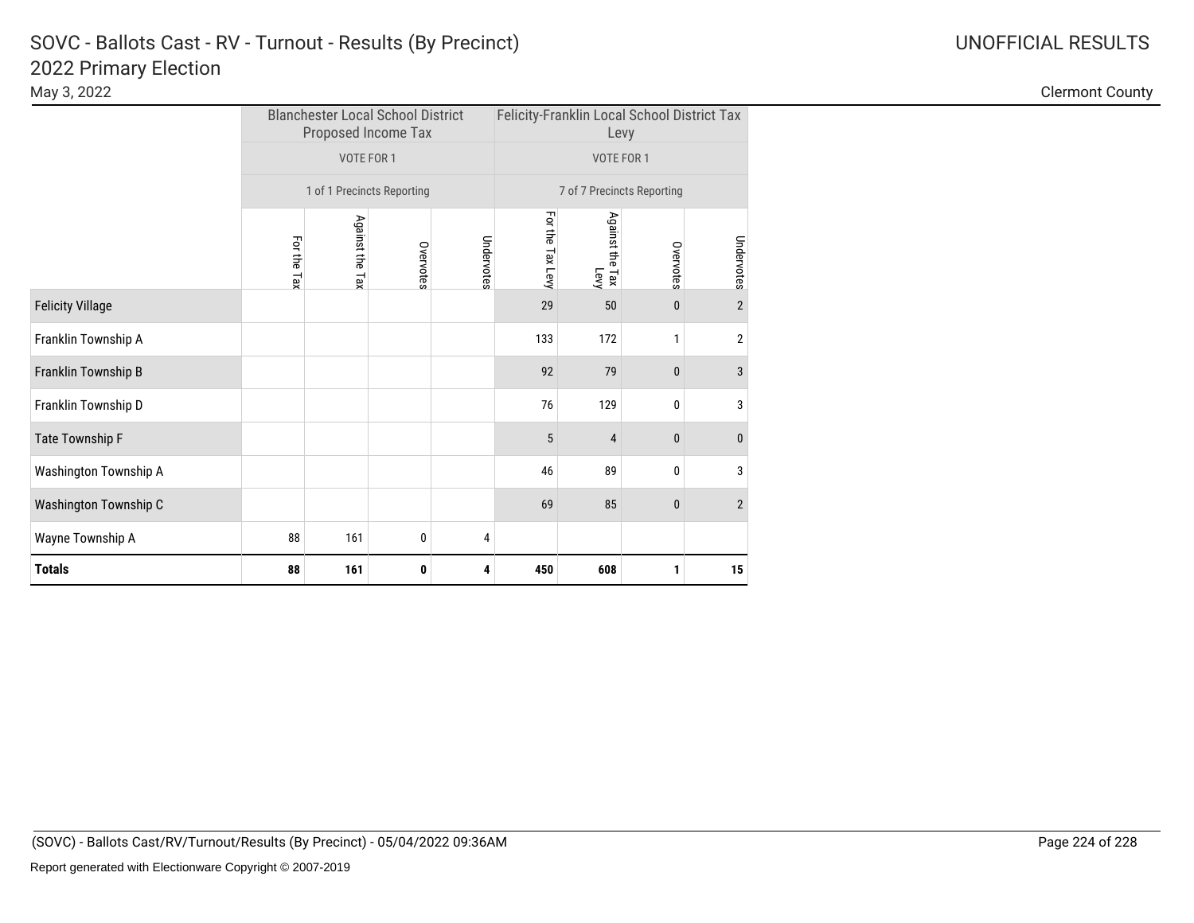# SOVC - Ballots Cast - RV - Turnout - Results (By Precinct)

## 2022 Primary Election

May 3, 2022

UNOFFICIAL RESULTS

Clermont County

| | Blanchester Local School District Proposed Income Tax | | | | Felicity-Franklin Local School District Tax Levy | | | |
|---|---|---|---|---|---|---|---|---|
| | VOTE FOR 1 | | | | VOTE FOR 1 | | | |
| | 1 of 1 Precincts Reporting | | | | 7 of 7 Precincts Reporting | | | |
| | For the Tax | Against the Tax | Overvotes | Undervotes | For the Tax Levy | Against the Tax Levy | Overvotes | Undervotes |
| Felicity Village | | | | | 29 | 50 | 0 | 2 |
| Franklin Township A | | | | | 133 | 172 | 1 | 2 |
| Franklin Township B | | | | | 92 | 79 | 0 | 3 |
| Franklin Township D | | | | | 76 | 129 | 0 | 3 |
| Tate Township F | | | | | 5 | 4 | 0 | 0 |
| Washington Township A | | | | | 46 | 89 | 0 | 3 |
| Washington Township C | | | | | 69 | 85 | 0 | 2 |
| Wayne Township A | 88 | 161 | 0 | 4 | | | | |
| **Totals** | **88** | **161** | **0** | **4** | **450** | **608** | **1** | **15** |

(SOVC) - Ballots Cast/RV/Turnout/Results (By Precinct) - 05/04/2022 09:36AM

Report generated with Electionware Copyright © 2007-2019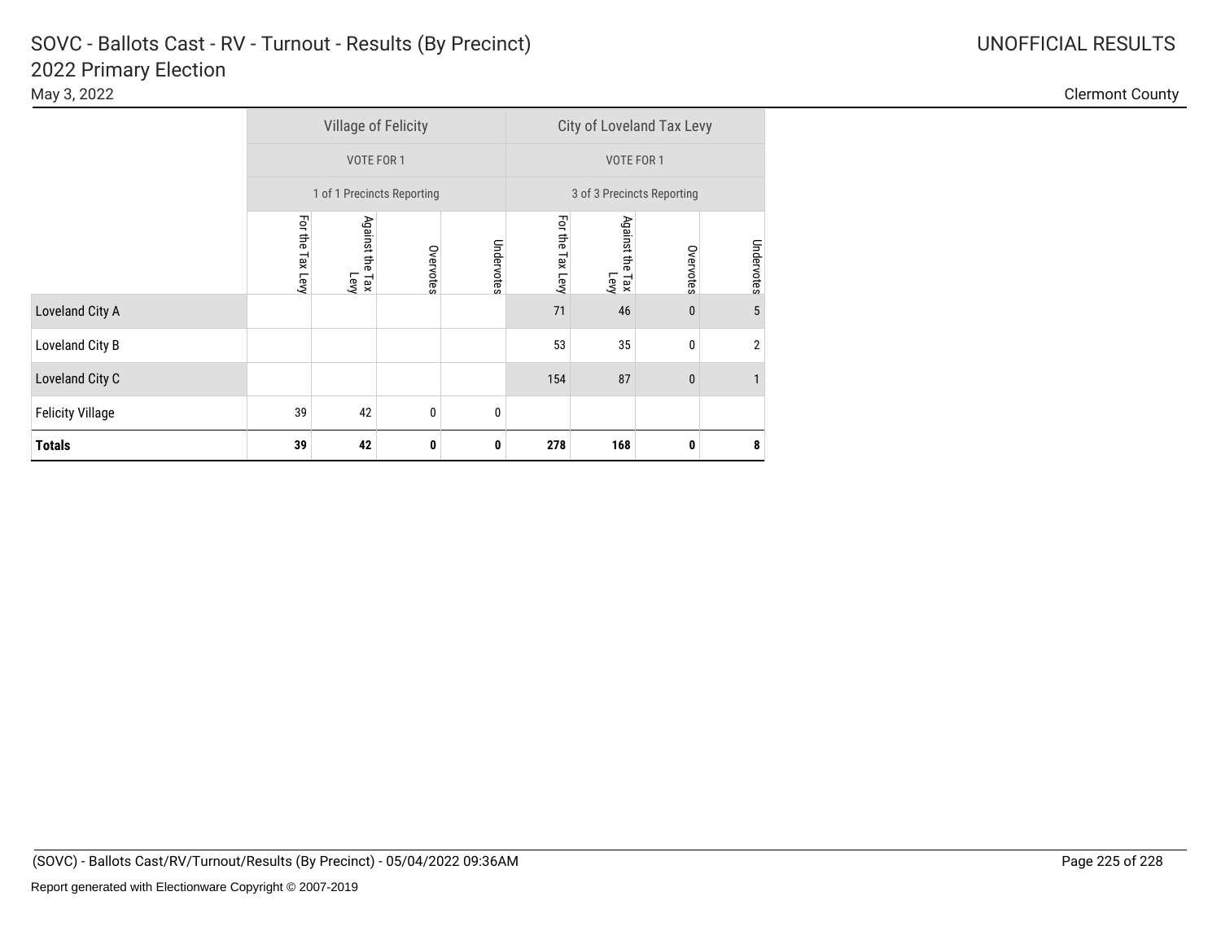# SOVC - Ballots Cast - RV - Turnout - Results (By Precinct)

## 2022 Primary Election

May 3, 2022

UNOFFICIAL RESULTS

Clermont County

| | Village of Felicity | | | | City of Loveland Tax Levy | | | |
|---|---|---|---|---|---|---|---|---|
| | VOTE FOR 1 | | | | VOTE FOR 1 | | | |
| | 1 of 1 Precincts Reporting | | | | 3 of 3 Precincts Reporting | | | |
| | For the Tax Levy | Against the Tax Levy | Overvotes | Undervotes | For the Tax Levy | Against the Tax Levy | Overvotes | Undervotes |
| Loveland City A | | | | | 71 | 46 | 0 | 5 |
| Loveland City B | | | | | 53 | 35 | 0 | 2 |
| Loveland City C | | | | | 154 | 87 | 0 | 1 |
| Felicity Village | 39 | 42 | 0 | 0 | | | | |
| **Totals** | **39** | **42** | **0** | **0** | **278** | **168** | **0** | **8** |

(SOVC) - Ballots Cast/RV/Turnout/Results (By Precinct) - 05/04/2022 09:36AM

Report generated with Electionware Copyright © 2007-2019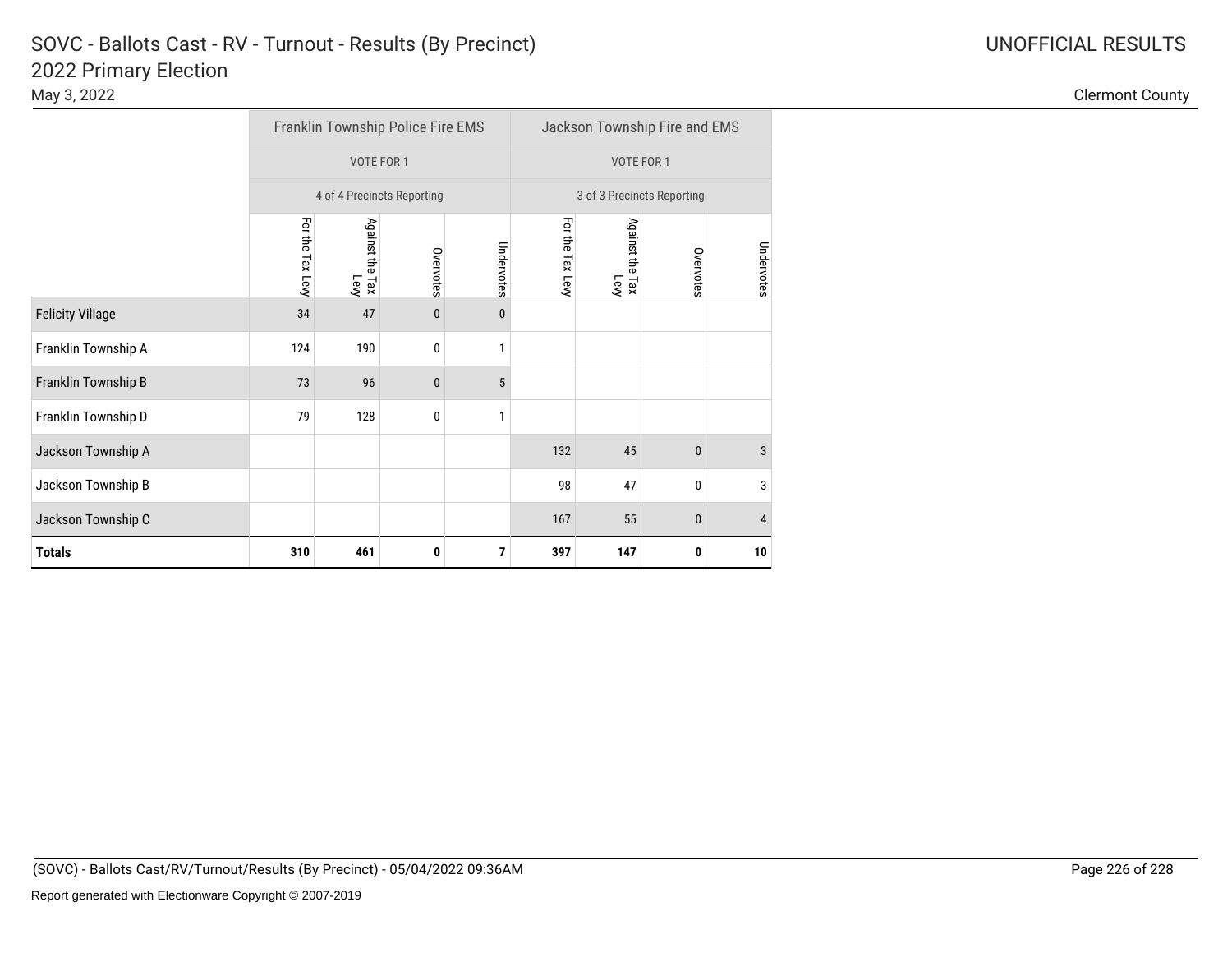# SOVC - Ballots Cast - RV - Turnout - Results (By Precinct)
## 2022 Primary Election

May 3, 2022

UNOFFICIAL RESULTS

Clermont County

| | Franklin Township Police Fire EMS | | | | Jackson Township Fire and EMS | | | |
|---|---|---|---|---|---|---|---|---|
| | VOTE FOR 1 | | | | VOTE FOR 1 | | | |
| | 4 of 4 Precincts Reporting | | | | 3 of 3 Precincts Reporting | | | |
| | For the Tax Levy | Against the Tax Levy | Overvotes | Undervotes | For the Tax Levy | Against the Tax Levy | Overvotes | Undervotes |
| Felicity Village | 34 | 47 | 0 | 0 | | | | |
| Franklin Township A | 124 | 190 | 0 | 1 | | | | |
| Franklin Township B | 73 | 96 | 0 | 5 | | | | |
| Franklin Township D | 79 | 128 | 0 | 1 | | | | |
| Jackson Township A | | | | | 132 | 45 | 0 | 3 |
| Jackson Township B | | | | | 98 | 47 | 0 | 3 |
| Jackson Township C | | | | | 167 | 55 | 0 | 4 |
| **Totals** | **310** | **461** | **0** | **7** | **397** | **147** | **0** | **10** |

(SOVC) - Ballots Cast/RV/Turnout/Results (By Precinct) - 05/04/2022 09:36AM

Report generated with Electionware Copyright © 2007-2019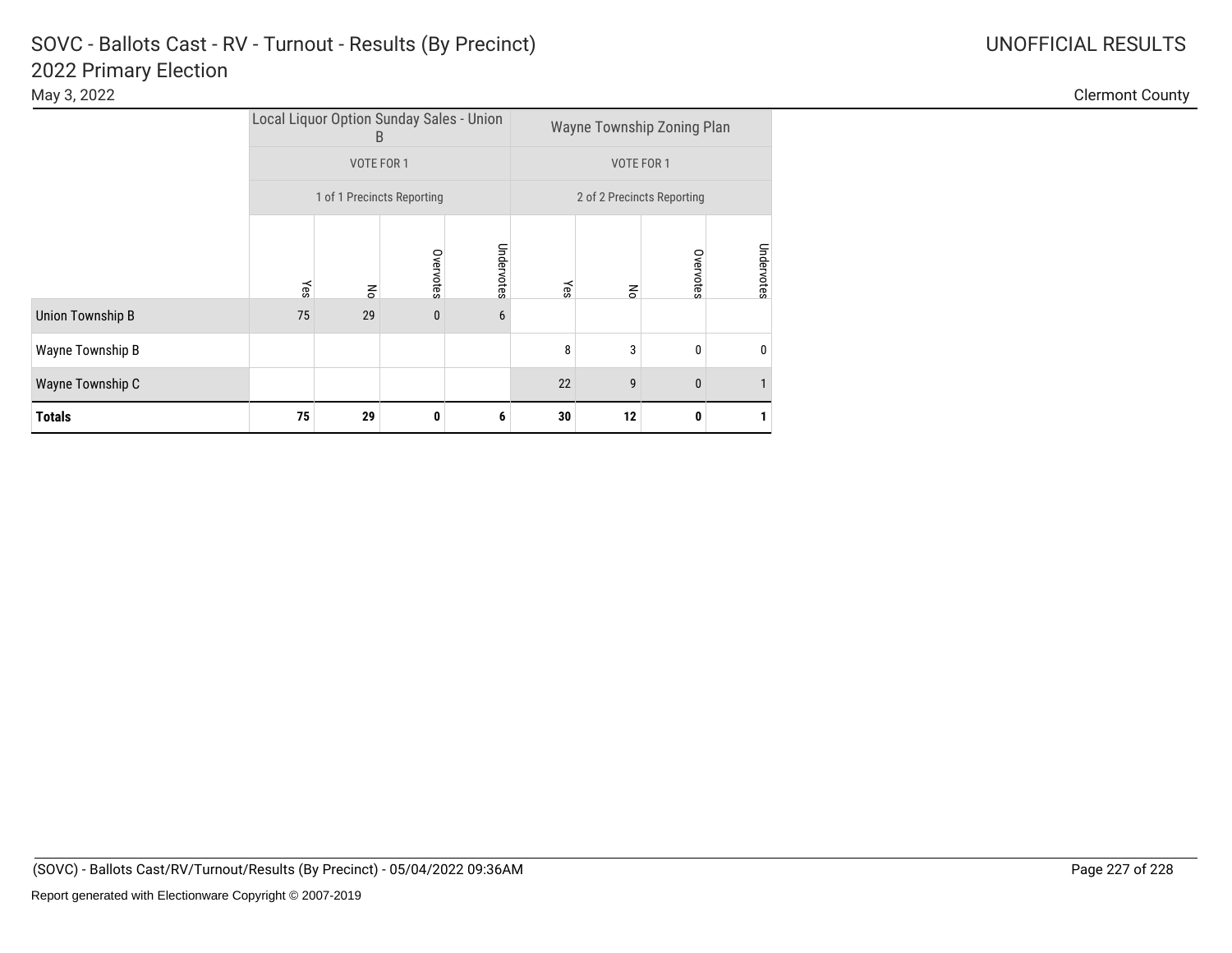# SOVC - Ballots Cast - RV - Turnout - Results (By Precinct)
## 2022 Primary Election

May 3, 2022

UNOFFICIAL RESULTS

Clermont County

| | Local Liquor Option Sunday Sales - Union B | | | | Wayne Township Zoning Plan | | | |
|---|---|---|---|---|---|---|---|---|
| | VOTE FOR 1 | | | | VOTE FOR 1 | | | |
| | 1 of 1 Precincts Reporting | | | | 2 of 2 Precincts Reporting | | | |
| | Yes | No | Overvotes | Undervotes | Yes | No | Overvotes | Undervotes |
| Union Township B | 75 | 29 | 0 | 6 | | | | |
| Wayne Township B | | | | | 8 | 3 | 0 | 0 |
| Wayne Township C | | | | | 22 | 9 | 0 | 1 |
| **Totals** | **75** | **29** | **0** | **6** | **30** | **12** | **0** | **1** |

(SOVC) - Ballots Cast/RV/Turnout/Results (By Precinct) - 05/04/2022 09:36AM

Report generated with Electionware Copyright © 2007-2019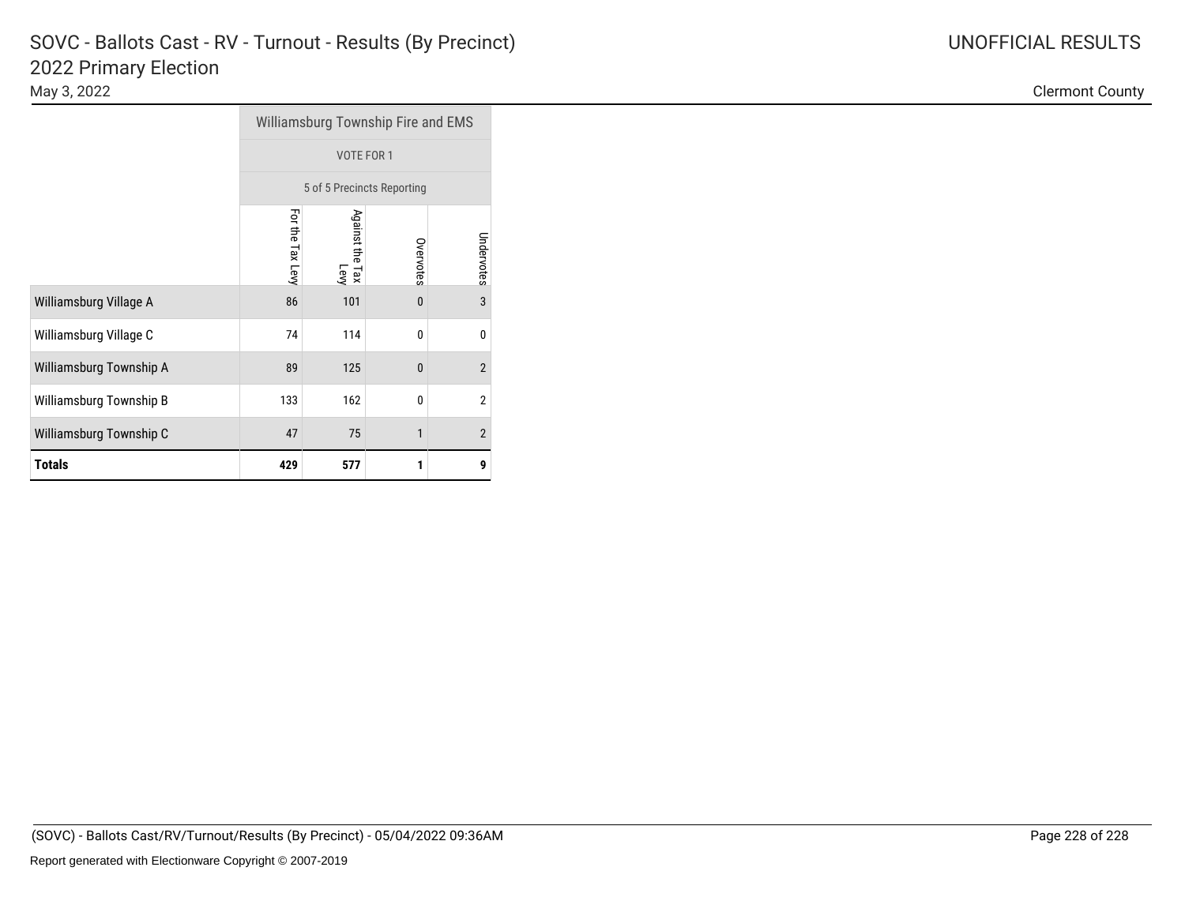# SOVC - Ballots Cast - RV - Turnout - Results (By Precinct)
## 2022 Primary Election

May 3, 2022

UNOFFICIAL RESULTS

Clermont County

| | Williamsburg Township Fire and EMS | | | |
|---|---|---|---|---|
| | VOTE FOR 1 | | | |
| | 5 of 5 Precincts Reporting | | | |
| | For the Tax Levy | Against the Tax Levy | Overvotes | Undervotes |
| Williamsburg Village A | 86 | 101 | 0 | 3 |
| Williamsburg Village C | 74 | 114 | 0 | 0 |
| Williamsburg Township A | 89 | 125 | 0 | 2 |
| Williamsburg Township B | 133 | 162 | 0 | 2 |
| Williamsburg Township C | 47 | 75 | 1 | 2 |
| **Totals** | **429** | **577** | **1** | **9** |

(SOVC) - Ballots Cast/RV/Turnout/Results (By Precinct) - 05/04/2022 09:36AM

Report generated with Electionware Copyright © 2007-2019